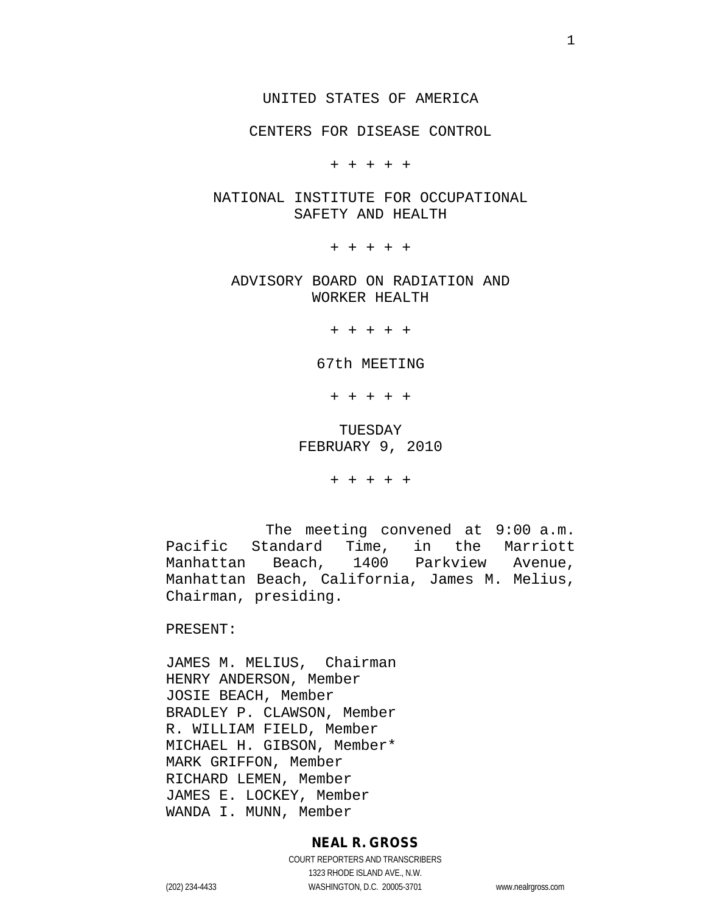UNITED STATES OF AMERICA

CENTERS FOR DISEASE CONTROL

+ + + + +

NATIONAL INSTITUTE FOR OCCUPATIONAL SAFETY AND HEALTH

+ + + + +

ADVISORY BOARD ON RADIATION AND WORKER HEALTH

+ + + + +

67th MEETING

+ + + + +

TUESDAY
FEBRUARY 9, 2010

+ + + + +

The meeting convened at 9:00 a.m. Pacific Standard Time, in the Marriott Manhattan Beach, 1400 Parkview Avenue, Manhattan Beach, California, James M. Melius, Chairman, presiding.

PRESENT:

JAMES M. MELIUS, Chairman
HENRY ANDERSON, Member
JOSIE BEACH, Member
BRADLEY P. CLAWSON, Member
R. WILLIAM FIELD, Member
MICHAEL H. GIBSON, Member*
MARK GRIFFON, Member
RICHARD LEMEN, Member
JAMES E. LOCKEY, Member
WANDA I. MUNN, Member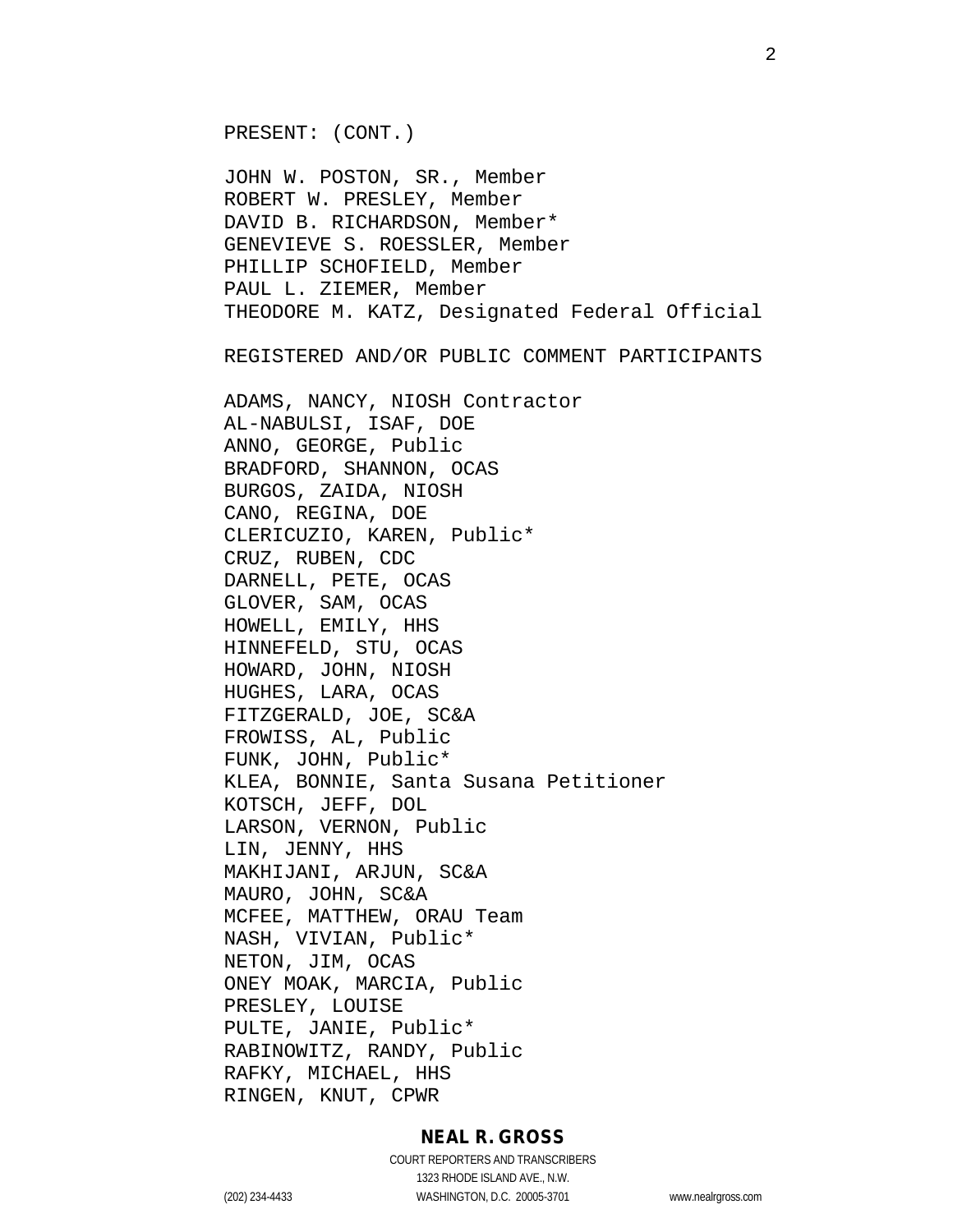PRESENT: (CONT.)

JOHN W. POSTON, SR., Member
ROBERT W. PRESLEY, Member
DAVID B. RICHARDSON, Member*
GENEVIEVE S. ROESSLER, Member
PHILLIP SCHOFIELD, Member
PAUL L. ZIEMER, Member
THEODORE M. KATZ, Designated Federal Official

REGISTERED AND/OR PUBLIC COMMENT PARTICIPANTS

ADAMS, NANCY, NIOSH Contractor
AL-NABULSI, ISAF, DOE
ANNO, GEORGE, Public
BRADFORD, SHANNON, OCAS
BURGOS, ZAIDA, NIOSH
CANO, REGINA, DOE
CLERICUZIO, KAREN, Public*
CRUZ, RUBEN, CDC
DARNELL, PETE, OCAS
GLOVER, SAM, OCAS
HOWELL, EMILY, HHS
HINNEFELD, STU, OCAS
HOWARD, JOHN, NIOSH
HUGHES, LARA, OCAS
FITZGERALD, JOE, SC&A
FROWISS, AL, Public
FUNK, JOHN, Public*
KLEA, BONNIE, Santa Susana Petitioner
KOTSCH, JEFF, DOL
LARSON, VERNON, Public
LIN, JENNY, HHS
MAKHIJANI, ARJUN, SC&A
MAURO, JOHN, SC&A
MCFEE, MATTHEW, ORAU Team
NASH, VIVIAN, Public*
NETON, JIM, OCAS
ONEY MOAK, MARCIA, Public
PRESLEY, LOUISE
PULTE, JANIE, Public*
RABINOWITZ, RANDY, Public
RAFKY, MICHAEL, HHS
RINGEN, KNUT, CPWR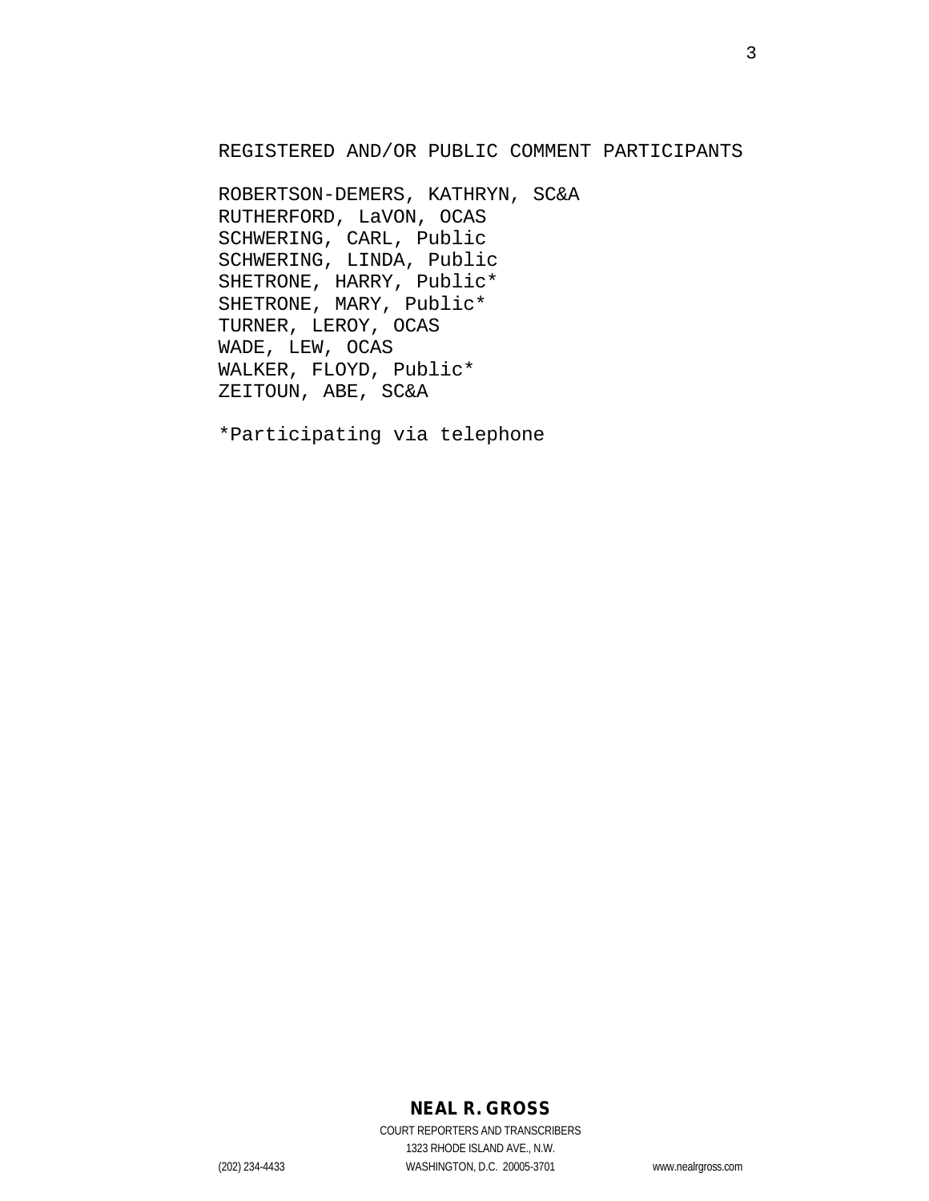REGISTERED AND/OR PUBLIC COMMENT PARTICIPANTS

ROBERTSON-DEMERS, KATHRYN, SC&A
RUTHERFORD, LaVON, OCAS
SCHWERING, CARL, Public
SCHWERING, LINDA, Public
SHETRONE, HARRY, Public*
SHETRONE, MARY, Public*
TURNER, LEROY, OCAS
WADE, LEW, OCAS
WALKER, FLOYD, Public*
ZEITOUN, ABE, SC&A

*Participating via telephone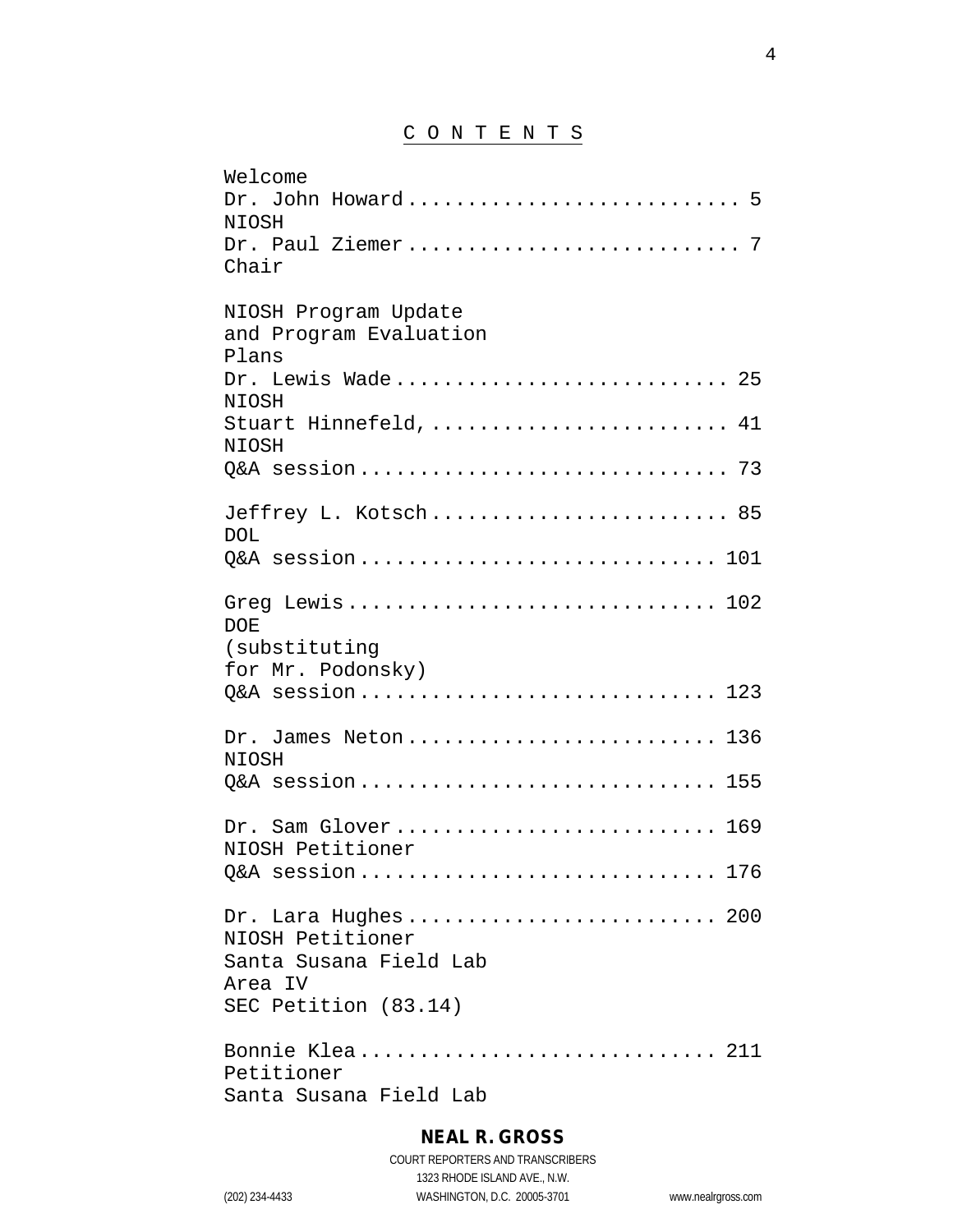# C O N T E N T S

Welcome
Dr. John Howard ........................... 5
NIOSH
Dr. Paul Ziemer ........................... 7
Chair

NIOSH Program Update
and Program Evaluation
Plans
Dr. Lewis Wade ........................... 25
NIOSH
Stuart Hinnefeld, ......................... 41
NIOSH
Q&A session .............................. 73

Jeffrey L. Kotsch ......................... 85
DOL
Q&A session ............................. 101

Greg Lewis .............................. 102
DOE
(substituting
for Mr. Podonsky)
Q&A session ............................. 123

Dr. James Neton .......................... 136
NIOSH
Q&A session ............................. 155

Dr. Sam Glover ........................... 169
NIOSH Petitioner
Q&A session ............................. 176

Dr. Lara Hughes .......................... 200
NIOSH Petitioner
Santa Susana Field Lab
Area IV
SEC Petition (83.14)

Bonnie Klea ............................. 211
Petitioner
Santa Susana Field Lab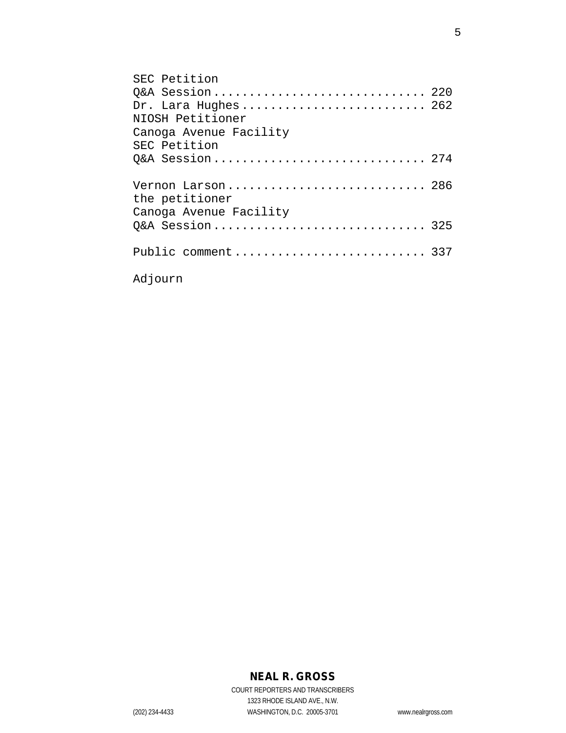SEC Petition
Q&A Session............................ 220
Dr. Lara Hughes........................ 262
NIOSH Petitioner
Canoga Avenue Facility
SEC Petition
Q&A Session............................ 274

Vernon Larson.......................... 286
the petitioner
Canoga Avenue Facility
Q&A Session............................ 325

Public comment......................... 337

Adjourn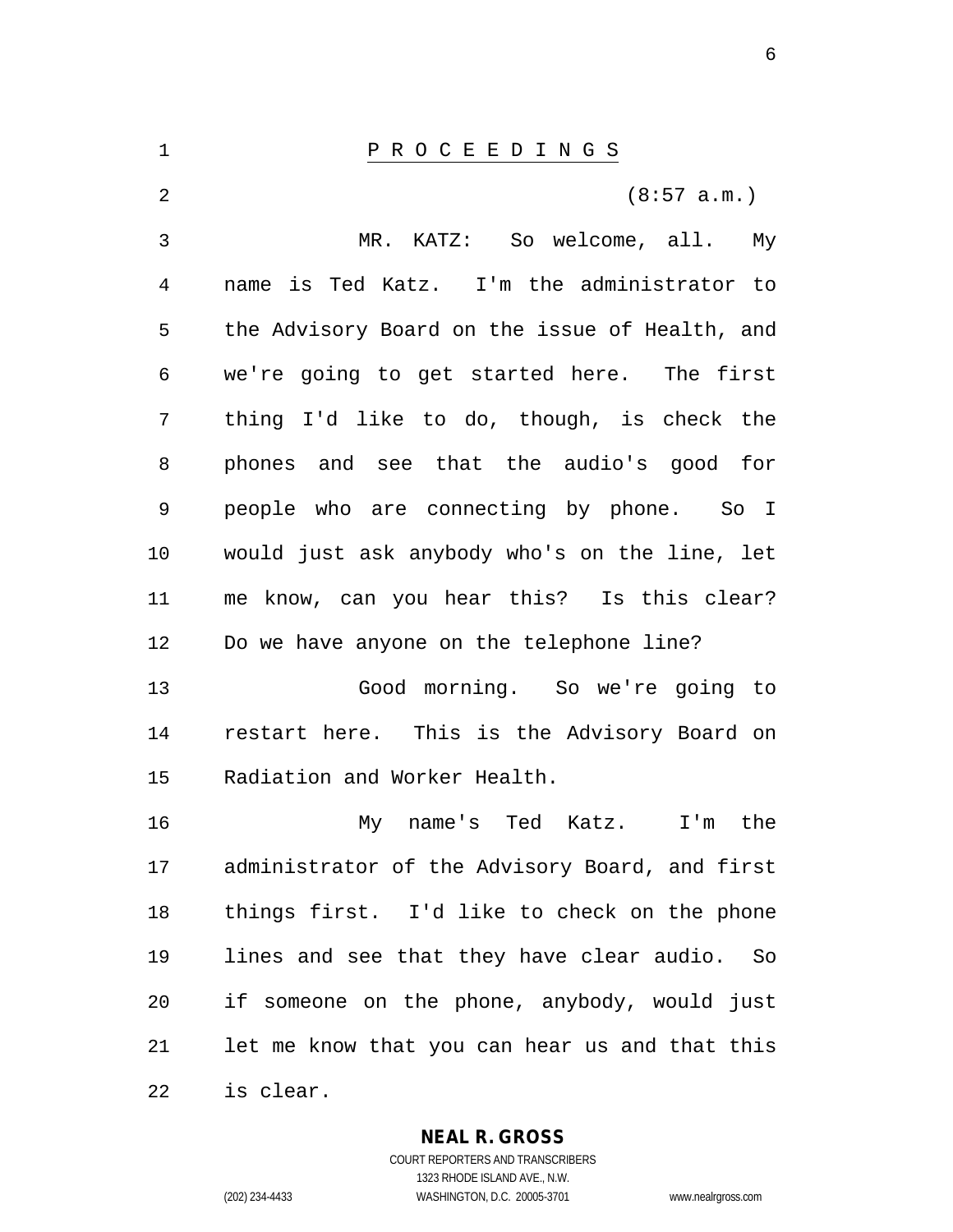# P R O C E E D I N G S

(8:57 a.m.)

MR. KATZ: So welcome, all. My name is Ted Katz. I'm the administrator to the Advisory Board on the issue of Health, and we're going to get started here. The first thing I'd like to do, though, is check the phones and see that the audio's good for people who are connecting by phone. So I would just ask anybody who's on the line, let me know, can you hear this? Is this clear? Do we have anyone on the telephone line?

Good morning. So we're going to restart here. This is the Advisory Board on Radiation and Worker Health.

My name's Ted Katz. I'm the administrator of the Advisory Board, and first things first. I'd like to check on the phone lines and see that they have clear audio. So if someone on the phone, anybody, would just let me know that you can hear us and that this is clear.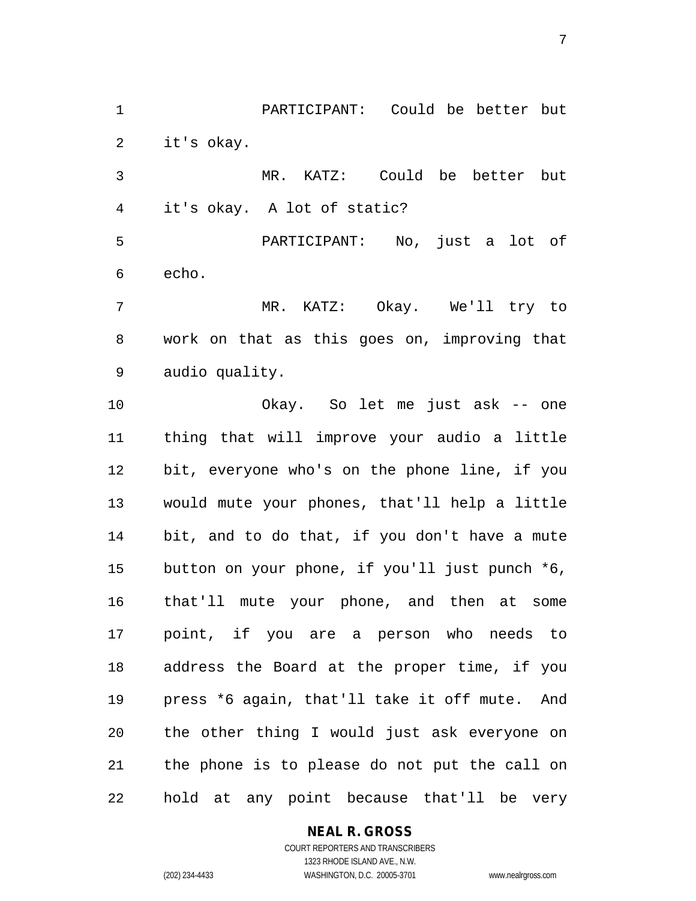PARTICIPANT: Could be better but it's okay.

MR. KATZ: Could be better but it's okay. A lot of static?

PARTICIPANT: No, just a lot of echo.

MR. KATZ: Okay. We'll try to work on that as this goes on, improving that audio quality.

Okay. So let me just ask -- one thing that will improve your audio a little bit, everyone who's on the phone line, if you would mute your phones, that'll help a little bit, and to do that, if you don't have a mute button on your phone, if you'll just punch *6, that'll mute your phone, and then at some point, if you are a person who needs to address the Board at the proper time, if you press *6 again, that'll take it off mute. And the other thing I would just ask everyone on the phone is to please do not put the call on hold at any point because that'll be very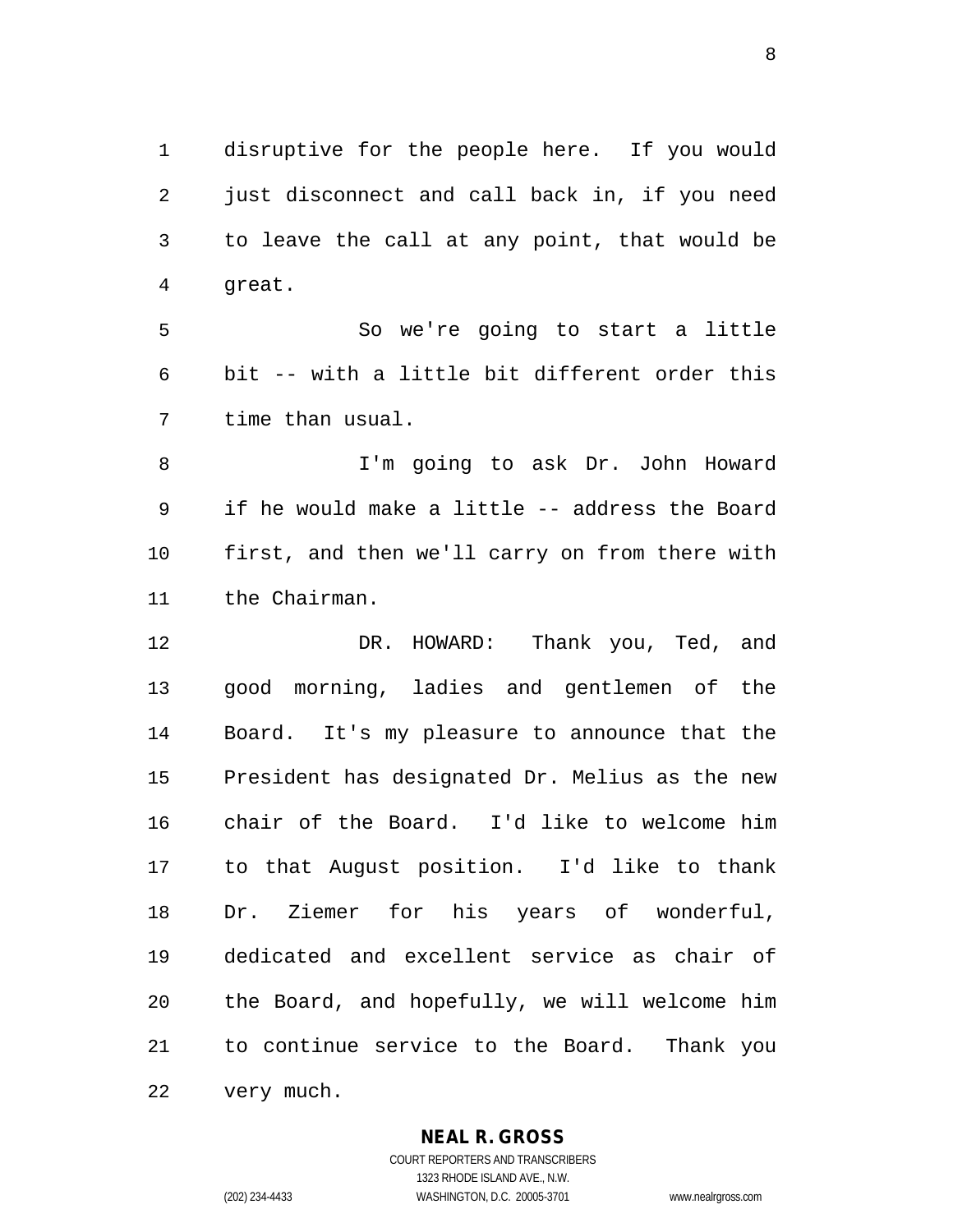disruptive for the people here. If you would just disconnect and call back in, if you need to leave the call at any point, that would be great.

So we're going to start a little bit -- with a little bit different order this time than usual.

I'm going to ask Dr. John Howard if he would make a little -- address the Board first, and then we'll carry on from there with the Chairman.

DR. HOWARD: Thank you, Ted, and good morning, ladies and gentlemen of the Board. It's my pleasure to announce that the President has designated Dr. Melius as the new chair of the Board. I'd like to welcome him to that August position. I'd like to thank Dr. Ziemer for his years of wonderful, dedicated and excellent service as chair of the Board, and hopefully, we will welcome him to continue service to the Board. Thank you very much.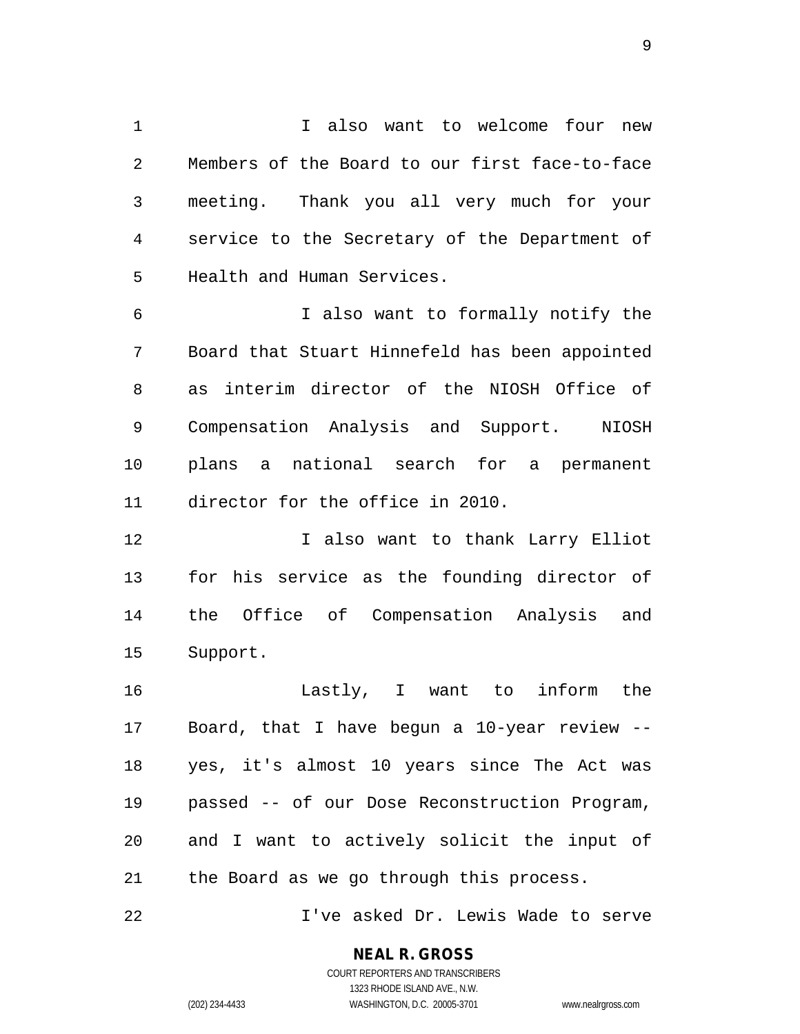I also want to welcome four new Members of the Board to our first face-to-face meeting. Thank you all very much for your service to the Secretary of the Department of Health and Human Services.

I also want to formally notify the Board that Stuart Hinnefeld has been appointed as interim director of the NIOSH Office of Compensation Analysis and Support. NIOSH plans a national search for a permanent director for the office in 2010.

I also want to thank Larry Elliot for his service as the founding director of the Office of Compensation Analysis and Support.

Lastly, I want to inform the Board, that I have begun a 10-year review -- yes, it's almost 10 years since The Act was passed -- of our Dose Reconstruction Program, and I want to actively solicit the input of the Board as we go through this process.

I've asked Dr. Lewis Wade to serve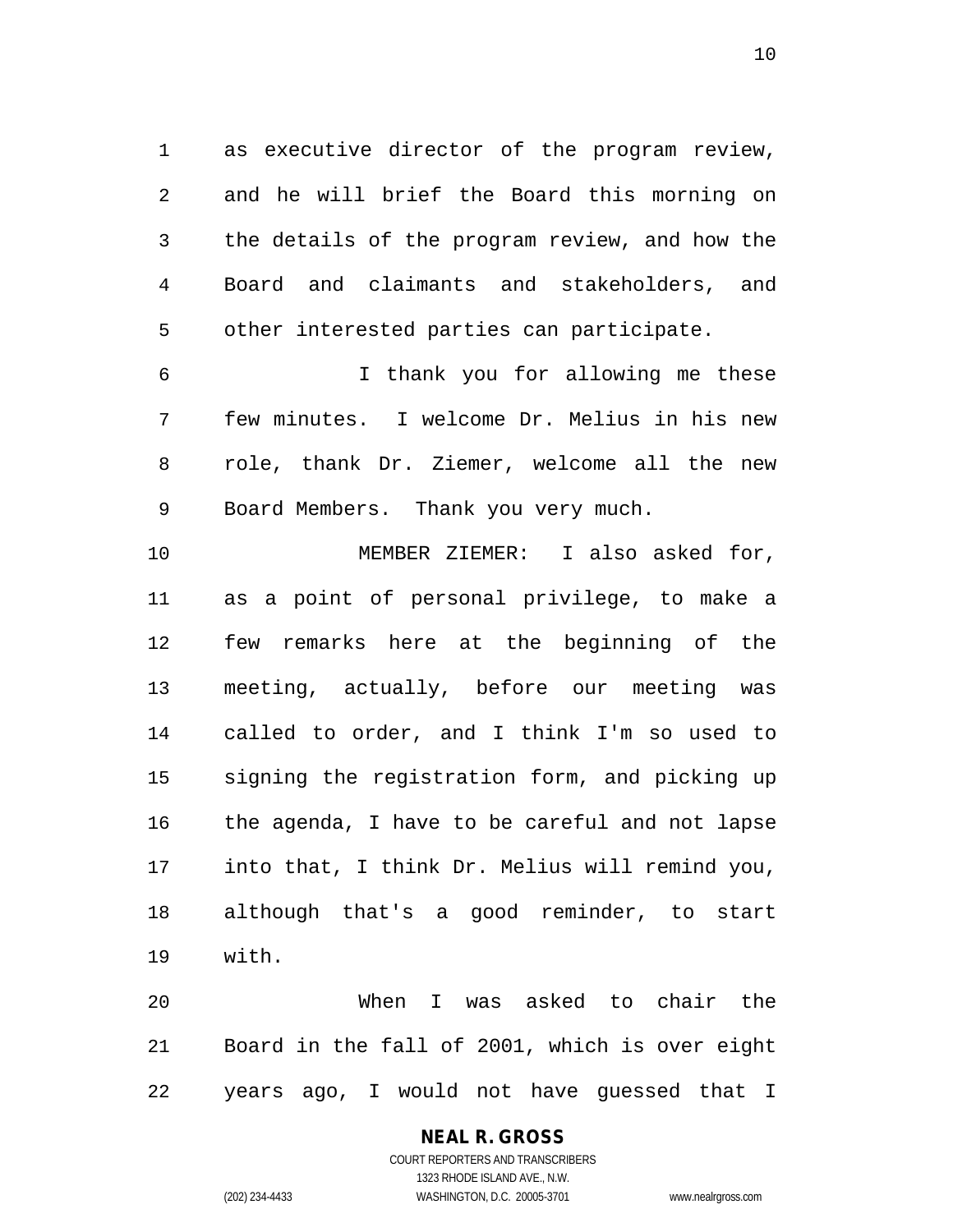as executive director of the program review, and he will brief the Board this morning on the details of the program review, and how the Board and claimants and stakeholders, and other interested parties can participate.

I thank you for allowing me these few minutes. I welcome Dr. Melius in his new role, thank Dr. Ziemer, welcome all the new Board Members. Thank you very much.

MEMBER ZIEMER: I also asked for, as a point of personal privilege, to make a few remarks here at the beginning of the meeting, actually, before our meeting was called to order, and I think I'm so used to signing the registration form, and picking up the agenda, I have to be careful and not lapse into that, I think Dr. Melius will remind you, although that's a good reminder, to start with.

When I was asked to chair the Board in the fall of 2001, which is over eight years ago, I would not have guessed that I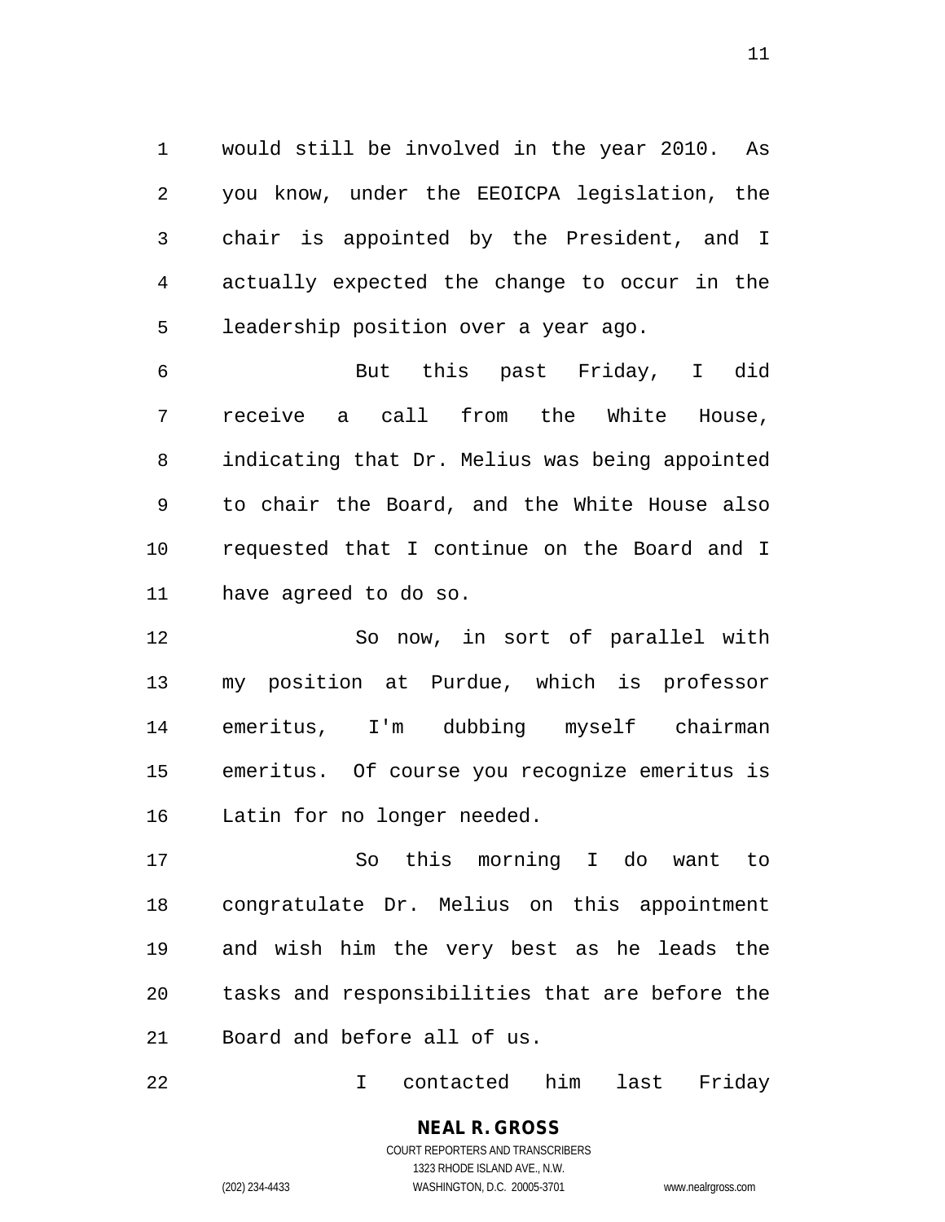would still be involved in the year 2010. As you know, under the EEOICPA legislation, the chair is appointed by the President, and I actually expected the change to occur in the leadership position over a year ago.

But this past Friday, I did receive a call from the White House, indicating that Dr. Melius was being appointed to chair the Board, and the White House also requested that I continue on the Board and I have agreed to do so.

So now, in sort of parallel with my position at Purdue, which is professor emeritus, I'm dubbing myself chairman emeritus. Of course you recognize emeritus is Latin for no longer needed.

So this morning I do want to congratulate Dr. Melius on this appointment and wish him the very best as he leads the tasks and responsibilities that are before the Board and before all of us.

I contacted him last Friday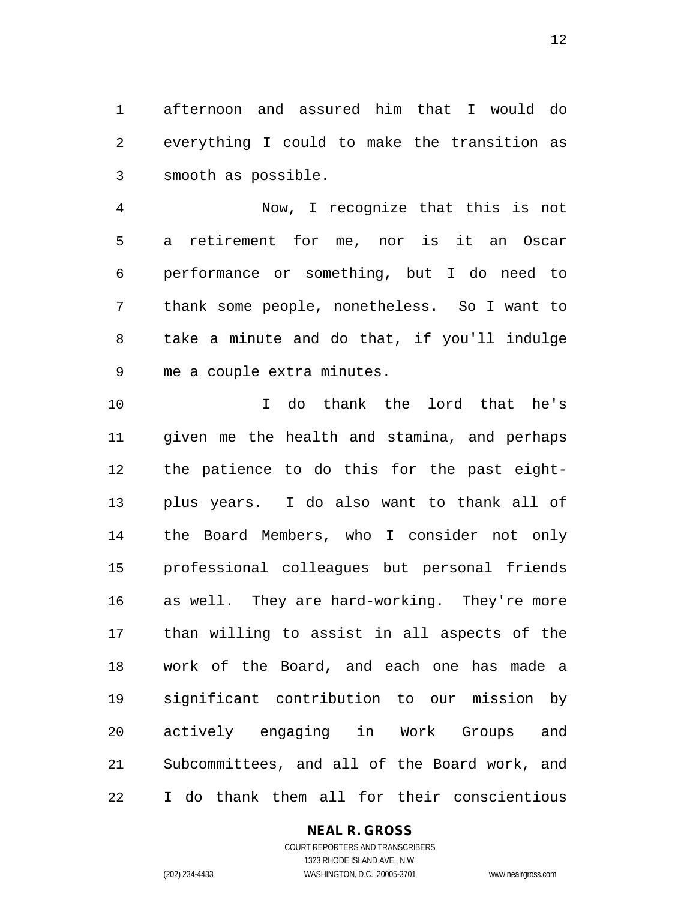afternoon and assured him that I would do everything I could to make the transition as smooth as possible.

Now, I recognize that this is not a retirement for me, nor is it an Oscar performance or something, but I do need to thank some people, nonetheless. So I want to take a minute and do that, if you'll indulge me a couple extra minutes.

I do thank the lord that he's given me the health and stamina, and perhaps the patience to do this for the past eight-plus years. I do also want to thank all of the Board Members, who I consider not only professional colleagues but personal friends as well. They are hard-working. They're more than willing to assist in all aspects of the work of the Board, and each one has made a significant contribution to our mission by actively engaging in Work Groups and Subcommittees, and all of the Board work, and I do thank them all for their conscientious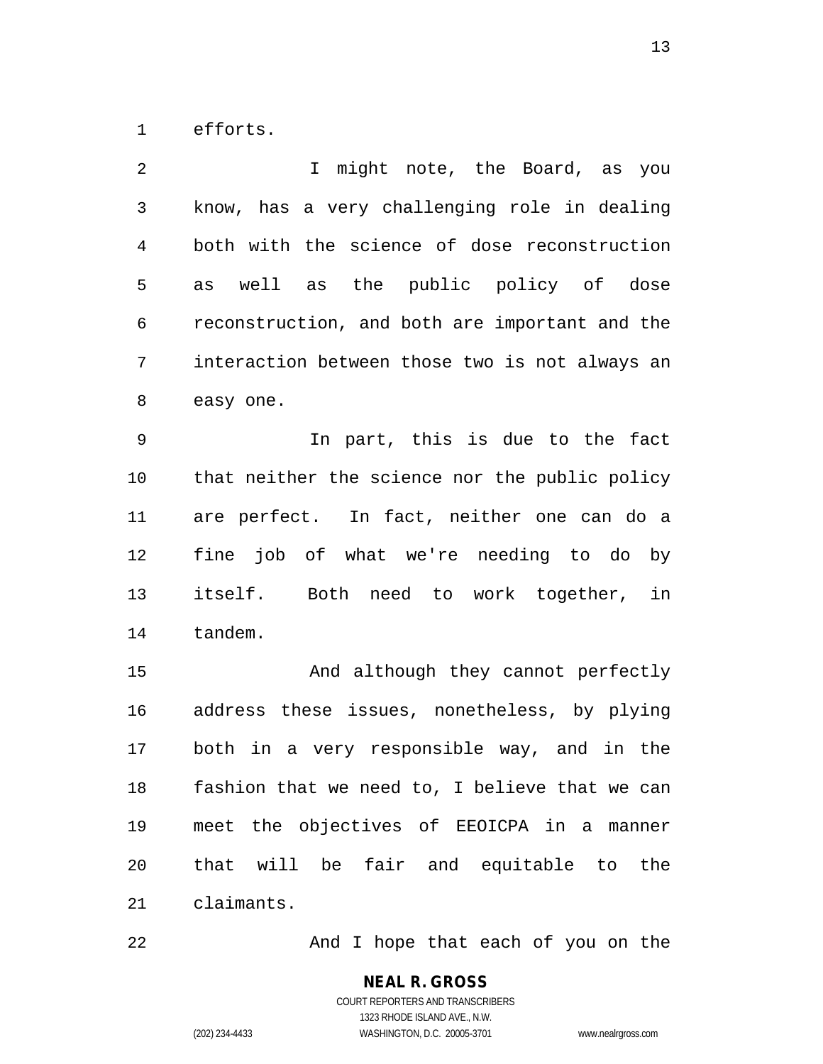efforts.

I might note, the Board, as you know, has a very challenging role in dealing both with the science of dose reconstruction as well as the public policy of dose reconstruction, and both are important and the interaction between those two is not always an easy one.

In part, this is due to the fact that neither the science nor the public policy are perfect. In fact, neither one can do a fine job of what we're needing to do by itself. Both need to work together, in tandem.

And although they cannot perfectly address these issues, nonetheless, by plying both in a very responsible way, and in the fashion that we need to, I believe that we can meet the objectives of EEOICPA in a manner that will be fair and equitable to the claimants.

And I hope that each of you on the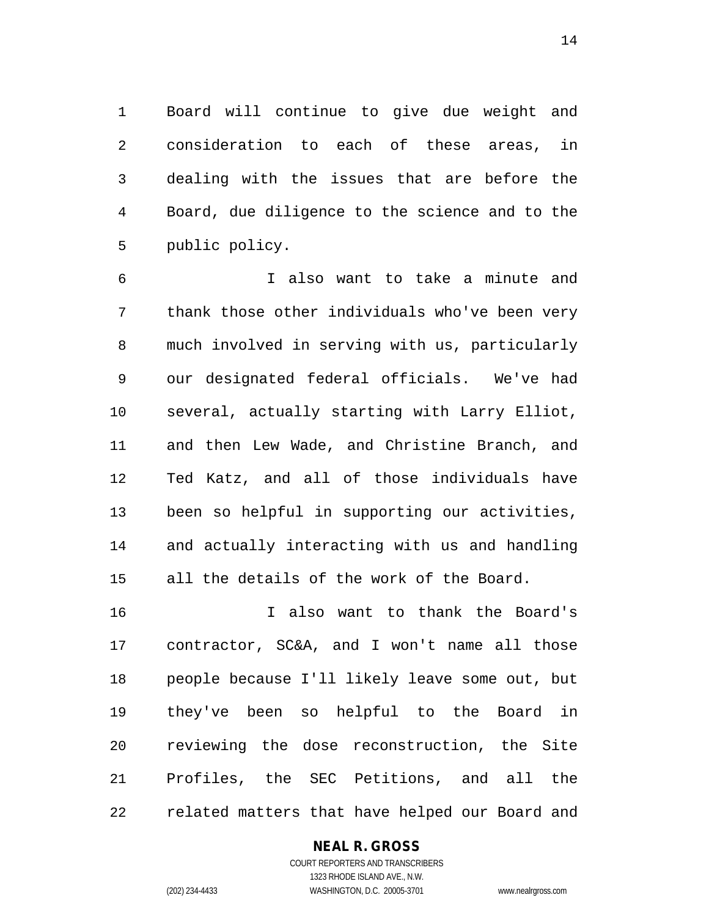Board will continue to give due weight and consideration to each of these areas, in dealing with the issues that are before the Board, due diligence to the science and to the public policy.

I also want to take a minute and thank those other individuals who've been very much involved in serving with us, particularly our designated federal officials. We've had several, actually starting with Larry Elliot, and then Lew Wade, and Christine Branch, and Ted Katz, and all of those individuals have been so helpful in supporting our activities, and actually interacting with us and handling all the details of the work of the Board.

I also want to thank the Board's contractor, SC&A, and I won't name all those people because I'll likely leave some out, but they've been so helpful to the Board in reviewing the dose reconstruction, the Site Profiles, the SEC Petitions, and all the related matters that have helped our Board and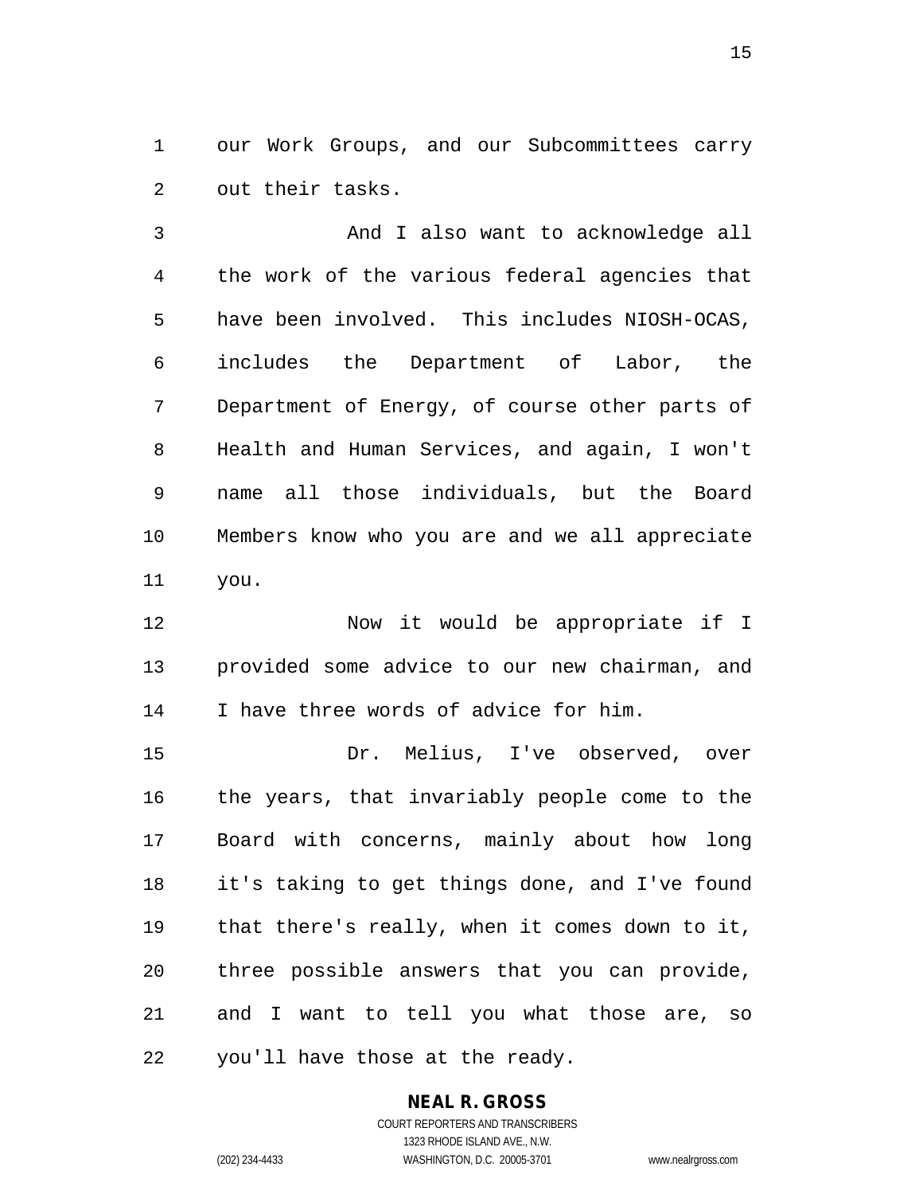our Work Groups, and our Subcommittees carry out their tasks.

And I also want to acknowledge all the work of the various federal agencies that have been involved. This includes NIOSH-OCAS, includes the Department of Labor, the Department of Energy, of course other parts of Health and Human Services, and again, I won't name all those individuals, but the Board Members know who you are and we all appreciate you.

Now it would be appropriate if I provided some advice to our new chairman, and I have three words of advice for him.

Dr. Melius, I've observed, over the years, that invariably people come to the Board with concerns, mainly about how long it's taking to get things done, and I've found that there's really, when it comes down to it, three possible answers that you can provide, and I want to tell you what those are, so you'll have those at the ready.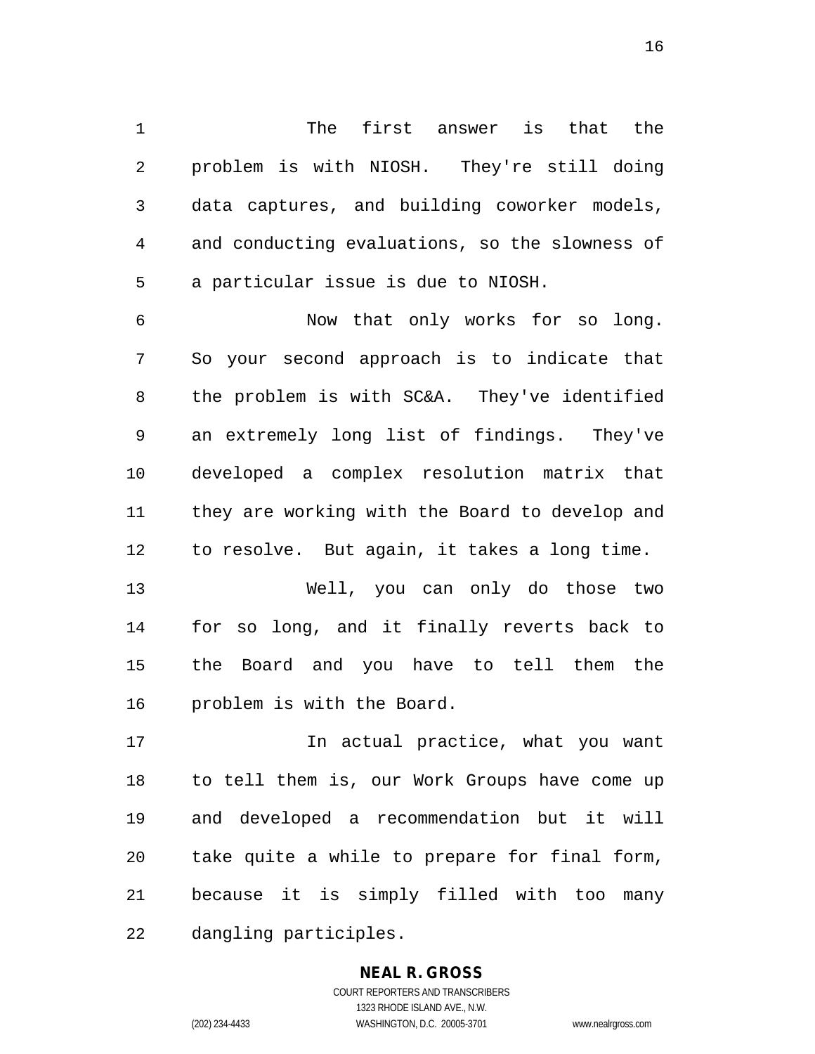The first answer is that the problem is with NIOSH. They're still doing data captures, and building coworker models, and conducting evaluations, so the slowness of a particular issue is due to NIOSH.

Now that only works for so long. So your second approach is to indicate that the problem is with SC&A. They've identified an extremely long list of findings. They've developed a complex resolution matrix that they are working with the Board to develop and to resolve. But again, it takes a long time.

Well, you can only do those two for so long, and it finally reverts back to the Board and you have to tell them the problem is with the Board.

In actual practice, what you want to tell them is, our Work Groups have come up and developed a recommendation but it will take quite a while to prepare for final form, because it is simply filled with too many dangling participles.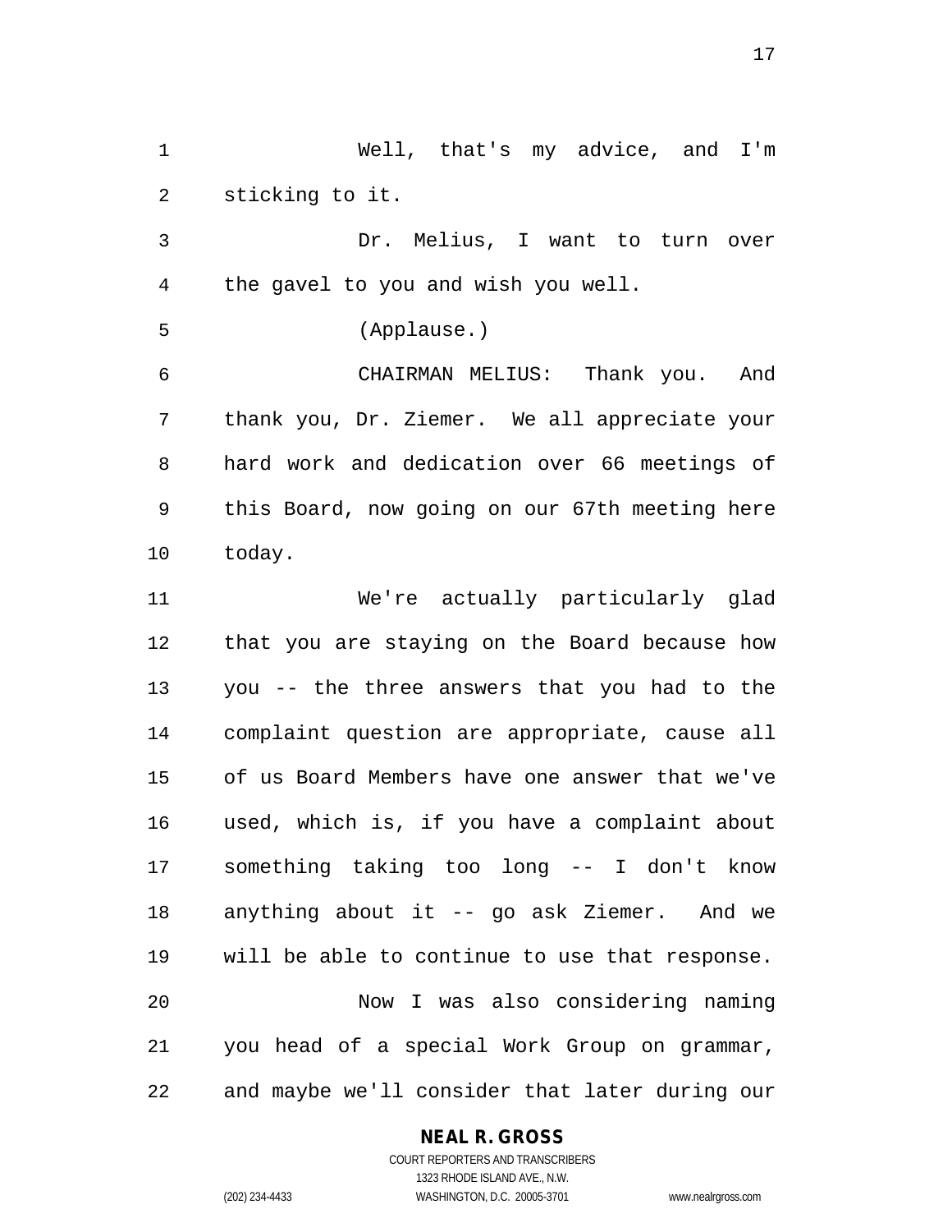Well, that's my advice, and I'm sticking to it.

Dr. Melius, I want to turn over the gavel to you and wish you well.

(Applause.)

CHAIRMAN MELIUS: Thank you. And thank you, Dr. Ziemer. We all appreciate your hard work and dedication over 66 meetings of this Board, now going on our 67th meeting here today.

We're actually particularly glad that you are staying on the Board because how you -- the three answers that you had to the complaint question are appropriate, cause all of us Board Members have one answer that we've used, which is, if you have a complaint about something taking too long -- I don't know anything about it -- go ask Ziemer. And we will be able to continue to use that response.

Now I was also considering naming you head of a special Work Group on grammar, and maybe we'll consider that later during our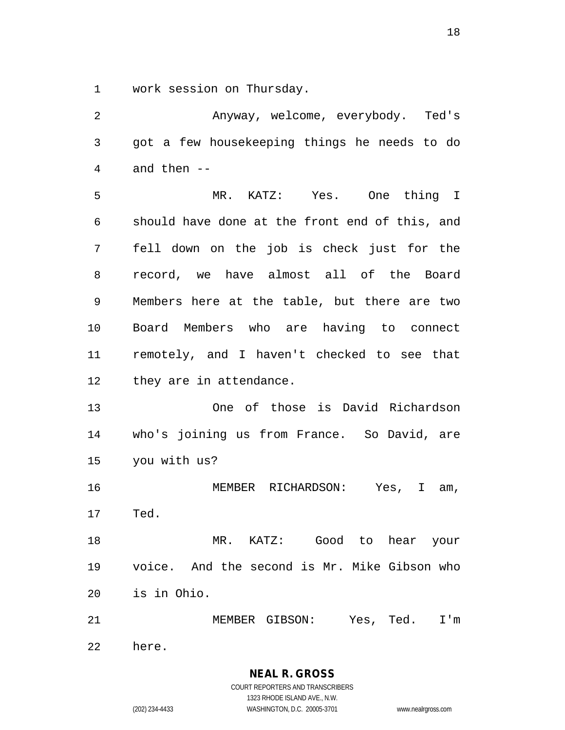work session on Thursday.

Anyway, welcome, everybody. Ted's got a few housekeeping things he needs to do and then --

MR. KATZ: Yes. One thing I should have done at the front end of this, and fell down on the job is check just for the record, we have almost all of the Board Members here at the table, but there are two Board Members who are having to connect remotely, and I haven't checked to see that they are in attendance.

One of those is David Richardson who's joining us from France. So David, are you with us?

MEMBER RICHARDSON: Yes, I am, Ted.

MR. KATZ: Good to hear your voice. And the second is Mr. Mike Gibson who is in Ohio.

MEMBER GIBSON: Yes, Ted. I'm here.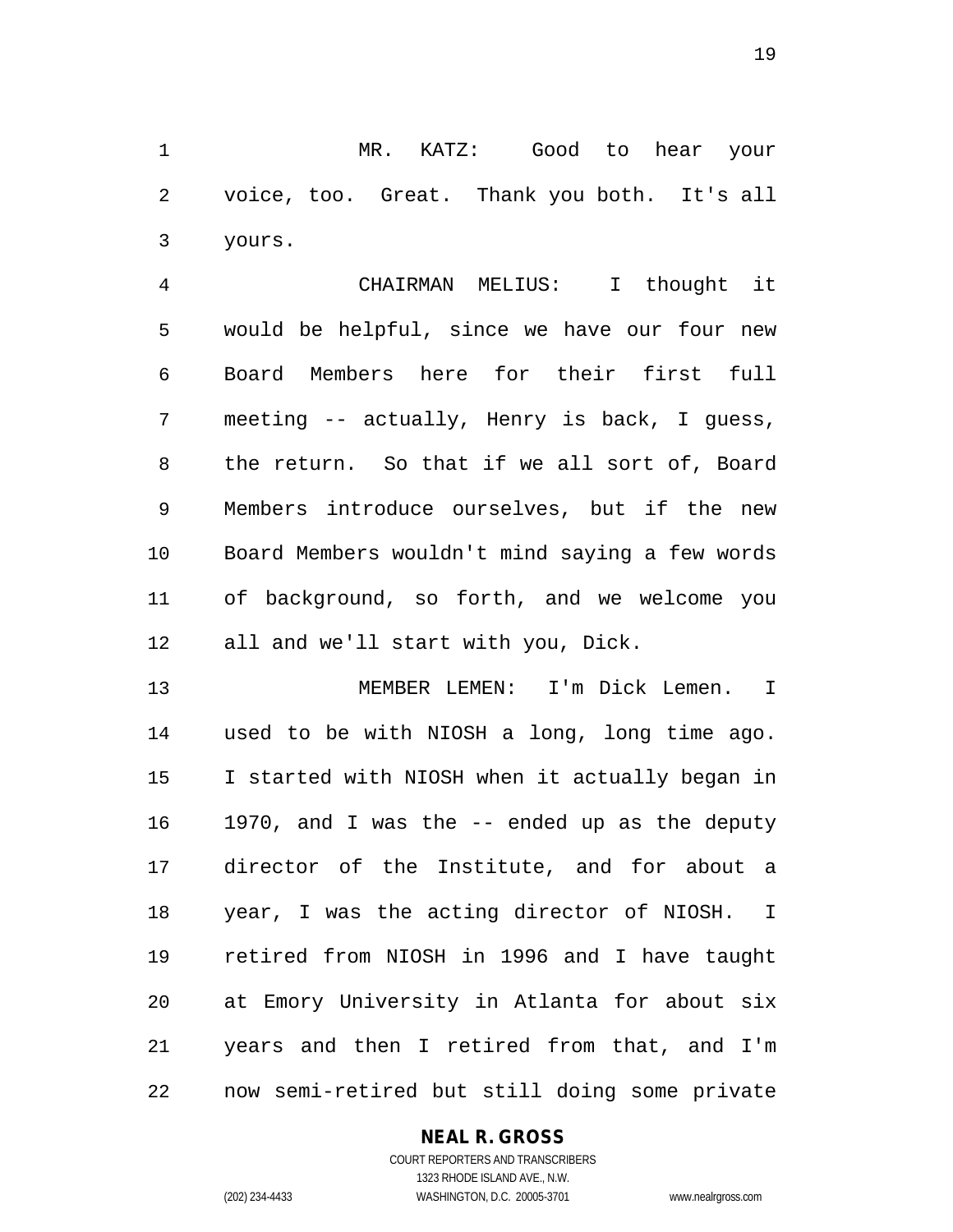MR. KATZ: Good to hear your voice, too. Great. Thank you both. It's all yours.

CHAIRMAN MELIUS: I thought it would be helpful, since we have our four new Board Members here for their first full meeting -- actually, Henry is back, I guess, the return. So that if we all sort of, Board Members introduce ourselves, but if the new Board Members wouldn't mind saying a few words of background, so forth, and we welcome you all and we'll start with you, Dick.

MEMBER LEMEN: I'm Dick Lemen. I used to be with NIOSH a long, long time ago. I started with NIOSH when it actually began in 1970, and I was the -- ended up as the deputy director of the Institute, and for about a year, I was the acting director of NIOSH. I retired from NIOSH in 1996 and I have taught at Emory University in Atlanta for about six years and then I retired from that, and I'm now semi-retired but still doing some private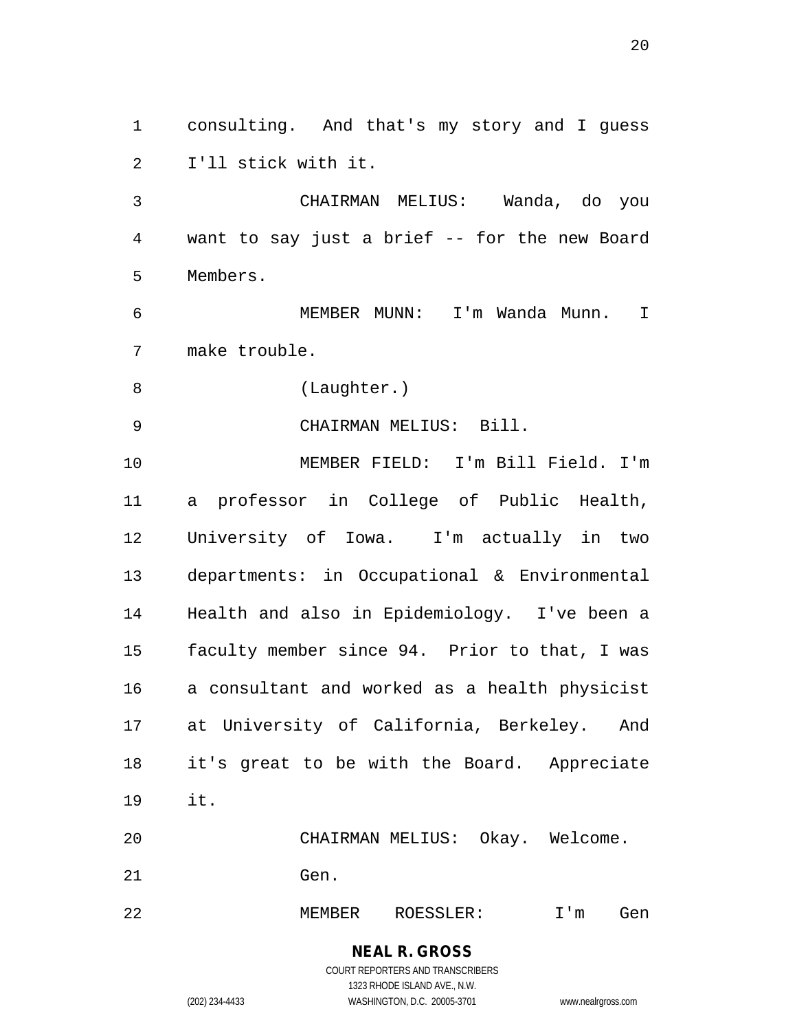consulting. And that's my story and I guess I'll stick with it.

CHAIRMAN MELIUS: Wanda, do you want to say just a brief -- for the new Board Members.

MEMBER MUNN: I'm Wanda Munn. I make trouble.

(Laughter.)

CHAIRMAN MELIUS: Bill.

MEMBER FIELD: I'm Bill Field. I'm a professor in College of Public Health, University of Iowa. I'm actually in two departments: in Occupational & Environmental Health and also in Epidemiology. I've been a faculty member since 94. Prior to that, I was a consultant and worked as a health physicist at University of California, Berkeley. And it's great to be with the Board. Appreciate it.

CHAIRMAN MELIUS: Okay. Welcome.

Gen.

MEMBER ROESSLER: I'm Gen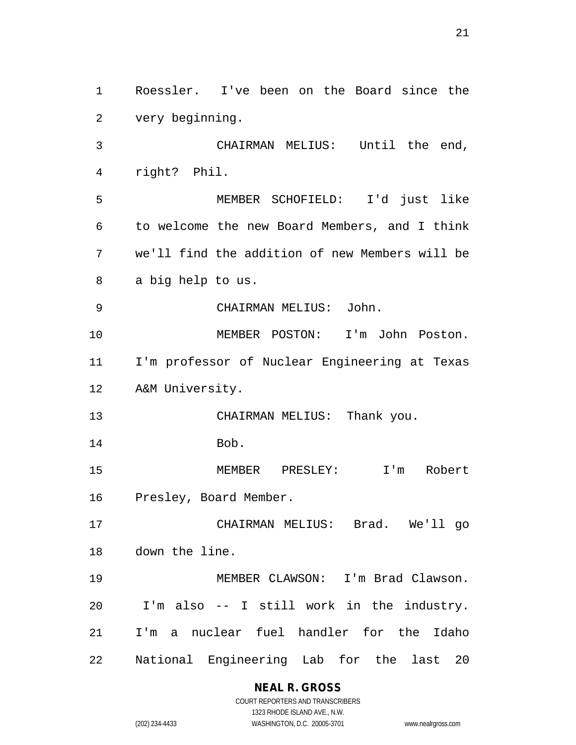Roessler. I've been on the Board since the very beginning.

CHAIRMAN MELIUS: Until the end, right? Phil.

MEMBER SCHOFIELD: I'd just like to welcome the new Board Members, and I think we'll find the addition of new Members will be a big help to us.

CHAIRMAN MELIUS: John.

MEMBER POSTON: I'm John Poston. I'm professor of Nuclear Engineering at Texas A&M University.

CHAIRMAN MELIUS: Thank you.

Bob.

MEMBER PRESLEY: I'm Robert Presley, Board Member.

CHAIRMAN MELIUS: Brad. We'll go down the line.

MEMBER CLAWSON: I'm Brad Clawson. I'm also -- I still work in the industry. I'm a nuclear fuel handler for the Idaho National Engineering Lab for the last 20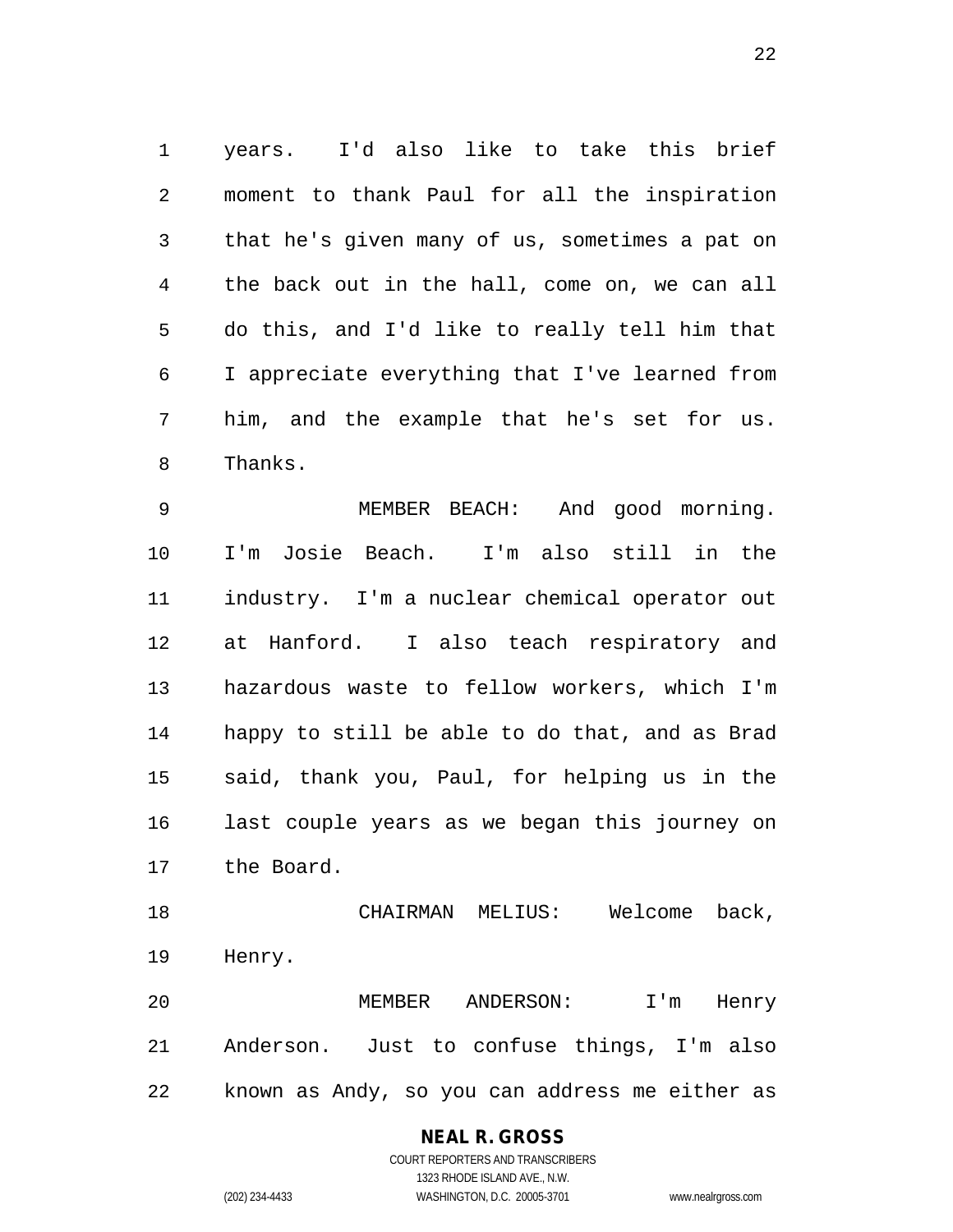years. I'd also like to take this brief moment to thank Paul for all the inspiration that he's given many of us, sometimes a pat on the back out in the hall, come on, we can all do this, and I'd like to really tell him that I appreciate everything that I've learned from him, and the example that he's set for us. Thanks.

MEMBER BEACH: And good morning. I'm Josie Beach. I'm also still in the industry. I'm a nuclear chemical operator out at Hanford. I also teach respiratory and hazardous waste to fellow workers, which I'm happy to still be able to do that, and as Brad said, thank you, Paul, for helping us in the last couple years as we began this journey on the Board.

CHAIRMAN MELIUS: Welcome back, Henry.

MEMBER ANDERSON: I'm Henry Anderson. Just to confuse things, I'm also known as Andy, so you can address me either as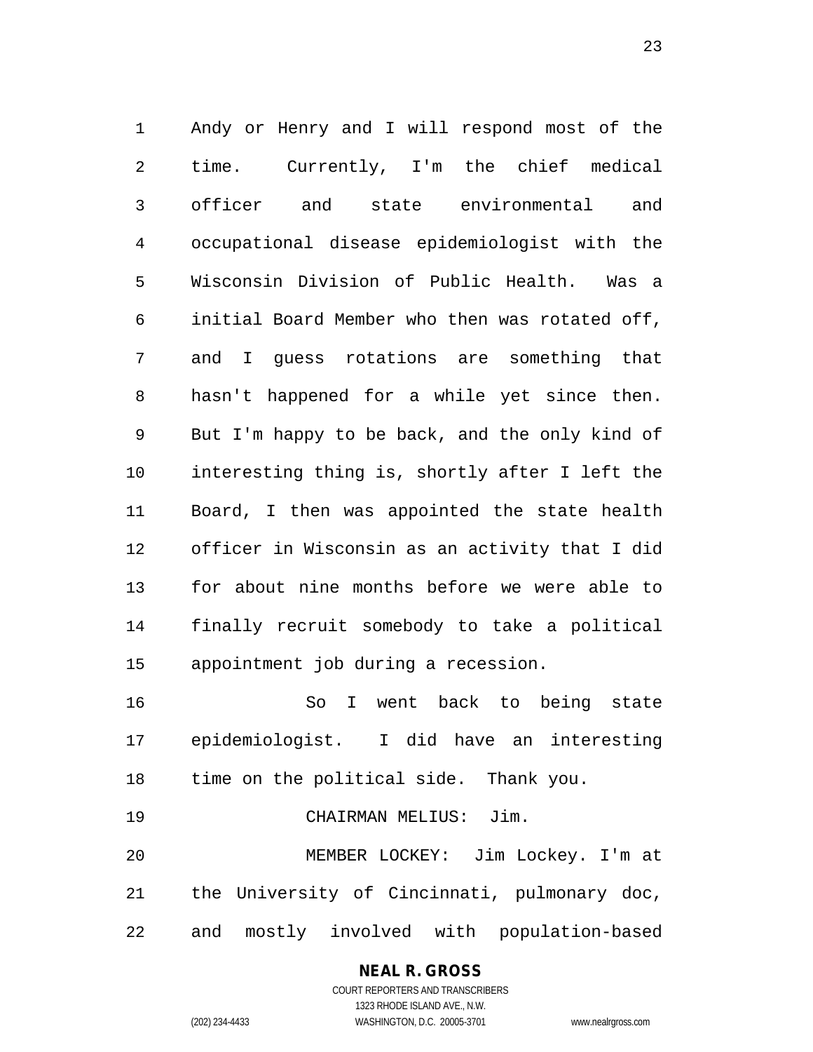Andy or Henry and I will respond most of the time. Currently, I'm the chief medical officer and state environmental and occupational disease epidemiologist with the Wisconsin Division of Public Health. Was a initial Board Member who then was rotated off, and I guess rotations are something that hasn't happened for a while yet since then. But I'm happy to be back, and the only kind of interesting thing is, shortly after I left the Board, I then was appointed the state health officer in Wisconsin as an activity that I did for about nine months before we were able to finally recruit somebody to take a political appointment job during a recession.

So I went back to being state epidemiologist. I did have an interesting time on the political side. Thank you.

CHAIRMAN MELIUS: Jim.

MEMBER LOCKEY: Jim Lockey. I'm at the University of Cincinnati, pulmonary doc, and mostly involved with population-based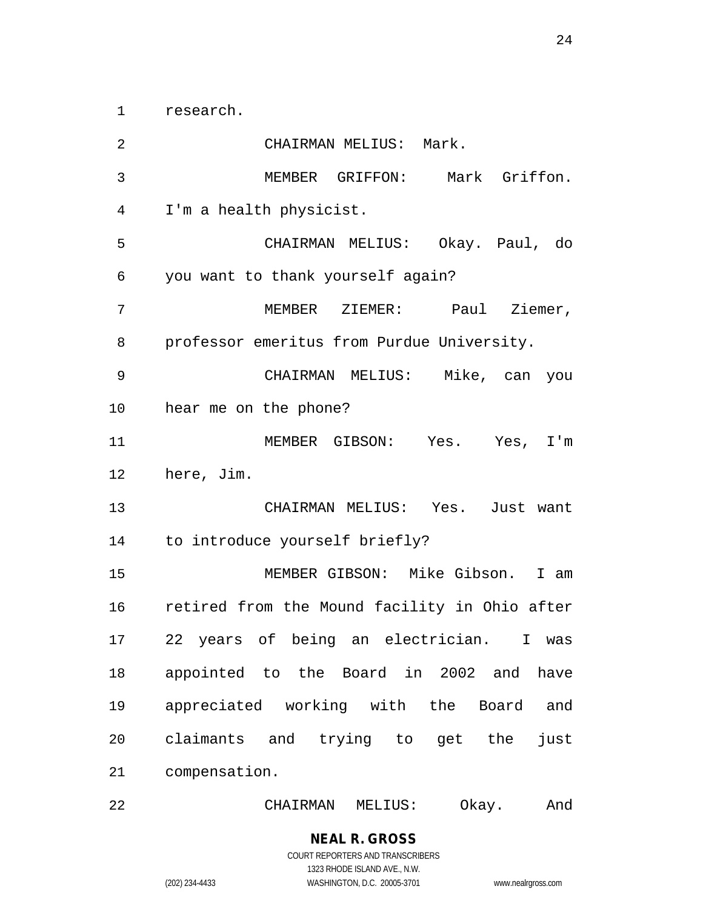research.

CHAIRMAN MELIUS: Mark.

MEMBER GRIFFON: Mark Griffon. I'm a health physicist.

CHAIRMAN MELIUS: Okay. Paul, do you want to thank yourself again?

MEMBER ZIEMER: Paul Ziemer, professor emeritus from Purdue University.

CHAIRMAN MELIUS: Mike, can you hear me on the phone?

MEMBER GIBSON: Yes. Yes, I'm here, Jim.

CHAIRMAN MELIUS: Yes. Just want to introduce yourself briefly?

MEMBER GIBSON: Mike Gibson. I am retired from the Mound facility in Ohio after 22 years of being an electrician. I was appointed to the Board in 2002 and have appreciated working with the Board and claimants and trying to get the just compensation.

CHAIRMAN MELIUS: Okay. And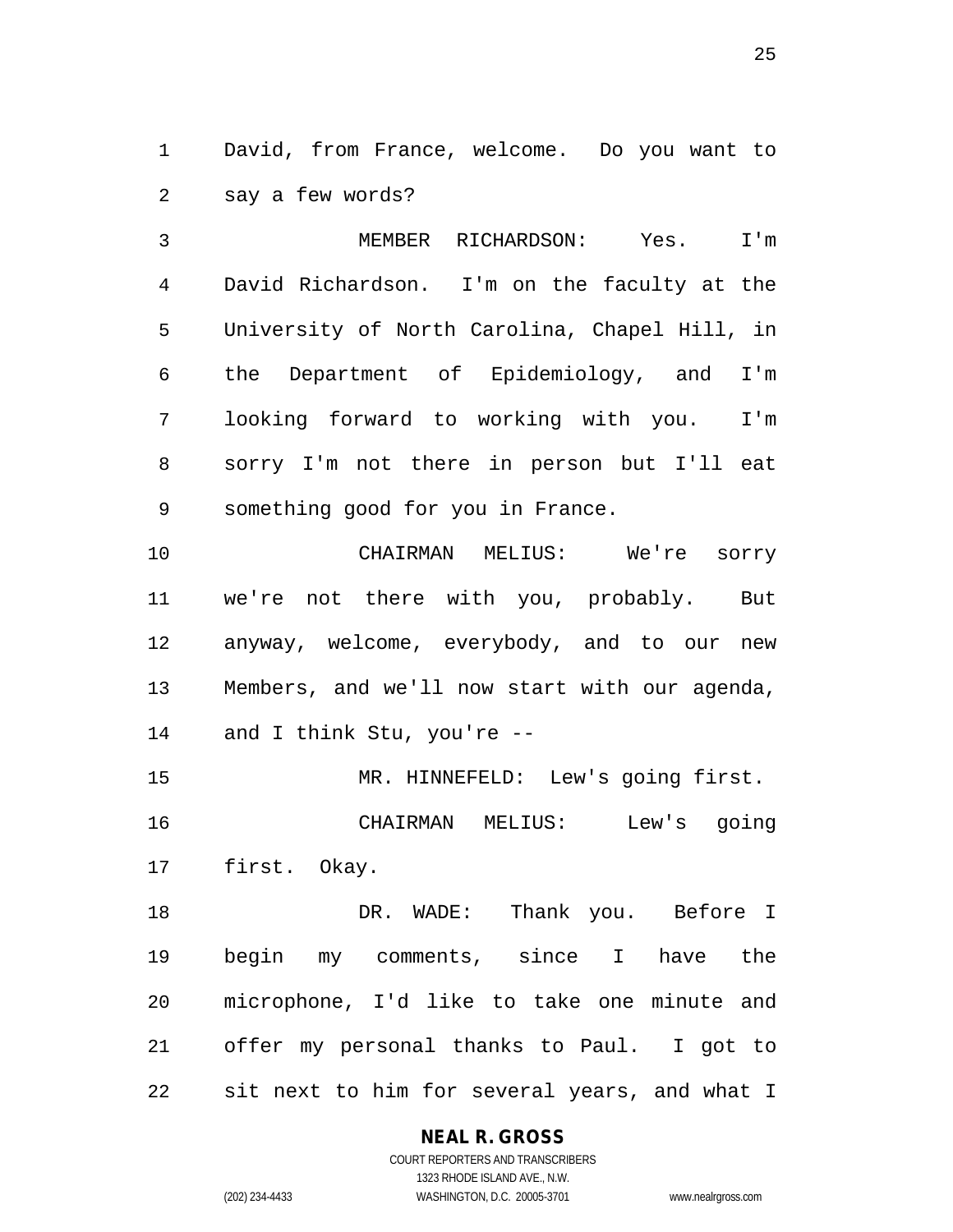David, from France, welcome. Do you want to say a few words?

MEMBER RICHARDSON: Yes. I'm David Richardson. I'm on the faculty at the University of North Carolina, Chapel Hill, in the Department of Epidemiology, and I'm looking forward to working with you. I'm sorry I'm not there in person but I'll eat something good for you in France.

CHAIRMAN MELIUS: We're sorry we're not there with you, probably. But anyway, welcome, everybody, and to our new Members, and we'll now start with our agenda, and I think Stu, you're --

MR. HINNEFELD: Lew's going first.

CHAIRMAN MELIUS: Lew's going first. Okay.

DR. WADE: Thank you. Before I begin my comments, since I have the microphone, I'd like to take one minute and offer my personal thanks to Paul. I got to sit next to him for several years, and what I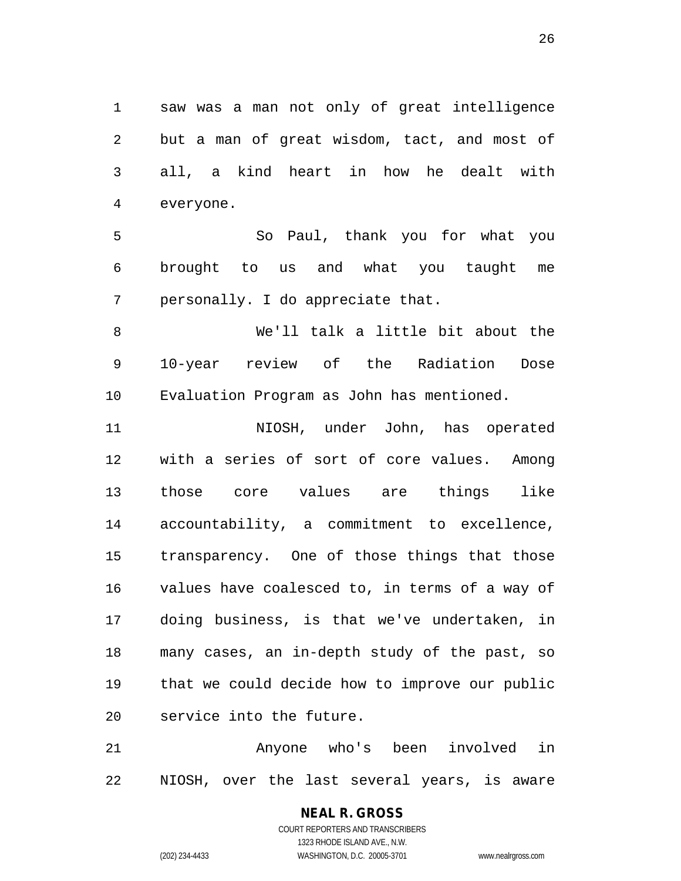saw was a man not only of great intelligence but a man of great wisdom, tact, and most of all, a kind heart in how he dealt with everyone.

So Paul, thank you for what you brought to us and what you taught me personally. I do appreciate that.

We'll talk a little bit about the 10-year review of the Radiation Dose Evaluation Program as John has mentioned.

NIOSH, under John, has operated with a series of sort of core values. Among those core values are things like accountability, a commitment to excellence, transparency. One of those things that those values have coalesced to, in terms of a way of doing business, is that we've undertaken, in many cases, an in-depth study of the past, so that we could decide how to improve our public service into the future.

Anyone who's been involved in NIOSH, over the last several years, is aware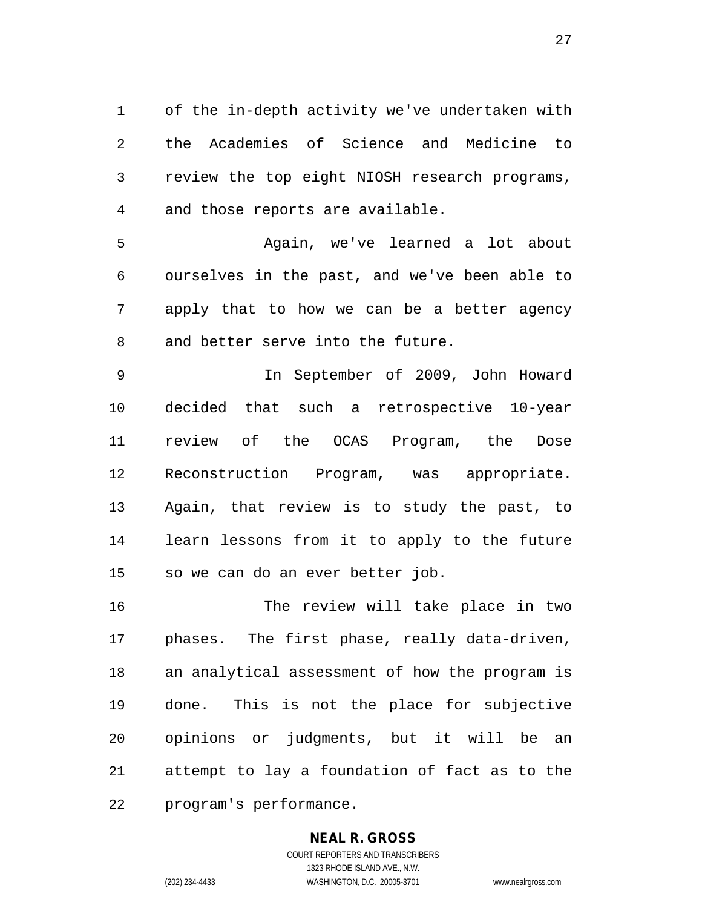of the in-depth activity we've undertaken with the Academies of Science and Medicine to review the top eight NIOSH research programs, and those reports are available.

Again, we've learned a lot about ourselves in the past, and we've been able to apply that to how we can be a better agency and better serve into the future.

In September of 2009, John Howard decided that such a retrospective 10-year review of the OCAS Program, the Dose Reconstruction Program, was appropriate. Again, that review is to study the past, to learn lessons from it to apply to the future so we can do an ever better job.

The review will take place in two phases. The first phase, really data-driven, an analytical assessment of how the program is done. This is not the place for subjective opinions or judgments, but it will be an attempt to lay a foundation of fact as to the program's performance.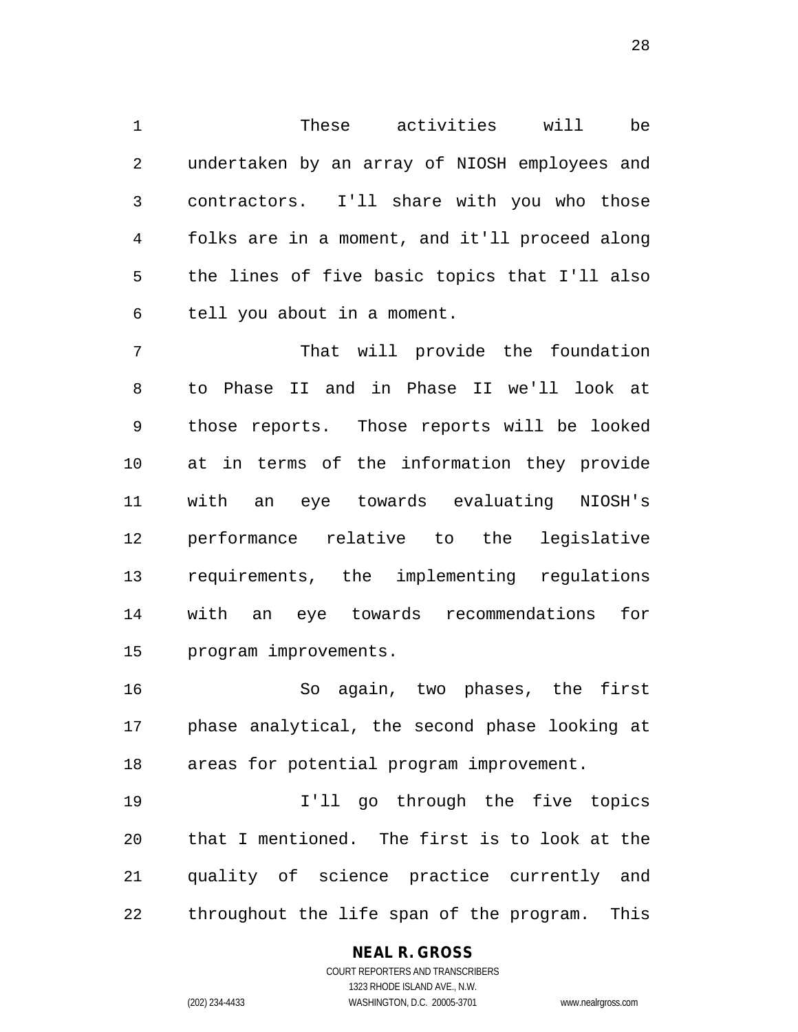These activities will be undertaken by an array of NIOSH employees and contractors. I'll share with you who those folks are in a moment, and it'll proceed along the lines of five basic topics that I'll also tell you about in a moment.

That will provide the foundation to Phase II and in Phase II we'll look at those reports. Those reports will be looked at in terms of the information they provide with an eye towards evaluating NIOSH's performance relative to the legislative requirements, the implementing regulations with an eye towards recommendations for program improvements.

So again, two phases, the first phase analytical, the second phase looking at areas for potential program improvement.

I'll go through the five topics that I mentioned. The first is to look at the quality of science practice currently and throughout the life span of the program. This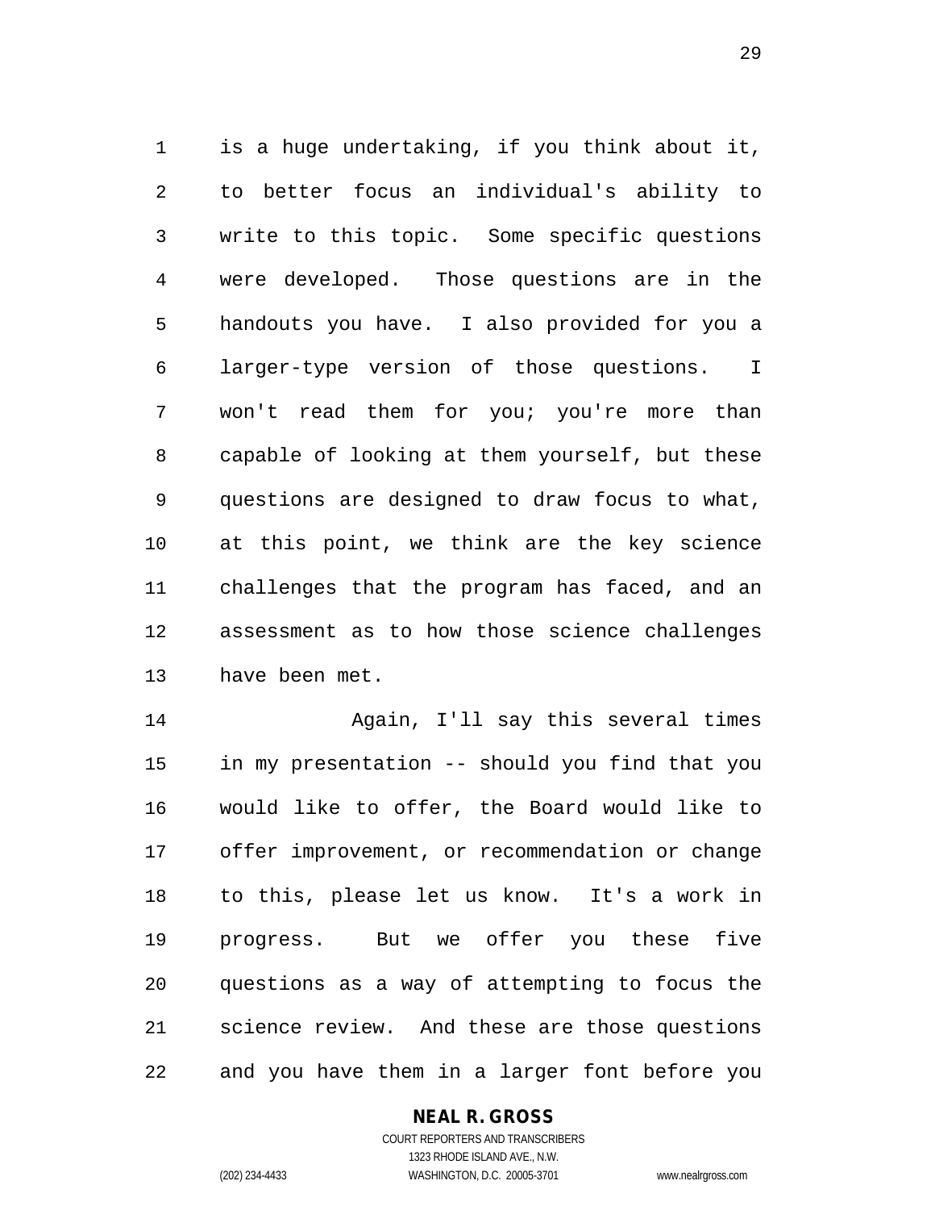is a huge undertaking, if you think about it, to better focus an individual's ability to write to this topic. Some specific questions were developed. Those questions are in the handouts you have. I also provided for you a larger-type version of those questions. I won't read them for you; you're more than capable of looking at them yourself, but these questions are designed to draw focus to what, at this point, we think are the key science challenges that the program has faced, and an assessment as to how those science challenges have been met.

Again, I'll say this several times in my presentation -- should you find that you would like to offer, the Board would like to offer improvement, or recommendation or change to this, please let us know. It's a work in progress. But we offer you these five questions as a way of attempting to focus the science review. And these are those questions and you have them in a larger font before you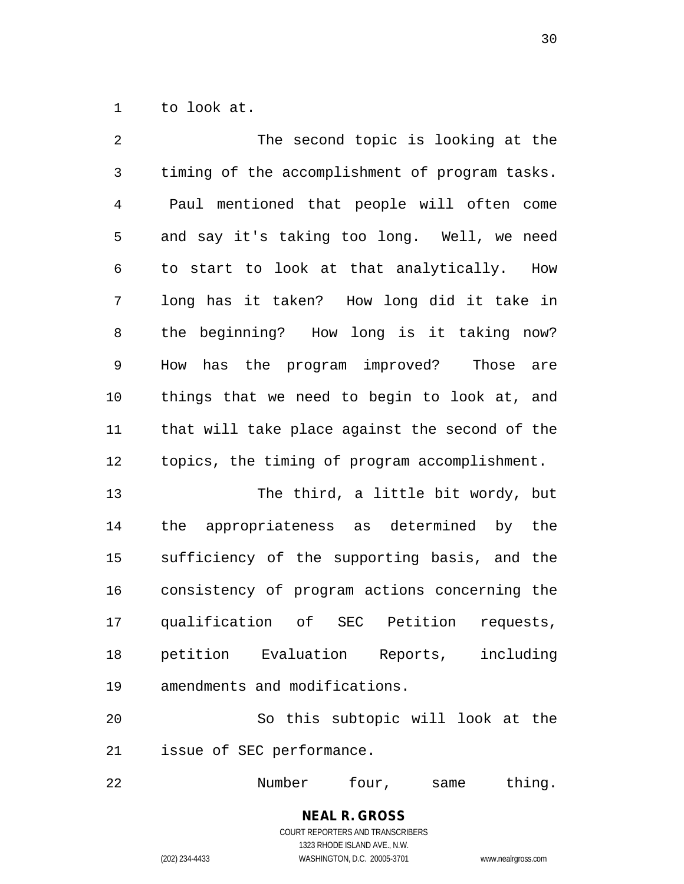to look at.

The second topic is looking at the timing of the accomplishment of program tasks. Paul mentioned that people will often come and say it's taking too long. Well, we need to start to look at that analytically. How long has it taken? How long did it take in the beginning? How long is it taking now? How has the program improved? Those are things that we need to begin to look at, and that will take place against the second of the topics, the timing of program accomplishment.

The third, a little bit wordy, but the appropriateness as determined by the sufficiency of the supporting basis, and the consistency of program actions concerning the qualification of SEC Petition requests, petition Evaluation Reports, including amendments and modifications.

So this subtopic will look at the issue of SEC performance.

Number four, same thing.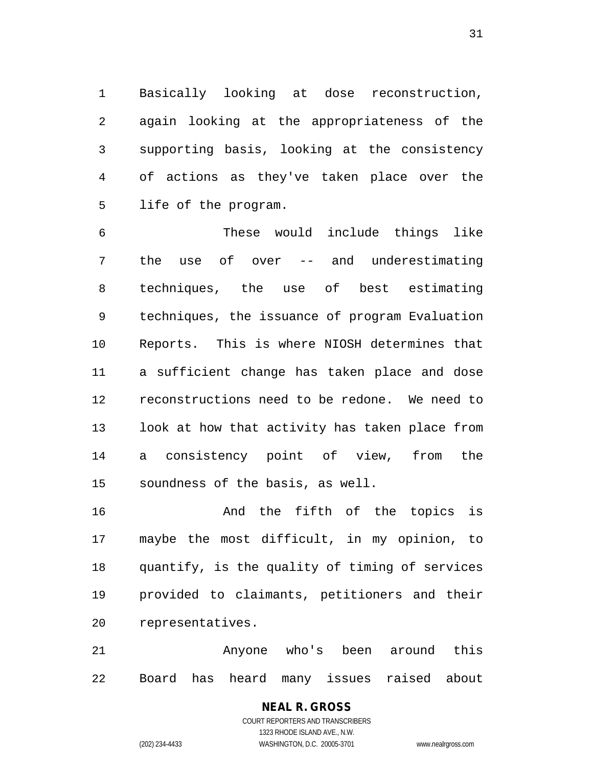Basically looking at dose reconstruction, again looking at the appropriateness of the supporting basis, looking at the consistency of actions as they've taken place over the life of the program.

These would include things like the use of over -- and underestimating techniques, the use of best estimating techniques, the issuance of program Evaluation Reports. This is where NIOSH determines that a sufficient change has taken place and dose reconstructions need to be redone. We need to look at how that activity has taken place from a consistency point of view, from the soundness of the basis, as well.

And the fifth of the topics is maybe the most difficult, in my opinion, to quantify, is the quality of timing of services provided to claimants, petitioners and their representatives.

Anyone who's been around this Board has heard many issues raised about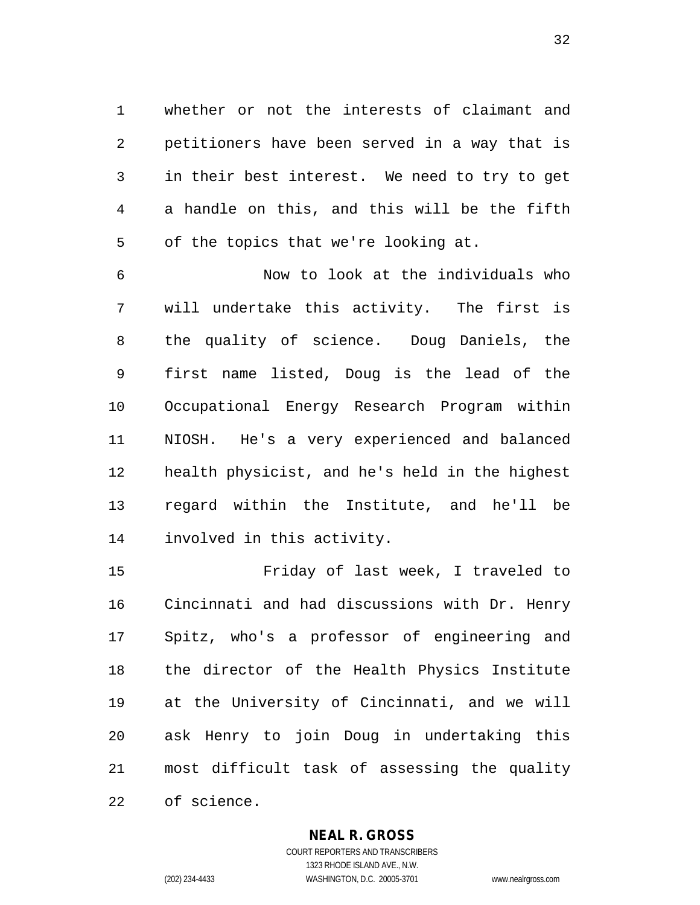whether or not the interests of claimant and petitioners have been served in a way that is in their best interest. We need to try to get a handle on this, and this will be the fifth of the topics that we're looking at.

Now to look at the individuals who will undertake this activity. The first is the quality of science. Doug Daniels, the first name listed, Doug is the lead of the Occupational Energy Research Program within NIOSH. He's a very experienced and balanced health physicist, and he's held in the highest regard within the Institute, and he'll be involved in this activity.

Friday of last week, I traveled to Cincinnati and had discussions with Dr. Henry Spitz, who's a professor of engineering and the director of the Health Physics Institute at the University of Cincinnati, and we will ask Henry to join Doug in undertaking this most difficult task of assessing the quality of science.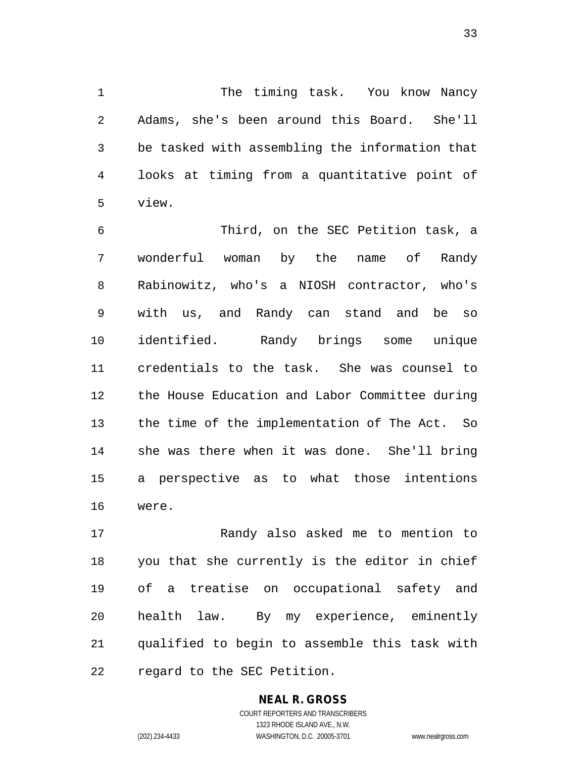The timing task. You know Nancy Adams, she's been around this Board. She'll be tasked with assembling the information that looks at timing from a quantitative point of view.

Third, on the SEC Petition task, a wonderful woman by the name of Randy Rabinowitz, who's a NIOSH contractor, who's with us, and Randy can stand and be so identified. Randy brings some unique credentials to the task. She was counsel to the House Education and Labor Committee during the time of the implementation of The Act. So she was there when it was done. She'll bring a perspective as to what those intentions were.

Randy also asked me to mention to you that she currently is the editor in chief of a treatise on occupational safety and health law. By my experience, eminently qualified to begin to assemble this task with regard to the SEC Petition.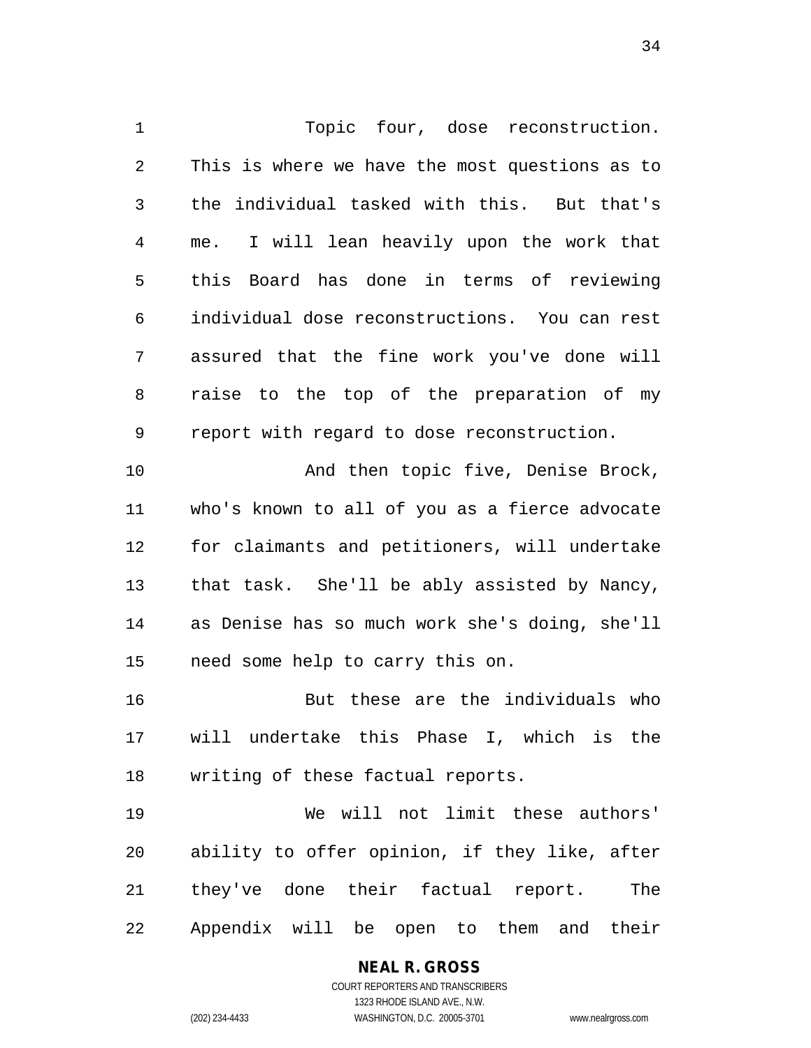Topic four, dose reconstruction. This is where we have the most questions as to the individual tasked with this. But that's me. I will lean heavily upon the work that this Board has done in terms of reviewing individual dose reconstructions. You can rest assured that the fine work you've done will raise to the top of the preparation of my report with regard to dose reconstruction.

And then topic five, Denise Brock, who's known to all of you as a fierce advocate for claimants and petitioners, will undertake that task. She'll be ably assisted by Nancy, as Denise has so much work she's doing, she'll need some help to carry this on.

But these are the individuals who will undertake this Phase I, which is the writing of these factual reports.

We will not limit these authors' ability to offer opinion, if they like, after they've done their factual report. The Appendix will be open to them and their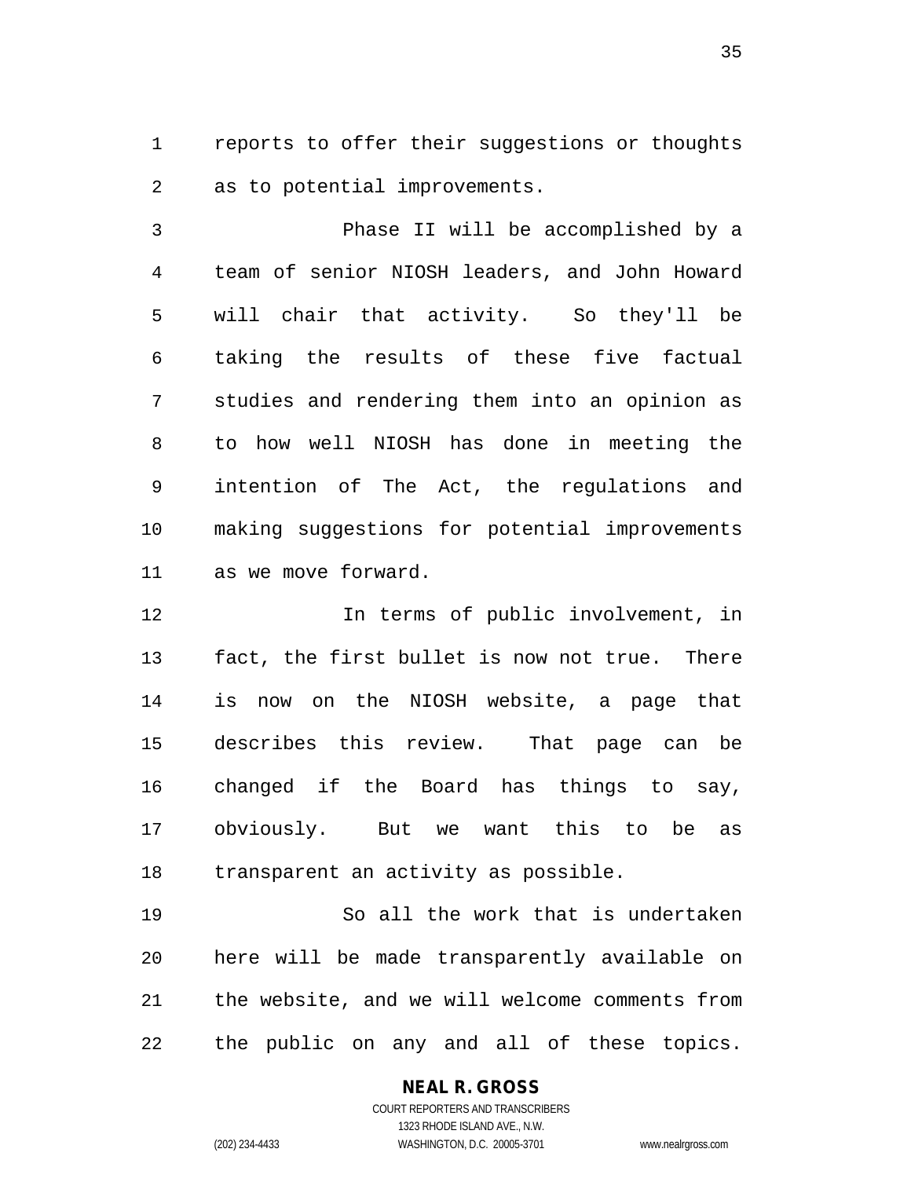reports to offer their suggestions or thoughts as to potential improvements.

Phase II will be accomplished by a team of senior NIOSH leaders, and John Howard will chair that activity. So they'll be taking the results of these five factual studies and rendering them into an opinion as to how well NIOSH has done in meeting the intention of The Act, the regulations and making suggestions for potential improvements as we move forward.

In terms of public involvement, in fact, the first bullet is now not true. There is now on the NIOSH website, a page that describes this review. That page can be changed if the Board has things to say, obviously. But we want this to be as transparent an activity as possible.

So all the work that is undertaken here will be made transparently available on the website, and we will welcome comments from the public on any and all of these topics.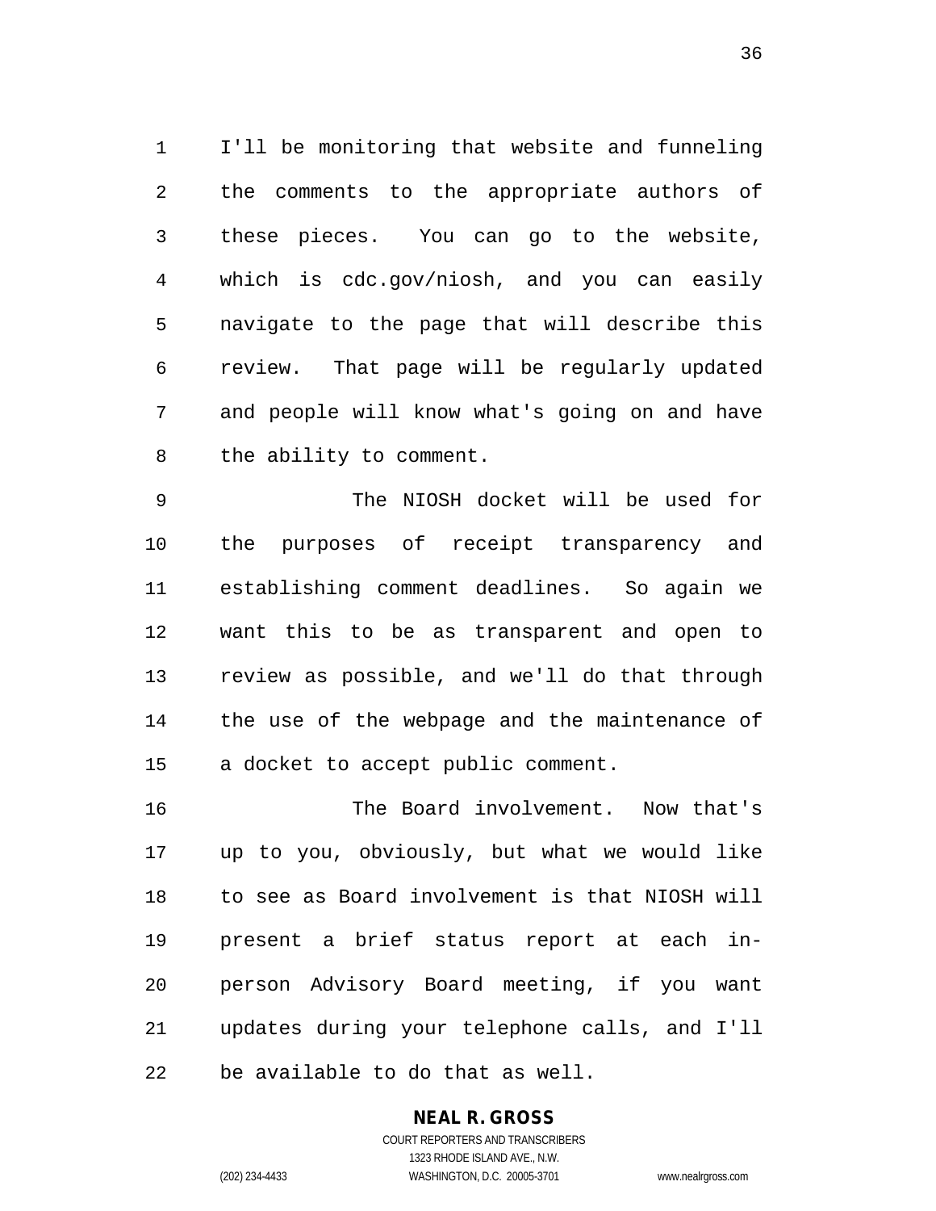I'll be monitoring that website and funneling the comments to the appropriate authors of these pieces. You can go to the website, which is cdc.gov/niosh, and you can easily navigate to the page that will describe this review. That page will be regularly updated and people will know what's going on and have the ability to comment.

The NIOSH docket will be used for the purposes of receipt transparency and establishing comment deadlines. So again we want this to be as transparent and open to review as possible, and we'll do that through the use of the webpage and the maintenance of a docket to accept public comment.

The Board involvement. Now that's up to you, obviously, but what we would like to see as Board involvement is that NIOSH will present a brief status report at each in-person Advisory Board meeting, if you want updates during your telephone calls, and I'll be available to do that as well.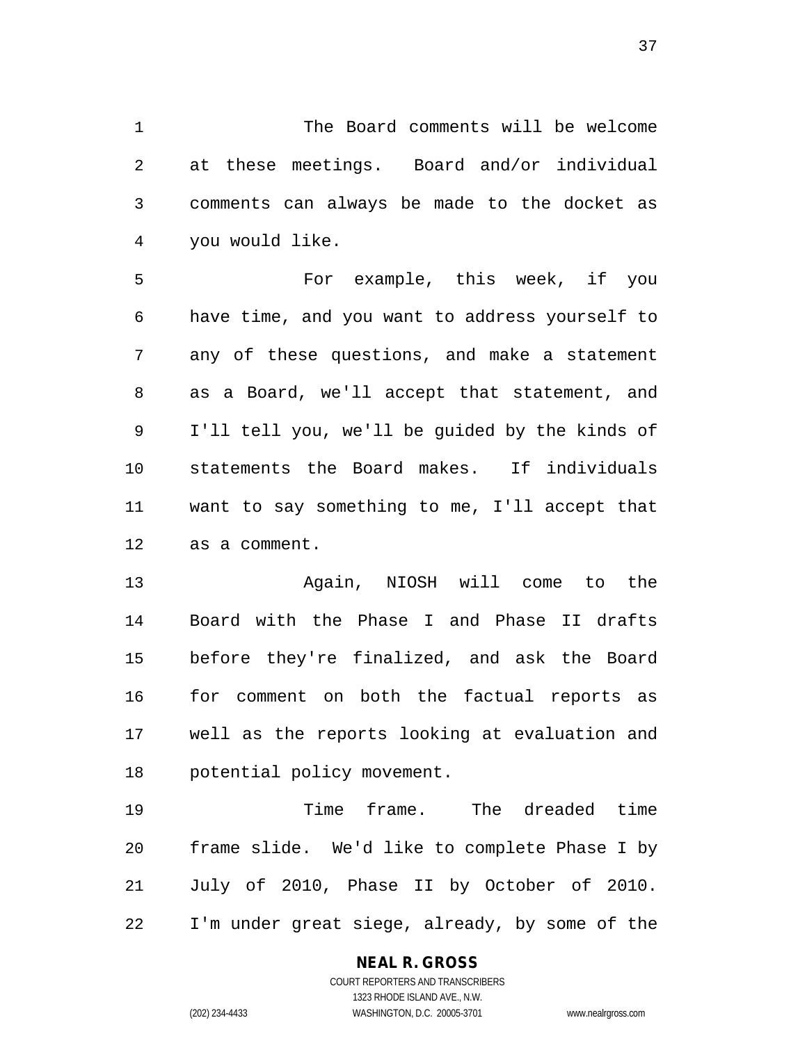The Board comments will be welcome at these meetings. Board and/or individual comments can always be made to the docket as you would like.

For example, this week, if you have time, and you want to address yourself to any of these questions, and make a statement as a Board, we'll accept that statement, and I'll tell you, we'll be guided by the kinds of statements the Board makes. If individuals want to say something to me, I'll accept that as a comment.

Again, NIOSH will come to the Board with the Phase I and Phase II drafts before they're finalized, and ask the Board for comment on both the factual reports as well as the reports looking at evaluation and potential policy movement.

Time frame. The dreaded time frame slide. We'd like to complete Phase I by July of 2010, Phase II by October of 2010. I'm under great siege, already, by some of the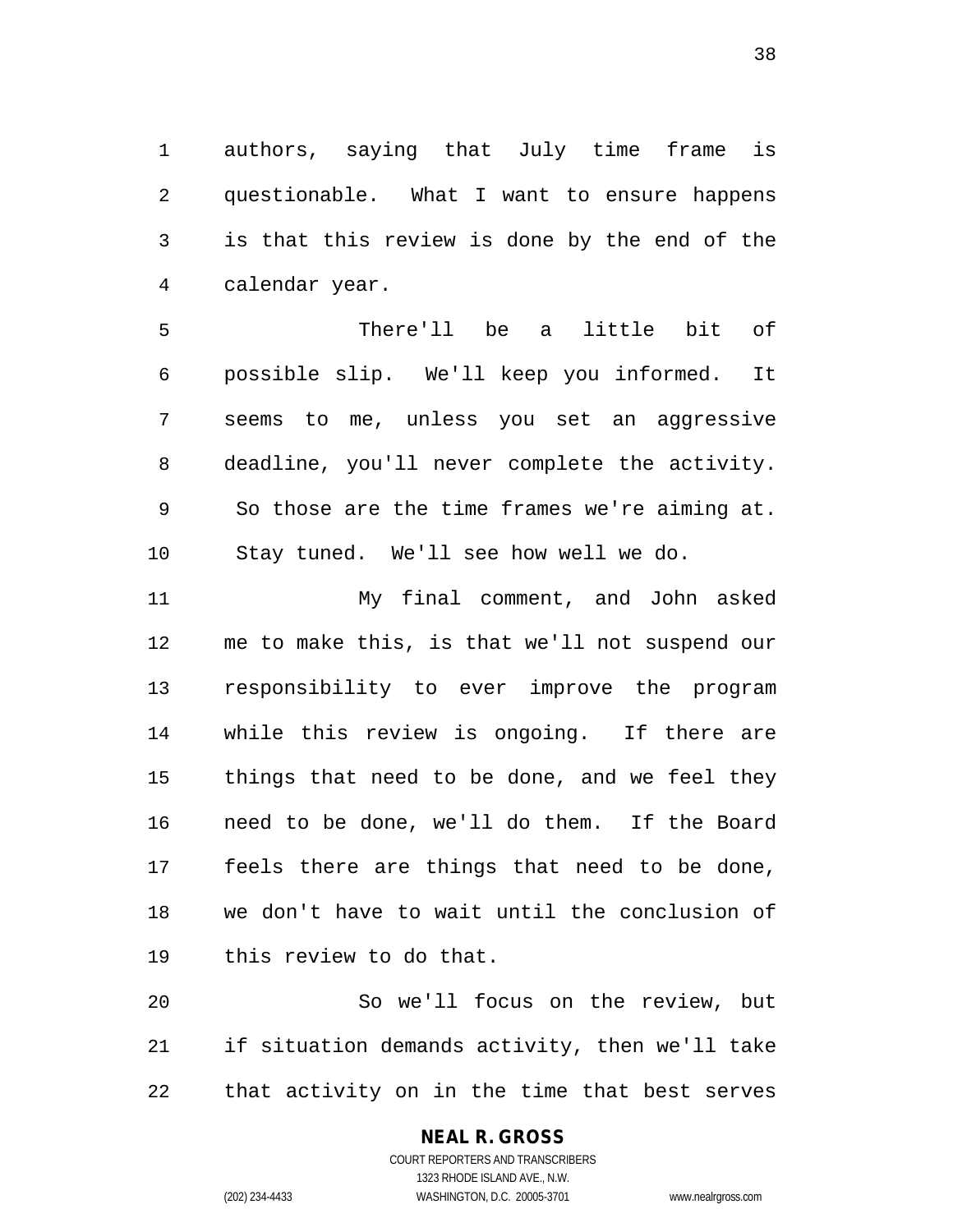authors, saying that July time frame is questionable. What I want to ensure happens is that this review is done by the end of the calendar year.

There'll be a little bit of possible slip. We'll keep you informed. It seems to me, unless you set an aggressive deadline, you'll never complete the activity. So those are the time frames we're aiming at. Stay tuned. We'll see how well we do.

My final comment, and John asked me to make this, is that we'll not suspend our responsibility to ever improve the program while this review is ongoing. If there are things that need to be done, and we feel they need to be done, we'll do them. If the Board feels there are things that need to be done, we don't have to wait until the conclusion of this review to do that.

So we'll focus on the review, but if situation demands activity, then we'll take that activity on in the time that best serves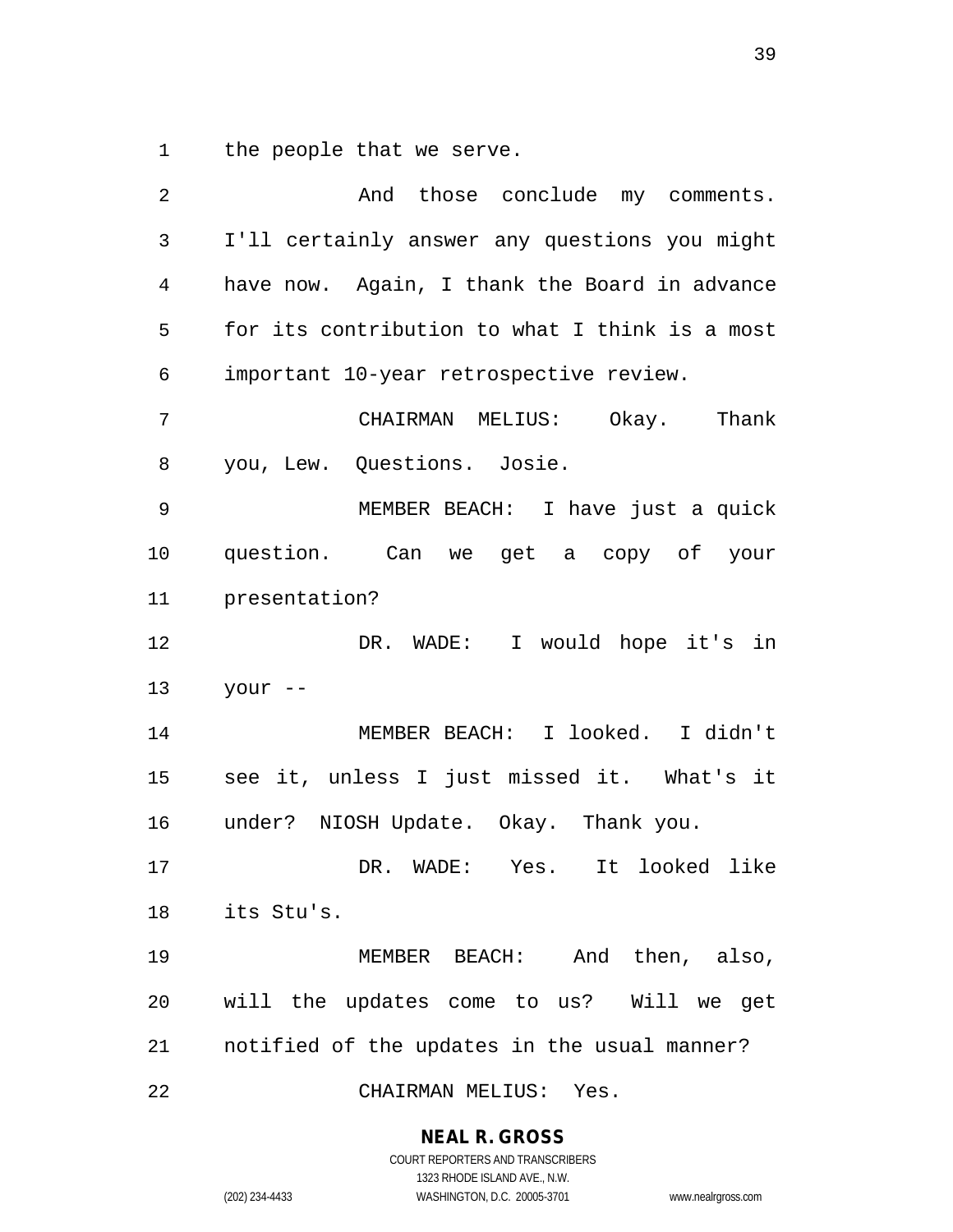the people that we serve.

And those conclude my comments. I'll certainly answer any questions you might have now. Again, I thank the Board in advance for its contribution to what I think is a most important 10-year retrospective review.

CHAIRMAN MELIUS: Okay. Thank you, Lew. Questions. Josie.

MEMBER BEACH: I have just a quick question. Can we get a copy of your presentation?

DR. WADE: I would hope it's in your --

MEMBER BEACH: I looked. I didn't see it, unless I just missed it. What's it under? NIOSH Update. Okay. Thank you.

DR. WADE: Yes. It looked like its Stu's.

MEMBER BEACH: And then, also, will the updates come to us? Will we get notified of the updates in the usual manner?

CHAIRMAN MELIUS: Yes.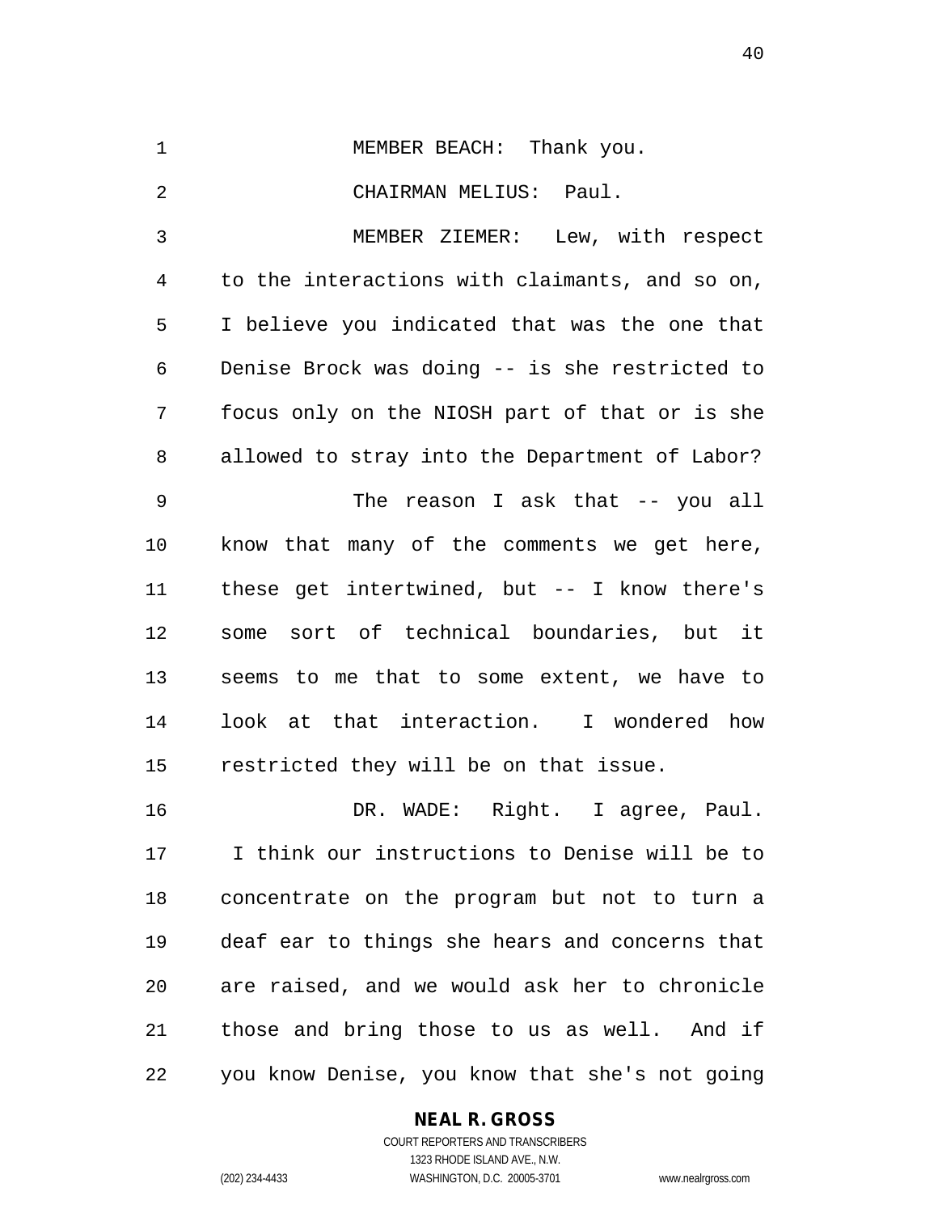MEMBER BEACH: Thank you.

CHAIRMAN MELIUS: Paul.

MEMBER ZIEMER: Lew, with respect to the interactions with claimants, and so on, I believe you indicated that was the one that Denise Brock was doing -- is she restricted to focus only on the NIOSH part of that or is she allowed to stray into the Department of Labor?

The reason I ask that -- you all know that many of the comments we get here, these get intertwined, but -- I know there's some sort of technical boundaries, but it seems to me that to some extent, we have to look at that interaction. I wondered how restricted they will be on that issue.

DR. WADE: Right. I agree, Paul. I think our instructions to Denise will be to concentrate on the program but not to turn a deaf ear to things she hears and concerns that are raised, and we would ask her to chronicle those and bring those to us as well. And if you know Denise, you know that she's not going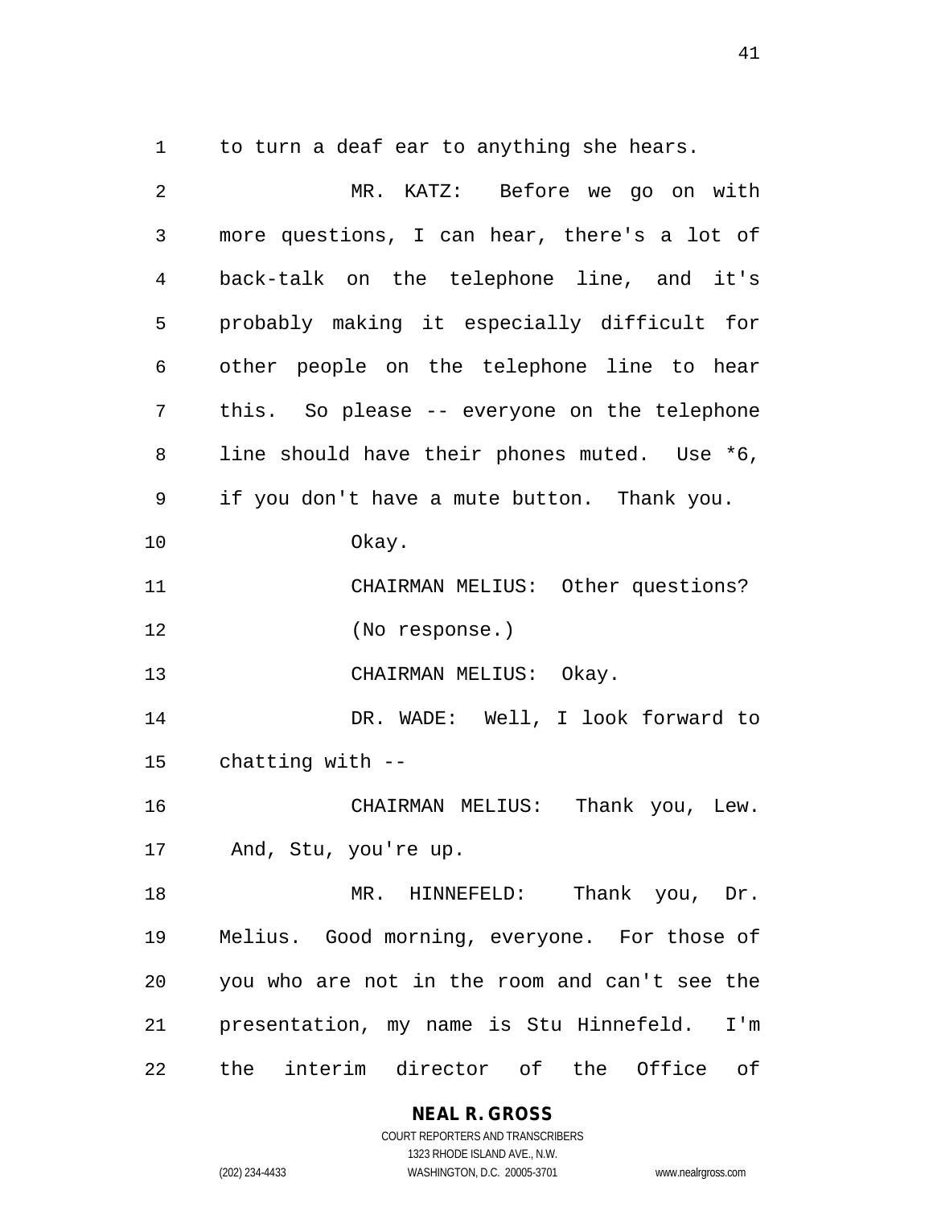to turn a deaf ear to anything she hears.

MR. KATZ: Before we go on with more questions, I can hear, there's a lot of back-talk on the telephone line, and it's probably making it especially difficult for other people on the telephone line to hear this. So please -- everyone on the telephone line should have their phones muted. Use *6, if you don't have a mute button. Thank you.

Okay.

CHAIRMAN MELIUS: Other questions?

(No response.)

CHAIRMAN MELIUS: Okay.

DR. WADE: Well, I look forward to chatting with --

CHAIRMAN MELIUS: Thank you, Lew. And, Stu, you're up.

MR. HINNEFELD: Thank you, Dr. Melius. Good morning, everyone. For those of you who are not in the room and can't see the presentation, my name is Stu Hinnefeld. I'm the interim director of the Office of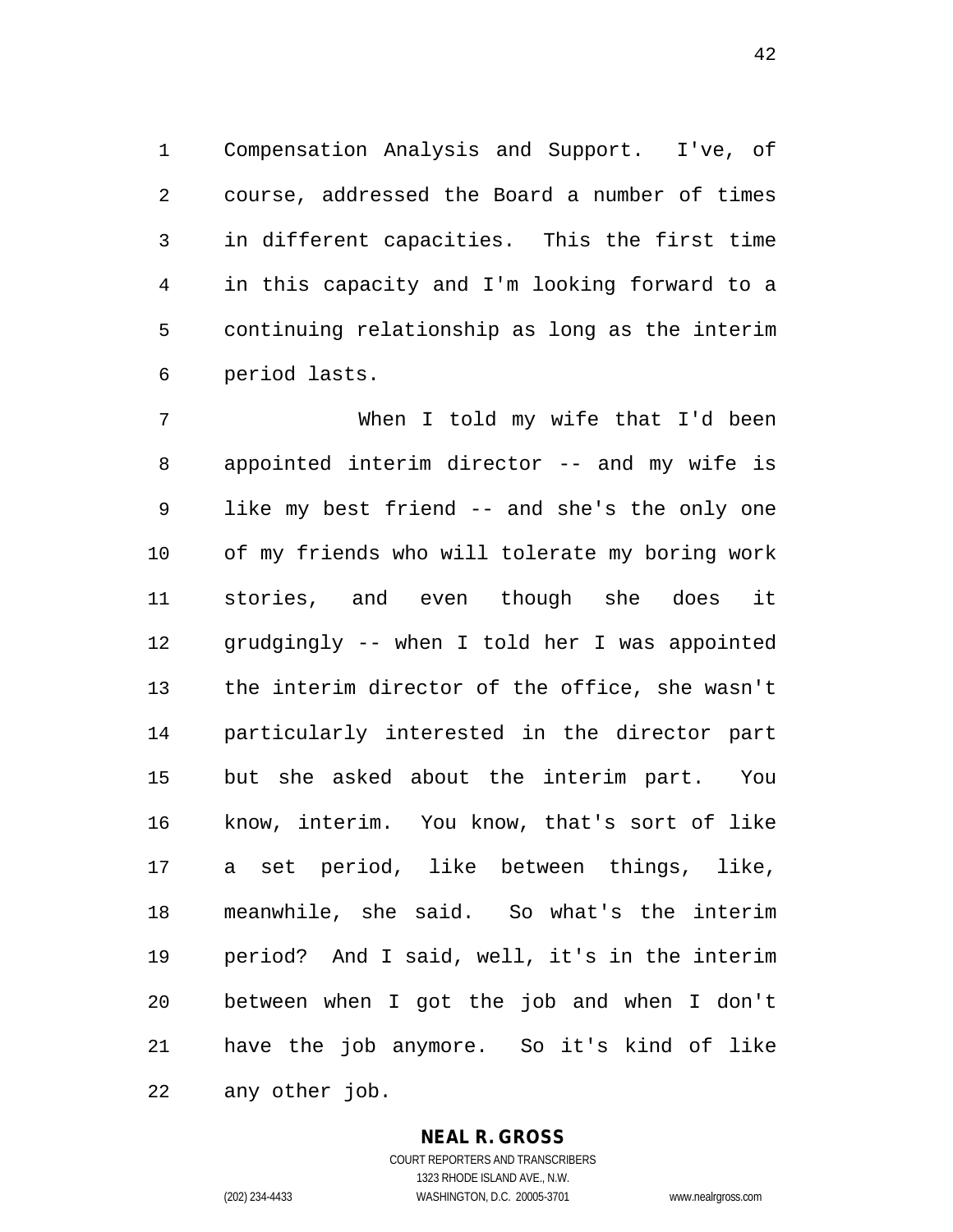Compensation Analysis and Support. I've, of course, addressed the Board a number of times in different capacities. This the first time in this capacity and I'm looking forward to a continuing relationship as long as the interim period lasts.

When I told my wife that I'd been appointed interim director -- and my wife is like my best friend -- and she's the only one of my friends who will tolerate my boring work stories, and even though she does it grudgingly -- when I told her I was appointed the interim director of the office, she wasn't particularly interested in the director part but she asked about the interim part. You know, interim. You know, that's sort of like a set period, like between things, like, meanwhile, she said. So what's the interim period? And I said, well, it's in the interim between when I got the job and when I don't have the job anymore. So it's kind of like any other job.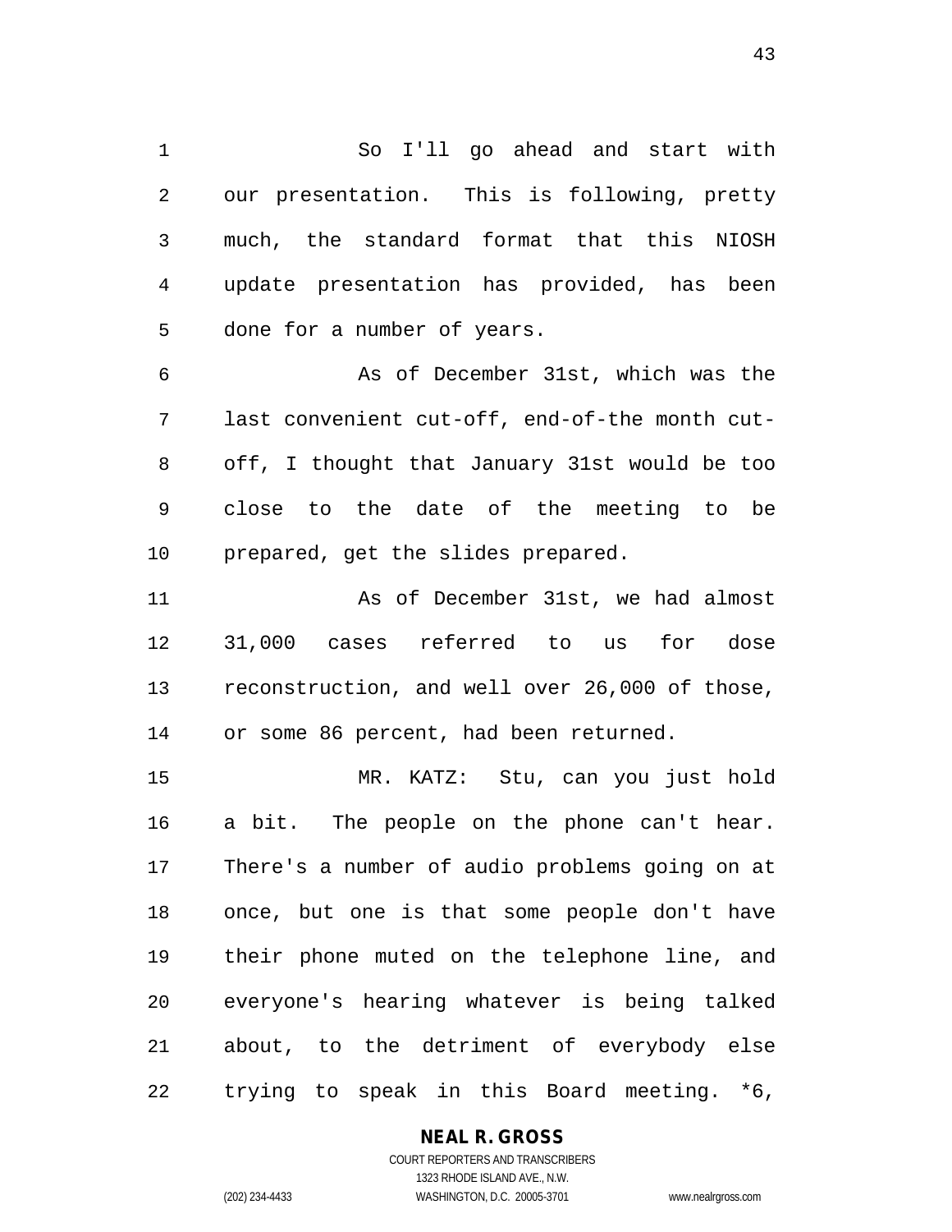So I'll go ahead and start with our presentation. This is following, pretty much, the standard format that this NIOSH update presentation has provided, has been done for a number of years.

As of December 31st, which was the last convenient cut-off, end-of-the month cut-off, I thought that January 31st would be too close to the date of the meeting to be prepared, get the slides prepared.

As of December 31st, we had almost 31,000 cases referred to us for dose reconstruction, and well over 26,000 of those, or some 86 percent, had been returned.

MR. KATZ: Stu, can you just hold a bit. The people on the phone can't hear. There's a number of audio problems going on at once, but one is that some people don't have their phone muted on the telephone line, and everyone's hearing whatever is being talked about, to the detriment of everybody else trying to speak in this Board meeting. *6,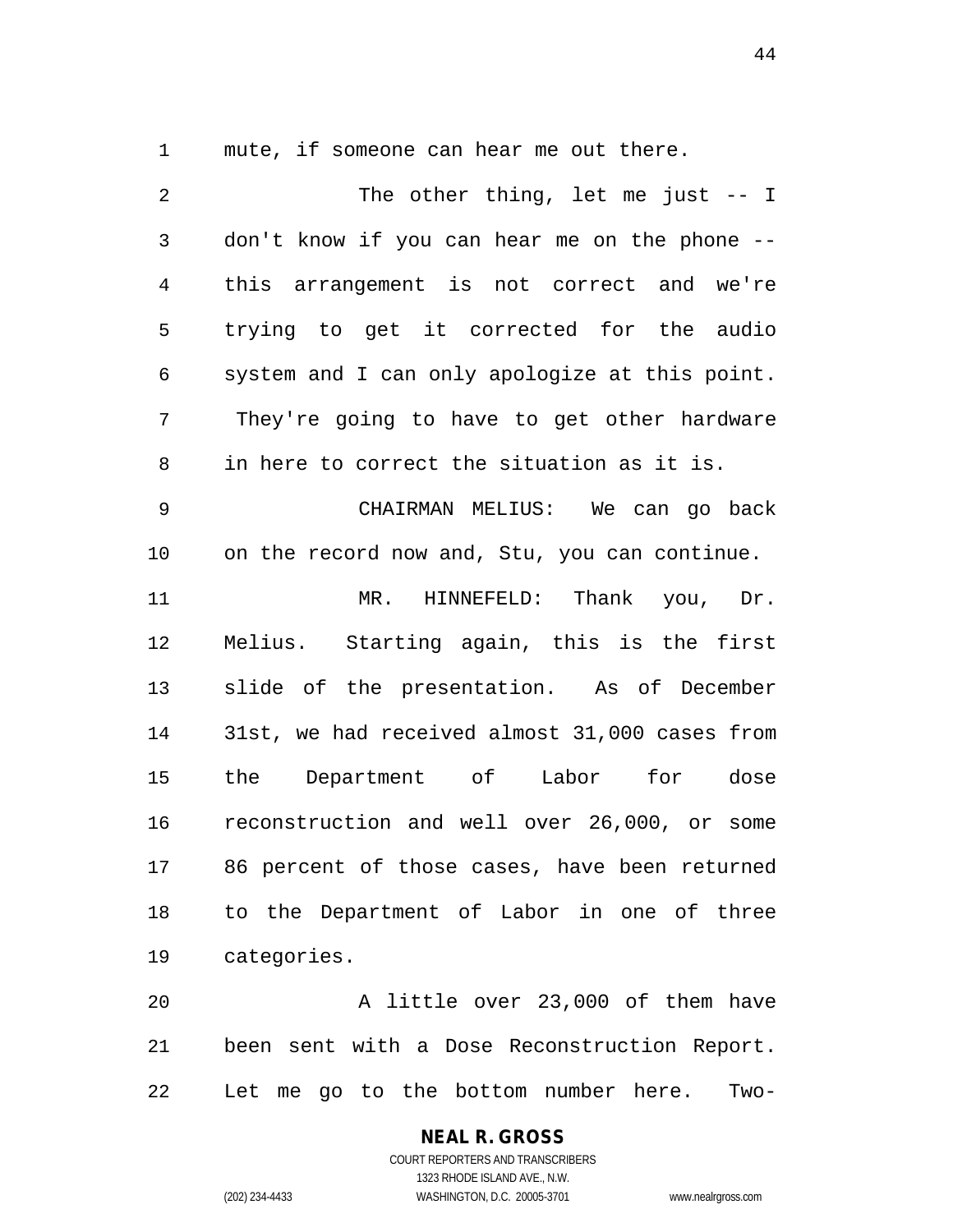mute, if someone can hear me out there.

The other thing, let me just -- I don't know if you can hear me on the phone -- this arrangement is not correct and we're trying to get it corrected for the audio system and I can only apologize at this point. They're going to have to get other hardware in here to correct the situation as it is.

CHAIRMAN MELIUS: We can go back on the record now and, Stu, you can continue.

MR. HINNEFELD: Thank you, Dr. Melius. Starting again, this is the first slide of the presentation. As of December 31st, we had received almost 31,000 cases from the Department of Labor for dose reconstruction and well over 26,000, or some 86 percent of those cases, have been returned to the Department of Labor in one of three categories.

A little over 23,000 of them have been sent with a Dose Reconstruction Report. Let me go to the bottom number here. Two-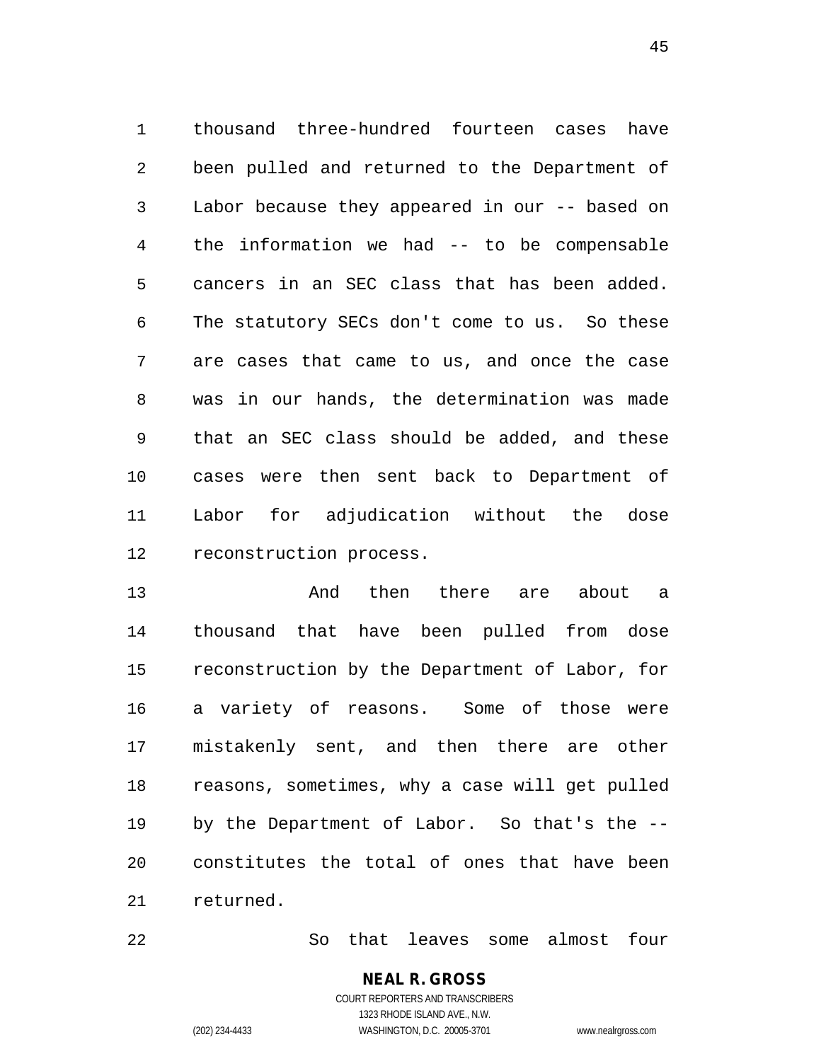thousand three-hundred fourteen cases have been pulled and returned to the Department of Labor because they appeared in our -- based on the information we had -- to be compensable cancers in an SEC class that has been added. The statutory SECs don't come to us. So these are cases that came to us, and once the case was in our hands, the determination was made that an SEC class should be added, and these cases were then sent back to Department of Labor for adjudication without the dose reconstruction process.

And then there are about a thousand that have been pulled from dose reconstruction by the Department of Labor, for a variety of reasons. Some of those were mistakenly sent, and then there are other reasons, sometimes, why a case will get pulled by the Department of Labor. So that's the -- constitutes the total of ones that have been returned.

So that leaves some almost four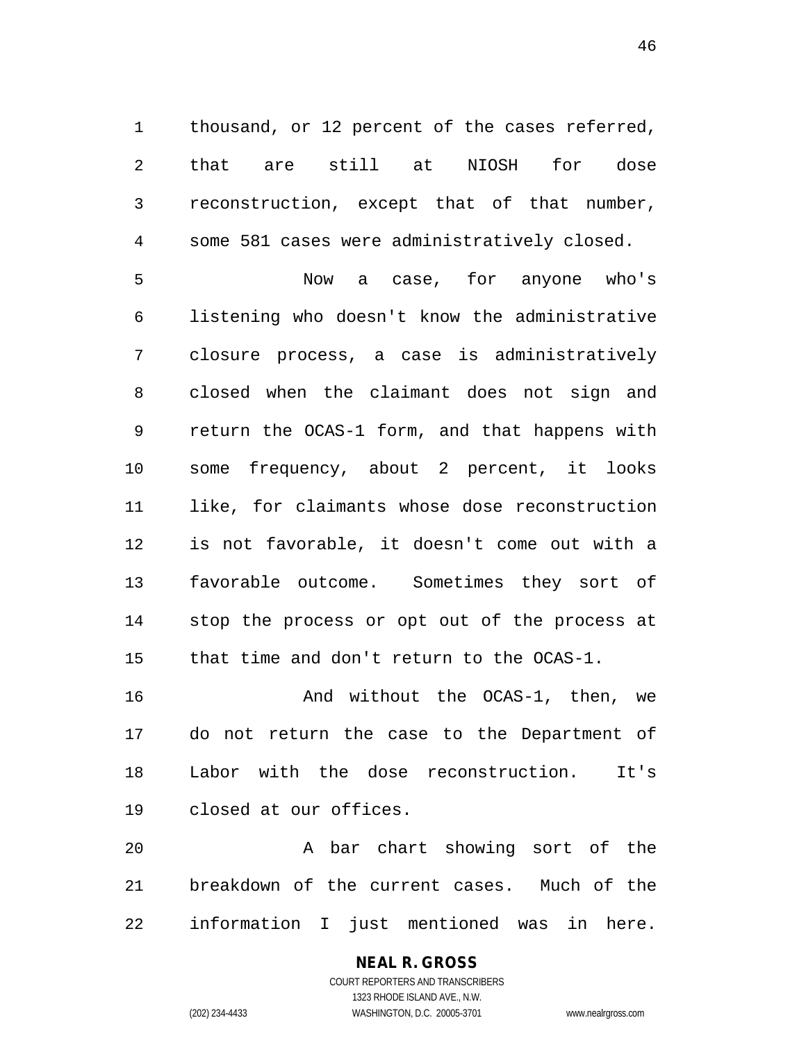thousand, or 12 percent of the cases referred, that are still at NIOSH for dose reconstruction, except that of that number, some 581 cases were administratively closed.

Now a case, for anyone who's listening who doesn't know the administrative closure process, a case is administratively closed when the claimant does not sign and return the OCAS-1 form, and that happens with some frequency, about 2 percent, it looks like, for claimants whose dose reconstruction is not favorable, it doesn't come out with a favorable outcome. Sometimes they sort of stop the process or opt out of the process at that time and don't return to the OCAS-1.

And without the OCAS-1, then, we do not return the case to the Department of Labor with the dose reconstruction. It's closed at our offices.

A bar chart showing sort of the breakdown of the current cases. Much of the information I just mentioned was in here.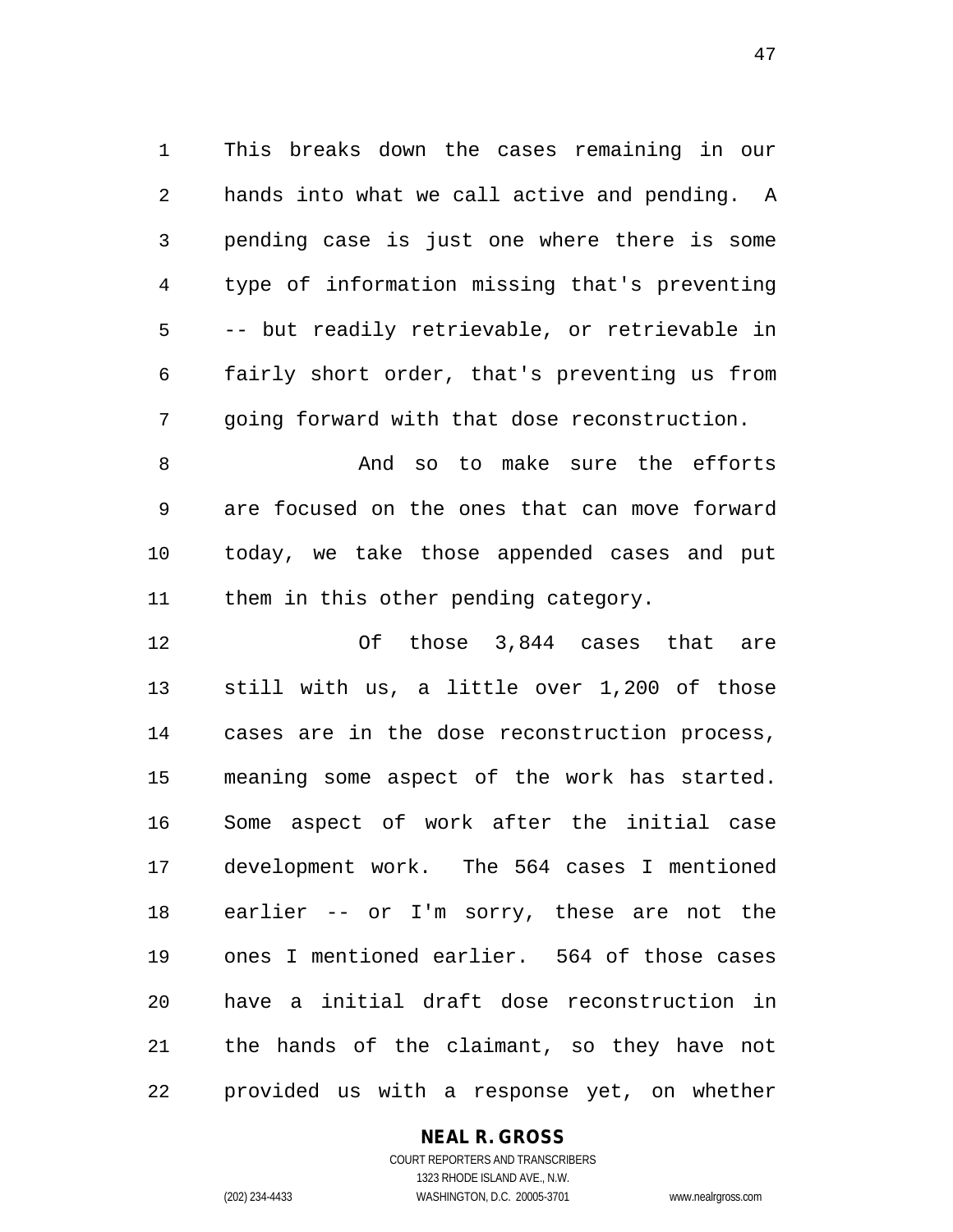This breaks down the cases remaining in our hands into what we call active and pending. A pending case is just one where there is some type of information missing that's preventing -- but readily retrievable, or retrievable in fairly short order, that's preventing us from going forward with that dose reconstruction.

And so to make sure the efforts are focused on the ones that can move forward today, we take those appended cases and put them in this other pending category.

Of those 3,844 cases that are still with us, a little over 1,200 of those cases are in the dose reconstruction process, meaning some aspect of the work has started. Some aspect of work after the initial case development work. The 564 cases I mentioned earlier -- or I'm sorry, these are not the ones I mentioned earlier. 564 of those cases have a initial draft dose reconstruction in the hands of the claimant, so they have not provided us with a response yet, on whether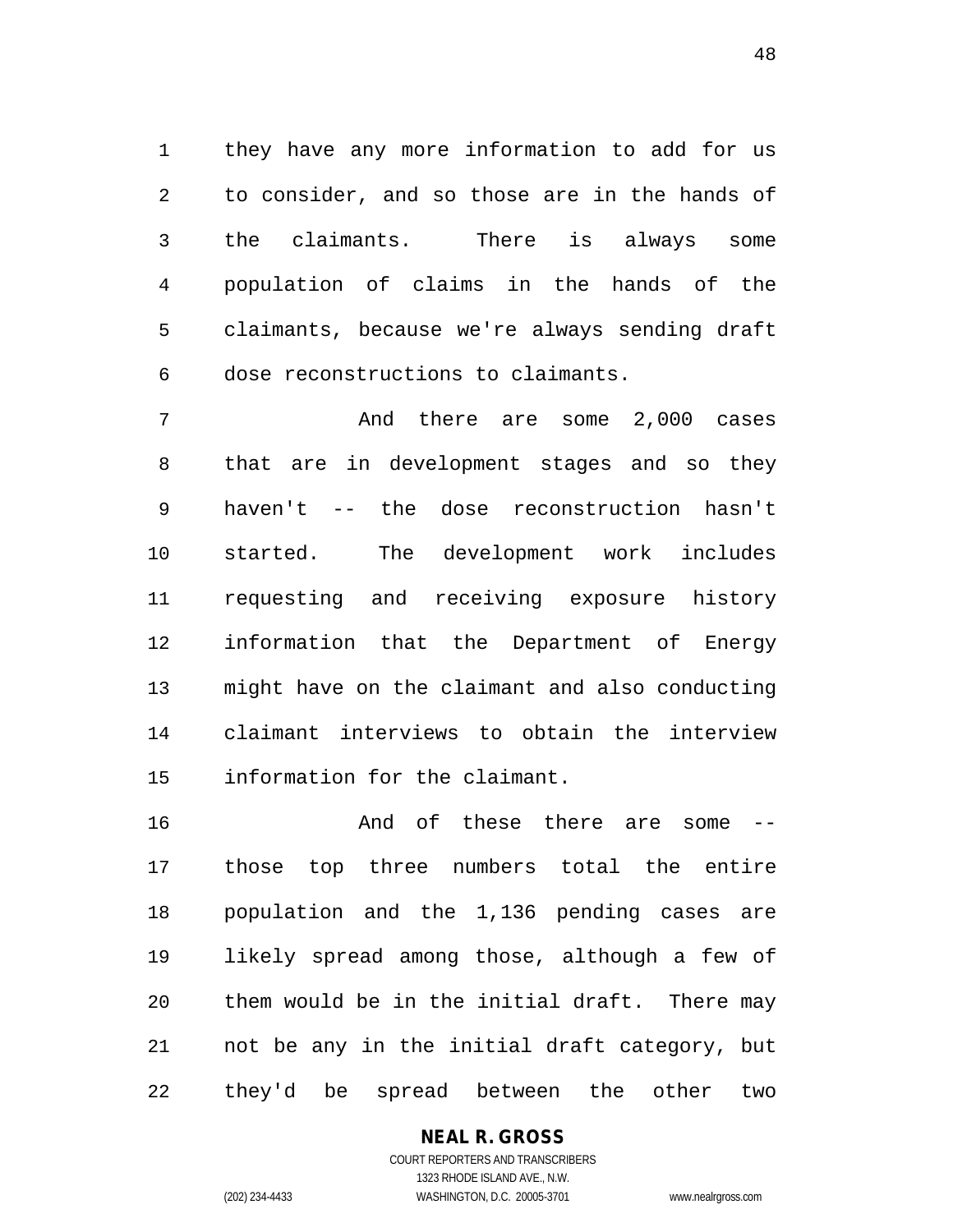they have any more information to add for us to consider, and so those are in the hands of the claimants. There is always some population of claims in the hands of the claimants, because we're always sending draft dose reconstructions to claimants.

And there are some 2,000 cases that are in development stages and so they haven't -- the dose reconstruction hasn't started. The development work includes requesting and receiving exposure history information that the Department of Energy might have on the claimant and also conducting claimant interviews to obtain the interview information for the claimant.

And of these there are some -- those top three numbers total the entire population and the 1,136 pending cases are likely spread among those, although a few of them would be in the initial draft. There may not be any in the initial draft category, but they'd be spread between the other two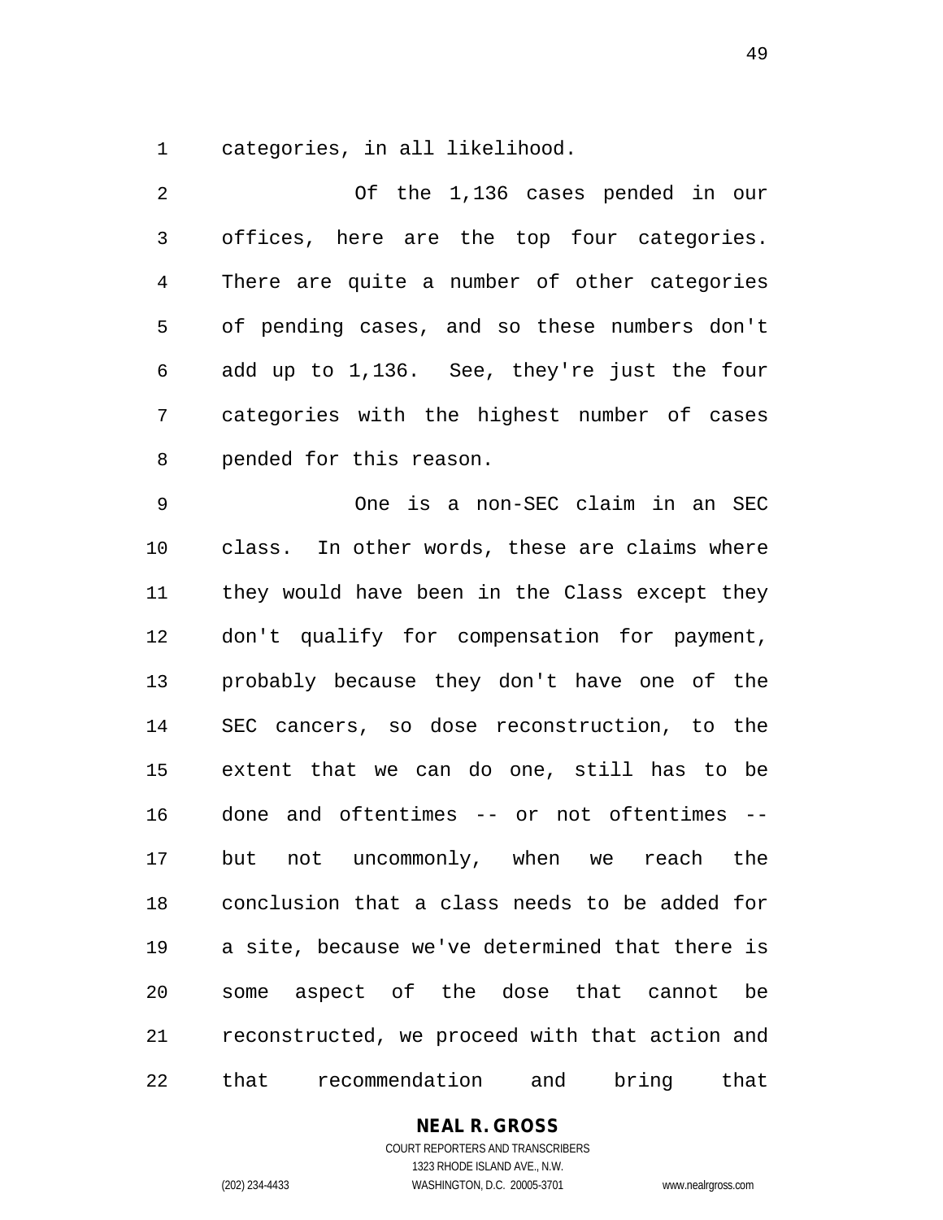categories, in all likelihood.

Of the 1,136 cases pended in our offices, here are the top four categories. There are quite a number of other categories of pending cases, and so these numbers don't add up to 1,136. See, they're just the four categories with the highest number of cases pended for this reason.

One is a non-SEC claim in an SEC class. In other words, these are claims where they would have been in the Class except they don't qualify for compensation for payment, probably because they don't have one of the SEC cancers, so dose reconstruction, to the extent that we can do one, still has to be done and oftentimes -- or not oftentimes -- but not uncommonly, when we reach the conclusion that a class needs to be added for a site, because we've determined that there is some aspect of the dose that cannot be reconstructed, we proceed with that action and that recommendation and bring that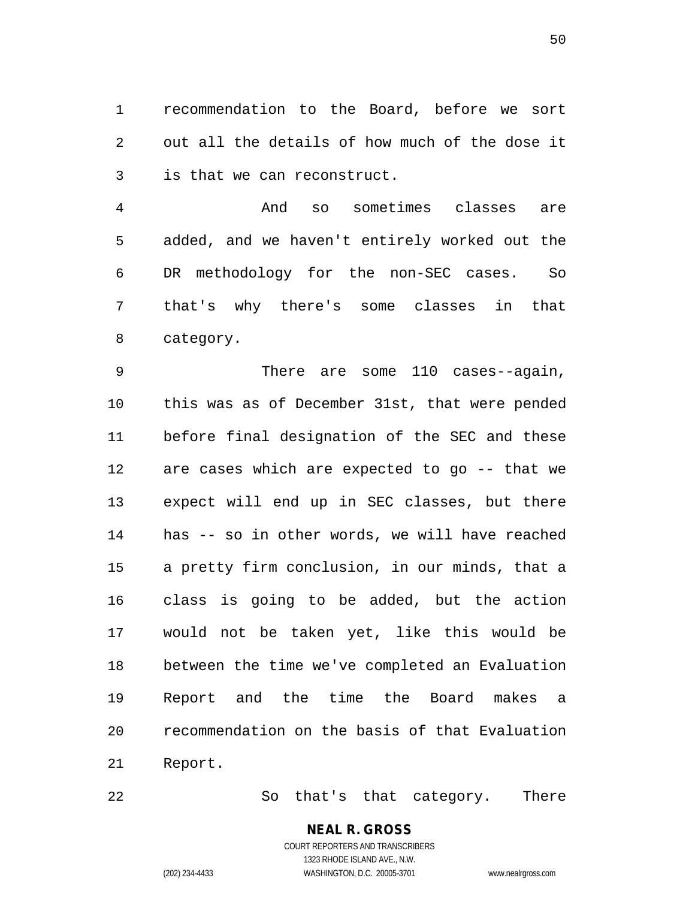recommendation to the Board, before we sort out all the details of how much of the dose it is that we can reconstruct.

And so sometimes classes are added, and we haven't entirely worked out the DR methodology for the non-SEC cases. So that's why there's some classes in that category.

There are some 110 cases--again, this was as of December 31st, that were pended before final designation of the SEC and these are cases which are expected to go -- that we expect will end up in SEC classes, but there has -- so in other words, we will have reached a pretty firm conclusion, in our minds, that a class is going to be added, but the action would not be taken yet, like this would be between the time we've completed an Evaluation Report and the time the Board makes a recommendation on the basis of that Evaluation Report.

So that's that category. There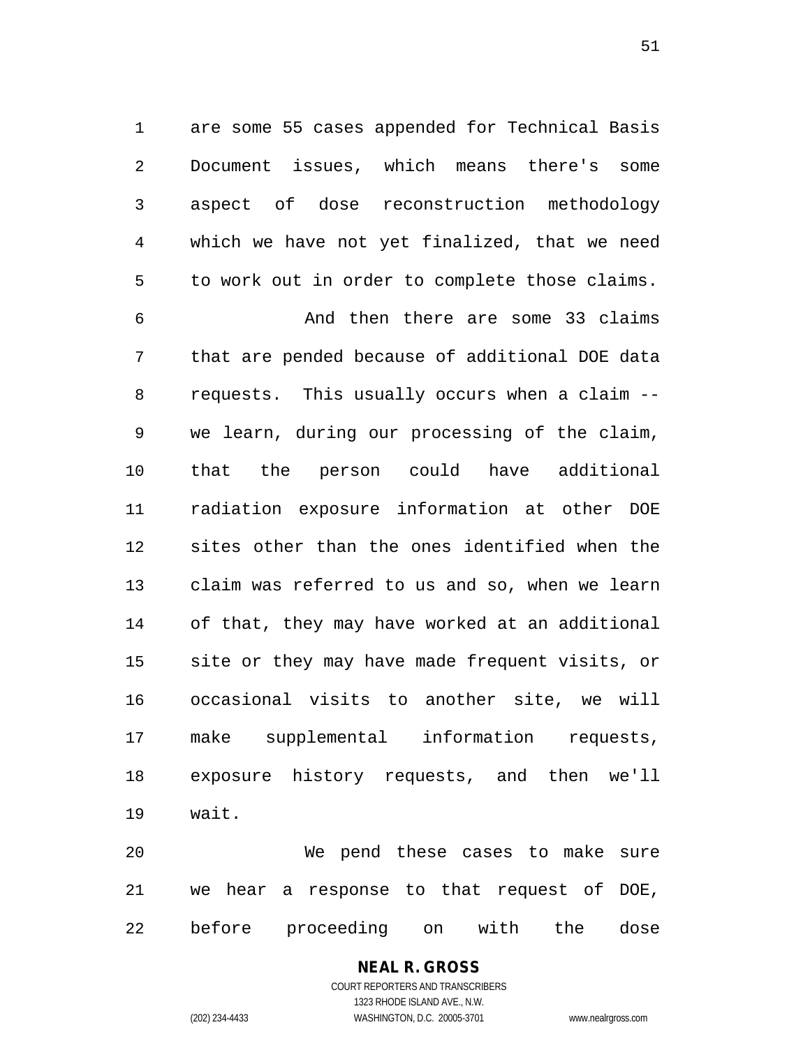are some 55 cases appended for Technical Basis Document issues, which means there's some aspect of dose reconstruction methodology which we have not yet finalized, that we need to work out in order to complete those claims.

And then there are some 33 claims that are pended because of additional DOE data requests. This usually occurs when a claim -- we learn, during our processing of the claim, that the person could have additional radiation exposure information at other DOE sites other than the ones identified when the claim was referred to us and so, when we learn of that, they may have worked at an additional site or they may have made frequent visits, or occasional visits to another site, we will make supplemental information requests, exposure history requests, and then we'll wait.

We pend these cases to make sure we hear a response to that request of DOE, before proceeding on with the dose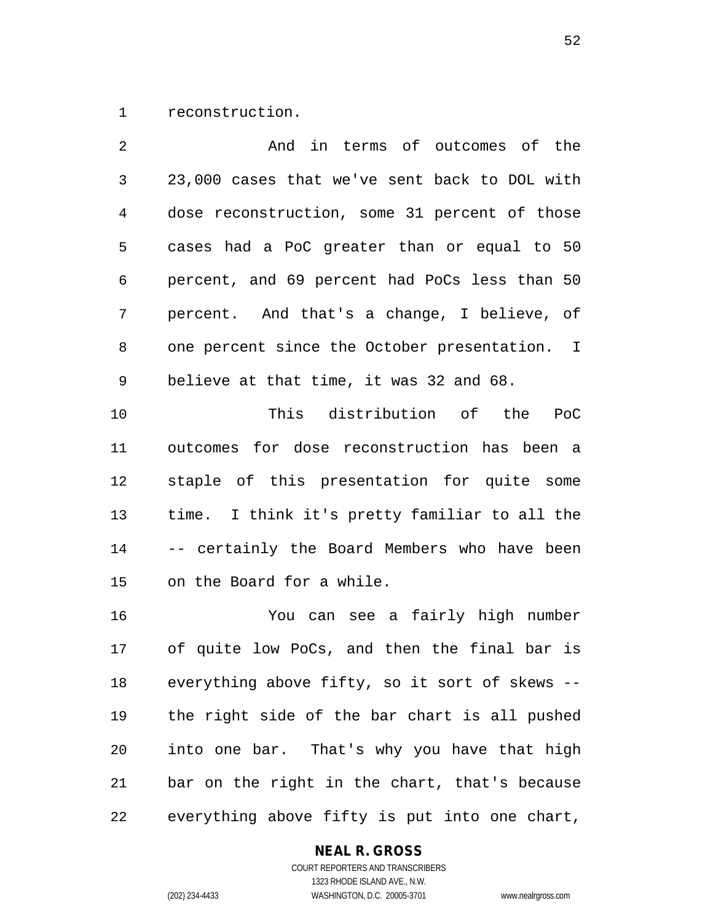reconstruction.

And in terms of outcomes of the 23,000 cases that we've sent back to DOL with dose reconstruction, some 31 percent of those cases had a PoC greater than or equal to 50 percent, and 69 percent had PoCs less than 50 percent. And that's a change, I believe, of one percent since the October presentation. I believe at that time, it was 32 and 68.

This distribution of the PoC outcomes for dose reconstruction has been a staple of this presentation for quite some time. I think it's pretty familiar to all the -- certainly the Board Members who have been on the Board for a while.

You can see a fairly high number of quite low PoCs, and then the final bar is everything above fifty, so it sort of skews -- the right side of the bar chart is all pushed into one bar. That's why you have that high bar on the right in the chart, that's because everything above fifty is put into one chart,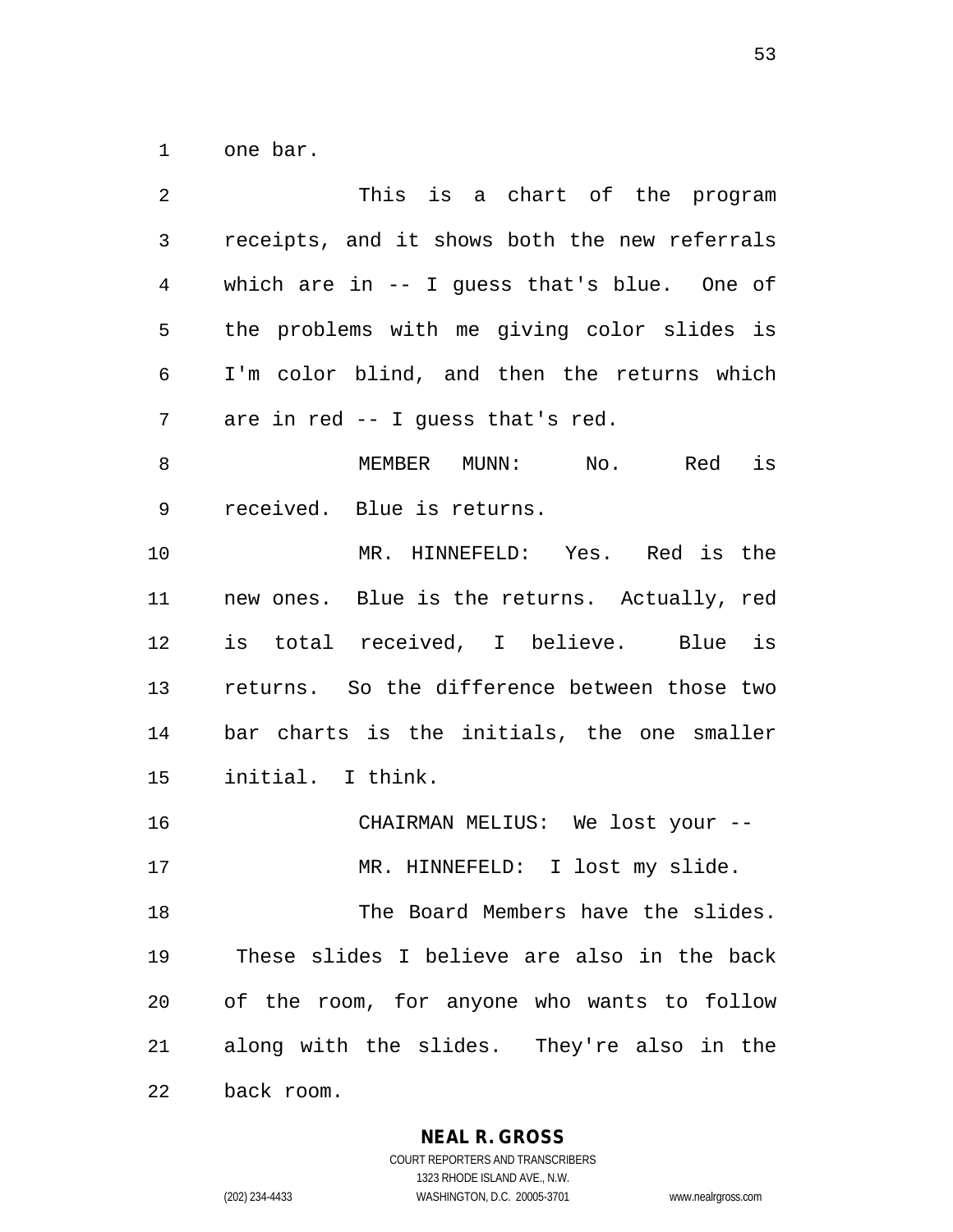one bar.

This is a chart of the program receipts, and it shows both the new referrals which are in -- I guess that's blue. One of the problems with me giving color slides is I'm color blind, and then the returns which are in red -- I guess that's red.

MEMBER MUNN: No. Red is received. Blue is returns.

MR. HINNEFELD: Yes. Red is the new ones. Blue is the returns. Actually, red is total received, I believe. Blue is returns. So the difference between those two bar charts is the initials, the one smaller initial. I think.

CHAIRMAN MELIUS: We lost your --

MR. HINNEFELD: I lost my slide.

The Board Members have the slides. These slides I believe are also in the back of the room, for anyone who wants to follow along with the slides. They're also in the back room.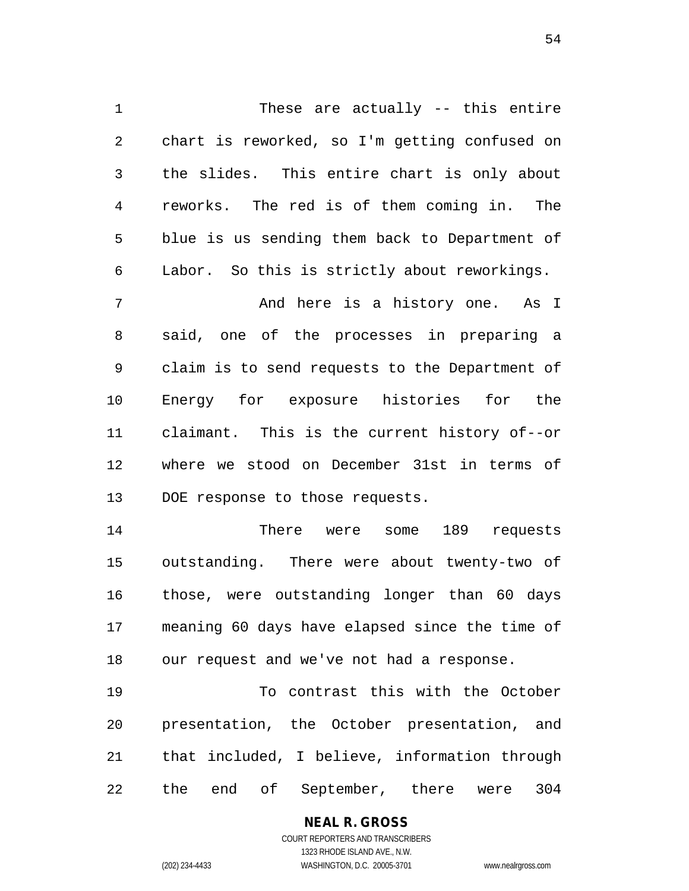These are actually -- this entire chart is reworked, so I'm getting confused on the slides. This entire chart is only about reworks. The red is of them coming in. The blue is us sending them back to Department of Labor. So this is strictly about reworkings.

And here is a history one. As I said, one of the processes in preparing a claim is to send requests to the Department of Energy for exposure histories for the claimant. This is the current history of--or where we stood on December 31st in terms of DOE response to those requests.

There were some 189 requests outstanding. There were about twenty-two of those, were outstanding longer than 60 days meaning 60 days have elapsed since the time of our request and we've not had a response.

To contrast this with the October presentation, the October presentation, and that included, I believe, information through the end of September, there were 304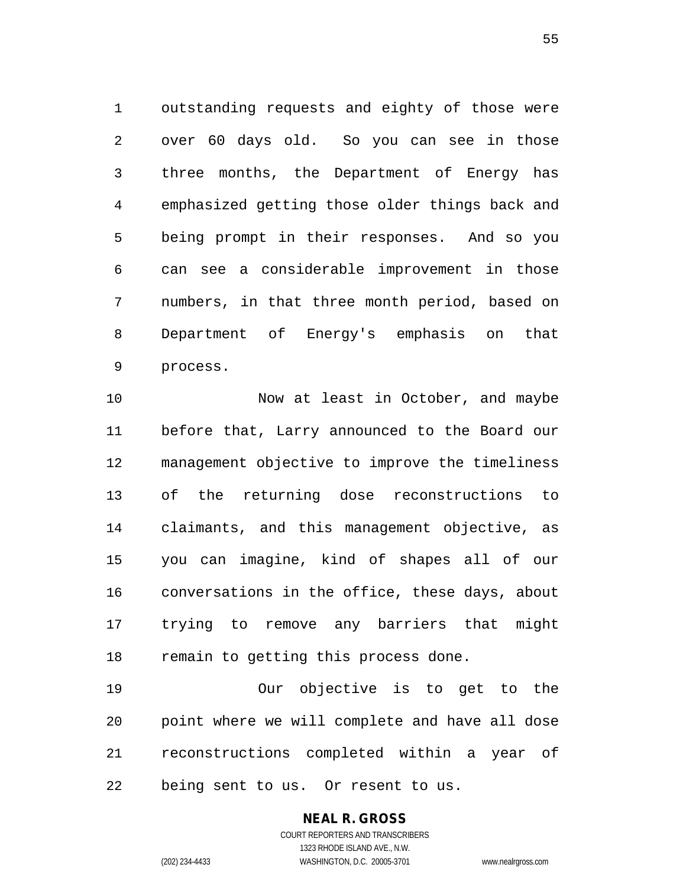outstanding requests and eighty of those were over 60 days old. So you can see in those three months, the Department of Energy has emphasized getting those older things back and being prompt in their responses. And so you can see a considerable improvement in those numbers, in that three month period, based on Department of Energy's emphasis on that process.

Now at least in October, and maybe before that, Larry announced to the Board our management objective to improve the timeliness of the returning dose reconstructions to claimants, and this management objective, as you can imagine, kind of shapes all of our conversations in the office, these days, about trying to remove any barriers that might remain to getting this process done.

Our objective is to get to the point where we will complete and have all dose reconstructions completed within a year of being sent to us. Or resent to us.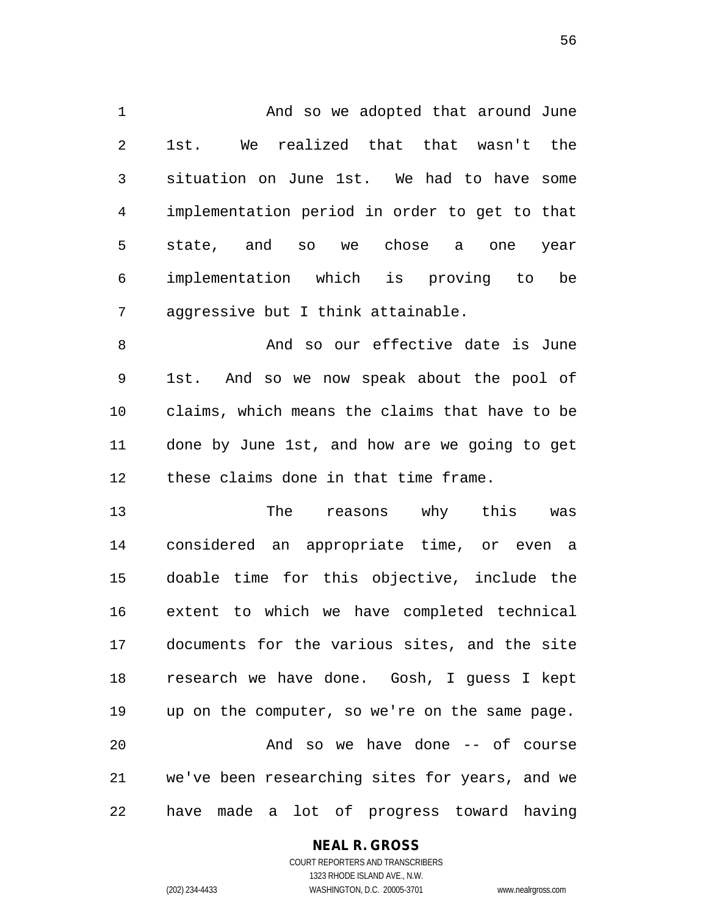And so we adopted that around June 1st. We realized that that wasn't the situation on June 1st. We had to have some implementation period in order to get to that state, and so we chose a one year implementation which is proving to be aggressive but I think attainable.

And so our effective date is June 1st. And so we now speak about the pool of claims, which means the claims that have to be done by June 1st, and how are we going to get these claims done in that time frame.

The reasons why this was considered an appropriate time, or even a doable time for this objective, include the extent to which we have completed technical documents for the various sites, and the site research we have done. Gosh, I guess I kept up on the computer, so we're on the same page.

And so we have done -- of course we've been researching sites for years, and we have made a lot of progress toward having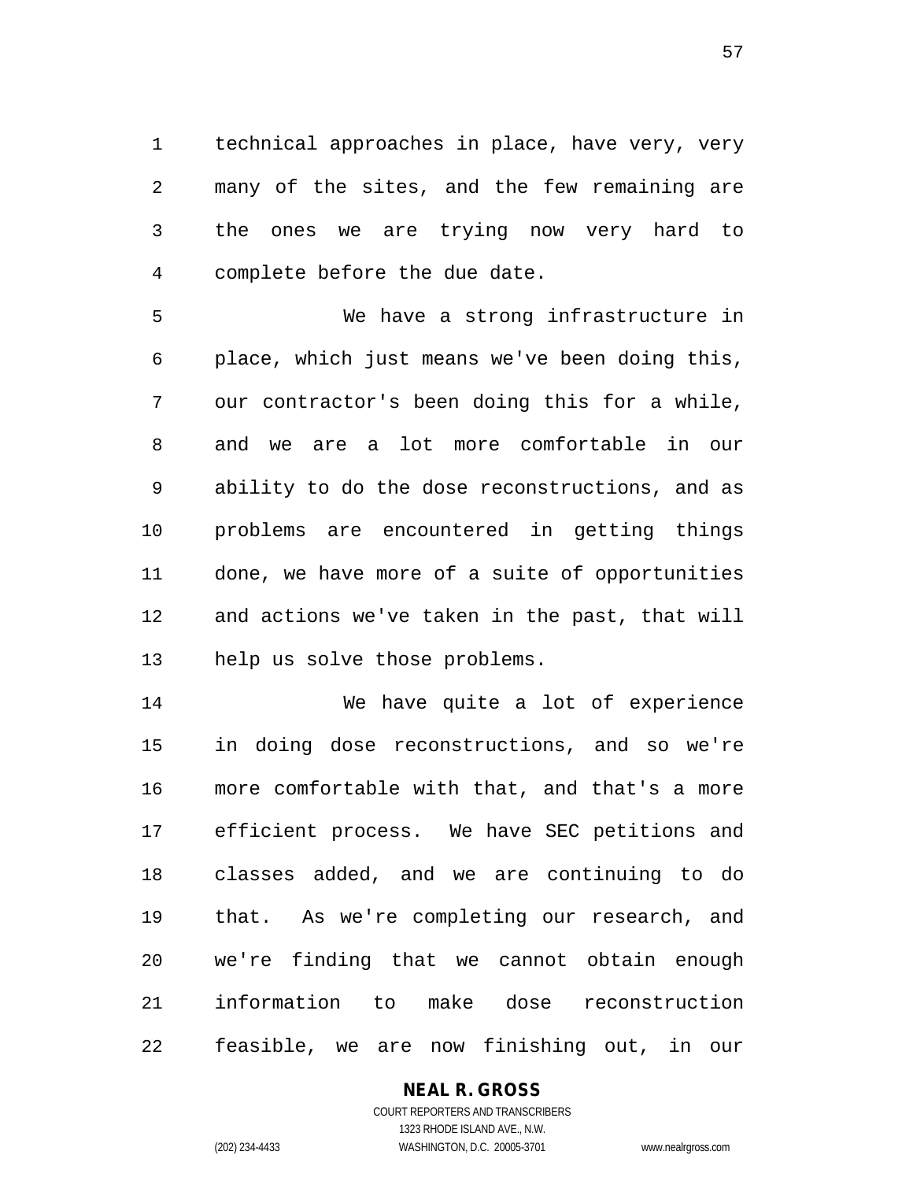technical approaches in place, have very, very many of the sites, and the few remaining are the ones we are trying now very hard to complete before the due date.

We have a strong infrastructure in place, which just means we've been doing this, our contractor's been doing this for a while, and we are a lot more comfortable in our ability to do the dose reconstructions, and as problems are encountered in getting things done, we have more of a suite of opportunities and actions we've taken in the past, that will help us solve those problems.

We have quite a lot of experience in doing dose reconstructions, and so we're more comfortable with that, and that's a more efficient process. We have SEC petitions and classes added, and we are continuing to do that. As we're completing our research, and we're finding that we cannot obtain enough information to make dose reconstruction feasible, we are now finishing out, in our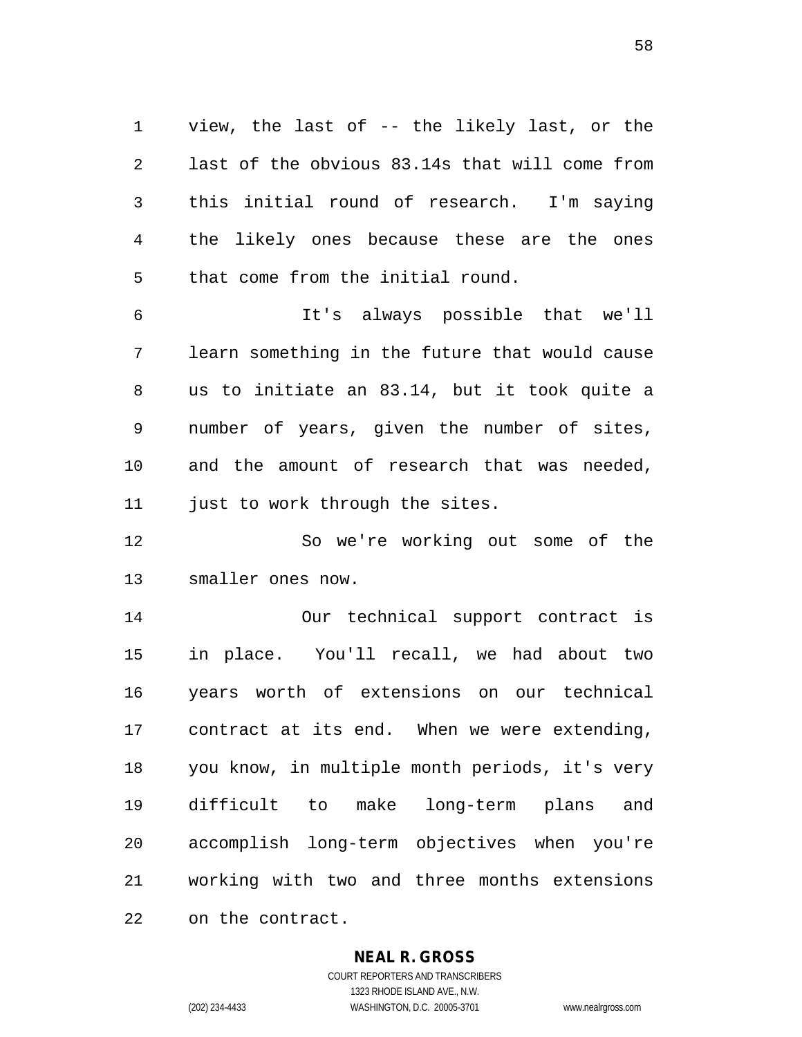view, the last of -- the likely last, or the last of the obvious 83.14s that will come from this initial round of research. I'm saying the likely ones because these are the ones that come from the initial round.

It's always possible that we'll learn something in the future that would cause us to initiate an 83.14, but it took quite a number of years, given the number of sites, and the amount of research that was needed, just to work through the sites.

So we're working out some of the smaller ones now.

Our technical support contract is in place. You'll recall, we had about two years worth of extensions on our technical contract at its end. When we were extending, you know, in multiple month periods, it's very difficult to make long-term plans and accomplish long-term objectives when you're working with two and three months extensions on the contract.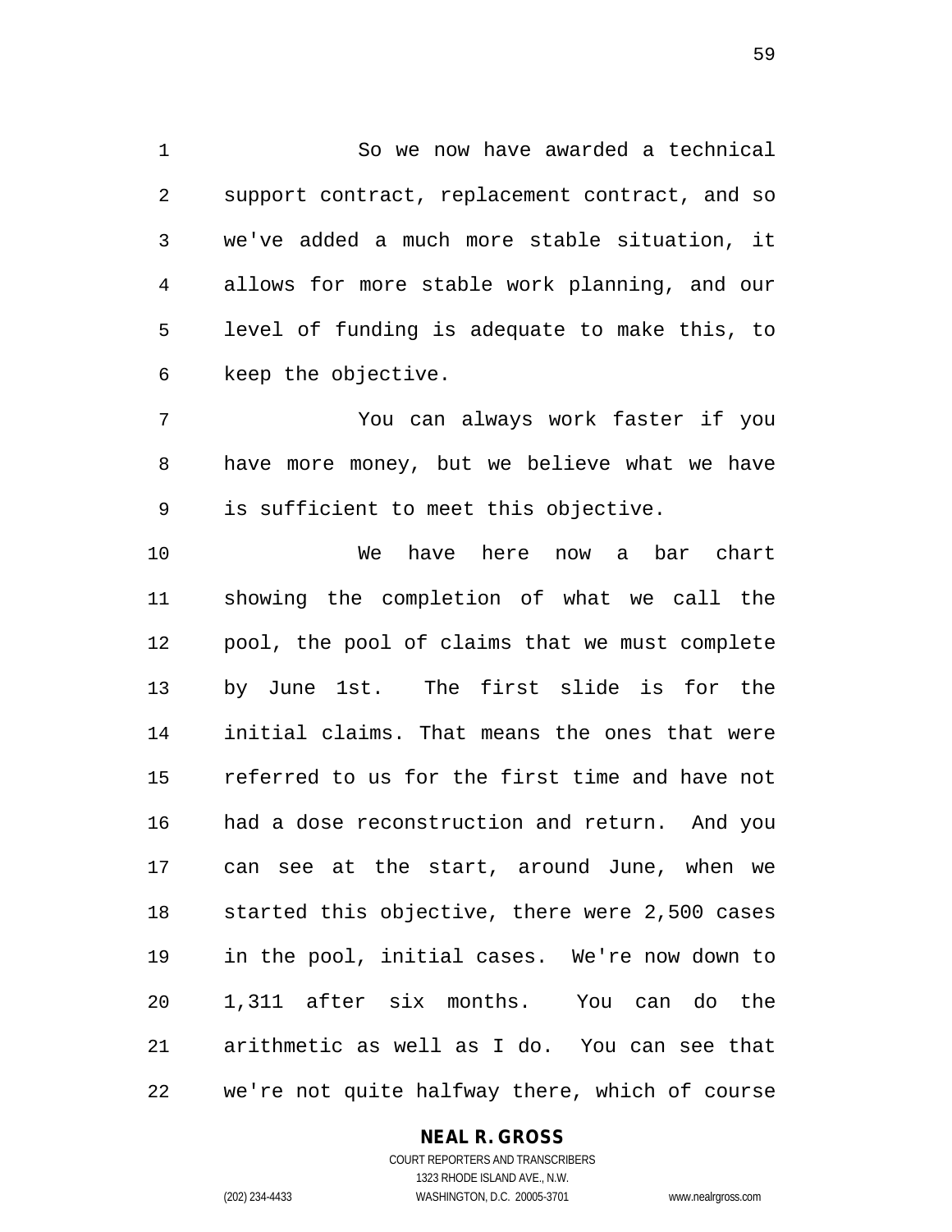So we now have awarded a technical support contract, replacement contract, and so we've added a much more stable situation, it allows for more stable work planning, and our level of funding is adequate to make this, to keep the objective.

You can always work faster if you have more money, but we believe what we have is sufficient to meet this objective.

We have here now a bar chart showing the completion of what we call the pool, the pool of claims that we must complete by June 1st. The first slide is for the initial claims. That means the ones that were referred to us for the first time and have not had a dose reconstruction and return. And you can see at the start, around June, when we started this objective, there were 2,500 cases in the pool, initial cases. We're now down to 1,311 after six months. You can do the arithmetic as well as I do. You can see that we're not quite halfway there, which of course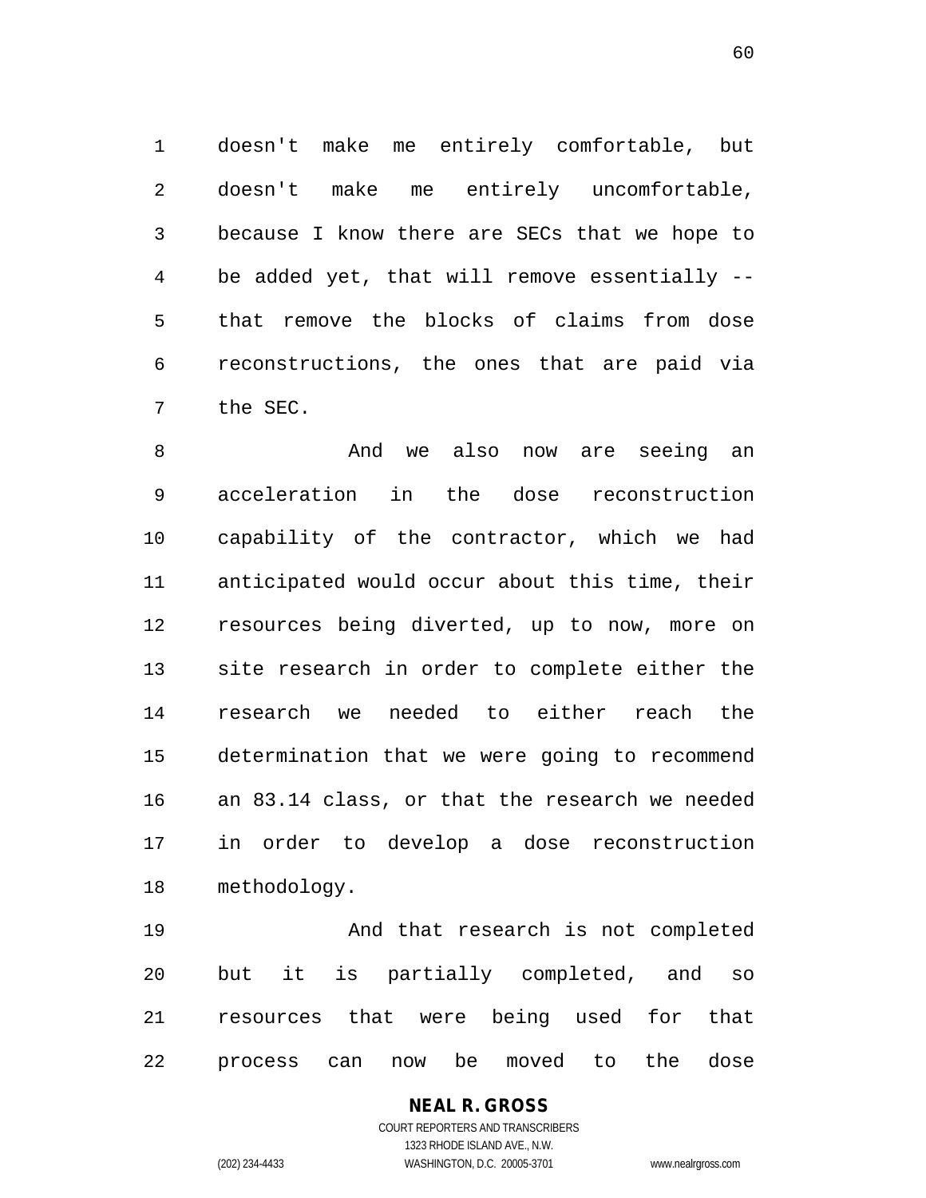doesn't make me entirely comfortable, but doesn't make me entirely uncomfortable, because I know there are SECs that we hope to be added yet, that will remove essentially -- that remove the blocks of claims from dose reconstructions, the ones that are paid via the SEC.

And we also now are seeing an acceleration in the dose reconstruction capability of the contractor, which we had anticipated would occur about this time, their resources being diverted, up to now, more on site research in order to complete either the research we needed to either reach the determination that we were going to recommend an 83.14 class, or that the research we needed in order to develop a dose reconstruction methodology.

And that research is not completed but it is partially completed, and so resources that were being used for that process can now be moved to the dose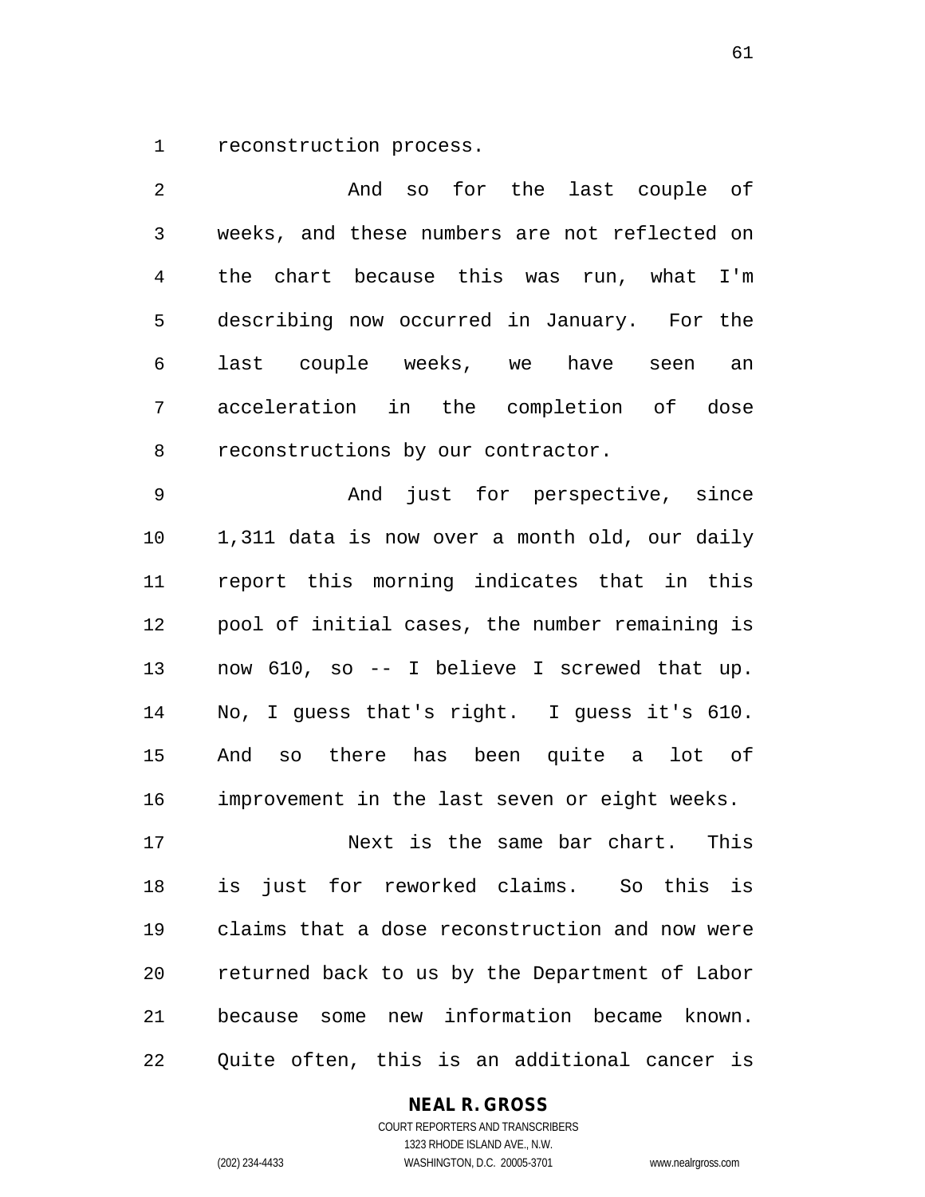reconstruction process.

And so for the last couple of weeks, and these numbers are not reflected on the chart because this was run, what I'm describing now occurred in January. For the last couple weeks, we have seen an acceleration in the completion of dose reconstructions by our contractor.

And just for perspective, since 1,311 data is now over a month old, our daily report this morning indicates that in this pool of initial cases, the number remaining is now 610, so -- I believe I screwed that up. No, I guess that's right. I guess it's 610. And so there has been quite a lot of improvement in the last seven or eight weeks.

Next is the same bar chart. This is just for reworked claims. So this is claims that a dose reconstruction and now were returned back to us by the Department of Labor because some new information became known. Quite often, this is an additional cancer is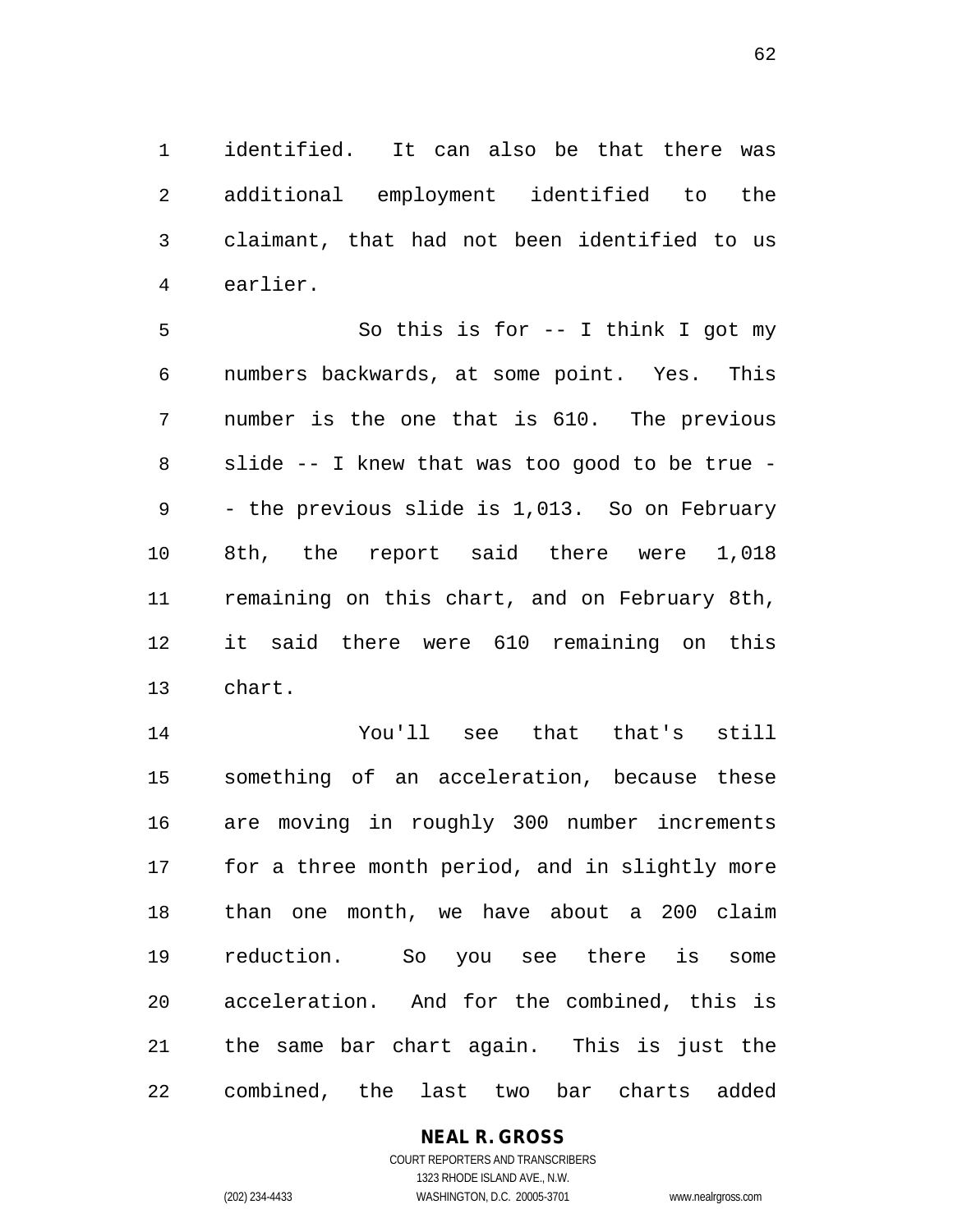identified. It can also be that there was additional employment identified to the claimant, that had not been identified to us earlier.

So this is for -- I think I got my numbers backwards, at some point. Yes. This number is the one that is 610. The previous slide -- I knew that was too good to be true -- the previous slide is 1,013. So on February 8th, the report said there were 1,018 remaining on this chart, and on February 8th, it said there were 610 remaining on this chart.

You'll see that that's still something of an acceleration, because these are moving in roughly 300 number increments for a three month period, and in slightly more than one month, we have about a 200 claim reduction. So you see there is some acceleration. And for the combined, this is the same bar chart again. This is just the combined, the last two bar charts added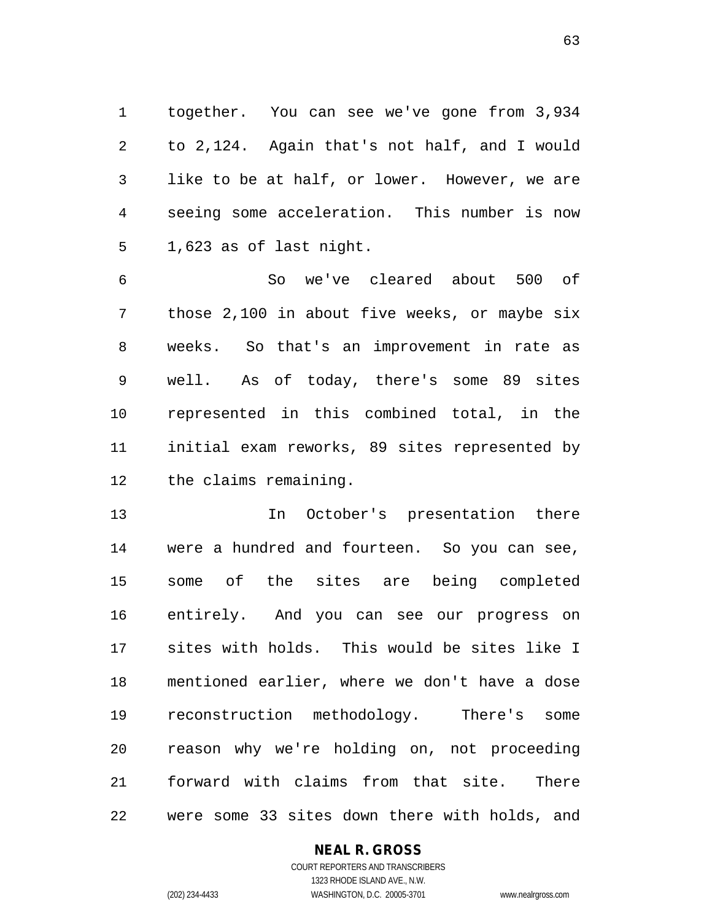together. You can see we've gone from 3,934 to 2,124. Again that's not half, and I would like to be at half, or lower. However, we are seeing some acceleration. This number is now 1,623 as of last night.

So we've cleared about 500 of those 2,100 in about five weeks, or maybe six weeks. So that's an improvement in rate as well. As of today, there's some 89 sites represented in this combined total, in the initial exam reworks, 89 sites represented by the claims remaining.

In October's presentation there were a hundred and fourteen. So you can see, some of the sites are being completed entirely. And you can see our progress on sites with holds. This would be sites like I mentioned earlier, where we don't have a dose reconstruction methodology. There's some reason why we're holding on, not proceeding forward with claims from that site. There were some 33 sites down there with holds, and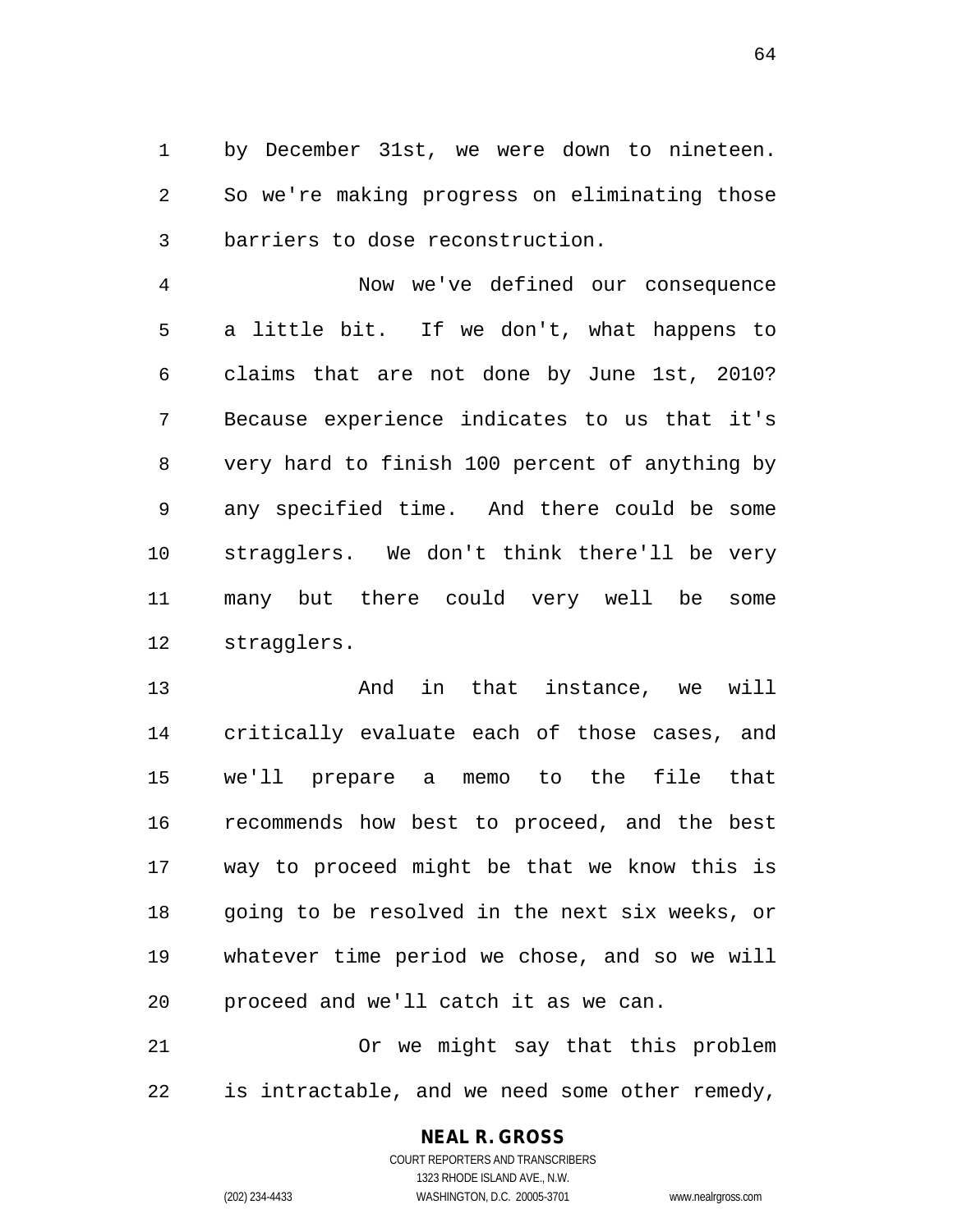by December 31st, we were down to nineteen. So we're making progress on eliminating those barriers to dose reconstruction.

Now we've defined our consequence a little bit. If we don't, what happens to claims that are not done by June 1st, 2010? Because experience indicates to us that it's very hard to finish 100 percent of anything by any specified time. And there could be some stragglers. We don't think there'll be very many but there could very well be some stragglers.

And in that instance, we will critically evaluate each of those cases, and we'll prepare a memo to the file that recommends how best to proceed, and the best way to proceed might be that we know this is going to be resolved in the next six weeks, or whatever time period we chose, and so we will proceed and we'll catch it as we can.

Or we might say that this problem is intractable, and we need some other remedy,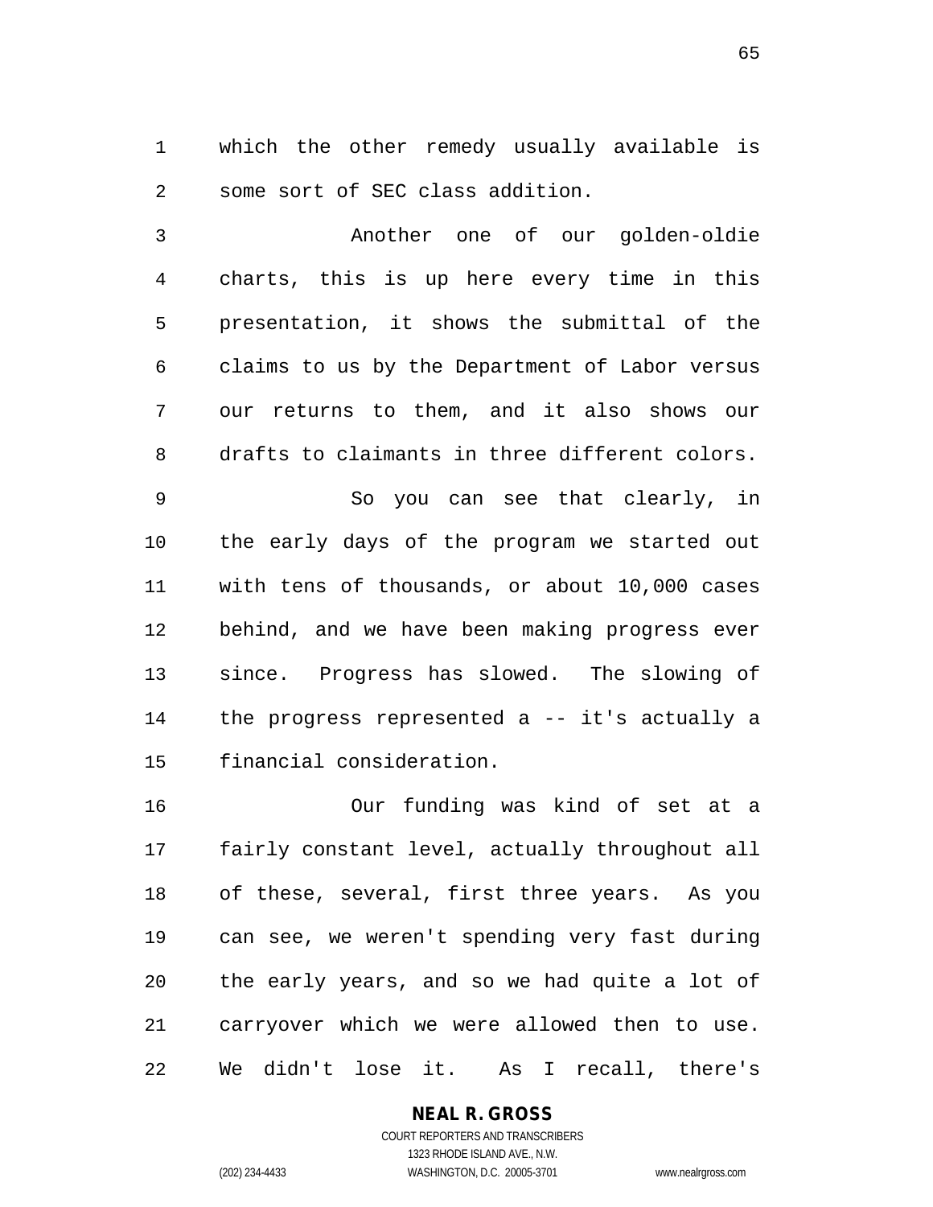which the other remedy usually available is some sort of SEC class addition.

Another one of our golden-oldie charts, this is up here every time in this presentation, it shows the submittal of the claims to us by the Department of Labor versus our returns to them, and it also shows our drafts to claimants in three different colors.

So you can see that clearly, in the early days of the program we started out with tens of thousands, or about 10,000 cases behind, and we have been making progress ever since. Progress has slowed. The slowing of the progress represented a -- it's actually a financial consideration.

Our funding was kind of set at a fairly constant level, actually throughout all of these, several, first three years. As you can see, we weren't spending very fast during the early years, and so we had quite a lot of carryover which we were allowed then to use. We didn't lose it. As I recall, there's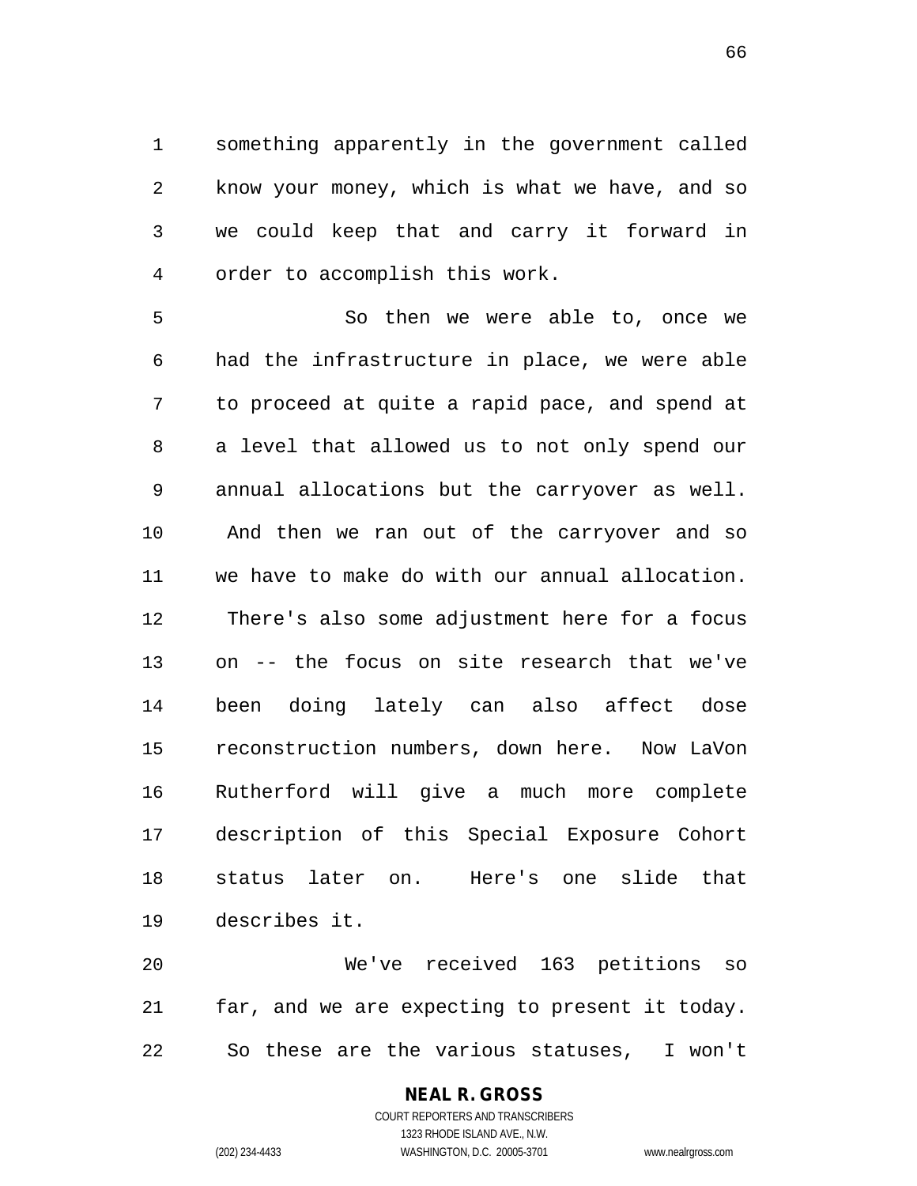something apparently in the government called know your money, which is what we have, and so we could keep that and carry it forward in order to accomplish this work.

So then we were able to, once we had the infrastructure in place, we were able to proceed at quite a rapid pace, and spend at a level that allowed us to not only spend our annual allocations but the carryover as well. And then we ran out of the carryover and so we have to make do with our annual allocation. There's also some adjustment here for a focus on -- the focus on site research that we've been doing lately can also affect dose reconstruction numbers, down here. Now LaVon Rutherford will give a much more complete description of this Special Exposure Cohort status later on. Here's one slide that describes it.

We've received 163 petitions so far, and we are expecting to present it today. So these are the various statuses, I won't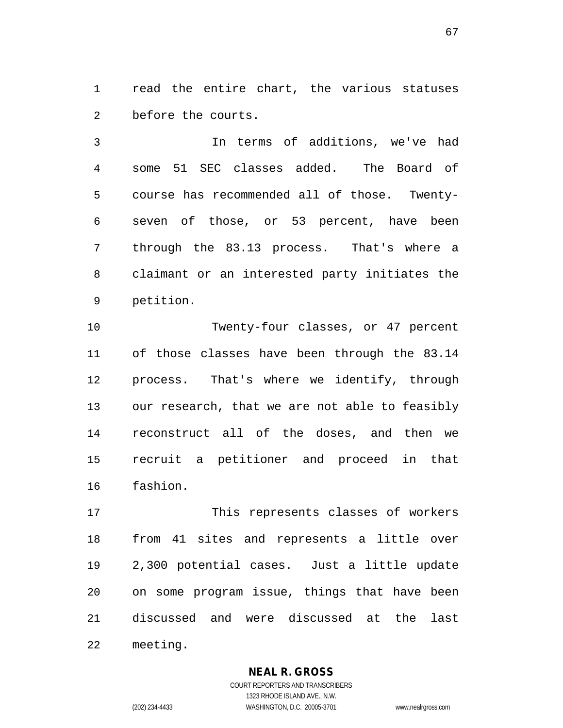read the entire chart, the various statuses before the courts.

In terms of additions, we've had some 51 SEC classes added. The Board of course has recommended all of those. Twenty-seven of those, or 53 percent, have been through the 83.13 process. That's where a claimant or an interested party initiates the petition.

Twenty-four classes, or 47 percent of those classes have been through the 83.14 process. That's where we identify, through our research, that we are not able to feasibly reconstruct all of the doses, and then we recruit a petitioner and proceed in that fashion.

This represents classes of workers from 41 sites and represents a little over 2,300 potential cases. Just a little update on some program issue, things that have been discussed and were discussed at the last meeting.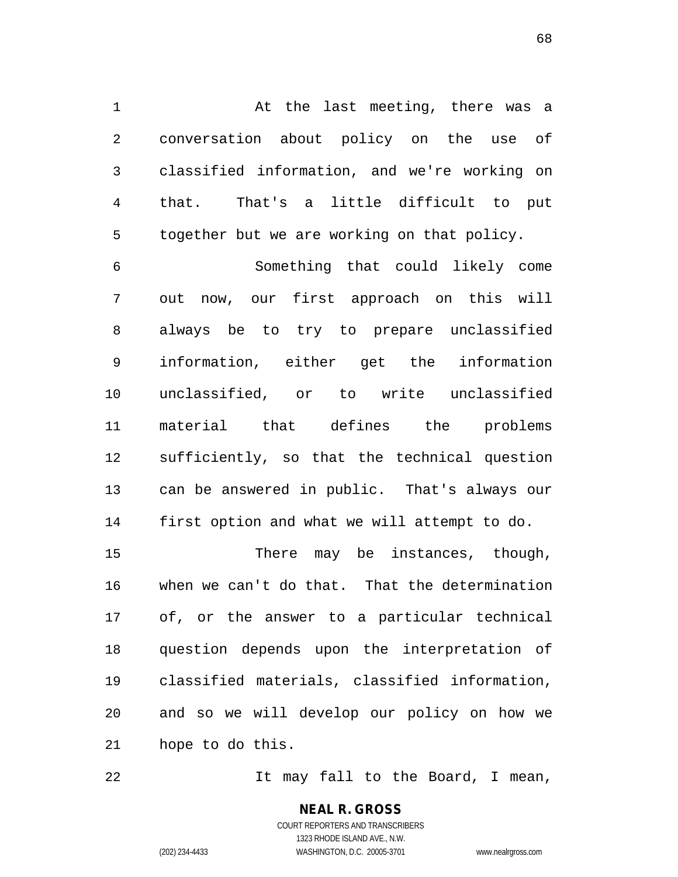At the last meeting, there was a conversation about policy on the use of classified information, and we're working on that. That's a little difficult to put together but we are working on that policy.

Something that could likely come out now, our first approach on this will always be to try to prepare unclassified information, either get the information unclassified, or to write unclassified material that defines the problems sufficiently, so that the technical question can be answered in public. That's always our first option and what we will attempt to do.

There may be instances, though, when we can't do that. That the determination of, or the answer to a particular technical question depends upon the interpretation of classified materials, classified information, and so we will develop our policy on how we hope to do this.

It may fall to the Board, I mean,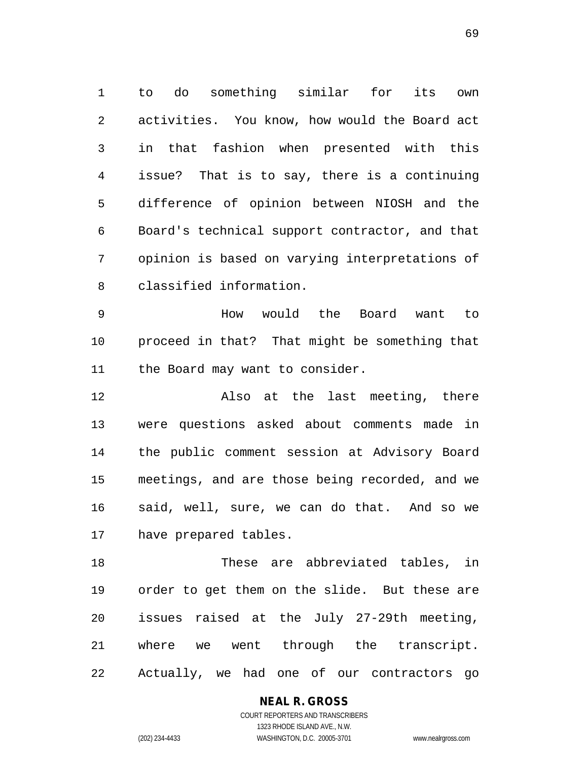to do something similar for its own activities. You know, how would the Board act in that fashion when presented with this issue? That is to say, there is a continuing difference of opinion between NIOSH and the Board's technical support contractor, and that opinion is based on varying interpretations of classified information.

How would the Board want to proceed in that? That might be something that the Board may want to consider.

Also at the last meeting, there were questions asked about comments made in the public comment session at Advisory Board meetings, and are those being recorded, and we said, well, sure, we can do that. And so we have prepared tables.

These are abbreviated tables, in order to get them on the slide. But these are issues raised at the July 27-29th meeting, where we went through the transcript. Actually, we had one of our contractors go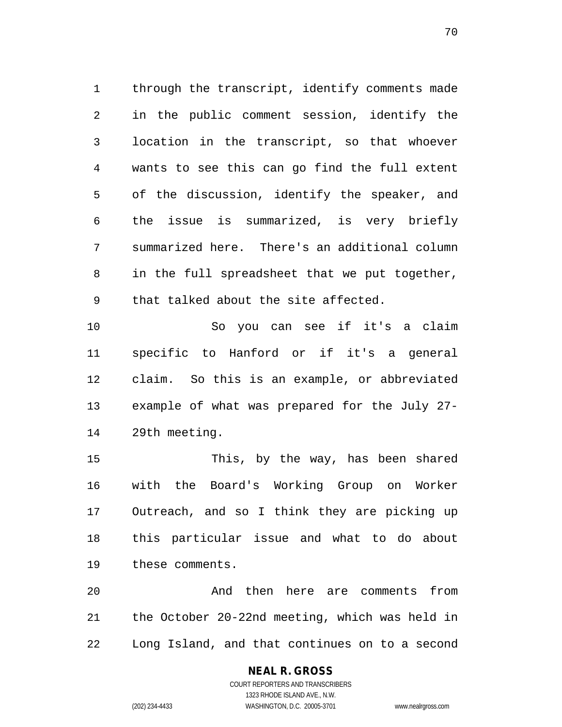through the transcript, identify comments made in the public comment session, identify the location in the transcript, so that whoever wants to see this can go find the full extent of the discussion, identify the speaker, and the issue is summarized, is very briefly summarized here. There's an additional column in the full spreadsheet that we put together, that talked about the site affected.

So you can see if it's a claim specific to Hanford or if it's a general claim. So this is an example, or abbreviated example of what was prepared for the July 27-29th meeting.

This, by the way, has been shared with the Board's Working Group on Worker Outreach, and so I think they are picking up this particular issue and what to do about these comments.

And then here are comments from the October 20-22nd meeting, which was held in Long Island, and that continues on to a second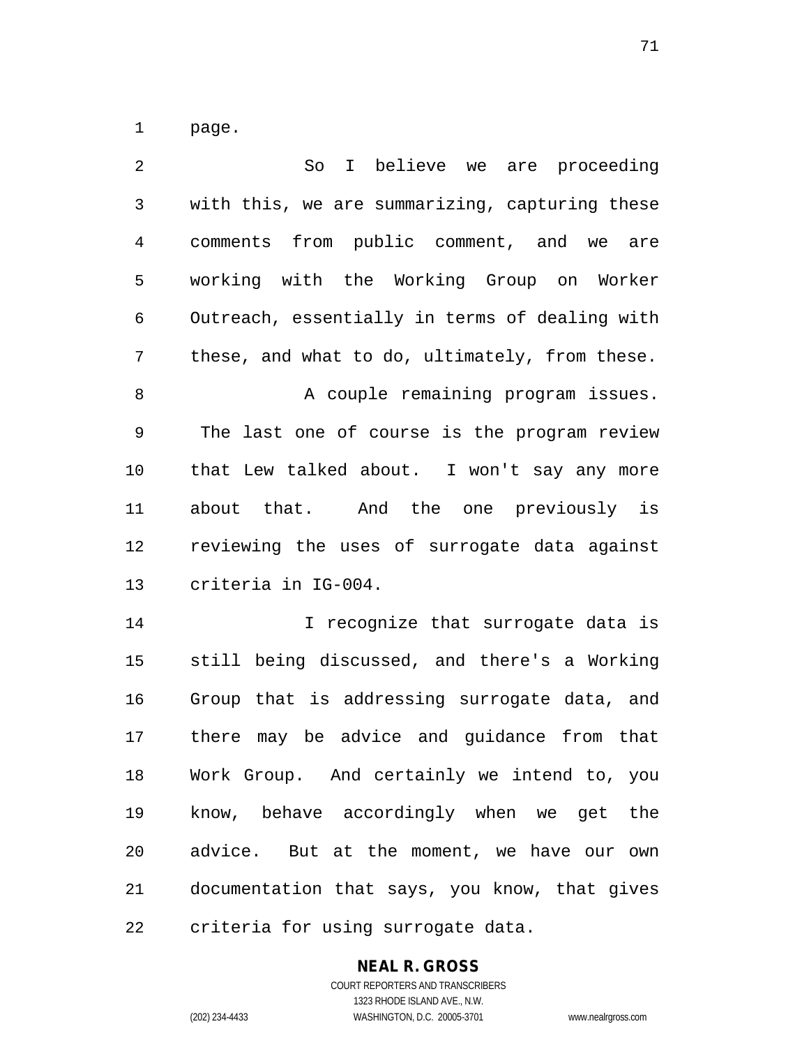page.

So I believe we are proceeding with this, we are summarizing, capturing these comments from public comment, and we are working with the Working Group on Worker Outreach, essentially in terms of dealing with these, and what to do, ultimately, from these.

A couple remaining program issues. The last one of course is the program review that Lew talked about. I won't say any more about that. And the one previously is reviewing the uses of surrogate data against criteria in IG-004.

I recognize that surrogate data is still being discussed, and there's a Working Group that is addressing surrogate data, and there may be advice and guidance from that Work Group. And certainly we intend to, you know, behave accordingly when we get the advice. But at the moment, we have our own documentation that says, you know, that gives criteria for using surrogate data.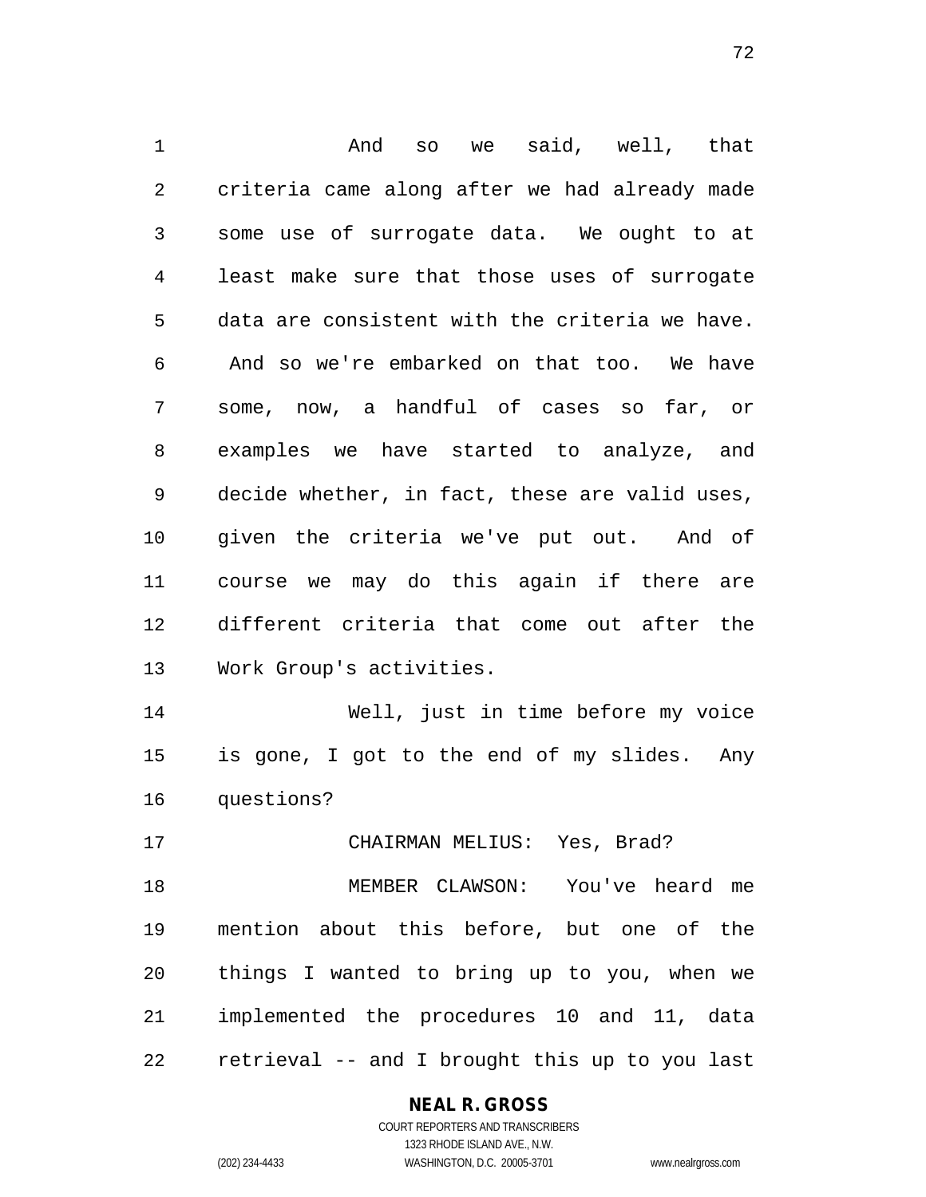And so we said, well, that criteria came along after we had already made some use of surrogate data. We ought to at least make sure that those uses of surrogate data are consistent with the criteria we have. And so we're embarked on that too. We have some, now, a handful of cases so far, or examples we have started to analyze, and decide whether, in fact, these are valid uses, given the criteria we've put out. And of course we may do this again if there are different criteria that come out after the Work Group's activities.

Well, just in time before my voice is gone, I got to the end of my slides. Any questions?

CHAIRMAN MELIUS: Yes, Brad?

MEMBER CLAWSON: You've heard me mention about this before, but one of the things I wanted to bring up to you, when we implemented the procedures 10 and 11, data retrieval -- and I brought this up to you last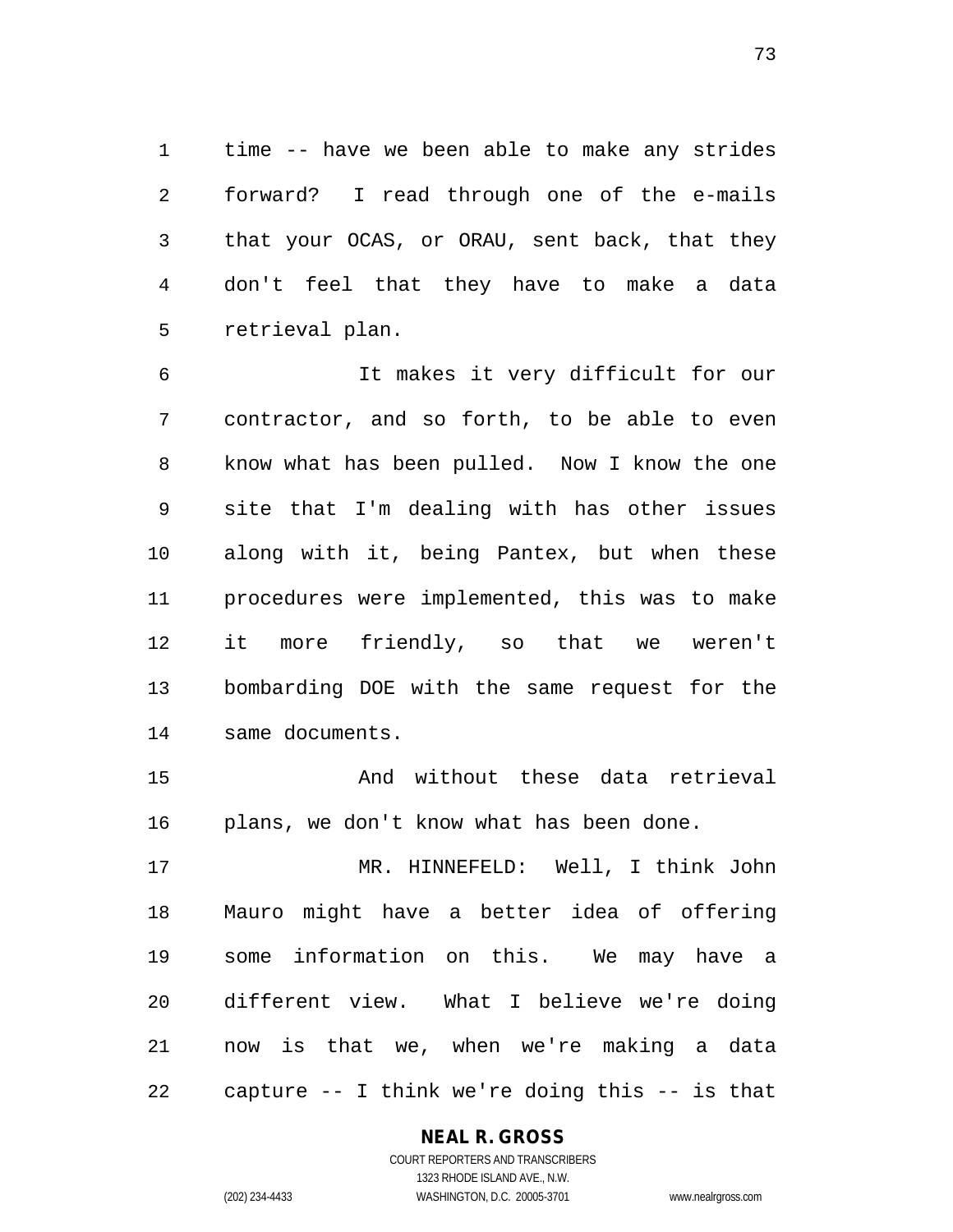time -- have we been able to make any strides forward? I read through one of the e-mails that your OCAS, or ORAU, sent back, that they don't feel that they have to make a data retrieval plan.

It makes it very difficult for our contractor, and so forth, to be able to even know what has been pulled. Now I know the one site that I'm dealing with has other issues along with it, being Pantex, but when these procedures were implemented, this was to make it more friendly, so that we weren't bombarding DOE with the same request for the same documents.

And without these data retrieval plans, we don't know what has been done.

MR. HINNEFELD: Well, I think John Mauro might have a better idea of offering some information on this. We may have a different view. What I believe we're doing now is that we, when we're making a data capture -- I think we're doing this -- is that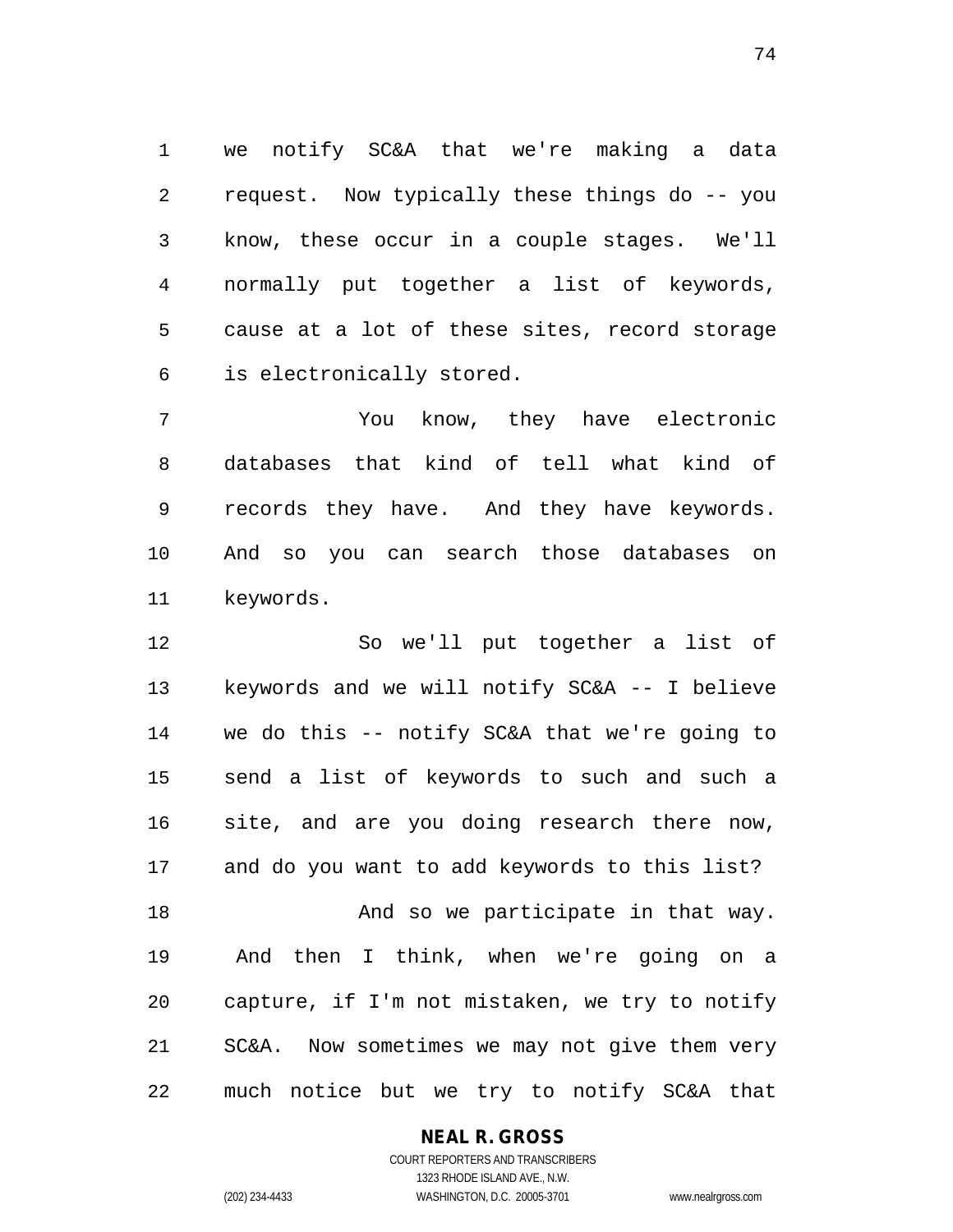we notify SC&A that we're making a data request. Now typically these things do -- you know, these occur in a couple stages. We'll normally put together a list of keywords, cause at a lot of these sites, record storage is electronically stored.

You know, they have electronic databases that kind of tell what kind of records they have. And they have keywords. And so you can search those databases on keywords.

So we'll put together a list of keywords and we will notify SC&A -- I believe we do this -- notify SC&A that we're going to send a list of keywords to such and such a site, and are you doing research there now, and do you want to add keywords to this list?

And so we participate in that way. And then I think, when we're going on a capture, if I'm not mistaken, we try to notify SC&A. Now sometimes we may not give them very much notice but we try to notify SC&A that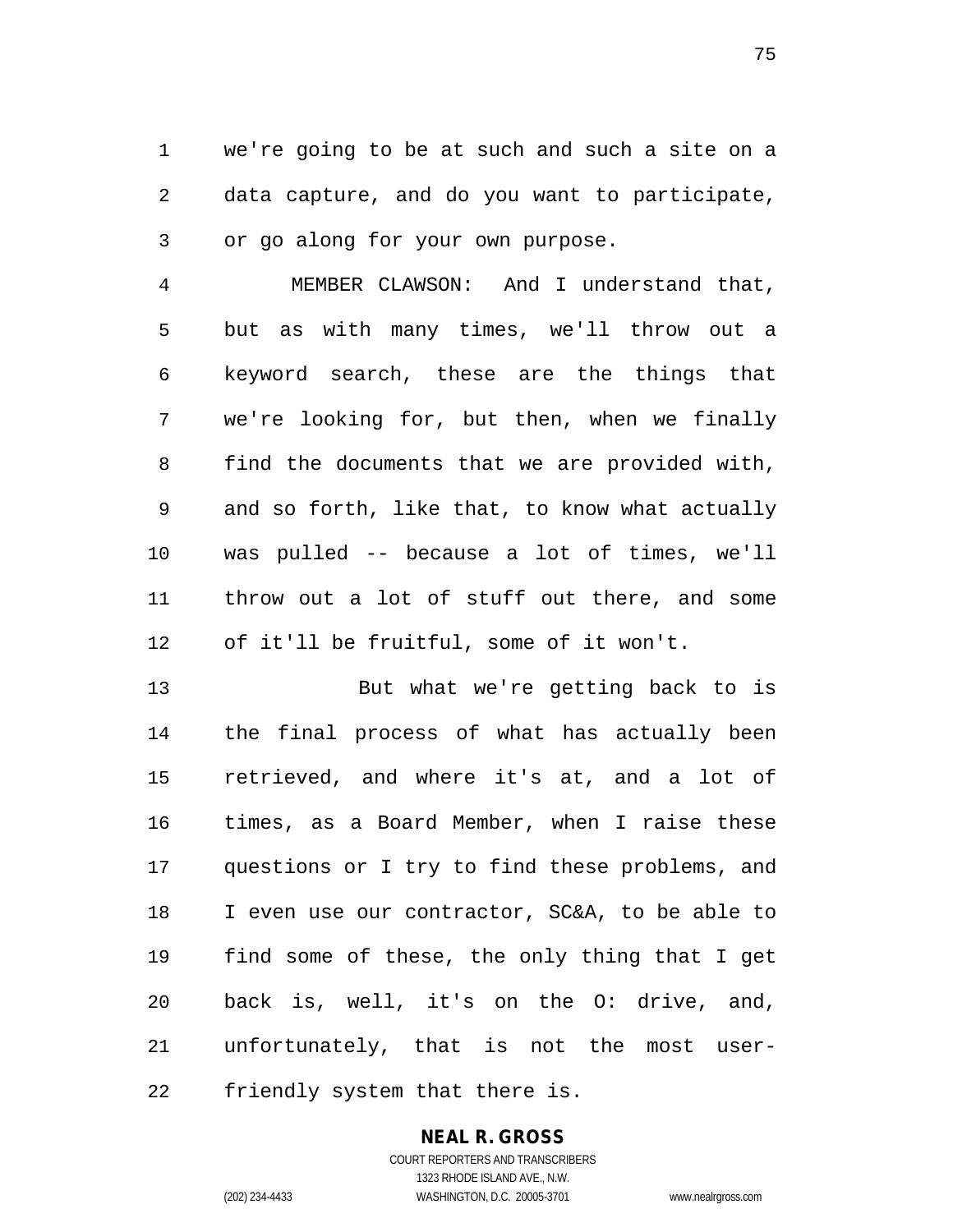we're going to be at such and such a site on a data capture, and do you want to participate, or go along for your own purpose.

MEMBER CLAWSON: And I understand that, but as with many times, we'll throw out a keyword search, these are the things that we're looking for, but then, when we finally find the documents that we are provided with, and so forth, like that, to know what actually was pulled -- because a lot of times, we'll throw out a lot of stuff out there, and some of it'll be fruitful, some of it won't.

But what we're getting back to is the final process of what has actually been retrieved, and where it's at, and a lot of times, as a Board Member, when I raise these questions or I try to find these problems, and I even use our contractor, SC&A, to be able to find some of these, the only thing that I get back is, well, it's on the O: drive, and, unfortunately, that is not the most user-friendly system that there is.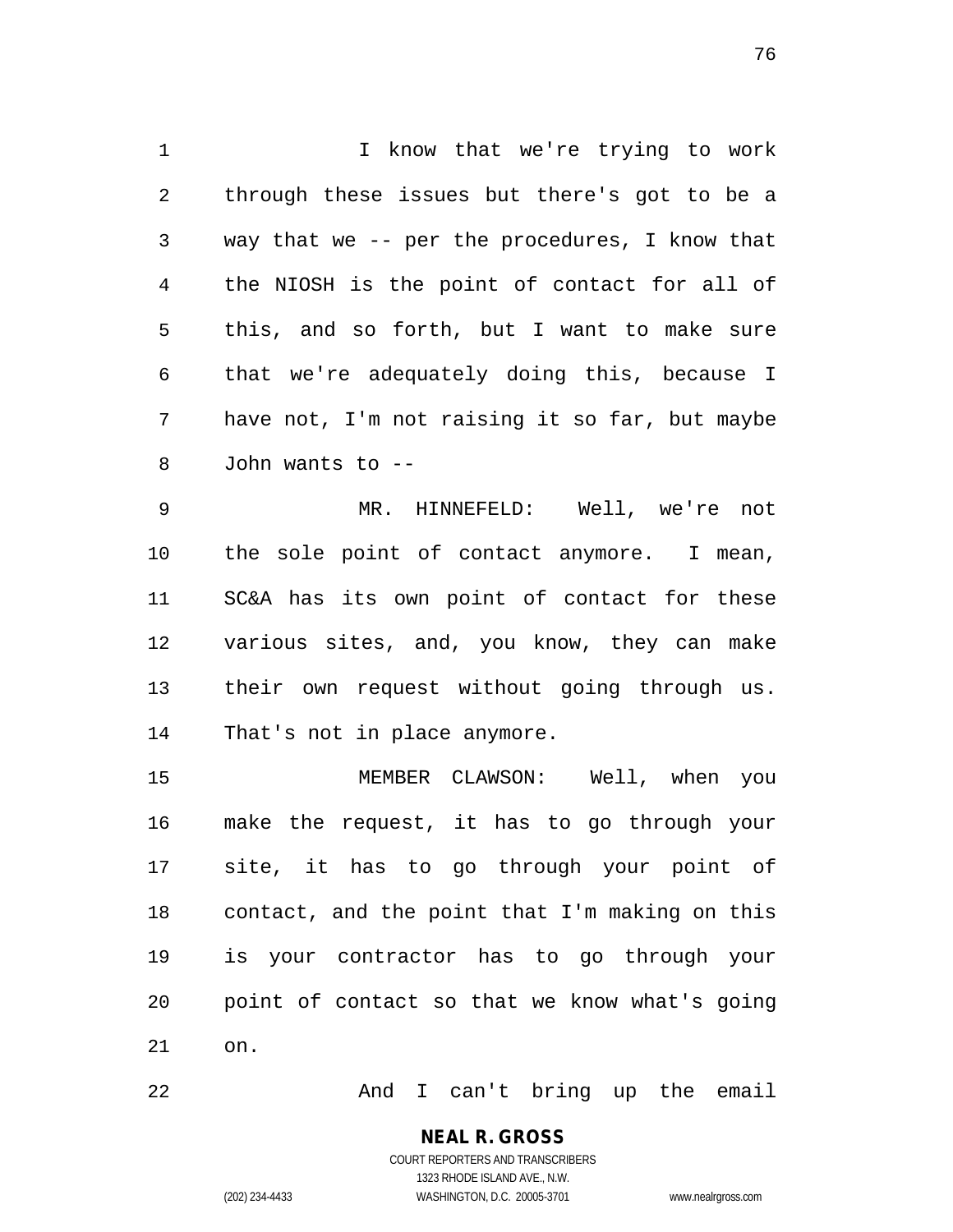I know that we're trying to work through these issues but there's got to be a way that we -- per the procedures, I know that the NIOSH is the point of contact for all of this, and so forth, but I want to make sure that we're adequately doing this, because I have not, I'm not raising it so far, but maybe John wants to --

MR. HINNEFELD: Well, we're not the sole point of contact anymore. I mean, SC&A has its own point of contact for these various sites, and, you know, they can make their own request without going through us. That's not in place anymore.

MEMBER CLAWSON: Well, when you make the request, it has to go through your site, it has to go through your point of contact, and the point that I'm making on this is your contractor has to go through your point of contact so that we know what's going on.

And I can't bring up the email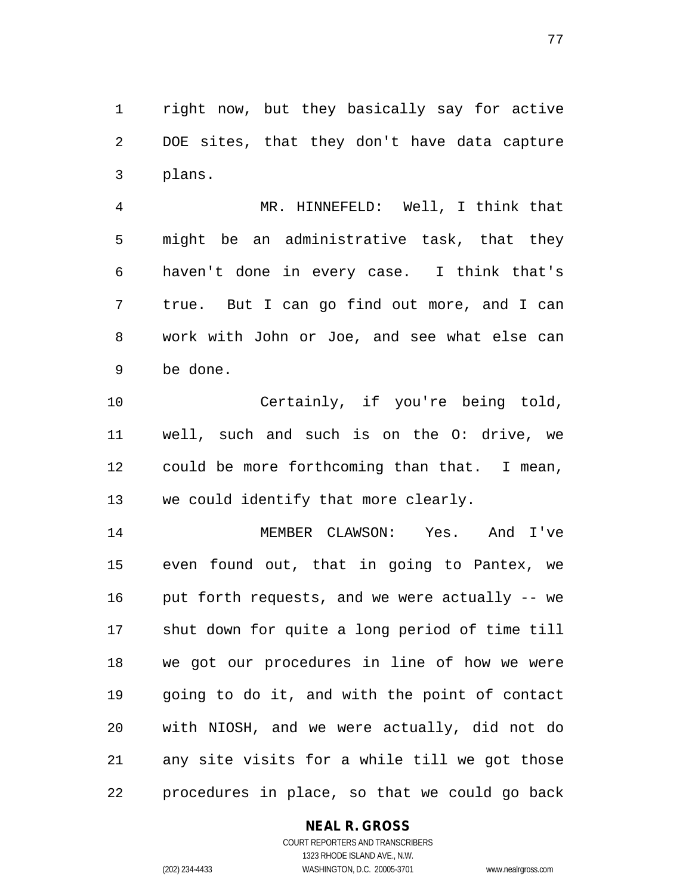right now, but they basically say for active DOE sites, that they don't have data capture plans.

MR. HINNEFELD: Well, I think that might be an administrative task, that they haven't done in every case. I think that's true. But I can go find out more, and I can work with John or Joe, and see what else can be done.

Certainly, if you're being told, well, such and such is on the O: drive, we could be more forthcoming than that. I mean, we could identify that more clearly.

MEMBER CLAWSON: Yes. And I've even found out, that in going to Pantex, we put forth requests, and we were actually -- we shut down for quite a long period of time till we got our procedures in line of how we were going to do it, and with the point of contact with NIOSH, and we were actually, did not do any site visits for a while till we got those procedures in place, so that we could go back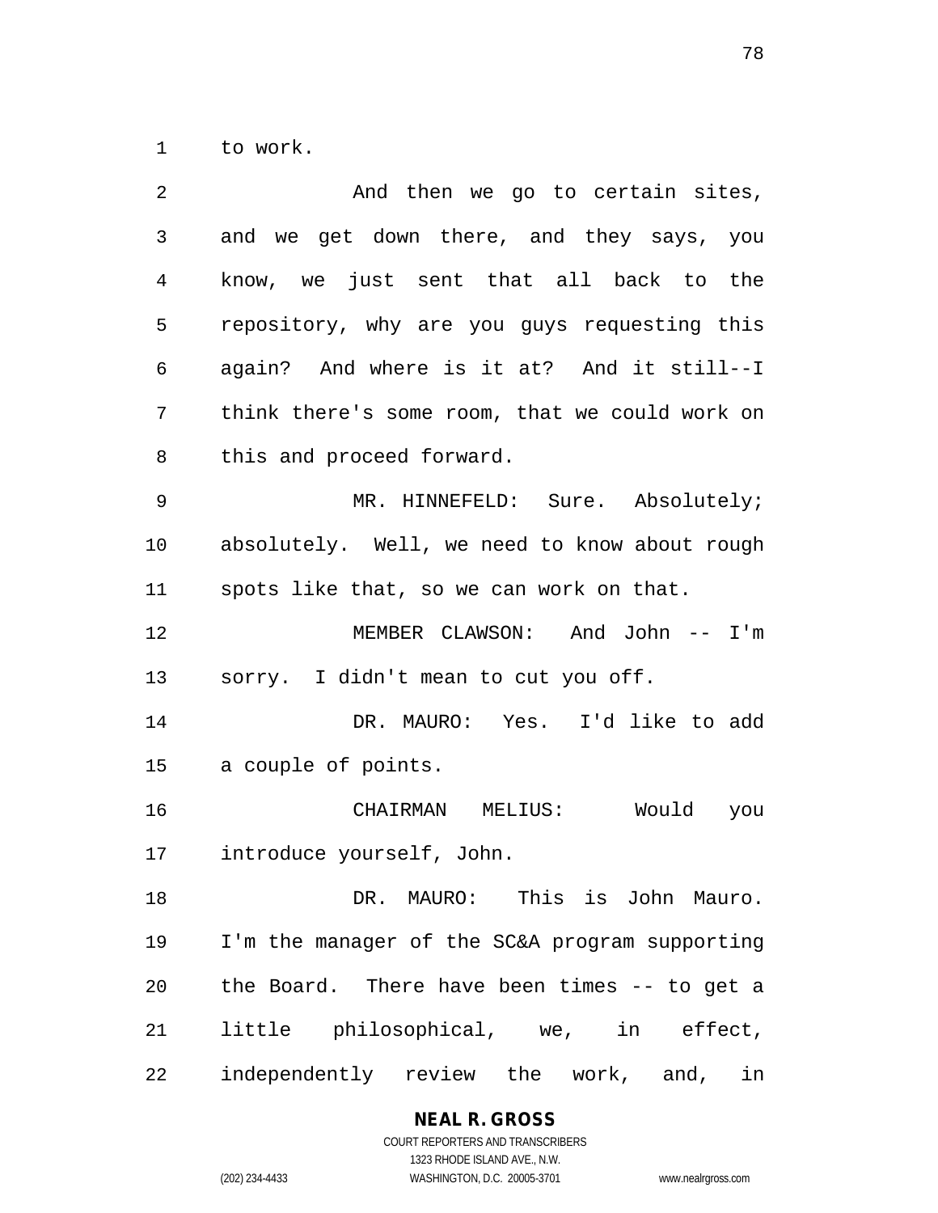to work.

And then we go to certain sites, and we get down there, and they says, you know, we just sent that all back to the repository, why are you guys requesting this again? And where is it at? And it still--I think there's some room, that we could work on this and proceed forward.

MR. HINNEFELD: Sure. Absolutely; absolutely. Well, we need to know about rough spots like that, so we can work on that.

MEMBER CLAWSON: And John -- I'm sorry. I didn't mean to cut you off.

DR. MAURO: Yes. I'd like to add a couple of points.

CHAIRMAN MELIUS: Would you introduce yourself, John.

DR. MAURO: This is John Mauro. I'm the manager of the SC&A program supporting the Board. There have been times -- to get a little philosophical, we, in effect, independently review the work, and, in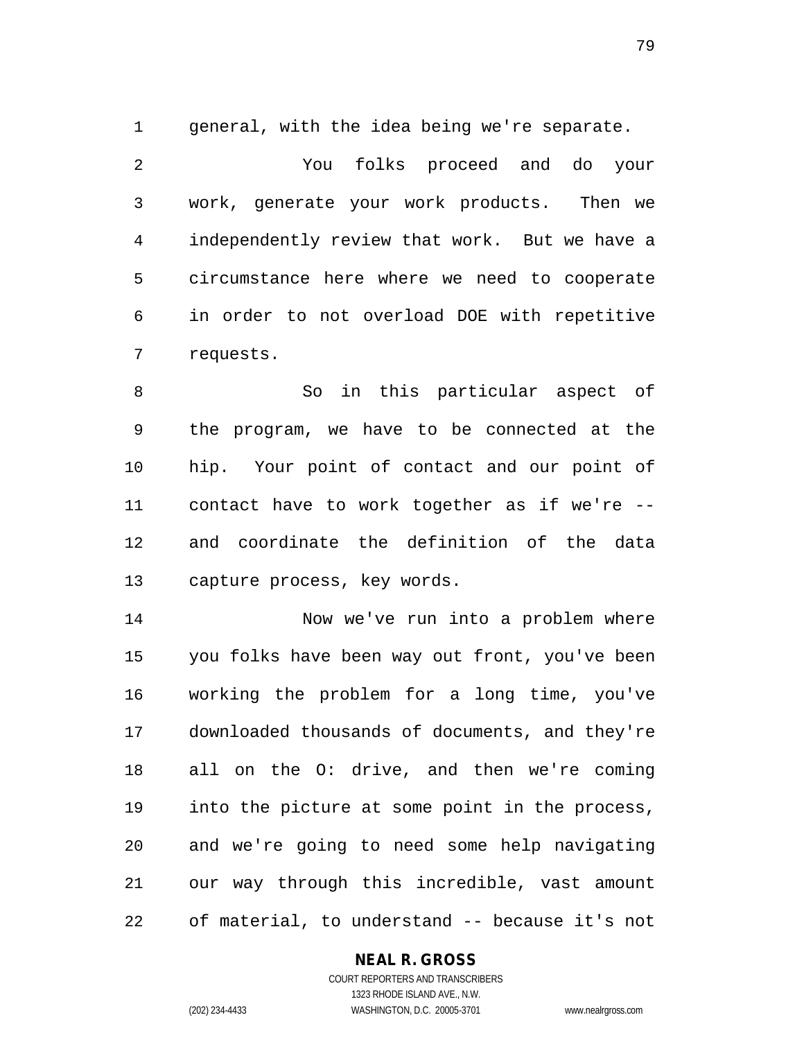general, with the idea being we're separate.

You folks proceed and do your work, generate your work products. Then we independently review that work. But we have a circumstance here where we need to cooperate in order to not overload DOE with repetitive requests.

So in this particular aspect of the program, we have to be connected at the hip. Your point of contact and our point of contact have to work together as if we're -- and coordinate the definition of the data capture process, key words.

Now we've run into a problem where you folks have been way out front, you've been working the problem for a long time, you've downloaded thousands of documents, and they're all on the O: drive, and then we're coming into the picture at some point in the process, and we're going to need some help navigating our way through this incredible, vast amount of material, to understand -- because it's not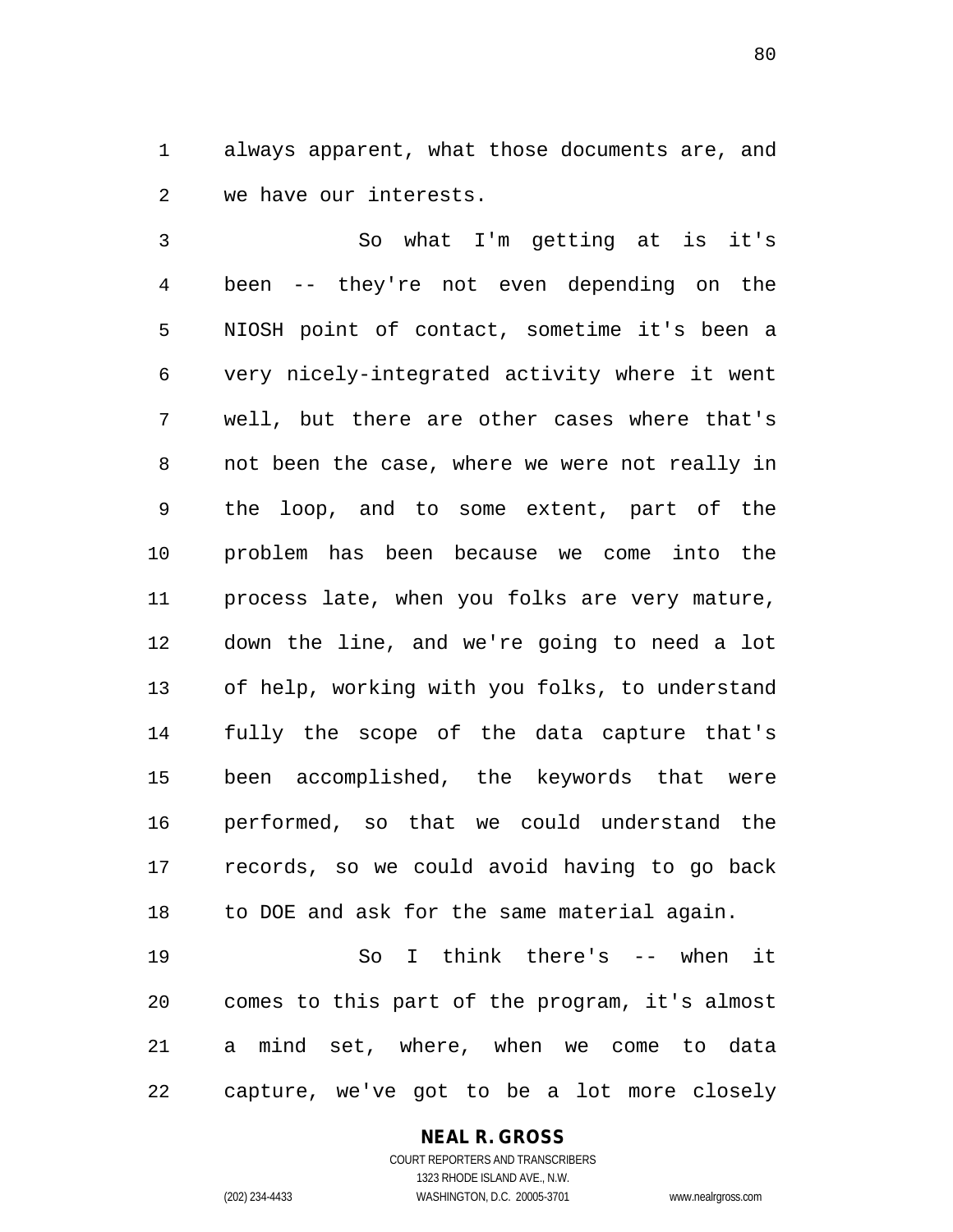always apparent, what those documents are, and we have our interests.

So what I'm getting at is it's been -- they're not even depending on the NIOSH point of contact, sometime it's been a very nicely-integrated activity where it went well, but there are other cases where that's not been the case, where we were not really in the loop, and to some extent, part of the problem has been because we come into the process late, when you folks are very mature, down the line, and we're going to need a lot of help, working with you folks, to understand fully the scope of the data capture that's been accomplished, the keywords that were performed, so that we could understand the records, so we could avoid having to go back to DOE and ask for the same material again.

So I think there's -- when it comes to this part of the program, it's almost a mind set, where, when we come to data capture, we've got to be a lot more closely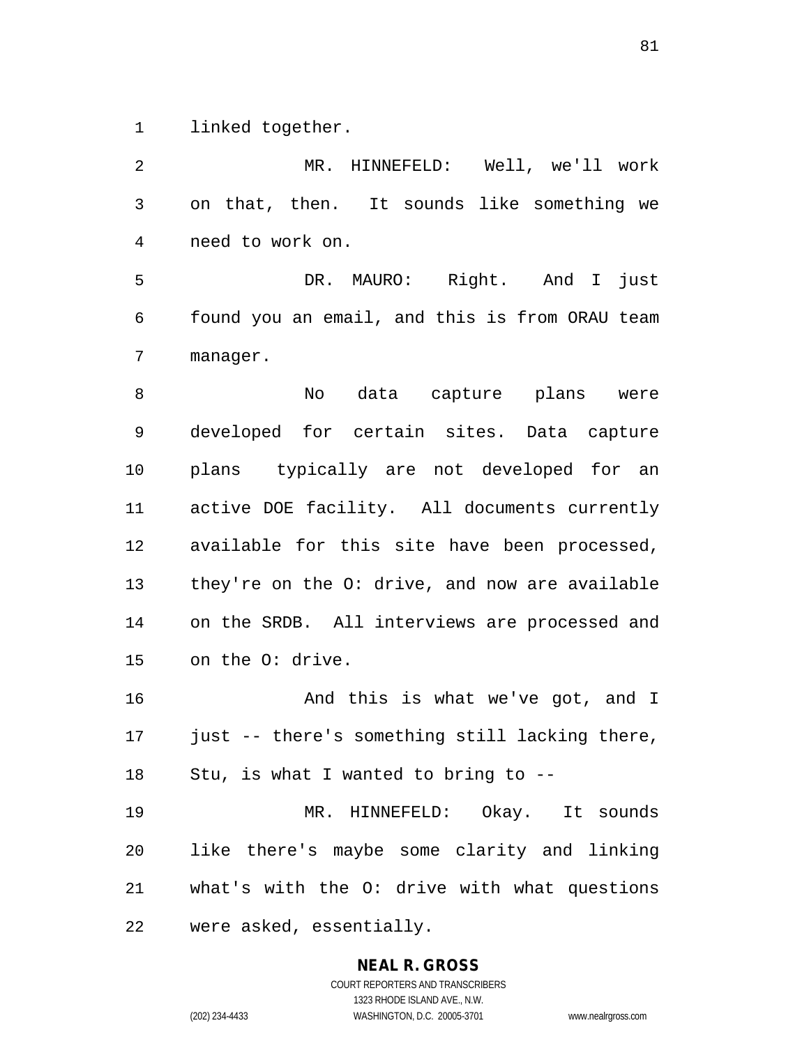linked together.

MR. HINNEFELD: Well, we'll work on that, then. It sounds like something we need to work on.

DR. MAURO: Right. And I just found you an email, and this is from ORAU team manager.

No data capture plans were developed for certain sites. Data capture plans typically are not developed for an active DOE facility. All documents currently available for this site have been processed, they're on the O: drive, and now are available on the SRDB. All interviews are processed and on the O: drive.

And this is what we've got, and I just -- there's something still lacking there, Stu, is what I wanted to bring to --

MR. HINNEFELD: Okay. It sounds like there's maybe some clarity and linking what's with the O: drive with what questions were asked, essentially.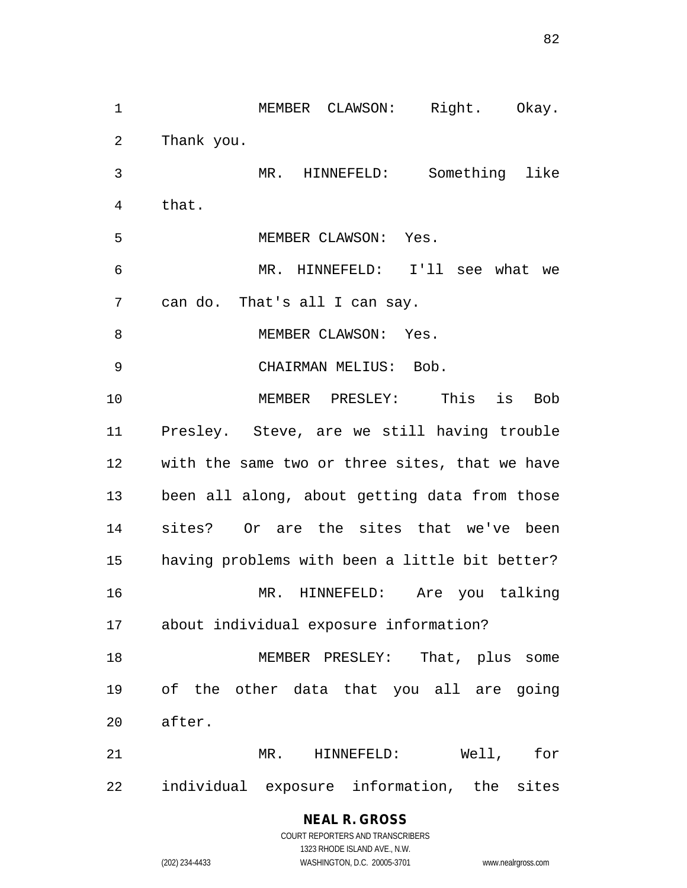MEMBER CLAWSON: Right. Okay. Thank you.

MR. HINNEFELD: Something like that.

MEMBER CLAWSON: Yes.

MR. HINNEFELD: I'll see what we can do. That's all I can say.

MEMBER CLAWSON: Yes.

CHAIRMAN MELIUS: Bob.

MEMBER PRESLEY: This is Bob Presley. Steve, are we still having trouble with the same two or three sites, that we have been all along, about getting data from those sites? Or are the sites that we've been having problems with been a little bit better?

MR. HINNEFELD: Are you talking about individual exposure information?

MEMBER PRESLEY: That, plus some of the other data that you all are going after.

MR. HINNEFELD: Well, for individual exposure information, the sites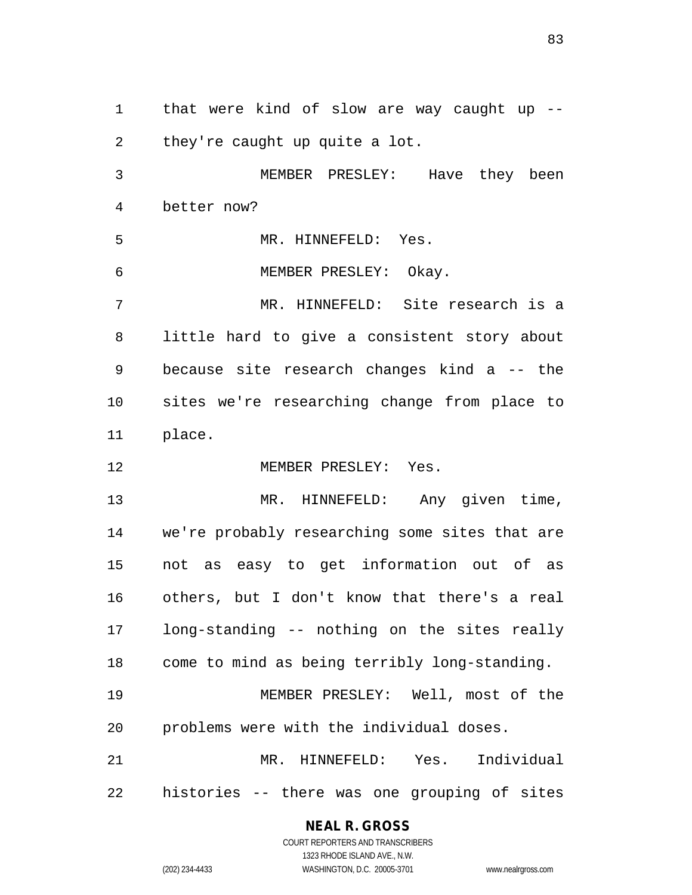that were kind of slow are way caught up -- they're caught up quite a lot.

MEMBER PRESLEY: Have they been better now?

MR. HINNEFELD: Yes.

MEMBER PRESLEY: Okay.

MR. HINNEFELD: Site research is a little hard to give a consistent story about because site research changes kind a -- the sites we're researching change from place to place.

MEMBER PRESLEY: Yes.

MR. HINNEFELD: Any given time, we're probably researching some sites that are not as easy to get information out of as others, but I don't know that there's a real long-standing -- nothing on the sites really come to mind as being terribly long-standing.

MEMBER PRESLEY: Well, most of the problems were with the individual doses.

MR. HINNEFELD: Yes. Individual histories -- there was one grouping of sites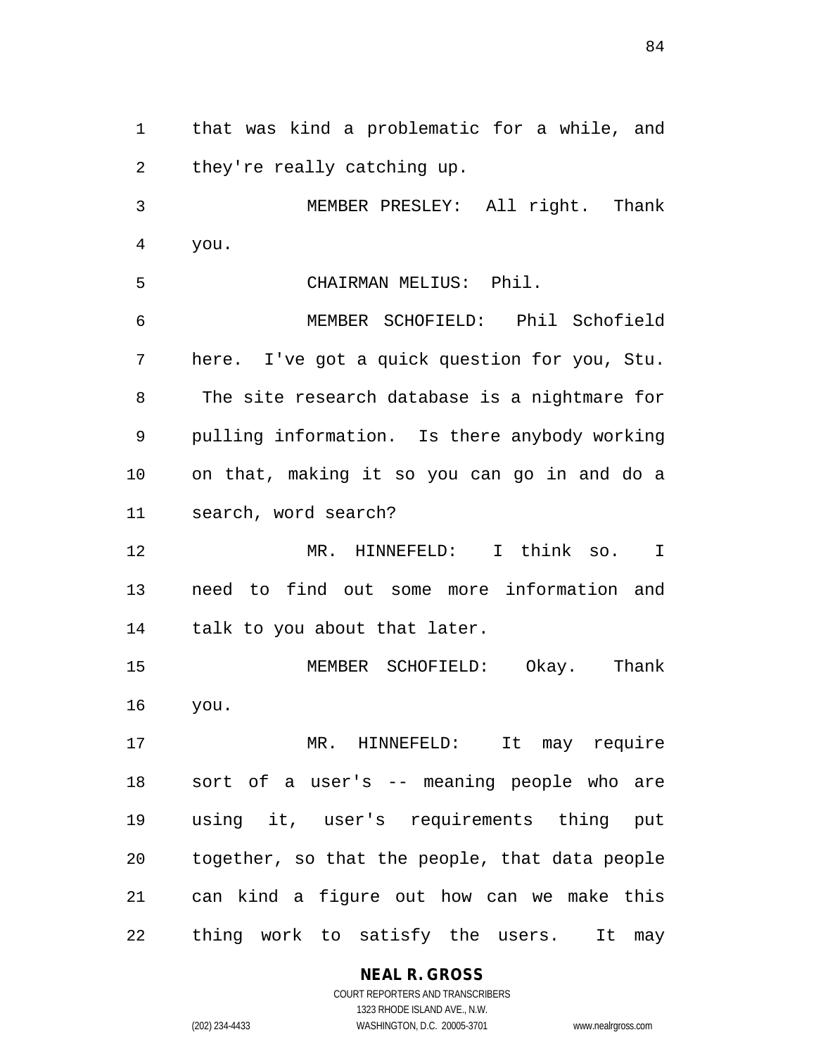that was kind a problematic for a while, and they're really catching up.

MEMBER PRESLEY: All right. Thank you.

CHAIRMAN MELIUS: Phil.

MEMBER SCHOFIELD: Phil Schofield here. I've got a quick question for you, Stu. The site research database is a nightmare for pulling information. Is there anybody working on that, making it so you can go in and do a search, word search?

MR. HINNEFELD: I think so. I need to find out some more information and talk to you about that later.

MEMBER SCHOFIELD: Okay. Thank you.

MR. HINNEFELD: It may require sort of a user's -- meaning people who are using it, user's requirements thing put together, so that the people, that data people can kind a figure out how can we make this thing work to satisfy the users. It may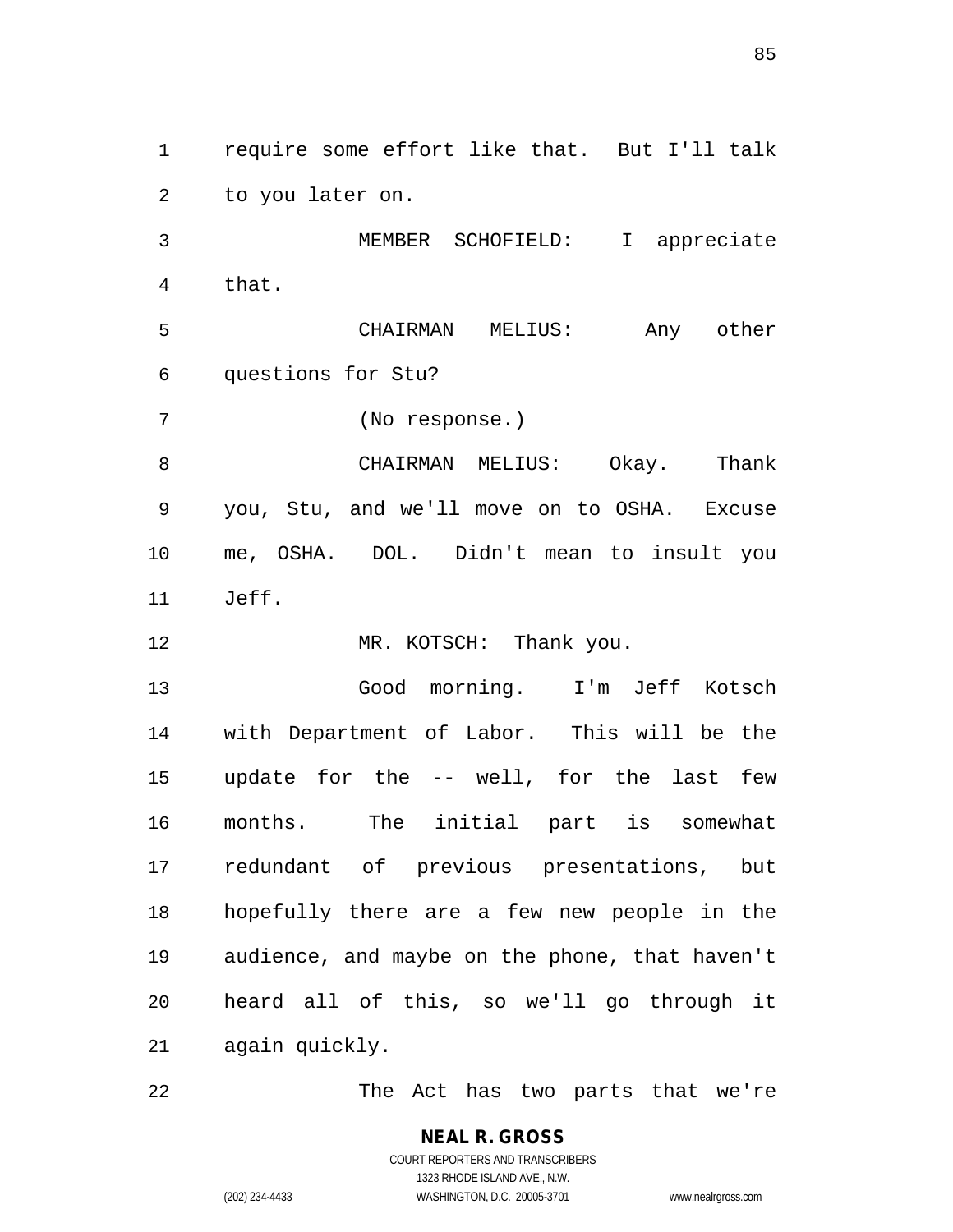require some effort like that. But I'll talk to you later on.

MEMBER SCHOFIELD: I appreciate that.

CHAIRMAN MELIUS: Any other questions for Stu?

(No response.)

CHAIRMAN MELIUS: Okay. Thank you, Stu, and we'll move on to OSHA. Excuse me, OSHA. DOL. Didn't mean to insult you Jeff.

MR. KOTSCH: Thank you.

Good morning. I'm Jeff Kotsch with Department of Labor. This will be the update for the -- well, for the last few months. The initial part is somewhat redundant of previous presentations, but hopefully there are a few new people in the audience, and maybe on the phone, that haven't heard all of this, so we'll go through it again quickly.

The Act has two parts that we're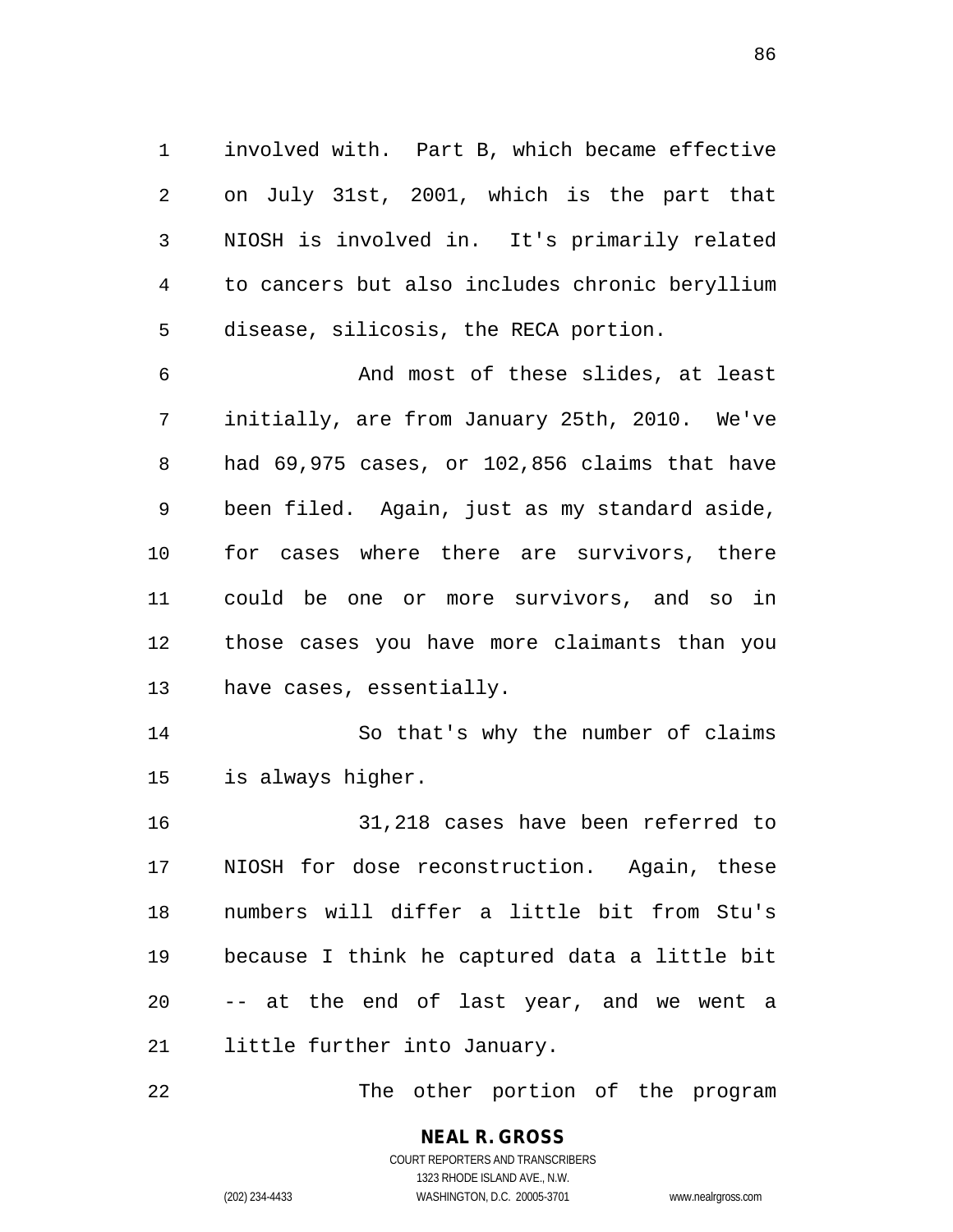involved with. Part B, which became effective on July 31st, 2001, which is the part that NIOSH is involved in. It's primarily related to cancers but also includes chronic beryllium disease, silicosis, the RECA portion.

And most of these slides, at least initially, are from January 25th, 2010. We've had 69,975 cases, or 102,856 claims that have been filed. Again, just as my standard aside, for cases where there are survivors, there could be one or more survivors, and so in those cases you have more claimants than you have cases, essentially.

So that's why the number of claims is always higher.

31,218 cases have been referred to NIOSH for dose reconstruction. Again, these numbers will differ a little bit from Stu's because I think he captured data a little bit -- at the end of last year, and we went a little further into January.

The other portion of the program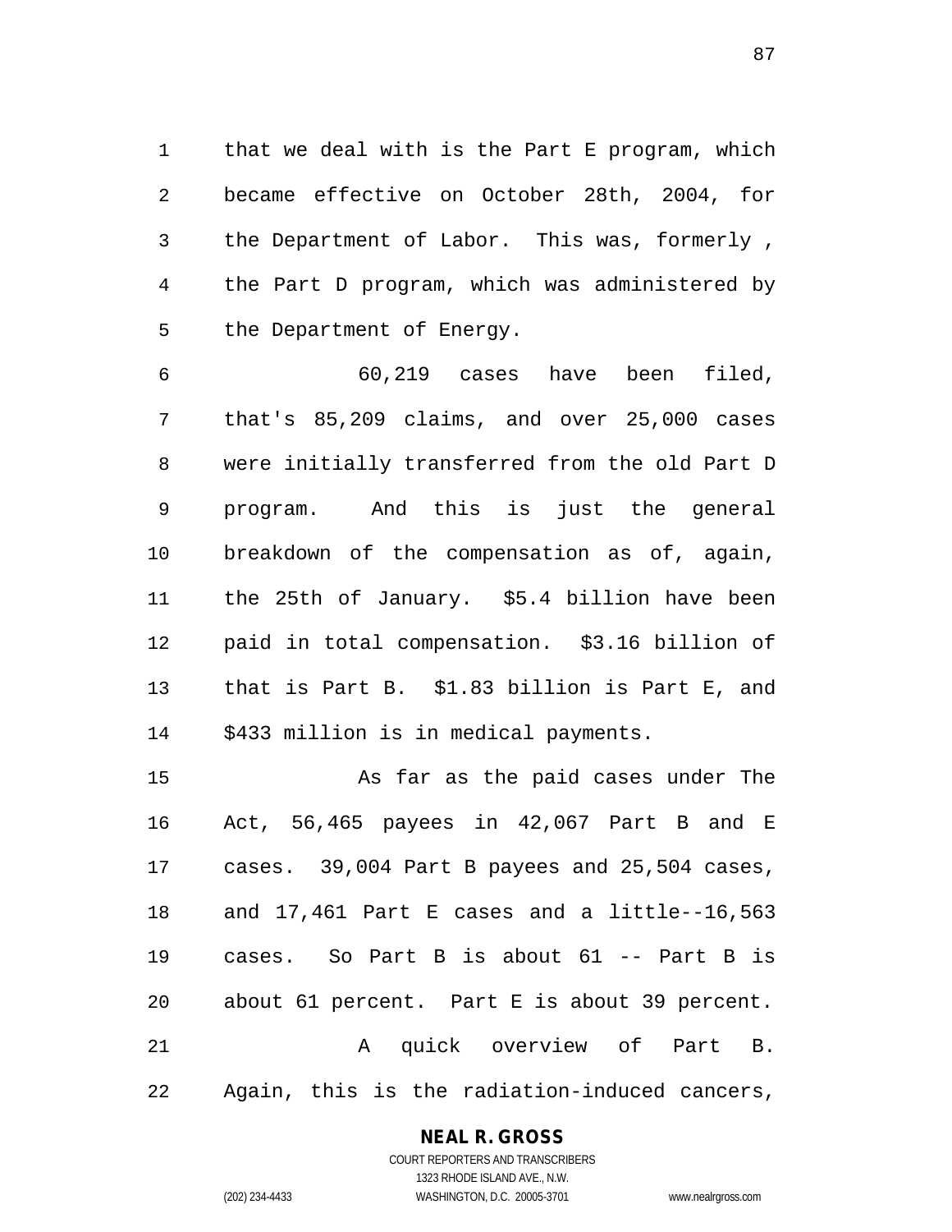that we deal with is the Part E program, which became effective on October 28th, 2004, for the Department of Labor. This was, formerly , the Part D program, which was administered by the Department of Energy.

60,219 cases have been filed, that's 85,209 claims, and over 25,000 cases were initially transferred from the old Part D program. And this is just the general breakdown of the compensation as of, again, the 25th of January. $5.4 billion have been paid in total compensation. $3.16 billion of that is Part B. $1.83 billion is Part E, and $433 million is in medical payments.

As far as the paid cases under The Act, 56,465 payees in 42,067 Part B and E cases. 39,004 Part B payees and 25,504 cases, and 17,461 Part E cases and a little--16,563 cases. So Part B is about 61 -- Part B is about 61 percent. Part E is about 39 percent.

A quick overview of Part B. Again, this is the radiation-induced cancers,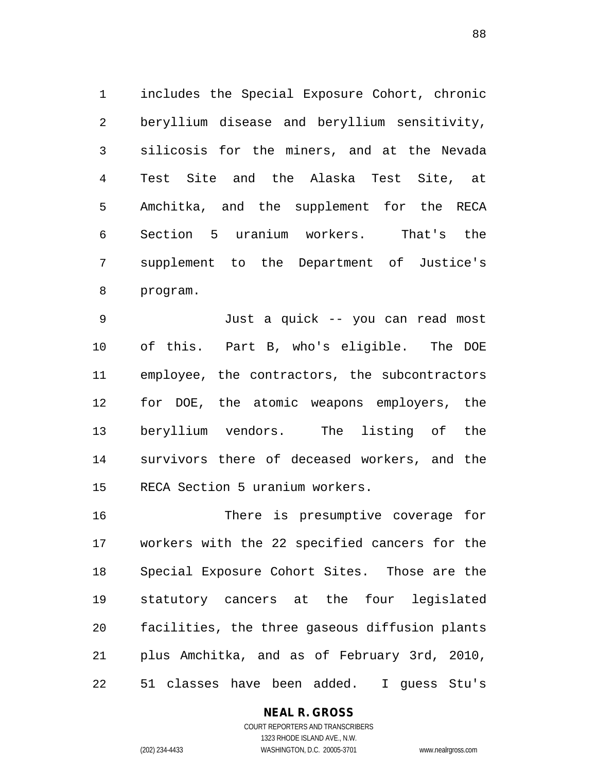includes the Special Exposure Cohort, chronic beryllium disease and beryllium sensitivity, silicosis for the miners, and at the Nevada Test Site and the Alaska Test Site, at Amchitka, and the supplement for the RECA Section 5 uranium workers. That's the supplement to the Department of Justice's program.

Just a quick -- you can read most of this. Part B, who's eligible. The DOE employee, the contractors, the subcontractors for DOE, the atomic weapons employers, the beryllium vendors. The listing of the survivors there of deceased workers, and the RECA Section 5 uranium workers.

There is presumptive coverage for workers with the 22 specified cancers for the Special Exposure Cohort Sites. Those are the statutory cancers at the four legislated facilities, the three gaseous diffusion plants plus Amchitka, and as of February 3rd, 2010, 51 classes have been added. I guess Stu's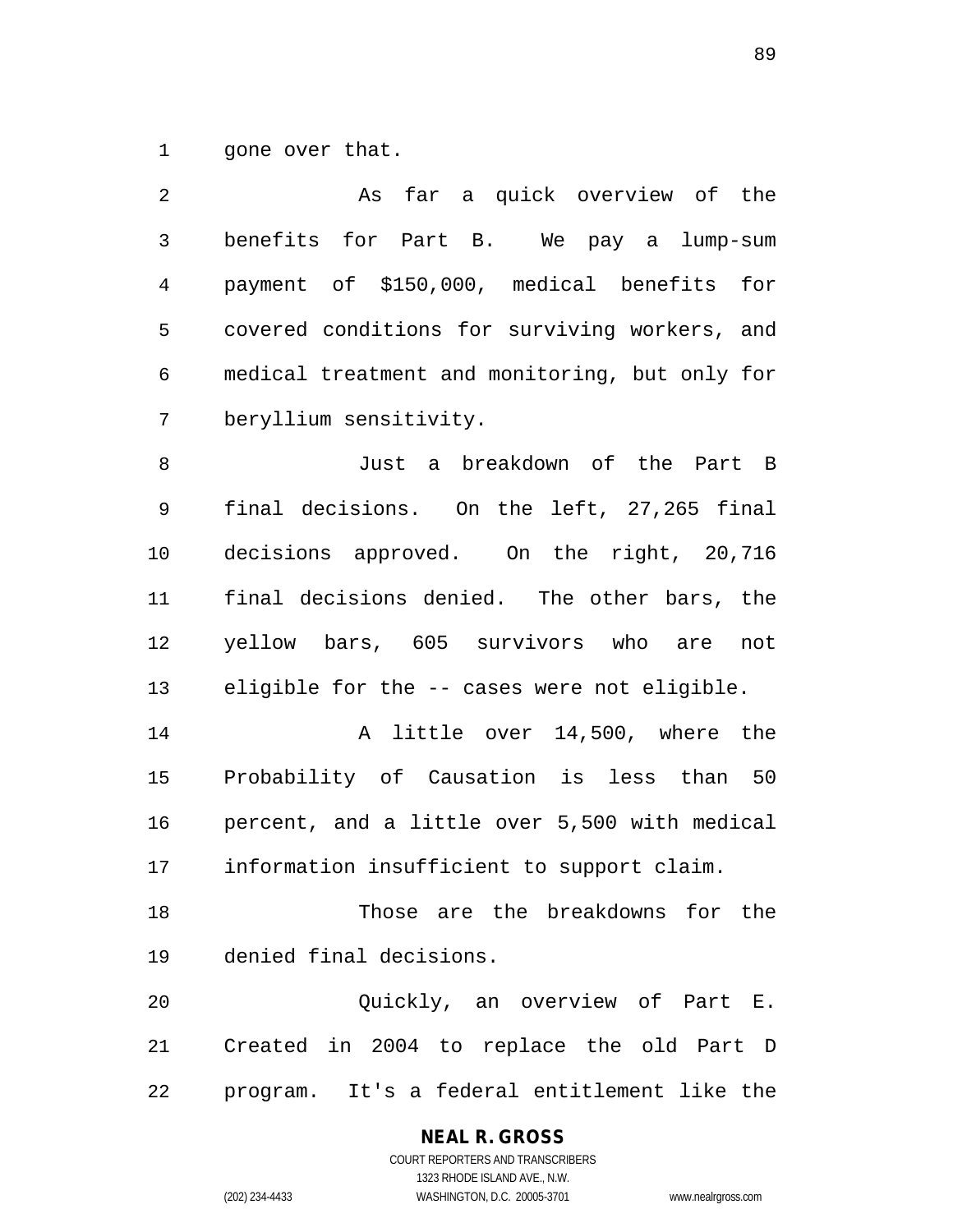gone over that.

As far a quick overview of the benefits for Part B. We pay a lump-sum payment of $150,000, medical benefits for covered conditions for surviving workers, and medical treatment and monitoring, but only for beryllium sensitivity.

Just a breakdown of the Part B final decisions. On the left, 27,265 final decisions approved. On the right, 20,716 final decisions denied. The other bars, the yellow bars, 605 survivors who are not eligible for the -- cases were not eligible.

A little over 14,500, where the Probability of Causation is less than 50 percent, and a little over 5,500 with medical information insufficient to support claim.

Those are the breakdowns for the denied final decisions.

Quickly, an overview of Part E. Created in 2004 to replace the old Part D program. It's a federal entitlement like the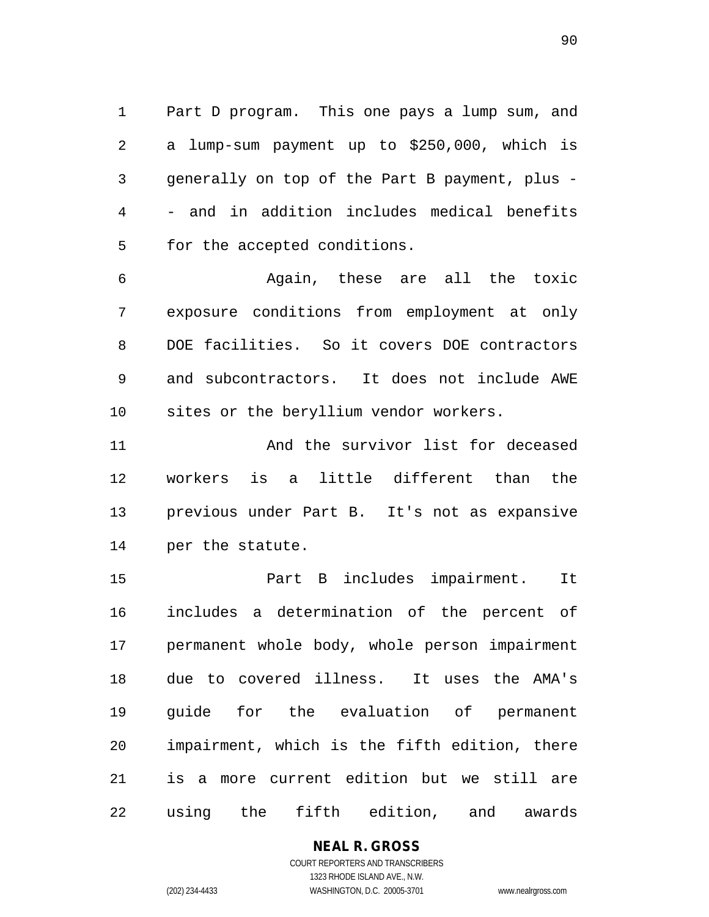Part D program. This one pays a lump sum, and a lump-sum payment up to $250,000, which is generally on top of the Part B payment, plus -- and in addition includes medical benefits for the accepted conditions.

Again, these are all the toxic exposure conditions from employment at only DOE facilities. So it covers DOE contractors and subcontractors. It does not include AWE sites or the beryllium vendor workers.

And the survivor list for deceased workers is a little different than the previous under Part B. It's not as expansive per the statute.

Part B includes impairment. It includes a determination of the percent of permanent whole body, whole person impairment due to covered illness. It uses the AMA's guide for the evaluation of permanent impairment, which is the fifth edition, there is a more current edition but we still are using the fifth edition, and awards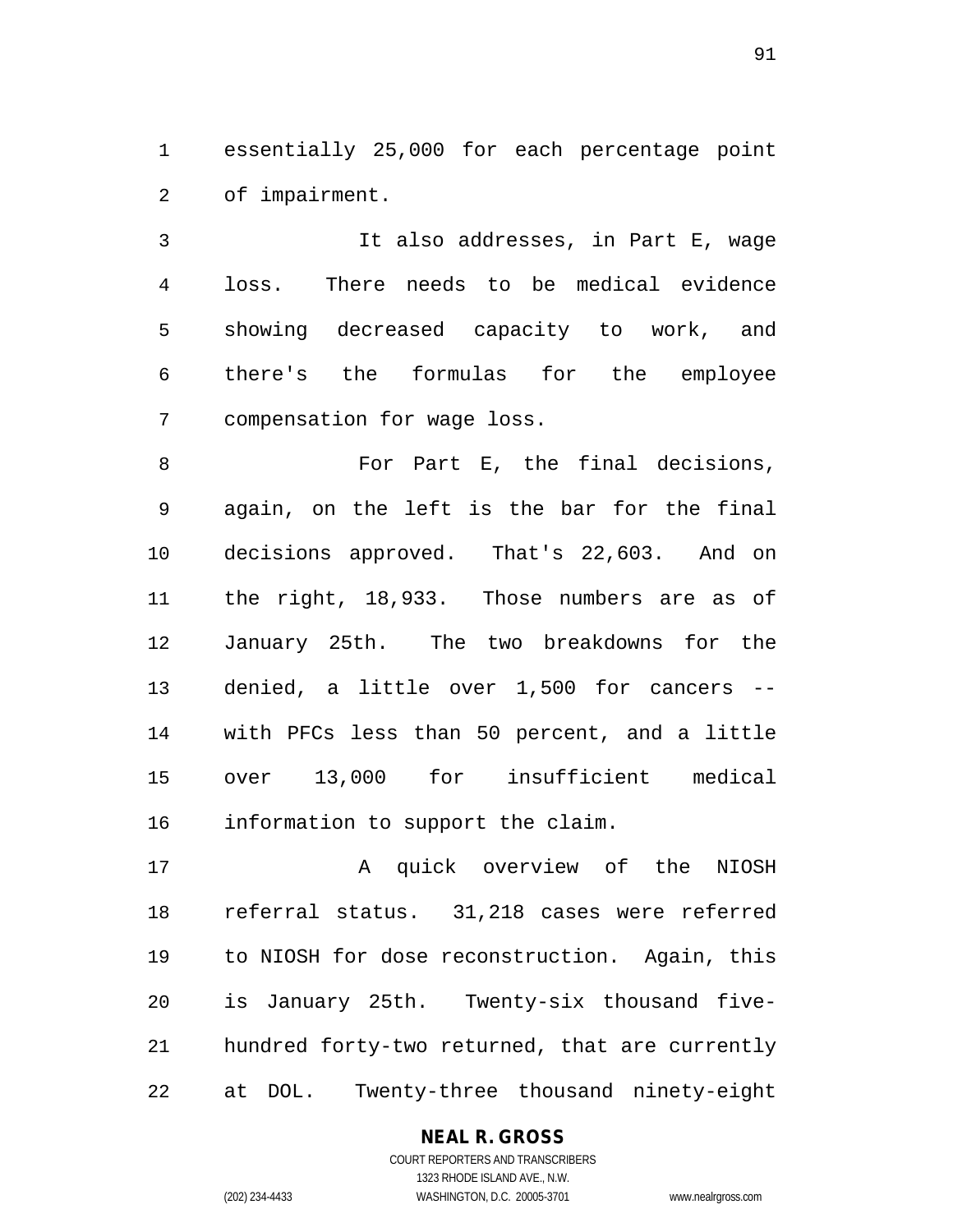essentially 25,000 for each percentage point of impairment.

It also addresses, in Part E, wage loss. There needs to be medical evidence showing decreased capacity to work, and there's the formulas for the employee compensation for wage loss.

For Part E, the final decisions, again, on the left is the bar for the final decisions approved. That's 22,603. And on the right, 18,933. Those numbers are as of January 25th. The two breakdowns for the denied, a little over 1,500 for cancers -- with PFCs less than 50 percent, and a little over 13,000 for insufficient medical information to support the claim.

A quick overview of the NIOSH referral status. 31,218 cases were referred to NIOSH for dose reconstruction. Again, this is January 25th. Twenty-six thousand five-hundred forty-two returned, that are currently at DOL. Twenty-three thousand ninety-eight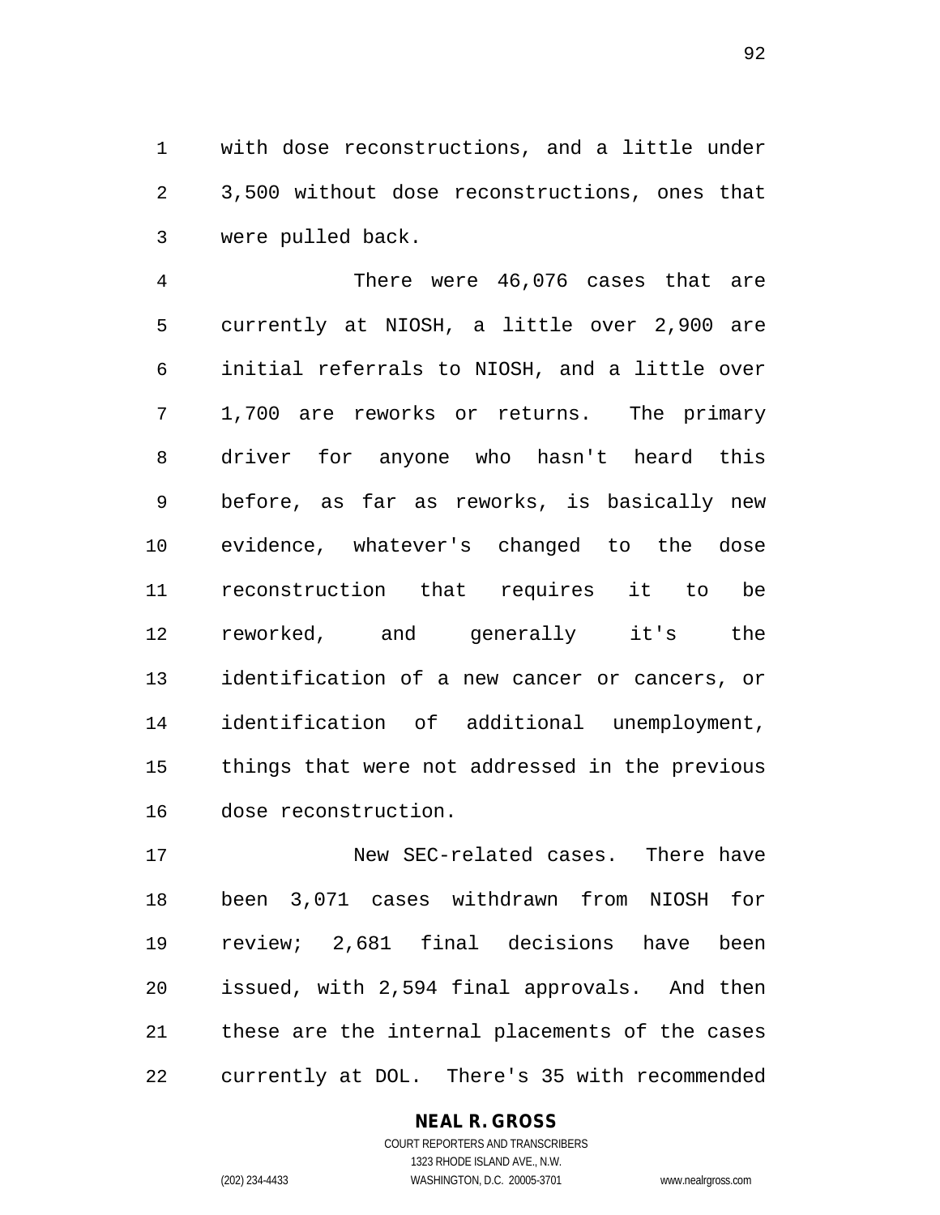with dose reconstructions, and a little under 3,500 without dose reconstructions, ones that were pulled back.

There were 46,076 cases that are currently at NIOSH, a little over 2,900 are initial referrals to NIOSH, and a little over 1,700 are reworks or returns. The primary driver for anyone who hasn't heard this before, as far as reworks, is basically new evidence, whatever's changed to the dose reconstruction that requires it to be reworked, and generally it's the identification of a new cancer or cancers, or identification of additional unemployment, things that were not addressed in the previous dose reconstruction.

New SEC-related cases. There have been 3,071 cases withdrawn from NIOSH for review; 2,681 final decisions have been issued, with 2,594 final approvals. And then these are the internal placements of the cases currently at DOL. There's 35 with recommended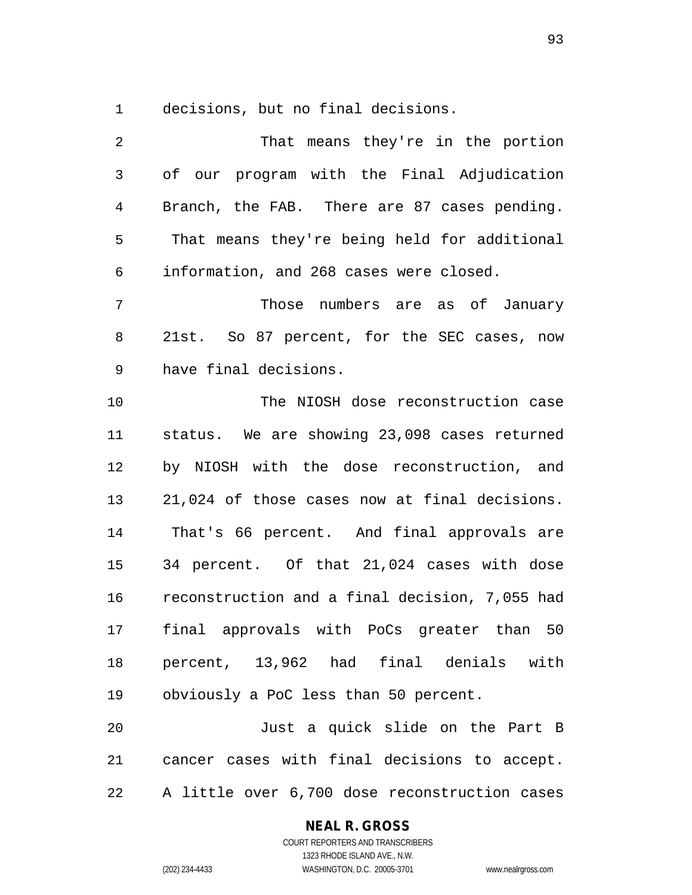decisions, but no final decisions.

That means they're in the portion of our program with the Final Adjudication Branch, the FAB. There are 87 cases pending. That means they're being held for additional information, and 268 cases were closed.

Those numbers are as of January 21st. So 87 percent, for the SEC cases, now have final decisions.

The NIOSH dose reconstruction case status. We are showing 23,098 cases returned by NIOSH with the dose reconstruction, and 21,024 of those cases now at final decisions. That's 66 percent. And final approvals are 34 percent. Of that 21,024 cases with dose reconstruction and a final decision, 7,055 had final approvals with PoCs greater than 50 percent, 13,962 had final denials with obviously a PoC less than 50 percent.

Just a quick slide on the Part B cancer cases with final decisions to accept. A little over 6,700 dose reconstruction cases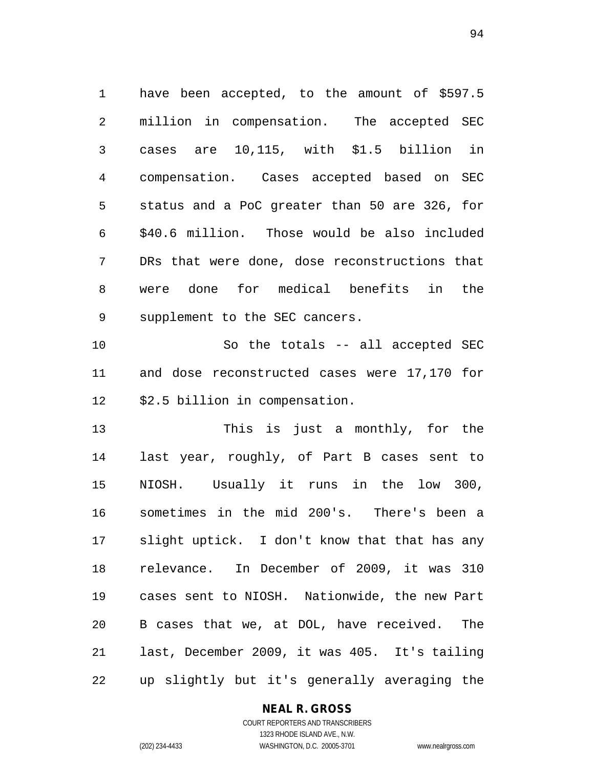have been accepted, to the amount of $597.5 million in compensation. The accepted SEC cases are 10,115, with $1.5 billion in compensation. Cases accepted based on SEC status and a PoC greater than 50 are 326, for $40.6 million. Those would be also included DRs that were done, dose reconstructions that were done for medical benefits in the supplement to the SEC cancers.

So the totals -- all accepted SEC and dose reconstructed cases were 17,170 for $2.5 billion in compensation.

This is just a monthly, for the last year, roughly, of Part B cases sent to NIOSH. Usually it runs in the low 300, sometimes in the mid 200's. There's been a slight uptick. I don't know that that has any relevance. In December of 2009, it was 310 cases sent to NIOSH. Nationwide, the new Part B cases that we, at DOL, have received. The last, December 2009, it was 405. It's tailing up slightly but it's generally averaging the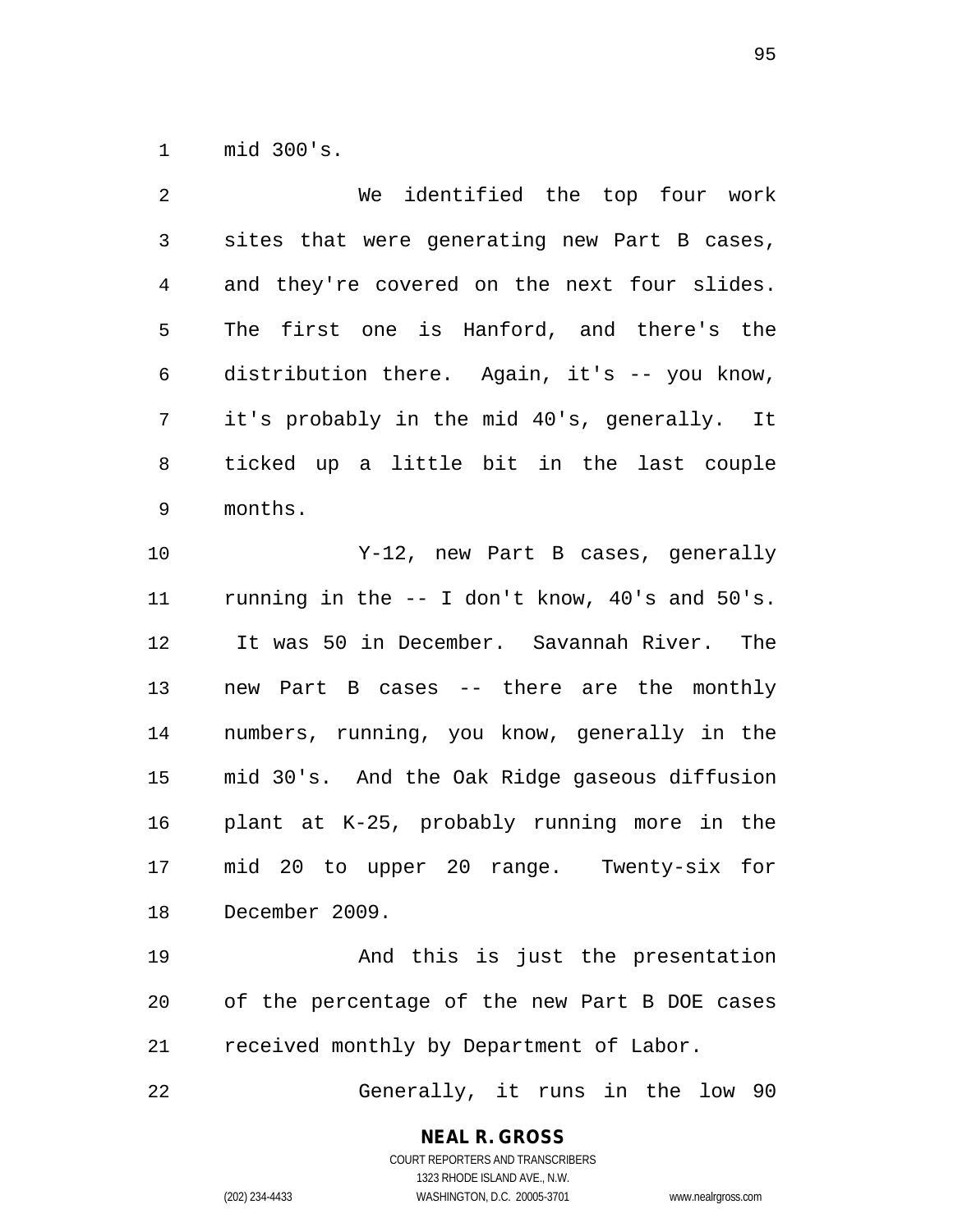mid 300's.

We identified the top four work sites that were generating new Part B cases, and they're covered on the next four slides. The first one is Hanford, and there's the distribution there. Again, it's -- you know, it's probably in the mid 40's, generally. It ticked up a little bit in the last couple months.

Y-12, new Part B cases, generally running in the -- I don't know, 40's and 50's. It was 50 in December. Savannah River. The new Part B cases -- there are the monthly numbers, running, you know, generally in the mid 30's. And the Oak Ridge gaseous diffusion plant at K-25, probably running more in the mid 20 to upper 20 range. Twenty-six for December 2009.

And this is just the presentation of the percentage of the new Part B DOE cases received monthly by Department of Labor.

Generally, it runs in the low 90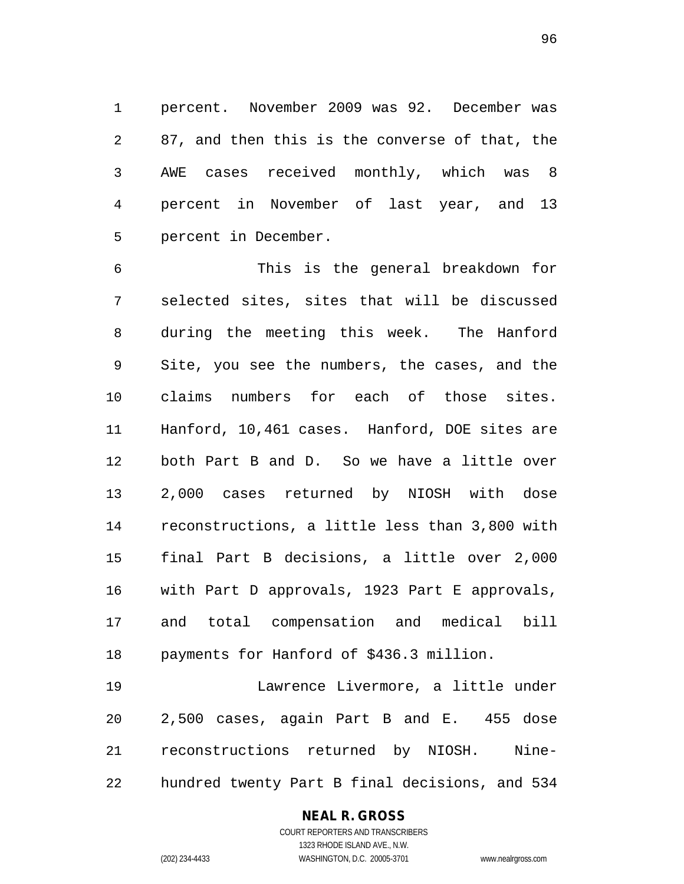percent. November 2009 was 92. December was 87, and then this is the converse of that, the AWE cases received monthly, which was 8 percent in November of last year, and 13 percent in December.

This is the general breakdown for selected sites, sites that will be discussed during the meeting this week. The Hanford Site, you see the numbers, the cases, and the claims numbers for each of those sites. Hanford, 10,461 cases. Hanford, DOE sites are both Part B and D. So we have a little over 2,000 cases returned by NIOSH with dose reconstructions, a little less than 3,800 with final Part B decisions, a little over 2,000 with Part D approvals, 1923 Part E approvals, and total compensation and medical bill payments for Hanford of $436.3 million.

Lawrence Livermore, a little under 2,500 cases, again Part B and E. 455 dose reconstructions returned by NIOSH. Nine-hundred twenty Part B final decisions, and 534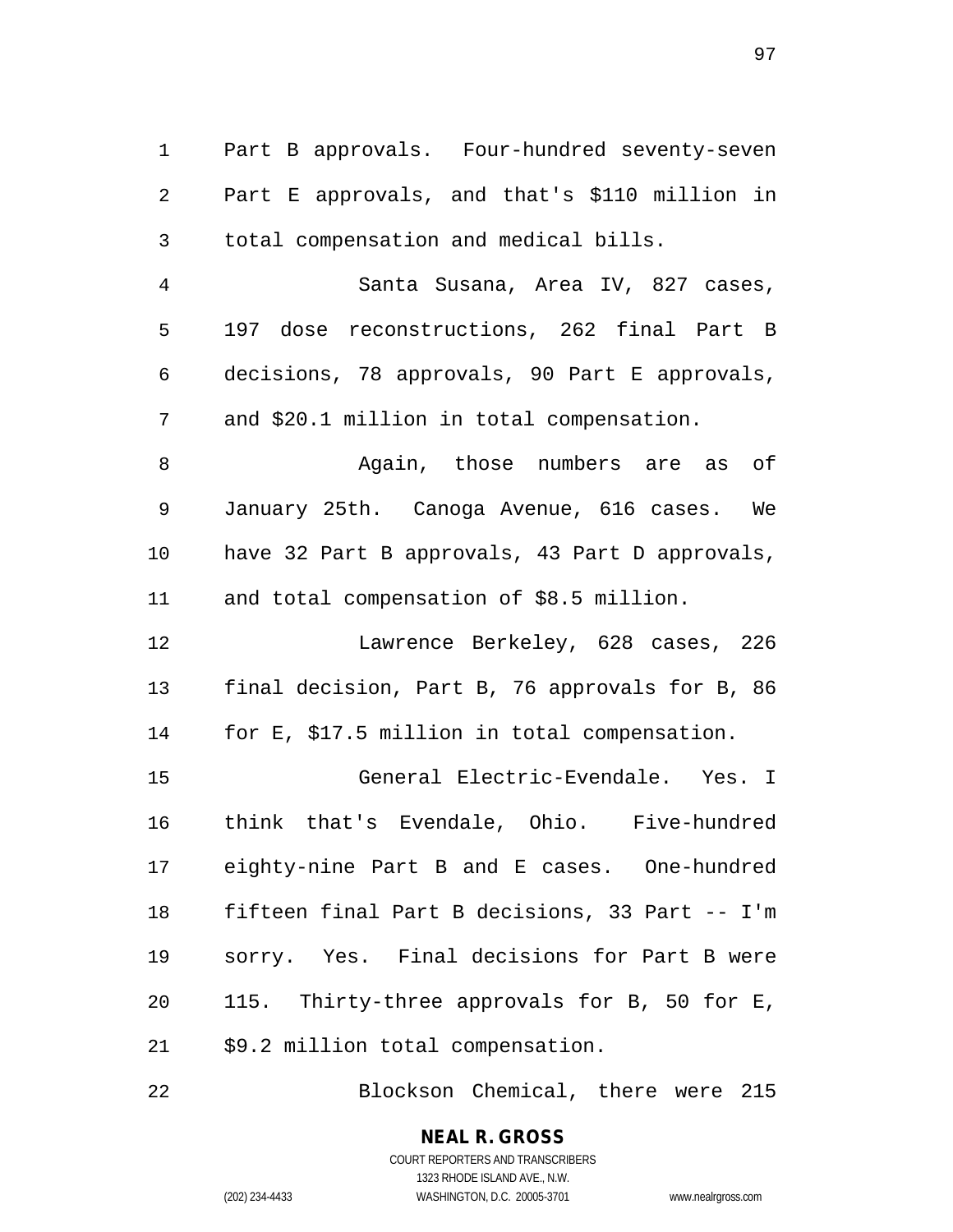Part B approvals. Four-hundred seventy-seven Part E approvals, and that's $110 million in total compensation and medical bills.

Santa Susana, Area IV, 827 cases, 197 dose reconstructions, 262 final Part B decisions, 78 approvals, 90 Part E approvals, and $20.1 million in total compensation.

Again, those numbers are as of January 25th. Canoga Avenue, 616 cases. We have 32 Part B approvals, 43 Part D approvals, and total compensation of $8.5 million.

Lawrence Berkeley, 628 cases, 226 final decision, Part B, 76 approvals for B, 86 for E, $17.5 million in total compensation.

General Electric-Evendale. Yes. I think that's Evendale, Ohio. Five-hundred eighty-nine Part B and E cases. One-hundred fifteen final Part B decisions, 33 Part -- I'm sorry. Yes. Final decisions for Part B were 115. Thirty-three approvals for B, 50 for E, $9.2 million total compensation.

Blockson Chemical, there were 215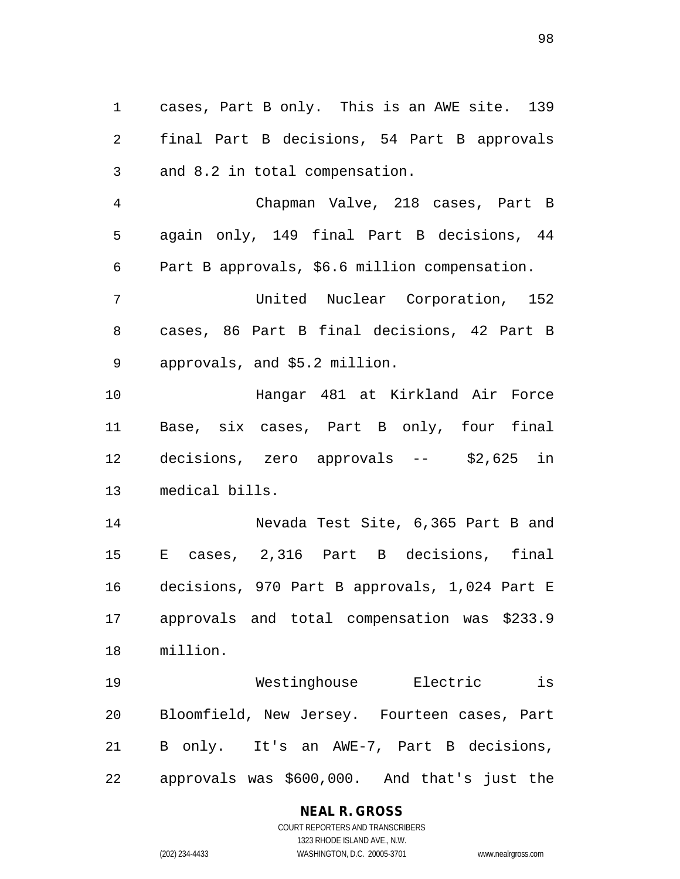cases, Part B only. This is an AWE site. 139 final Part B decisions, 54 Part B approvals and 8.2 in total compensation.

Chapman Valve, 218 cases, Part B again only, 149 final Part B decisions, 44 Part B approvals, $6.6 million compensation.

United Nuclear Corporation, 152 cases, 86 Part B final decisions, 42 Part B approvals, and $5.2 million.

Hangar 481 at Kirkland Air Force Base, six cases, Part B only, four final decisions, zero approvals -- $2,625 in medical bills.

Nevada Test Site, 6,365 Part B and E cases, 2,316 Part B decisions, final decisions, 970 Part B approvals, 1,024 Part E approvals and total compensation was $233.9 million.

Westinghouse Electric is Bloomfield, New Jersey. Fourteen cases, Part B only. It's an AWE-7, Part B decisions, approvals was $600,000. And that's just the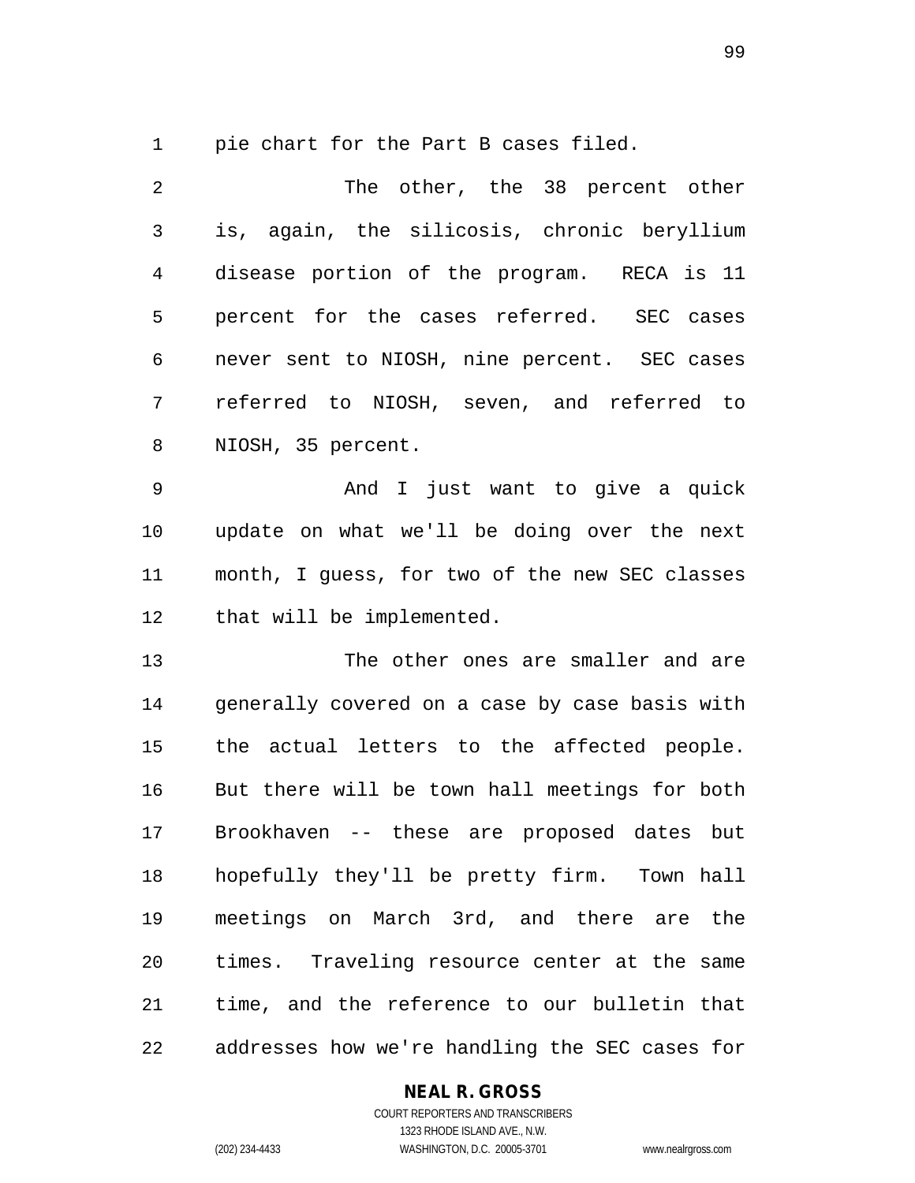pie chart for the Part B cases filed.

The other, the 38 percent other is, again, the silicosis, chronic beryllium disease portion of the program. RECA is 11 percent for the cases referred. SEC cases never sent to NIOSH, nine percent. SEC cases referred to NIOSH, seven, and referred to NIOSH, 35 percent.

And I just want to give a quick update on what we'll be doing over the next month, I guess, for two of the new SEC classes that will be implemented.

The other ones are smaller and are generally covered on a case by case basis with the actual letters to the affected people. But there will be town hall meetings for both Brookhaven -- these are proposed dates but hopefully they'll be pretty firm. Town hall meetings on March 3rd, and there are the times. Traveling resource center at the same time, and the reference to our bulletin that addresses how we're handling the SEC cases for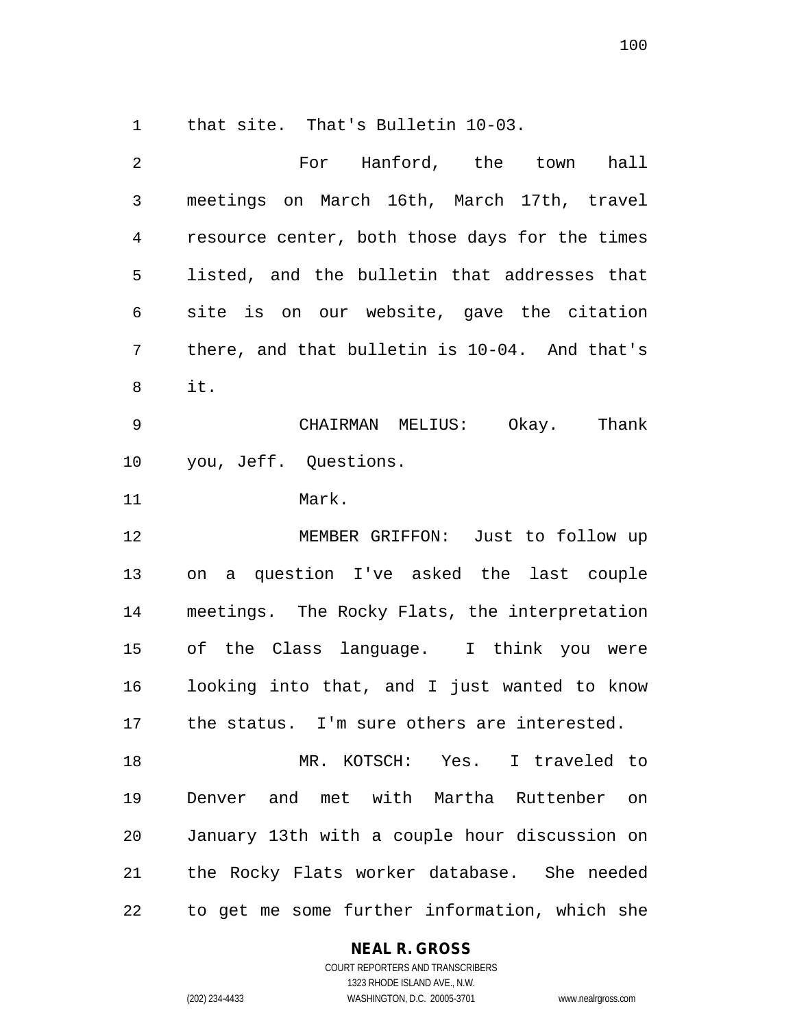that site. That's Bulletin 10-03.

For Hanford, the town hall meetings on March 16th, March 17th, travel resource center, both those days for the times listed, and the bulletin that addresses that site is on our website, gave the citation there, and that bulletin is 10-04. And that's it.

CHAIRMAN MELIUS: Okay. Thank you, Jeff. Questions.

Mark.

MEMBER GRIFFON: Just to follow up on a question I've asked the last couple meetings. The Rocky Flats, the interpretation of the Class language. I think you were looking into that, and I just wanted to know the status. I'm sure others are interested.

MR. KOTSCH: Yes. I traveled to Denver and met with Martha Ruttenber on January 13th with a couple hour discussion on the Rocky Flats worker database. She needed to get me some further information, which she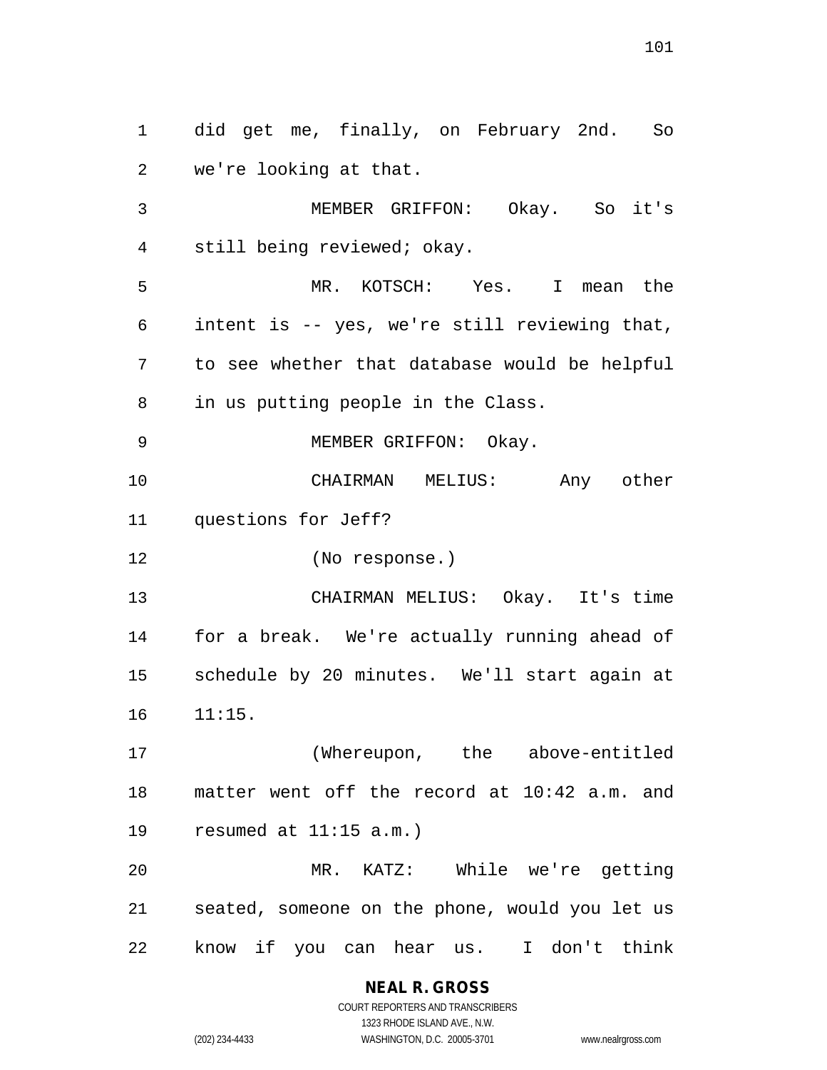did get me, finally, on February 2nd. So we're looking at that.

MEMBER GRIFFON: Okay. So it's still being reviewed; okay.

MR. KOTSCH: Yes. I mean the intent is -- yes, we're still reviewing that, to see whether that database would be helpful in us putting people in the Class.

MEMBER GRIFFON: Okay.

CHAIRMAN MELIUS: Any other questions for Jeff?

(No response.)

CHAIRMAN MELIUS: Okay. It's time for a break. We're actually running ahead of schedule by 20 minutes. We'll start again at 11:15.

(Whereupon, the above-entitled matter went off the record at 10:42 a.m. and resumed at 11:15 a.m.)

MR. KATZ: While we're getting seated, someone on the phone, would you let us know if you can hear us. I don't think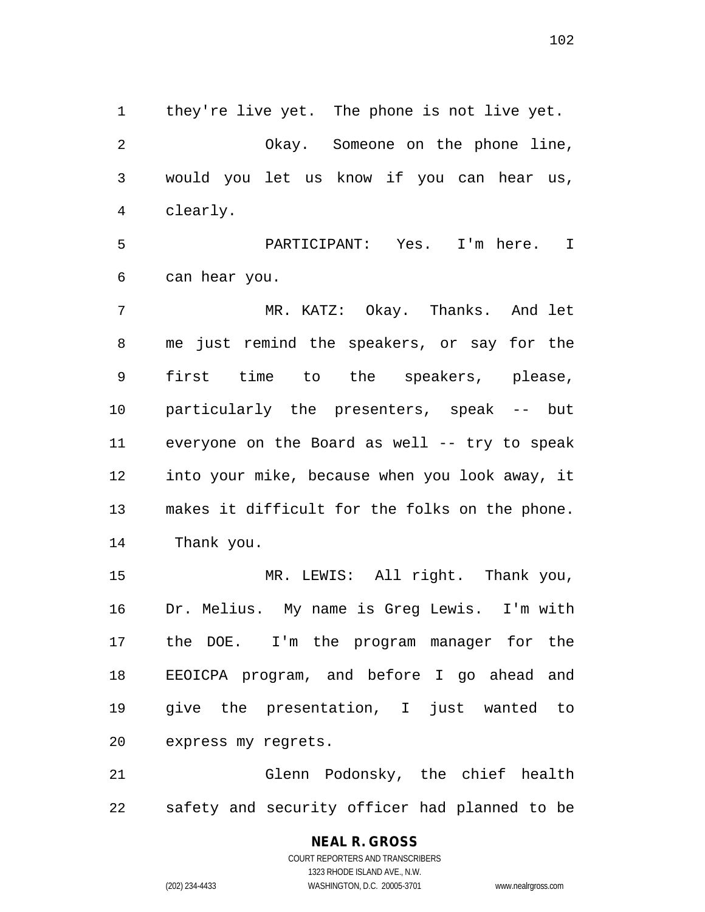they're live yet. The phone is not live yet.

Okay. Someone on the phone line, would you let us know if you can hear us, clearly.

PARTICIPANT: Yes. I'm here. I can hear you.

MR. KATZ: Okay. Thanks. And let me just remind the speakers, or say for the first time to the speakers, please, particularly the presenters, speak -- but everyone on the Board as well -- try to speak into your mike, because when you look away, it makes it difficult for the folks on the phone. Thank you.

MR. LEWIS: All right. Thank you, Dr. Melius. My name is Greg Lewis. I'm with the DOE. I'm the program manager for the EEOICPA program, and before I go ahead and give the presentation, I just wanted to express my regrets.

Glenn Podonsky, the chief health safety and security officer had planned to be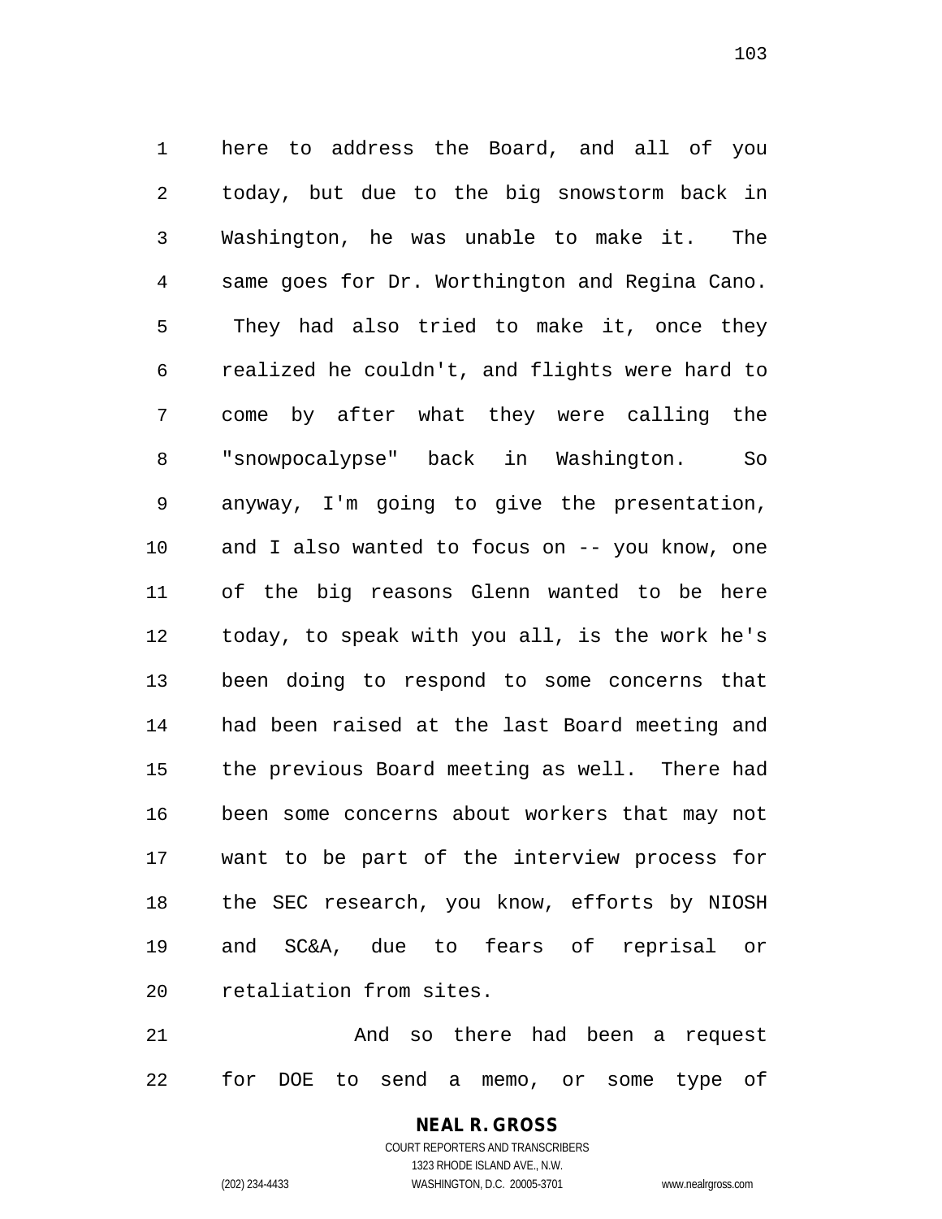here to address the Board, and all of you today, but due to the big snowstorm back in Washington, he was unable to make it. The same goes for Dr. Worthington and Regina Cano. They had also tried to make it, once they realized he couldn't, and flights were hard to come by after what they were calling the "snowpocalypse" back in Washington. So anyway, I'm going to give the presentation, and I also wanted to focus on -- you know, one of the big reasons Glenn wanted to be here today, to speak with you all, is the work he's been doing to respond to some concerns that had been raised at the last Board meeting and the previous Board meeting as well. There had been some concerns about workers that may not want to be part of the interview process for the SEC research, you know, efforts by NIOSH and SC&A, due to fears of reprisal or retaliation from sites.

And so there had been a request for DOE to send a memo, or some type of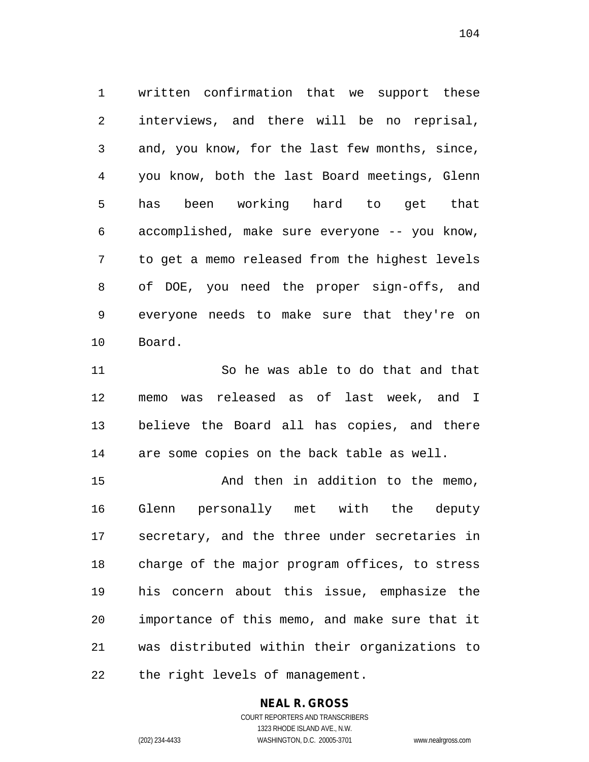written confirmation that we support these interviews, and there will be no reprisal, and, you know, for the last few months, since, you know, both the last Board meetings, Glenn has been working hard to get that accomplished, make sure everyone -- you know, to get a memo released from the highest levels of DOE, you need the proper sign-offs, and everyone needs to make sure that they're on Board.

So he was able to do that and that memo was released as of last week, and I believe the Board all has copies, and there are some copies on the back table as well.

And then in addition to the memo, Glenn personally met with the deputy secretary, and the three under secretaries in charge of the major program offices, to stress his concern about this issue, emphasize the importance of this memo, and make sure that it was distributed within their organizations to the right levels of management.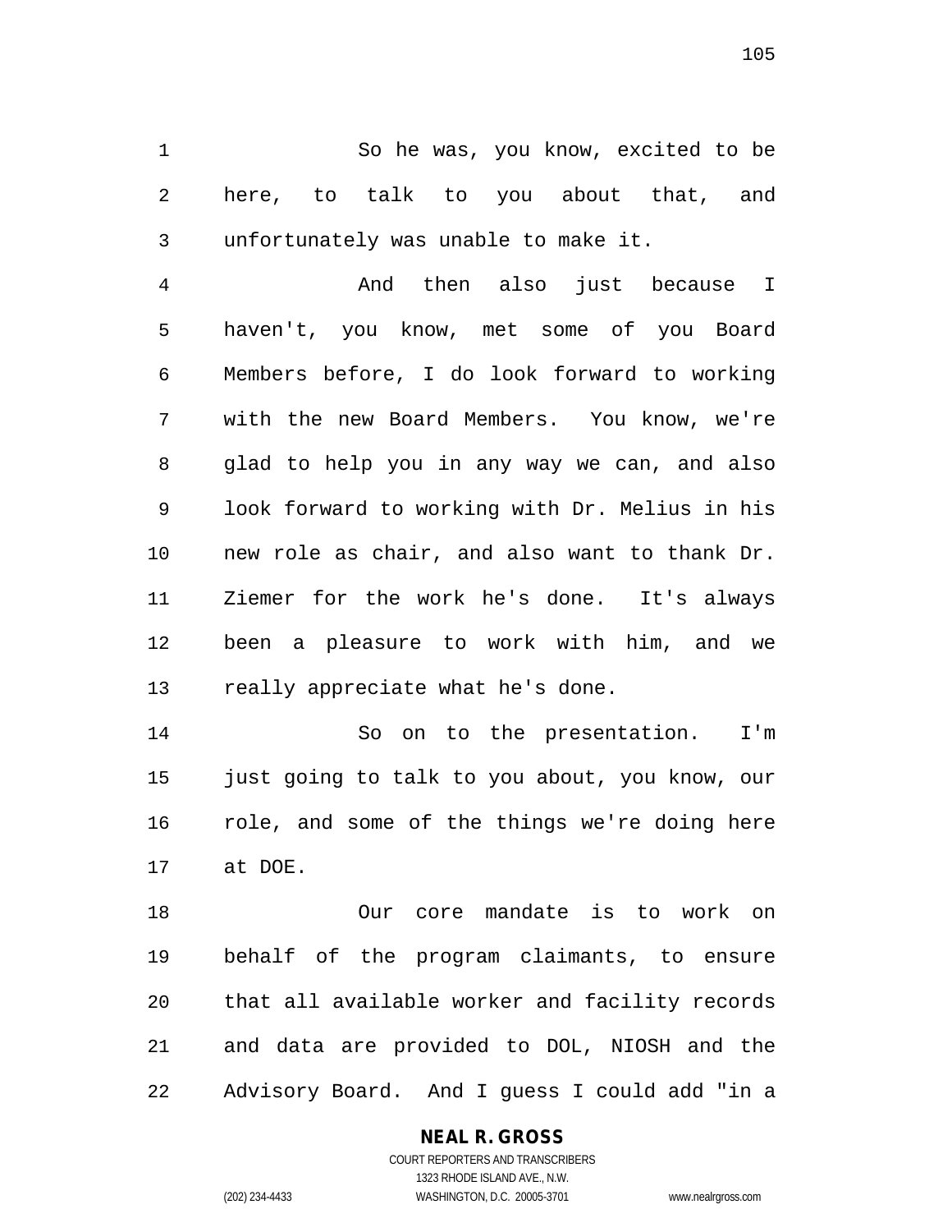So he was, you know, excited to be here, to talk to you about that, and unfortunately was unable to make it.

And then also just because I haven't, you know, met some of you Board Members before, I do look forward to working with the new Board Members. You know, we're glad to help you in any way we can, and also look forward to working with Dr. Melius in his new role as chair, and also want to thank Dr. Ziemer for the work he's done. It's always been a pleasure to work with him, and we really appreciate what he's done.

So on to the presentation. I'm just going to talk to you about, you know, our role, and some of the things we're doing here at DOE.

Our core mandate is to work on behalf of the program claimants, to ensure that all available worker and facility records and data are provided to DOL, NIOSH and the Advisory Board. And I guess I could add "in a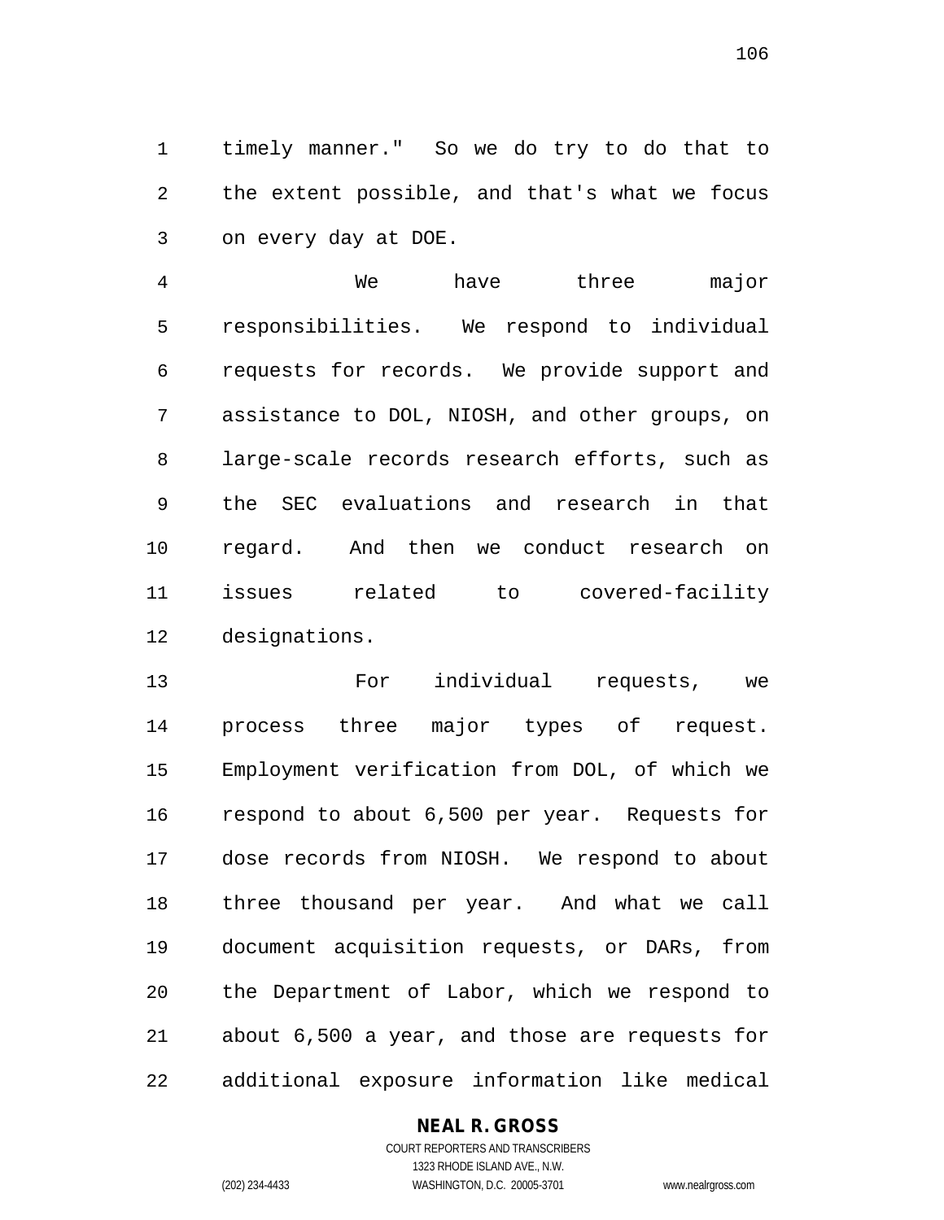timely manner." So we do try to do that to the extent possible, and that's what we focus on every day at DOE.

We have three major responsibilities. We respond to individual requests for records. We provide support and assistance to DOL, NIOSH, and other groups, on large-scale records research efforts, such as the SEC evaluations and research in that regard. And then we conduct research on issues related to covered-facility designations.

For individual requests, we process three major types of request. Employment verification from DOL, of which we respond to about 6,500 per year. Requests for dose records from NIOSH. We respond to about three thousand per year. And what we call document acquisition requests, or DARs, from the Department of Labor, which we respond to about 6,500 a year, and those are requests for additional exposure information like medical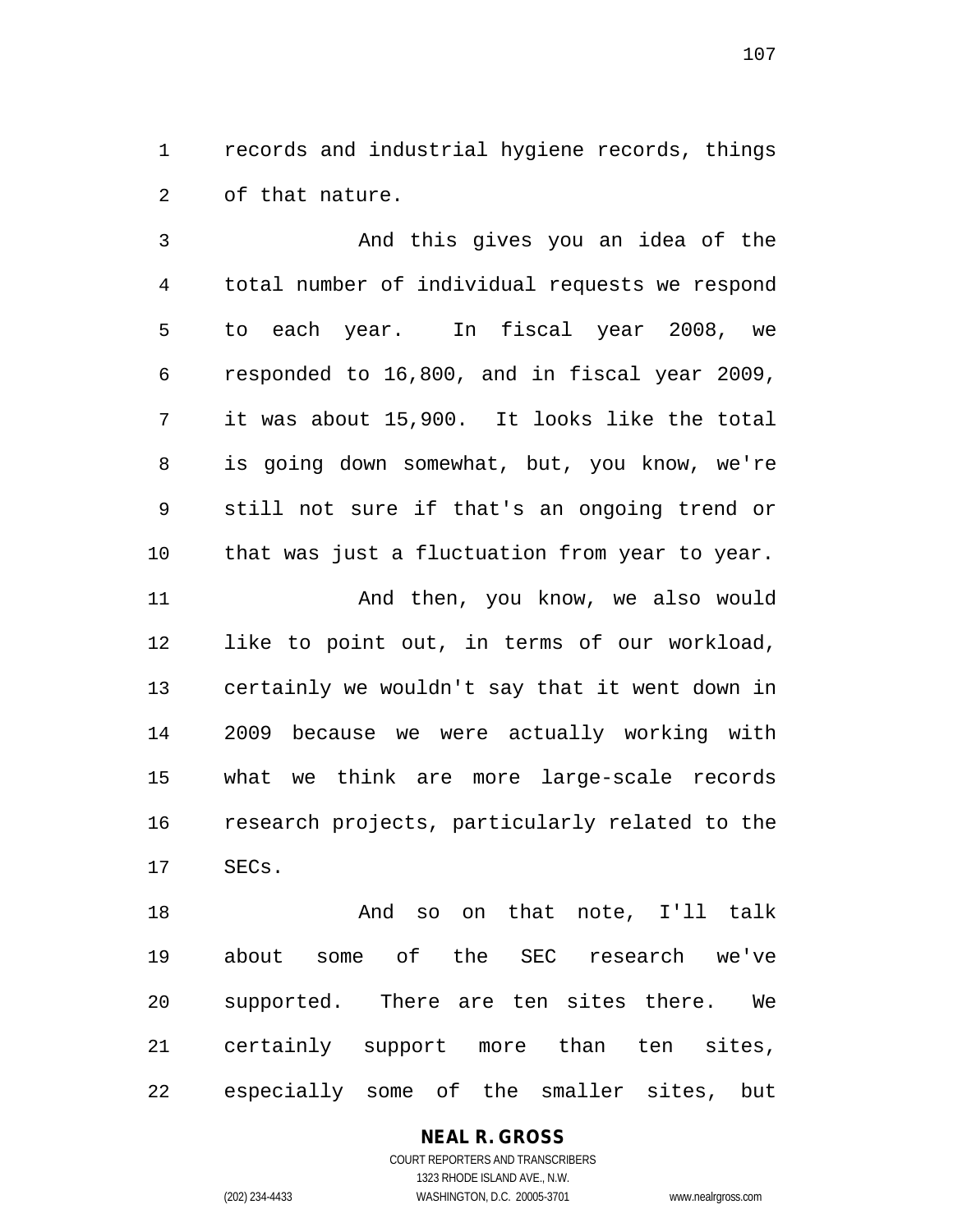records and industrial hygiene records, things of that nature.

And this gives you an idea of the total number of individual requests we respond to each year. In fiscal year 2008, we responded to 16,800, and in fiscal year 2009, it was about 15,900. It looks like the total is going down somewhat, but, you know, we're still not sure if that's an ongoing trend or that was just a fluctuation from year to year.

And then, you know, we also would like to point out, in terms of our workload, certainly we wouldn't say that it went down in 2009 because we were actually working with what we think are more large-scale records research projects, particularly related to the SECs.

And so on that note, I'll talk about some of the SEC research we've supported. There are ten sites there. We certainly support more than ten sites, especially some of the smaller sites, but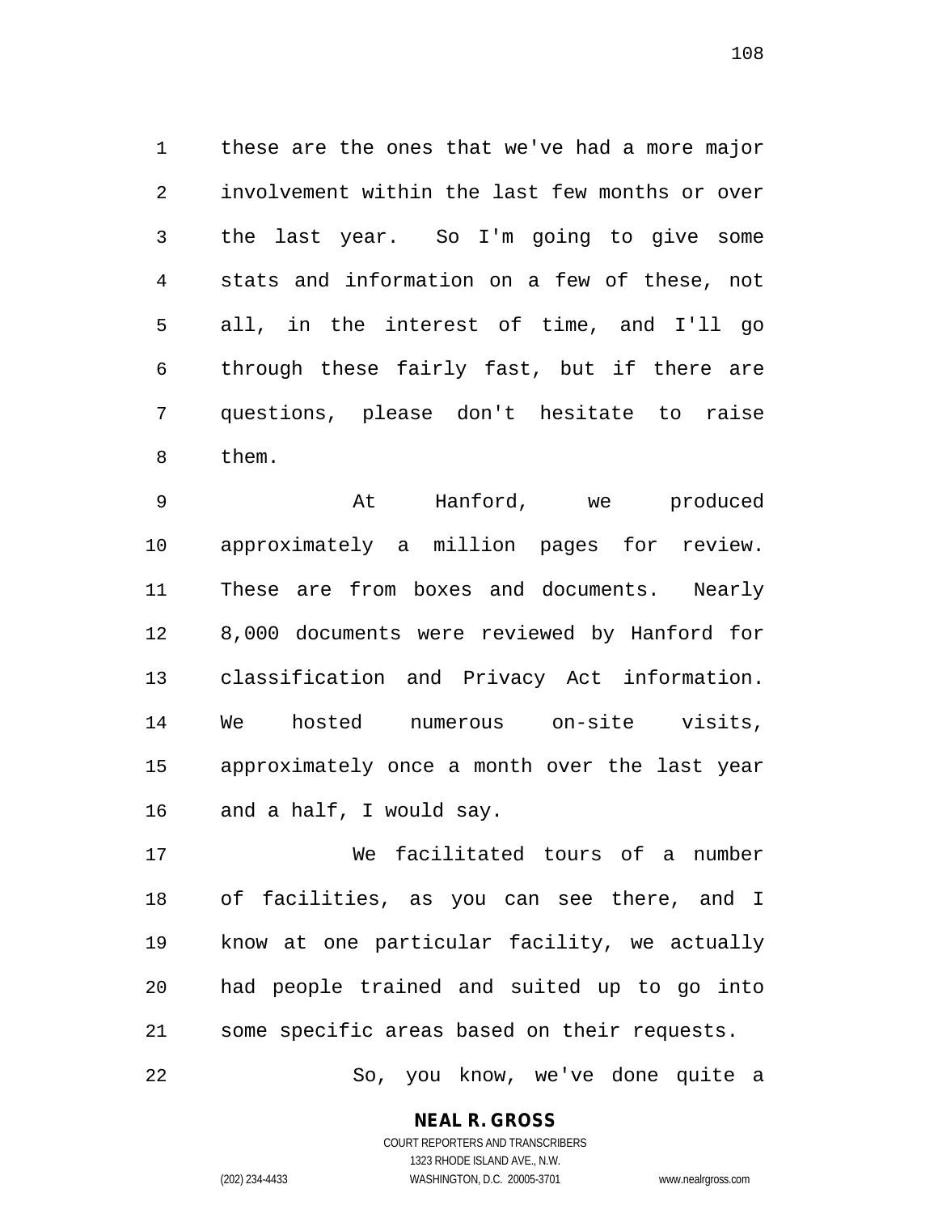these are the ones that we've had a more major involvement within the last few months or over the last year. So I'm going to give some stats and information on a few of these, not all, in the interest of time, and I'll go through these fairly fast, but if there are questions, please don't hesitate to raise them.

At Hanford, we produced approximately a million pages for review. These are from boxes and documents. Nearly 8,000 documents were reviewed by Hanford for classification and Privacy Act information. We hosted numerous on-site visits, approximately once a month over the last year and a half, I would say.

We facilitated tours of a number of facilities, as you can see there, and I know at one particular facility, we actually had people trained and suited up to go into some specific areas based on their requests.

So, you know, we've done quite a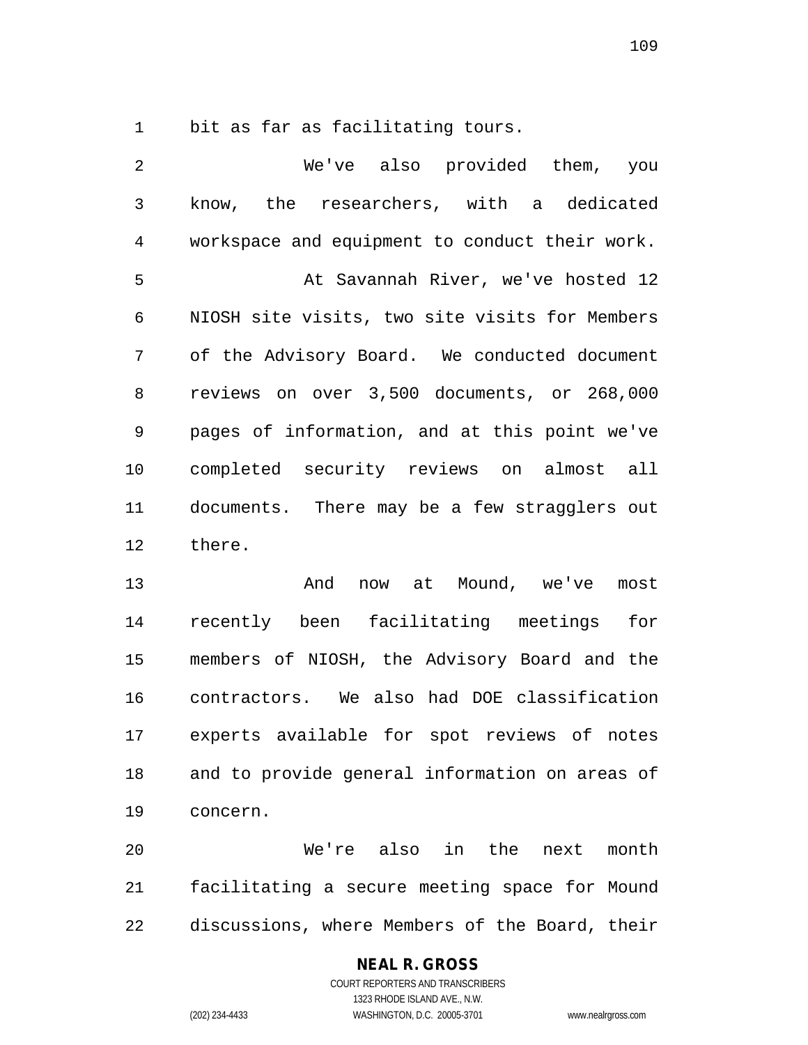bit as far as facilitating tours.

We've also provided them, you know, the researchers, with a dedicated workspace and equipment to conduct their work.

At Savannah River, we've hosted 12 NIOSH site visits, two site visits for Members of the Advisory Board. We conducted document reviews on over 3,500 documents, or 268,000 pages of information, and at this point we've completed security reviews on almost all documents. There may be a few stragglers out there.

And now at Mound, we've most recently been facilitating meetings for members of NIOSH, the Advisory Board and the contractors. We also had DOE classification experts available for spot reviews of notes and to provide general information on areas of concern.

We're also in the next month facilitating a secure meeting space for Mound discussions, where Members of the Board, their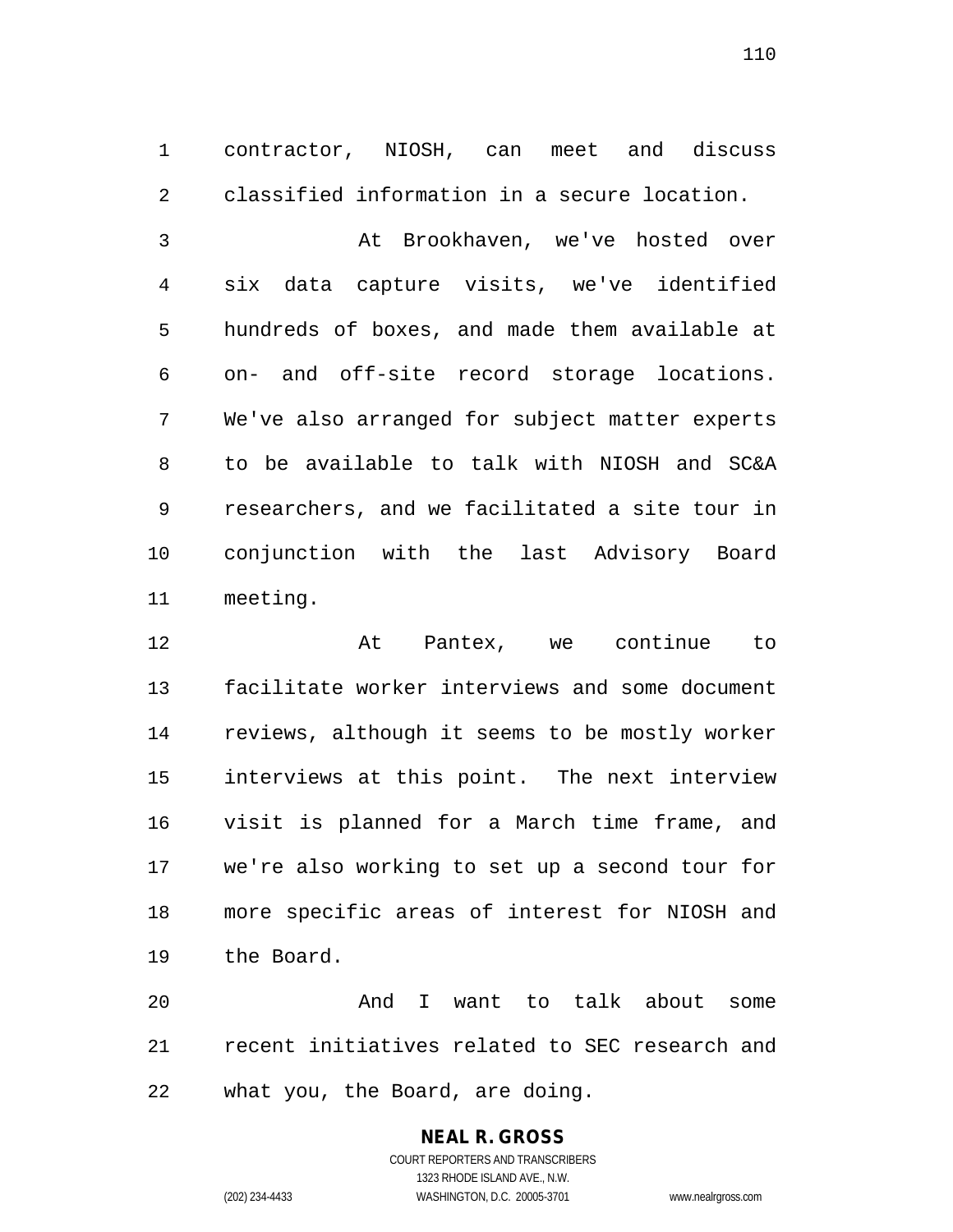contractor, NIOSH, can meet and discuss classified information in a secure location.

At Brookhaven, we've hosted over six data capture visits, we've identified hundreds of boxes, and made them available at on- and off-site record storage locations. We've also arranged for subject matter experts to be available to talk with NIOSH and SC&A researchers, and we facilitated a site tour in conjunction with the last Advisory Board meeting.

At Pantex, we continue to facilitate worker interviews and some document reviews, although it seems to be mostly worker interviews at this point. The next interview visit is planned for a March time frame, and we're also working to set up a second tour for more specific areas of interest for NIOSH and the Board.

And I want to talk about some recent initiatives related to SEC research and what you, the Board, are doing.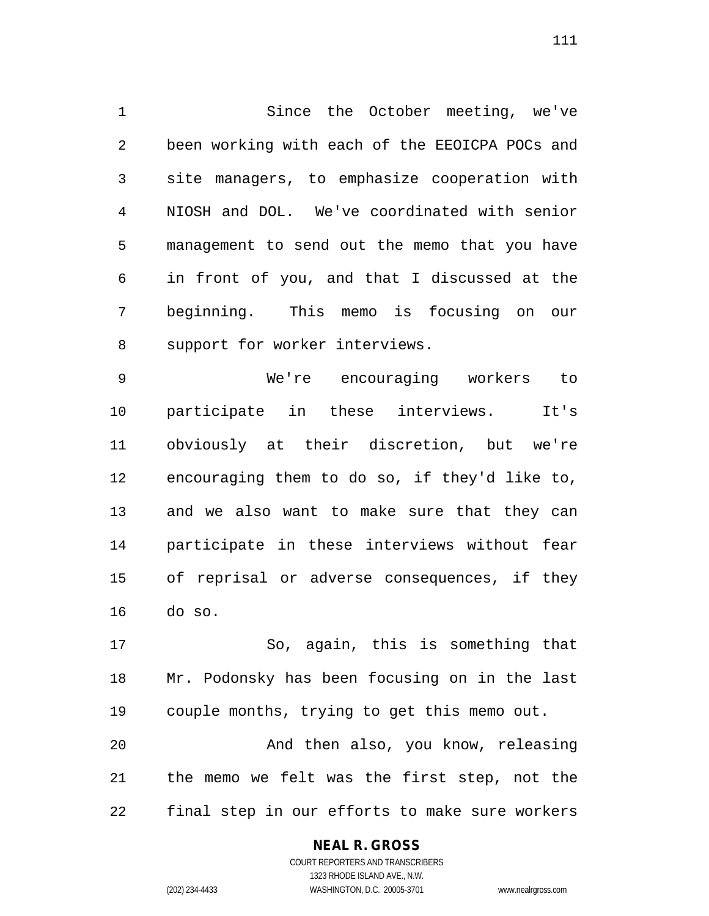Since the October meeting, we've been working with each of the EEOICPA POCs and site managers, to emphasize cooperation with NIOSH and DOL. We've coordinated with senior management to send out the memo that you have in front of you, and that I discussed at the beginning. This memo is focusing on our support for worker interviews.

We're encouraging workers to participate in these interviews. It's obviously at their discretion, but we're encouraging them to do so, if they'd like to, and we also want to make sure that they can participate in these interviews without fear of reprisal or adverse consequences, if they do so.

So, again, this is something that Mr. Podonsky has been focusing on in the last couple months, trying to get this memo out.

And then also, you know, releasing the memo we felt was the first step, not the final step in our efforts to make sure workers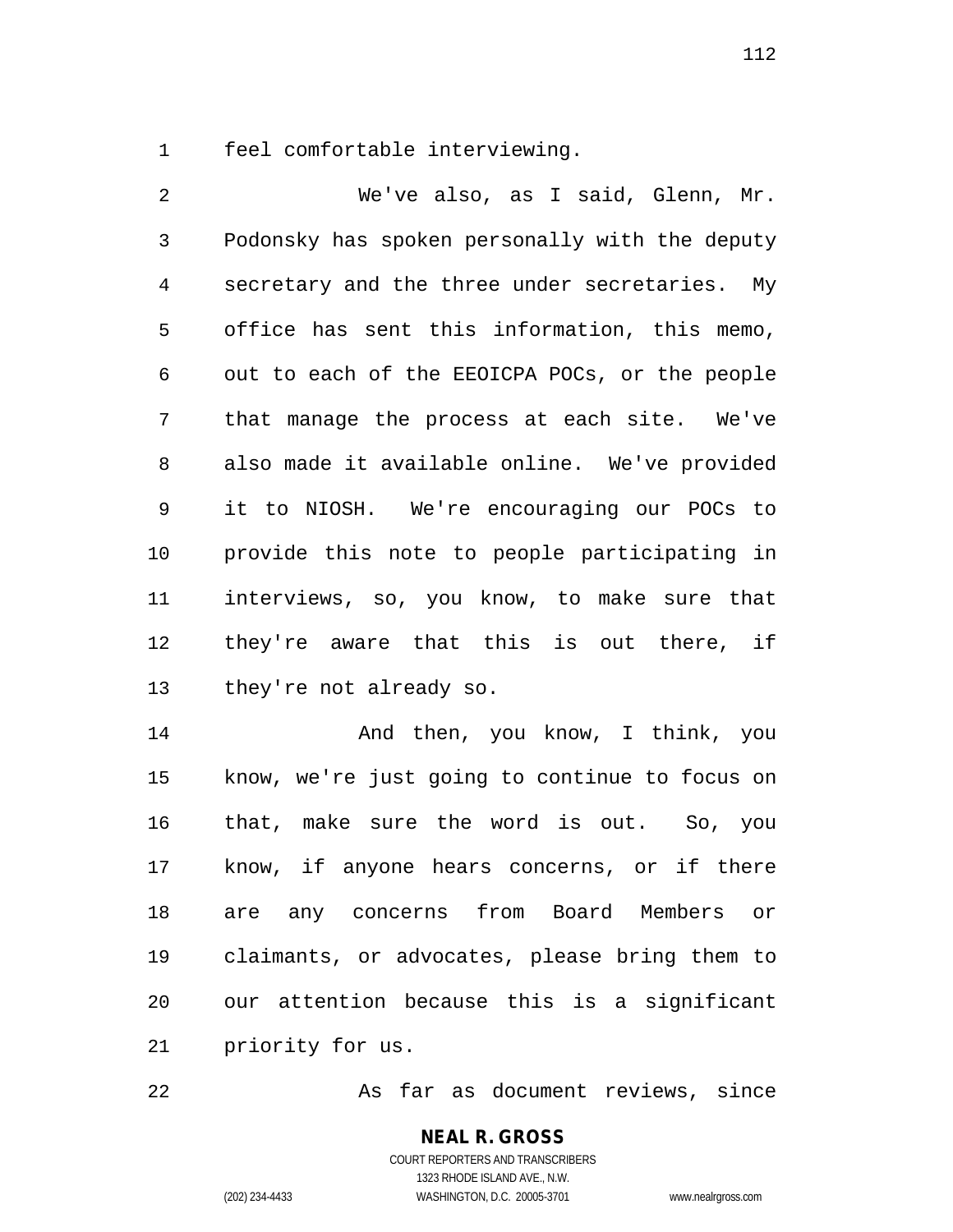feel comfortable interviewing.

We've also, as I said, Glenn, Mr. Podonsky has spoken personally with the deputy secretary and the three under secretaries. My office has sent this information, this memo, out to each of the EEOICPA POCs, or the people that manage the process at each site. We've also made it available online. We've provided it to NIOSH. We're encouraging our POCs to provide this note to people participating in interviews, so, you know, to make sure that they're aware that this is out there, if they're not already so.

And then, you know, I think, you know, we're just going to continue to focus on that, make sure the word is out. So, you know, if anyone hears concerns, or if there are any concerns from Board Members or claimants, or advocates, please bring them to our attention because this is a significant priority for us.

As far as document reviews, since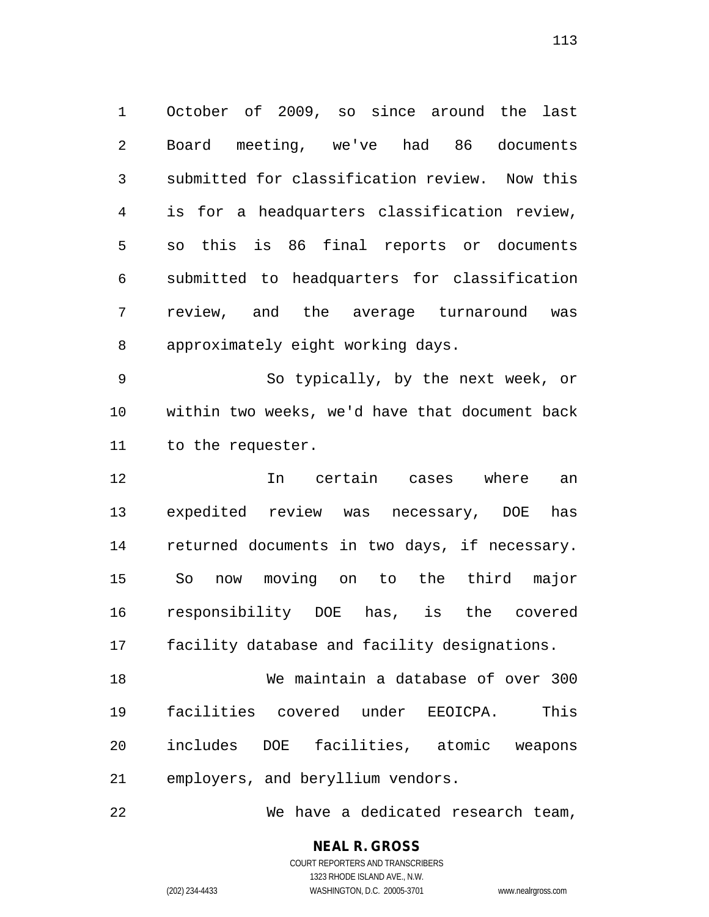October of 2009, so since around the last Board meeting, we've had 86 documents submitted for classification review. Now this is for a headquarters classification review, so this is 86 final reports or documents submitted to headquarters for classification review, and the average turnaround was approximately eight working days.

So typically, by the next week, or within two weeks, we'd have that document back to the requester.

In certain cases where an expedited review was necessary, DOE has returned documents in two days, if necessary. So now moving on to the third major responsibility DOE has, is the covered facility database and facility designations.

We maintain a database of over 300 facilities covered under EEOICPA. This includes DOE facilities, atomic weapons employers, and beryllium vendors.

We have a dedicated research team,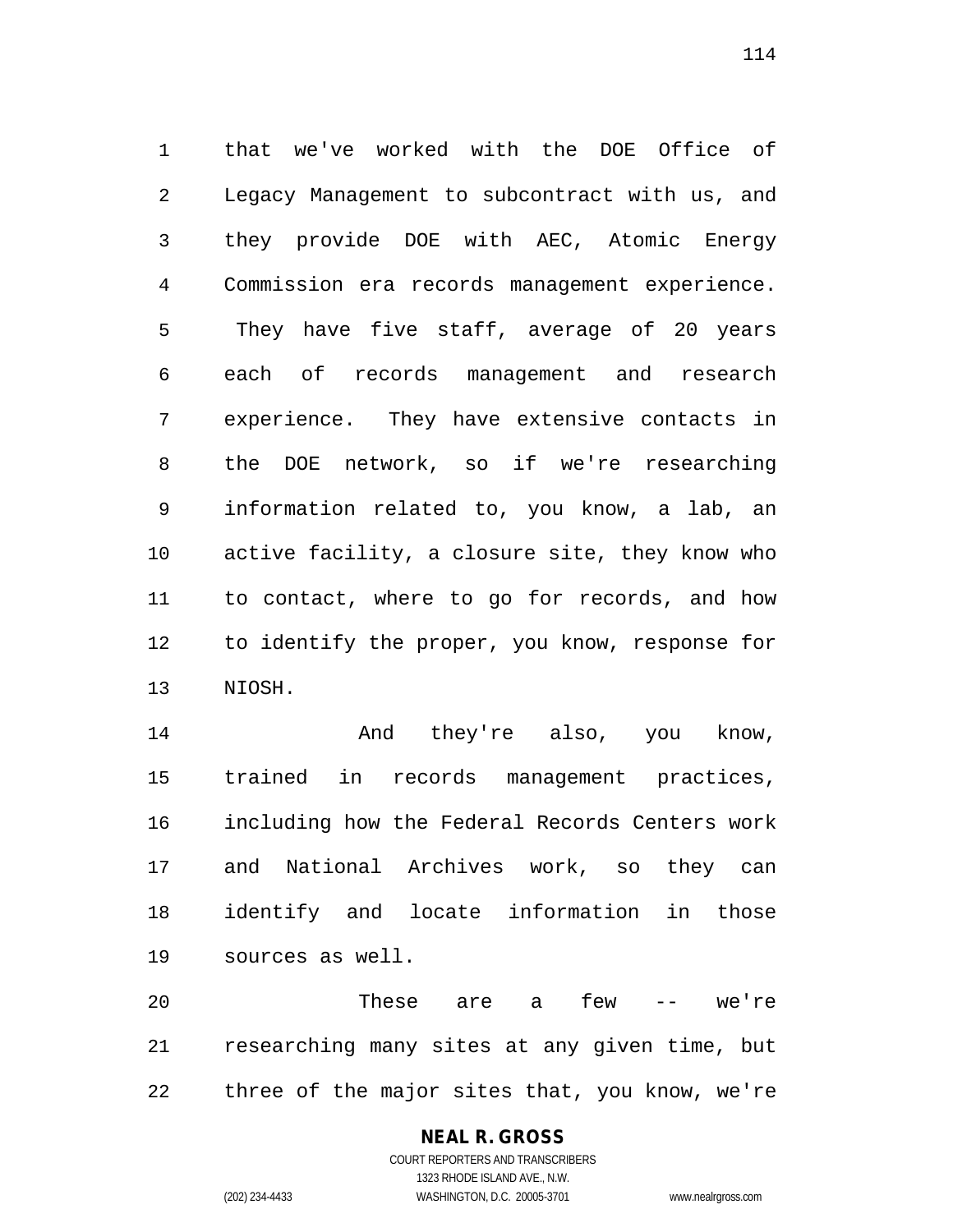that we've worked with the DOE Office of Legacy Management to subcontract with us, and they provide DOE with AEC, Atomic Energy Commission era records management experience. They have five staff, average of 20 years each of records management and research experience. They have extensive contacts in the DOE network, so if we're researching information related to, you know, a lab, an active facility, a closure site, they know who to contact, where to go for records, and how to identify the proper, you know, response for NIOSH.

And they're also, you know, trained in records management practices, including how the Federal Records Centers work and National Archives work, so they can identify and locate information in those sources as well.

These are a few -- we're researching many sites at any given time, but three of the major sites that, you know, we're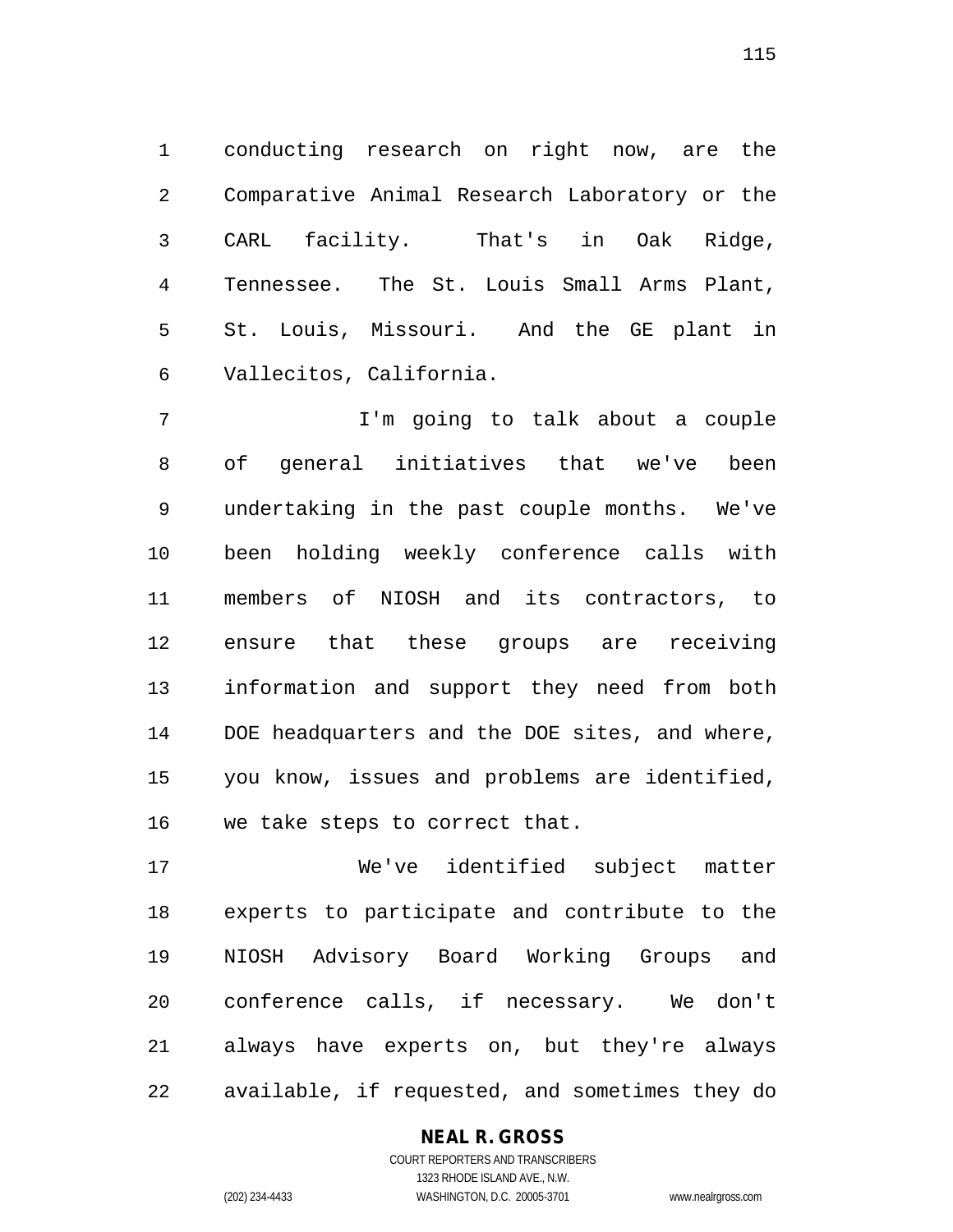conducting research on right now, are the Comparative Animal Research Laboratory or the CARL facility. That's in Oak Ridge, Tennessee. The St. Louis Small Arms Plant, St. Louis, Missouri. And the GE plant in Vallecitos, California.

I'm going to talk about a couple of general initiatives that we've been undertaking in the past couple months. We've been holding weekly conference calls with members of NIOSH and its contractors, to ensure that these groups are receiving information and support they need from both DOE headquarters and the DOE sites, and where, you know, issues and problems are identified, we take steps to correct that.

We've identified subject matter experts to participate and contribute to the NIOSH Advisory Board Working Groups and conference calls, if necessary. We don't always have experts on, but they're always available, if requested, and sometimes they do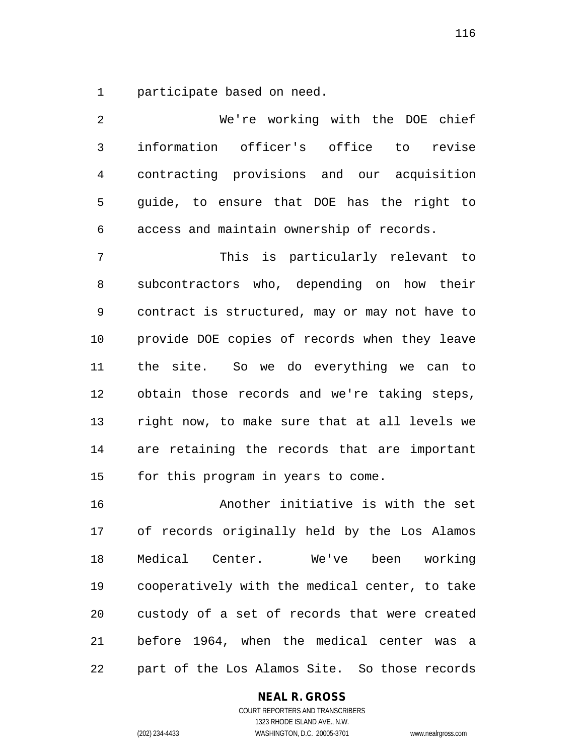participate based on need.

We're working with the DOE chief information officer's office to revise contracting provisions and our acquisition guide, to ensure that DOE has the right to access and maintain ownership of records.

This is particularly relevant to subcontractors who, depending on how their contract is structured, may or may not have to provide DOE copies of records when they leave the site. So we do everything we can to obtain those records and we're taking steps, right now, to make sure that at all levels we are retaining the records that are important for this program in years to come.

Another initiative is with the set of records originally held by the Los Alamos Medical Center. We've been working cooperatively with the medical center, to take custody of a set of records that were created before 1964, when the medical center was a part of the Los Alamos Site. So those records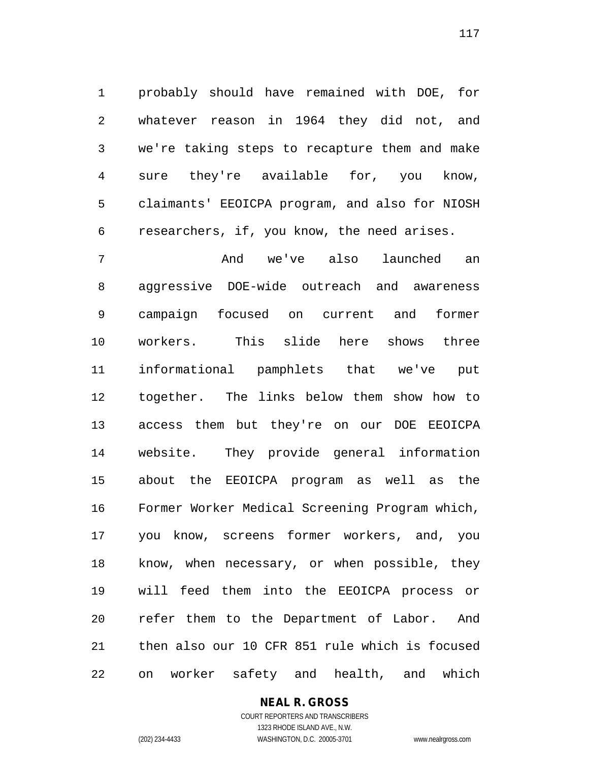probably should have remained with DOE, for whatever reason in 1964 they did not, and we're taking steps to recapture them and make sure they're available for, you know, claimants' EEOICPA program, and also for NIOSH researchers, if, you know, the need arises.

And we've also launched an aggressive DOE-wide outreach and awareness campaign focused on current and former workers. This slide here shows three informational pamphlets that we've put together. The links below them show how to access them but they're on our DOE EEOICPA website. They provide general information about the EEOICPA program as well as the Former Worker Medical Screening Program which, you know, screens former workers, and, you know, when necessary, or when possible, they will feed them into the EEOICPA process or refer them to the Department of Labor. And then also our 10 CFR 851 rule which is focused on worker safety and health, and which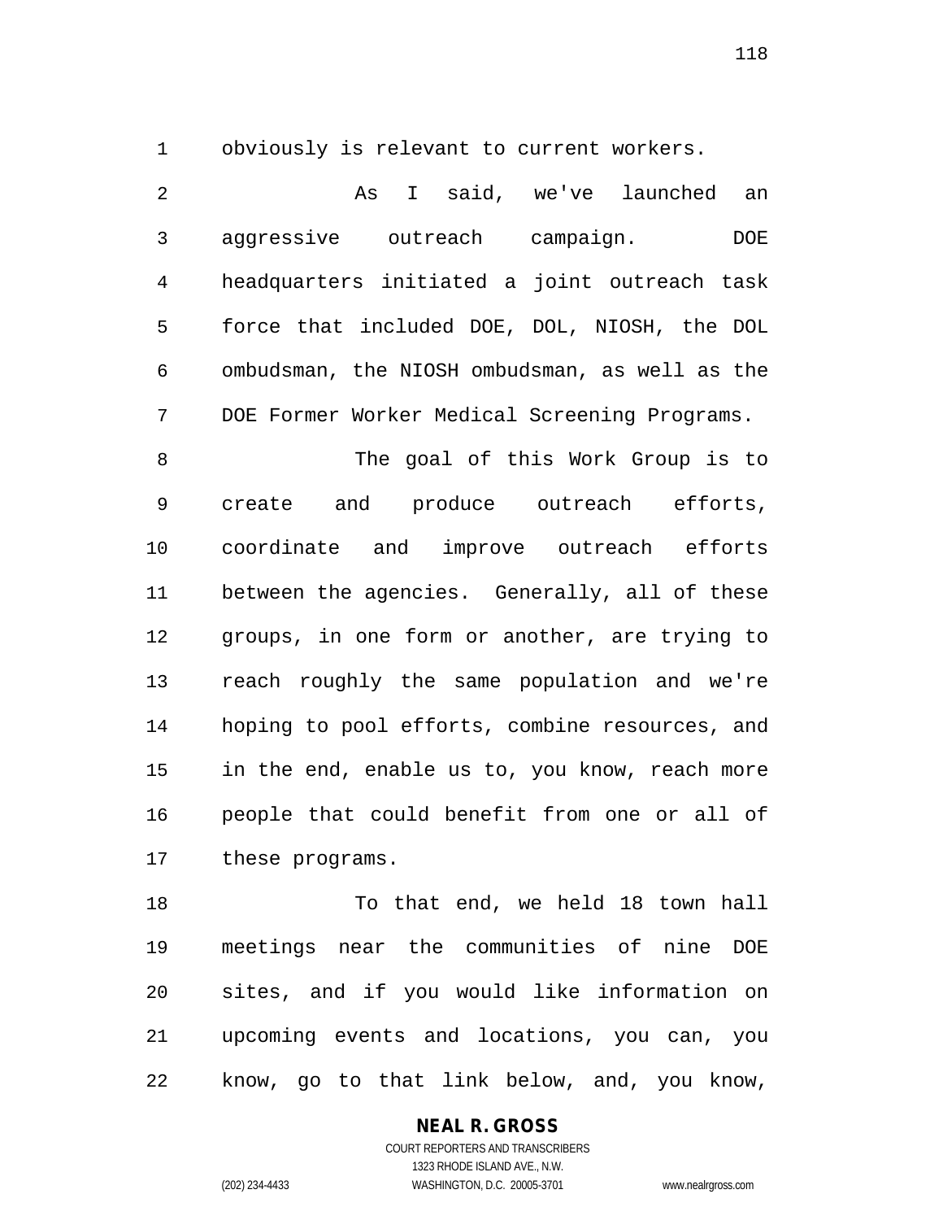obviously is relevant to current workers.

As I said, we've launched an aggressive outreach campaign. DOE headquarters initiated a joint outreach task force that included DOE, DOL, NIOSH, the DOL ombudsman, the NIOSH ombudsman, as well as the DOE Former Worker Medical Screening Programs.

The goal of this Work Group is to create and produce outreach efforts, coordinate and improve outreach efforts between the agencies. Generally, all of these groups, in one form or another, are trying to reach roughly the same population and we're hoping to pool efforts, combine resources, and in the end, enable us to, you know, reach more people that could benefit from one or all of these programs.

To that end, we held 18 town hall meetings near the communities of nine DOE sites, and if you would like information on upcoming events and locations, you can, you know, go to that link below, and, you know,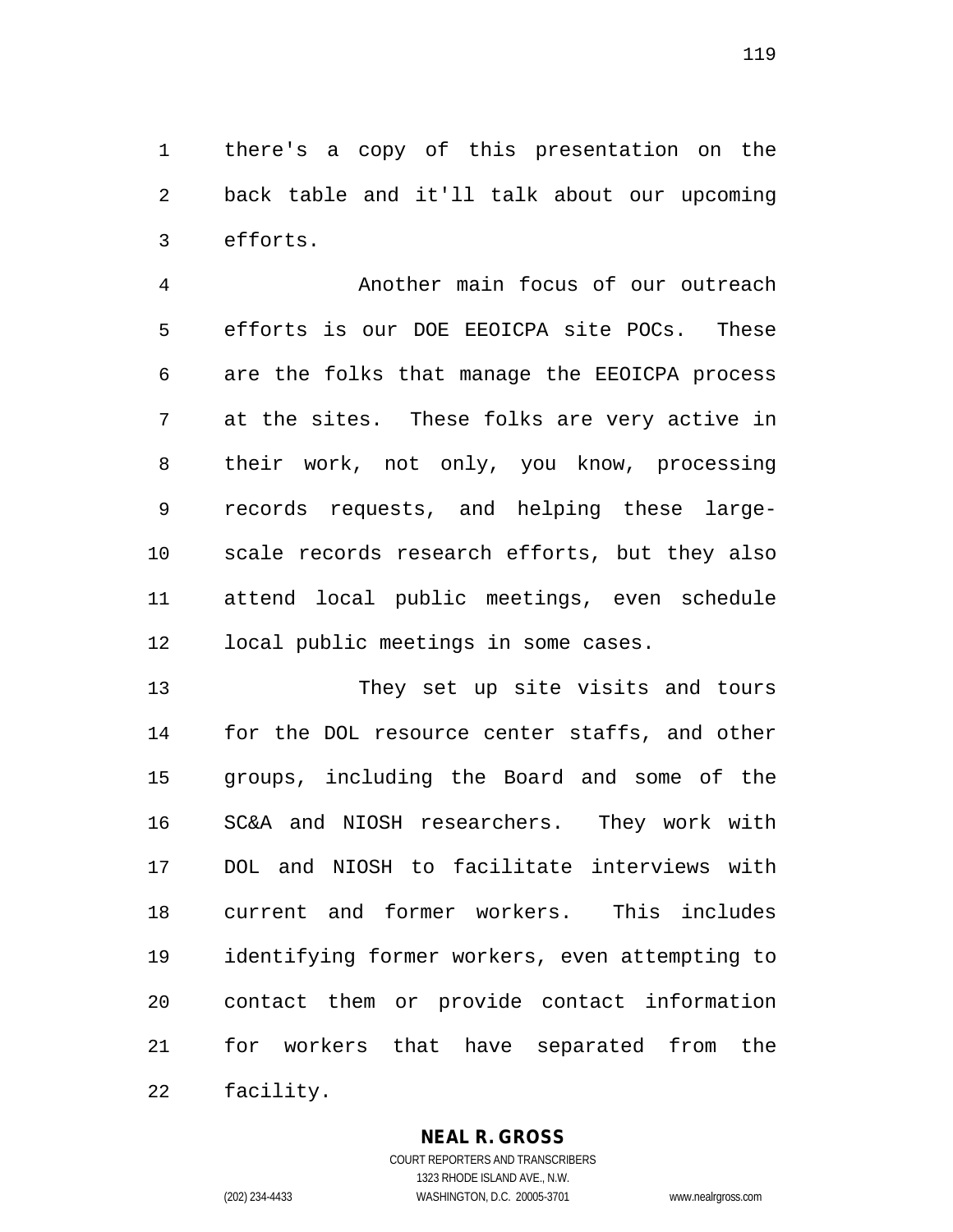there's a copy of this presentation on the back table and it'll talk about our upcoming efforts.

Another main focus of our outreach efforts is our DOE EEOICPA site POCs. These are the folks that manage the EEOICPA process at the sites. These folks are very active in their work, not only, you know, processing records requests, and helping these large-scale records research efforts, but they also attend local public meetings, even schedule local public meetings in some cases.

They set up site visits and tours for the DOL resource center staffs, and other groups, including the Board and some of the SC&A and NIOSH researchers. They work with DOL and NIOSH to facilitate interviews with current and former workers. This includes identifying former workers, even attempting to contact them or provide contact information for workers that have separated from the facility.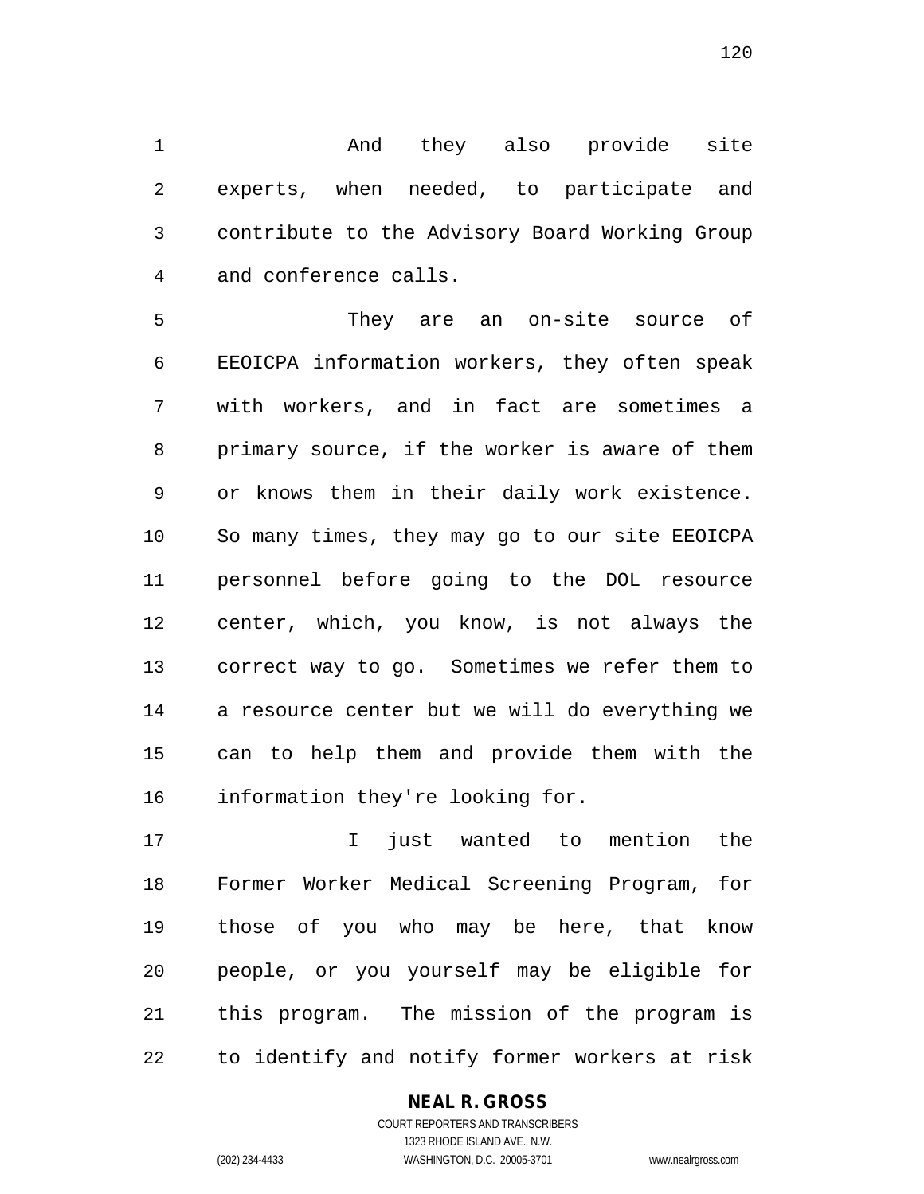And they also provide site experts, when needed, to participate and contribute to the Advisory Board Working Group and conference calls.

They are an on-site source of EEOICPA information workers, they often speak with workers, and in fact are sometimes a primary source, if the worker is aware of them or knows them in their daily work existence. So many times, they may go to our site EEOICPA personnel before going to the DOL resource center, which, you know, is not always the correct way to go. Sometimes we refer them to a resource center but we will do everything we can to help them and provide them with the information they're looking for.

I just wanted to mention the Former Worker Medical Screening Program, for those of you who may be here, that know people, or you yourself may be eligible for this program. The mission of the program is to identify and notify former workers at risk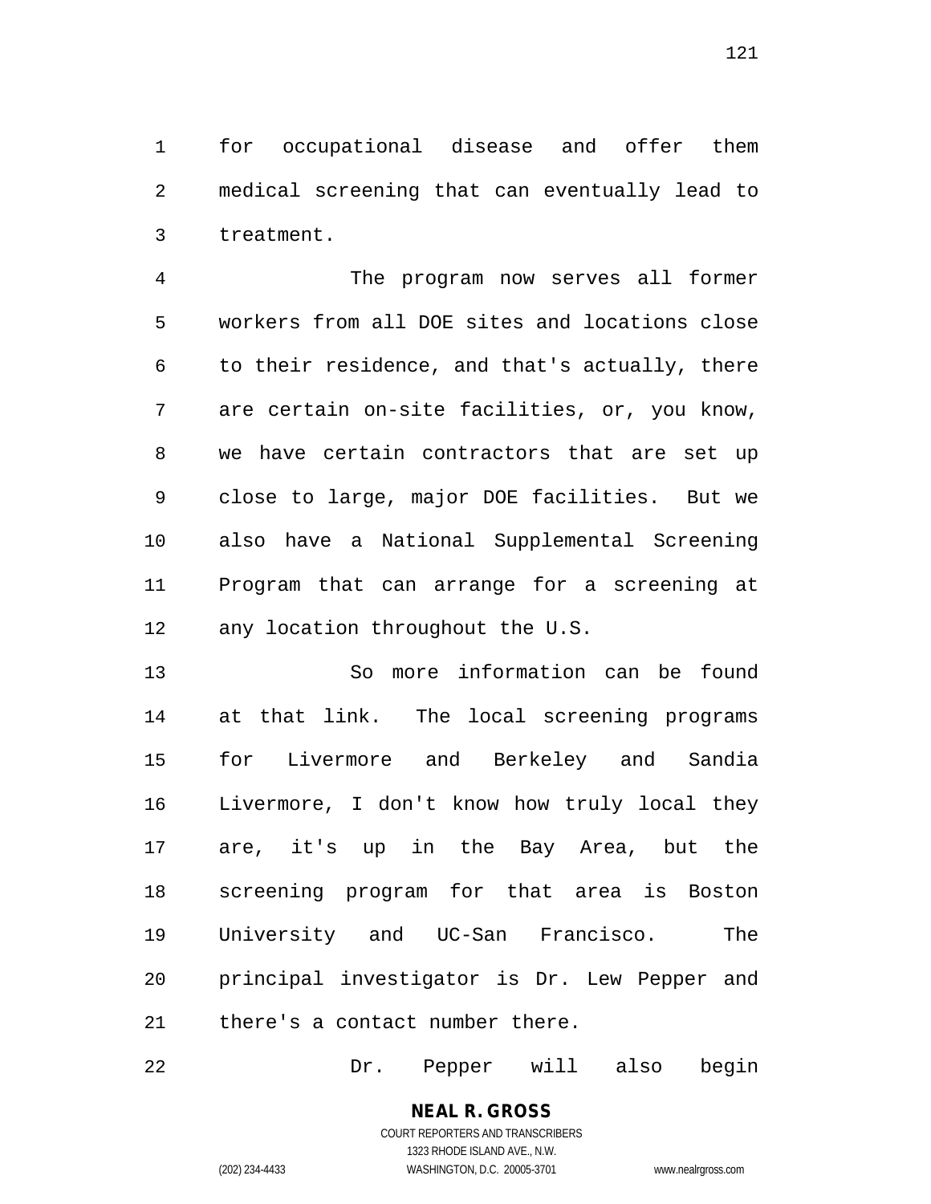for occupational disease and offer them medical screening that can eventually lead to treatment.

The program now serves all former workers from all DOE sites and locations close to their residence, and that's actually, there are certain on-site facilities, or, you know, we have certain contractors that are set up close to large, major DOE facilities. But we also have a National Supplemental Screening Program that can arrange for a screening at any location throughout the U.S.

So more information can be found at that link. The local screening programs for Livermore and Berkeley and Sandia Livermore, I don't know how truly local they are, it's up in the Bay Area, but the screening program for that area is Boston University and UC-San Francisco. The principal investigator is Dr. Lew Pepper and there's a contact number there.

Dr. Pepper will also begin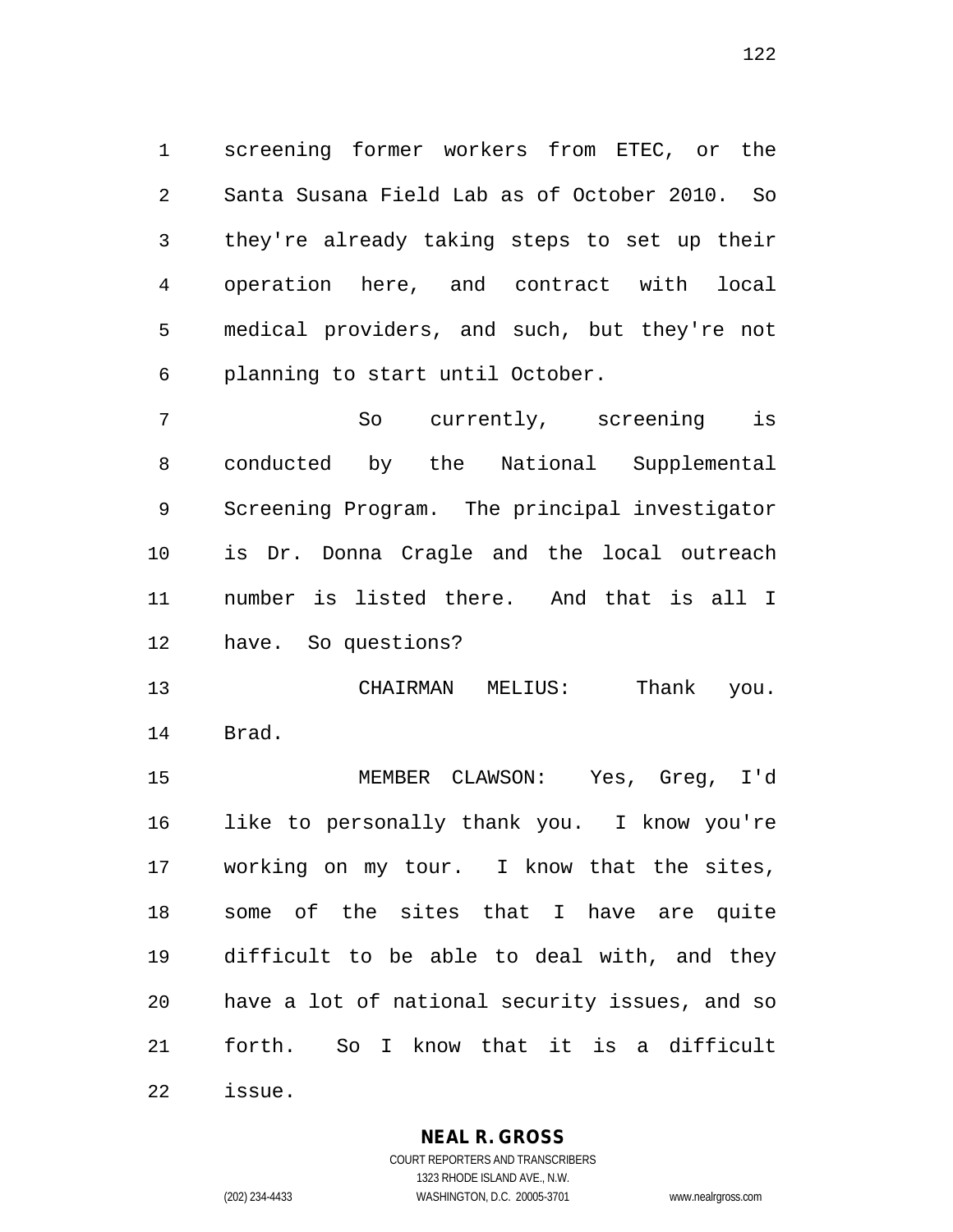screening former workers from ETEC, or the Santa Susana Field Lab as of October 2010. So they're already taking steps to set up their operation here, and contract with local medical providers, and such, but they're not planning to start until October.

So currently, screening is conducted by the National Supplemental Screening Program. The principal investigator is Dr. Donna Cragle and the local outreach number is listed there. And that is all I have. So questions?

CHAIRMAN MELIUS: Thank you. Brad.

MEMBER CLAWSON: Yes, Greg, I'd like to personally thank you. I know you're working on my tour. I know that the sites, some of the sites that I have are quite difficult to be able to deal with, and they have a lot of national security issues, and so forth. So I know that it is a difficult issue.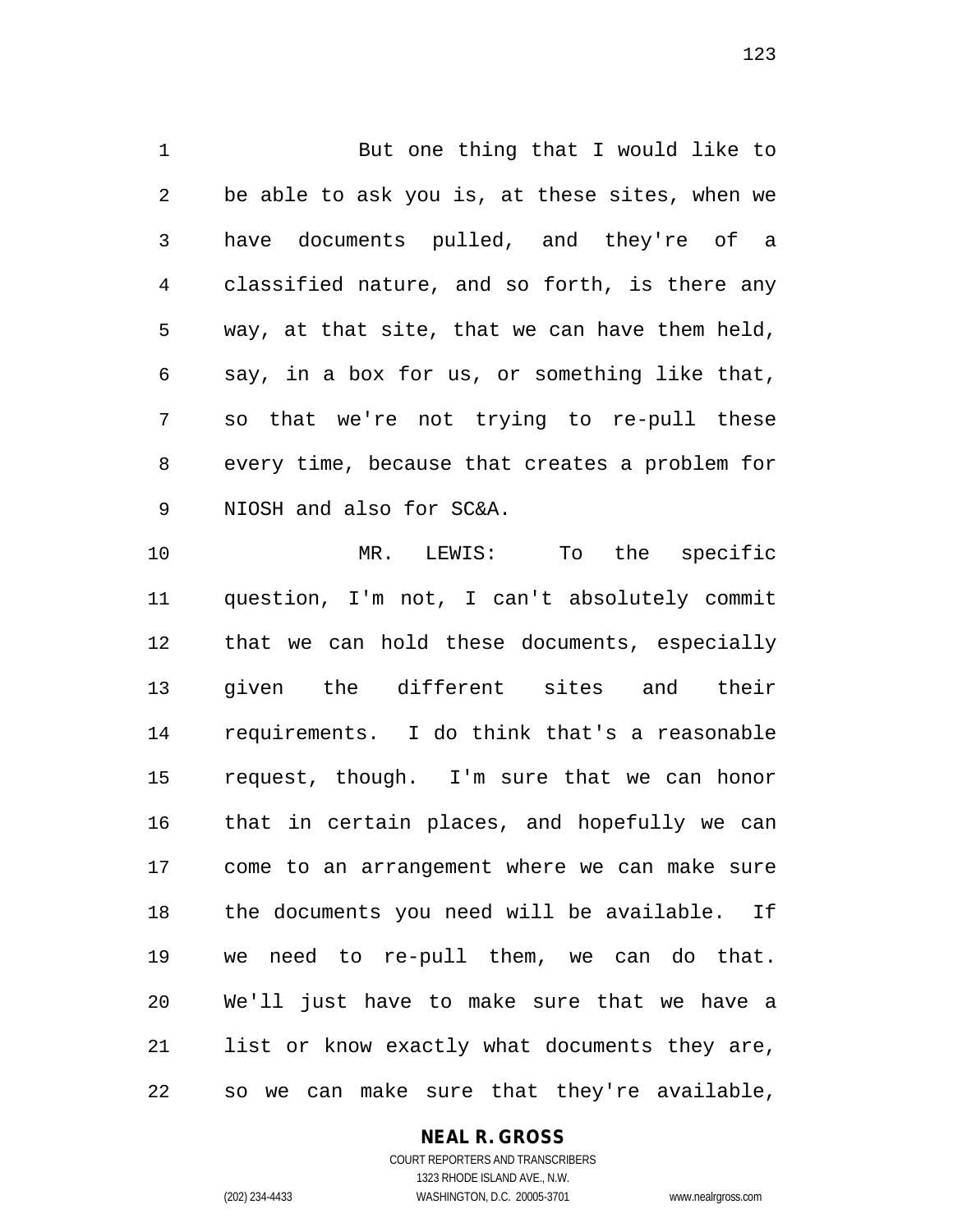But one thing that I would like to be able to ask you is, at these sites, when we have documents pulled, and they're of a classified nature, and so forth, is there any way, at that site, that we can have them held, say, in a box for us, or something like that, so that we're not trying to re-pull these every time, because that creates a problem for NIOSH and also for SC&A.

MR. LEWIS: To the specific question, I'm not, I can't absolutely commit that we can hold these documents, especially given the different sites and their requirements. I do think that's a reasonable request, though. I'm sure that we can honor that in certain places, and hopefully we can come to an arrangement where we can make sure the documents you need will be available. If we need to re-pull them, we can do that. We'll just have to make sure that we have a list or know exactly what documents they are, so we can make sure that they're available,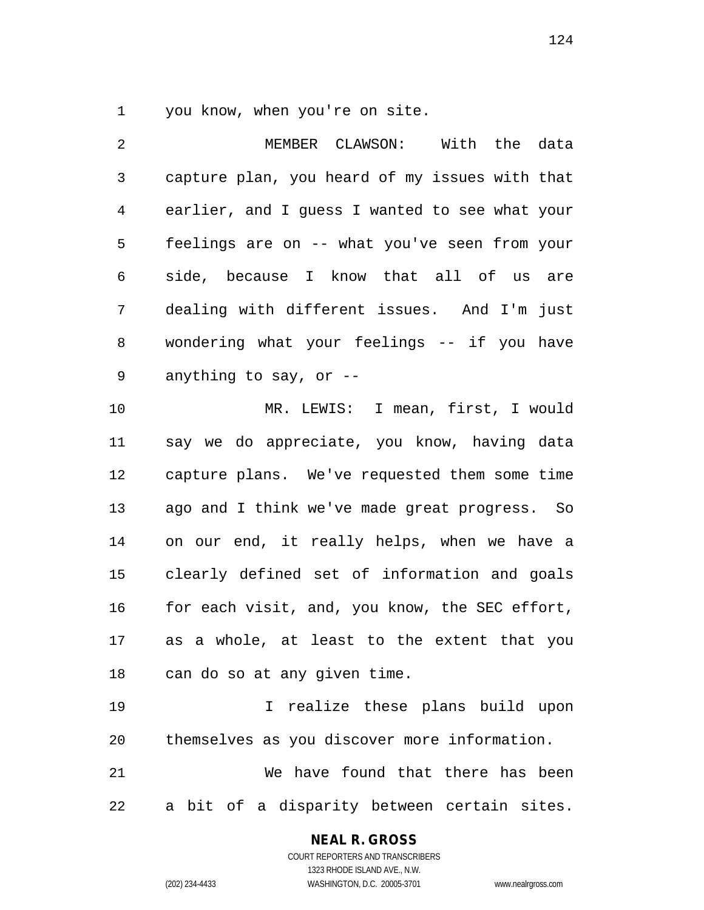you know, when you're on site.

MEMBER CLAWSON: With the data capture plan, you heard of my issues with that earlier, and I guess I wanted to see what your feelings are on -- what you've seen from your side, because I know that all of us are dealing with different issues. And I'm just wondering what your feelings -- if you have anything to say, or --

MR. LEWIS: I mean, first, I would say we do appreciate, you know, having data capture plans. We've requested them some time ago and I think we've made great progress. So on our end, it really helps, when we have a clearly defined set of information and goals for each visit, and, you know, the SEC effort, as a whole, at least to the extent that you can do so at any given time.

I realize these plans build upon themselves as you discover more information.

We have found that there has been a bit of a disparity between certain sites.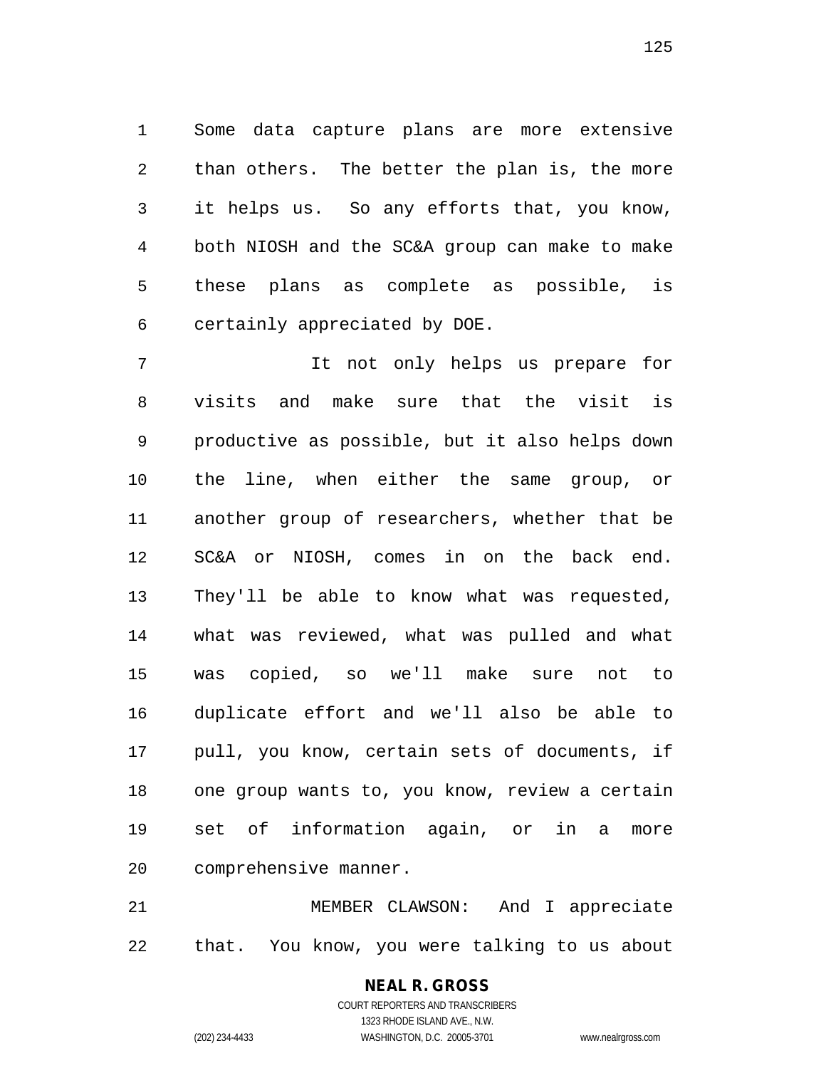Some data capture plans are more extensive than others. The better the plan is, the more it helps us. So any efforts that, you know, both NIOSH and the SC&A group can make to make these plans as complete as possible, is certainly appreciated by DOE.

It not only helps us prepare for visits and make sure that the visit is productive as possible, but it also helps down the line, when either the same group, or another group of researchers, whether that be SC&A or NIOSH, comes in on the back end. They'll be able to know what was requested, what was reviewed, what was pulled and what was copied, so we'll make sure not to duplicate effort and we'll also be able to pull, you know, certain sets of documents, if one group wants to, you know, review a certain set of information again, or in a more comprehensive manner.

MEMBER CLAWSON: And I appreciate that. You know, you were talking to us about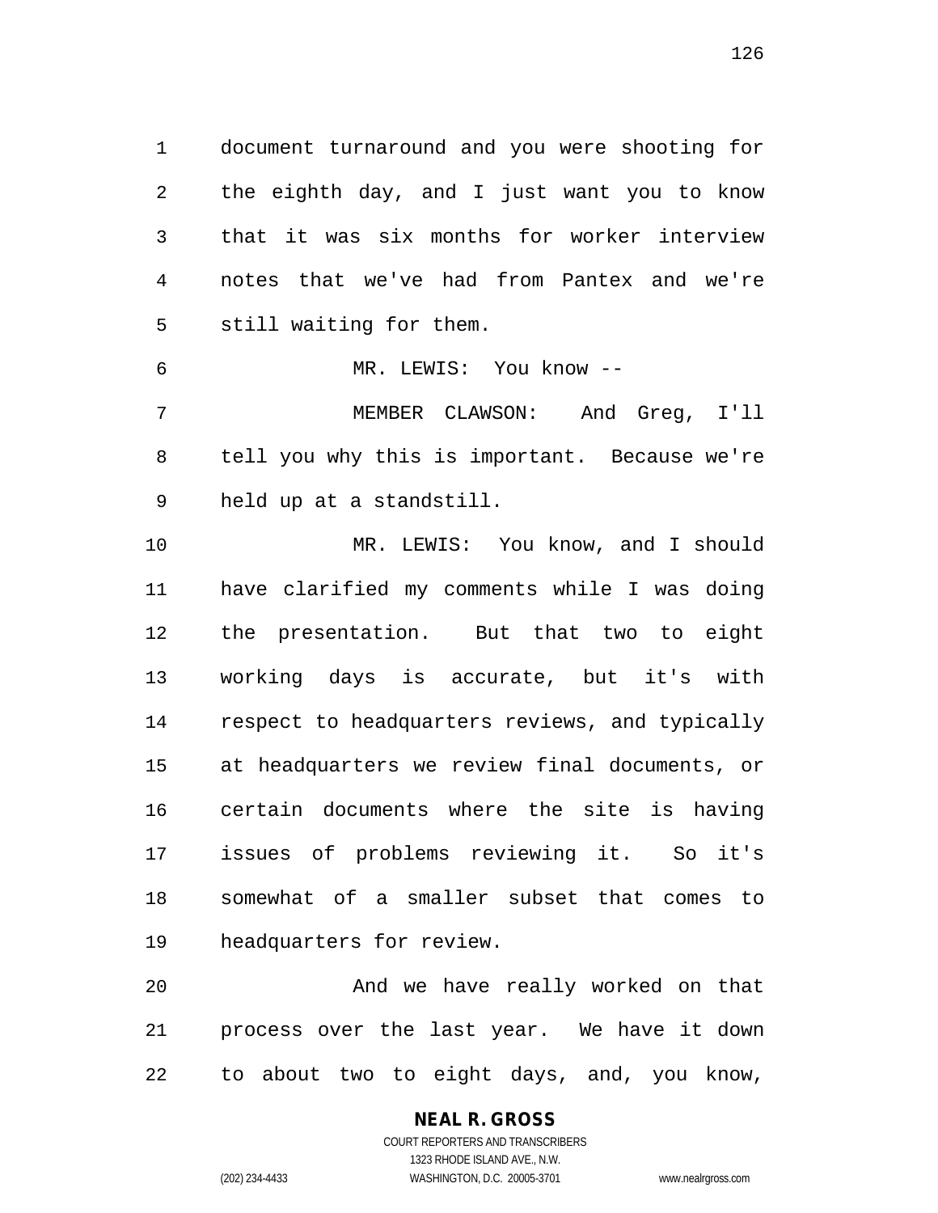document turnaround and you were shooting for the eighth day, and I just want you to know that it was six months for worker interview notes that we've had from Pantex and we're still waiting for them.

MR. LEWIS: You know --

MEMBER CLAWSON: And Greg, I'll tell you why this is important. Because we're held up at a standstill.

MR. LEWIS: You know, and I should have clarified my comments while I was doing the presentation. But that two to eight working days is accurate, but it's with respect to headquarters reviews, and typically at headquarters we review final documents, or certain documents where the site is having issues of problems reviewing it. So it's somewhat of a smaller subset that comes to headquarters for review.

And we have really worked on that process over the last year. We have it down to about two to eight days, and, you know,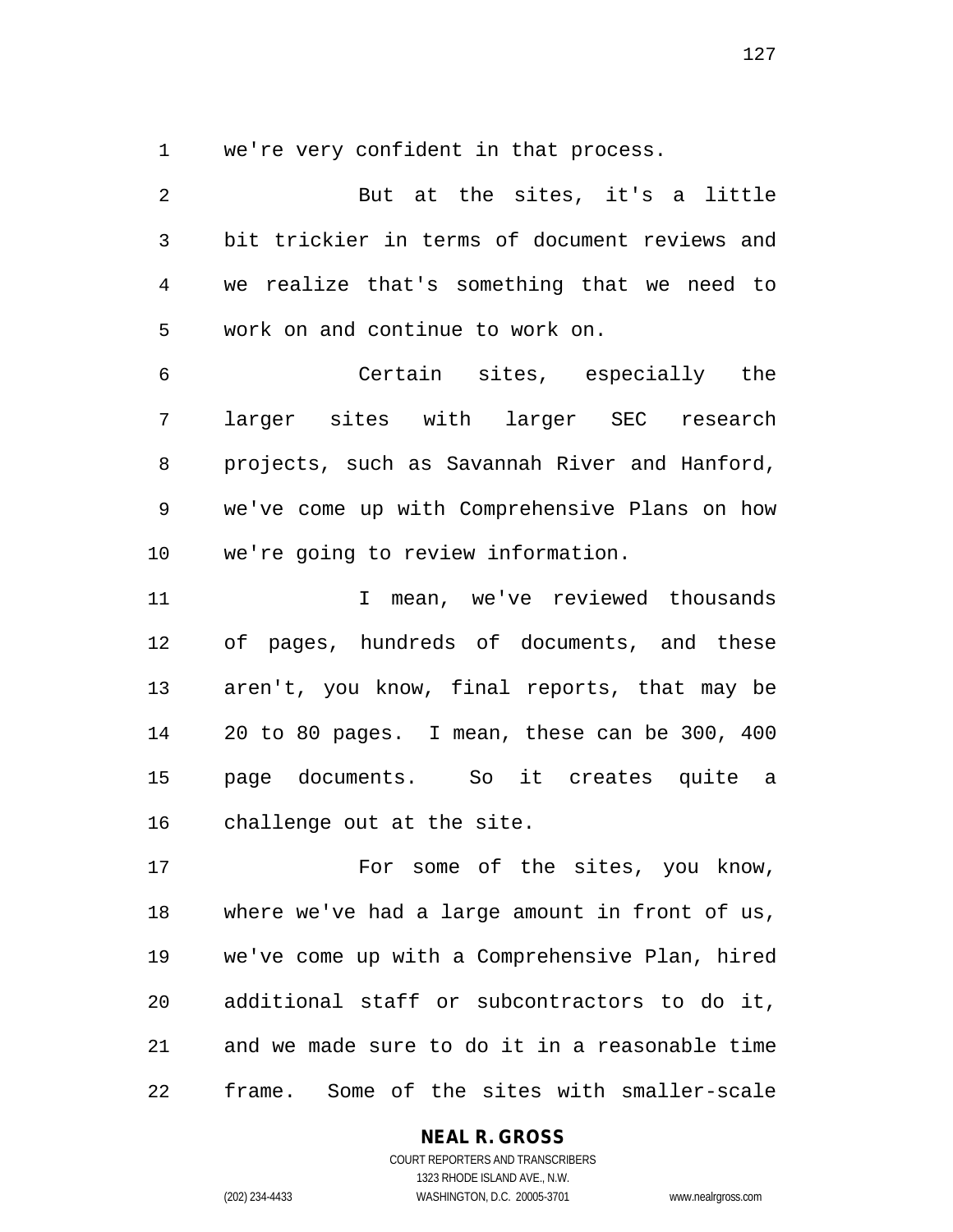we're very confident in that process.

But at the sites, it's a little bit trickier in terms of document reviews and we realize that's something that we need to work on and continue to work on.

Certain sites, especially the larger sites with larger SEC research projects, such as Savannah River and Hanford, we've come up with Comprehensive Plans on how we're going to review information.

I mean, we've reviewed thousands of pages, hundreds of documents, and these aren't, you know, final reports, that may be 20 to 80 pages. I mean, these can be 300, 400 page documents. So it creates quite a challenge out at the site.

For some of the sites, you know, where we've had a large amount in front of us, we've come up with a Comprehensive Plan, hired additional staff or subcontractors to do it, and we made sure to do it in a reasonable time frame. Some of the sites with smaller-scale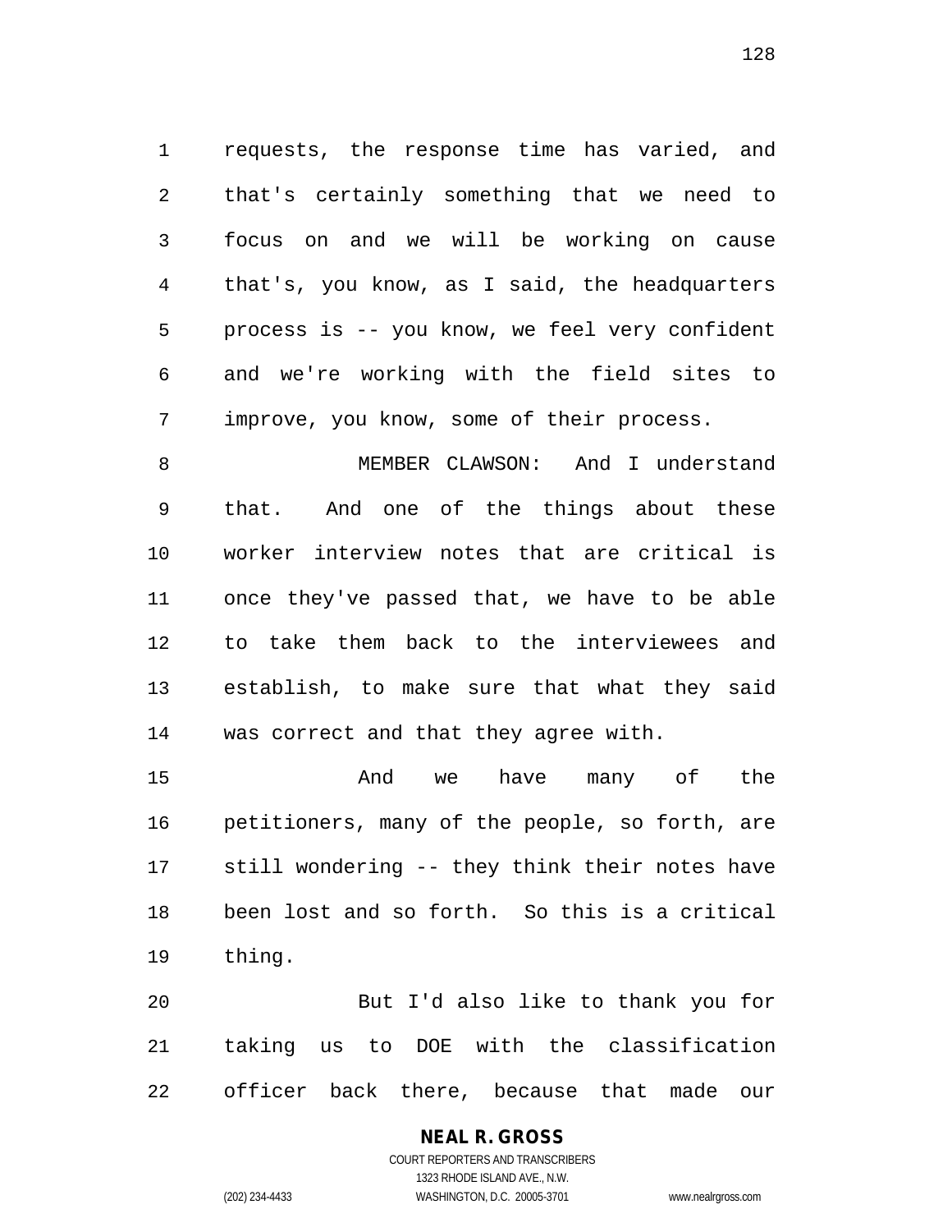requests, the response time has varied, and that's certainly something that we need to focus on and we will be working on cause that's, you know, as I said, the headquarters process is -- you know, we feel very confident and we're working with the field sites to improve, you know, some of their process.

MEMBER CLAWSON: And I understand that. And one of the things about these worker interview notes that are critical is once they've passed that, we have to be able to take them back to the interviewees and establish, to make sure that what they said was correct and that they agree with.

And we have many of the petitioners, many of the people, so forth, are still wondering -- they think their notes have been lost and so forth. So this is a critical thing.

But I'd also like to thank you for taking us to DOE with the classification officer back there, because that made our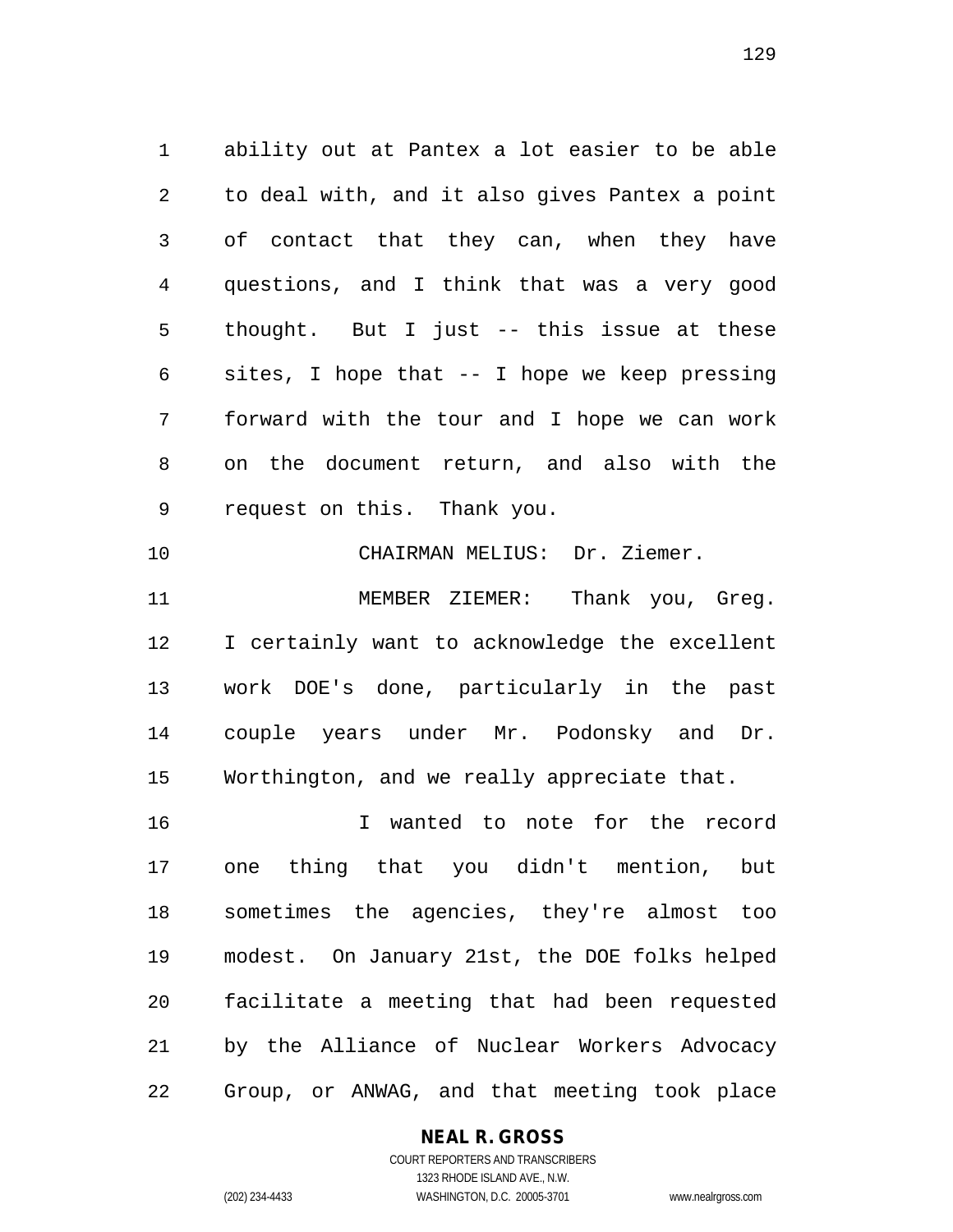ability out at Pantex a lot easier to be able to deal with, and it also gives Pantex a point of contact that they can, when they have questions, and I think that was a very good thought. But I just -- this issue at these sites, I hope that -- I hope we keep pressing forward with the tour and I hope we can work on the document return, and also with the request on this. Thank you.

CHAIRMAN MELIUS: Dr. Ziemer.

MEMBER ZIEMER: Thank you, Greg. I certainly want to acknowledge the excellent work DOE's done, particularly in the past couple years under Mr. Podonsky and Dr. Worthington, and we really appreciate that.

I wanted to note for the record one thing that you didn't mention, but sometimes the agencies, they're almost too modest. On January 21st, the DOE folks helped facilitate a meeting that had been requested by the Alliance of Nuclear Workers Advocacy Group, or ANWAG, and that meeting took place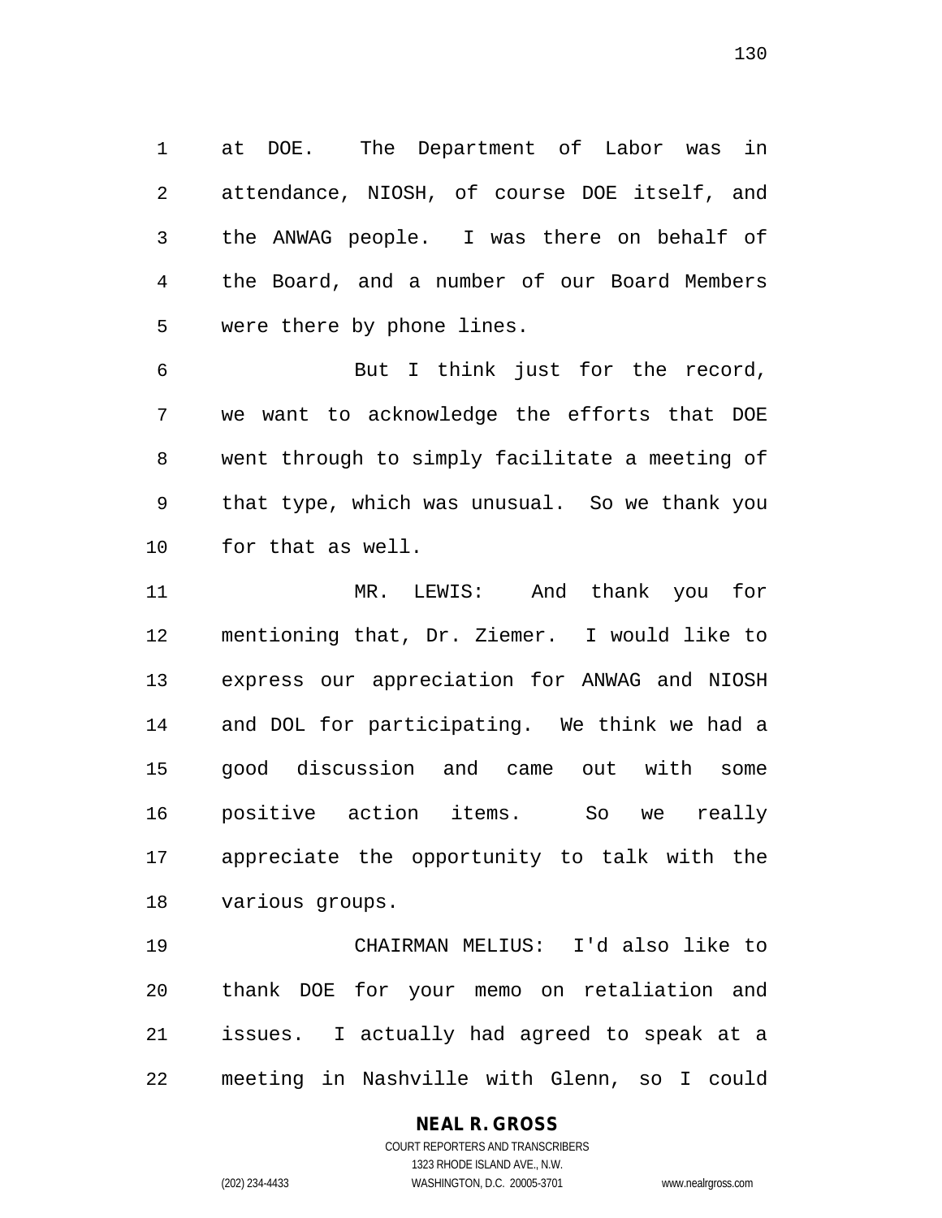at DOE. The Department of Labor was in attendance, NIOSH, of course DOE itself, and the ANWAG people. I was there on behalf of the Board, and a number of our Board Members were there by phone lines.

But I think just for the record, we want to acknowledge the efforts that DOE went through to simply facilitate a meeting of that type, which was unusual. So we thank you for that as well.

MR. LEWIS: And thank you for mentioning that, Dr. Ziemer. I would like to express our appreciation for ANWAG and NIOSH and DOL for participating. We think we had a good discussion and came out with some positive action items. So we really appreciate the opportunity to talk with the various groups.

CHAIRMAN MELIUS: I'd also like to thank DOE for your memo on retaliation and issues. I actually had agreed to speak at a meeting in Nashville with Glenn, so I could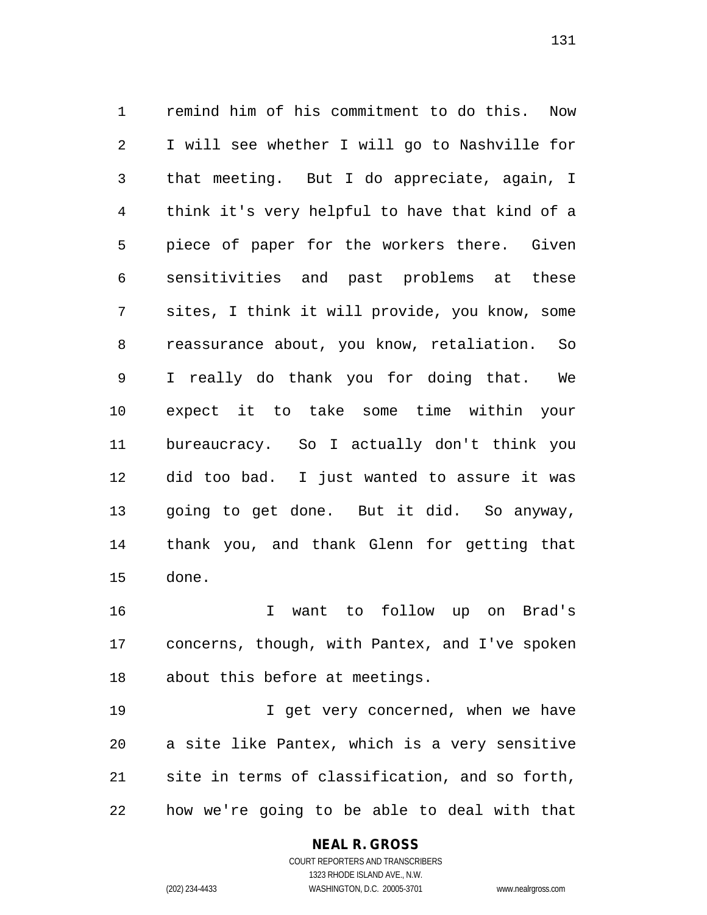remind him of his commitment to do this. Now I will see whether I will go to Nashville for that meeting. But I do appreciate, again, I think it's very helpful to have that kind of a piece of paper for the workers there. Given sensitivities and past problems at these sites, I think it will provide, you know, some reassurance about, you know, retaliation. So I really do thank you for doing that. We expect it to take some time within your bureaucracy. So I actually don't think you did too bad. I just wanted to assure it was going to get done. But it did. So anyway, thank you, and thank Glenn for getting that done.

I want to follow up on Brad's concerns, though, with Pantex, and I've spoken about this before at meetings.

I get very concerned, when we have a site like Pantex, which is a very sensitive site in terms of classification, and so forth, how we're going to be able to deal with that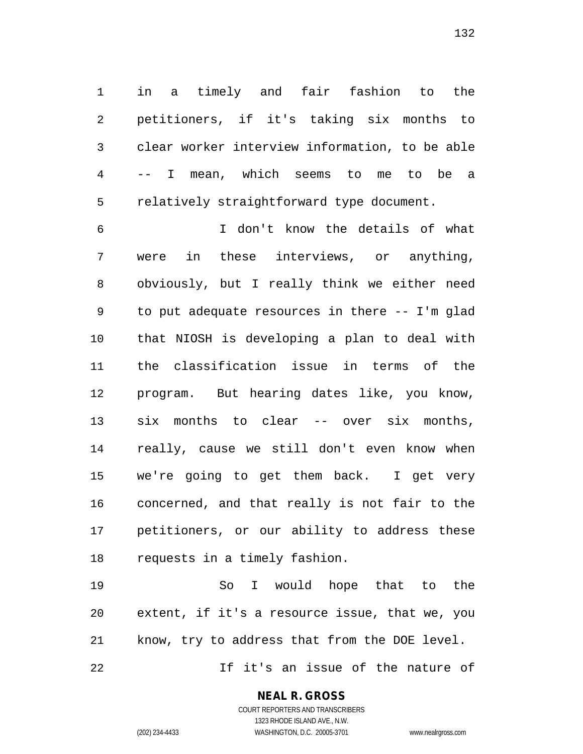in a timely and fair fashion to the petitioners, if it's taking six months to clear worker interview information, to be able -- I mean, which seems to me to be a relatively straightforward type document.

I don't know the details of what were in these interviews, or anything, obviously, but I really think we either need to put adequate resources in there -- I'm glad that NIOSH is developing a plan to deal with the classification issue in terms of the program. But hearing dates like, you know, six months to clear -- over six months, really, cause we still don't even know when we're going to get them back. I get very concerned, and that really is not fair to the petitioners, or our ability to address these requests in a timely fashion.

So I would hope that to the extent, if it's a resource issue, that we, you know, try to address that from the DOE level.

If it's an issue of the nature of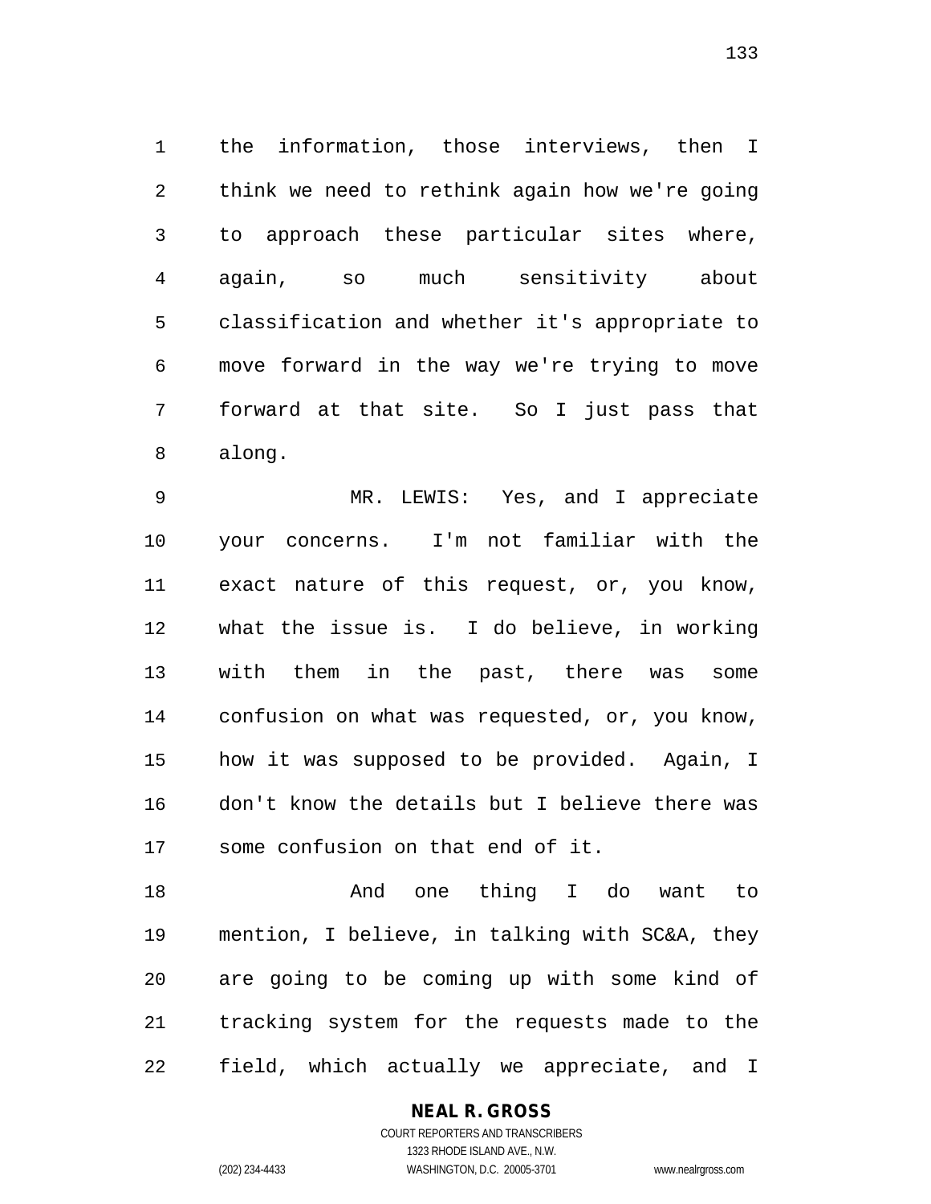the information, those interviews, then I think we need to rethink again how we're going to approach these particular sites where, again, so much sensitivity about classification and whether it's appropriate to move forward in the way we're trying to move forward at that site. So I just pass that along.

MR. LEWIS: Yes, and I appreciate your concerns. I'm not familiar with the exact nature of this request, or, you know, what the issue is. I do believe, in working with them in the past, there was some confusion on what was requested, or, you know, how it was supposed to be provided. Again, I don't know the details but I believe there was some confusion on that end of it.

And one thing I do want to mention, I believe, in talking with SC&A, they are going to be coming up with some kind of tracking system for the requests made to the field, which actually we appreciate, and I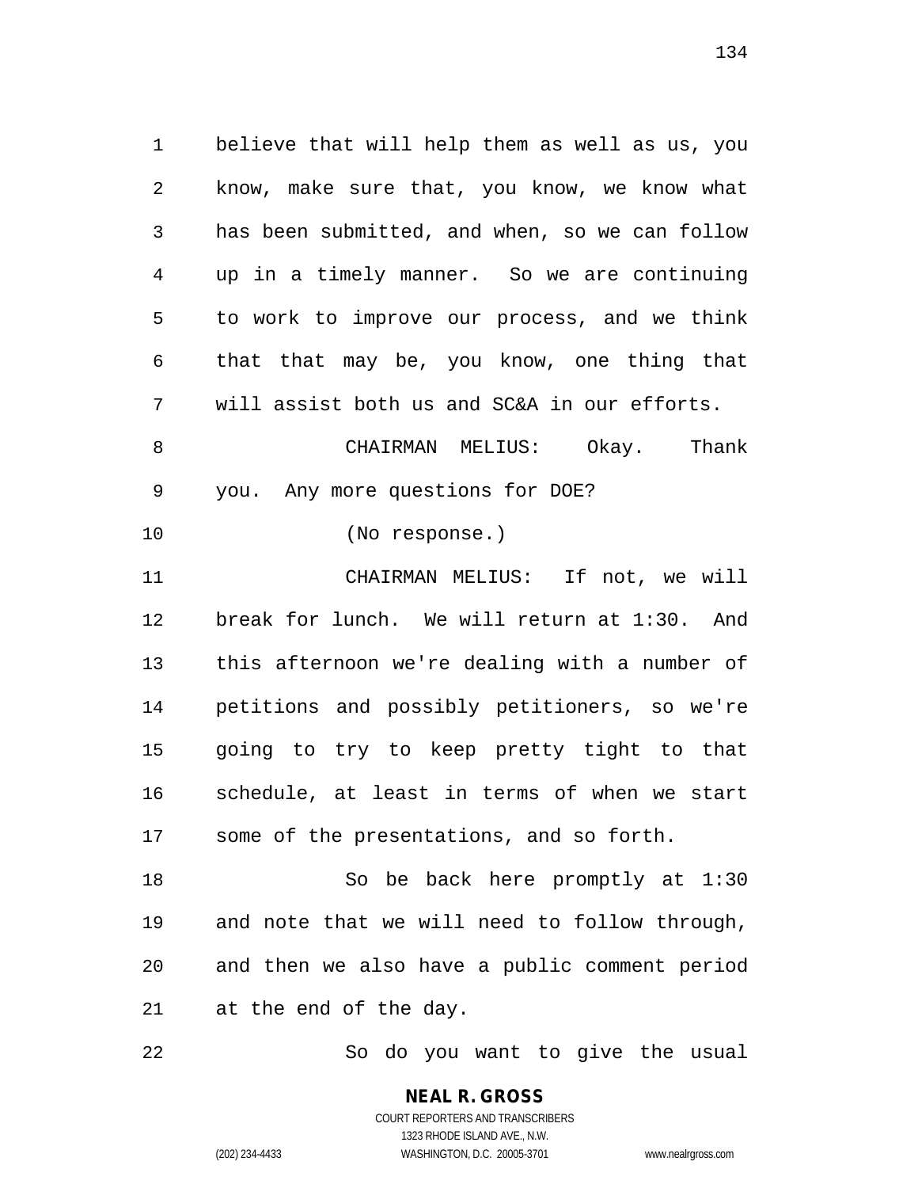believe that will help them as well as us, you know, make sure that, you know, we know what has been submitted, and when, so we can follow up in a timely manner. So we are continuing to work to improve our process, and we think that that may be, you know, one thing that will assist both us and SC&A in our efforts.

CHAIRMAN MELIUS: Okay. Thank you. Any more questions for DOE?

(No response.)

CHAIRMAN MELIUS: If not, we will break for lunch. We will return at 1:30. And this afternoon we're dealing with a number of petitions and possibly petitioners, so we're going to try to keep pretty tight to that schedule, at least in terms of when we start some of the presentations, and so forth.

So be back here promptly at 1:30 and note that we will need to follow through, and then we also have a public comment period at the end of the day.

So do you want to give the usual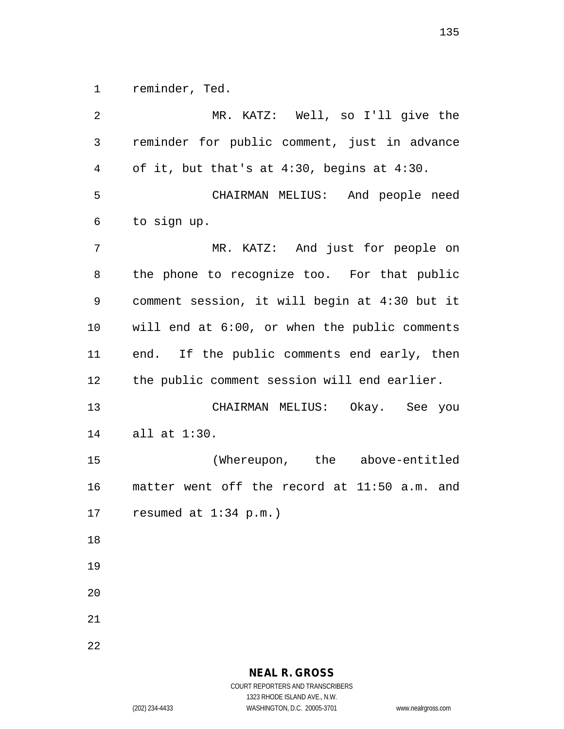reminder, Ted.

MR. KATZ: Well, so I'll give the reminder for public comment, just in advance of it, but that's at 4:30, begins at 4:30.

CHAIRMAN MELIUS: And people need to sign up.

MR. KATZ: And just for people on the phone to recognize too. For that public comment session, it will begin at 4:30 but it will end at 6:00, or when the public comments end. If the public comments end early, then the public comment session will end earlier.

CHAIRMAN MELIUS: Okay. See you all at 1:30.

(Whereupon, the above-entitled matter went off the record at 11:50 a.m. and resumed at 1:34 p.m.)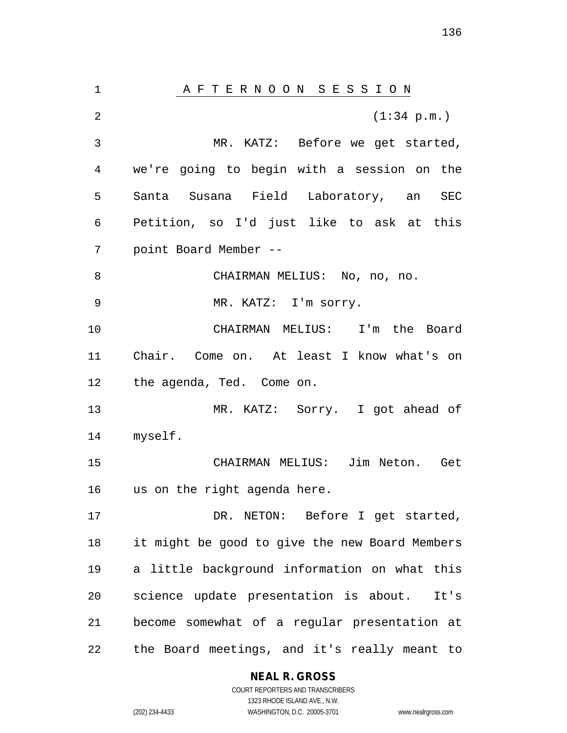A F T E R N O O N   S E S S I O N

(1:34 p.m.)

MR. KATZ: Before we get started, we're going to begin with a session on the Santa Susana Field Laboratory, an SEC Petition, so I'd just like to ask at this point Board Member --

CHAIRMAN MELIUS: No, no, no.

MR. KATZ: I'm sorry.

CHAIRMAN MELIUS: I'm the Board Chair. Come on. At least I know what's on the agenda, Ted. Come on.

MR. KATZ: Sorry. I got ahead of myself.

CHAIRMAN MELIUS: Jim Neton. Get us on the right agenda here.

DR. NETON: Before I get started, it might be good to give the new Board Members a little background information on what this science update presentation is about. It's become somewhat of a regular presentation at the Board meetings, and it's really meant to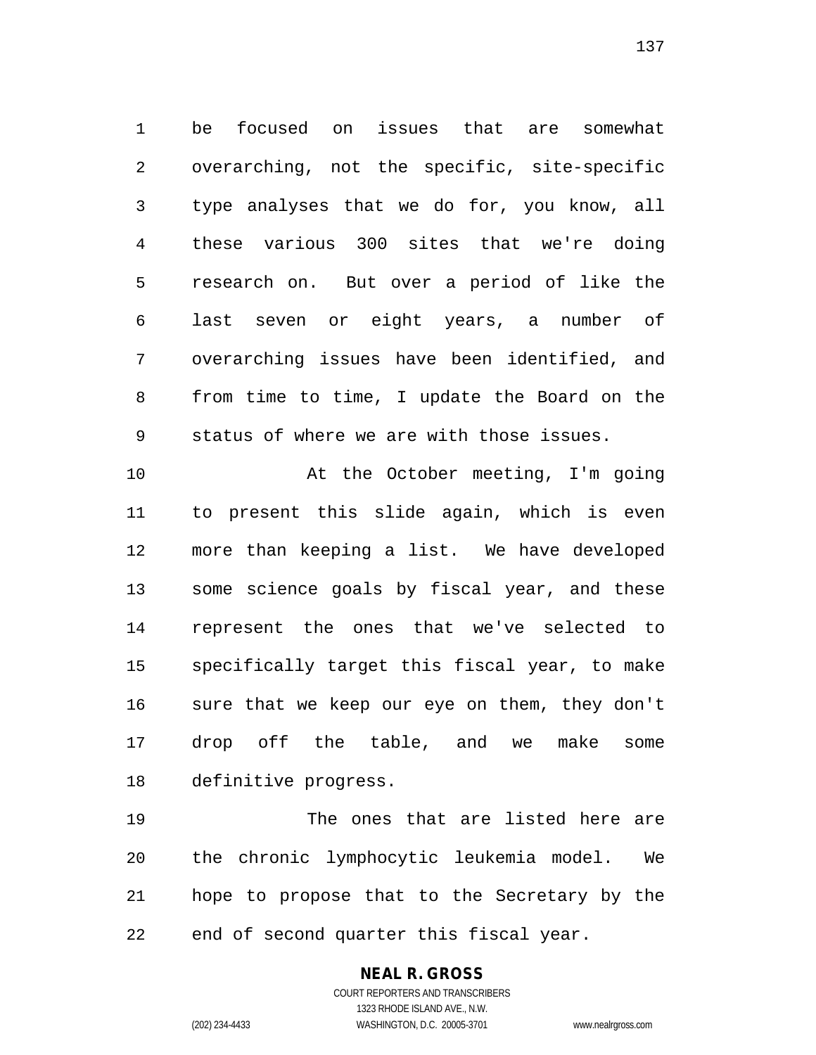be focused on issues that are somewhat overarching, not the specific, site-specific type analyses that we do for, you know, all these various 300 sites that we're doing research on. But over a period of like the last seven or eight years, a number of overarching issues have been identified, and from time to time, I update the Board on the status of where we are with those issues.

At the October meeting, I'm going to present this slide again, which is even more than keeping a list. We have developed some science goals by fiscal year, and these represent the ones that we've selected to specifically target this fiscal year, to make sure that we keep our eye on them, they don't drop off the table, and we make some definitive progress.

The ones that are listed here are the chronic lymphocytic leukemia model. We hope to propose that to the Secretary by the end of second quarter this fiscal year.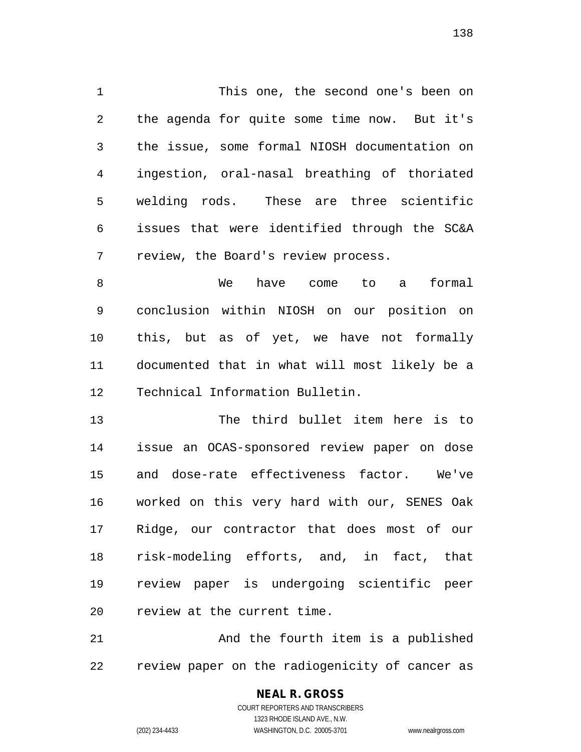This one, the second one's been on the agenda for quite some time now. But it's the issue, some formal NIOSH documentation on ingestion, oral-nasal breathing of thoriated welding rods. These are three scientific issues that were identified through the SC&A review, the Board's review process.

We have come to a formal conclusion within NIOSH on our position on this, but as of yet, we have not formally documented that in what will most likely be a Technical Information Bulletin.

The third bullet item here is to issue an OCAS-sponsored review paper on dose and dose-rate effectiveness factor. We've worked on this very hard with our, SENES Oak Ridge, our contractor that does most of our risk-modeling efforts, and, in fact, that review paper is undergoing scientific peer review at the current time.

And the fourth item is a published review paper on the radiogenicity of cancer as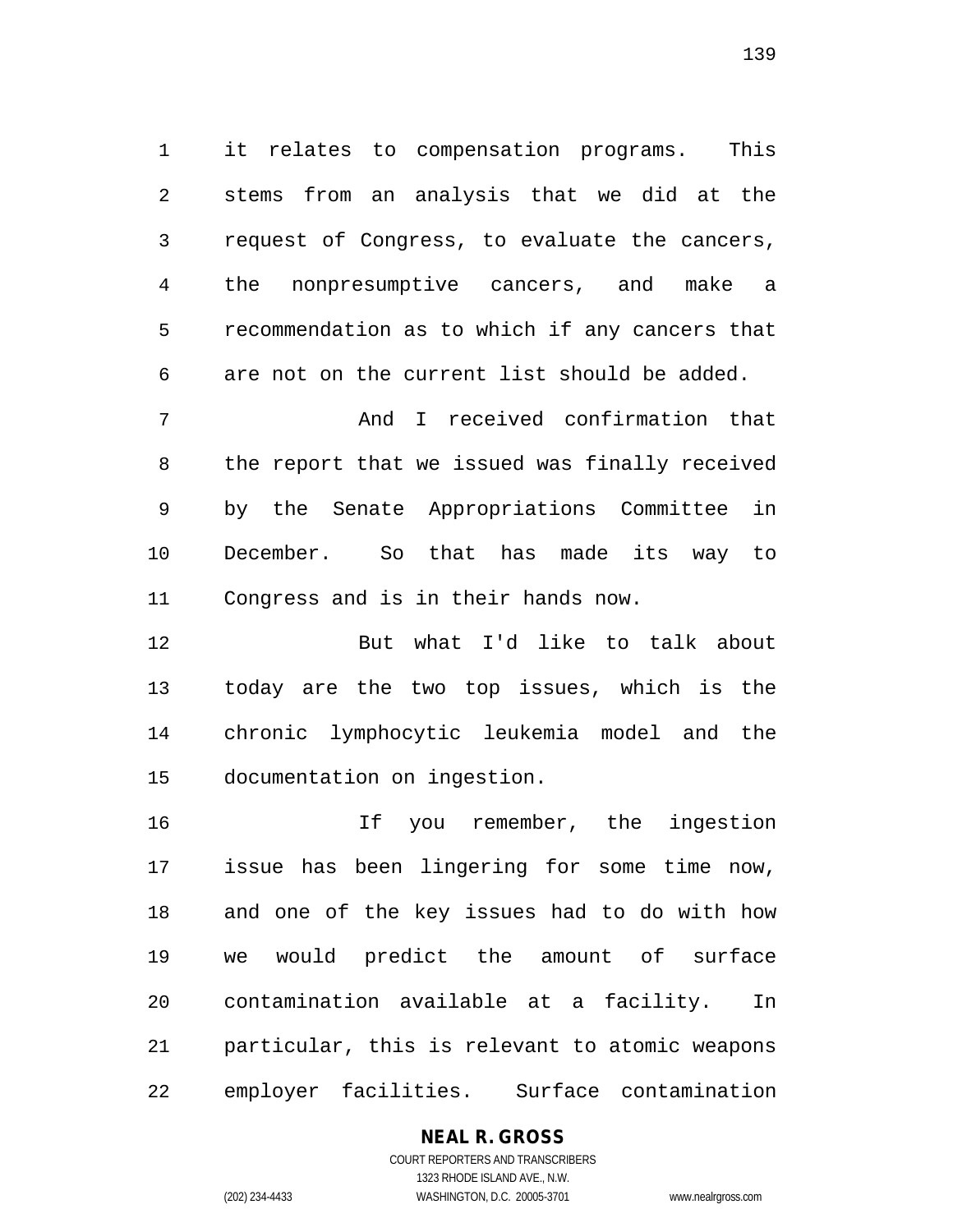it relates to compensation programs. This stems from an analysis that we did at the request of Congress, to evaluate the cancers, the nonpresumptive cancers, and make a recommendation as to which if any cancers that are not on the current list should be added.

And I received confirmation that the report that we issued was finally received by the Senate Appropriations Committee in December. So that has made its way to Congress and is in their hands now.

But what I'd like to talk about today are the two top issues, which is the chronic lymphocytic leukemia model and the documentation on ingestion.

If you remember, the ingestion issue has been lingering for some time now, and one of the key issues had to do with how we would predict the amount of surface contamination available at a facility. In particular, this is relevant to atomic weapons employer facilities. Surface contamination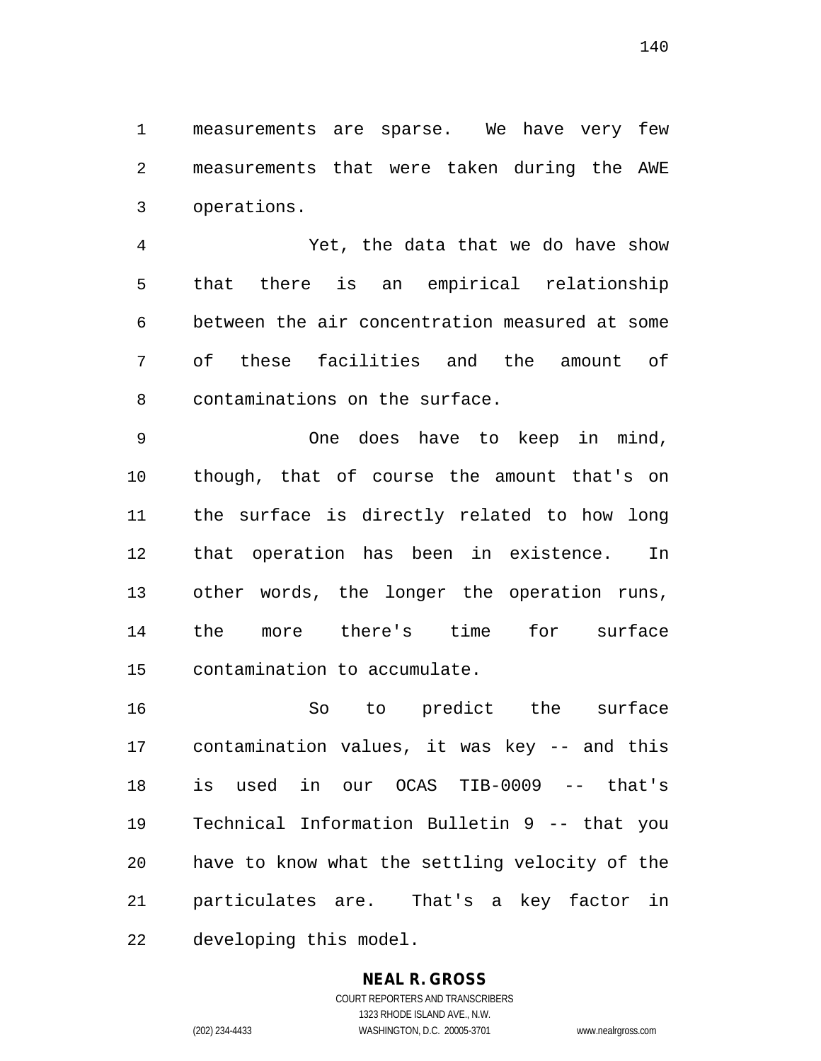measurements are sparse. We have very few measurements that were taken during the AWE operations.

Yet, the data that we do have show that there is an empirical relationship between the air concentration measured at some of these facilities and the amount of contaminations on the surface.

One does have to keep in mind, though, that of course the amount that's on the surface is directly related to how long that operation has been in existence. In other words, the longer the operation runs, the more there's time for surface contamination to accumulate.

So to predict the surface contamination values, it was key -- and this is used in our OCAS TIB-0009 -- that's Technical Information Bulletin 9 -- that you have to know what the settling velocity of the particulates are. That's a key factor in developing this model.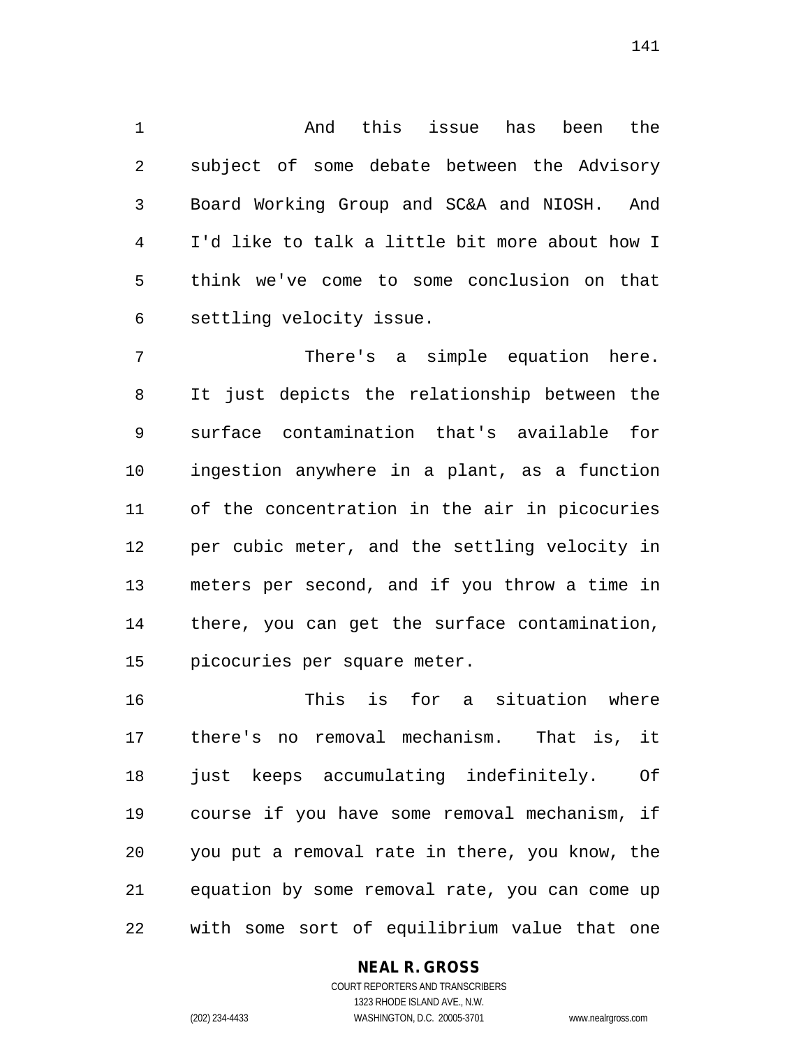And this issue has been the subject of some debate between the Advisory Board Working Group and SC&A and NIOSH. And I'd like to talk a little bit more about how I think we've come to some conclusion on that settling velocity issue.

There's a simple equation here. It just depicts the relationship between the surface contamination that's available for ingestion anywhere in a plant, as a function of the concentration in the air in picocuries per cubic meter, and the settling velocity in meters per second, and if you throw a time in there, you can get the surface contamination, picocuries per square meter.

This is for a situation where there's no removal mechanism. That is, it just keeps accumulating indefinitely. Of course if you have some removal mechanism, if you put a removal rate in there, you know, the equation by some removal rate, you can come up with some sort of equilibrium value that one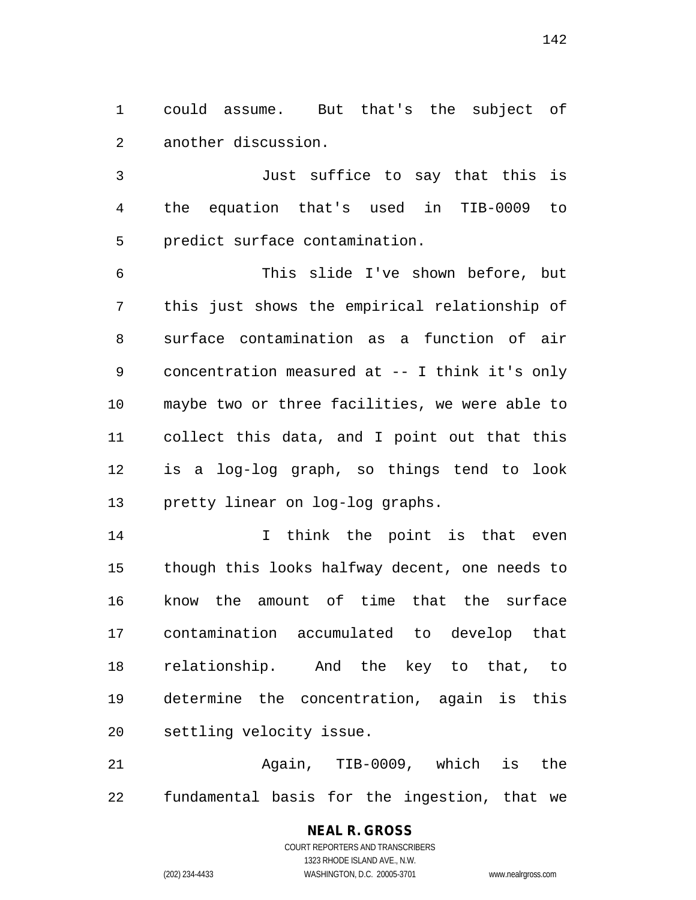could assume. But that's the subject of another discussion.

Just suffice to say that this is the equation that's used in TIB-0009 to predict surface contamination.

This slide I've shown before, but this just shows the empirical relationship of surface contamination as a function of air concentration measured at -- I think it's only maybe two or three facilities, we were able to collect this data, and I point out that this is a log-log graph, so things tend to look pretty linear on log-log graphs.

I think the point is that even though this looks halfway decent, one needs to know the amount of time that the surface contamination accumulated to develop that relationship. And the key to that, to determine the concentration, again is this settling velocity issue.

Again, TIB-0009, which is the fundamental basis for the ingestion, that we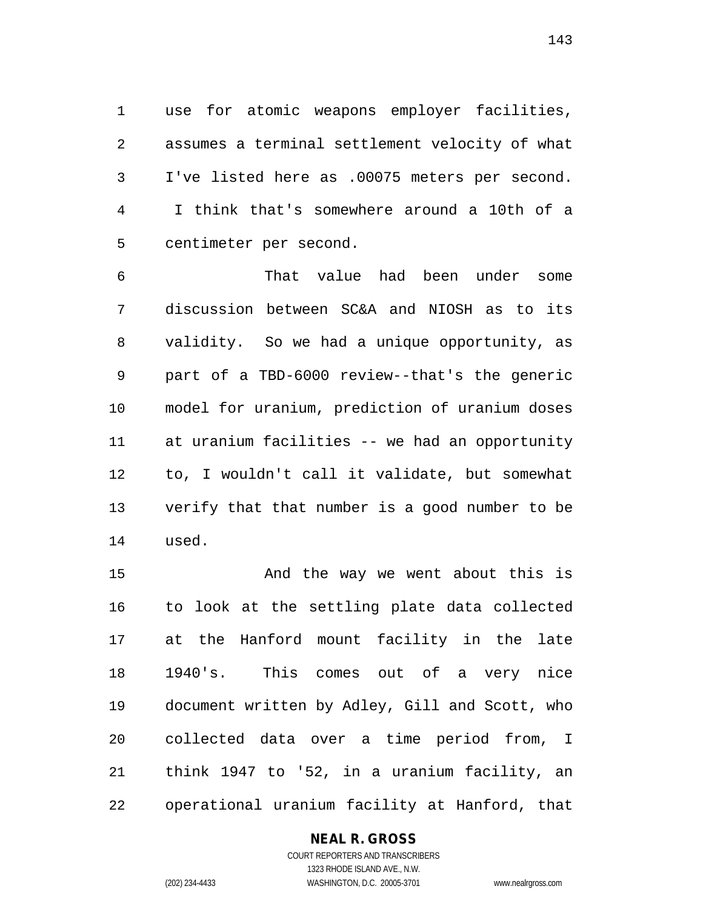use for atomic weapons employer facilities, assumes a terminal settlement velocity of what I've listed here as .00075 meters per second. I think that's somewhere around a 10th of a centimeter per second.

That value had been under some discussion between SC&A and NIOSH as to its validity. So we had a unique opportunity, as part of a TBD-6000 review--that's the generic model for uranium, prediction of uranium doses at uranium facilities -- we had an opportunity to, I wouldn't call it validate, but somewhat verify that that number is a good number to be used.

And the way we went about this is to look at the settling plate data collected at the Hanford mount facility in the late 1940's. This comes out of a very nice document written by Adley, Gill and Scott, who collected data over a time period from, I think 1947 to '52, in a uranium facility, an operational uranium facility at Hanford, that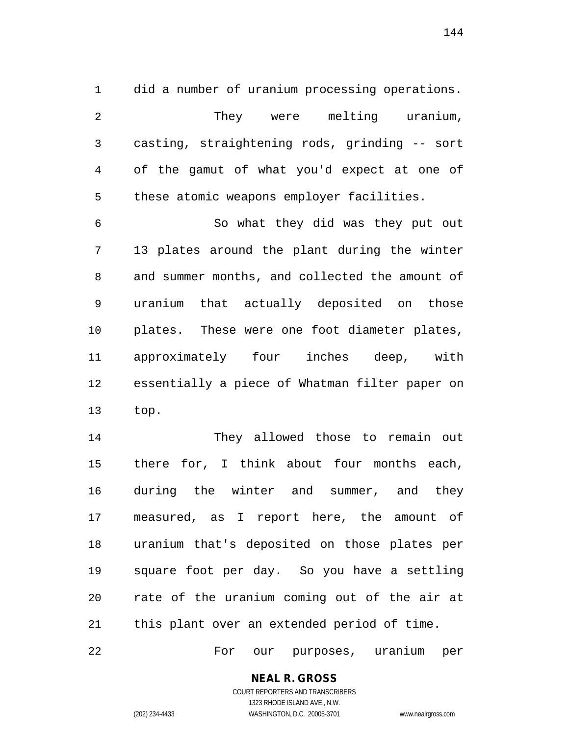did a number of uranium processing operations.

They were melting uranium, casting, straightening rods, grinding -- sort of the gamut of what you'd expect at one of these atomic weapons employer facilities.

So what they did was they put out 13 plates around the plant during the winter and summer months, and collected the amount of uranium that actually deposited on those plates. These were one foot diameter plates, approximately four inches deep, with essentially a piece of Whatman filter paper on top.

They allowed those to remain out there for, I think about four months each, during the winter and summer, and they measured, as I report here, the amount of uranium that's deposited on those plates per square foot per day. So you have a settling rate of the uranium coming out of the air at this plant over an extended period of time.

For our purposes, uranium per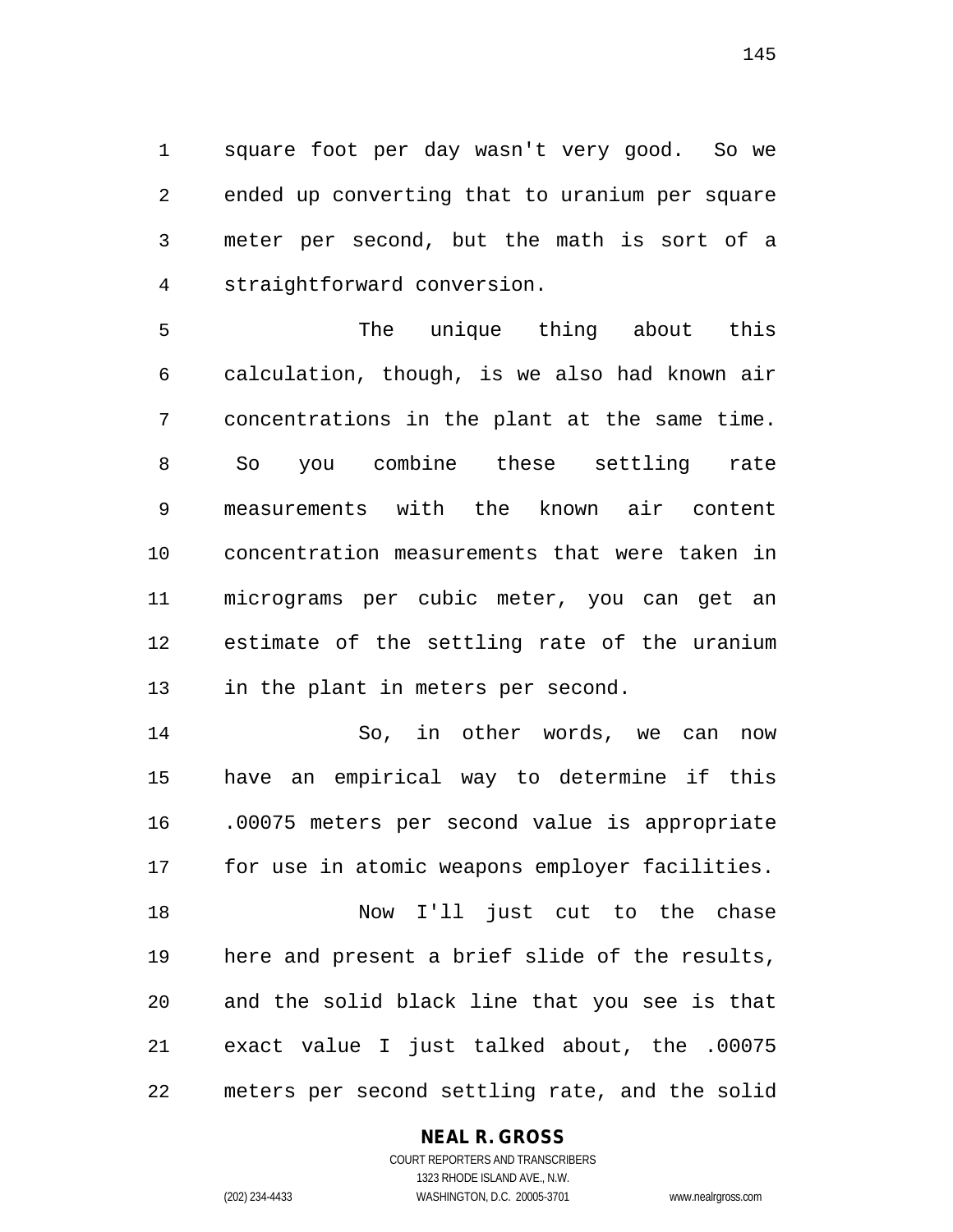square foot per day wasn't very good. So we ended up converting that to uranium per square meter per second, but the math is sort of a straightforward conversion.

The unique thing about this calculation, though, is we also had known air concentrations in the plant at the same time. So you combine these settling rate measurements with the known air content concentration measurements that were taken in micrograms per cubic meter, you can get an estimate of the settling rate of the uranium in the plant in meters per second.

So, in other words, we can now have an empirical way to determine if this .00075 meters per second value is appropriate for use in atomic weapons employer facilities.

Now I'll just cut to the chase here and present a brief slide of the results, and the solid black line that you see is that exact value I just talked about, the .00075 meters per second settling rate, and the solid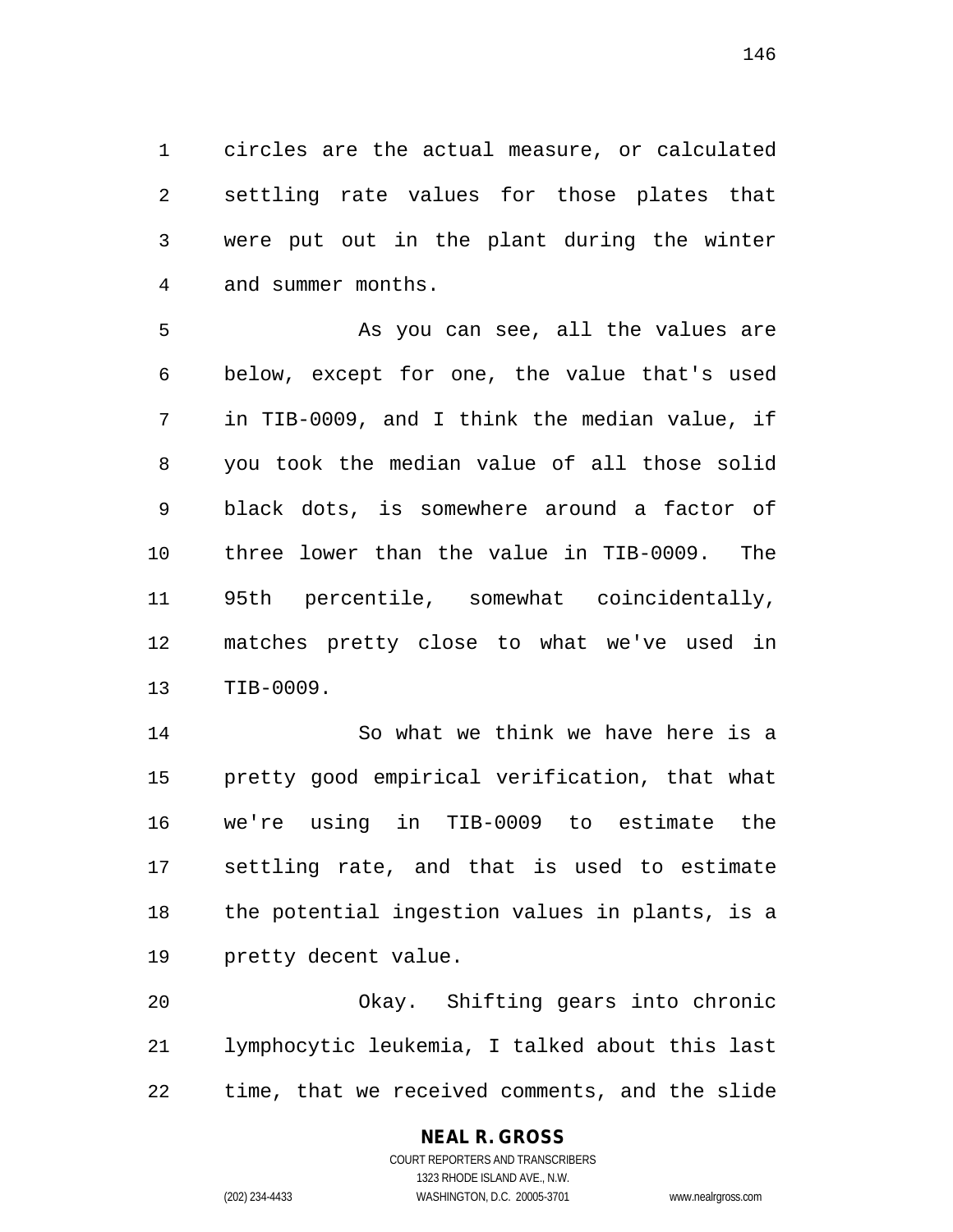circles are the actual measure, or calculated settling rate values for those plates that were put out in the plant during the winter and summer months.

As you can see, all the values are below, except for one, the value that's used in TIB-0009, and I think the median value, if you took the median value of all those solid black dots, is somewhere around a factor of three lower than the value in TIB-0009. The 95th percentile, somewhat coincidentally, matches pretty close to what we've used in TIB-0009.

So what we think we have here is a pretty good empirical verification, that what we're using in TIB-0009 to estimate the settling rate, and that is used to estimate the potential ingestion values in plants, is a pretty decent value.

Okay. Shifting gears into chronic lymphocytic leukemia, I talked about this last time, that we received comments, and the slide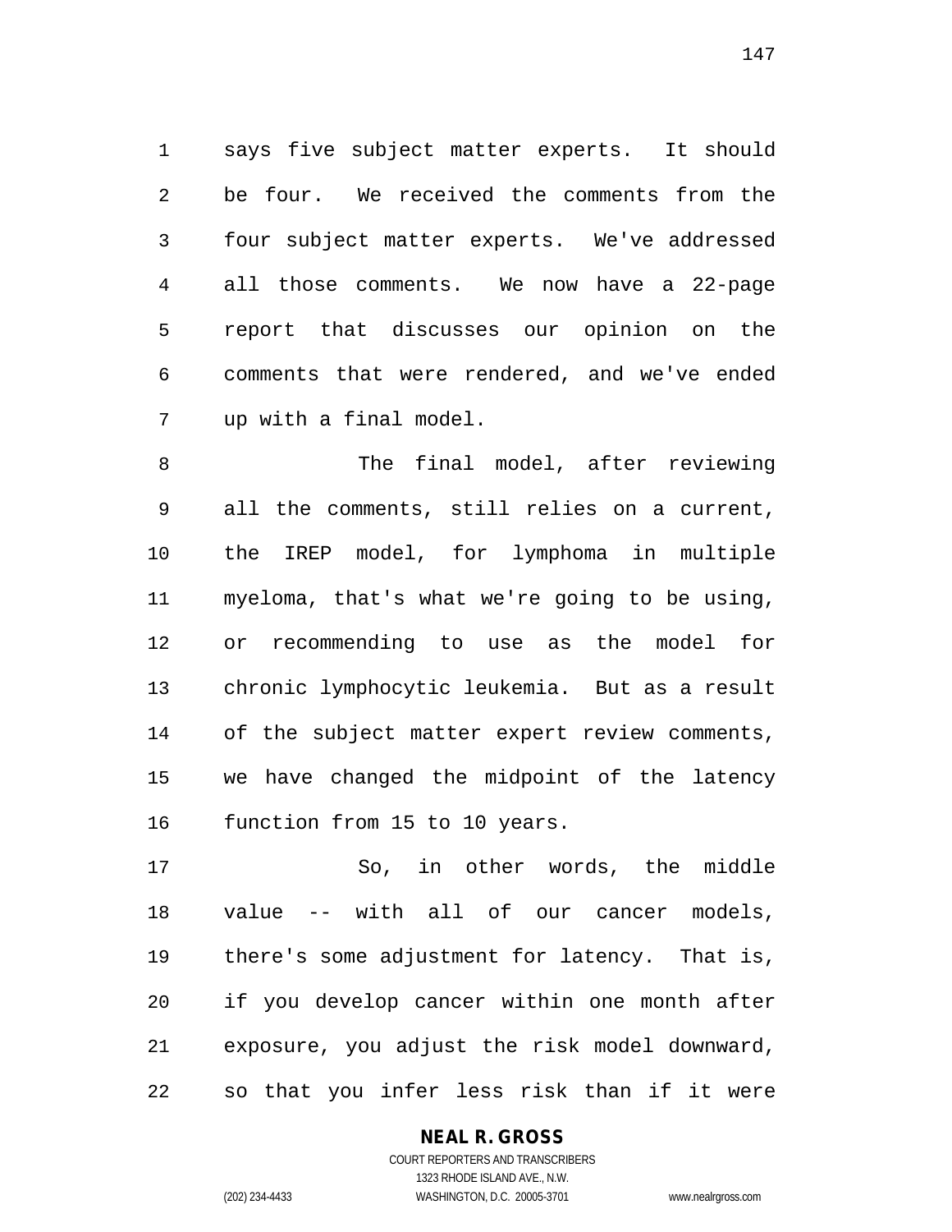says five subject matter experts. It should be four. We received the comments from the four subject matter experts. We've addressed all those comments. We now have a 22-page report that discusses our opinion on the comments that were rendered, and we've ended up with a final model.

The final model, after reviewing all the comments, still relies on a current, the IREP model, for lymphoma in multiple myeloma, that's what we're going to be using, or recommending to use as the model for chronic lymphocytic leukemia. But as a result of the subject matter expert review comments, we have changed the midpoint of the latency function from 15 to 10 years.

So, in other words, the middle value -- with all of our cancer models, there's some adjustment for latency. That is, if you develop cancer within one month after exposure, you adjust the risk model downward, so that you infer less risk than if it were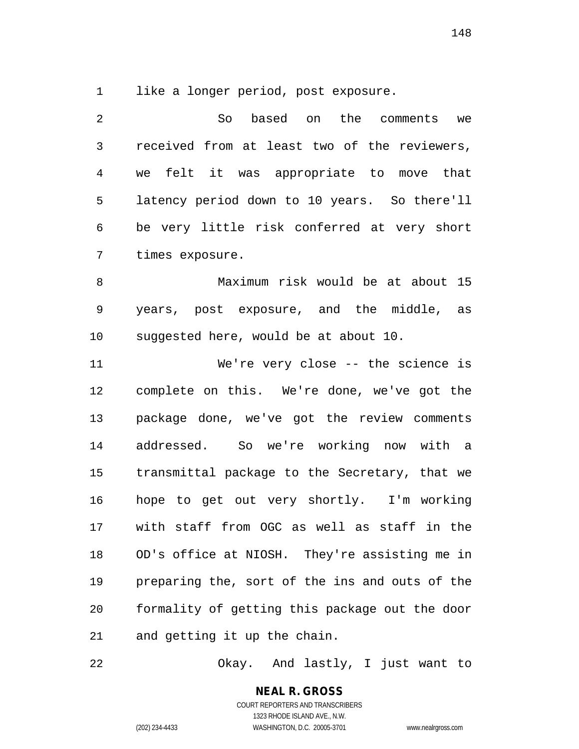like a longer period, post exposure.

So based on the comments we received from at least two of the reviewers, we felt it was appropriate to move that latency period down to 10 years. So there'll be very little risk conferred at very short times exposure.

Maximum risk would be at about 15 years, post exposure, and the middle, as suggested here, would be at about 10.

We're very close -- the science is complete on this. We're done, we've got the package done, we've got the review comments addressed. So we're working now with a transmittal package to the Secretary, that we hope to get out very shortly. I'm working with staff from OGC as well as staff in the OD's office at NIOSH. They're assisting me in preparing the, sort of the ins and outs of the formality of getting this package out the door and getting it up the chain.

Okay. And lastly, I just want to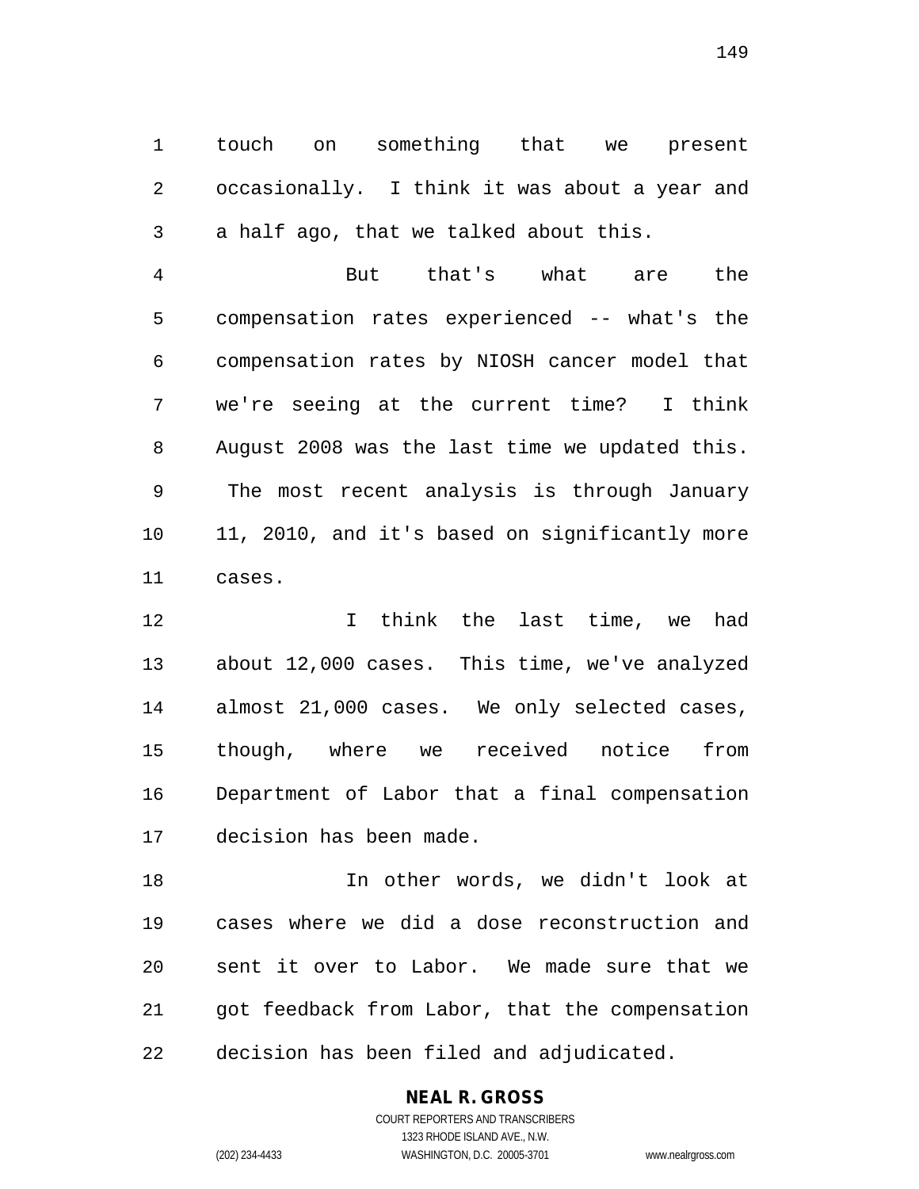touch on something that we present occasionally. I think it was about a year and a half ago, that we talked about this.

But that's what are the compensation rates experienced -- what's the compensation rates by NIOSH cancer model that we're seeing at the current time? I think August 2008 was the last time we updated this. The most recent analysis is through January 11, 2010, and it's based on significantly more cases.

I think the last time, we had about 12,000 cases. This time, we've analyzed almost 21,000 cases. We only selected cases, though, where we received notice from Department of Labor that a final compensation decision has been made.

In other words, we didn't look at cases where we did a dose reconstruction and sent it over to Labor. We made sure that we got feedback from Labor, that the compensation decision has been filed and adjudicated.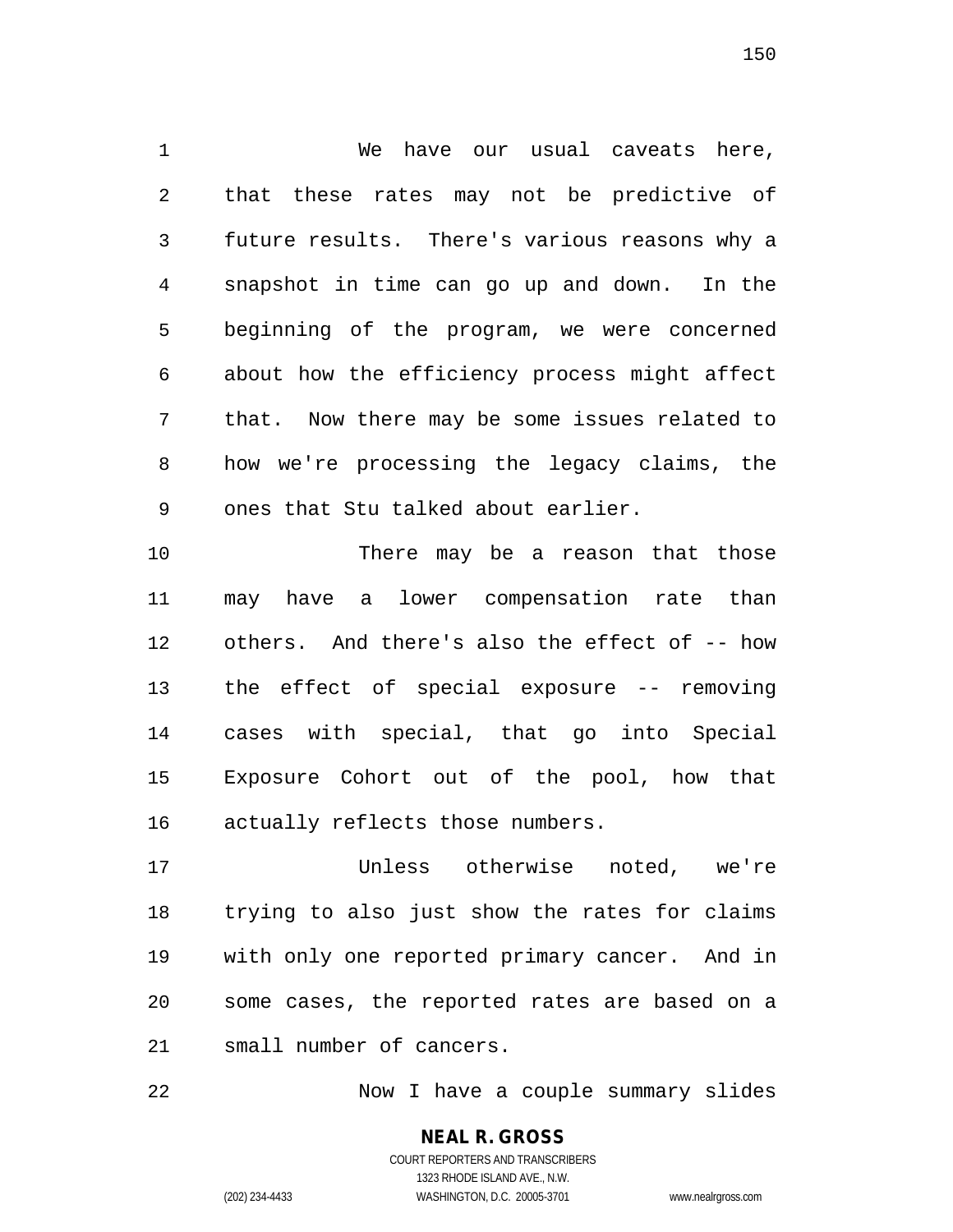We have our usual caveats here, that these rates may not be predictive of future results. There's various reasons why a snapshot in time can go up and down. In the beginning of the program, we were concerned about how the efficiency process might affect that. Now there may be some issues related to how we're processing the legacy claims, the ones that Stu talked about earlier.

There may be a reason that those may have a lower compensation rate than others. And there's also the effect of -- how the effect of special exposure -- removing cases with special, that go into Special Exposure Cohort out of the pool, how that actually reflects those numbers.

Unless otherwise noted, we're trying to also just show the rates for claims with only one reported primary cancer. And in some cases, the reported rates are based on a small number of cancers.

Now I have a couple summary slides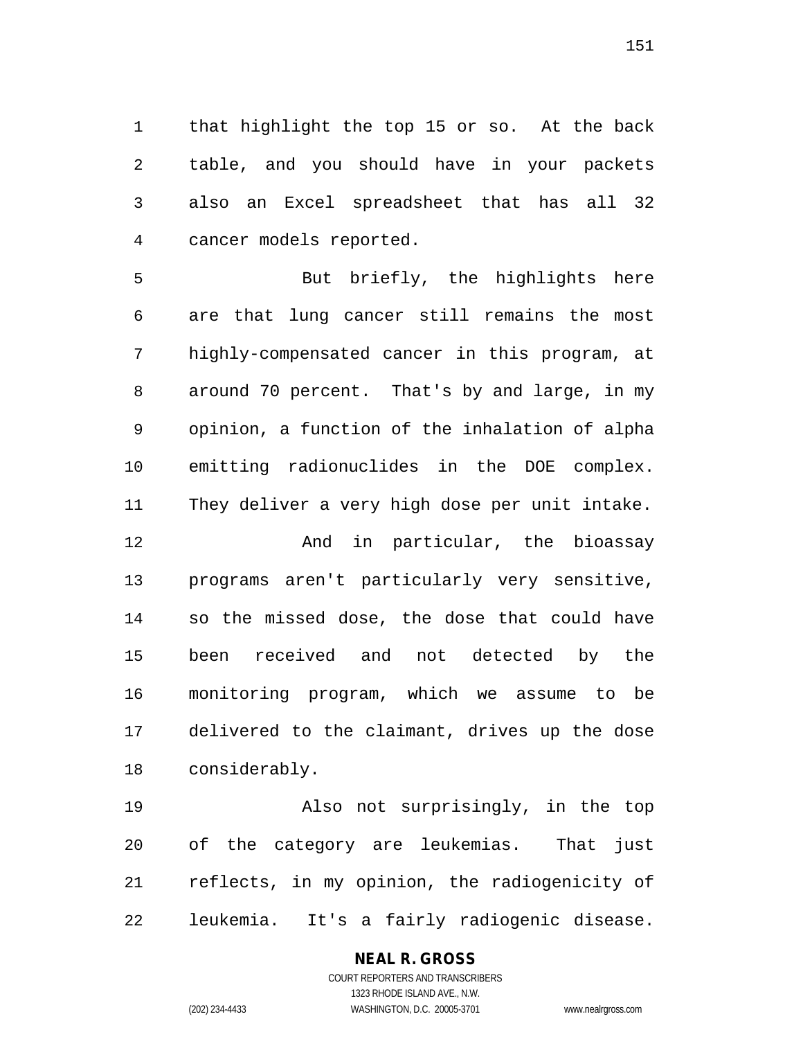that highlight the top 15 or so. At the back table, and you should have in your packets also an Excel spreadsheet that has all 32 cancer models reported.

But briefly, the highlights here are that lung cancer still remains the most highly-compensated cancer in this program, at around 70 percent. That's by and large, in my opinion, a function of the inhalation of alpha emitting radionuclides in the DOE complex. They deliver a very high dose per unit intake.

And in particular, the bioassay programs aren't particularly very sensitive, so the missed dose, the dose that could have been received and not detected by the monitoring program, which we assume to be delivered to the claimant, drives up the dose considerably.

Also not surprisingly, in the top of the category are leukemias. That just reflects, in my opinion, the radiogenicity of leukemia. It's a fairly radiogenic disease.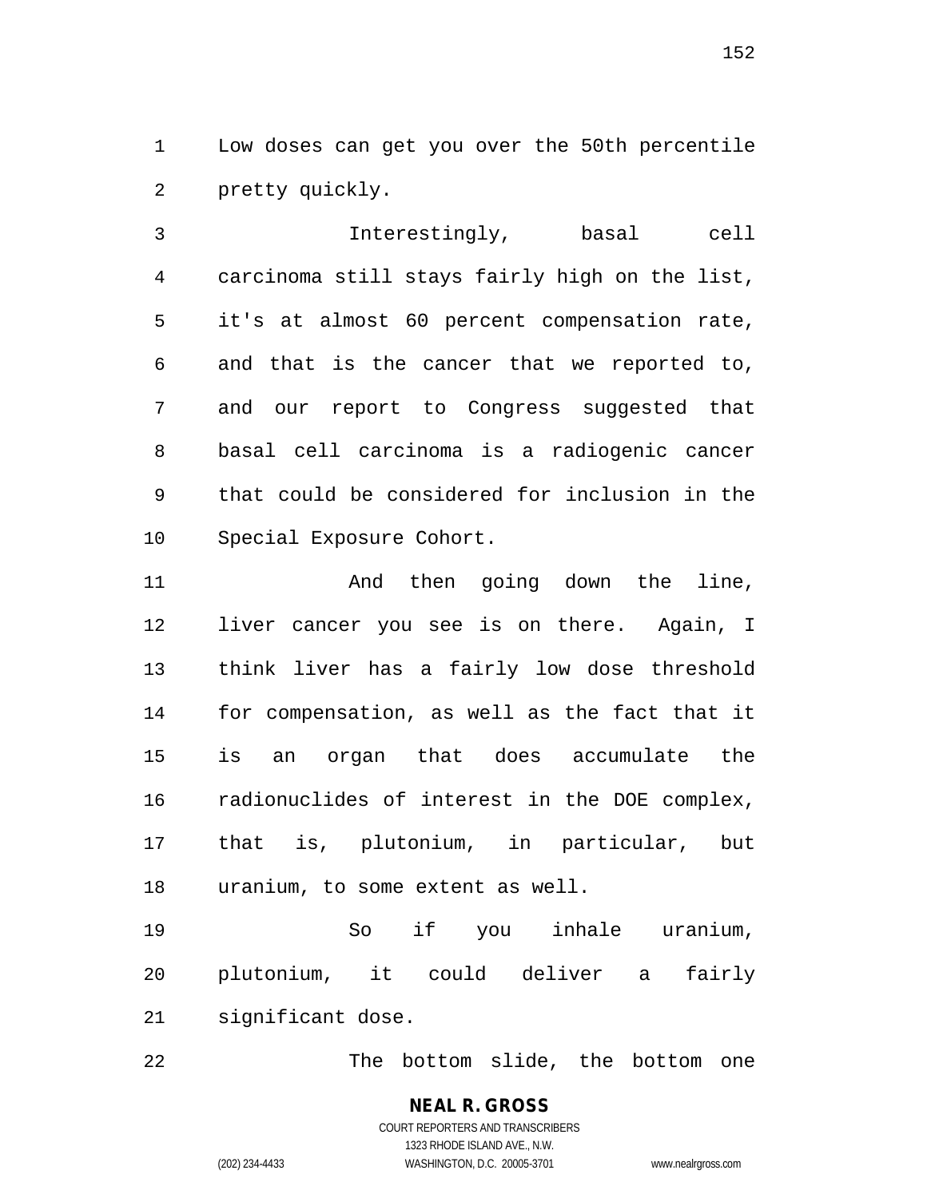Low doses can get you over the 50th percentile pretty quickly.

Interestingly, basal cell carcinoma still stays fairly high on the list, it's at almost 60 percent compensation rate, and that is the cancer that we reported to, and our report to Congress suggested that basal cell carcinoma is a radiogenic cancer that could be considered for inclusion in the Special Exposure Cohort.

And then going down the line, liver cancer you see is on there. Again, I think liver has a fairly low dose threshold for compensation, as well as the fact that it is an organ that does accumulate the radionuclides of interest in the DOE complex, that is, plutonium, in particular, but uranium, to some extent as well.

So if you inhale uranium, plutonium, it could deliver a fairly significant dose.

The bottom slide, the bottom one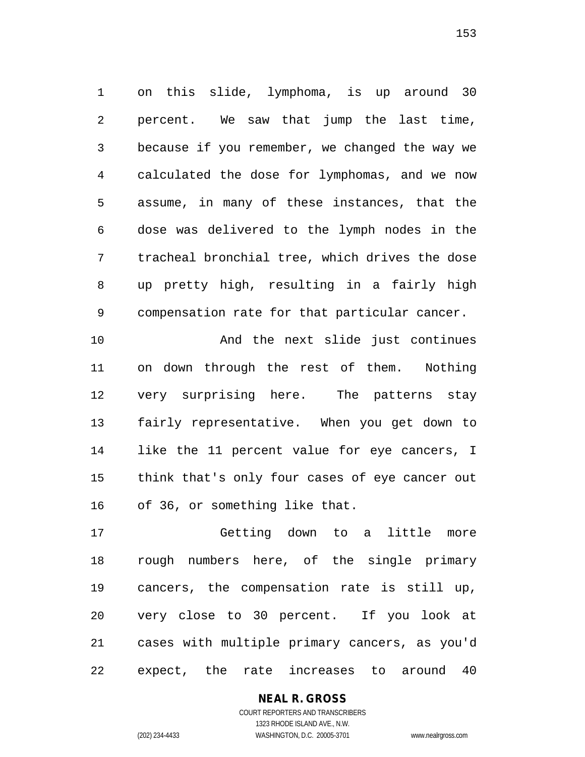on this slide, lymphoma, is up around 30 percent. We saw that jump the last time, because if you remember, we changed the way we calculated the dose for lymphomas, and we now assume, in many of these instances, that the dose was delivered to the lymph nodes in the tracheal bronchial tree, which drives the dose up pretty high, resulting in a fairly high compensation rate for that particular cancer.

And the next slide just continues on down through the rest of them. Nothing very surprising here. The patterns stay fairly representative. When you get down to like the 11 percent value for eye cancers, I think that's only four cases of eye cancer out of 36, or something like that.

Getting down to a little more rough numbers here, of the single primary cancers, the compensation rate is still up, very close to 30 percent. If you look at cases with multiple primary cancers, as you'd expect, the rate increases to around 40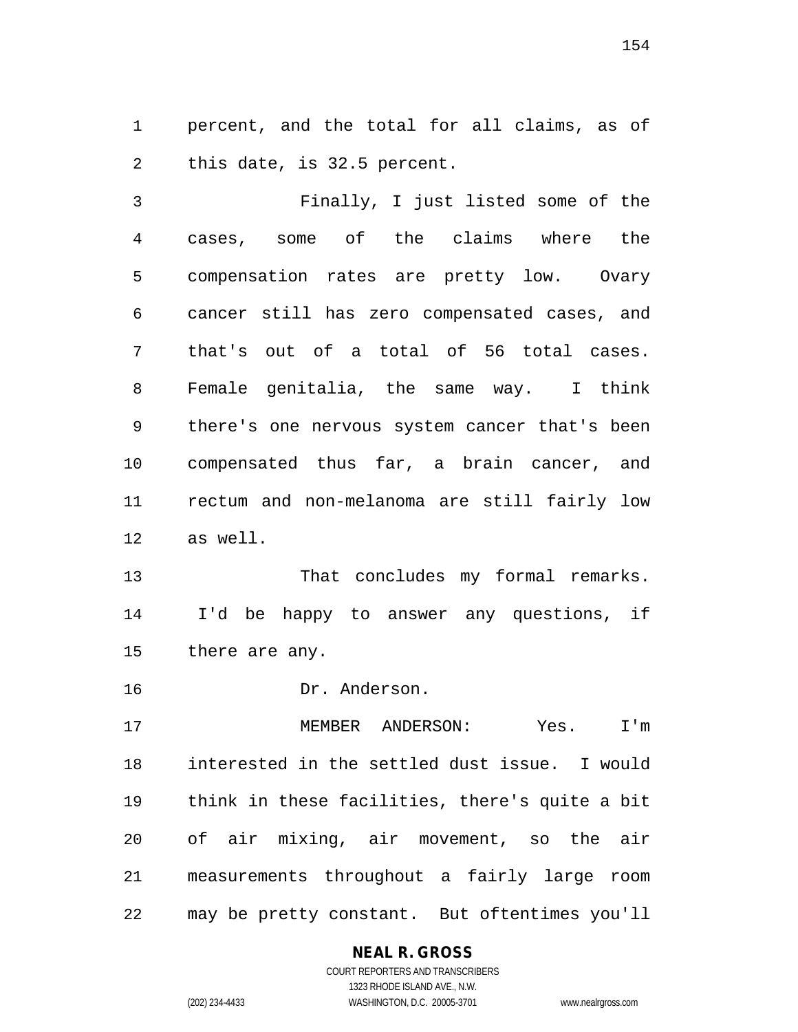percent, and the total for all claims, as of this date, is 32.5 percent.

Finally, I just listed some of the cases, some of the claims where the compensation rates are pretty low. Ovary cancer still has zero compensated cases, and that's out of a total of 56 total cases. Female genitalia, the same way. I think there's one nervous system cancer that's been compensated thus far, a brain cancer, and rectum and non-melanoma are still fairly low as well.

That concludes my formal remarks. I'd be happy to answer any questions, if there are any.

Dr. Anderson.

MEMBER ANDERSON: Yes. I'm interested in the settled dust issue. I would think in these facilities, there's quite a bit of air mixing, air movement, so the air measurements throughout a fairly large room may be pretty constant. But oftentimes you'll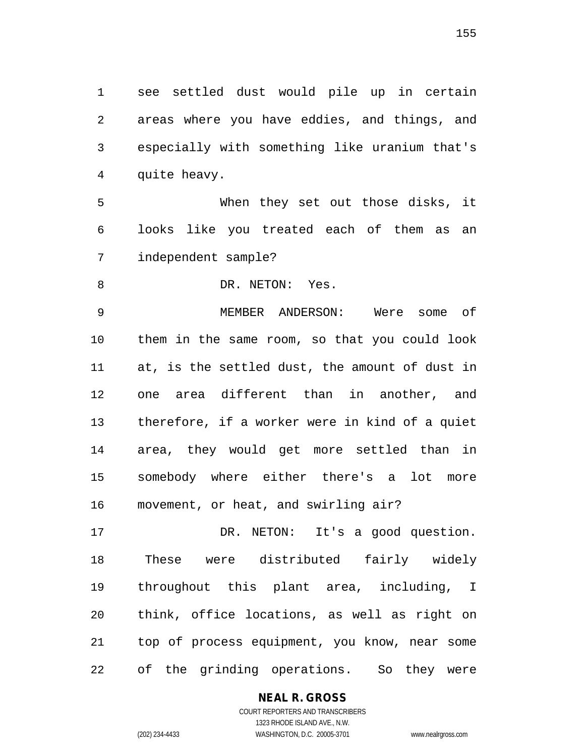see settled dust would pile up in certain areas where you have eddies, and things, and especially with something like uranium that's quite heavy.

When they set out those disks, it looks like you treated each of them as an independent sample?

DR. NETON: Yes.

MEMBER ANDERSON: Were some of them in the same room, so that you could look at, is the settled dust, the amount of dust in one area different than in another, and therefore, if a worker were in kind of a quiet area, they would get more settled than in somebody where either there's a lot more movement, or heat, and swirling air?

DR. NETON: It's a good question. These were distributed fairly widely throughout this plant area, including, I think, office locations, as well as right on top of process equipment, you know, near some of the grinding operations. So they were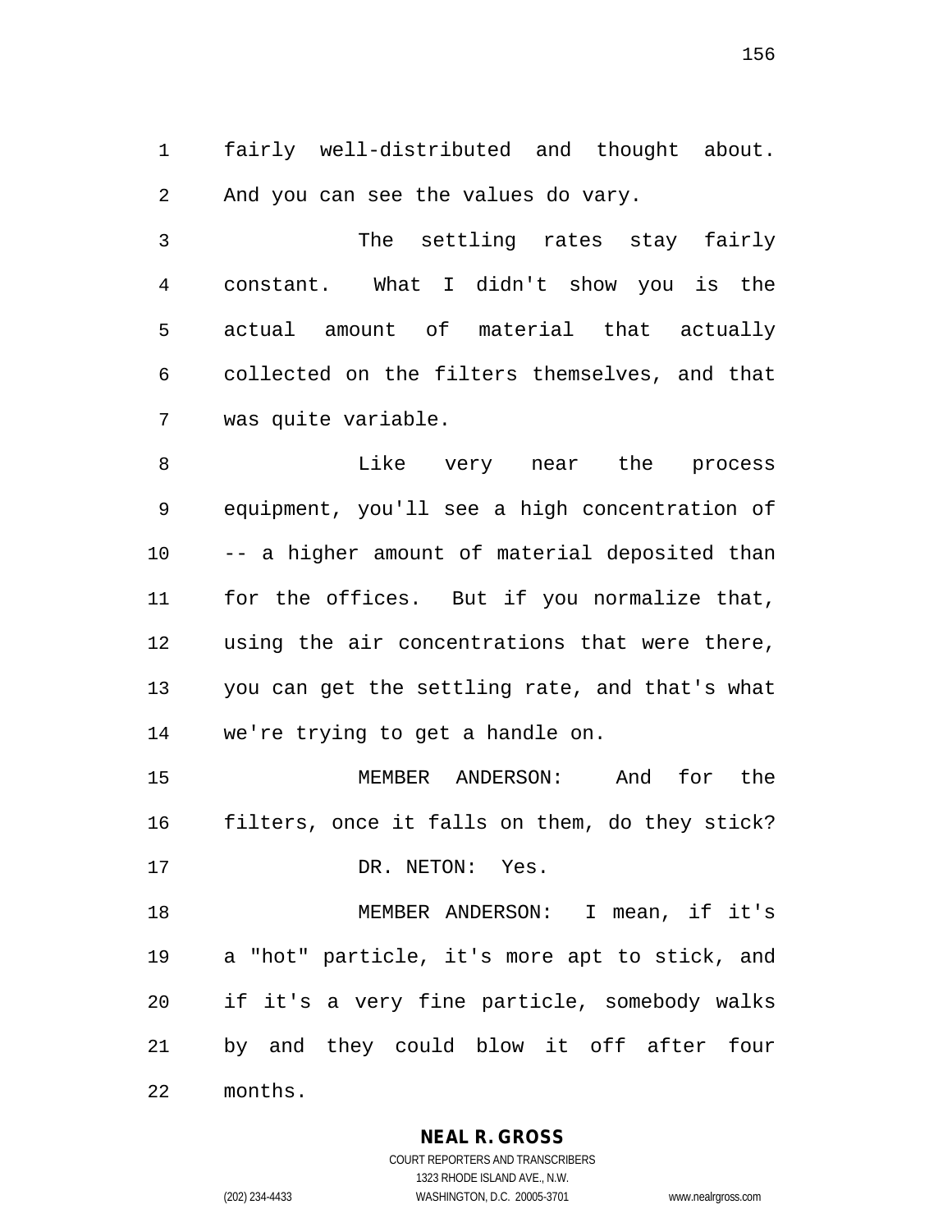fairly well-distributed and thought about. And you can see the values do vary.

The settling rates stay fairly constant. What I didn't show you is the actual amount of material that actually collected on the filters themselves, and that was quite variable.

Like very near the process equipment, you'll see a high concentration of -- a higher amount of material deposited than for the offices. But if you normalize that, using the air concentrations that were there, you can get the settling rate, and that's what we're trying to get a handle on.

MEMBER ANDERSON: And for the filters, once it falls on them, do they stick?

DR. NETON: Yes.

MEMBER ANDERSON: I mean, if it's a "hot" particle, it's more apt to stick, and if it's a very fine particle, somebody walks by and they could blow it off after four months.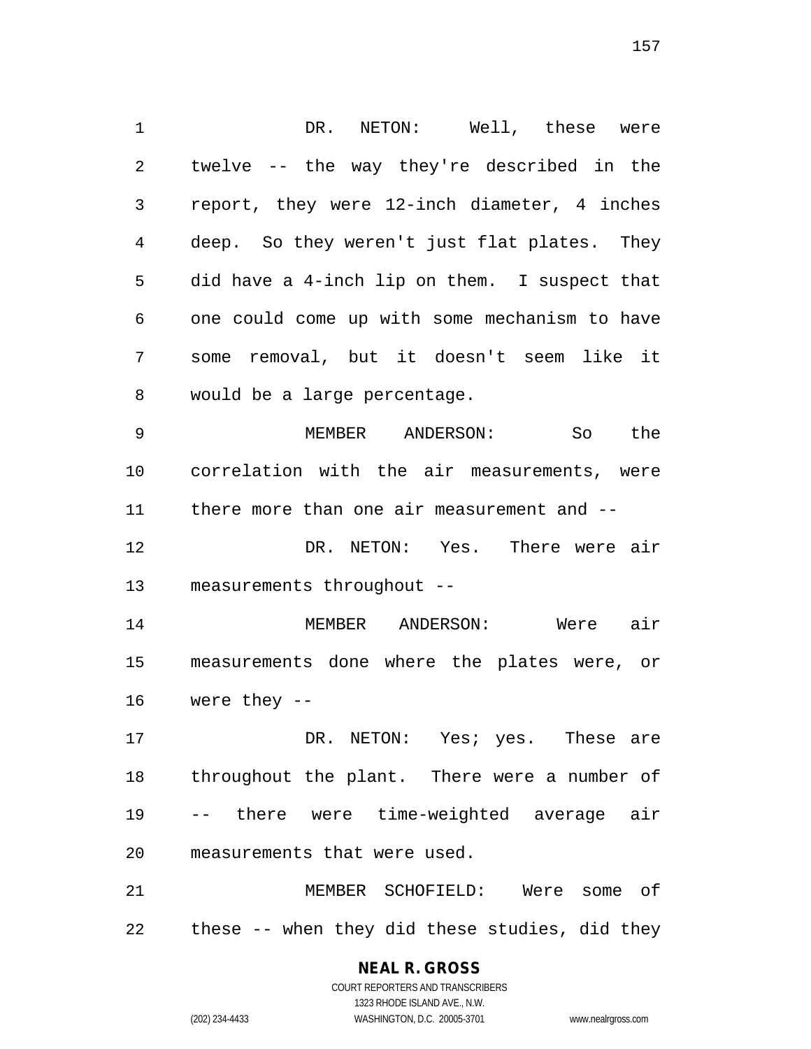DR. NETON: Well, these were twelve -- the way they're described in the report, they were 12-inch diameter, 4 inches deep. So they weren't just flat plates. They did have a 4-inch lip on them. I suspect that one could come up with some mechanism to have some removal, but it doesn't seem like it would be a large percentage.

MEMBER ANDERSON: So the correlation with the air measurements, were there more than one air measurement and --

DR. NETON: Yes. There were air measurements throughout --

MEMBER ANDERSON: Were air measurements done where the plates were, or were they --

DR. NETON: Yes; yes. These are throughout the plant. There were a number of -- there were time-weighted average air measurements that were used.

MEMBER SCHOFIELD: Were some of these -- when they did these studies, did they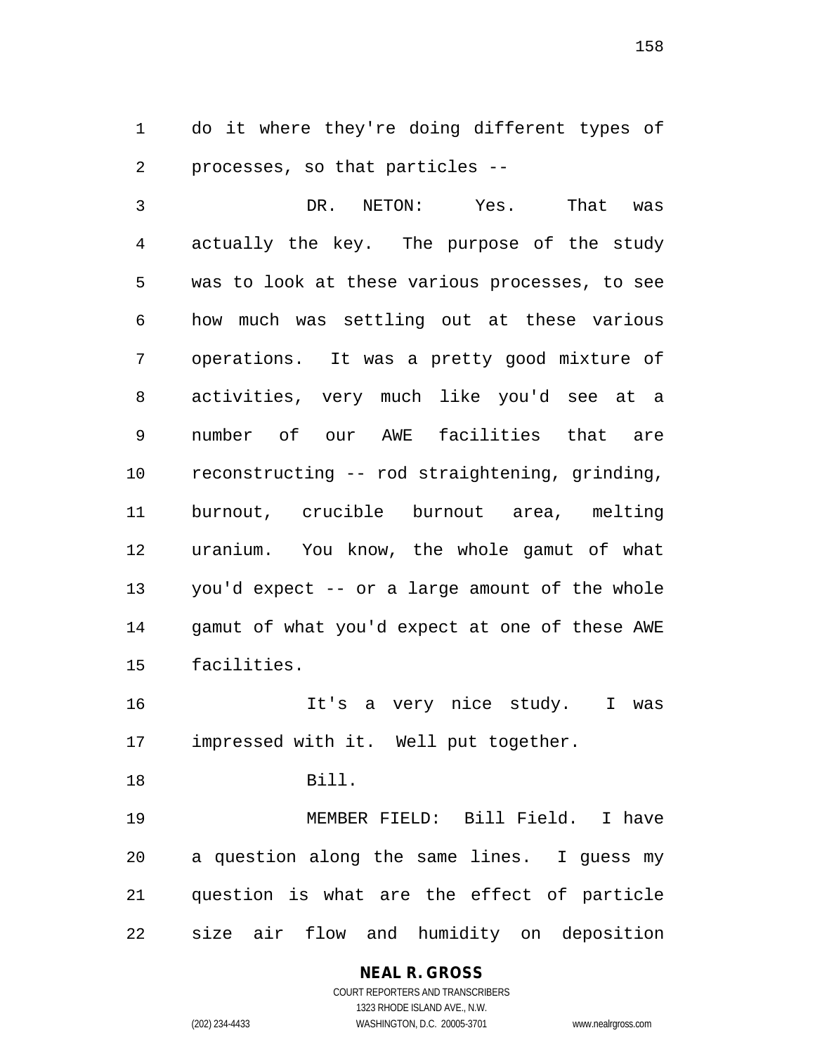do it where they're doing different types of processes, so that particles --

DR. NETON: Yes. That was actually the key. The purpose of the study was to look at these various processes, to see how much was settling out at these various operations. It was a pretty good mixture of activities, very much like you'd see at a number of our AWE facilities that are reconstructing -- rod straightening, grinding, burnout, crucible burnout area, melting uranium. You know, the whole gamut of what you'd expect -- or a large amount of the whole gamut of what you'd expect at one of these AWE facilities.

It's a very nice study. I was impressed with it. Well put together.

Bill.

MEMBER FIELD: Bill Field. I have a question along the same lines. I guess my question is what are the effect of particle size air flow and humidity on deposition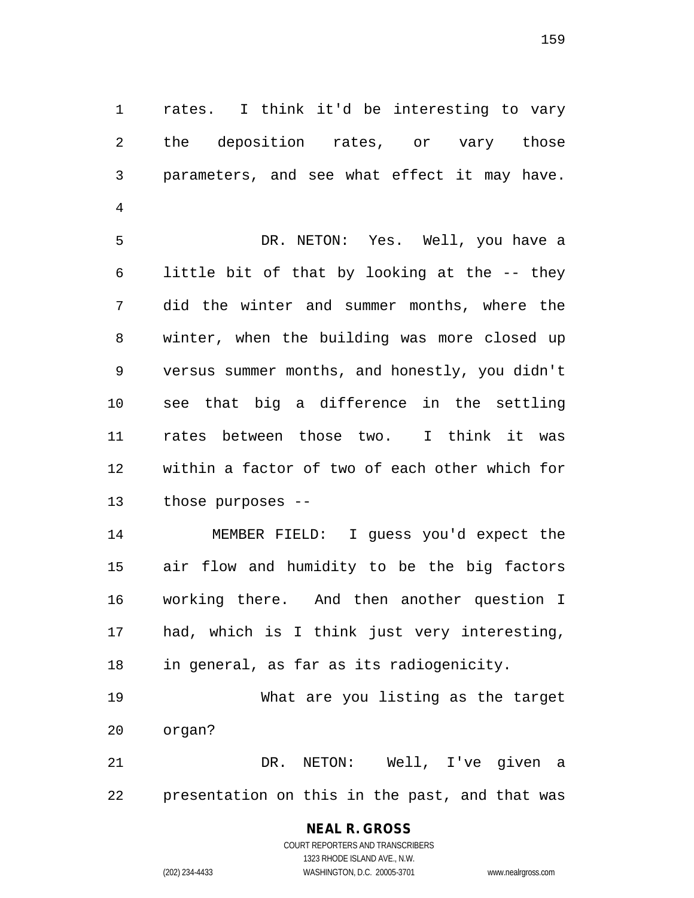rates. I think it'd be interesting to vary the deposition rates, or vary those parameters, and see what effect it may have.

DR. NETON: Yes. Well, you have a little bit of that by looking at the -- they did the winter and summer months, where the winter, when the building was more closed up versus summer months, and honestly, you didn't see that big a difference in the settling rates between those two. I think it was within a factor of two of each other which for those purposes --

MEMBER FIELD: I guess you'd expect the air flow and humidity to be the big factors working there. And then another question I had, which is I think just very interesting, in general, as far as its radiogenicity.

What are you listing as the target organ?

DR. NETON: Well, I've given a presentation on this in the past, and that was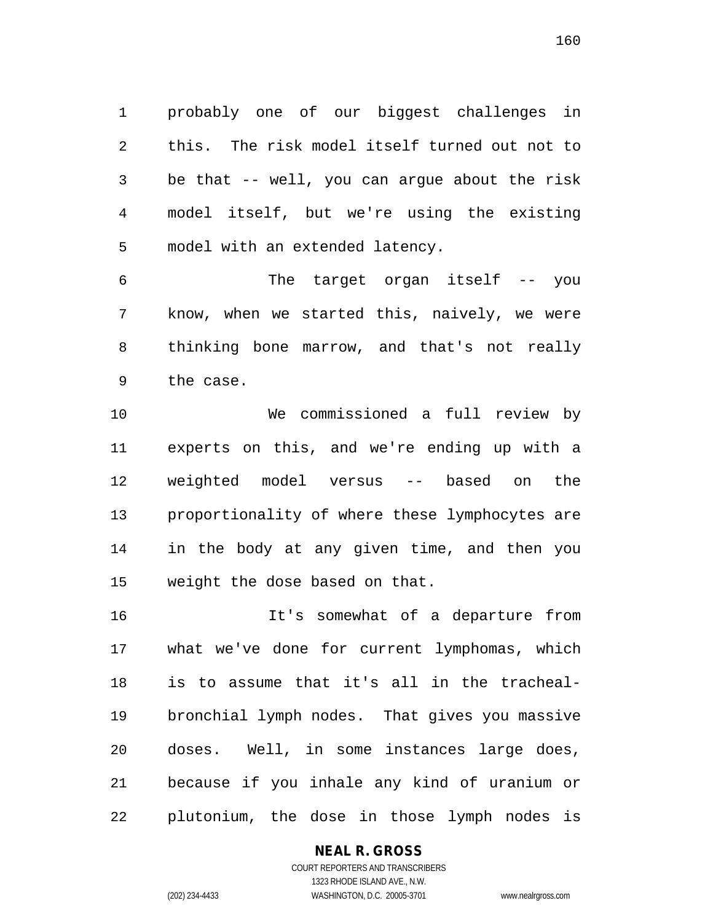probably one of our biggest challenges in this. The risk model itself turned out not to be that -- well, you can argue about the risk model itself, but we're using the existing model with an extended latency.

The target organ itself -- you know, when we started this, naively, we were thinking bone marrow, and that's not really the case.

We commissioned a full review by experts on this, and we're ending up with a weighted model versus -- based on the proportionality of where these lymphocytes are in the body at any given time, and then you weight the dose based on that.

It's somewhat of a departure from what we've done for current lymphomas, which is to assume that it's all in the tracheal-bronchial lymph nodes. That gives you massive doses. Well, in some instances large does, because if you inhale any kind of uranium or plutonium, the dose in those lymph nodes is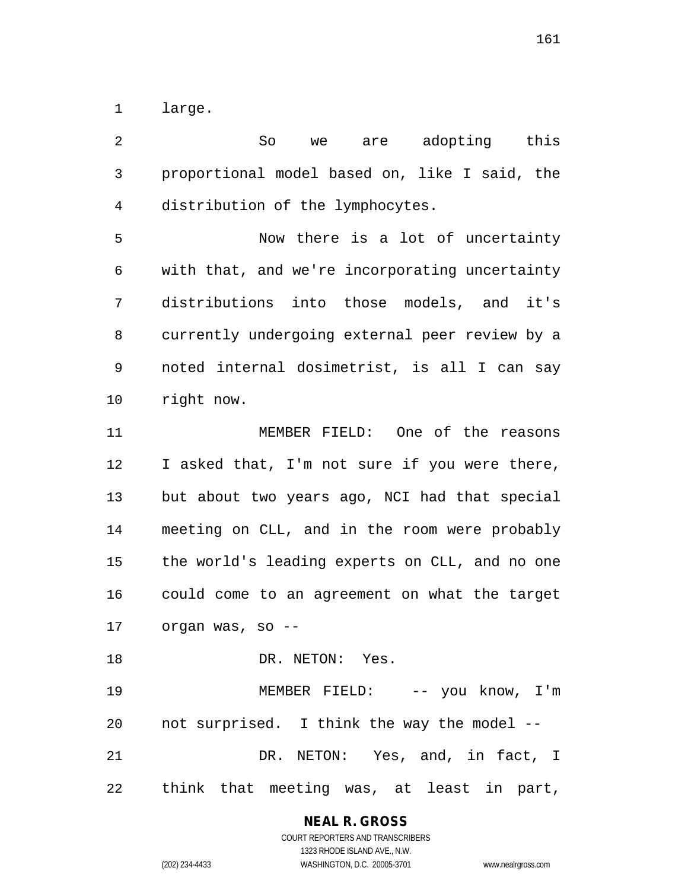large.

So we are adopting this proportional model based on, like I said, the distribution of the lymphocytes.

Now there is a lot of uncertainty with that, and we're incorporating uncertainty distributions into those models, and it's currently undergoing external peer review by a noted internal dosimetrist, is all I can say right now.

MEMBER FIELD: One of the reasons I asked that, I'm not sure if you were there, but about two years ago, NCI had that special meeting on CLL, and in the room were probably the world's leading experts on CLL, and no one could come to an agreement on what the target organ was, so --

DR. NETON: Yes.

MEMBER FIELD: -- you know, I'm not surprised. I think the way the model --

DR. NETON: Yes, and, in fact, I think that meeting was, at least in part,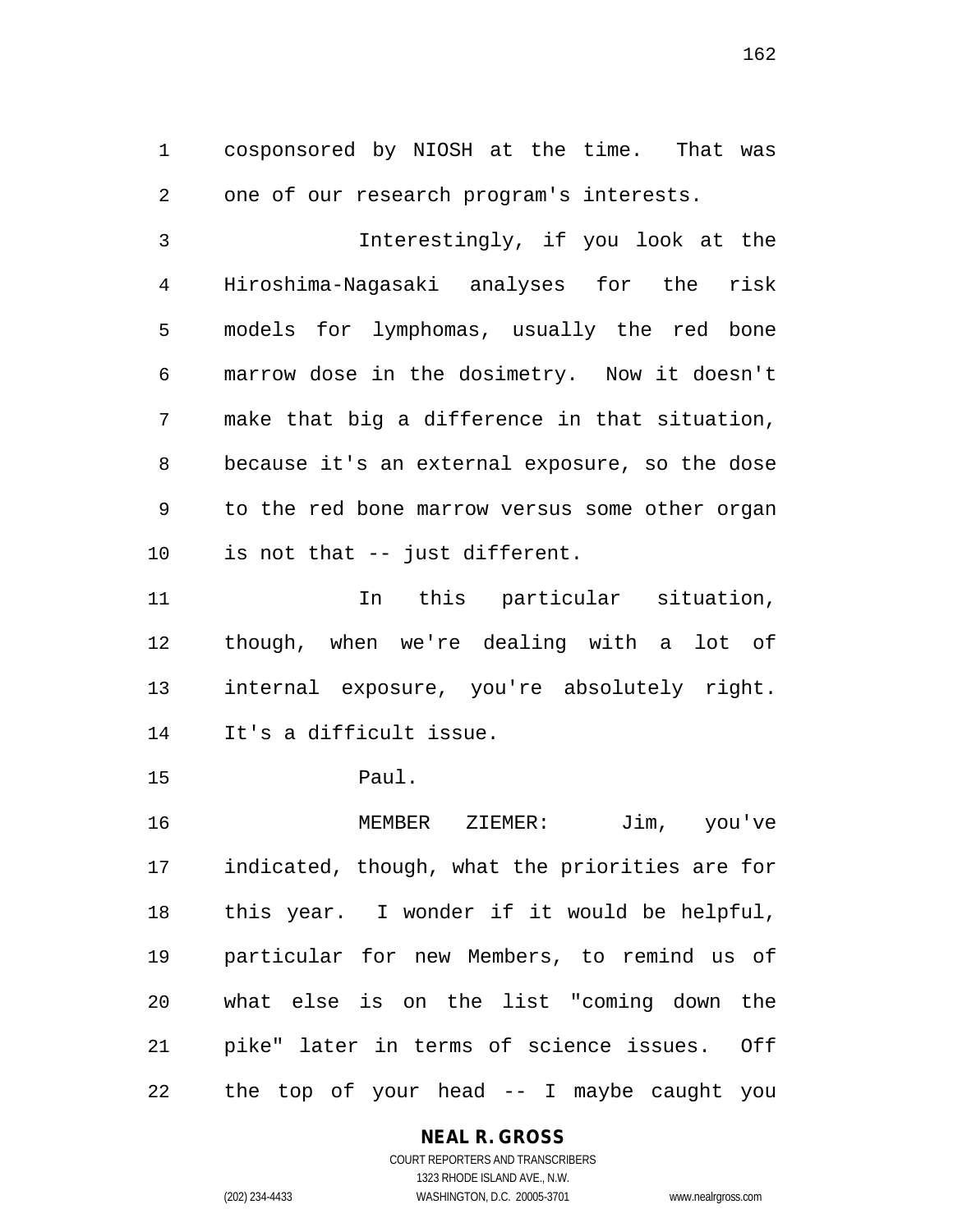cosponsored by NIOSH at the time. That was one of our research program's interests.

Interestingly, if you look at the Hiroshima-Nagasaki analyses for the risk models for lymphomas, usually the red bone marrow dose in the dosimetry. Now it doesn't make that big a difference in that situation, because it's an external exposure, so the dose to the red bone marrow versus some other organ is not that -- just different.

In this particular situation, though, when we're dealing with a lot of internal exposure, you're absolutely right. It's a difficult issue.

Paul.

MEMBER ZIEMER: Jim, you've indicated, though, what the priorities are for this year. I wonder if it would be helpful, particular for new Members, to remind us of what else is on the list "coming down the pike" later in terms of science issues. Off the top of your head -- I maybe caught you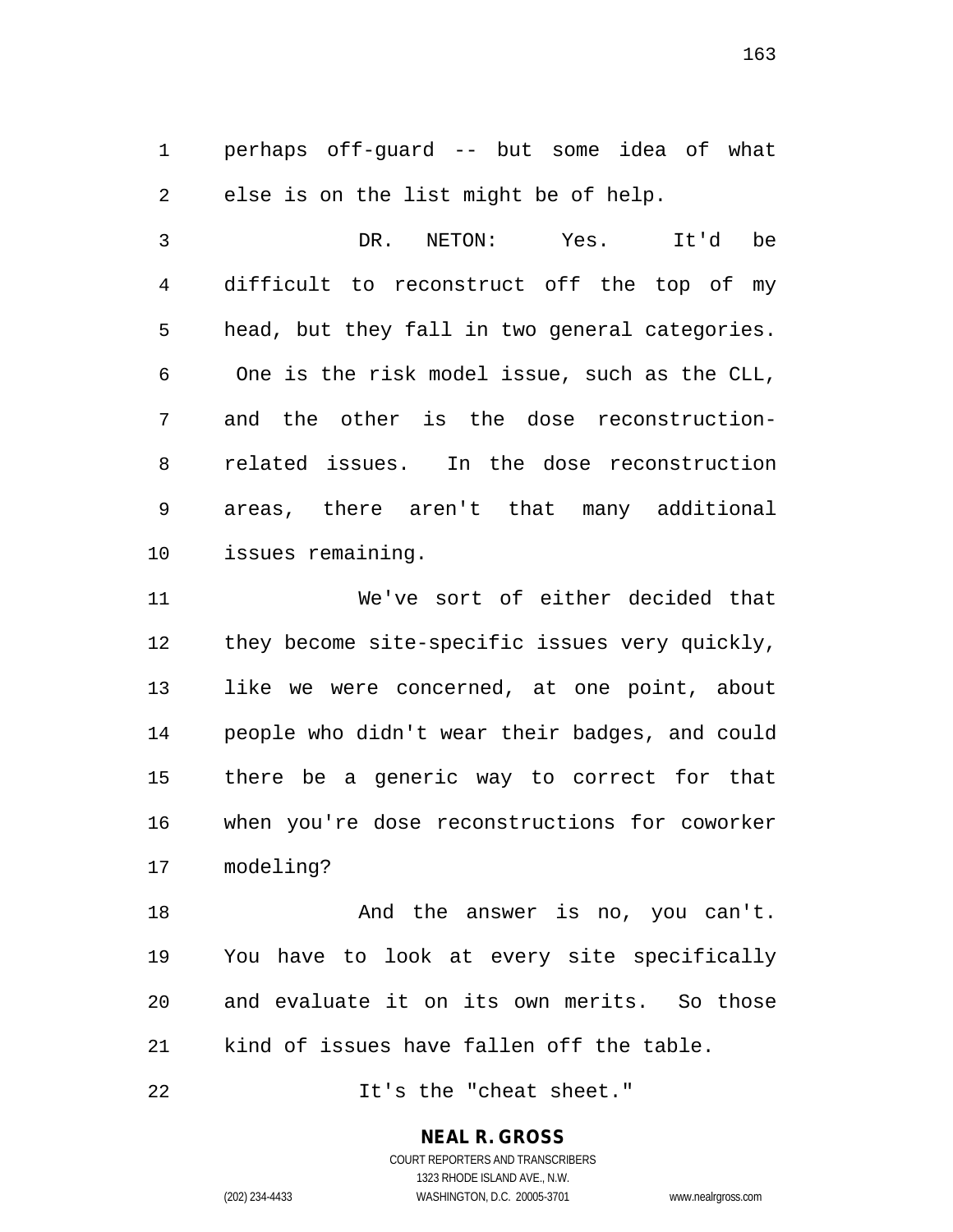perhaps off-guard -- but some idea of what else is on the list might be of help.

DR. NETON: Yes. It'd be difficult to reconstruct off the top of my head, but they fall in two general categories. One is the risk model issue, such as the CLL, and the other is the dose reconstruction-related issues. In the dose reconstruction areas, there aren't that many additional issues remaining.

We've sort of either decided that they become site-specific issues very quickly, like we were concerned, at one point, about people who didn't wear their badges, and could there be a generic way to correct for that when you're dose reconstructions for coworker modeling?

And the answer is no, you can't. You have to look at every site specifically and evaluate it on its own merits. So those kind of issues have fallen off the table.

It's the "cheat sheet."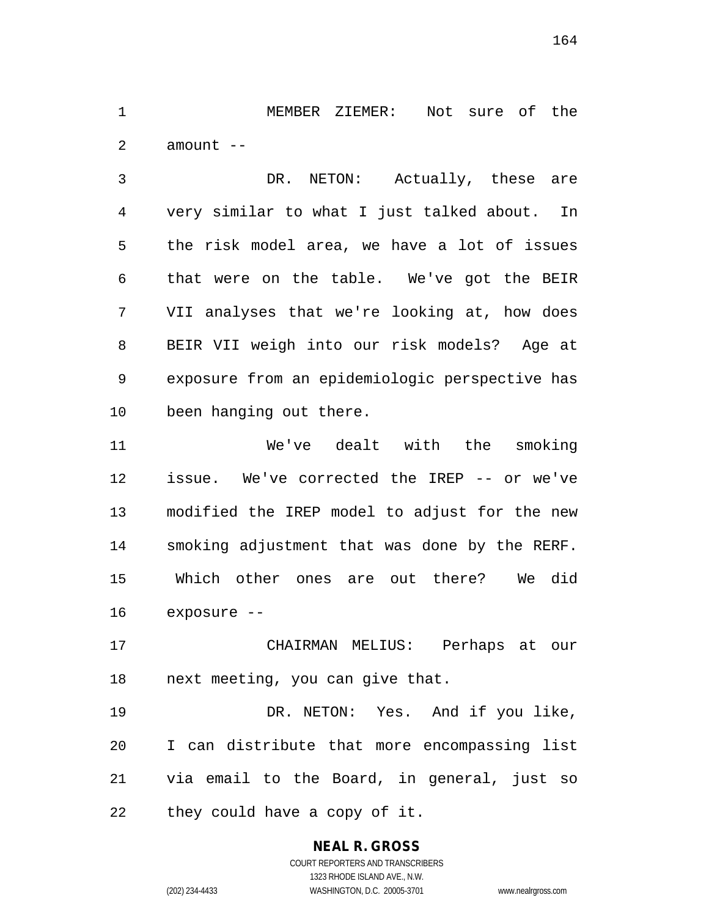MEMBER ZIEMER: Not sure of the amount --

DR. NETON: Actually, these are very similar to what I just talked about. In the risk model area, we have a lot of issues that were on the table. We've got the BEIR VII analyses that we're looking at, how does BEIR VII weigh into our risk models? Age at exposure from an epidemiologic perspective has been hanging out there.

We've dealt with the smoking issue. We've corrected the IREP -- or we've modified the IREP model to adjust for the new smoking adjustment that was done by the RERF. Which other ones are out there? We did exposure --

CHAIRMAN MELIUS: Perhaps at our next meeting, you can give that.

DR. NETON: Yes. And if you like, I can distribute that more encompassing list via email to the Board, in general, just so they could have a copy of it.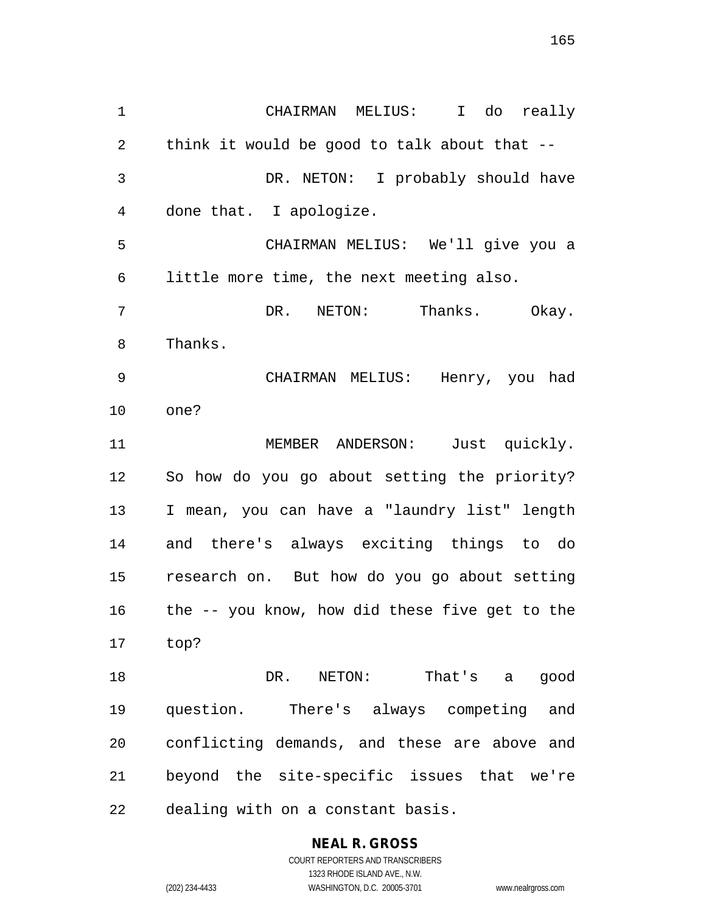CHAIRMAN MELIUS: I do really think it would be good to talk about that --

DR. NETON: I probably should have done that. I apologize.

CHAIRMAN MELIUS: We'll give you a little more time, the next meeting also.

DR. NETON: Thanks. Okay. Thanks.

CHAIRMAN MELIUS: Henry, you had one?

MEMBER ANDERSON: Just quickly. So how do you go about setting the priority? I mean, you can have a "laundry list" length and there's always exciting things to do research on. But how do you go about setting the -- you know, how did these five get to the top?

DR. NETON: That's a good question. There's always competing and conflicting demands, and these are above and beyond the site-specific issues that we're dealing with on a constant basis.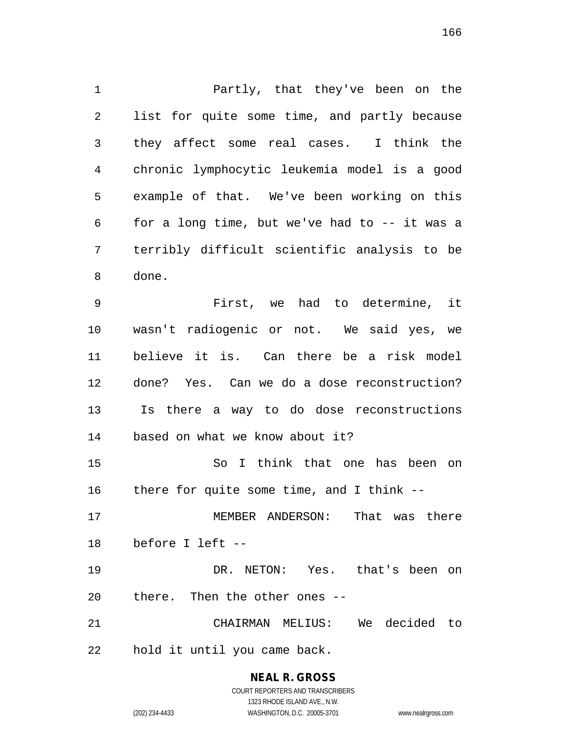Partly, that they've been on the list for quite some time, and partly because they affect some real cases. I think the chronic lymphocytic leukemia model is a good example of that. We've been working on this for a long time, but we've had to -- it was a terribly difficult scientific analysis to be done.

First, we had to determine, it wasn't radiogenic or not. We said yes, we believe it is. Can there be a risk model done? Yes. Can we do a dose reconstruction? Is there a way to do dose reconstructions based on what we know about it?

So I think that one has been on there for quite some time, and I think --

MEMBER ANDERSON: That was there before I left --

DR. NETON: Yes. that's been on there. Then the other ones --

CHAIRMAN MELIUS: We decided to hold it until you came back.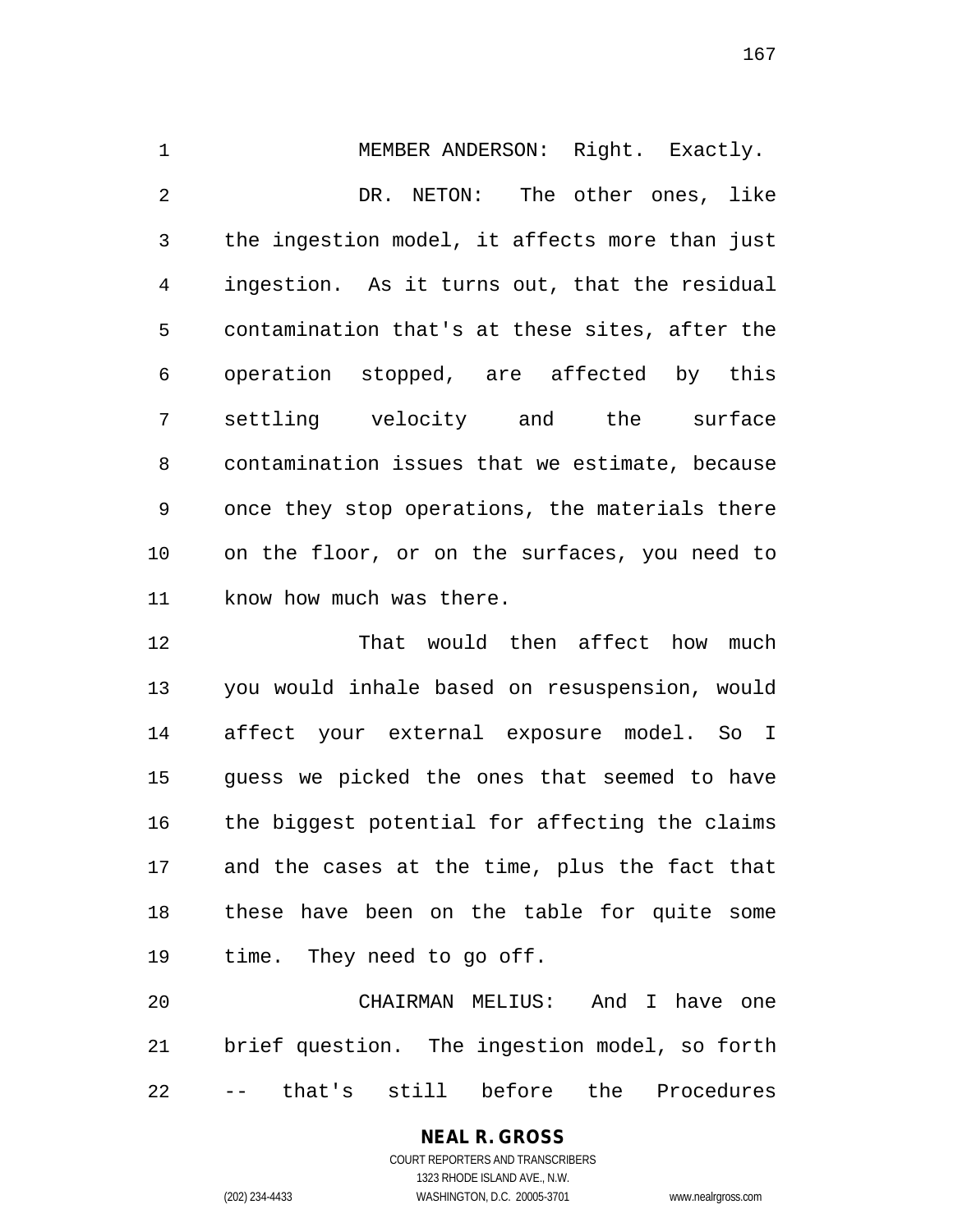MEMBER ANDERSON: Right. Exactly.

DR. NETON: The other ones, like the ingestion model, it affects more than just ingestion. As it turns out, that the residual contamination that's at these sites, after the operation stopped, are affected by this settling velocity and the surface contamination issues that we estimate, because once they stop operations, the materials there on the floor, or on the surfaces, you need to know how much was there.

That would then affect how much you would inhale based on resuspension, would affect your external exposure model. So I guess we picked the ones that seemed to have the biggest potential for affecting the claims and the cases at the time, plus the fact that these have been on the table for quite some time. They need to go off.

CHAIRMAN MELIUS: And I have one brief question. The ingestion model, so forth -- that's still before the Procedures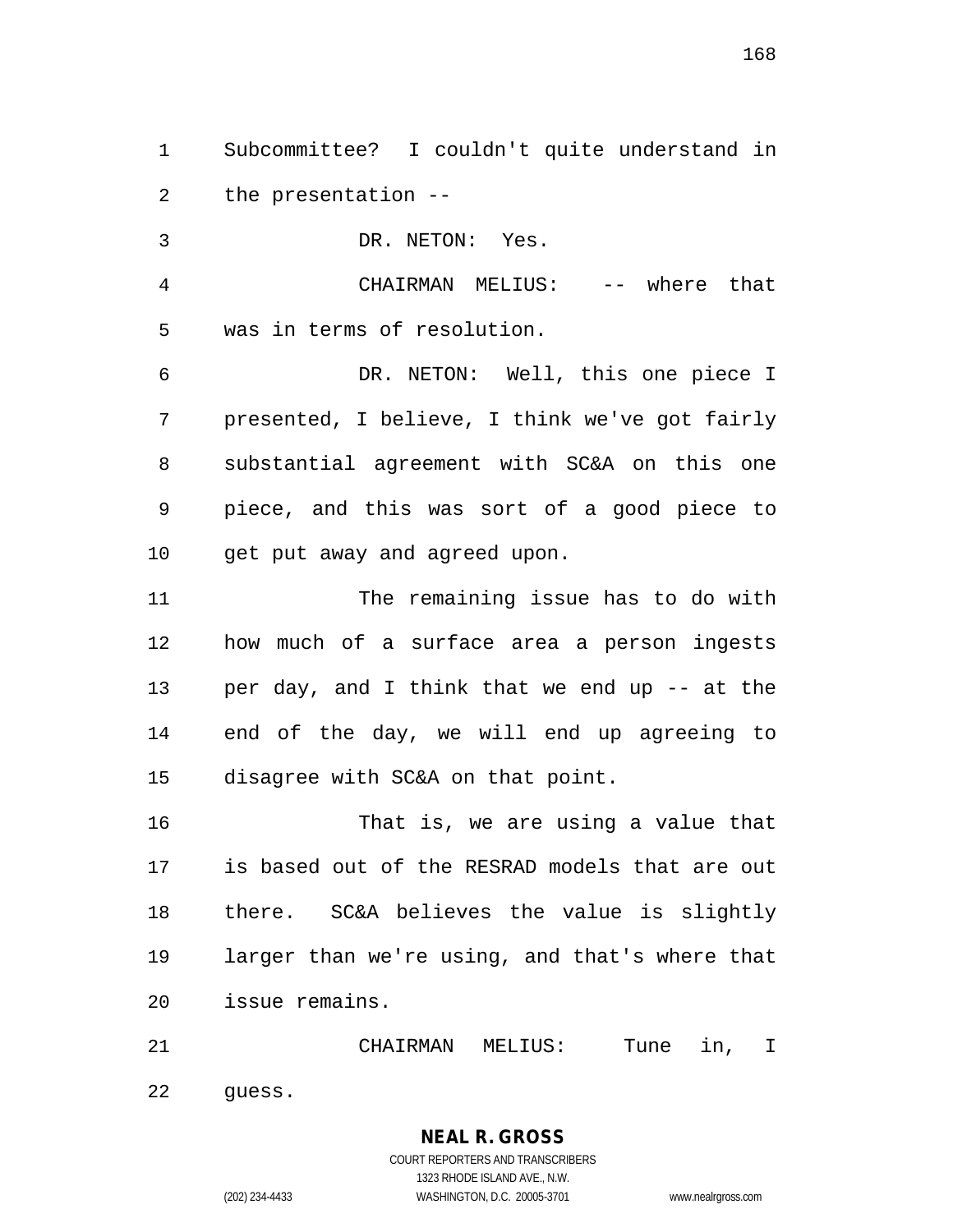Subcommittee? I couldn't quite understand in the presentation --

DR. NETON: Yes.

CHAIRMAN MELIUS: -- where that was in terms of resolution.

DR. NETON: Well, this one piece I presented, I believe, I think we've got fairly substantial agreement with SC&A on this one piece, and this was sort of a good piece to get put away and agreed upon.

The remaining issue has to do with how much of a surface area a person ingests per day, and I think that we end up -- at the end of the day, we will end up agreeing to disagree with SC&A on that point.

That is, we are using a value that is based out of the RESRAD models that are out there. SC&A believes the value is slightly larger than we're using, and that's where that issue remains.

CHAIRMAN MELIUS: Tune in, I guess.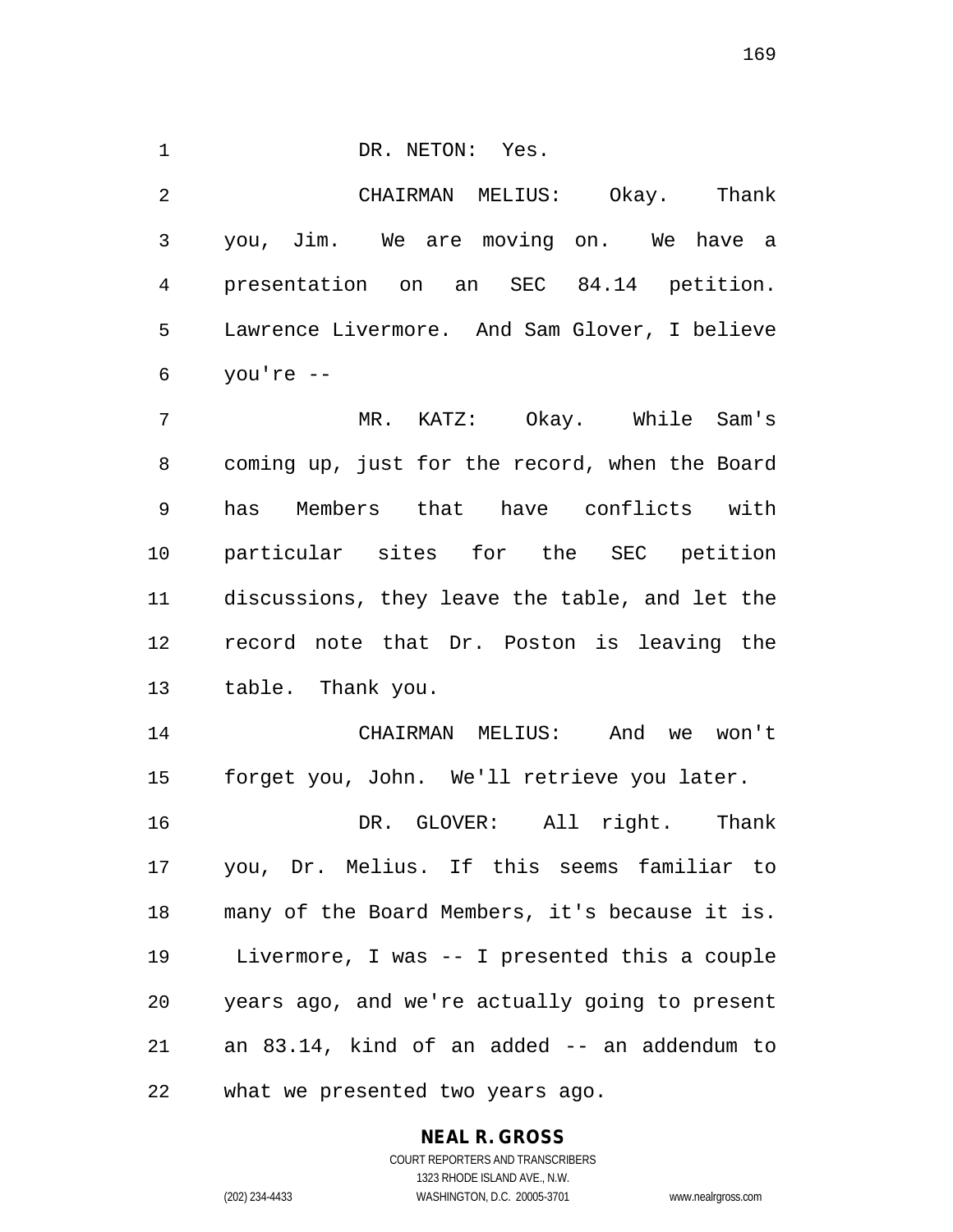DR. NETON: Yes.

CHAIRMAN MELIUS: Okay. Thank you, Jim. We are moving on. We have a presentation on an SEC 84.14 petition. Lawrence Livermore. And Sam Glover, I believe you're --

MR. KATZ: Okay. While Sam's coming up, just for the record, when the Board has Members that have conflicts with particular sites for the SEC petition discussions, they leave the table, and let the record note that Dr. Poston is leaving the table. Thank you.

CHAIRMAN MELIUS: And we won't forget you, John. We'll retrieve you later.

DR. GLOVER: All right. Thank you, Dr. Melius. If this seems familiar to many of the Board Members, it's because it is. Livermore, I was -- I presented this a couple years ago, and we're actually going to present an 83.14, kind of an added -- an addendum to what we presented two years ago.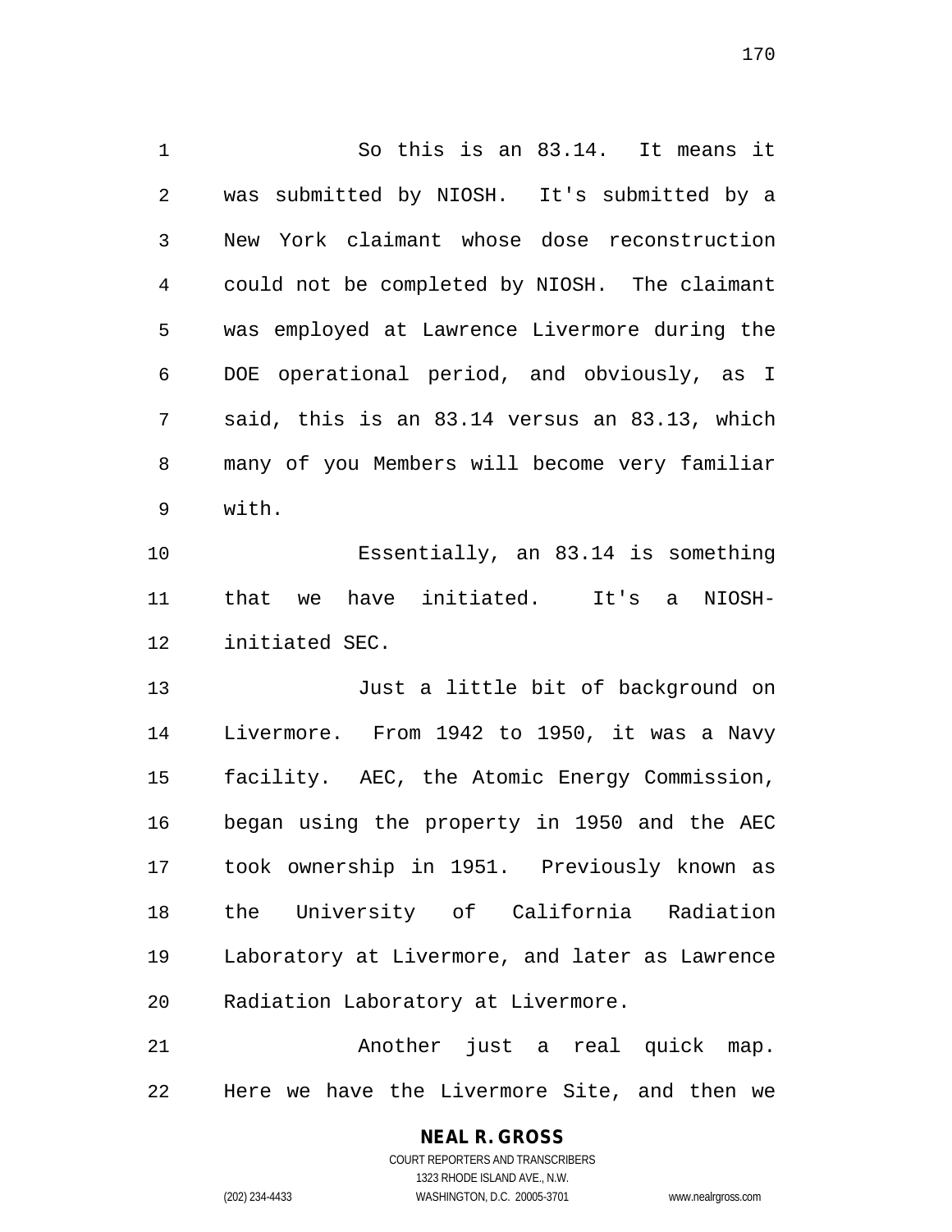So this is an 83.14. It means it was submitted by NIOSH. It's submitted by a New York claimant whose dose reconstruction could not be completed by NIOSH. The claimant was employed at Lawrence Livermore during the DOE operational period, and obviously, as I said, this is an 83.14 versus an 83.13, which many of you Members will become very familiar with.

Essentially, an 83.14 is something that we have initiated. It's a NIOSH-initiated SEC.

Just a little bit of background on Livermore. From 1942 to 1950, it was a Navy facility. AEC, the Atomic Energy Commission, began using the property in 1950 and the AEC took ownership in 1951. Previously known as the University of California Radiation Laboratory at Livermore, and later as Lawrence Radiation Laboratory at Livermore.

Another just a real quick map. Here we have the Livermore Site, and then we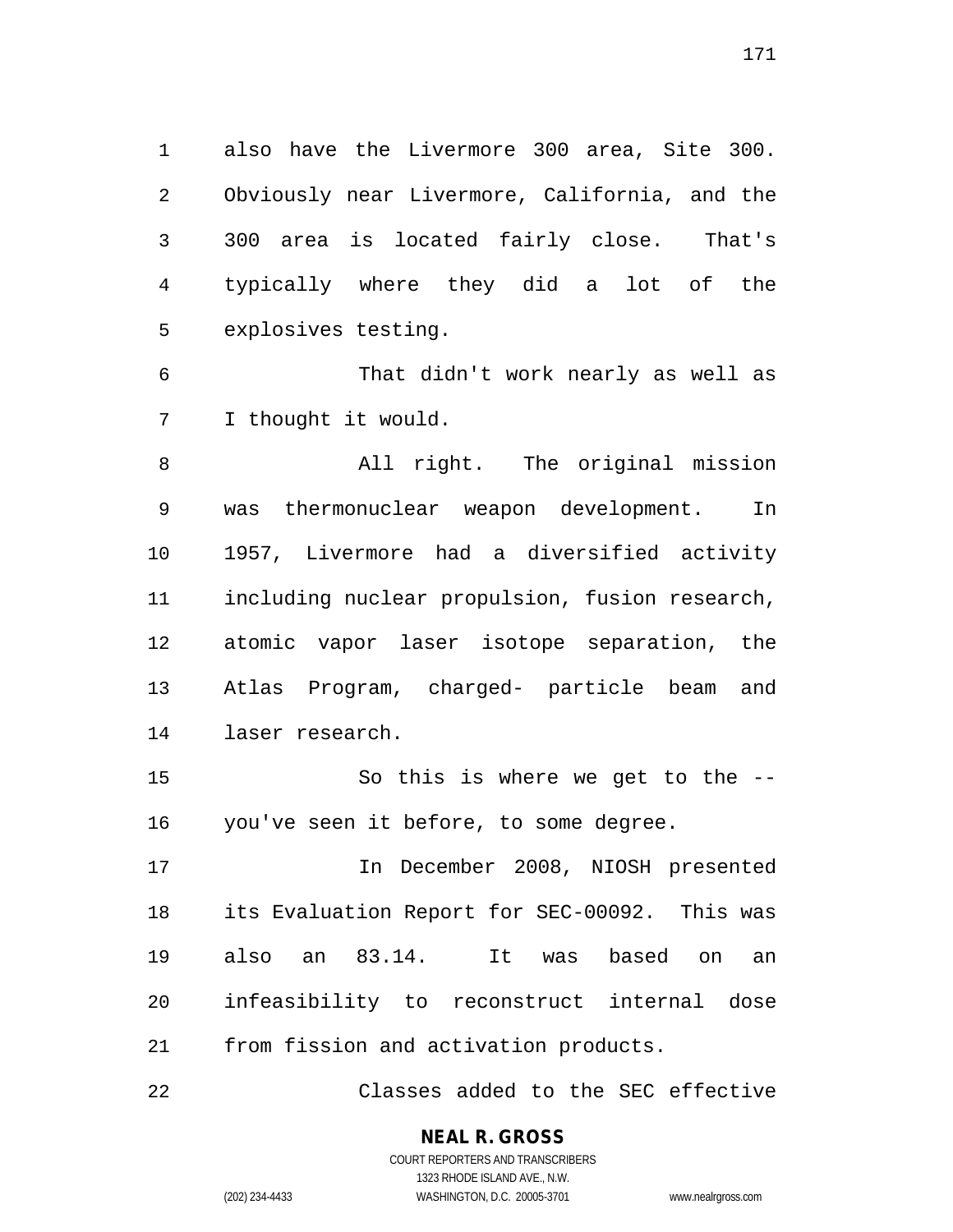also have the Livermore 300 area, Site 300. Obviously near Livermore, California, and the 300 area is located fairly close. That's typically where they did a lot of the explosives testing.

That didn't work nearly as well as I thought it would.

All right. The original mission was thermonuclear weapon development. In 1957, Livermore had a diversified activity including nuclear propulsion, fusion research, atomic vapor laser isotope separation, the Atlas Program, charged- particle beam and laser research.

So this is where we get to the -- you've seen it before, to some degree.

In December 2008, NIOSH presented its Evaluation Report for SEC-00092. This was also an 83.14. It was based on an infeasibility to reconstruct internal dose from fission and activation products.

Classes added to the SEC effective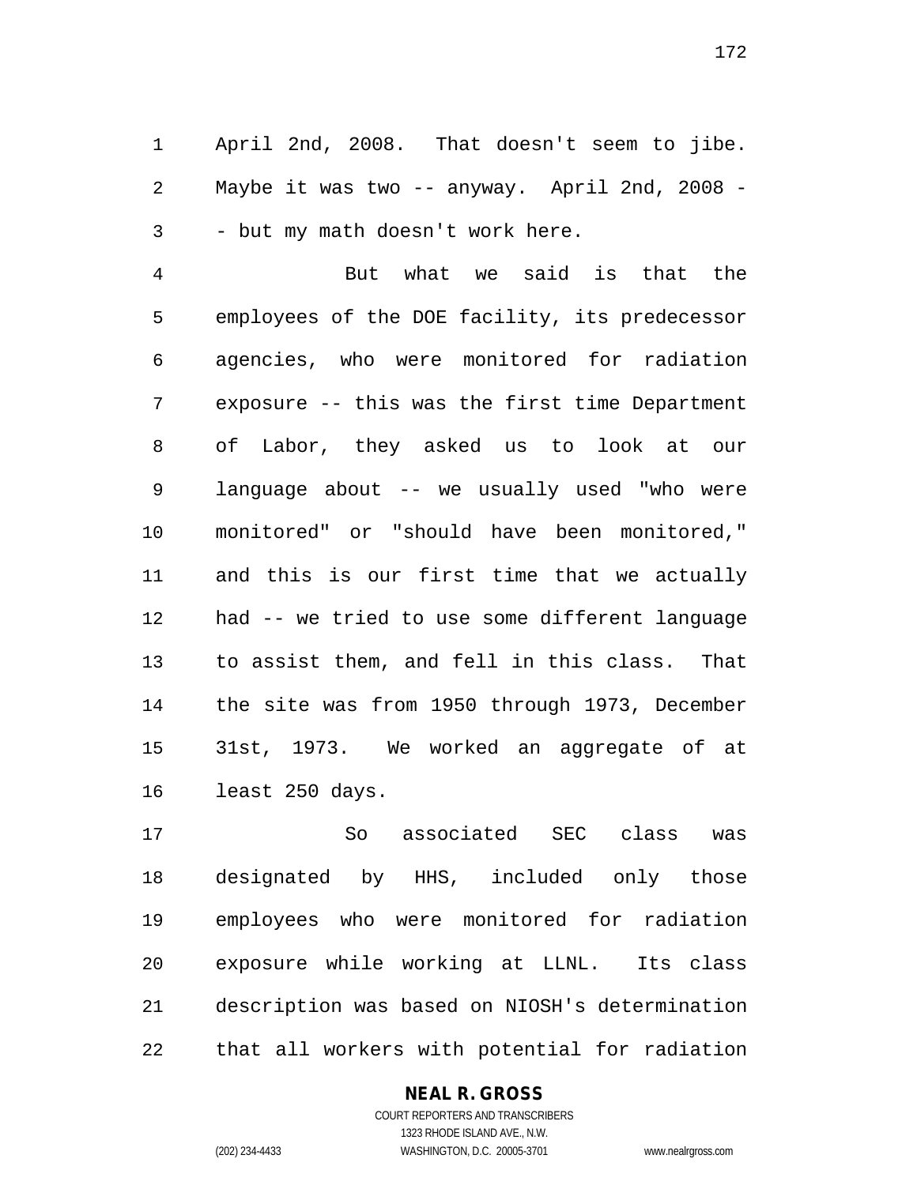April 2nd, 2008. That doesn't seem to jibe. Maybe it was two -- anyway. April 2nd, 2008 -- but my math doesn't work here.

But what we said is that the employees of the DOE facility, its predecessor agencies, who were monitored for radiation exposure -- this was the first time Department of Labor, they asked us to look at our language about -- we usually used "who were monitored" or "should have been monitored," and this is our first time that we actually had -- we tried to use some different language to assist them, and fell in this class. That the site was from 1950 through 1973, December 31st, 1973. We worked an aggregate of at least 250 days.

So associated SEC class was designated by HHS, included only those employees who were monitored for radiation exposure while working at LLNL. Its class description was based on NIOSH's determination that all workers with potential for radiation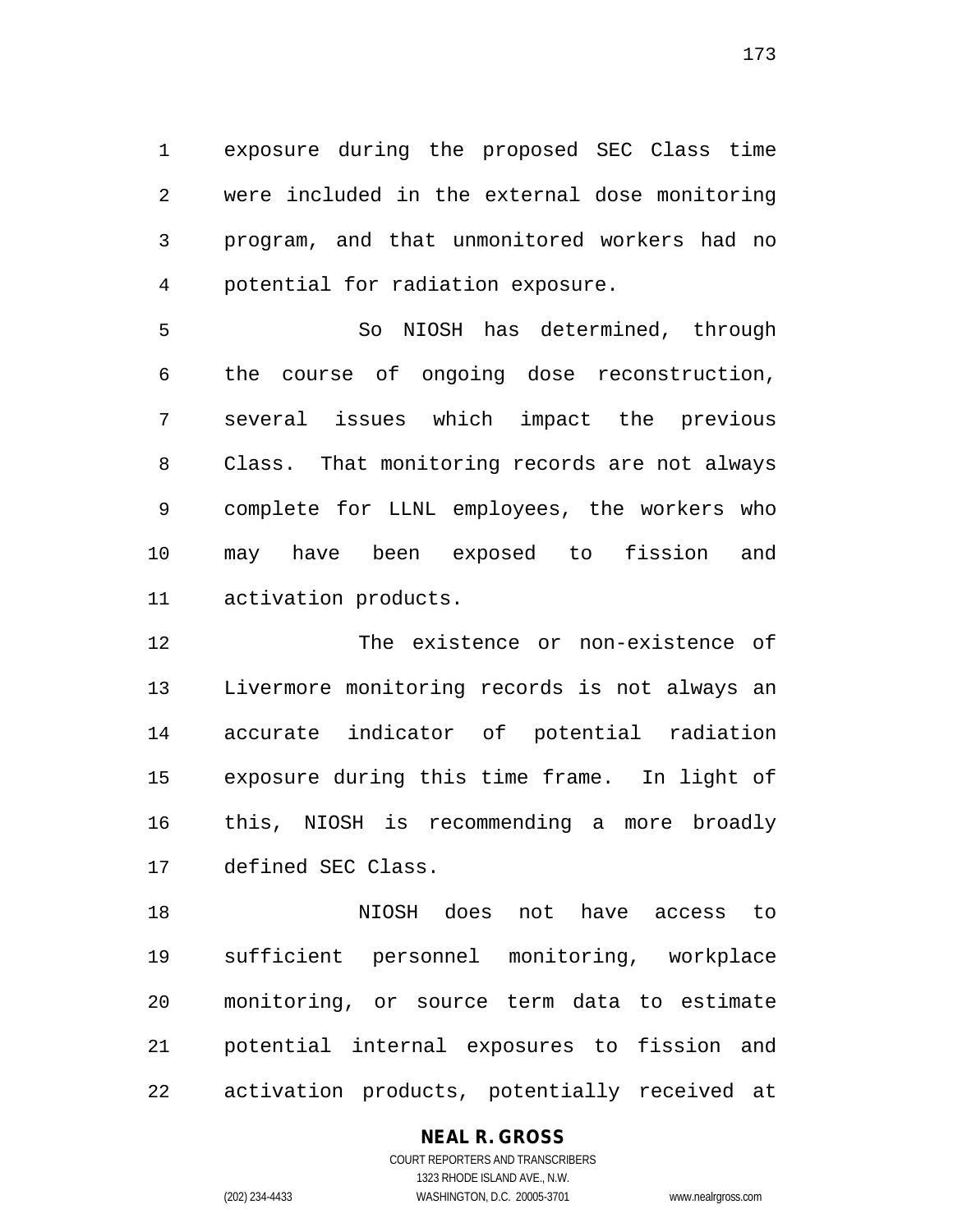exposure during the proposed SEC Class time were included in the external dose monitoring program, and that unmonitored workers had no potential for radiation exposure.

So NIOSH has determined, through the course of ongoing dose reconstruction, several issues which impact the previous Class. That monitoring records are not always complete for LLNL employees, the workers who may have been exposed to fission and activation products.

The existence or non-existence of Livermore monitoring records is not always an accurate indicator of potential radiation exposure during this time frame. In light of this, NIOSH is recommending a more broadly defined SEC Class.

NIOSH does not have access to sufficient personnel monitoring, workplace monitoring, or source term data to estimate potential internal exposures to fission and activation products, potentially received at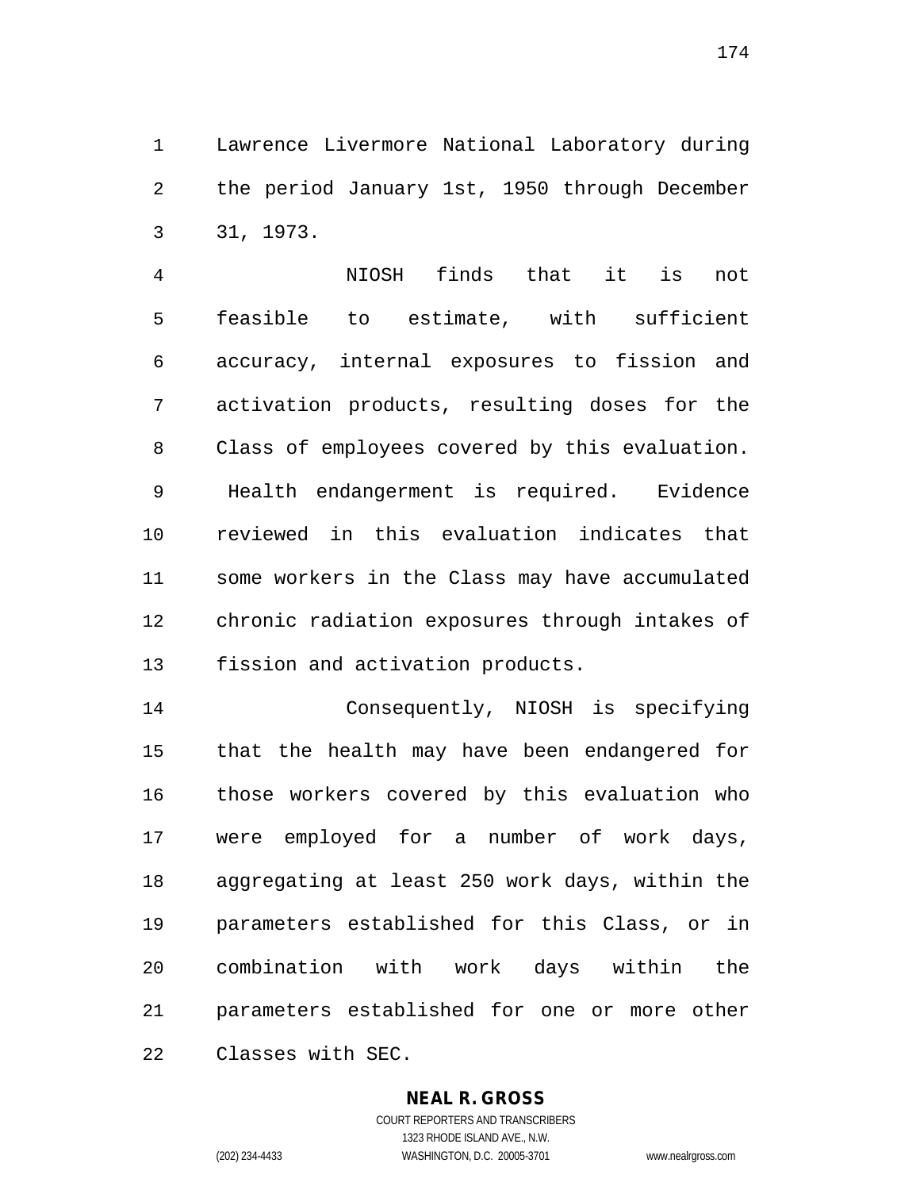Lawrence Livermore National Laboratory during the period January 1st, 1950 through December 31, 1973.

NIOSH finds that it is not feasible to estimate, with sufficient accuracy, internal exposures to fission and activation products, resulting doses for the Class of employees covered by this evaluation. Health endangerment is required. Evidence reviewed in this evaluation indicates that some workers in the Class may have accumulated chronic radiation exposures through intakes of fission and activation products.

Consequently, NIOSH is specifying that the health may have been endangered for those workers covered by this evaluation who were employed for a number of work days, aggregating at least 250 work days, within the parameters established for this Class, or in combination with work days within the parameters established for one or more other Classes with SEC.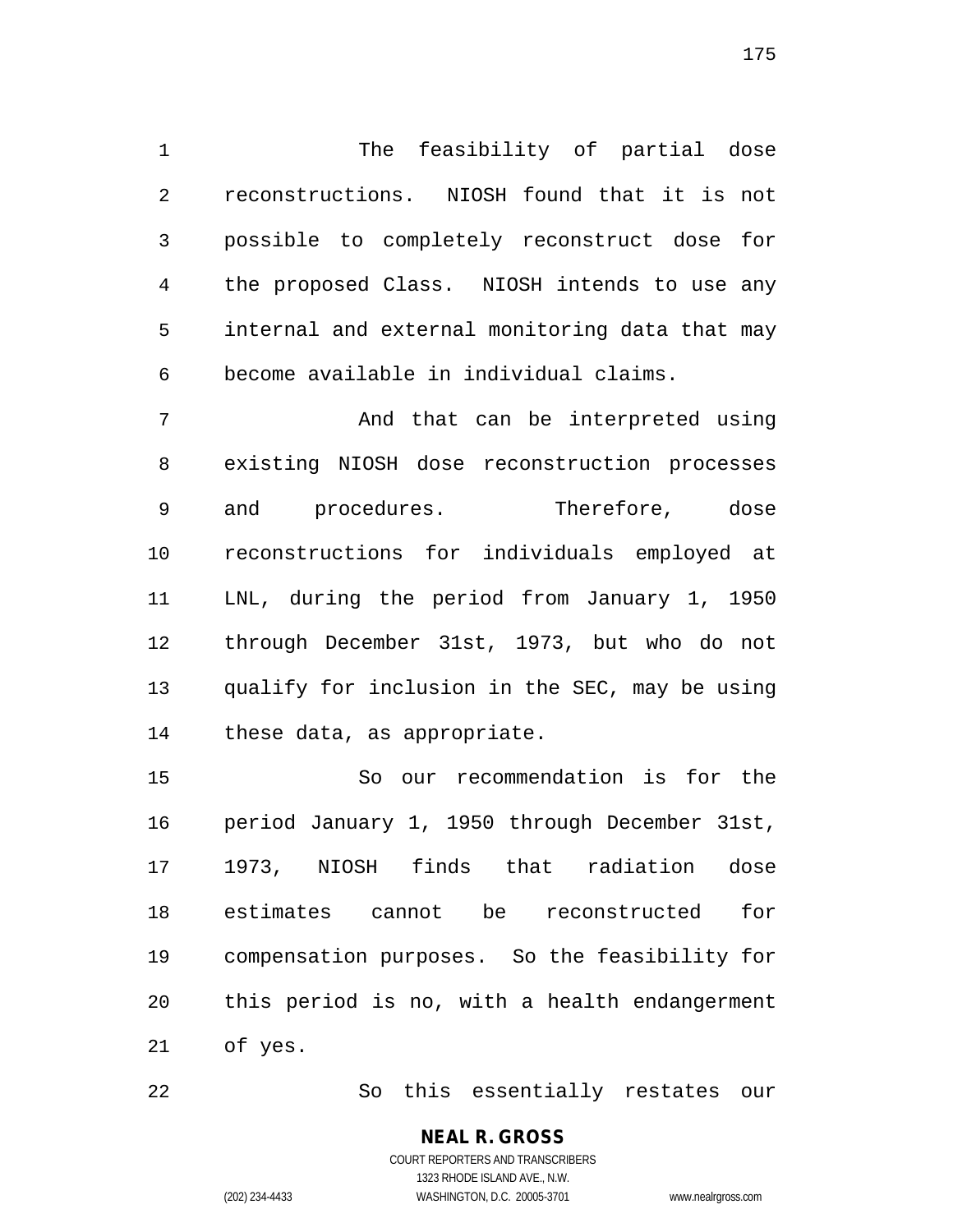The feasibility of partial dose reconstructions. NIOSH found that it is not possible to completely reconstruct dose for the proposed Class. NIOSH intends to use any internal and external monitoring data that may become available in individual claims.

And that can be interpreted using existing NIOSH dose reconstruction processes and procedures. Therefore, dose reconstructions for individuals employed at LNL, during the period from January 1, 1950 through December 31st, 1973, but who do not qualify for inclusion in the SEC, may be using these data, as appropriate.

So our recommendation is for the period January 1, 1950 through December 31st, 1973, NIOSH finds that radiation dose estimates cannot be reconstructed for compensation purposes. So the feasibility for this period is no, with a health endangerment of yes.

So this essentially restates our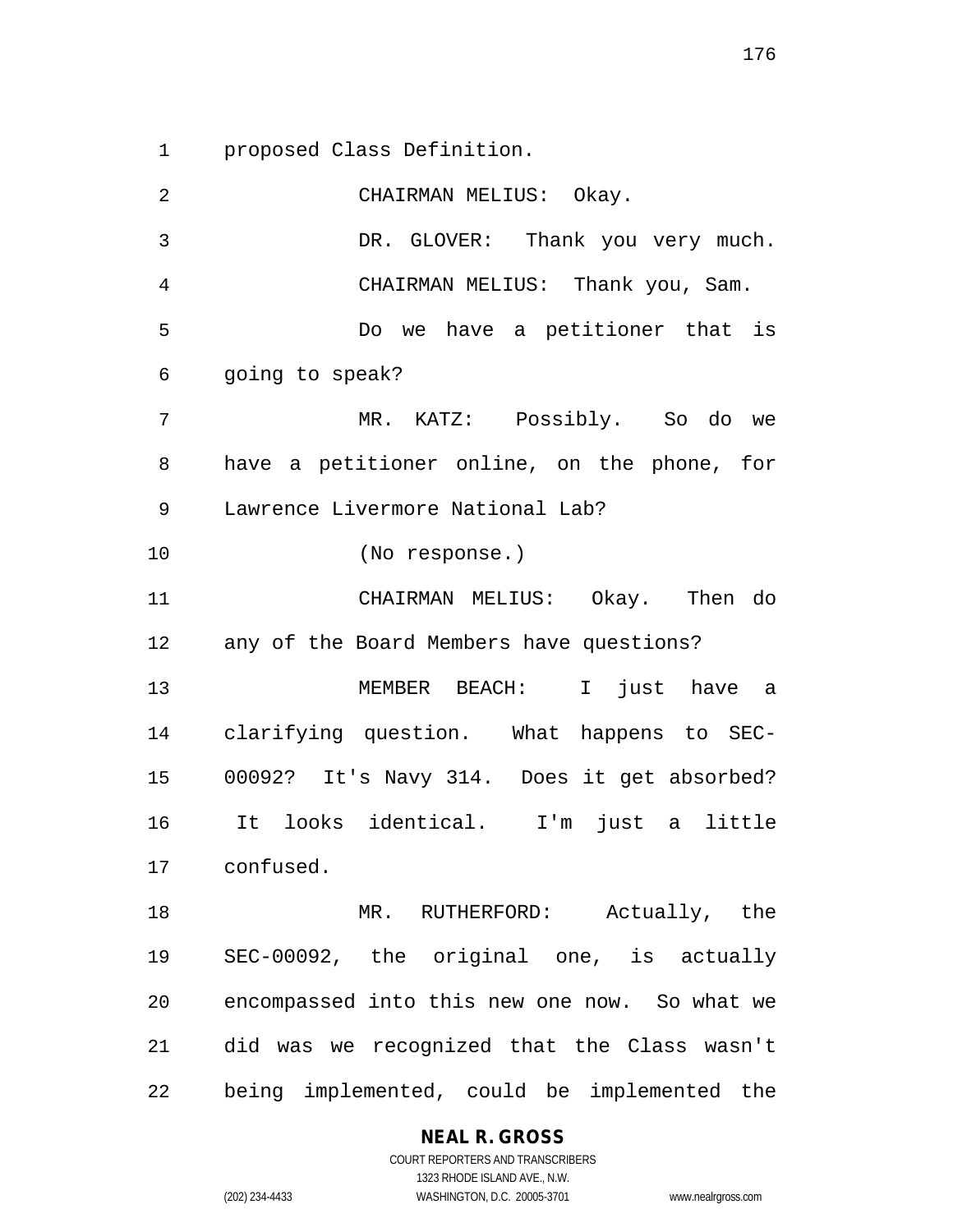proposed Class Definition.

CHAIRMAN MELIUS: Okay.

DR. GLOVER: Thank you very much.

CHAIRMAN MELIUS: Thank you, Sam.

Do we have a petitioner that is going to speak?

MR. KATZ: Possibly. So do we have a petitioner online, on the phone, for Lawrence Livermore National Lab?

(No response.)

CHAIRMAN MELIUS: Okay. Then do any of the Board Members have questions?

MEMBER BEACH: I just have a clarifying question. What happens to SEC-00092? It's Navy 314. Does it get absorbed? It looks identical. I'm just a little confused.

MR. RUTHERFORD: Actually, the SEC-00092, the original one, is actually encompassed into this new one now. So what we did was we recognized that the Class wasn't being implemented, could be implemented the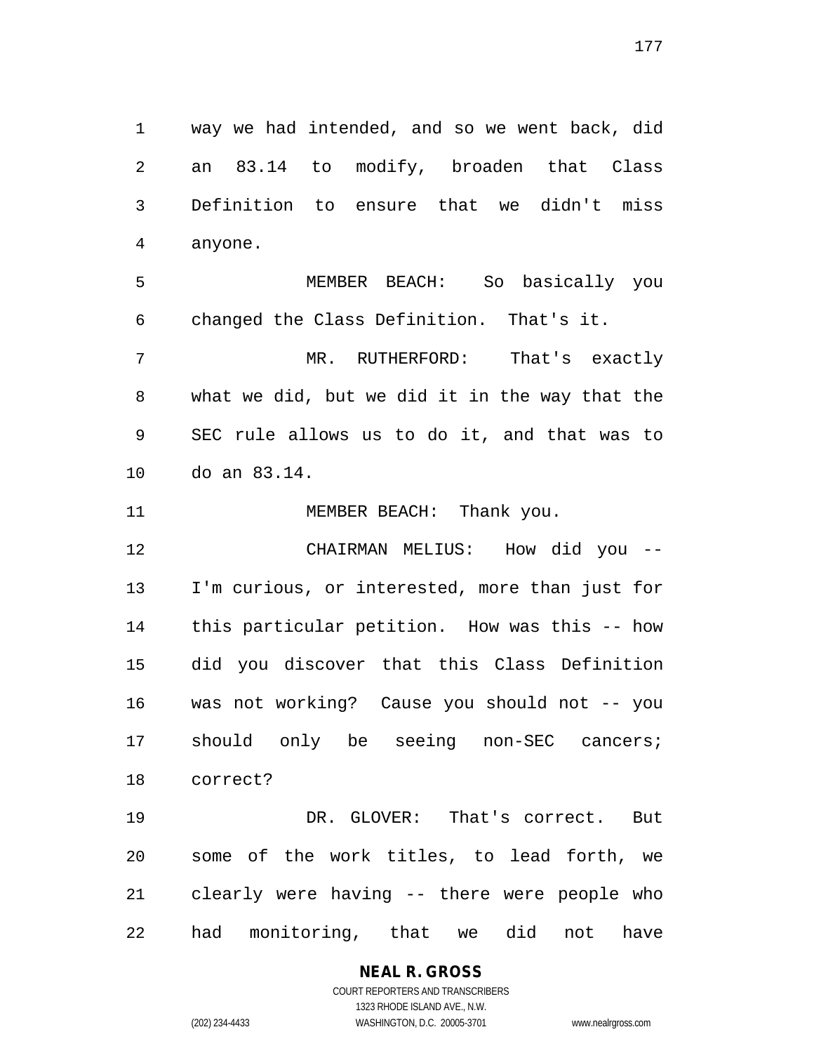way we had intended, and so we went back, did an 83.14 to modify, broaden that Class Definition to ensure that we didn't miss anyone.

MEMBER BEACH: So basically you changed the Class Definition. That's it.

MR. RUTHERFORD: That's exactly what we did, but we did it in the way that the SEC rule allows us to do it, and that was to do an 83.14.

MEMBER BEACH: Thank you.

CHAIRMAN MELIUS: How did you -- I'm curious, or interested, more than just for this particular petition. How was this -- how did you discover that this Class Definition was not working? Cause you should not -- you should only be seeing non-SEC cancers; correct?

DR. GLOVER: That's correct. But some of the work titles, to lead forth, we clearly were having -- there were people who had monitoring, that we did not have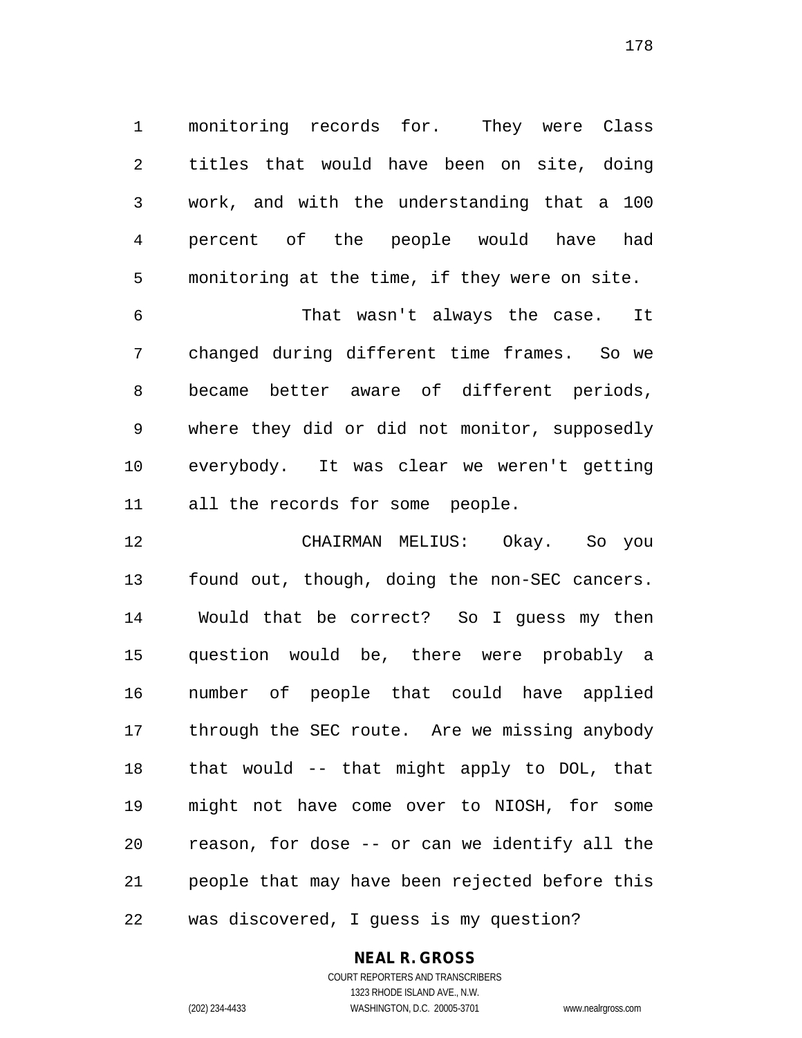monitoring records for. They were Class titles that would have been on site, doing work, and with the understanding that a 100 percent of the people would have had monitoring at the time, if they were on site.

That wasn't always the case. It changed during different time frames. So we became better aware of different periods, where they did or did not monitor, supposedly everybody. It was clear we weren't getting all the records for some people.

CHAIRMAN MELIUS: Okay. So you found out, though, doing the non-SEC cancers. Would that be correct? So I guess my then question would be, there were probably a number of people that could have applied through the SEC route. Are we missing anybody that would -- that might apply to DOL, that might not have come over to NIOSH, for some reason, for dose -- or can we identify all the people that may have been rejected before this was discovered, I guess is my question?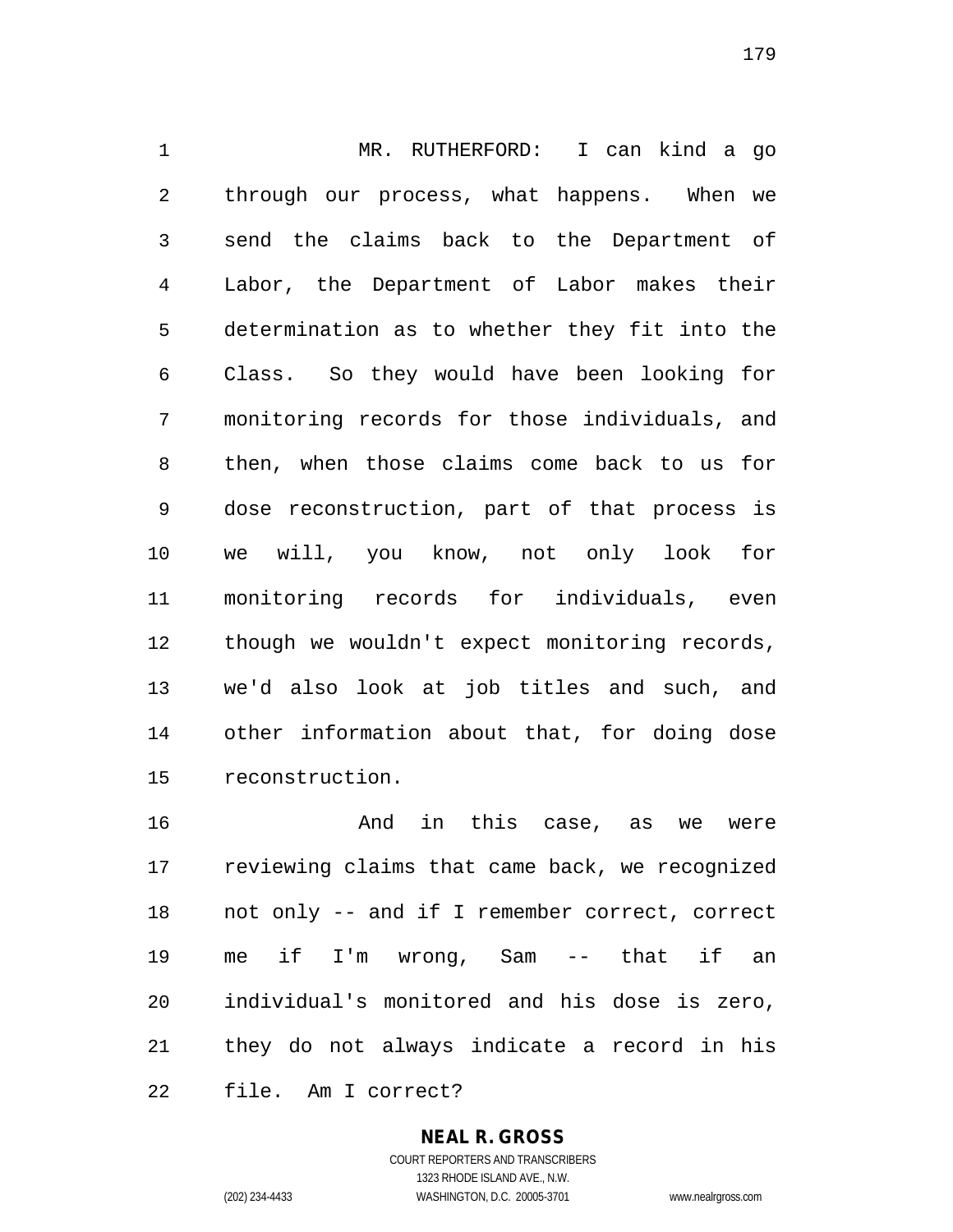MR. RUTHERFORD: I can kind a go through our process, what happens. When we send the claims back to the Department of Labor, the Department of Labor makes their determination as to whether they fit into the Class. So they would have been looking for monitoring records for those individuals, and then, when those claims come back to us for dose reconstruction, part of that process is we will, you know, not only look for monitoring records for individuals, even though we wouldn't expect monitoring records, we'd also look at job titles and such, and other information about that, for doing dose reconstruction.

And in this case, as we were reviewing claims that came back, we recognized not only -- and if I remember correct, correct me if I'm wrong, Sam -- that if an individual's monitored and his dose is zero, they do not always indicate a record in his file. Am I correct?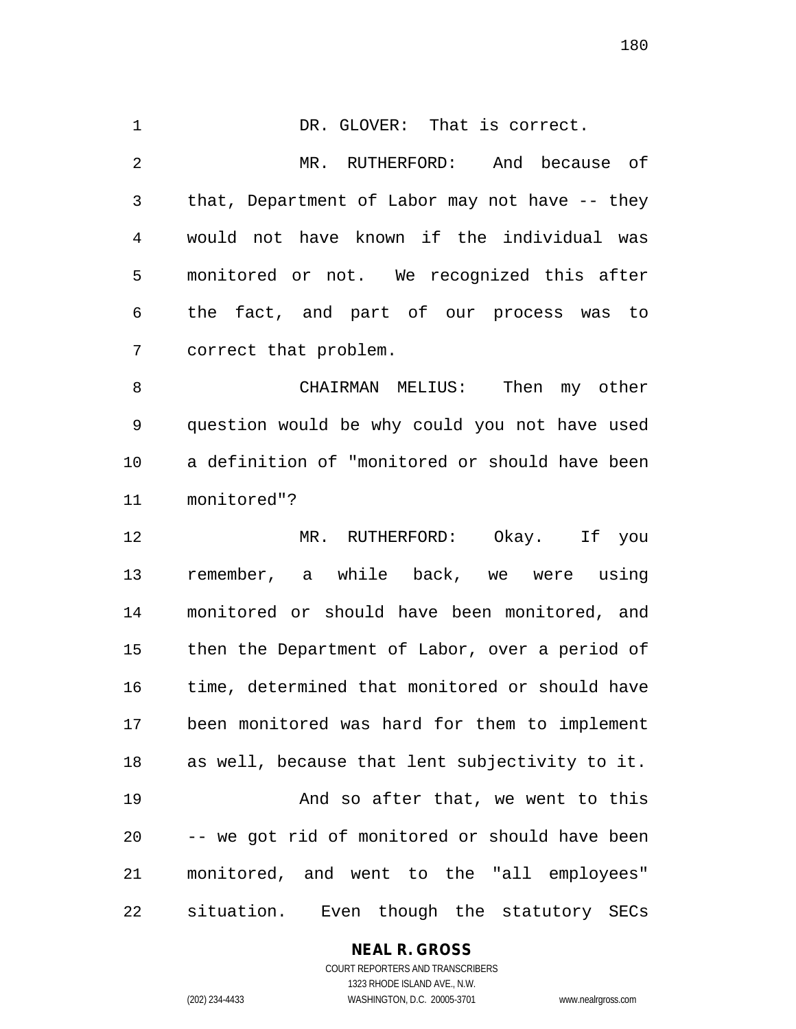DR. GLOVER: That is correct.

MR. RUTHERFORD: And because of that, Department of Labor may not have -- they would not have known if the individual was monitored or not. We recognized this after the fact, and part of our process was to correct that problem.

CHAIRMAN MELIUS: Then my other question would be why could you not have used a definition of "monitored or should have been monitored"?

MR. RUTHERFORD: Okay. If you remember, a while back, we were using monitored or should have been monitored, and then the Department of Labor, over a period of time, determined that monitored or should have been monitored was hard for them to implement as well, because that lent subjectivity to it.

And so after that, we went to this -- we got rid of monitored or should have been monitored, and went to the "all employees" situation. Even though the statutory SECs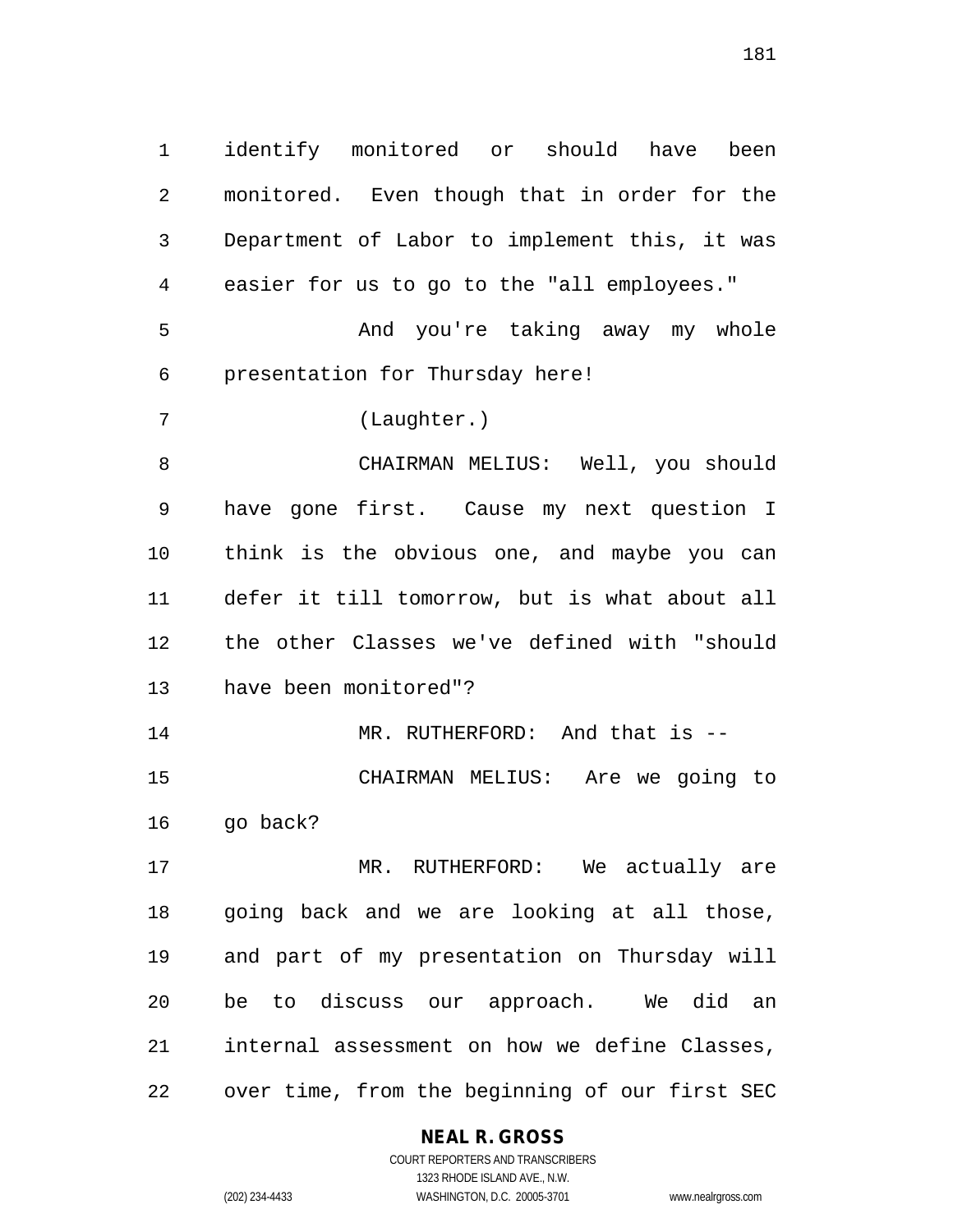identify monitored or should have been monitored. Even though that in order for the Department of Labor to implement this, it was easier for us to go to the "all employees."

And you're taking away my whole presentation for Thursday here!

(Laughter.)

CHAIRMAN MELIUS: Well, you should have gone first. Cause my next question I think is the obvious one, and maybe you can defer it till tomorrow, but is what about all the other Classes we've defined with "should have been monitored"?

MR. RUTHERFORD: And that is --

CHAIRMAN MELIUS: Are we going to go back?

MR. RUTHERFORD: We actually are going back and we are looking at all those, and part of my presentation on Thursday will be to discuss our approach. We did an internal assessment on how we define Classes, over time, from the beginning of our first SEC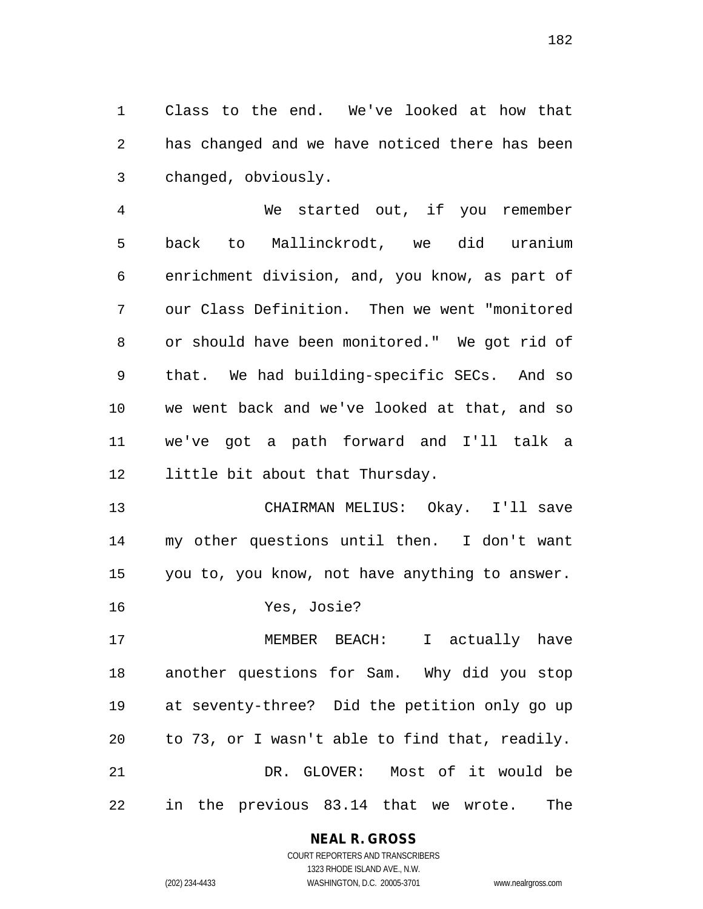Class to the end. We've looked at how that has changed and we have noticed there has been changed, obviously.

We started out, if you remember back to Mallinckrodt, we did uranium enrichment division, and, you know, as part of our Class Definition. Then we went "monitored or should have been monitored." We got rid of that. We had building-specific SECs. And so we went back and we've looked at that, and so we've got a path forward and I'll talk a little bit about that Thursday.

CHAIRMAN MELIUS: Okay. I'll save my other questions until then. I don't want you to, you know, not have anything to answer.

Yes, Josie?

MEMBER BEACH: I actually have another questions for Sam. Why did you stop at seventy-three? Did the petition only go up to 73, or I wasn't able to find that, readily.

DR. GLOVER: Most of it would be in the previous 83.14 that we wrote. The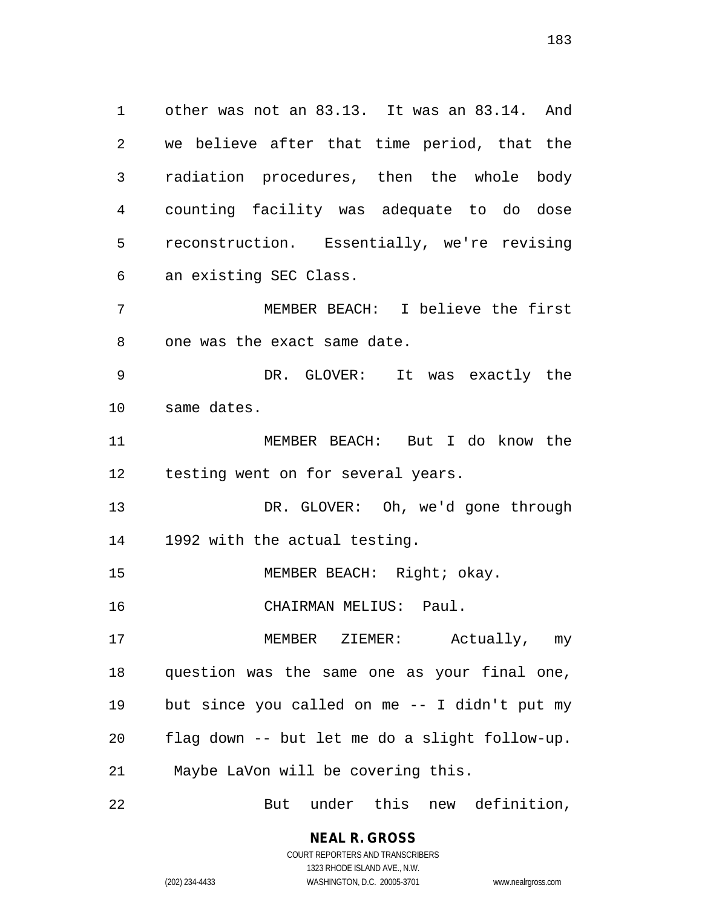other was not an 83.13. It was an 83.14. And we believe after that time period, that the radiation procedures, then the whole body counting facility was adequate to do dose reconstruction. Essentially, we're revising an existing SEC Class.

MEMBER BEACH: I believe the first one was the exact same date.

DR. GLOVER: It was exactly the same dates.

MEMBER BEACH: But I do know the testing went on for several years.

DR. GLOVER: Oh, we'd gone through 1992 with the actual testing.

MEMBER BEACH: Right; okay.

CHAIRMAN MELIUS: Paul.

MEMBER ZIEMER: Actually, my question was the same one as your final one, but since you called on me -- I didn't put my flag down -- but let me do a slight follow-up. Maybe LaVon will be covering this.

But under this new definition,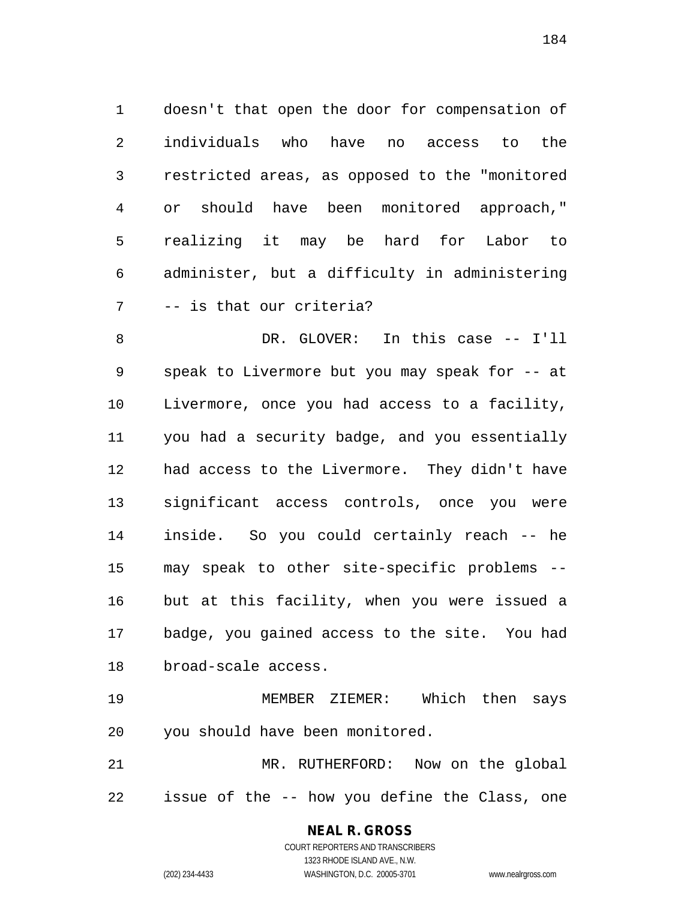doesn't that open the door for compensation of individuals who have no access to the restricted areas, as opposed to the "monitored or should have been monitored approach," realizing it may be hard for Labor to administer, but a difficulty in administering -- is that our criteria?

DR. GLOVER: In this case -- I'll speak to Livermore but you may speak for -- at Livermore, once you had access to a facility, you had a security badge, and you essentially had access to the Livermore. They didn't have significant access controls, once you were inside. So you could certainly reach -- he may speak to other site-specific problems -- but at this facility, when you were issued a badge, you gained access to the site. You had broad-scale access.

MEMBER ZIEMER: Which then says you should have been monitored.

MR. RUTHERFORD: Now on the global issue of the -- how you define the Class, one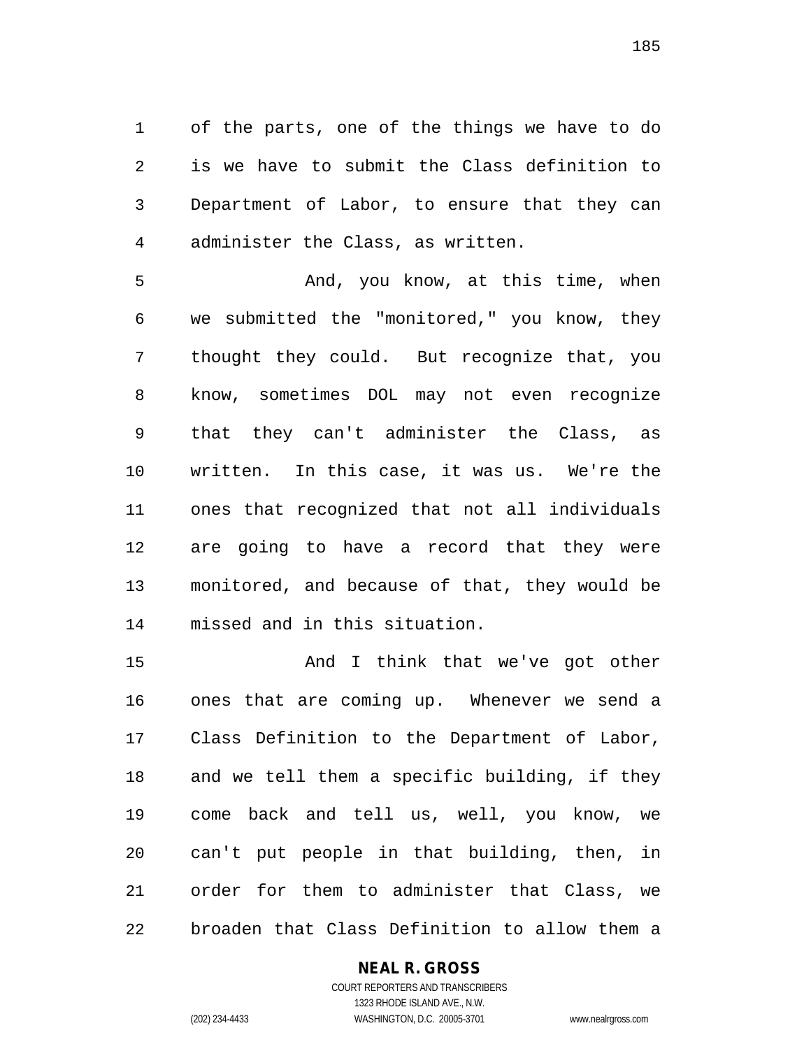of the parts, one of the things we have to do is we have to submit the Class definition to Department of Labor, to ensure that they can administer the Class, as written.

And, you know, at this time, when we submitted the "monitored," you know, they thought they could. But recognize that, you know, sometimes DOL may not even recognize that they can't administer the Class, as written. In this case, it was us. We're the ones that recognized that not all individuals are going to have a record that they were monitored, and because of that, they would be missed and in this situation.

And I think that we've got other ones that are coming up. Whenever we send a Class Definition to the Department of Labor, and we tell them a specific building, if they come back and tell us, well, you know, we can't put people in that building, then, in order for them to administer that Class, we broaden that Class Definition to allow them a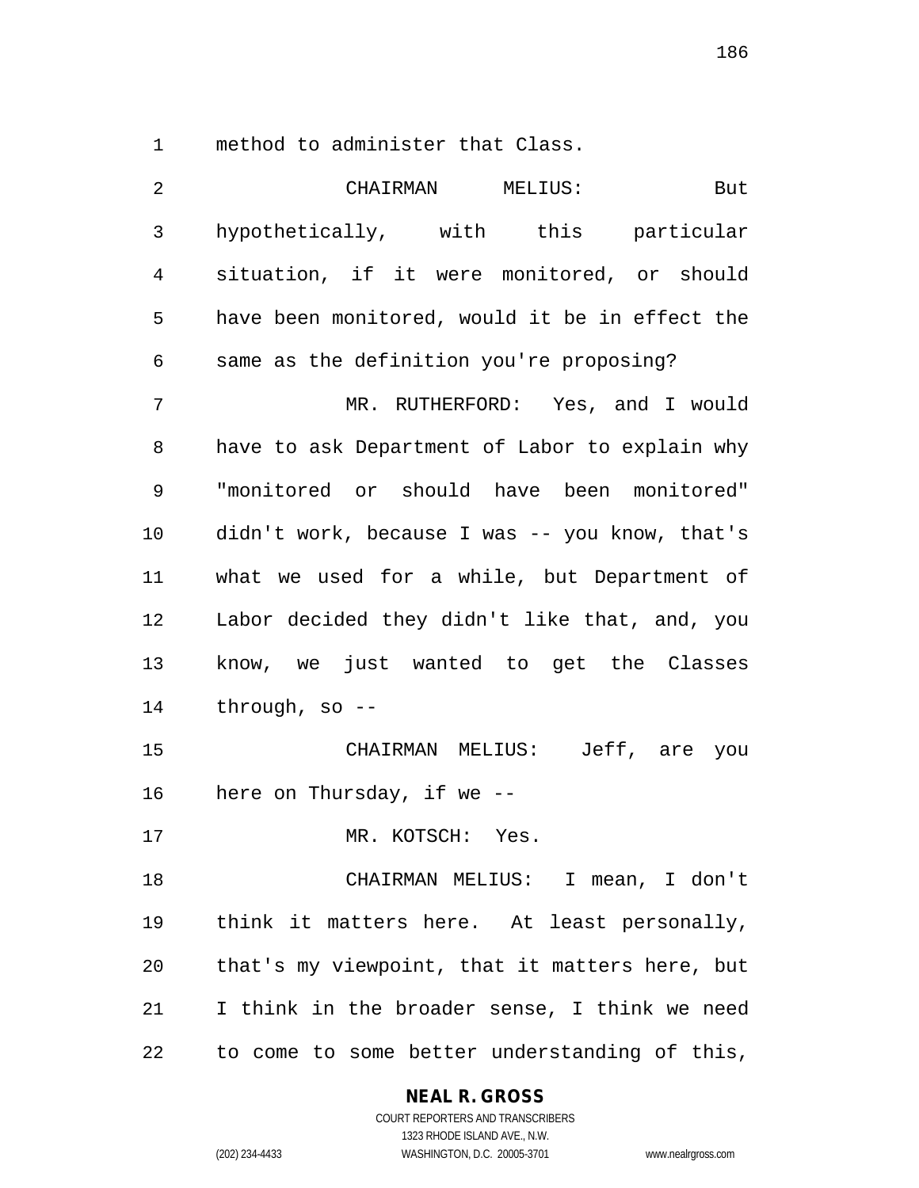method to administer that Class.

CHAIRMAN MELIUS: But hypothetically, with this particular situation, if it were monitored, or should have been monitored, would it be in effect the same as the definition you're proposing?

MR. RUTHERFORD: Yes, and I would have to ask Department of Labor to explain why "monitored or should have been monitored" didn't work, because I was -- you know, that's what we used for a while, but Department of Labor decided they didn't like that, and, you know, we just wanted to get the Classes through, so --

CHAIRMAN MELIUS: Jeff, are you here on Thursday, if we --

MR. KOTSCH: Yes.

CHAIRMAN MELIUS: I mean, I don't think it matters here. At least personally, that's my viewpoint, that it matters here, but I think in the broader sense, I think we need to come to some better understanding of this,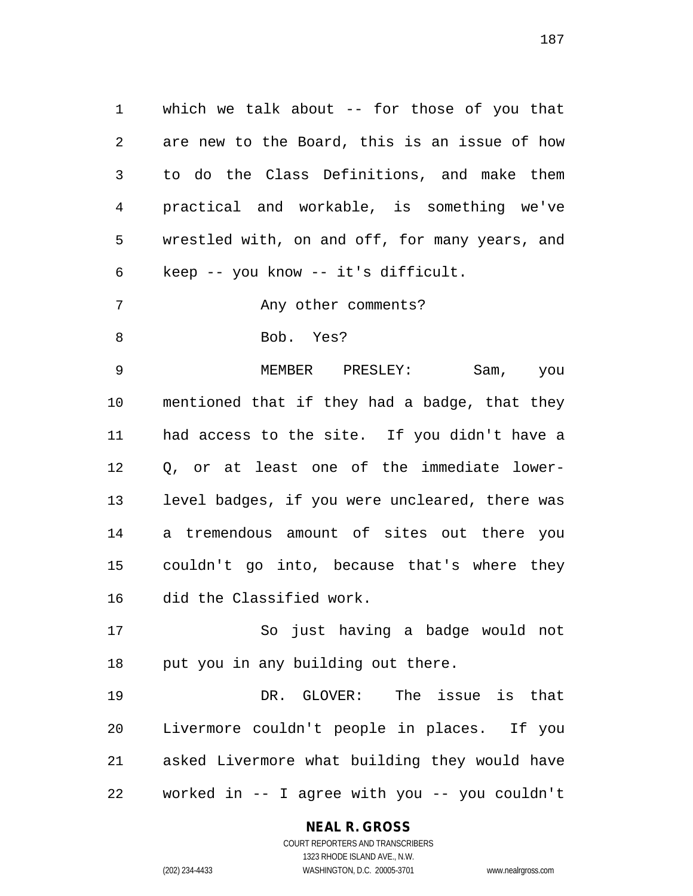which we talk about -- for those of you that are new to the Board, this is an issue of how to do the Class Definitions, and make them practical and workable, is something we've wrestled with, on and off, for many years, and keep -- you know -- it's difficult.

Any other comments?

Bob. Yes?

MEMBER PRESLEY: Sam, you mentioned that if they had a badge, that they had access to the site. If you didn't have a Q, or at least one of the immediate lower-level badges, if you were uncleared, there was a tremendous amount of sites out there you couldn't go into, because that's where they did the Classified work.

So just having a badge would not put you in any building out there.

DR. GLOVER: The issue is that Livermore couldn't people in places. If you asked Livermore what building they would have worked in -- I agree with you -- you couldn't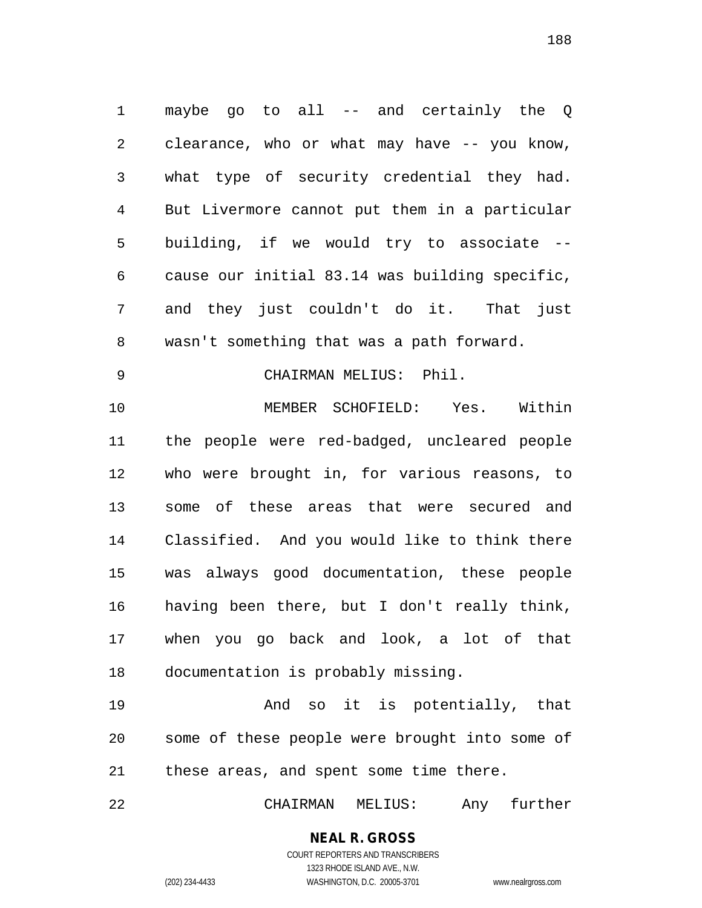maybe go to all -- and certainly the Q clearance, who or what may have -- you know, what type of security credential they had. But Livermore cannot put them in a particular building, if we would try to associate -- cause our initial 83.14 was building specific, and they just couldn't do it. That just wasn't something that was a path forward.

CHAIRMAN MELIUS: Phil.

MEMBER SCHOFIELD: Yes. Within the people were red-badged, uncleared people who were brought in, for various reasons, to some of these areas that were secured and Classified. And you would like to think there was always good documentation, these people having been there, but I don't really think, when you go back and look, a lot of that documentation is probably missing.

And so it is potentially, that some of these people were brought into some of these areas, and spent some time there.

CHAIRMAN MELIUS: Any further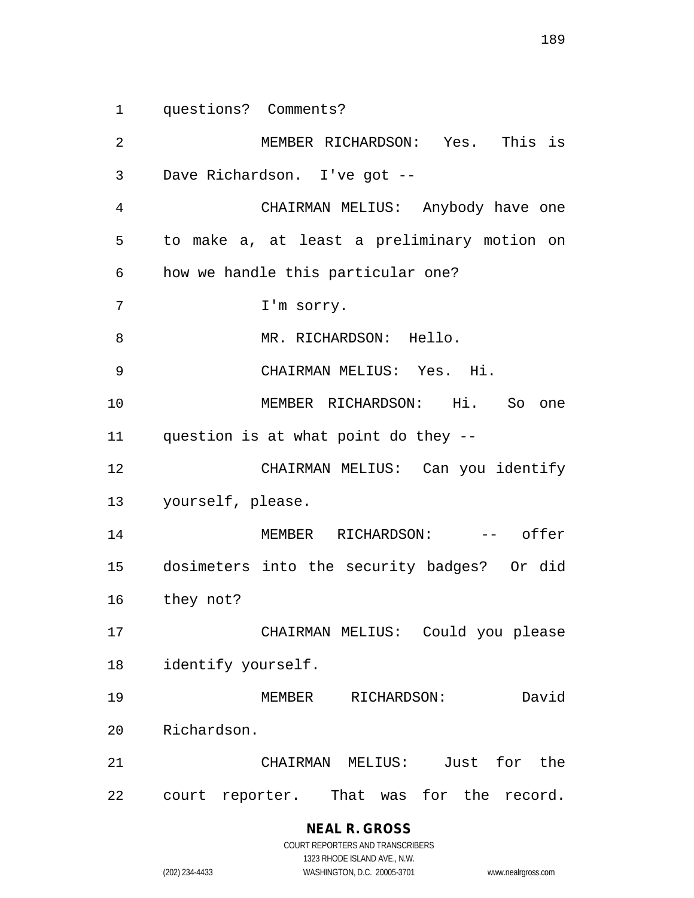questions? Comments?

MEMBER RICHARDSON: Yes. This is Dave Richardson. I've got --

CHAIRMAN MELIUS: Anybody have one to make a, at least a preliminary motion on how we handle this particular one?

I'm sorry.

MR. RICHARDSON: Hello.

CHAIRMAN MELIUS: Yes. Hi.

MEMBER RICHARDSON: Hi. So one question is at what point do they --

CHAIRMAN MELIUS: Can you identify yourself, please.

MEMBER RICHARDSON: -- offer dosimeters into the security badges? Or did they not?

CHAIRMAN MELIUS: Could you please identify yourself.

MEMBER RICHARDSON: David Richardson.

CHAIRMAN MELIUS: Just for the court reporter. That was for the record.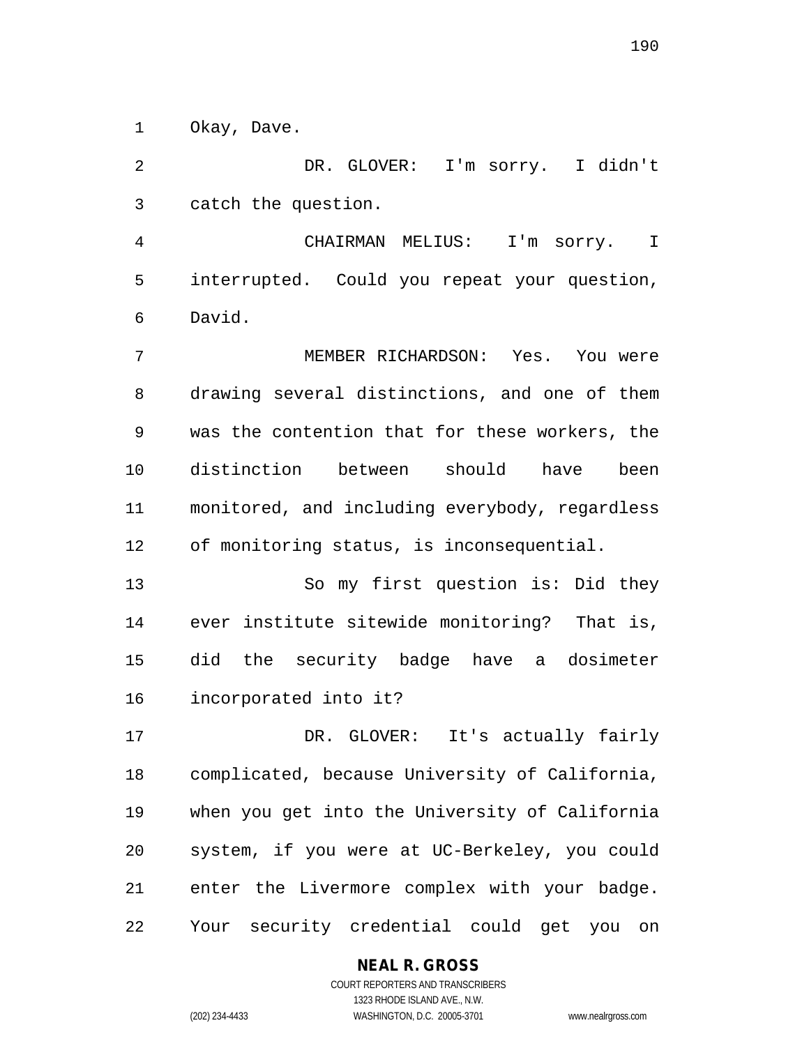Okay, Dave.

DR. GLOVER: I'm sorry. I didn't catch the question.

CHAIRMAN MELIUS: I'm sorry. I interrupted. Could you repeat your question, David.

MEMBER RICHARDSON: Yes. You were drawing several distinctions, and one of them was the contention that for these workers, the distinction between should have been monitored, and including everybody, regardless of monitoring status, is inconsequential.

So my first question is: Did they ever institute sitewide monitoring? That is, did the security badge have a dosimeter incorporated into it?

DR. GLOVER: It's actually fairly complicated, because University of California, when you get into the University of California system, if you were at UC-Berkeley, you could enter the Livermore complex with your badge. Your security credential could get you on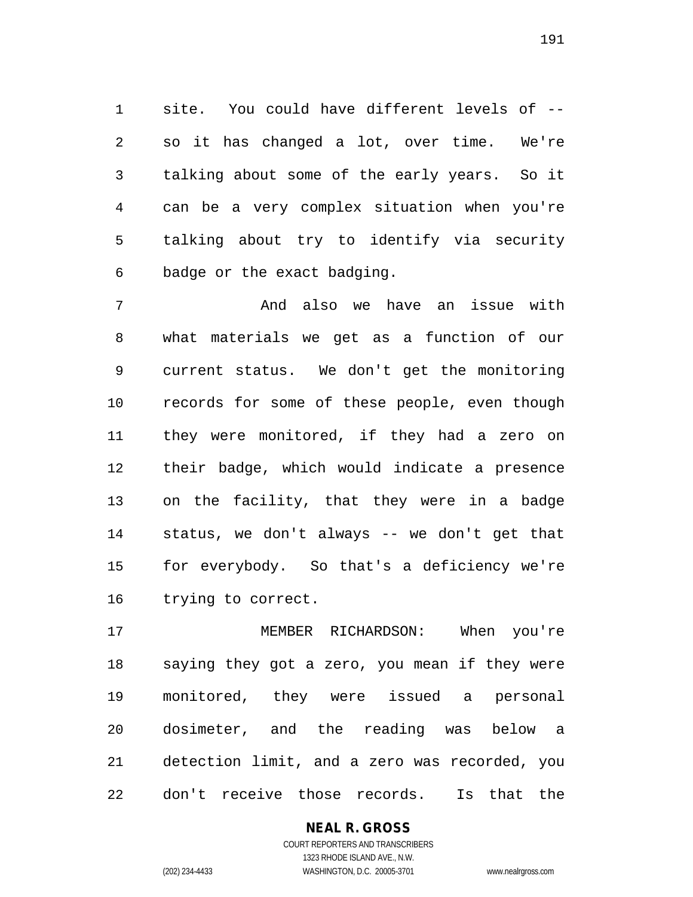site. You could have different levels of -- so it has changed a lot, over time. We're talking about some of the early years. So it can be a very complex situation when you're talking about try to identify via security badge or the exact badging.

And also we have an issue with what materials we get as a function of our current status. We don't get the monitoring records for some of these people, even though they were monitored, if they had a zero on their badge, which would indicate a presence on the facility, that they were in a badge status, we don't always -- we don't get that for everybody. So that's a deficiency we're trying to correct.

MEMBER RICHARDSON: When you're saying they got a zero, you mean if they were monitored, they were issued a personal dosimeter, and the reading was below a detection limit, and a zero was recorded, you don't receive those records. Is that the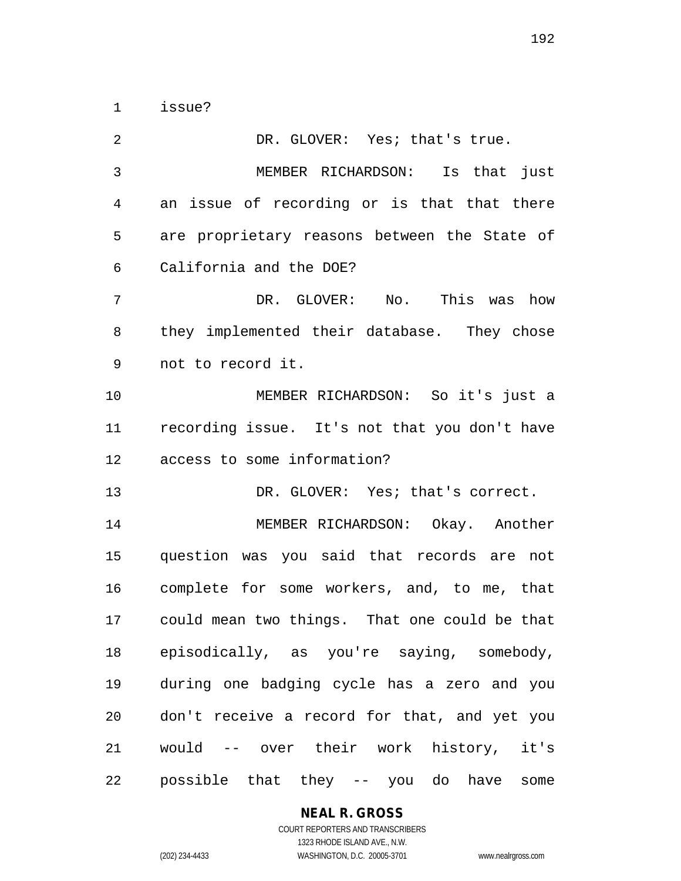issue?

DR. GLOVER: Yes; that's true.

MEMBER RICHARDSON: Is that just an issue of recording or is that that there are proprietary reasons between the State of California and the DOE?

DR. GLOVER: No. This was how they implemented their database. They chose not to record it.

MEMBER RICHARDSON: So it's just a recording issue. It's not that you don't have access to some information?

DR. GLOVER: Yes; that's correct.

MEMBER RICHARDSON: Okay. Another question was you said that records are not complete for some workers, and, to me, that could mean two things. That one could be that episodically, as you're saying, somebody, during one badging cycle has a zero and you don't receive a record for that, and yet you would -- over their work history, it's possible that they -- you do have some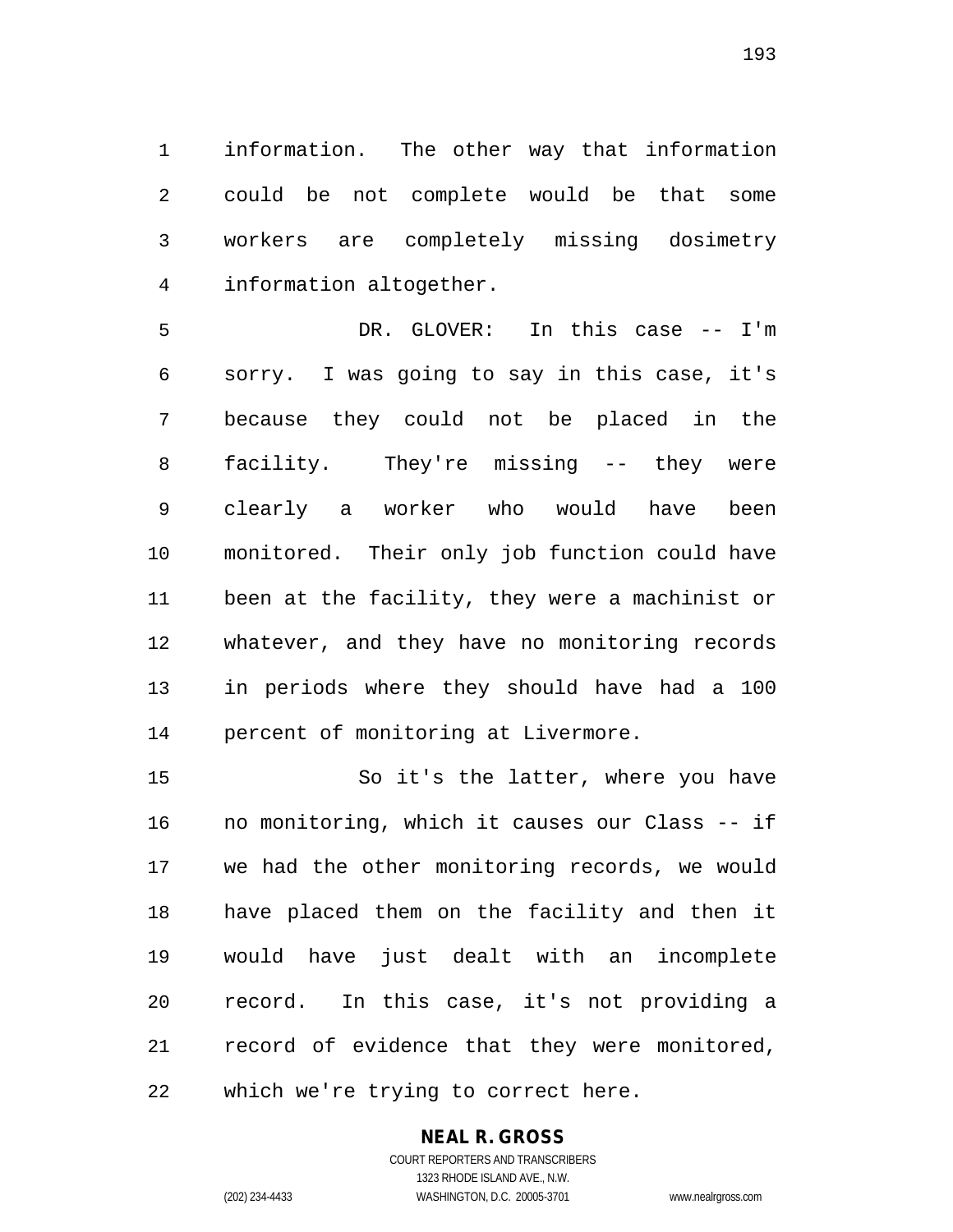information. The other way that information could be not complete would be that some workers are completely missing dosimetry information altogether.

DR. GLOVER: In this case -- I'm sorry. I was going to say in this case, it's because they could not be placed in the facility. They're missing -- they were clearly a worker who would have been monitored. Their only job function could have been at the facility, they were a machinist or whatever, and they have no monitoring records in periods where they should have had a 100 percent of monitoring at Livermore.

So it's the latter, where you have no monitoring, which it causes our Class -- if we had the other monitoring records, we would have placed them on the facility and then it would have just dealt with an incomplete record. In this case, it's not providing a record of evidence that they were monitored, which we're trying to correct here.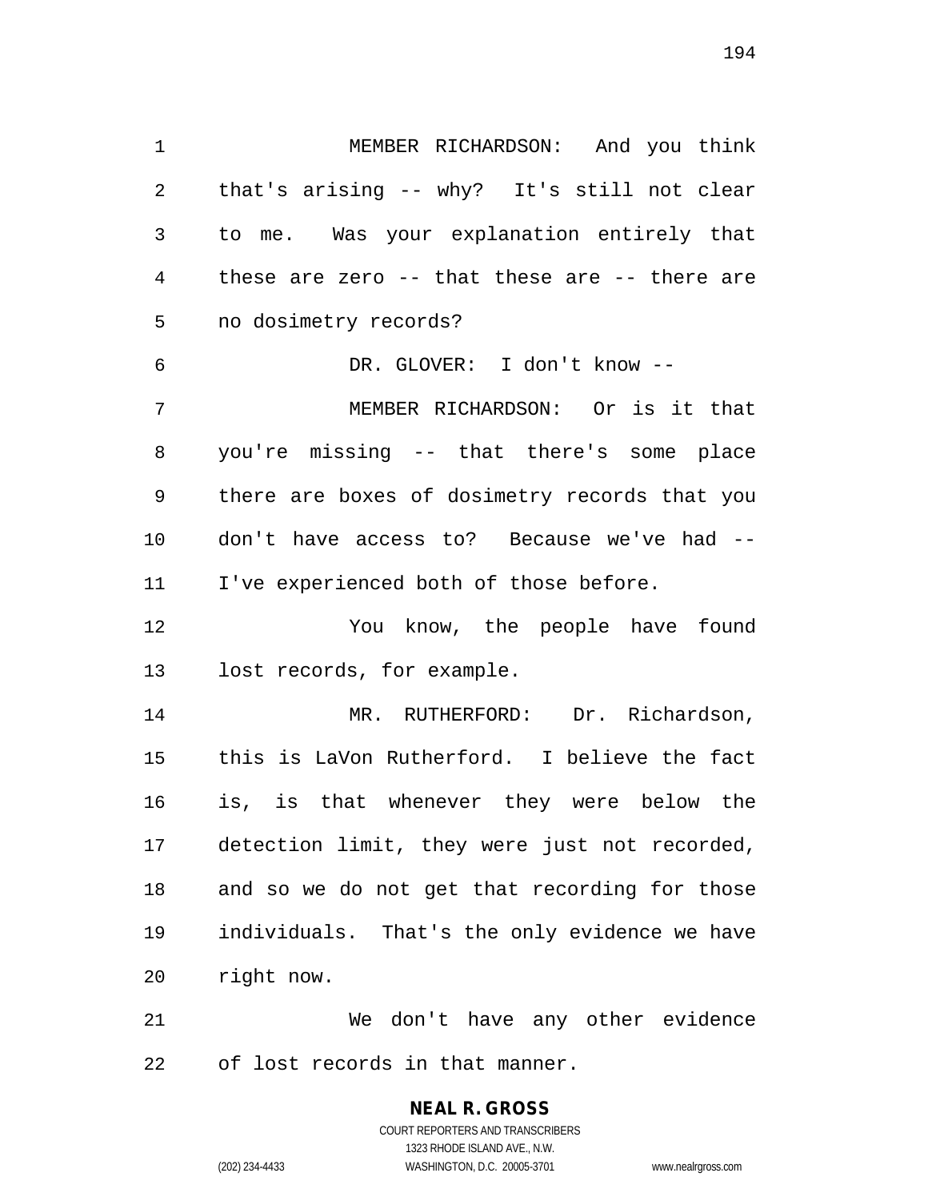MEMBER RICHARDSON: And you think that's arising -- why? It's still not clear to me. Was your explanation entirely that these are zero -- that these are -- there are no dosimetry records?

DR. GLOVER: I don't know --

MEMBER RICHARDSON: Or is it that you're missing -- that there's some place there are boxes of dosimetry records that you don't have access to? Because we've had -- I've experienced both of those before.

You know, the people have found lost records, for example.

MR. RUTHERFORD: Dr. Richardson, this is LaVon Rutherford. I believe the fact is, is that whenever they were below the detection limit, they were just not recorded, and so we do not get that recording for those individuals. That's the only evidence we have right now.

We don't have any other evidence of lost records in that manner.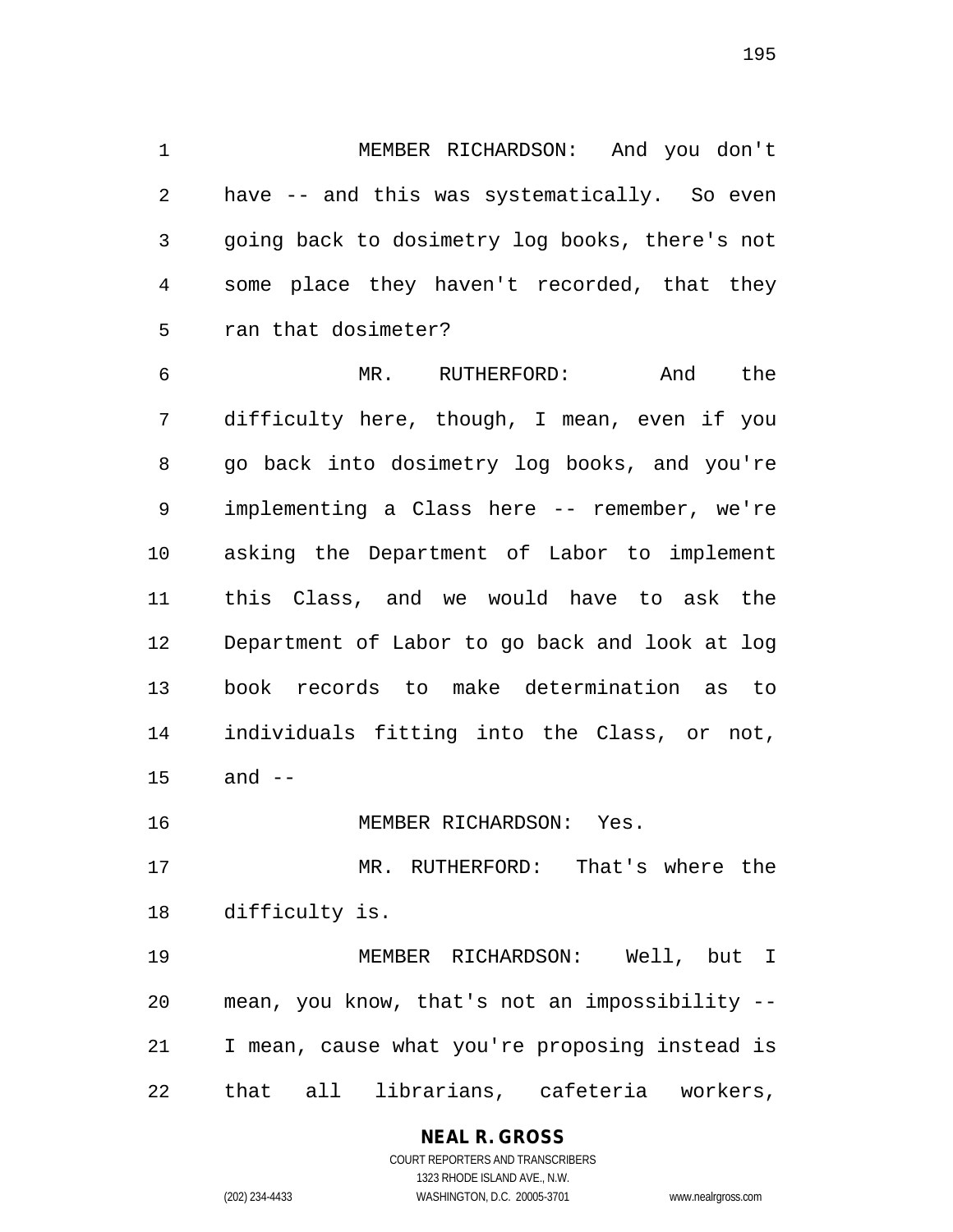MEMBER RICHARDSON: And you don't have -- and this was systematically. So even going back to dosimetry log books, there's not some place they haven't recorded, that they ran that dosimeter?

MR. RUTHERFORD: And the difficulty here, though, I mean, even if you go back into dosimetry log books, and you're implementing a Class here -- remember, we're asking the Department of Labor to implement this Class, and we would have to ask the Department of Labor to go back and look at log book records to make determination as to individuals fitting into the Class, or not, and --

MEMBER RICHARDSON: Yes.

MR. RUTHERFORD: That's where the difficulty is.

MEMBER RICHARDSON: Well, but I mean, you know, that's not an impossibility -- I mean, cause what you're proposing instead is that all librarians, cafeteria workers,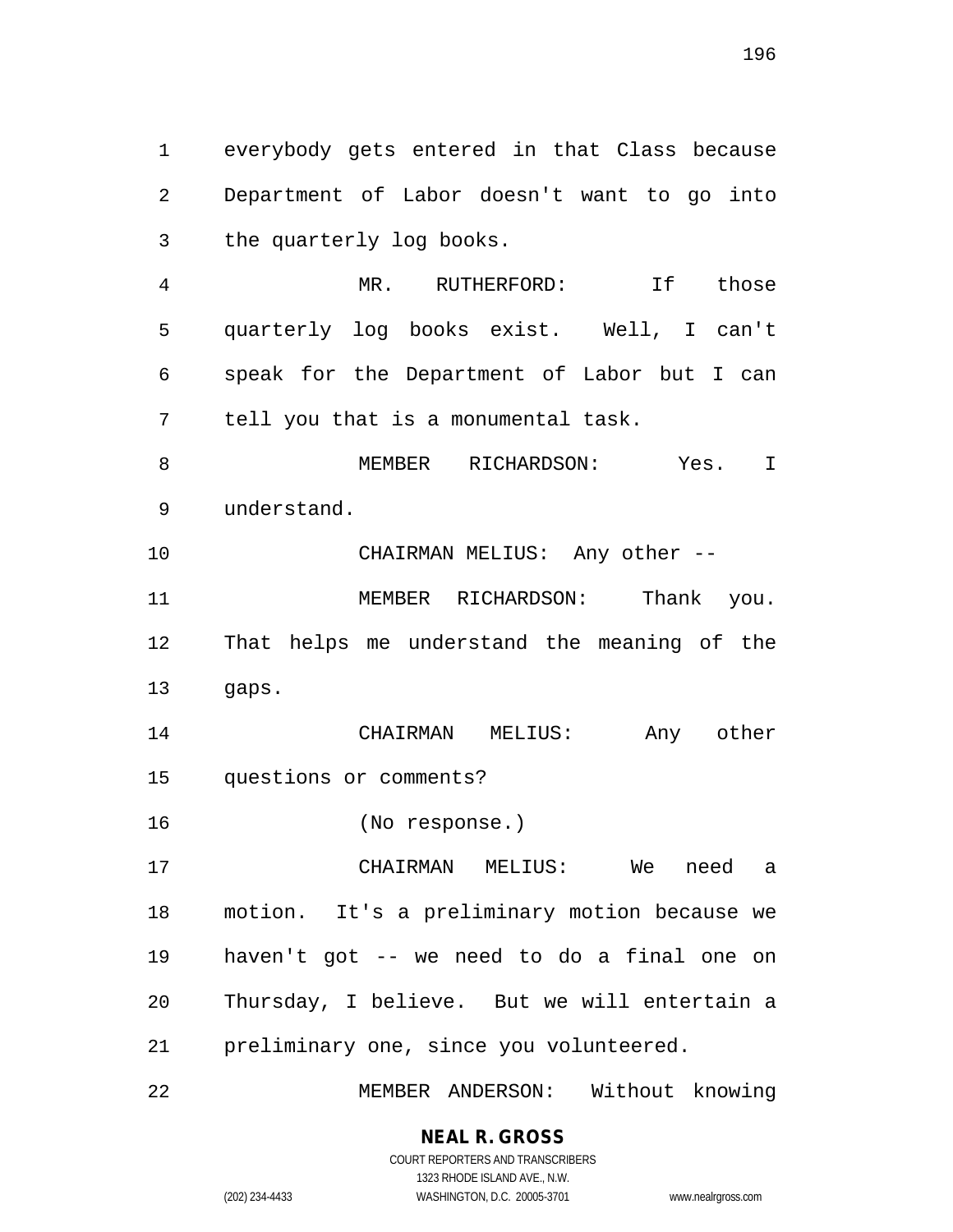everybody gets entered in that Class because Department of Labor doesn't want to go into the quarterly log books.

MR. RUTHERFORD: If those quarterly log books exist. Well, I can't speak for the Department of Labor but I can tell you that is a monumental task.

MEMBER RICHARDSON: Yes. I understand.

CHAIRMAN MELIUS: Any other --

MEMBER RICHARDSON: Thank you. That helps me understand the meaning of the gaps.

CHAIRMAN MELIUS: Any other questions or comments?

(No response.)

CHAIRMAN MELIUS: We need a motion. It's a preliminary motion because we haven't got -- we need to do a final one on Thursday, I believe. But we will entertain a preliminary one, since you volunteered.

MEMBER ANDERSON: Without knowing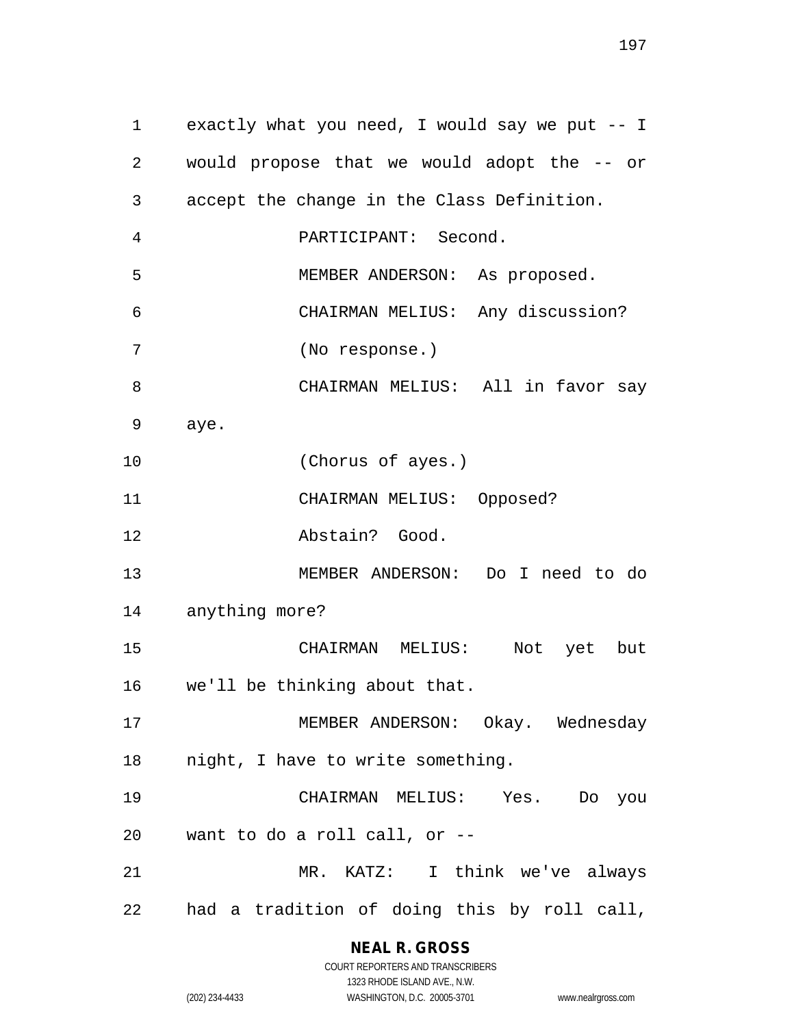exactly what you need, I would say we put -- I would propose that we would adopt the -- or accept the change in the Class Definition.

PARTICIPANT: Second.

MEMBER ANDERSON: As proposed.

CHAIRMAN MELIUS: Any discussion?

(No response.)

CHAIRMAN MELIUS: All in favor say aye.

(Chorus of ayes.)

CHAIRMAN MELIUS: Opposed?

Abstain? Good.

MEMBER ANDERSON: Do I need to do anything more?

CHAIRMAN MELIUS: Not yet but we'll be thinking about that.

MEMBER ANDERSON: Okay. Wednesday night, I have to write something.

CHAIRMAN MELIUS: Yes. Do you want to do a roll call, or --

MR. KATZ: I think we've always had a tradition of doing this by roll call,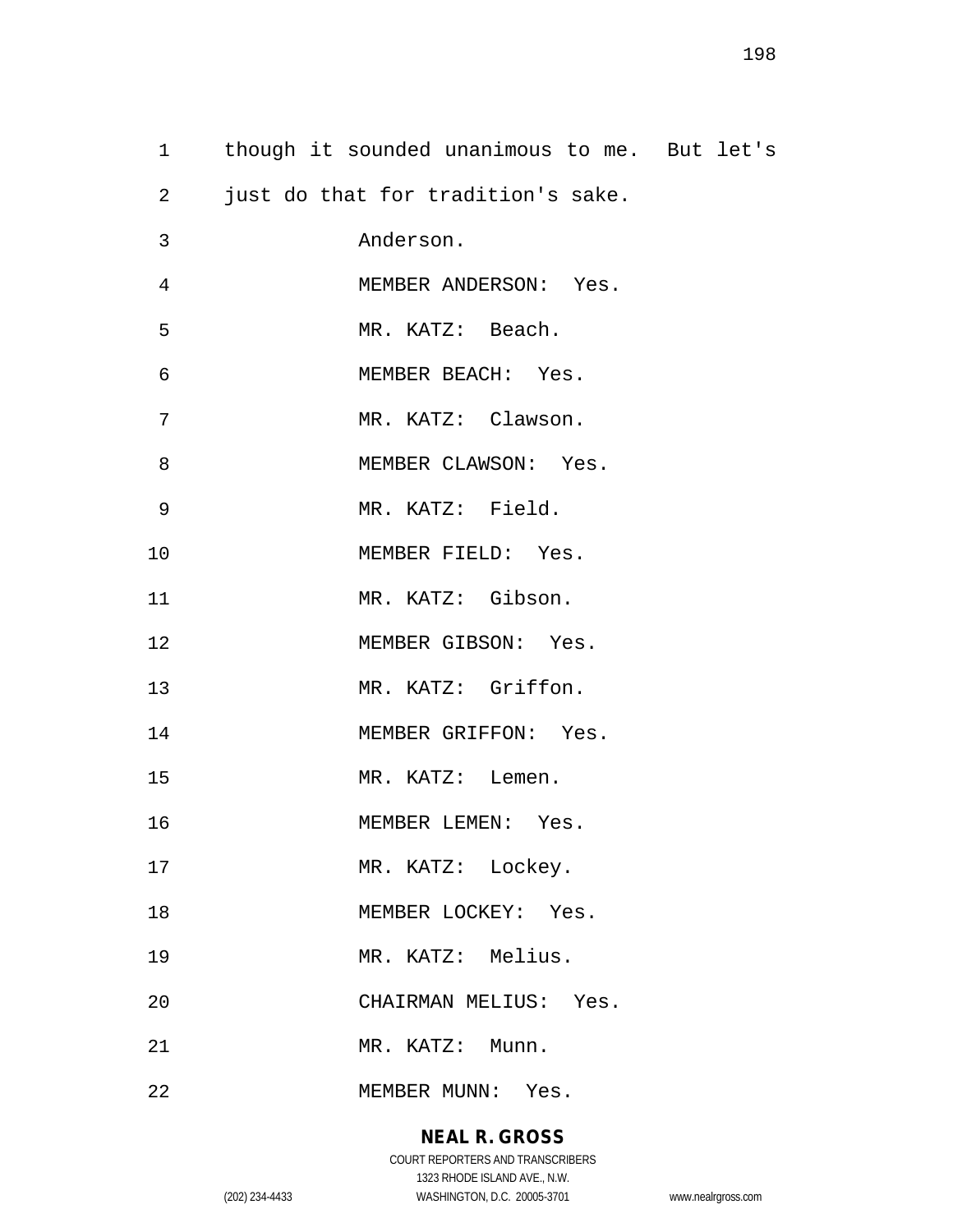though it sounded unanimous to me. But let's just do that for tradition's sake.

Anderson.

MEMBER ANDERSON: Yes.

MR. KATZ: Beach.

MEMBER BEACH: Yes.

MR. KATZ: Clawson.

MEMBER CLAWSON: Yes.

MR. KATZ: Field.

MEMBER FIELD: Yes.

MR. KATZ: Gibson.

MEMBER GIBSON: Yes.

MR. KATZ: Griffon.

MEMBER GRIFFON: Yes.

MR. KATZ: Lemen.

MEMBER LEMEN: Yes.

MR. KATZ: Lockey.

MEMBER LOCKEY: Yes.

MR. KATZ: Melius.

CHAIRMAN MELIUS: Yes.

MR. KATZ: Munn.

MEMBER MUNN: Yes.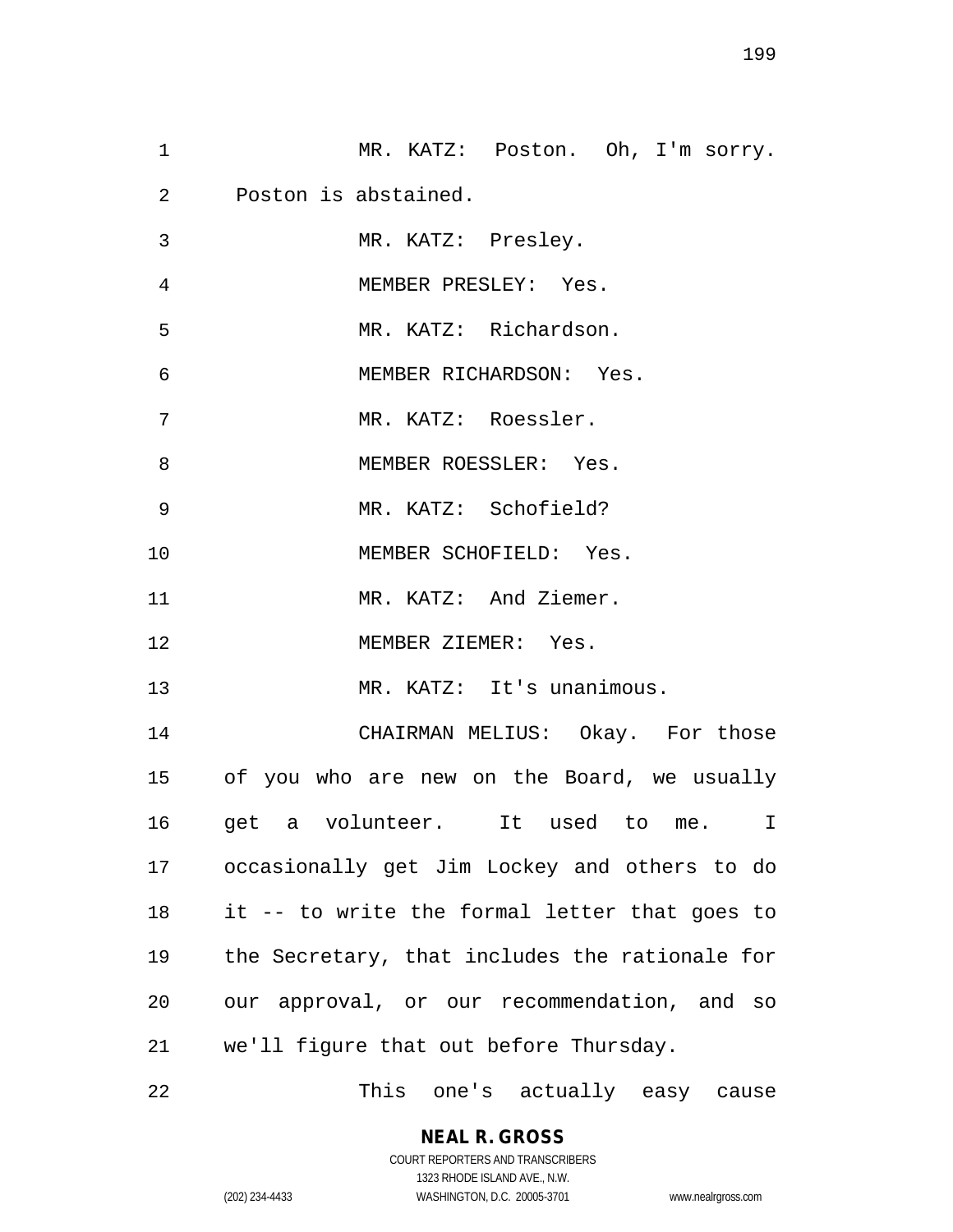MR. KATZ: Poston. Oh, I'm sorry. Poston is abstained.

MR. KATZ: Presley.

MEMBER PRESLEY: Yes.

MR. KATZ: Richardson.

MEMBER RICHARDSON: Yes.

MR. KATZ: Roessler.

MEMBER ROESSLER: Yes.

MR. KATZ: Schofield?

MEMBER SCHOFIELD: Yes.

MR. KATZ: And Ziemer.

MEMBER ZIEMER: Yes.

MR. KATZ: It's unanimous.

CHAIRMAN MELIUS: Okay. For those of you who are new on the Board, we usually get a volunteer. It used to me. I occasionally get Jim Lockey and others to do it -- to write the formal letter that goes to the Secretary, that includes the rationale for our approval, or our recommendation, and so we'll figure that out before Thursday.

This one's actually easy cause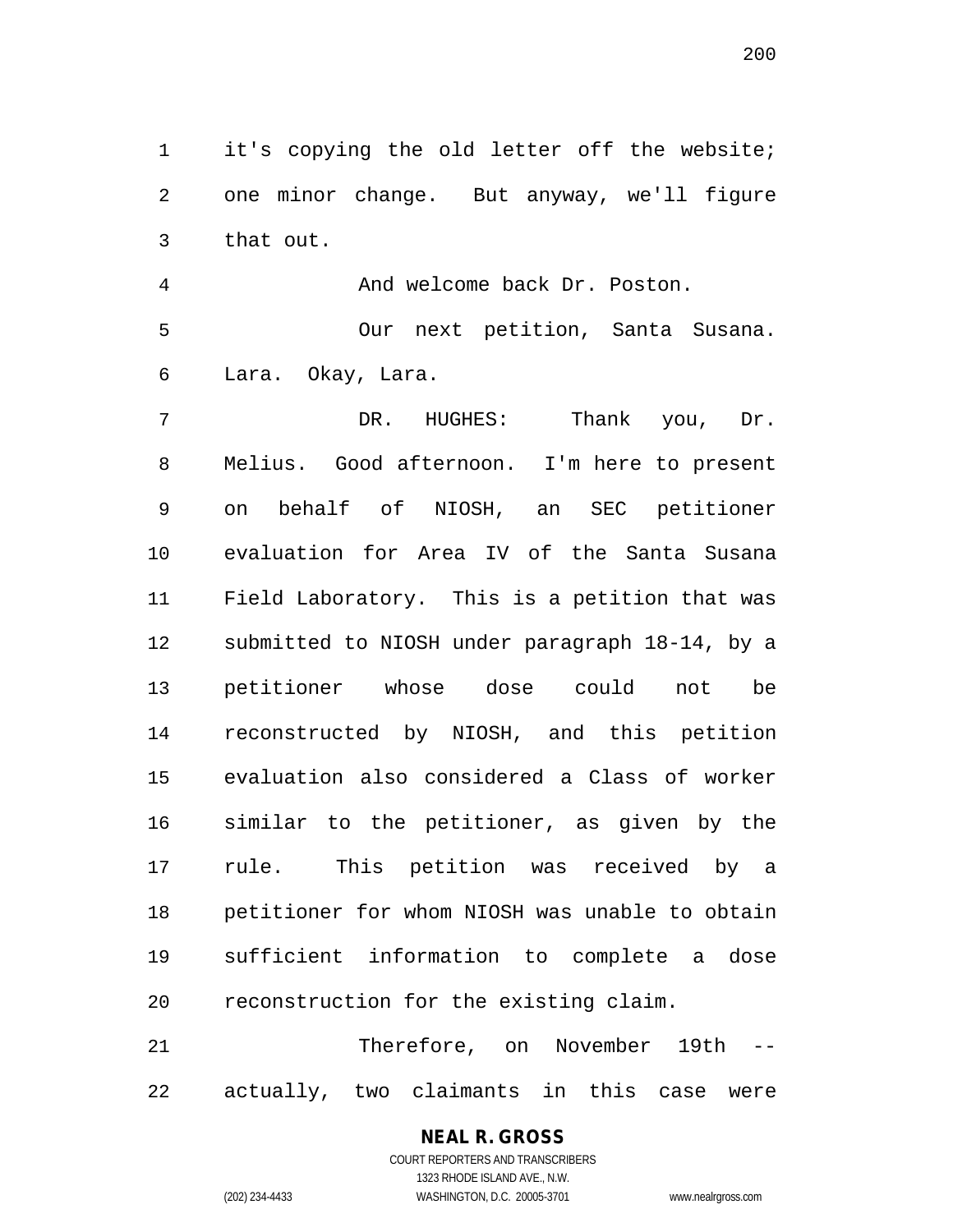it's copying the old letter off the website; one minor change. But anyway, we'll figure that out.

And welcome back Dr. Poston.

Our next petition, Santa Susana. Lara. Okay, Lara.

DR. HUGHES: Thank you, Dr. Melius. Good afternoon. I'm here to present on behalf of NIOSH, an SEC petitioner evaluation for Area IV of the Santa Susana Field Laboratory. This is a petition that was submitted to NIOSH under paragraph 18-14, by a petitioner whose dose could not be reconstructed by NIOSH, and this petition evaluation also considered a Class of worker similar to the petitioner, as given by the rule. This petition was received by a petitioner for whom NIOSH was unable to obtain sufficient information to complete a dose reconstruction for the existing claim.

Therefore, on November 19th -- actually, two claimants in this case were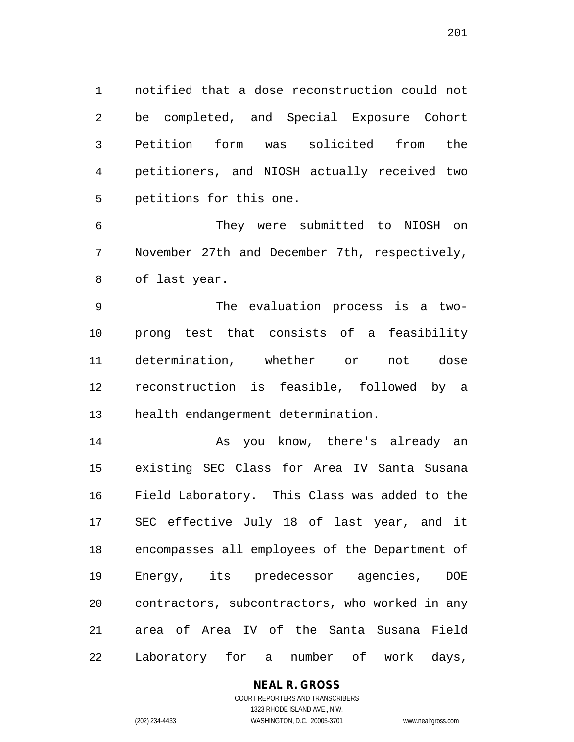notified that a dose reconstruction could not be completed, and Special Exposure Cohort Petition form was solicited from the petitioners, and NIOSH actually received two petitions for this one.

They were submitted to NIOSH on November 27th and December 7th, respectively, of last year.

The evaluation process is a two-prong test that consists of a feasibility determination, whether or not dose reconstruction is feasible, followed by a health endangerment determination.

As you know, there's already an existing SEC Class for Area IV Santa Susana Field Laboratory. This Class was added to the SEC effective July 18 of last year, and it encompasses all employees of the Department of Energy, its predecessor agencies, DOE contractors, subcontractors, who worked in any area of Area IV of the Santa Susana Field Laboratory for a number of work days,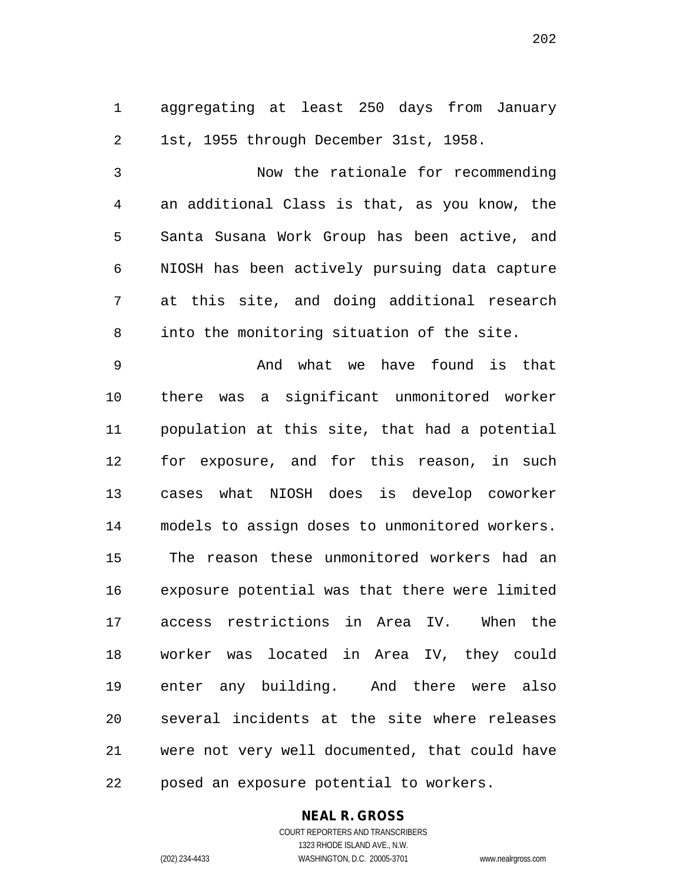aggregating at least 250 days from January 1st, 1955 through December 31st, 1958.

Now the rationale for recommending an additional Class is that, as you know, the Santa Susana Work Group has been active, and NIOSH has been actively pursuing data capture at this site, and doing additional research into the monitoring situation of the site.

And what we have found is that there was a significant unmonitored worker population at this site, that had a potential for exposure, and for this reason, in such cases what NIOSH does is develop coworker models to assign doses to unmonitored workers. The reason these unmonitored workers had an exposure potential was that there were limited access restrictions in Area IV. When the worker was located in Area IV, they could enter any building. And there were also several incidents at the site where releases were not very well documented, that could have posed an exposure potential to workers.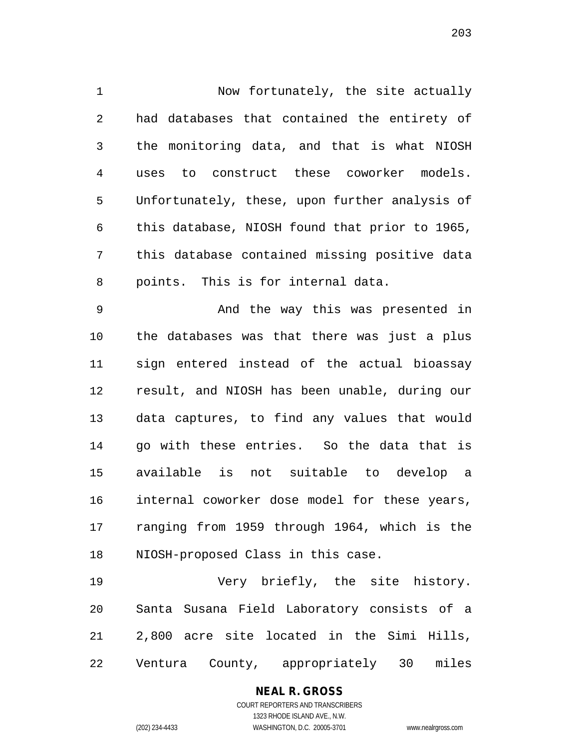Now fortunately, the site actually had databases that contained the entirety of the monitoring data, and that is what NIOSH uses to construct these coworker models. Unfortunately, these, upon further analysis of this database, NIOSH found that prior to 1965, this database contained missing positive data points. This is for internal data.

And the way this was presented in the databases was that there was just a plus sign entered instead of the actual bioassay result, and NIOSH has been unable, during our data captures, to find any values that would go with these entries. So the data that is available is not suitable to develop a internal coworker dose model for these years, ranging from 1959 through 1964, which is the NIOSH-proposed Class in this case.

Very briefly, the site history. Santa Susana Field Laboratory consists of a 2,800 acre site located in the Simi Hills, Ventura County, appropriately 30 miles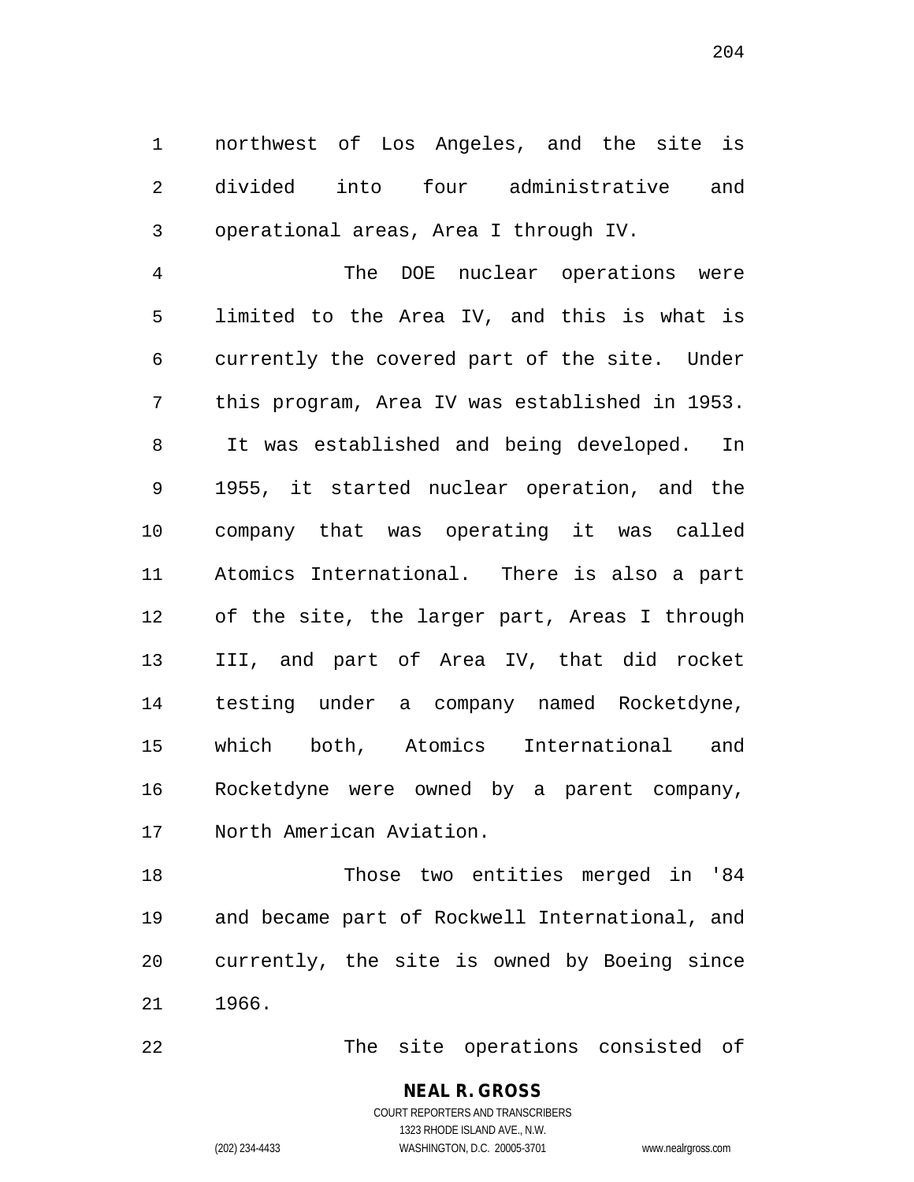northwest of Los Angeles, and the site is divided into four administrative and operational areas, Area I through IV.

The DOE nuclear operations were limited to the Area IV, and this is what is currently the covered part of the site. Under this program, Area IV was established in 1953. It was established and being developed. In 1955, it started nuclear operation, and the company that was operating it was called Atomics International. There is also a part of the site, the larger part, Areas I through III, and part of Area IV, that did rocket testing under a company named Rocketdyne, which both, Atomics International and Rocketdyne were owned by a parent company, North American Aviation.

Those two entities merged in '84 and became part of Rockwell International, and currently, the site is owned by Boeing since 1966.

The site operations consisted of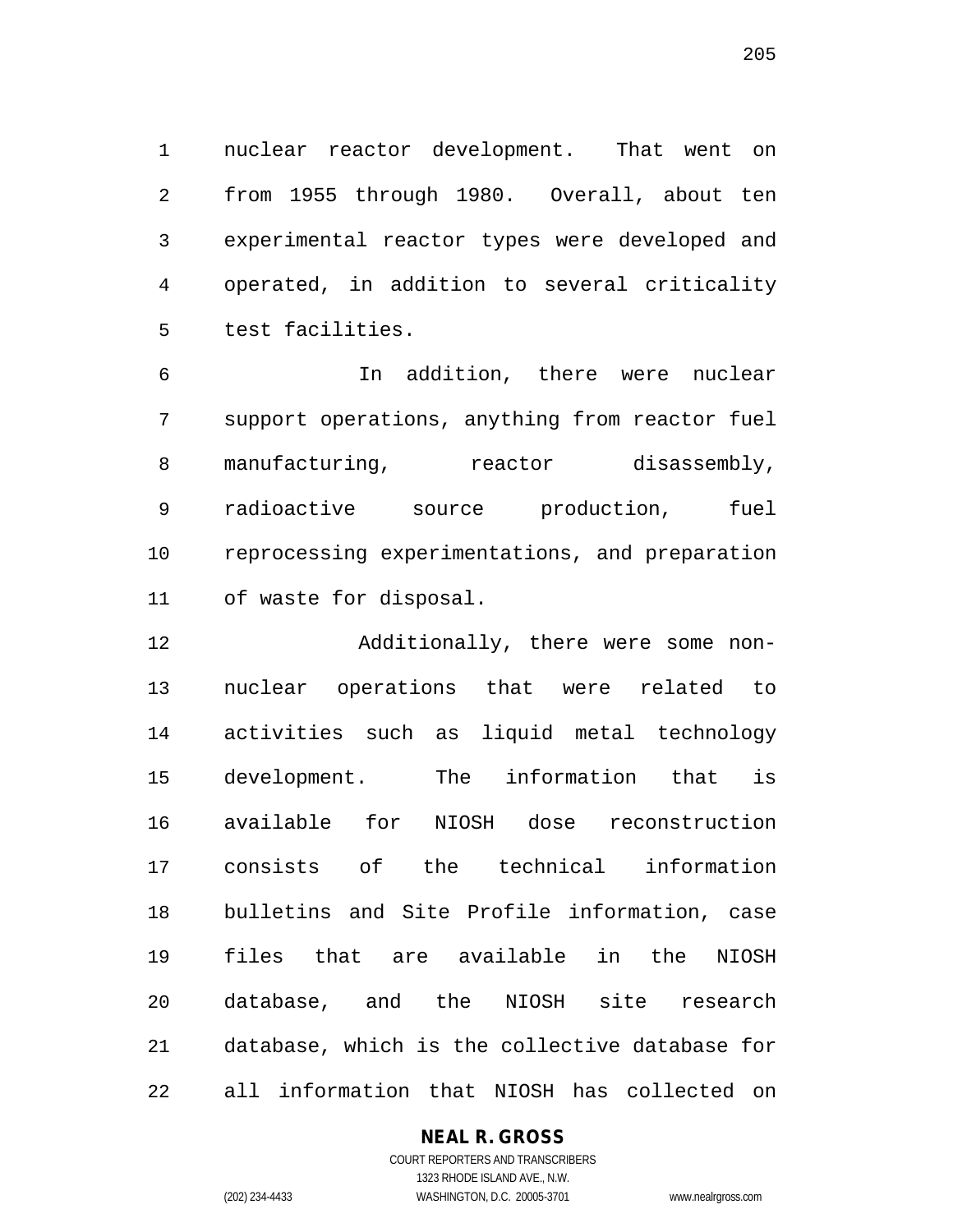nuclear reactor development. That went on from 1955 through 1980. Overall, about ten experimental reactor types were developed and operated, in addition to several criticality test facilities.

In addition, there were nuclear support operations, anything from reactor fuel manufacturing, reactor disassembly, radioactive source production, fuel reprocessing experimentations, and preparation of waste for disposal.

Additionally, there were some non-nuclear operations that were related to activities such as liquid metal technology development. The information that is available for NIOSH dose reconstruction consists of the technical information bulletins and Site Profile information, case files that are available in the NIOSH database, and the NIOSH site research database, which is the collective database for all information that NIOSH has collected on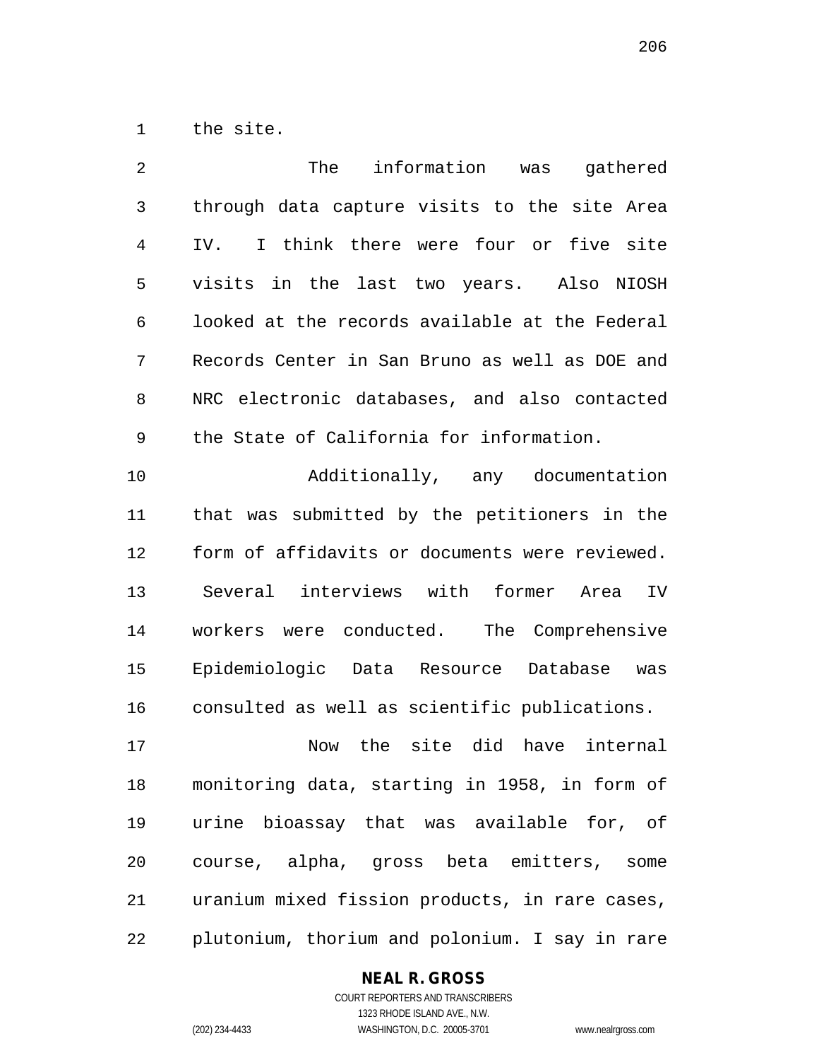the site.

The information was gathered through data capture visits to the site Area IV. I think there were four or five site visits in the last two years. Also NIOSH looked at the records available at the Federal Records Center in San Bruno as well as DOE and NRC electronic databases, and also contacted the State of California for information.

Additionally, any documentation that was submitted by the petitioners in the form of affidavits or documents were reviewed. Several interviews with former Area IV workers were conducted. The Comprehensive Epidemiologic Data Resource Database was consulted as well as scientific publications.

Now the site did have internal monitoring data, starting in 1958, in form of urine bioassay that was available for, of course, alpha, gross beta emitters, some uranium mixed fission products, in rare cases, plutonium, thorium and polonium. I say in rare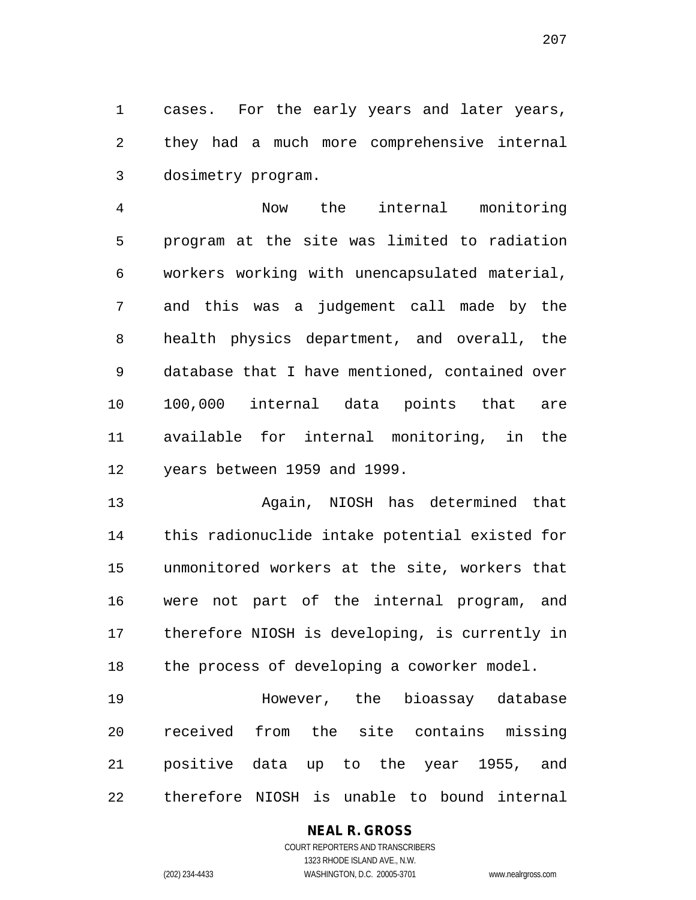cases. For the early years and later years, they had a much more comprehensive internal dosimetry program.

Now the internal monitoring program at the site was limited to radiation workers working with unencapsulated material, and this was a judgement call made by the health physics department, and overall, the database that I have mentioned, contained over 100,000 internal data points that are available for internal monitoring, in the years between 1959 and 1999.

Again, NIOSH has determined that this radionuclide intake potential existed for unmonitored workers at the site, workers that were not part of the internal program, and therefore NIOSH is developing, is currently in the process of developing a coworker model.

However, the bioassay database received from the site contains missing positive data up to the year 1955, and therefore NIOSH is unable to bound internal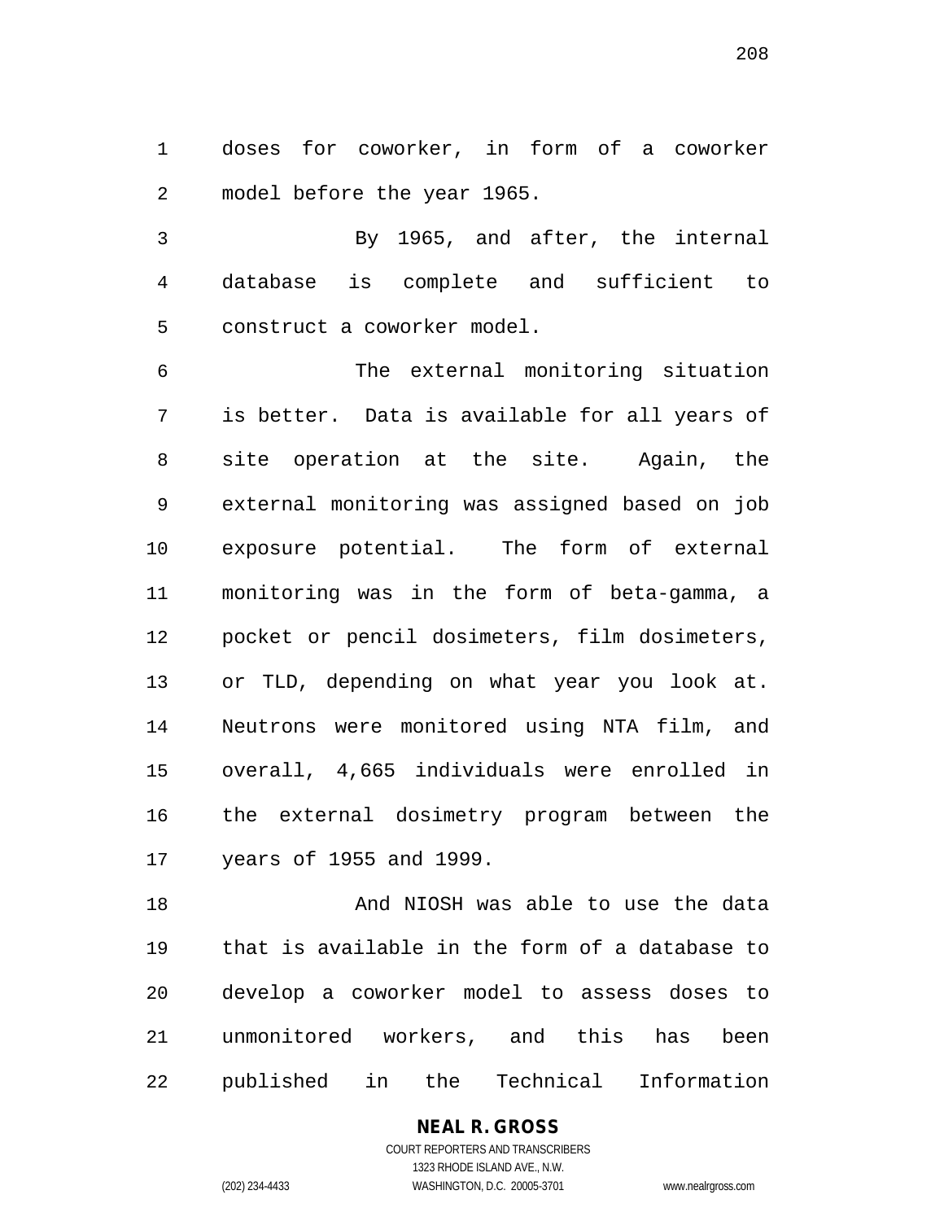doses for coworker, in form of a coworker model before the year 1965.

By 1965, and after, the internal database is complete and sufficient to construct a coworker model.

The external monitoring situation is better. Data is available for all years of site operation at the site. Again, the external monitoring was assigned based on job exposure potential. The form of external monitoring was in the form of beta-gamma, a pocket or pencil dosimeters, film dosimeters, or TLD, depending on what year you look at. Neutrons were monitored using NTA film, and overall, 4,665 individuals were enrolled in the external dosimetry program between the years of 1955 and 1999.

And NIOSH was able to use the data that is available in the form of a database to develop a coworker model to assess doses to unmonitored workers, and this has been published in the Technical Information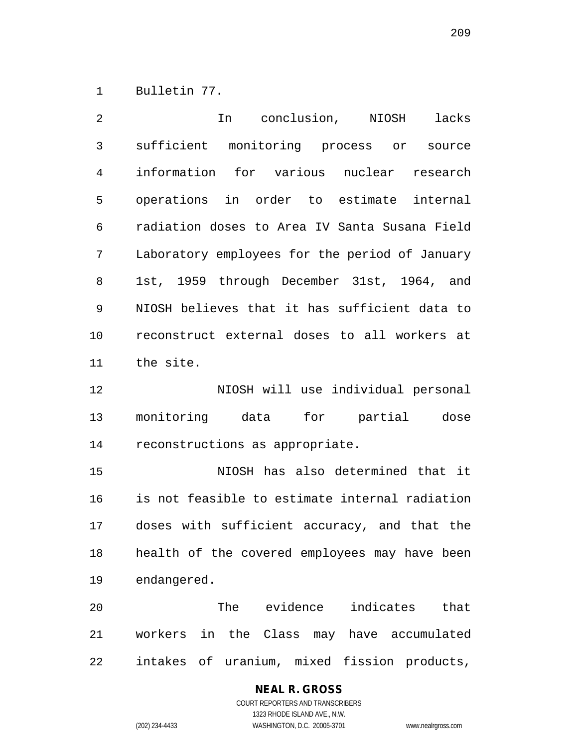Bulletin 77.

In conclusion, NIOSH lacks sufficient monitoring process or source information for various nuclear research operations in order to estimate internal radiation doses to Area IV Santa Susana Field Laboratory employees for the period of January 1st, 1959 through December 31st, 1964, and NIOSH believes that it has sufficient data to reconstruct external doses to all workers at the site.

NIOSH will use individual personal monitoring data for partial dose reconstructions as appropriate.

NIOSH has also determined that it is not feasible to estimate internal radiation doses with sufficient accuracy, and that the health of the covered employees may have been endangered.

The evidence indicates that workers in the Class may have accumulated intakes of uranium, mixed fission products,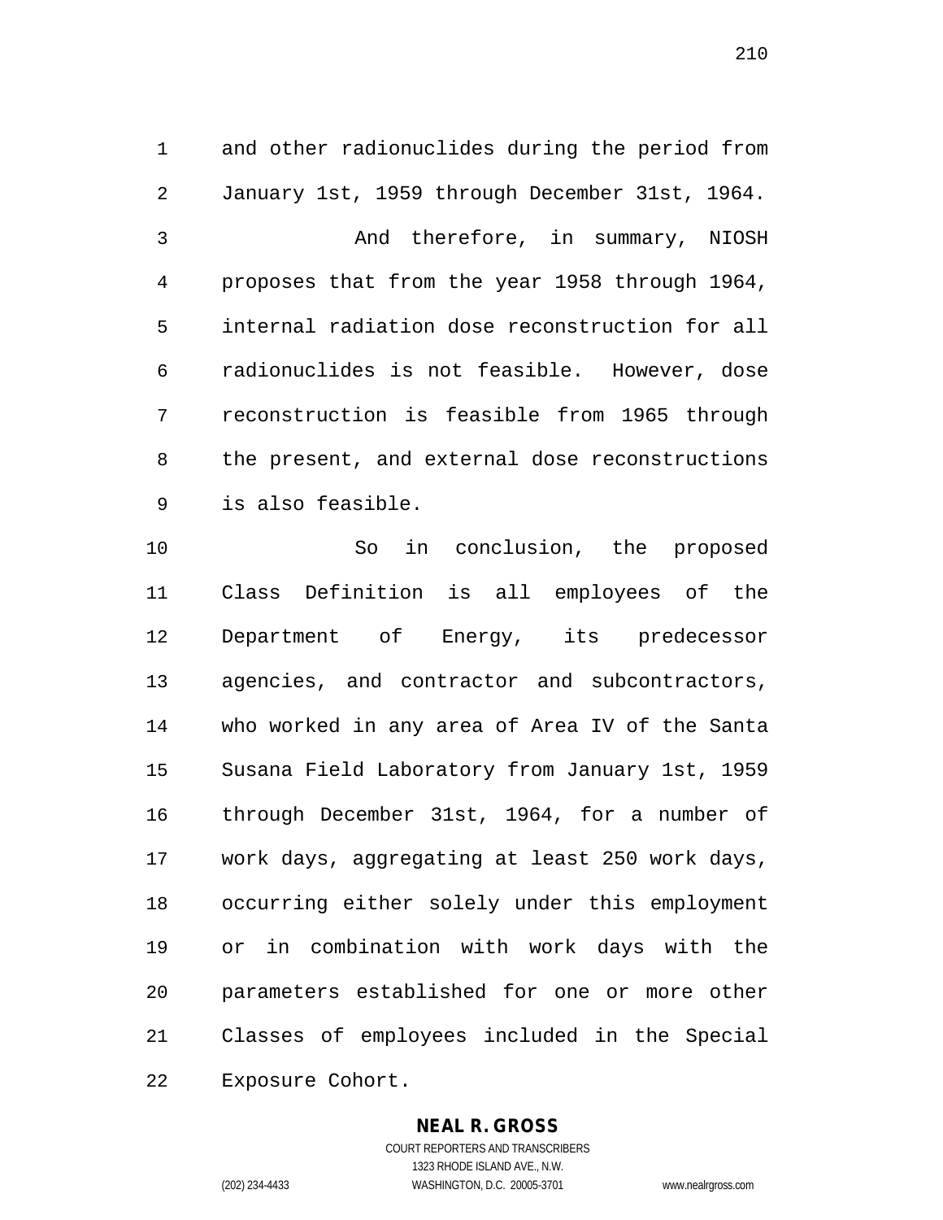and other radionuclides during the period from January 1st, 1959 through December 31st, 1964.

And therefore, in summary, NIOSH proposes that from the year 1958 through 1964, internal radiation dose reconstruction for all radionuclides is not feasible. However, dose reconstruction is feasible from 1965 through the present, and external dose reconstructions is also feasible.

So in conclusion, the proposed Class Definition is all employees of the Department of Energy, its predecessor agencies, and contractor and subcontractors, who worked in any area of Area IV of the Santa Susana Field Laboratory from January 1st, 1959 through December 31st, 1964, for a number of work days, aggregating at least 250 work days, occurring either solely under this employment or in combination with work days with the parameters established for one or more other Classes of employees included in the Special Exposure Cohort.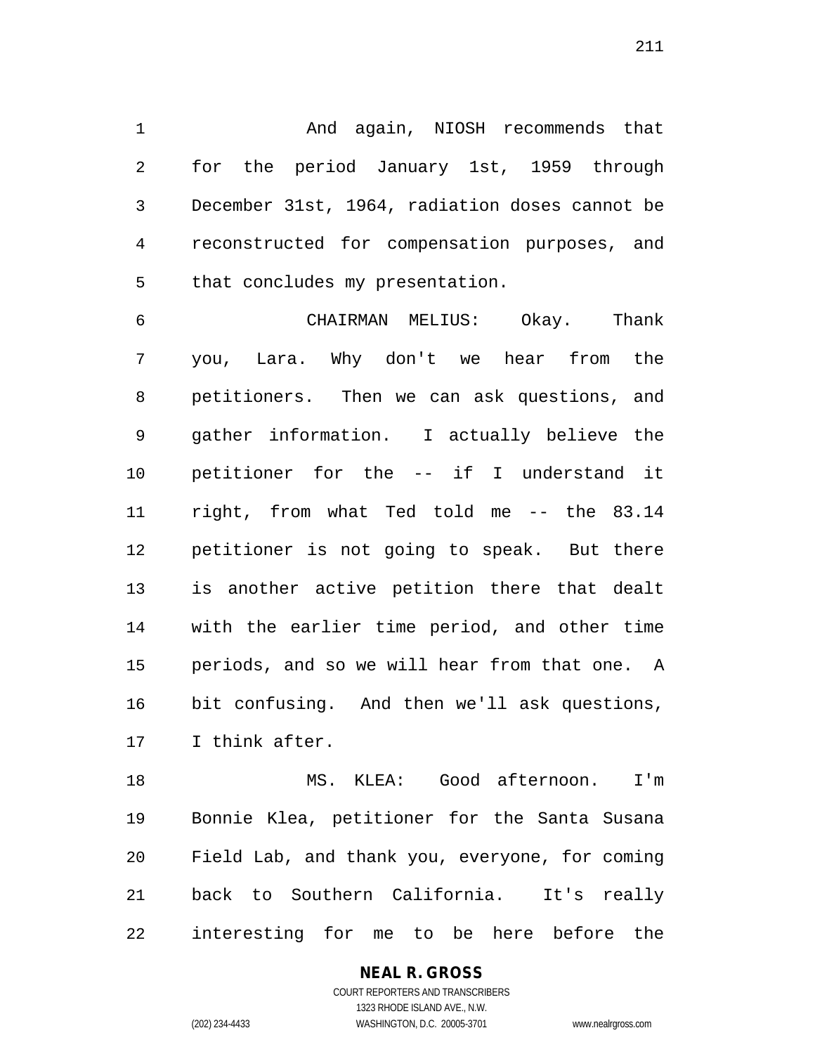And again, NIOSH recommends that for the period January 1st, 1959 through December 31st, 1964, radiation doses cannot be reconstructed for compensation purposes, and that concludes my presentation.

CHAIRMAN MELIUS: Okay. Thank you, Lara. Why don't we hear from the petitioners. Then we can ask questions, and gather information. I actually believe the petitioner for the -- if I understand it right, from what Ted told me -- the 83.14 petitioner is not going to speak. But there is another active petition there that dealt with the earlier time period, and other time periods, and so we will hear from that one. A bit confusing. And then we'll ask questions, I think after.

MS. KLEA: Good afternoon. I'm Bonnie Klea, petitioner for the Santa Susana Field Lab, and thank you, everyone, for coming back to Southern California. It's really interesting for me to be here before the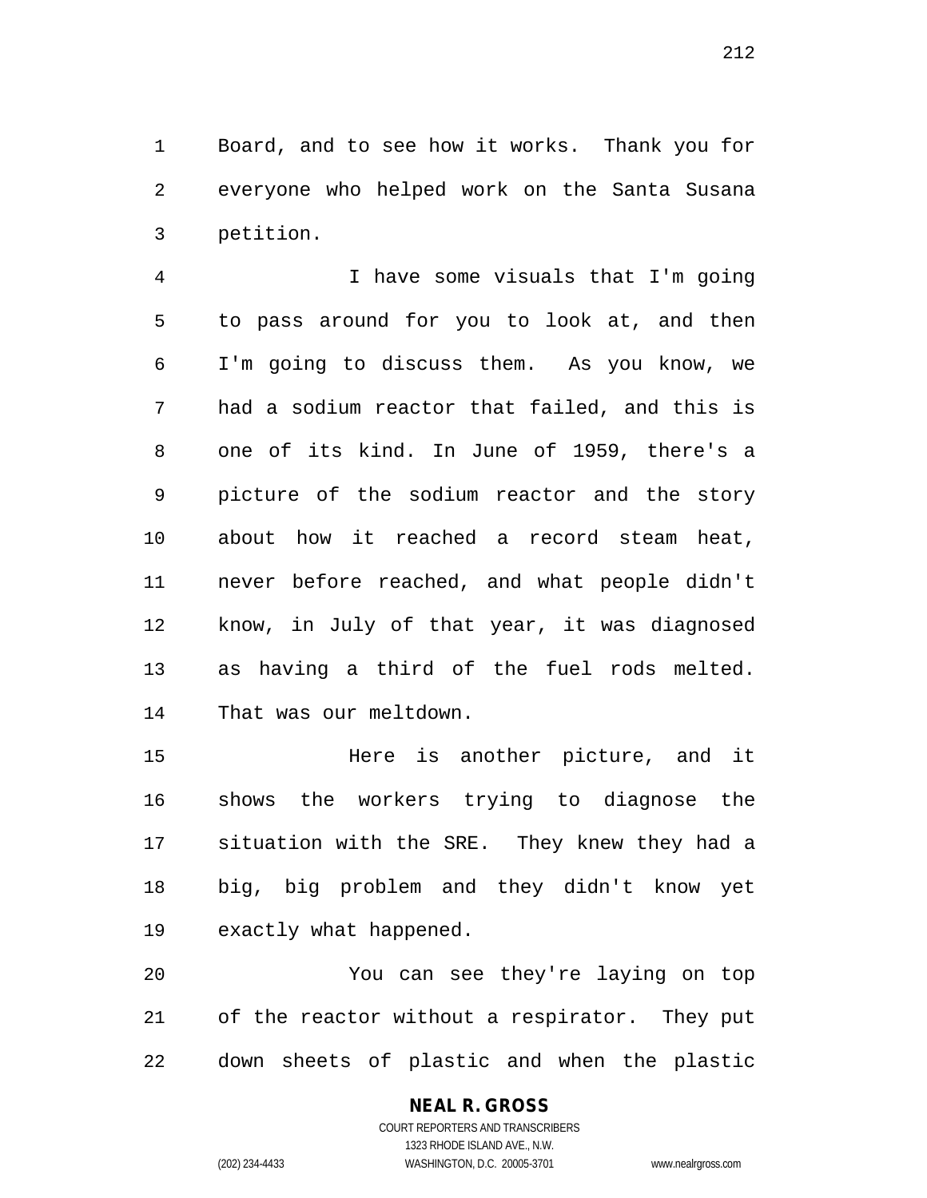Board, and to see how it works. Thank you for everyone who helped work on the Santa Susana petition.

I have some visuals that I'm going to pass around for you to look at, and then I'm going to discuss them. As you know, we had a sodium reactor that failed, and this is one of its kind. In June of 1959, there's a picture of the sodium reactor and the story about how it reached a record steam heat, never before reached, and what people didn't know, in July of that year, it was diagnosed as having a third of the fuel rods melted. That was our meltdown.

Here is another picture, and it shows the workers trying to diagnose the situation with the SRE. They knew they had a big, big problem and they didn't know yet exactly what happened.

You can see they're laying on top of the reactor without a respirator. They put down sheets of plastic and when the plastic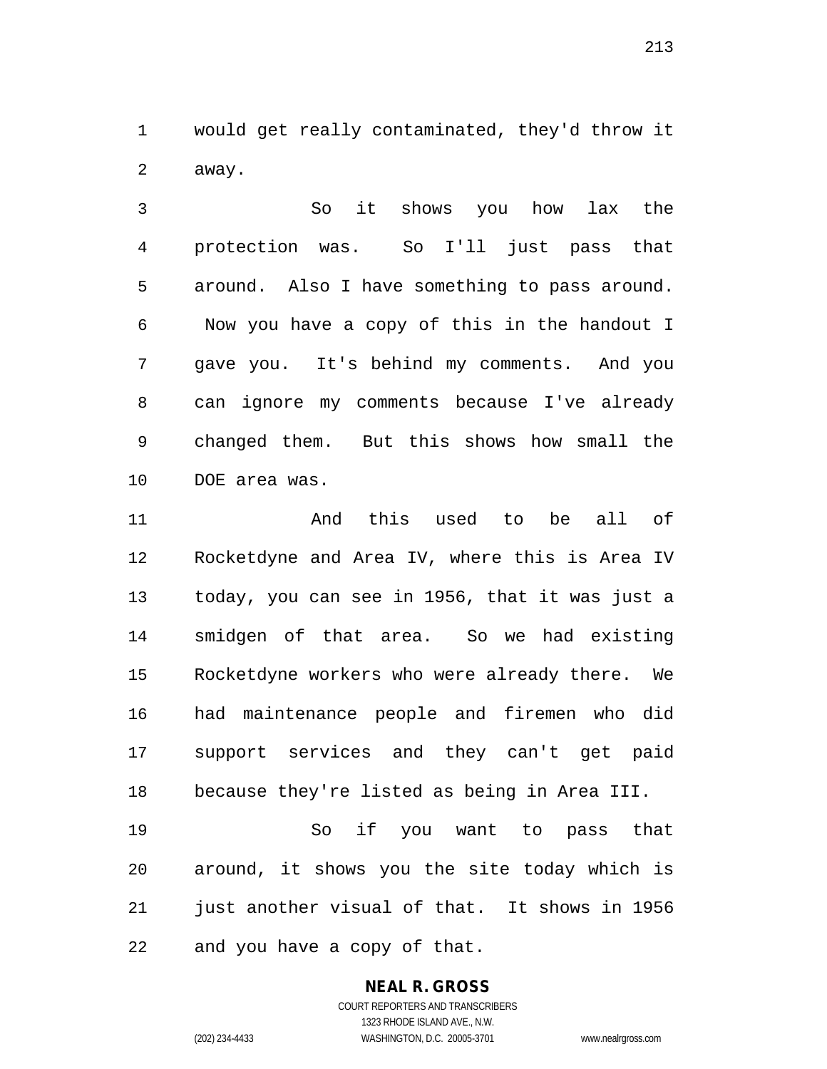would get really contaminated, they'd throw it away.

So it shows you how lax the protection was. So I'll just pass that around. Also I have something to pass around. Now you have a copy of this in the handout I gave you. It's behind my comments. And you can ignore my comments because I've already changed them. But this shows how small the DOE area was.

And this used to be all of Rocketdyne and Area IV, where this is Area IV today, you can see in 1956, that it was just a smidgen of that area. So we had existing Rocketdyne workers who were already there. We had maintenance people and firemen who did support services and they can't get paid because they're listed as being in Area III.

So if you want to pass that around, it shows you the site today which is just another visual of that. It shows in 1956 and you have a copy of that.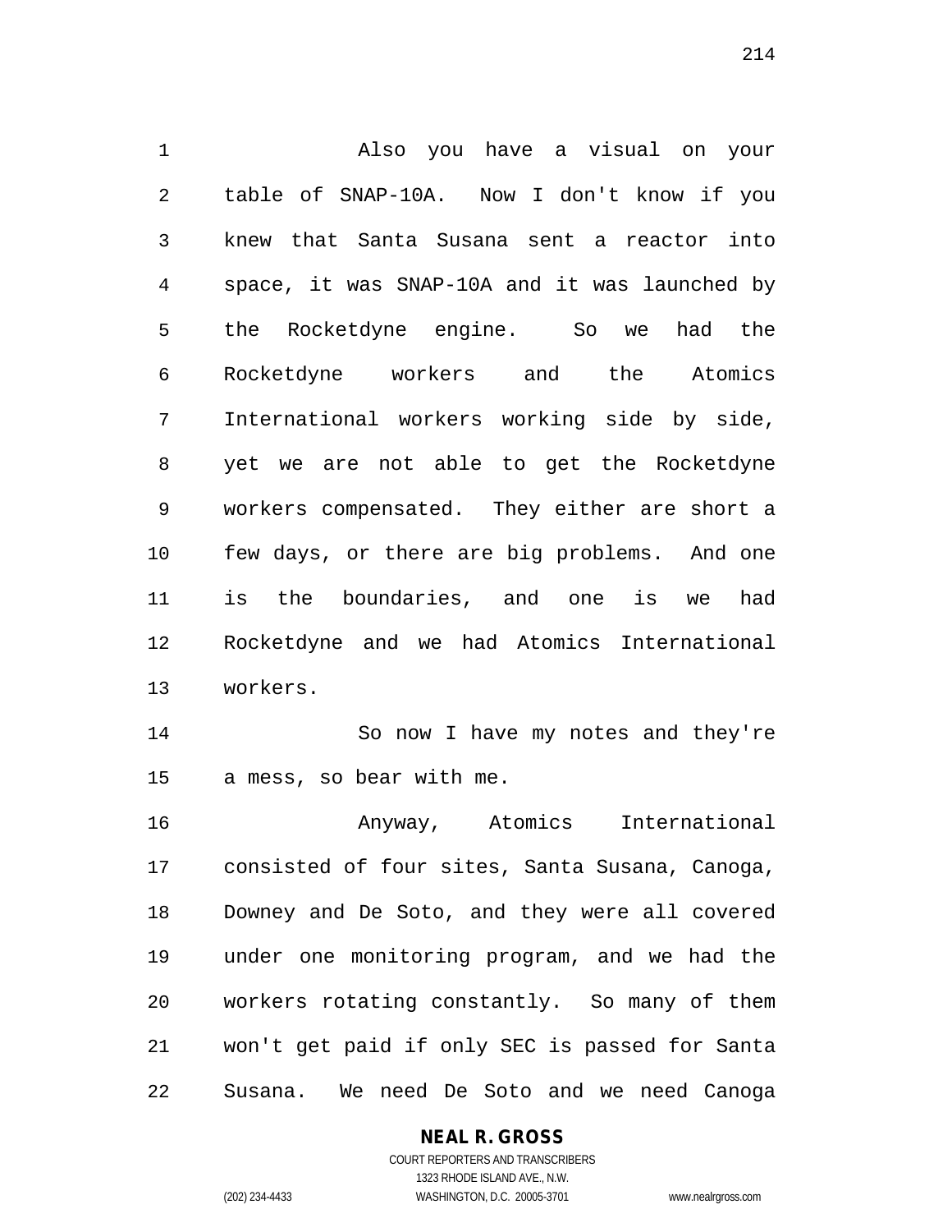Also you have a visual on your table of SNAP-10A. Now I don't know if you knew that Santa Susana sent a reactor into space, it was SNAP-10A and it was launched by the Rocketdyne engine. So we had the Rocketdyne workers and the Atomics International workers working side by side, yet we are not able to get the Rocketdyne workers compensated. They either are short a few days, or there are big problems. And one is the boundaries, and one is we had Rocketdyne and we had Atomics International workers.

So now I have my notes and they're a mess, so bear with me.

Anyway, Atomics International consisted of four sites, Santa Susana, Canoga, Downey and De Soto, and they were all covered under one monitoring program, and we had the workers rotating constantly. So many of them won't get paid if only SEC is passed for Santa Susana. We need De Soto and we need Canoga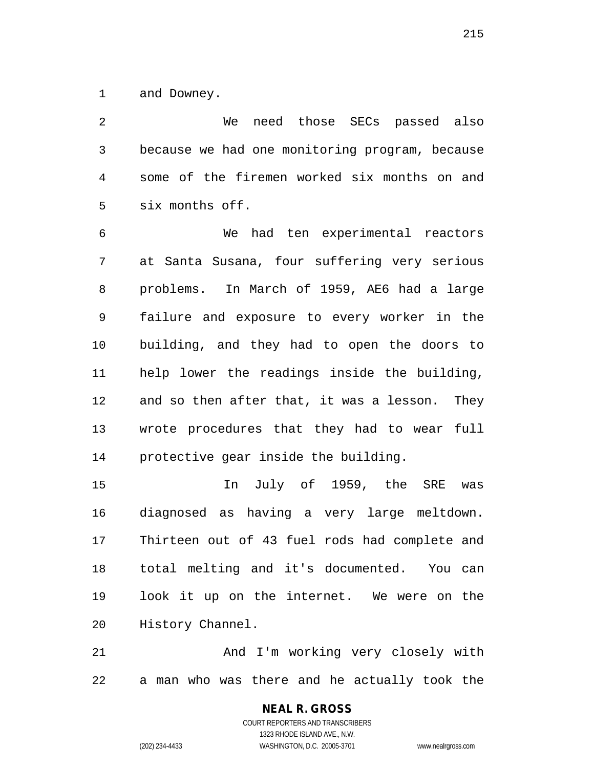and Downey.

We need those SECs passed also because we had one monitoring program, because some of the firemen worked six months on and six months off.

We had ten experimental reactors at Santa Susana, four suffering very serious problems. In March of 1959, AE6 had a large failure and exposure to every worker in the building, and they had to open the doors to help lower the readings inside the building, and so then after that, it was a lesson. They wrote procedures that they had to wear full protective gear inside the building.

In July of 1959, the SRE was diagnosed as having a very large meltdown. Thirteen out of 43 fuel rods had complete and total melting and it's documented. You can look it up on the internet. We were on the History Channel.

And I'm working very closely with a man who was there and he actually took the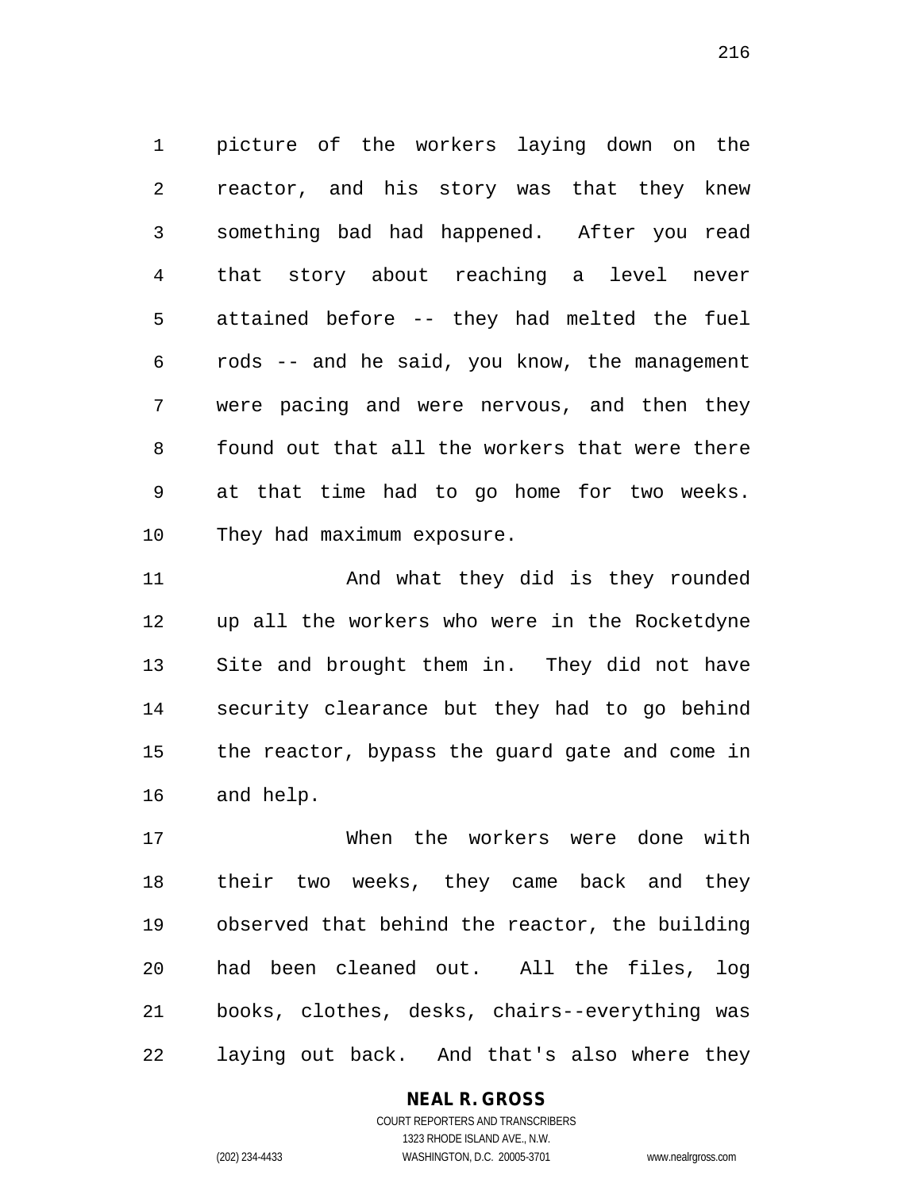picture of the workers laying down on the reactor, and his story was that they knew something bad had happened. After you read that story about reaching a level never attained before -- they had melted the fuel rods -- and he said, you know, the management were pacing and were nervous, and then they found out that all the workers that were there at that time had to go home for two weeks. They had maximum exposure.

And what they did is they rounded up all the workers who were in the Rocketdyne Site and brought them in. They did not have security clearance but they had to go behind the reactor, bypass the guard gate and come in and help.

When the workers were done with their two weeks, they came back and they observed that behind the reactor, the building had been cleaned out. All the files, log books, clothes, desks, chairs--everything was laying out back. And that's also where they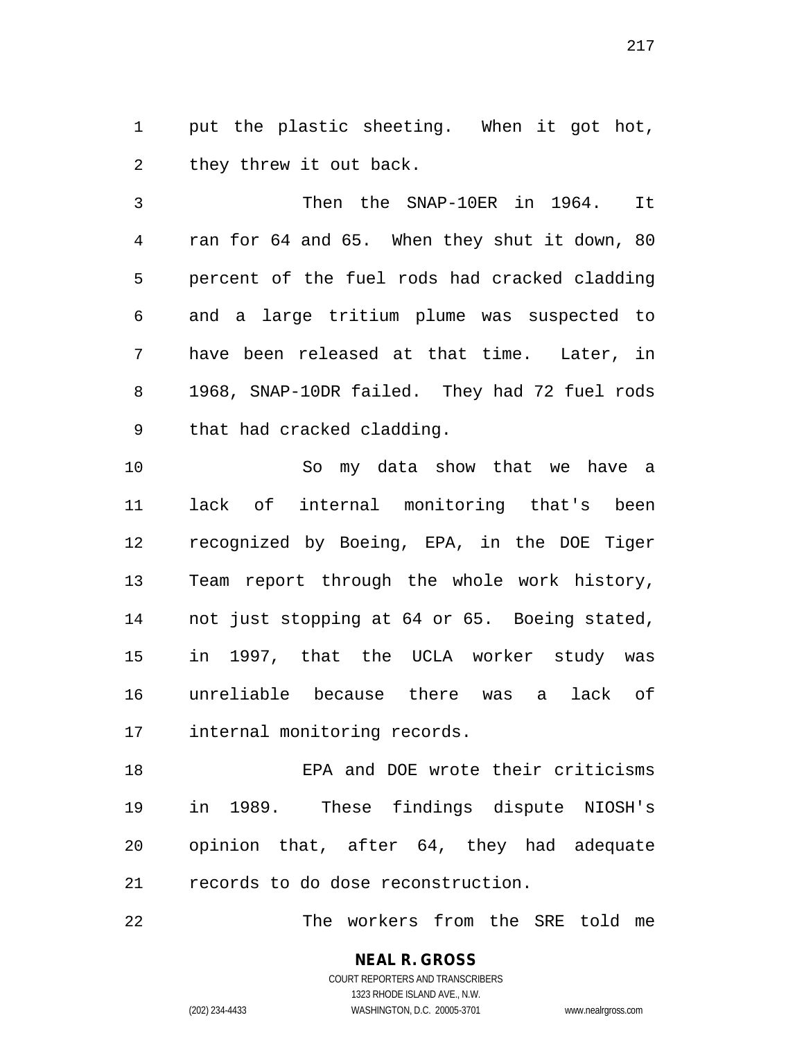put the plastic sheeting. When it got hot, they threw it out back.

Then the SNAP-10ER in 1964. It ran for 64 and 65. When they shut it down, 80 percent of the fuel rods had cracked cladding and a large tritium plume was suspected to have been released at that time. Later, in 1968, SNAP-10DR failed. They had 72 fuel rods that had cracked cladding.

So my data show that we have a lack of internal monitoring that's been recognized by Boeing, EPA, in the DOE Tiger Team report through the whole work history, not just stopping at 64 or 65. Boeing stated, in 1997, that the UCLA worker study was unreliable because there was a lack of internal monitoring records.

EPA and DOE wrote their criticisms in 1989. These findings dispute NIOSH's opinion that, after 64, they had adequate records to do dose reconstruction.

The workers from the SRE told me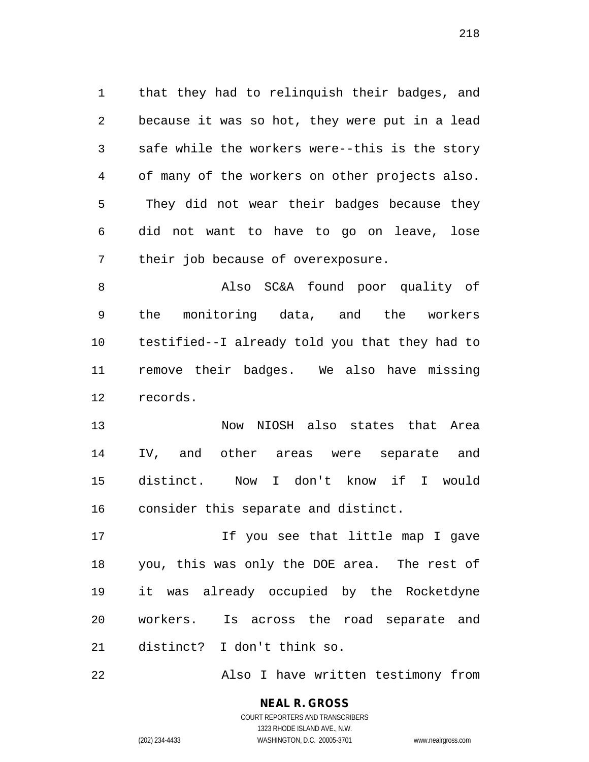that they had to relinquish their badges, and because it was so hot, they were put in a lead safe while the workers were--this is the story of many of the workers on other projects also. They did not wear their badges because they did not want to have to go on leave, lose their job because of overexposure.

Also SC&A found poor quality of the monitoring data, and the workers testified--I already told you that they had to remove their badges. We also have missing records.

Now NIOSH also states that Area IV, and other areas were separate and distinct. Now I don't know if I would consider this separate and distinct.

If you see that little map I gave you, this was only the DOE area. The rest of it was already occupied by the Rocketdyne workers. Is across the road separate and distinct? I don't think so.

Also I have written testimony from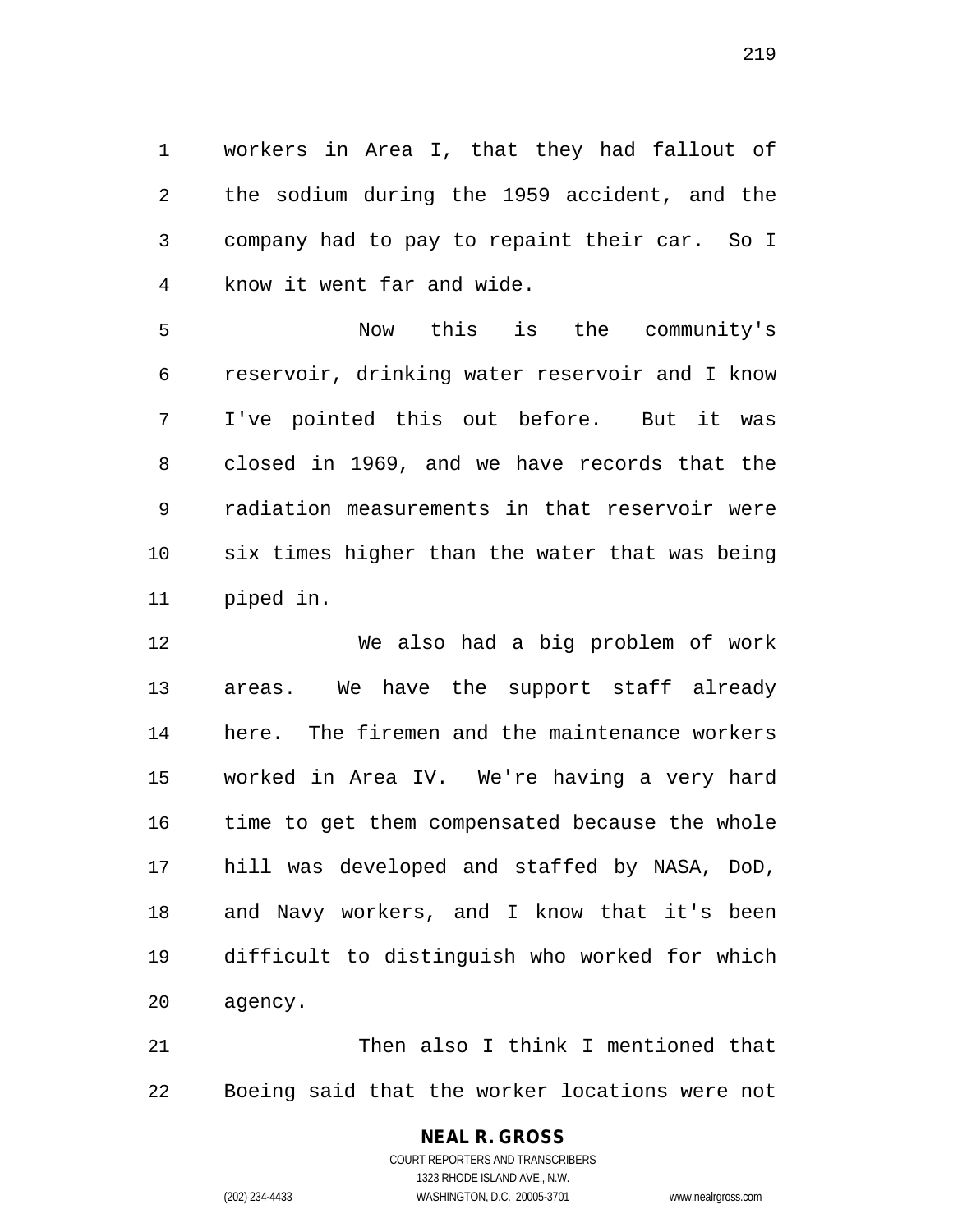workers in Area I, that they had fallout of the sodium during the 1959 accident, and the company had to pay to repaint their car. So I know it went far and wide.

Now this is the community's reservoir, drinking water reservoir and I know I've pointed this out before. But it was closed in 1969, and we have records that the radiation measurements in that reservoir were six times higher than the water that was being piped in.

We also had a big problem of work areas. We have the support staff already here. The firemen and the maintenance workers worked in Area IV. We're having a very hard time to get them compensated because the whole hill was developed and staffed by NASA, DoD, and Navy workers, and I know that it's been difficult to distinguish who worked for which agency.

Then also I think I mentioned that Boeing said that the worker locations were not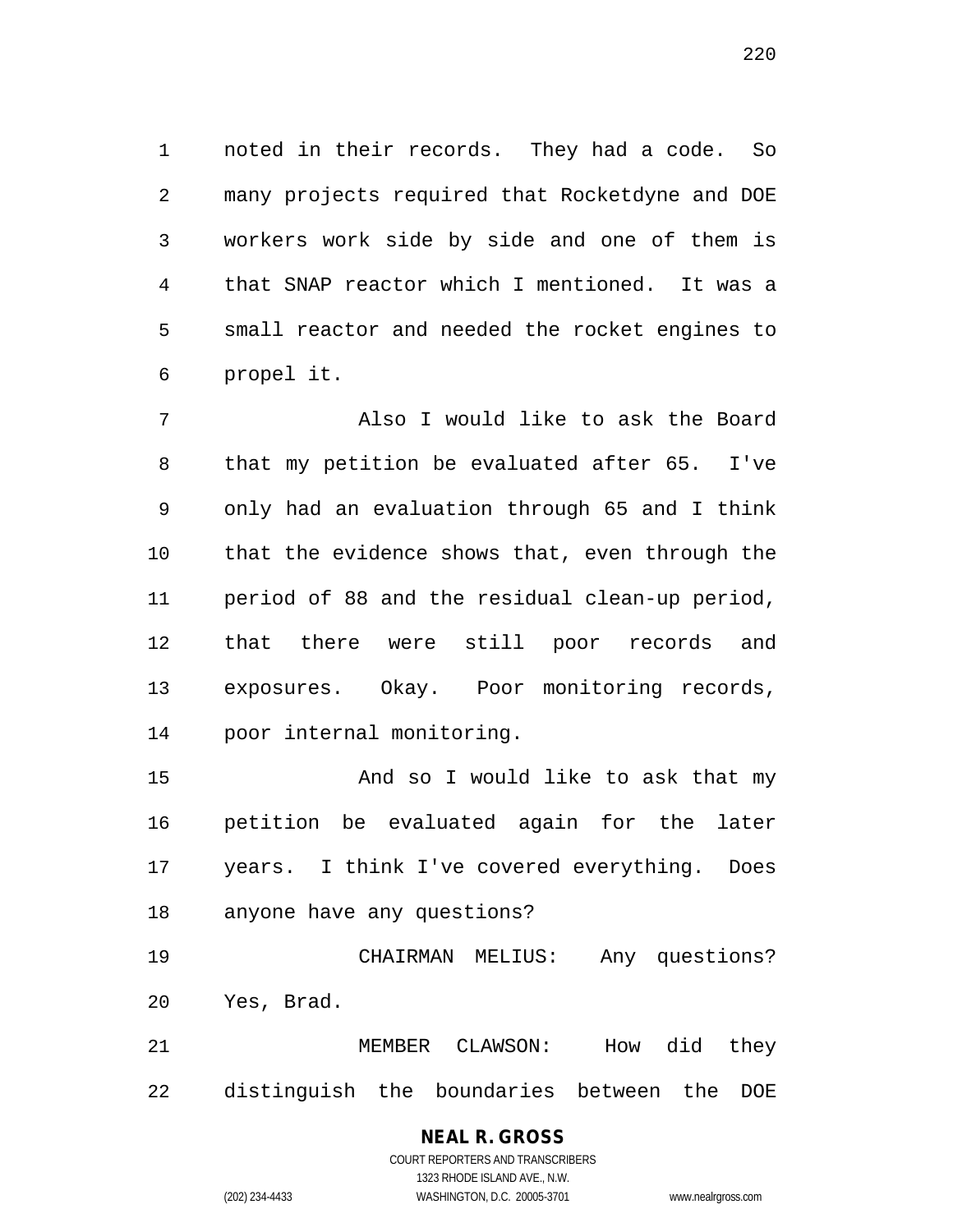noted in their records. They had a code. So many projects required that Rocketdyne and DOE workers work side by side and one of them is that SNAP reactor which I mentioned. It was a small reactor and needed the rocket engines to propel it.

Also I would like to ask the Board that my petition be evaluated after 65. I've only had an evaluation through 65 and I think that the evidence shows that, even through the period of 88 and the residual clean-up period, that there were still poor records and exposures. Okay. Poor monitoring records, poor internal monitoring.

And so I would like to ask that my petition be evaluated again for the later years. I think I've covered everything. Does anyone have any questions?

CHAIRMAN MELIUS: Any questions? Yes, Brad.

MEMBER CLAWSON: How did they distinguish the boundaries between the DOE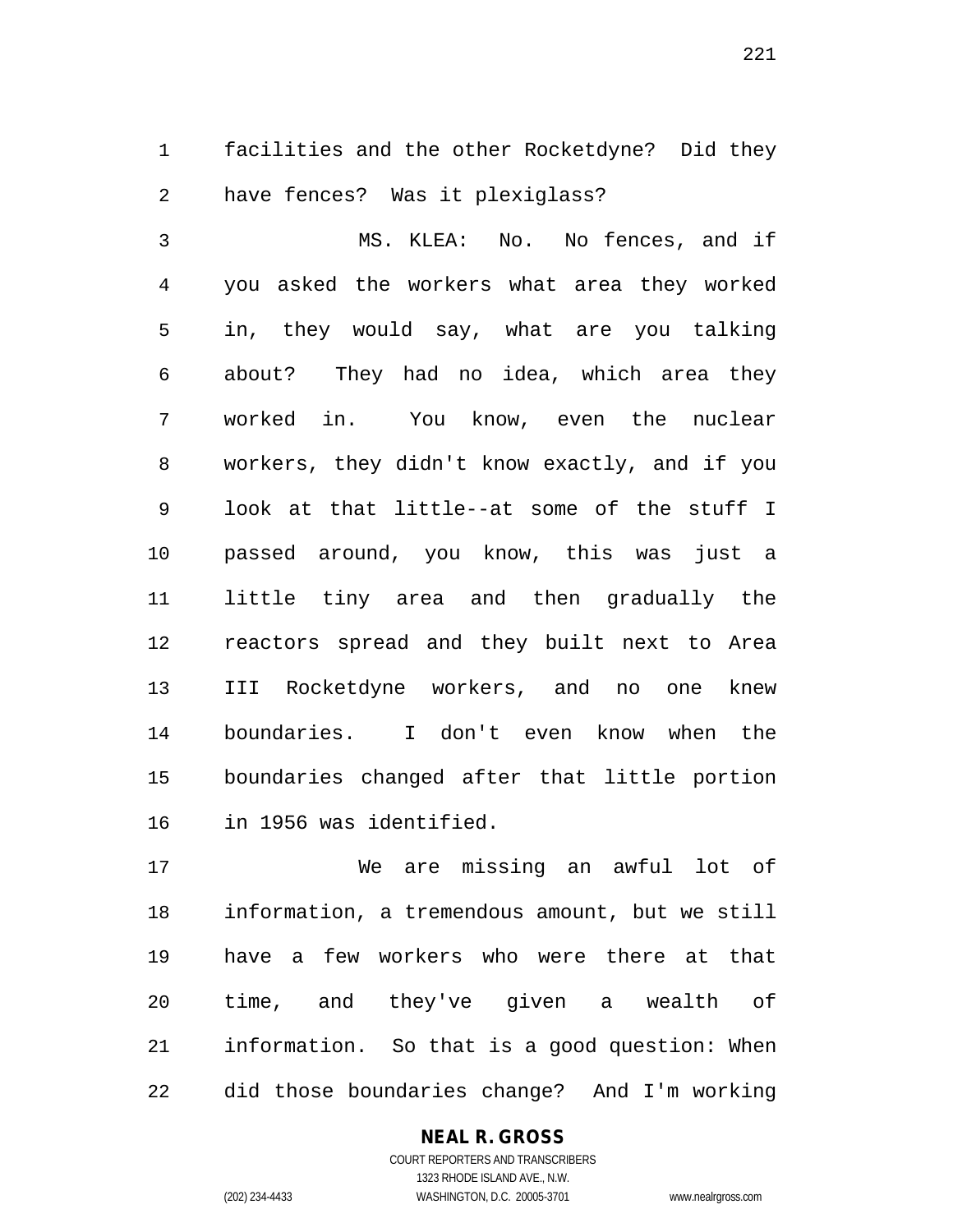facilities and the other Rocketdyne? Did they have fences? Was it plexiglass?

MS. KLEA: No. No fences, and if you asked the workers what area they worked in, they would say, what are you talking about? They had no idea, which area they worked in. You know, even the nuclear workers, they didn't know exactly, and if you look at that little--at some of the stuff I passed around, you know, this was just a little tiny area and then gradually the reactors spread and they built next to Area III Rocketdyne workers, and no one knew boundaries. I don't even know when the boundaries changed after that little portion in 1956 was identified.

We are missing an awful lot of information, a tremendous amount, but we still have a few workers who were there at that time, and they've given a wealth of information. So that is a good question: When did those boundaries change? And I'm working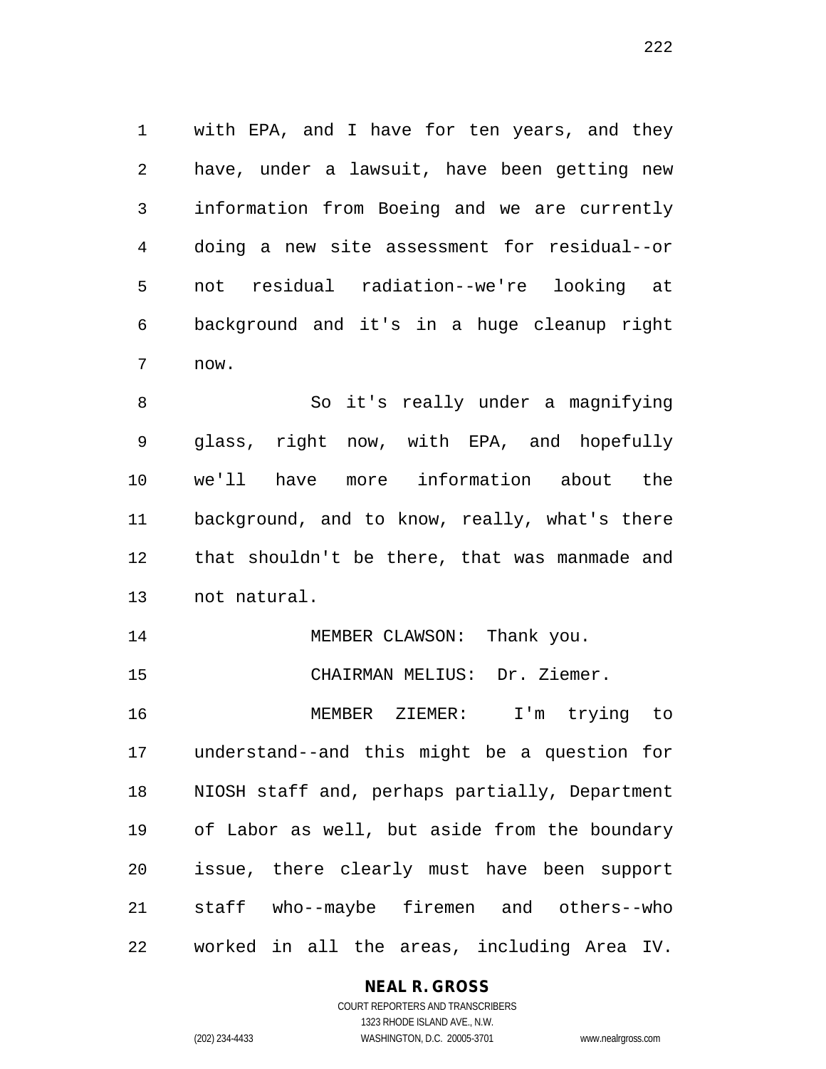with EPA, and I have for ten years, and they have, under a lawsuit, have been getting new information from Boeing and we are currently doing a new site assessment for residual--or not residual radiation--we're looking at background and it's in a huge cleanup right now.

So it's really under a magnifying glass, right now, with EPA, and hopefully we'll have more information about the background, and to know, really, what's there that shouldn't be there, that was manmade and not natural.

MEMBER CLAWSON: Thank you.

CHAIRMAN MELIUS: Dr. Ziemer.

MEMBER ZIEMER: I'm trying to understand--and this might be a question for NIOSH staff and, perhaps partially, Department of Labor as well, but aside from the boundary issue, there clearly must have been support staff who--maybe firemen and others--who worked in all the areas, including Area IV.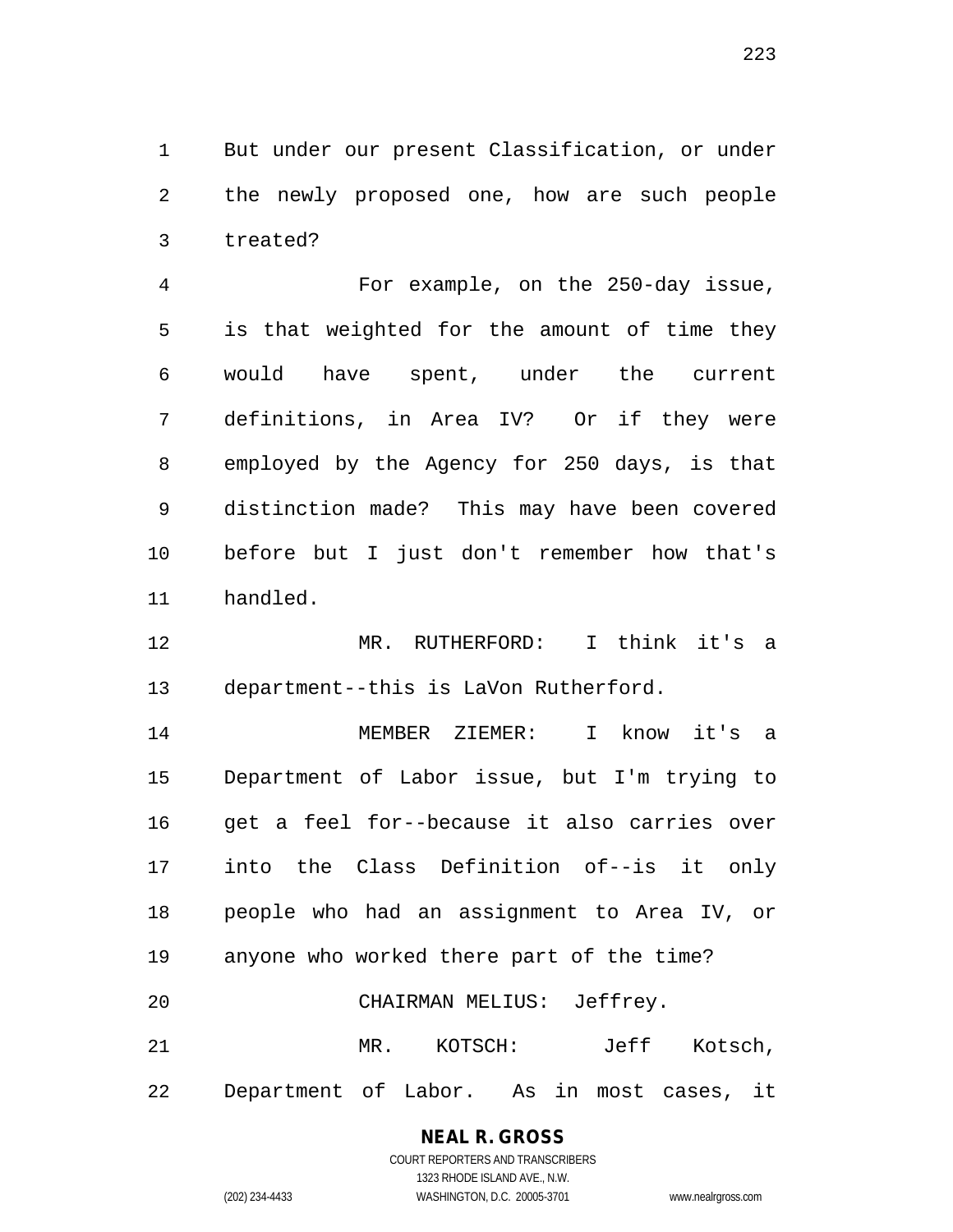But under our present Classification, or under the newly proposed one, how are such people treated?

For example, on the 250-day issue, is that weighted for the amount of time they would have spent, under the current definitions, in Area IV? Or if they were employed by the Agency for 250 days, is that distinction made? This may have been covered before but I just don't remember how that's handled.

MR. RUTHERFORD: I think it's a department--this is LaVon Rutherford.

MEMBER ZIEMER: I know it's a Department of Labor issue, but I'm trying to get a feel for--because it also carries over into the Class Definition of--is it only people who had an assignment to Area IV, or anyone who worked there part of the time?

CHAIRMAN MELIUS: Jeffrey.

MR. KOTSCH: Jeff Kotsch, Department of Labor. As in most cases, it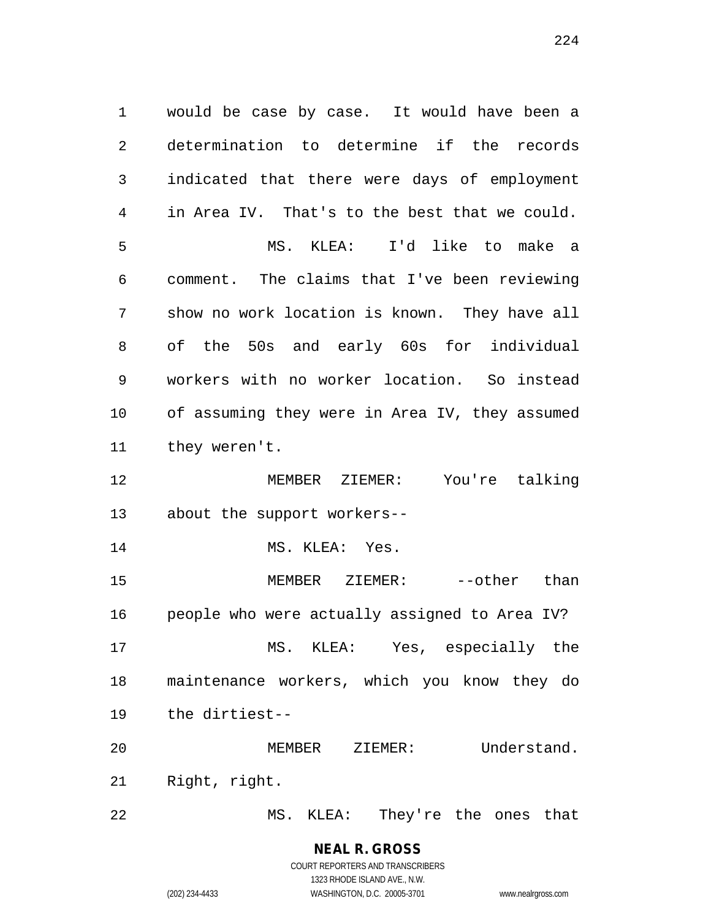would be case by case. It would have been a determination to determine if the records indicated that there were days of employment in Area IV. That's to the best that we could.

MS. KLEA: I'd like to make a comment. The claims that I've been reviewing show no work location is known. They have all of the 50s and early 60s for individual workers with no worker location. So instead of assuming they were in Area IV, they assumed they weren't.

MEMBER ZIEMER: You're talking about the support workers--

MS. KLEA: Yes.

MEMBER ZIEMER: --other than people who were actually assigned to Area IV?

MS. KLEA: Yes, especially the maintenance workers, which you know they do the dirtiest--

MEMBER ZIEMER: Understand. Right, right.

MS. KLEA: They're the ones that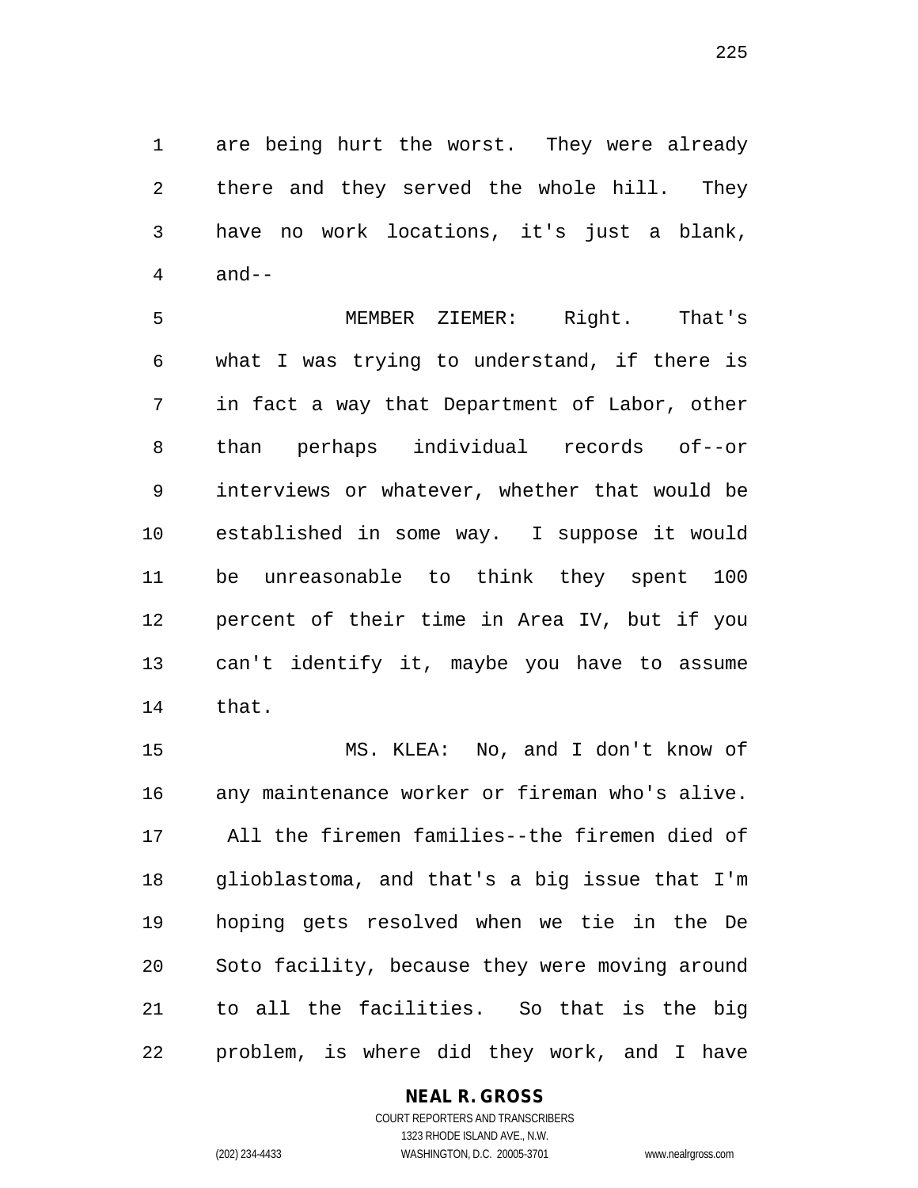are being hurt the worst. They were already there and they served the whole hill. They have no work locations, it's just a blank, and--

MEMBER ZIEMER: Right. That's what I was trying to understand, if there is in fact a way that Department of Labor, other than perhaps individual records of--or interviews or whatever, whether that would be established in some way. I suppose it would be unreasonable to think they spent 100 percent of their time in Area IV, but if you can't identify it, maybe you have to assume that.

MS. KLEA: No, and I don't know of any maintenance worker or fireman who's alive. All the firemen families--the firemen died of glioblastoma, and that's a big issue that I'm hoping gets resolved when we tie in the De Soto facility, because they were moving around to all the facilities. So that is the big problem, is where did they work, and I have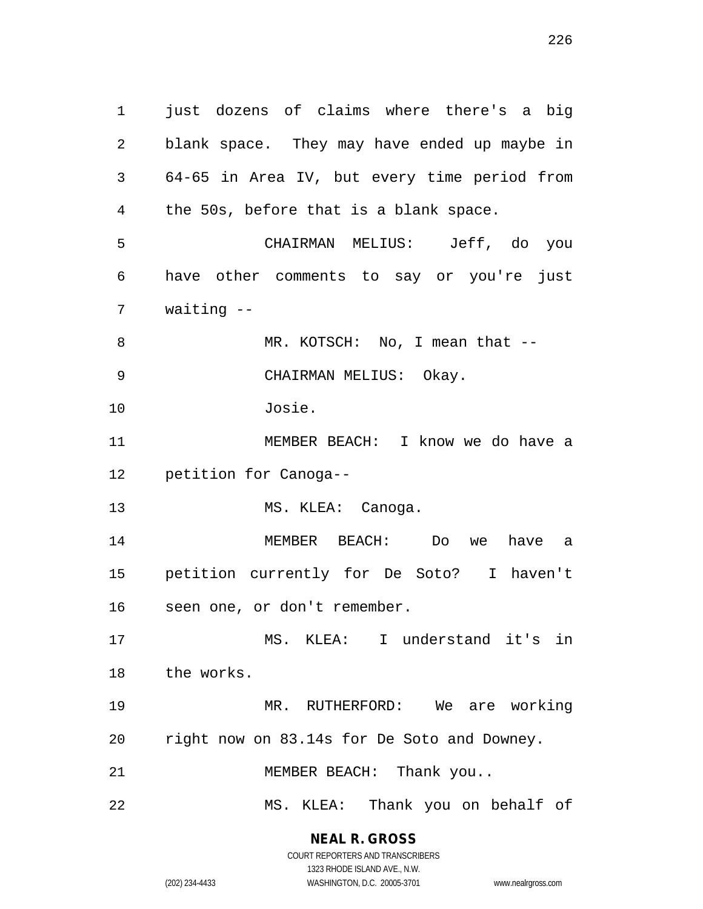just dozens of claims where there's a big blank space. They may have ended up maybe in 64-65 in Area IV, but every time period from the 50s, before that is a blank space.

CHAIRMAN MELIUS: Jeff, do you have other comments to say or you're just waiting --

MR. KOTSCH: No, I mean that --

CHAIRMAN MELIUS: Okay.

Josie.

MEMBER BEACH: I know we do have a petition for Canoga--

MS. KLEA: Canoga.

MEMBER BEACH: Do we have a petition currently for De Soto? I haven't seen one, or don't remember.

MS. KLEA: I understand it's in the works.

MR. RUTHERFORD: We are working right now on 83.14s for De Soto and Downey.

MEMBER BEACH: Thank you..

MS. KLEA: Thank you on behalf of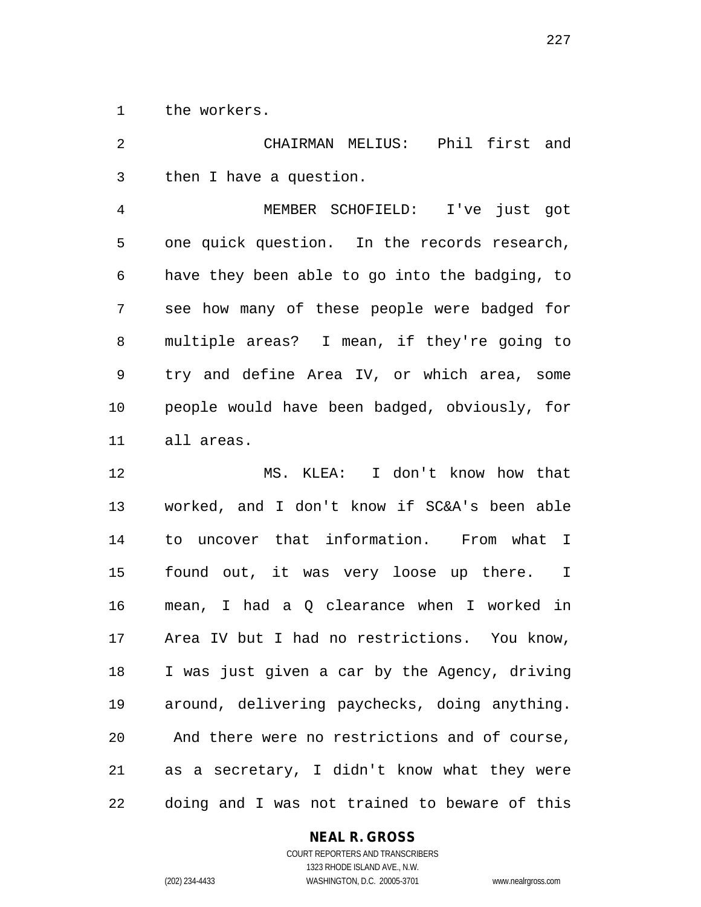the workers.

CHAIRMAN MELIUS: Phil first and then I have a question.

MEMBER SCHOFIELD: I've just got one quick question. In the records research, have they been able to go into the badging, to see how many of these people were badged for multiple areas? I mean, if they're going to try and define Area IV, or which area, some people would have been badged, obviously, for all areas.

MS. KLEA: I don't know how that worked, and I don't know if SC&A's been able to uncover that information. From what I found out, it was very loose up there. I mean, I had a Q clearance when I worked in Area IV but I had no restrictions. You know, I was just given a car by the Agency, driving around, delivering paychecks, doing anything. And there were no restrictions and of course, as a secretary, I didn't know what they were doing and I was not trained to beware of this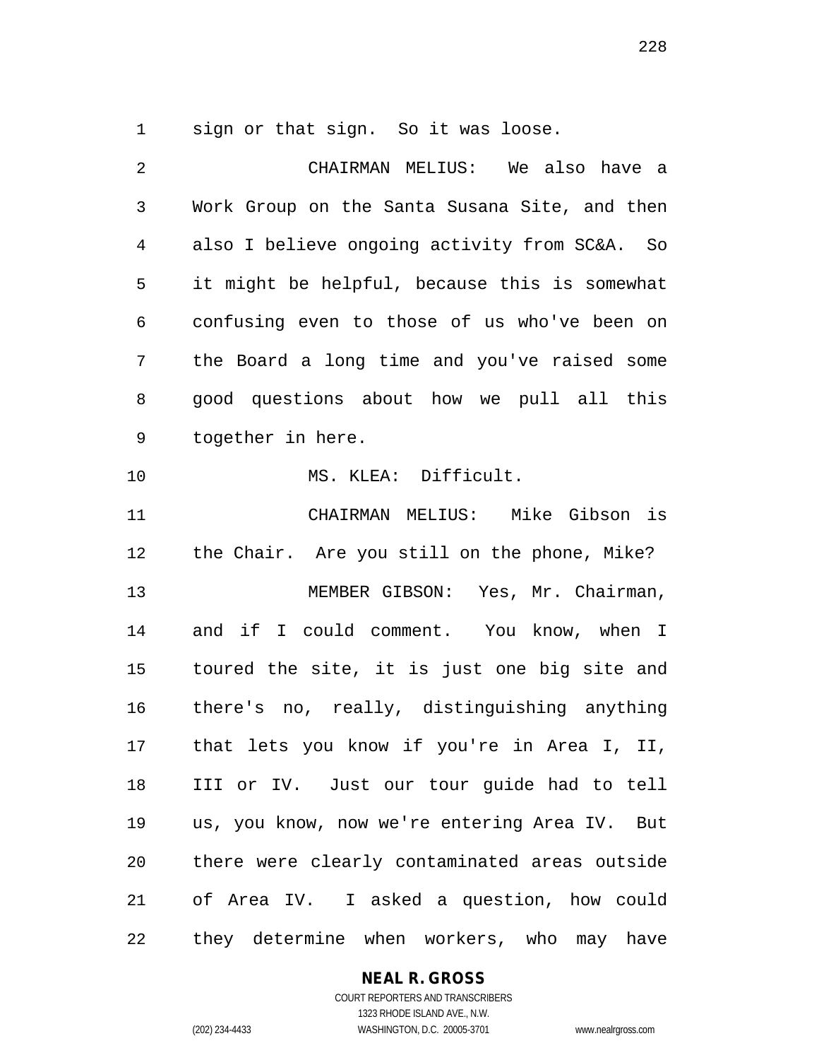sign or that sign. So it was loose.

CHAIRMAN MELIUS: We also have a Work Group on the Santa Susana Site, and then also I believe ongoing activity from SC&A. So it might be helpful, because this is somewhat confusing even to those of us who've been on the Board a long time and you've raised some good questions about how we pull all this together in here.

MS. KLEA: Difficult.

CHAIRMAN MELIUS: Mike Gibson is the Chair. Are you still on the phone, Mike?

MEMBER GIBSON: Yes, Mr. Chairman, and if I could comment. You know, when I toured the site, it is just one big site and there's no, really, distinguishing anything that lets you know if you're in Area I, II, III or IV. Just our tour guide had to tell us, you know, now we're entering Area IV. But there were clearly contaminated areas outside of Area IV. I asked a question, how could they determine when workers, who may have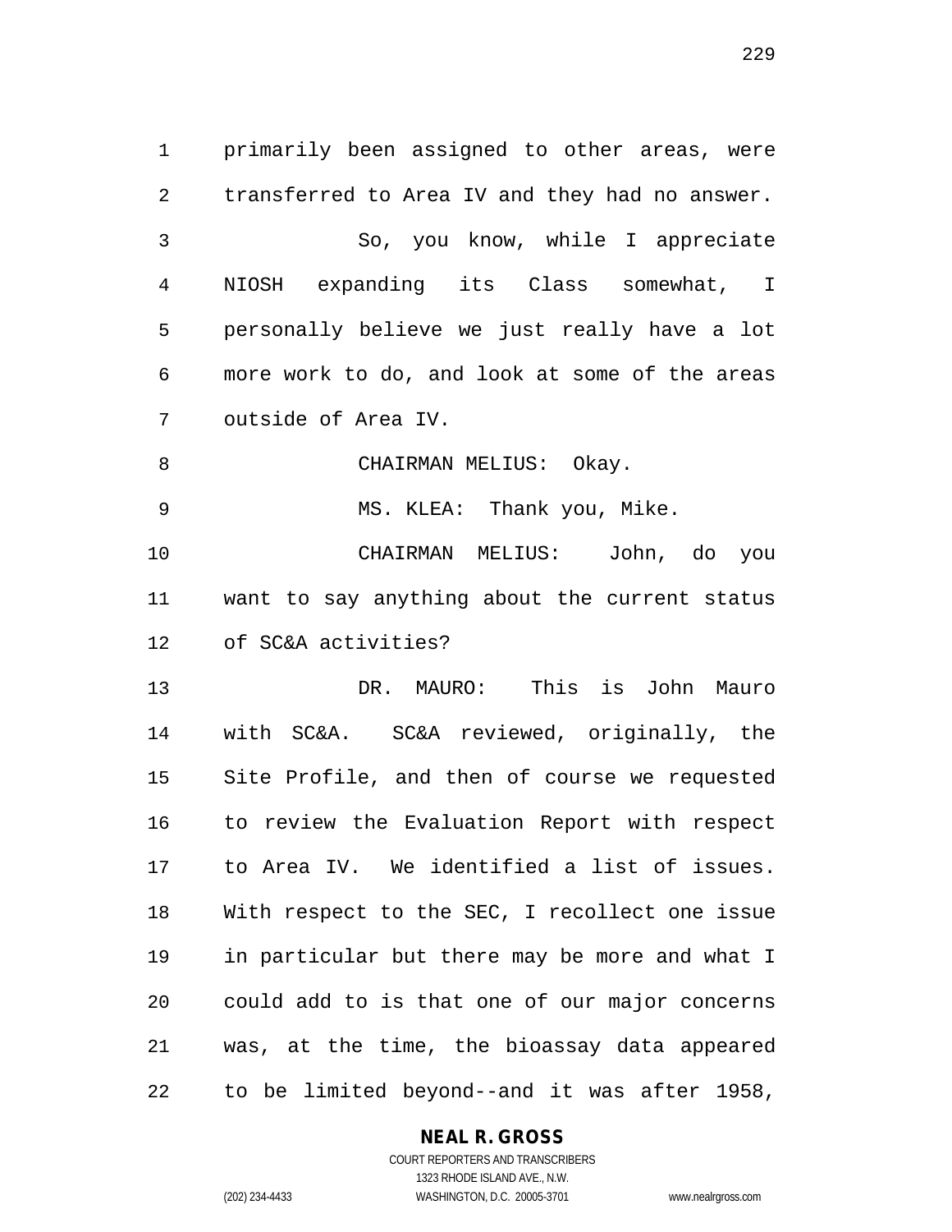primarily been assigned to other areas, were transferred to Area IV and they had no answer.

So, you know, while I appreciate NIOSH expanding its Class somewhat, I personally believe we just really have a lot more work to do, and look at some of the areas outside of Area IV.

CHAIRMAN MELIUS: Okay.

MS. KLEA: Thank you, Mike.

CHAIRMAN MELIUS: John, do you want to say anything about the current status of SC&A activities?

DR. MAURO: This is John Mauro with SC&A. SC&A reviewed, originally, the Site Profile, and then of course we requested to review the Evaluation Report with respect to Area IV. We identified a list of issues. With respect to the SEC, I recollect one issue in particular but there may be more and what I could add to is that one of our major concerns was, at the time, the bioassay data appeared to be limited beyond--and it was after 1958,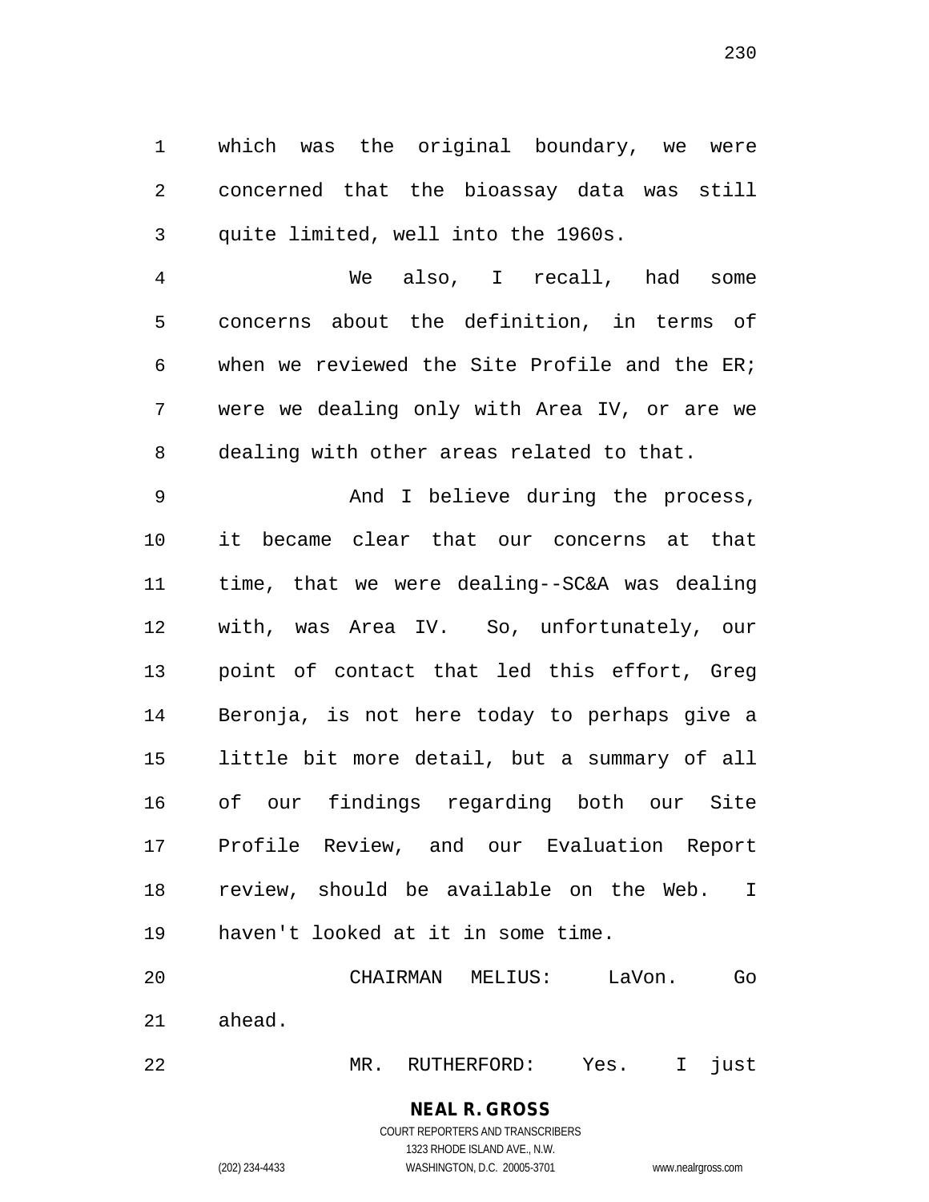which was the original boundary, we were concerned that the bioassay data was still quite limited, well into the 1960s.

We also, I recall, had some concerns about the definition, in terms of when we reviewed the Site Profile and the ER; were we dealing only with Area IV, or are we dealing with other areas related to that.

And I believe during the process, it became clear that our concerns at that time, that we were dealing--SC&A was dealing with, was Area IV. So, unfortunately, our point of contact that led this effort, Greg Beronja, is not here today to perhaps give a little bit more detail, but a summary of all of our findings regarding both our Site Profile Review, and our Evaluation Report review, should be available on the Web. I haven't looked at it in some time.

CHAIRMAN MELIUS: LaVon. Go ahead.

MR. RUTHERFORD: Yes. I just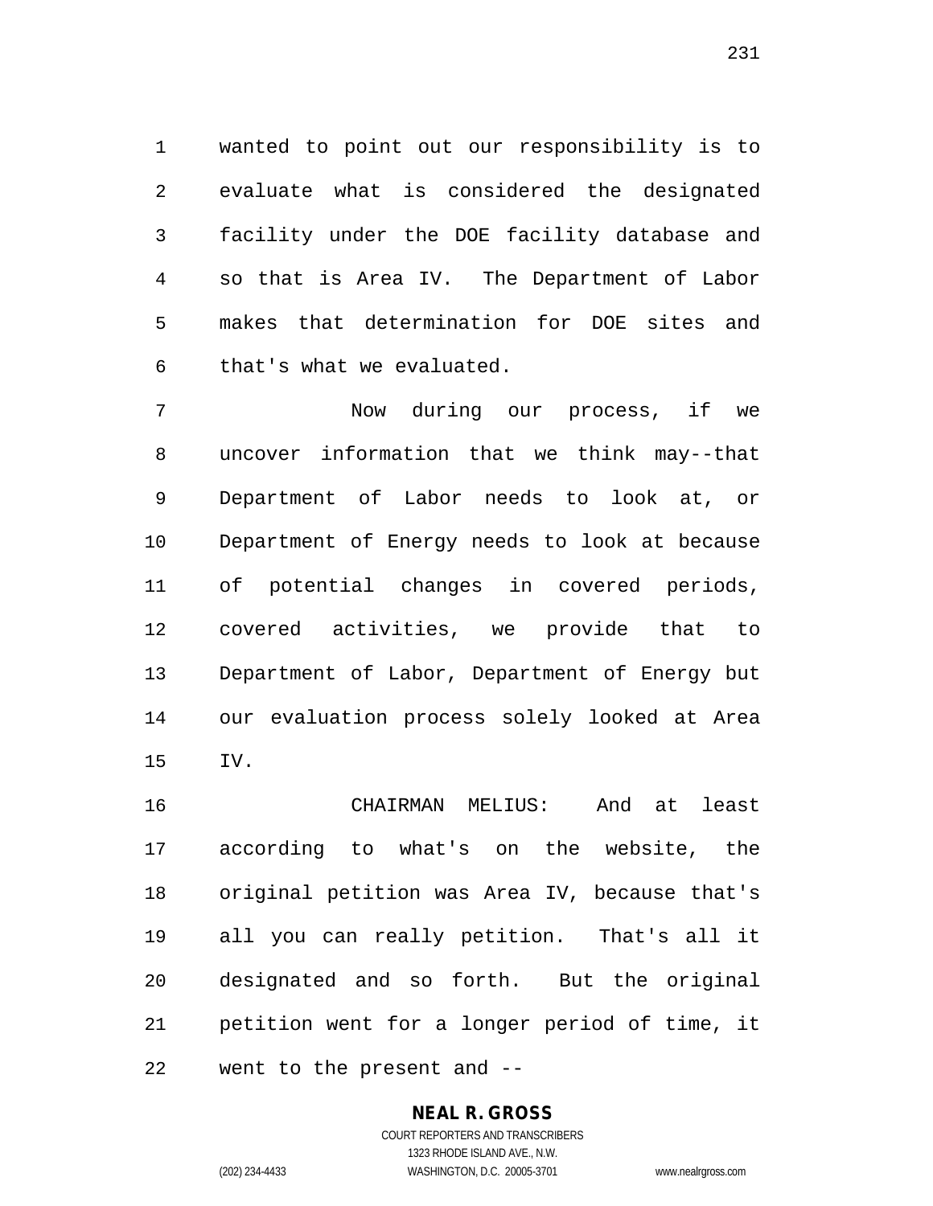wanted to point out our responsibility is to evaluate what is considered the designated facility under the DOE facility database and so that is Area IV. The Department of Labor makes that determination for DOE sites and that's what we evaluated.

Now during our process, if we uncover information that we think may--that Department of Labor needs to look at, or Department of Energy needs to look at because of potential changes in covered periods, covered activities, we provide that to Department of Labor, Department of Energy but our evaluation process solely looked at Area IV.

CHAIRMAN MELIUS: And at least according to what's on the website, the original petition was Area IV, because that's all you can really petition. That's all it designated and so forth. But the original petition went for a longer period of time, it went to the present and --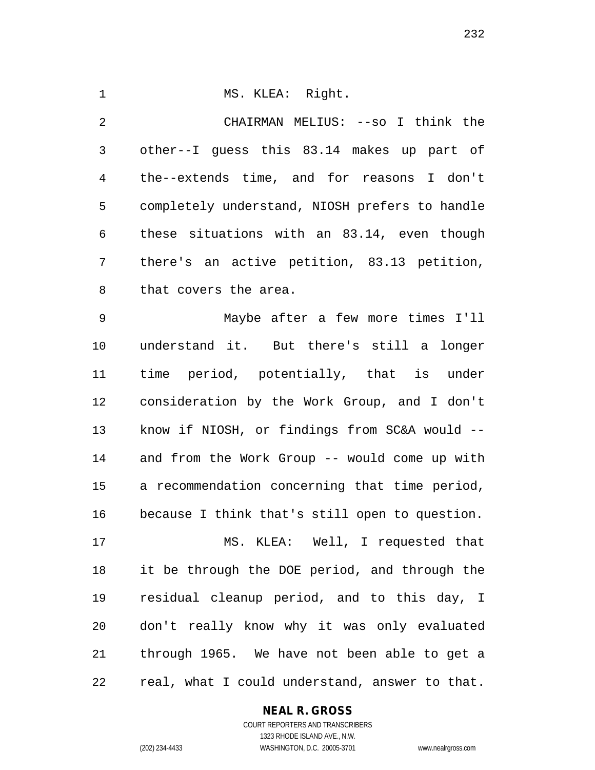MS. KLEA: Right.

CHAIRMAN MELIUS: --so I think the other--I guess this 83.14 makes up part of the--extends time, and for reasons I don't completely understand, NIOSH prefers to handle these situations with an 83.14, even though there's an active petition, 83.13 petition, that covers the area.

Maybe after a few more times I'll understand it. But there's still a longer time period, potentially, that is under consideration by the Work Group, and I don't know if NIOSH, or findings from SC&A would -- and from the Work Group -- would come up with a recommendation concerning that time period, because I think that's still open to question.

MS. KLEA: Well, I requested that it be through the DOE period, and through the residual cleanup period, and to this day, I don't really know why it was only evaluated through 1965. We have not been able to get a real, what I could understand, answer to that.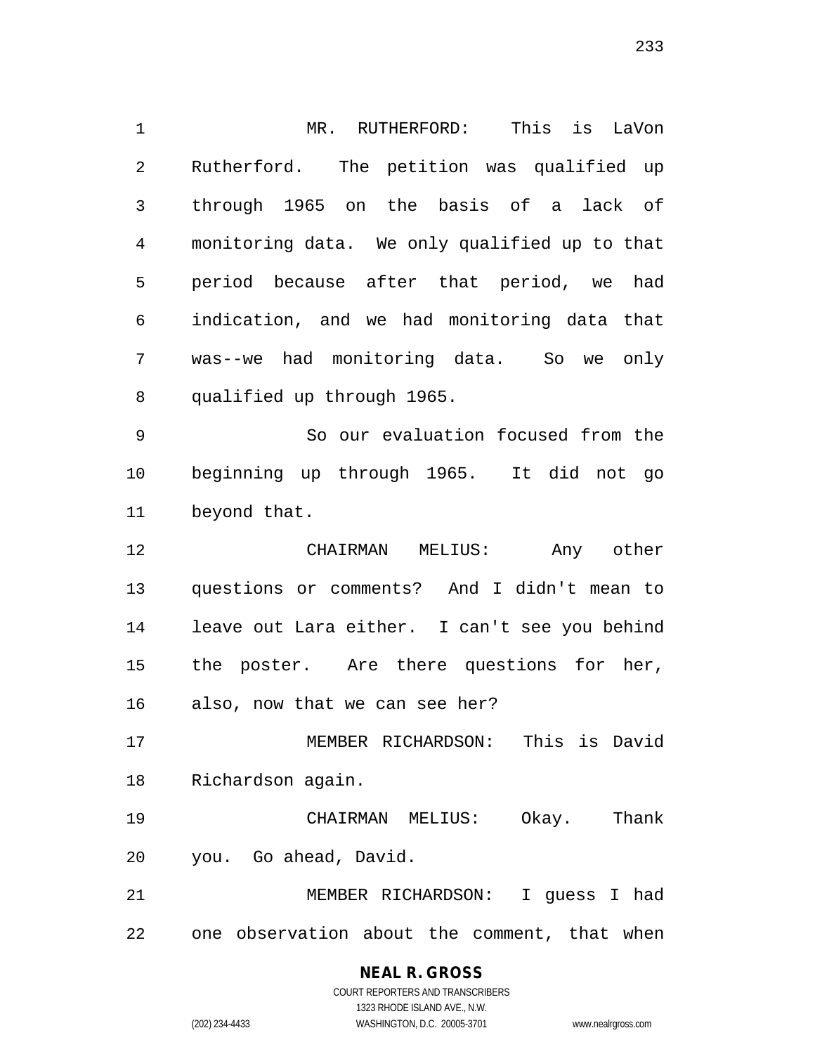MR. RUTHERFORD: This is LaVon Rutherford. The petition was qualified up through 1965 on the basis of a lack of monitoring data. We only qualified up to that period because after that period, we had indication, and we had monitoring data that was--we had monitoring data. So we only qualified up through 1965.

So our evaluation focused from the beginning up through 1965. It did not go beyond that.

CHAIRMAN MELIUS: Any other questions or comments? And I didn't mean to leave out Lara either. I can't see you behind the poster. Are there questions for her, also, now that we can see her?

MEMBER RICHARDSON: This is David Richardson again.

CHAIRMAN MELIUS: Okay. Thank you. Go ahead, David.

MEMBER RICHARDSON: I guess I had one observation about the comment, that when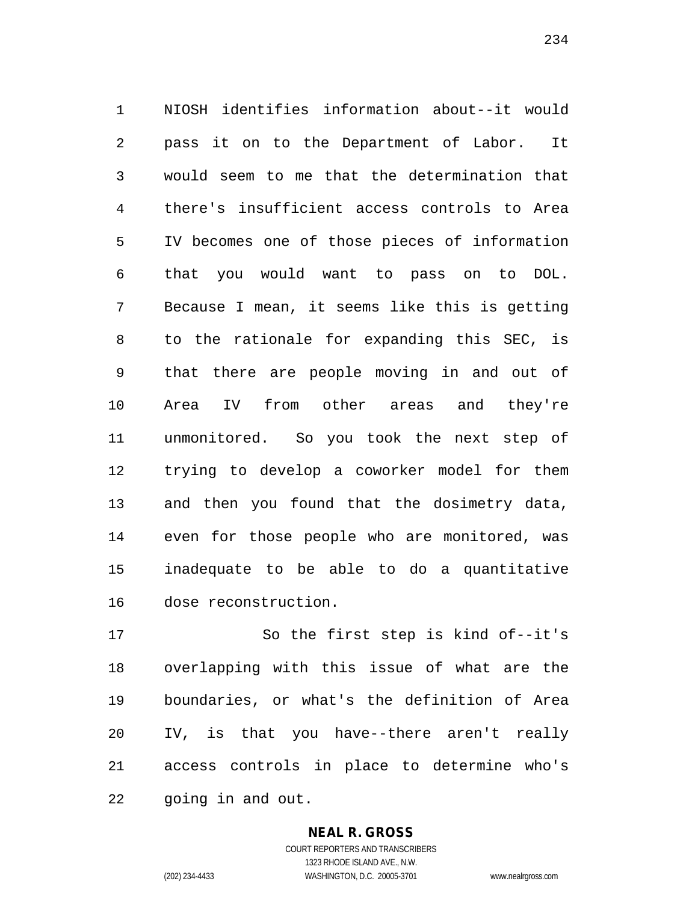NIOSH identifies information about--it would pass it on to the Department of Labor. It would seem to me that the determination that there's insufficient access controls to Area IV becomes one of those pieces of information that you would want to pass on to DOL. Because I mean, it seems like this is getting to the rationale for expanding this SEC, is that there are people moving in and out of Area IV from other areas and they're unmonitored. So you took the next step of trying to develop a coworker model for them and then you found that the dosimetry data, even for those people who are monitored, was inadequate to be able to do a quantitative dose reconstruction.

So the first step is kind of--it's overlapping with this issue of what are the boundaries, or what's the definition of Area IV, is that you have--there aren't really access controls in place to determine who's going in and out.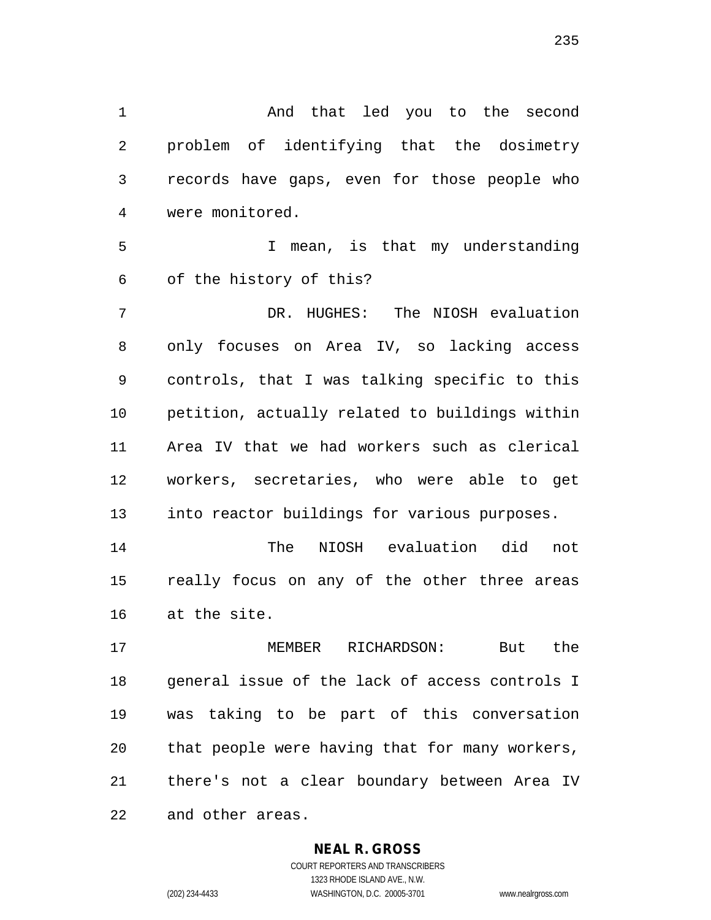And that led you to the second problem of identifying that the dosimetry records have gaps, even for those people who were monitored.

I mean, is that my understanding of the history of this?

DR. HUGHES: The NIOSH evaluation only focuses on Area IV, so lacking access controls, that I was talking specific to this petition, actually related to buildings within Area IV that we had workers such as clerical workers, secretaries, who were able to get into reactor buildings for various purposes.

The NIOSH evaluation did not really focus on any of the other three areas at the site.

MEMBER RICHARDSON: But the general issue of the lack of access controls I was taking to be part of this conversation that people were having that for many workers, there's not a clear boundary between Area IV and other areas.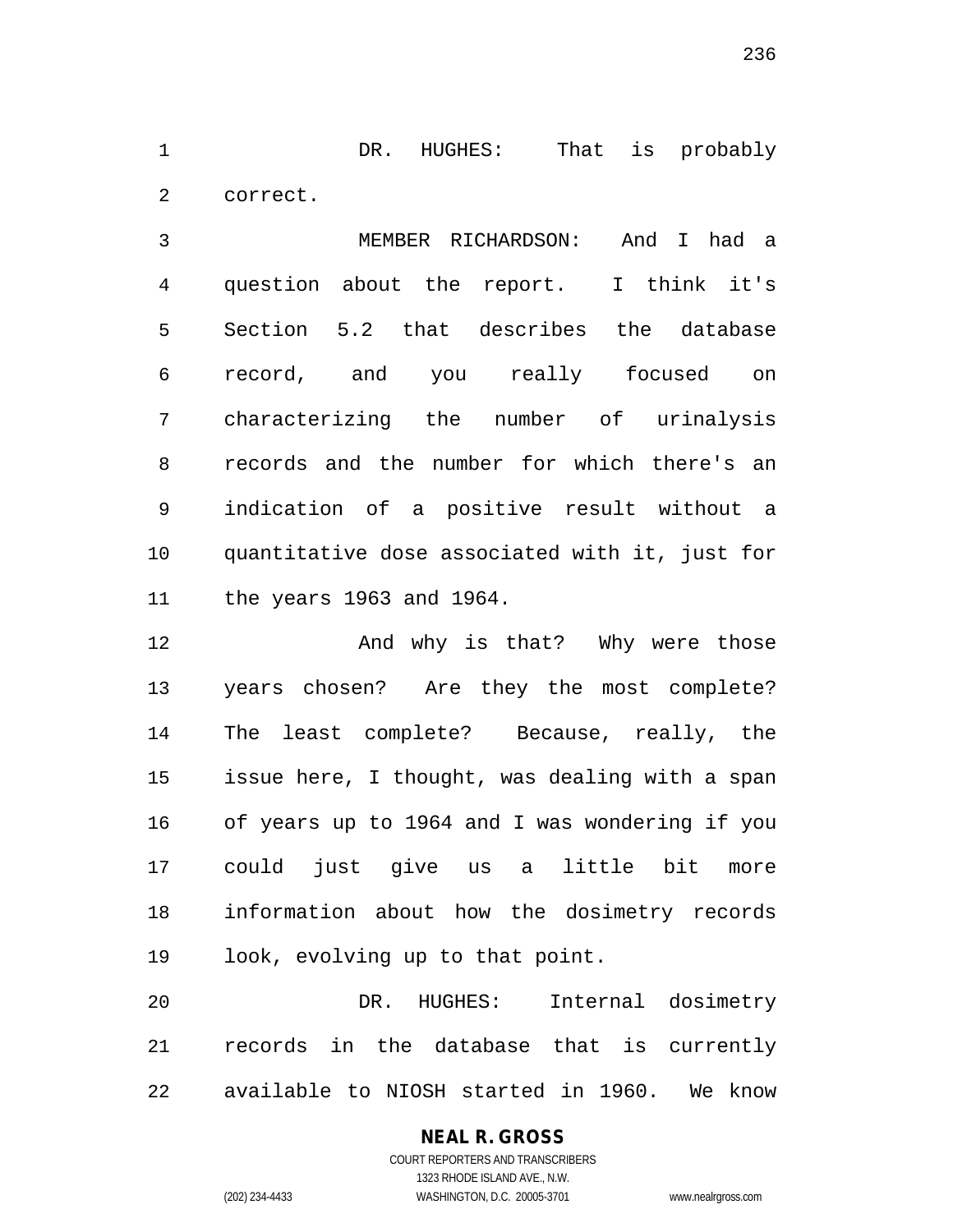DR. HUGHES: That is probably correct.

MEMBER RICHARDSON: And I had a question about the report. I think it's Section 5.2 that describes the database record, and you really focused on characterizing the number of urinalysis records and the number for which there's an indication of a positive result without a quantitative dose associated with it, just for the years 1963 and 1964.

And why is that? Why were those years chosen? Are they the most complete? The least complete? Because, really, the issue here, I thought, was dealing with a span of years up to 1964 and I was wondering if you could just give us a little bit more information about how the dosimetry records look, evolving up to that point.

DR. HUGHES: Internal dosimetry records in the database that is currently available to NIOSH started in 1960. We know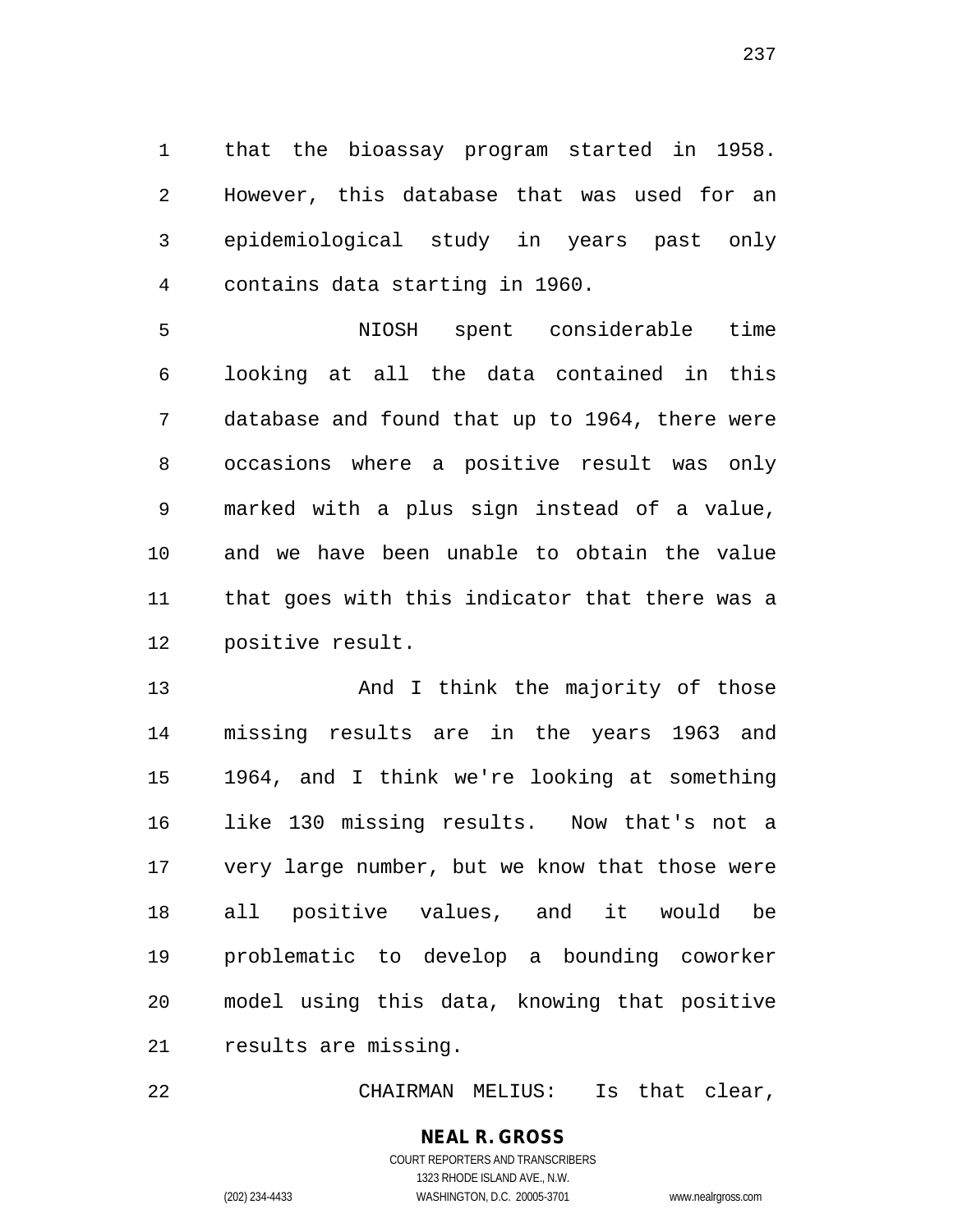that the bioassay program started in 1958. However, this database that was used for an epidemiological study in years past only contains data starting in 1960.

NIOSH spent considerable time looking at all the data contained in this database and found that up to 1964, there were occasions where a positive result was only marked with a plus sign instead of a value, and we have been unable to obtain the value that goes with this indicator that there was a positive result.

And I think the majority of those missing results are in the years 1963 and 1964, and I think we're looking at something like 130 missing results. Now that's not a very large number, but we know that those were all positive values, and it would be problematic to develop a bounding coworker model using this data, knowing that positive results are missing.

CHAIRMAN MELIUS: Is that clear,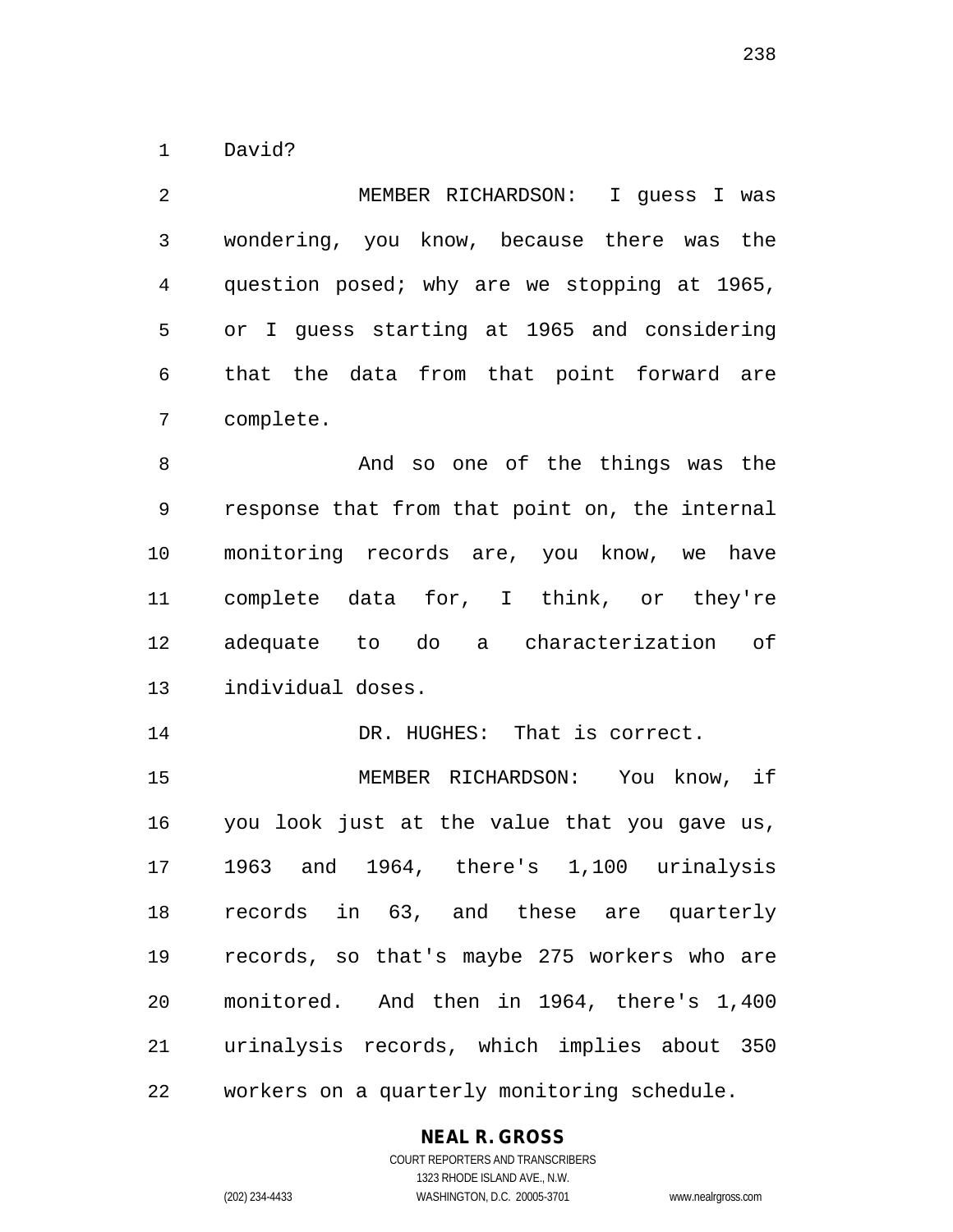David?

MEMBER RICHARDSON: I guess I was wondering, you know, because there was the question posed; why are we stopping at 1965, or I guess starting at 1965 and considering that the data from that point forward are complete.

And so one of the things was the response that from that point on, the internal monitoring records are, you know, we have complete data for, I think, or they're adequate to do a characterization of individual doses.

DR. HUGHES: That is correct.

MEMBER RICHARDSON: You know, if you look just at the value that you gave us, 1963 and 1964, there's 1,100 urinalysis records in 63, and these are quarterly records, so that's maybe 275 workers who are monitored. And then in 1964, there's 1,400 urinalysis records, which implies about 350 workers on a quarterly monitoring schedule.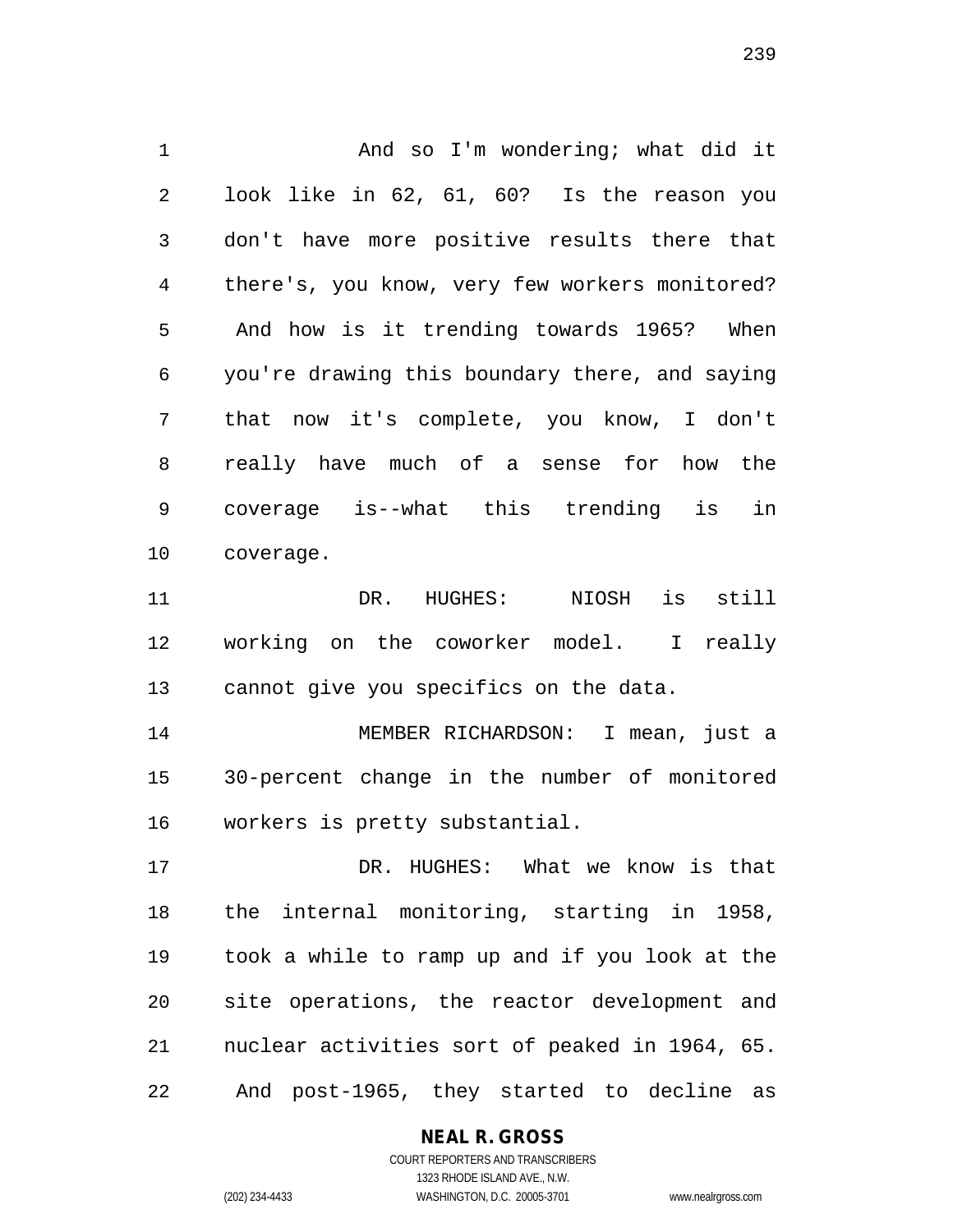And so I'm wondering; what did it look like in 62, 61, 60? Is the reason you don't have more positive results there that there's, you know, very few workers monitored? And how is it trending towards 1965? When you're drawing this boundary there, and saying that now it's complete, you know, I don't really have much of a sense for how the coverage is--what this trending is in coverage.

DR. HUGHES: NIOSH is still working on the coworker model. I really cannot give you specifics on the data.

MEMBER RICHARDSON: I mean, just a 30-percent change in the number of monitored workers is pretty substantial.

DR. HUGHES: What we know is that the internal monitoring, starting in 1958, took a while to ramp up and if you look at the site operations, the reactor development and nuclear activities sort of peaked in 1964, 65. And post-1965, they started to decline as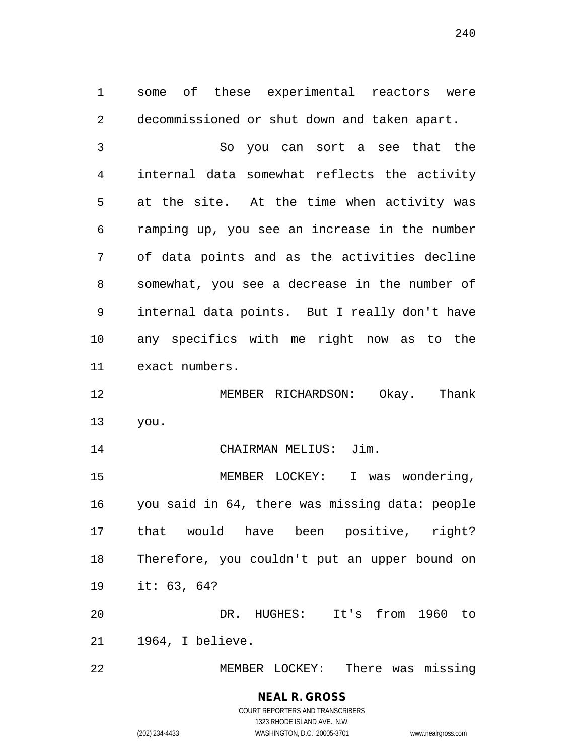some of these experimental reactors were decommissioned or shut down and taken apart.

So you can sort a see that the internal data somewhat reflects the activity at the site. At the time when activity was ramping up, you see an increase in the number of data points and as the activities decline somewhat, you see a decrease in the number of internal data points. But I really don't have any specifics with me right now as to the exact numbers.

MEMBER RICHARDSON: Okay. Thank you.

CHAIRMAN MELIUS: Jim.

MEMBER LOCKEY: I was wondering, you said in 64, there was missing data: people that would have been positive, right? Therefore, you couldn't put an upper bound on it: 63, 64?

DR. HUGHES: It's from 1960 to 1964, I believe.

MEMBER LOCKEY: There was missing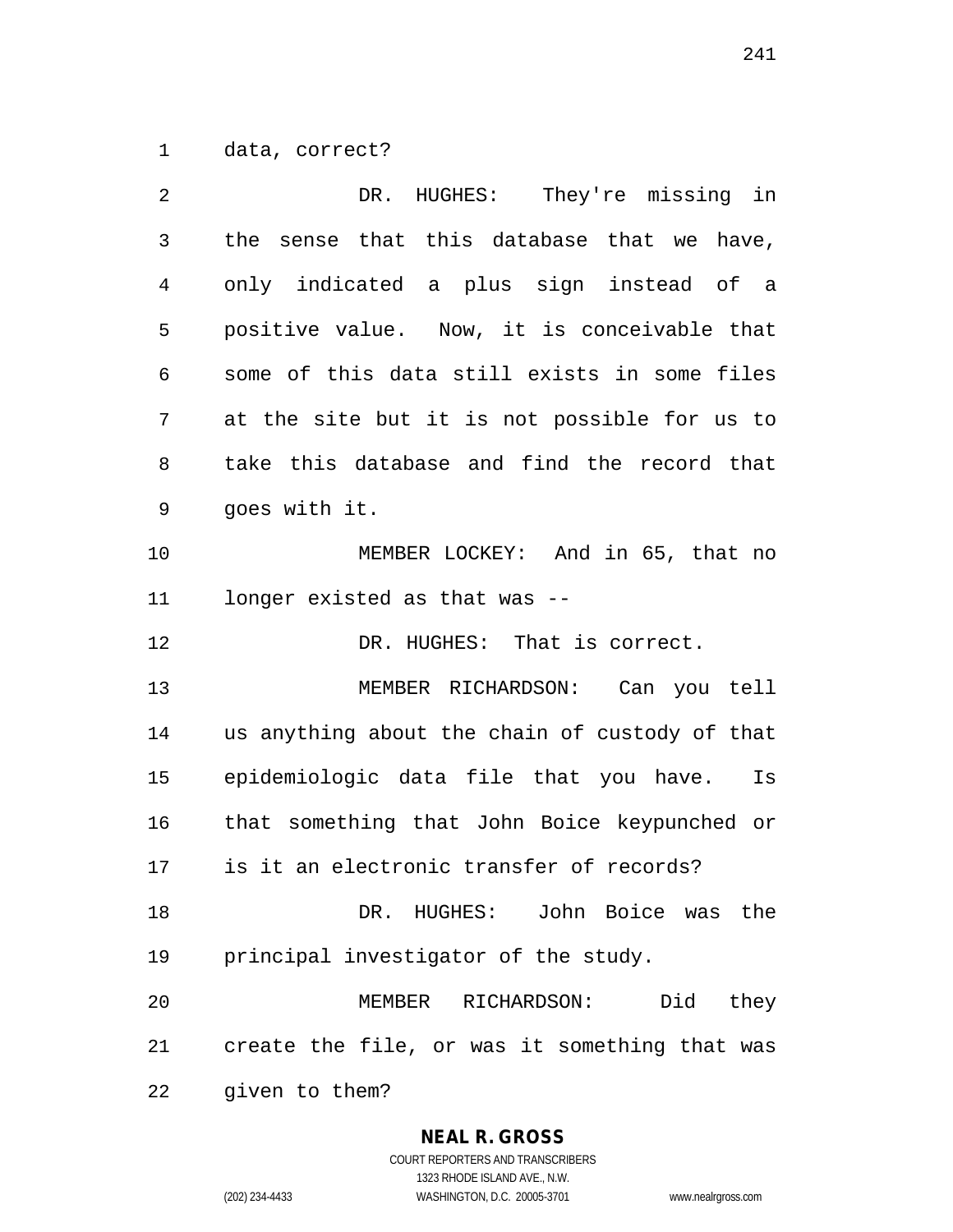data, correct?

DR. HUGHES: They're missing in the sense that this database that we have, only indicated a plus sign instead of a positive value. Now, it is conceivable that some of this data still exists in some files at the site but it is not possible for us to take this database and find the record that goes with it.

MEMBER LOCKEY: And in 65, that no longer existed as that was --

DR. HUGHES: That is correct.

MEMBER RICHARDSON: Can you tell us anything about the chain of custody of that epidemiologic data file that you have. Is that something that John Boice keypunched or is it an electronic transfer of records?

DR. HUGHES: John Boice was the principal investigator of the study.

MEMBER RICHARDSON: Did they create the file, or was it something that was given to them?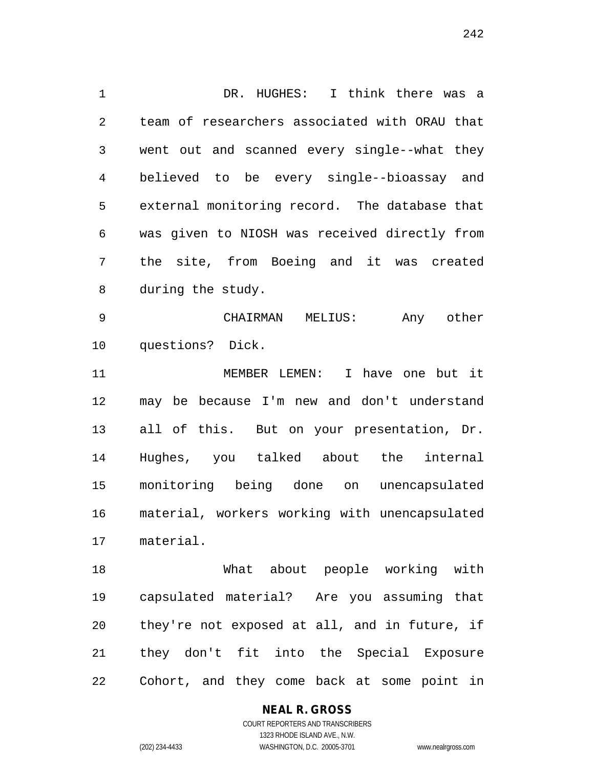DR. HUGHES: I think there was a team of researchers associated with ORAU that went out and scanned every single--what they believed to be every single--bioassay and external monitoring record. The database that was given to NIOSH was received directly from the site, from Boeing and it was created during the study.

CHAIRMAN MELIUS: Any other questions? Dick.

MEMBER LEMEN: I have one but it may be because I'm new and don't understand all of this. But on your presentation, Dr. Hughes, you talked about the internal monitoring being done on unencapsulated material, workers working with unencapsulated material.

What about people working with capsulated material? Are you assuming that they're not exposed at all, and in future, if they don't fit into the Special Exposure Cohort, and they come back at some point in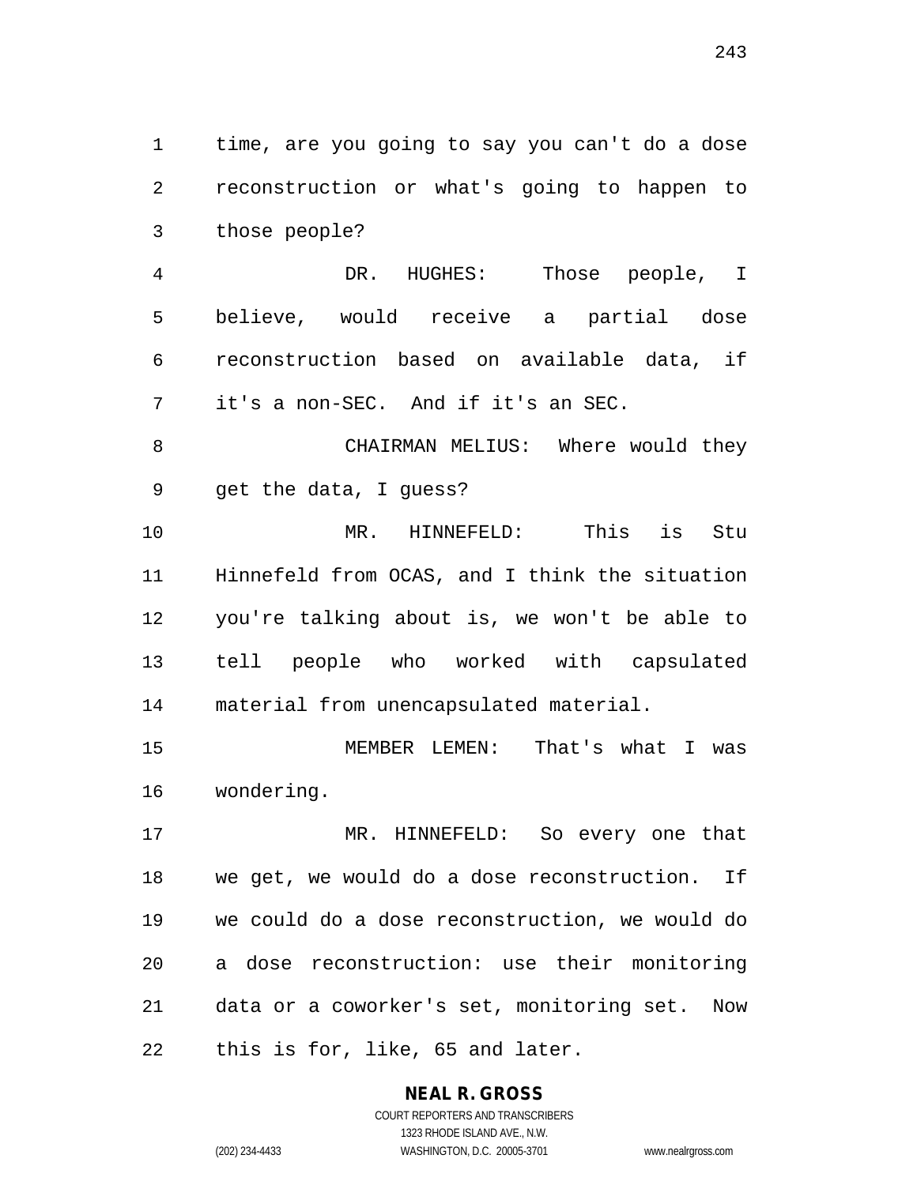time, are you going to say you can't do a dose reconstruction or what's going to happen to those people?

DR. HUGHES: Those people, I believe, would receive a partial dose reconstruction based on available data, if it's a non-SEC. And if it's an SEC.

CHAIRMAN MELIUS: Where would they get the data, I guess?

MR. HINNEFELD: This is Stu Hinnefeld from OCAS, and I think the situation you're talking about is, we won't be able to tell people who worked with capsulated material from unencapsulated material.

MEMBER LEMEN: That's what I was wondering.

MR. HINNEFELD: So every one that we get, we would do a dose reconstruction. If we could do a dose reconstruction, we would do a dose reconstruction: use their monitoring data or a coworker's set, monitoring set. Now this is for, like, 65 and later.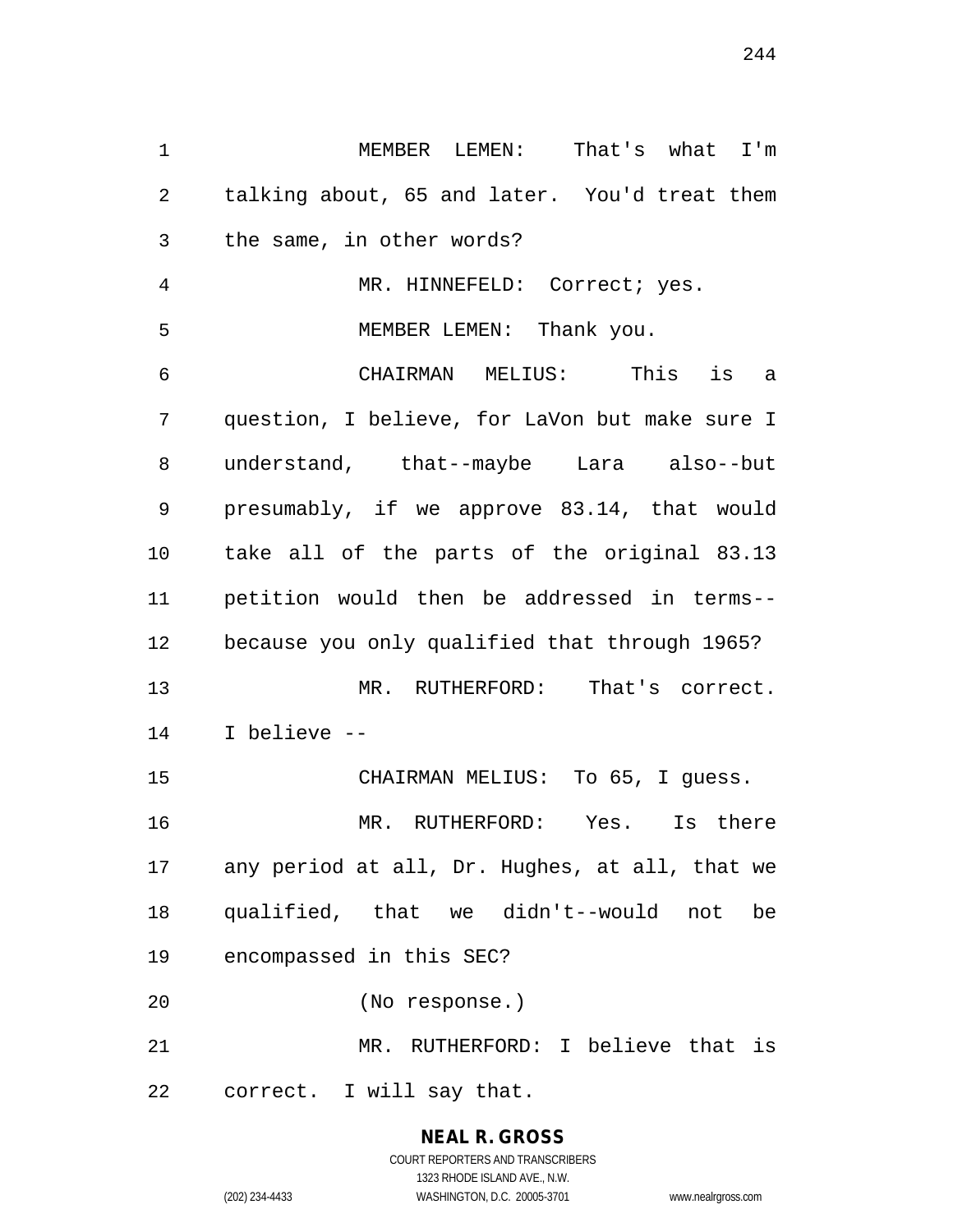MEMBER LEMEN: That's what I'm talking about, 65 and later. You'd treat them the same, in other words?

MR. HINNEFELD: Correct; yes.

MEMBER LEMEN: Thank you.

CHAIRMAN MELIUS: This is a question, I believe, for LaVon but make sure I understand, that--maybe Lara also--but presumably, if we approve 83.14, that would take all of the parts of the original 83.13 petition would then be addressed in terms--because you only qualified that through 1965?

MR. RUTHERFORD: That's correct. I believe --

CHAIRMAN MELIUS: To 65, I guess.

MR. RUTHERFORD: Yes. Is there any period at all, Dr. Hughes, at all, that we qualified, that we didn't--would not be encompassed in this SEC?

(No response.)

MR. RUTHERFORD: I believe that is correct. I will say that.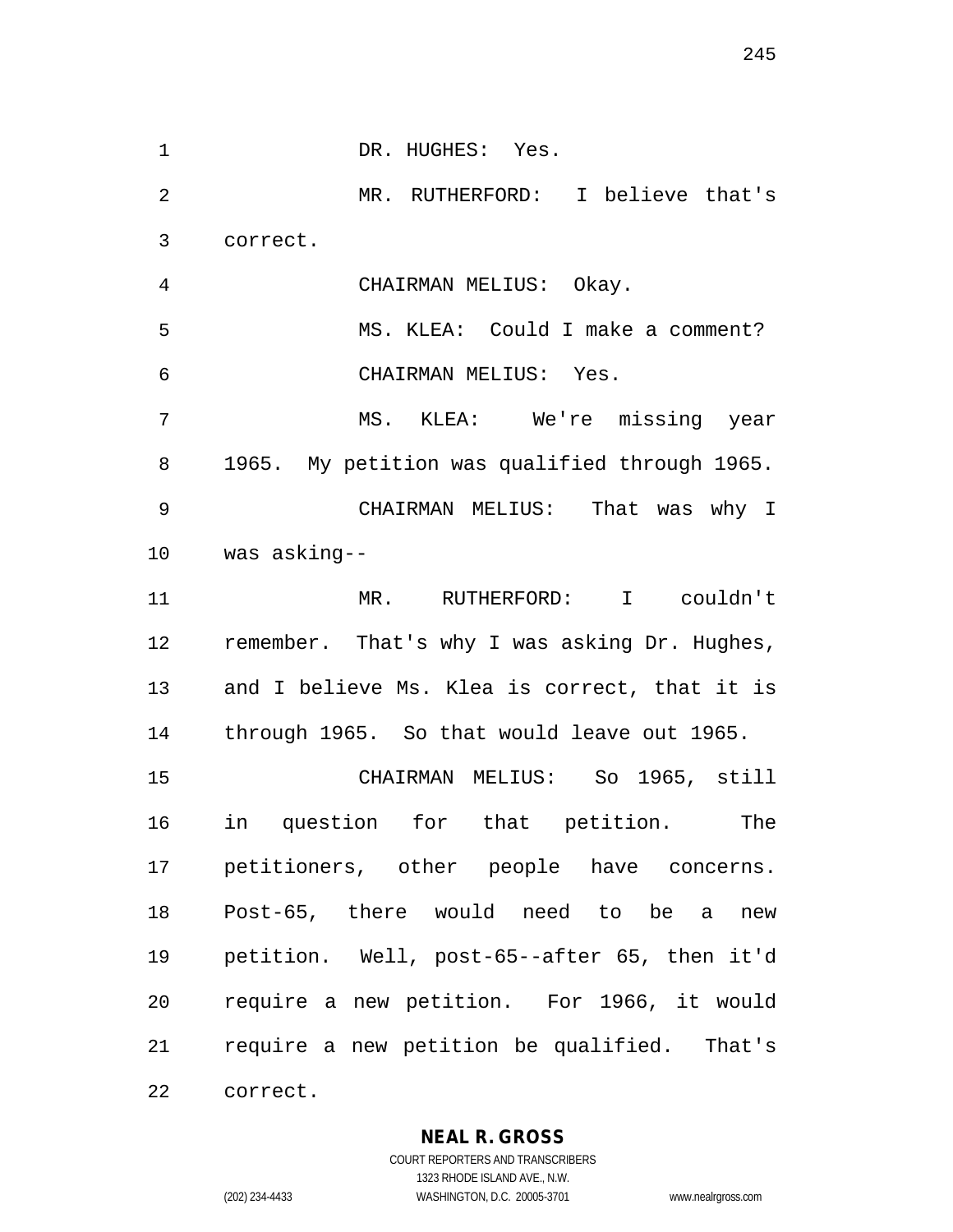DR. HUGHES: Yes.

MR. RUTHERFORD: I believe that's correct.

CHAIRMAN MELIUS: Okay.

MS. KLEA: Could I make a comment?

CHAIRMAN MELIUS: Yes.

MS. KLEA: We're missing year 1965. My petition was qualified through 1965.

CHAIRMAN MELIUS: That was why I was asking--

MR. RUTHERFORD: I couldn't remember. That's why I was asking Dr. Hughes, and I believe Ms. Klea is correct, that it is through 1965. So that would leave out 1965.

CHAIRMAN MELIUS: So 1965, still in question for that petition. The petitioners, other people have concerns. Post-65, there would need to be a new petition. Well, post-65--after 65, then it'd require a new petition. For 1966, it would require a new petition be qualified. That's correct.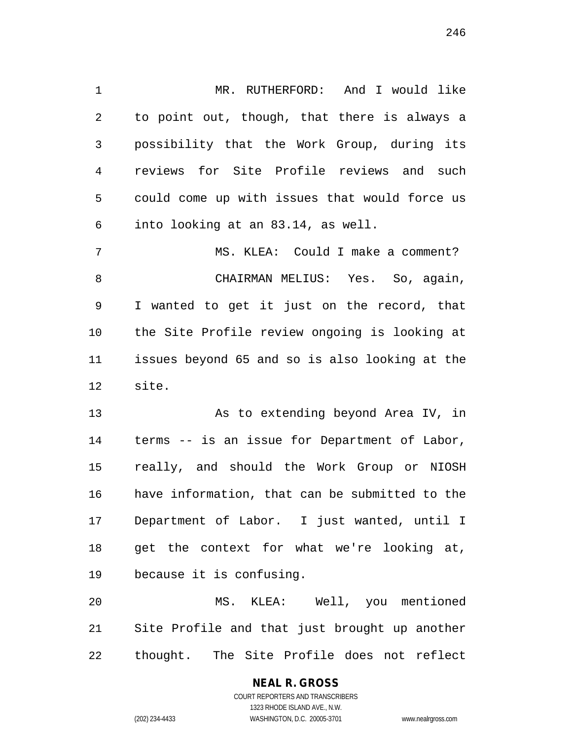MR. RUTHERFORD: And I would like to point out, though, that there is always a possibility that the Work Group, during its reviews for Site Profile reviews and such could come up with issues that would force us into looking at an 83.14, as well.

MS. KLEA: Could I make a comment?

CHAIRMAN MELIUS: Yes. So, again, I wanted to get it just on the record, that the Site Profile review ongoing is looking at issues beyond 65 and so is also looking at the site.

As to extending beyond Area IV, in terms -- is an issue for Department of Labor, really, and should the Work Group or NIOSH have information, that can be submitted to the Department of Labor. I just wanted, until I get the context for what we're looking at, because it is confusing.

MS. KLEA: Well, you mentioned Site Profile and that just brought up another thought. The Site Profile does not reflect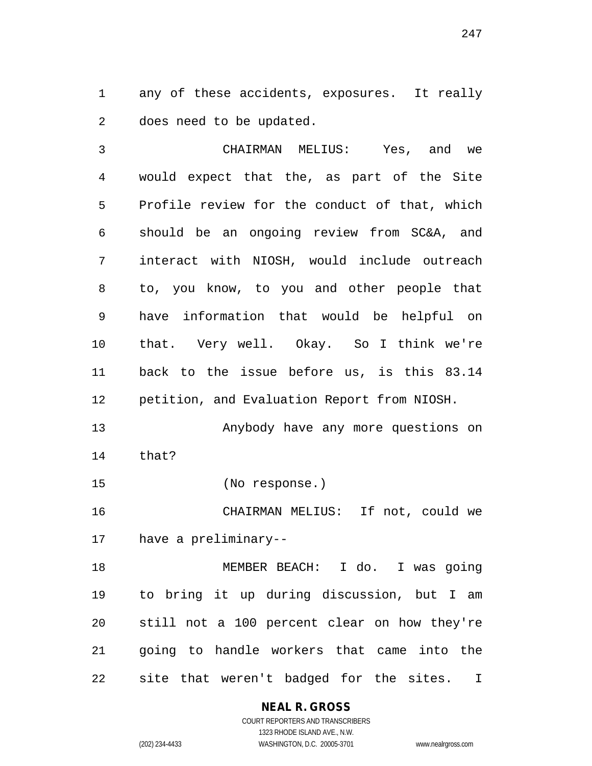any of these accidents, exposures. It really does need to be updated.

CHAIRMAN MELIUS: Yes, and we would expect that the, as part of the Site Profile review for the conduct of that, which should be an ongoing review from SC&A, and interact with NIOSH, would include outreach to, you know, to you and other people that have information that would be helpful on that. Very well. Okay. So I think we're back to the issue before us, is this 83.14 petition, and Evaluation Report from NIOSH.

Anybody have any more questions on that?

(No response.)

CHAIRMAN MELIUS: If not, could we have a preliminary--

MEMBER BEACH: I do. I was going to bring it up during discussion, but I am still not a 100 percent clear on how they're going to handle workers that came into the site that weren't badged for the sites. I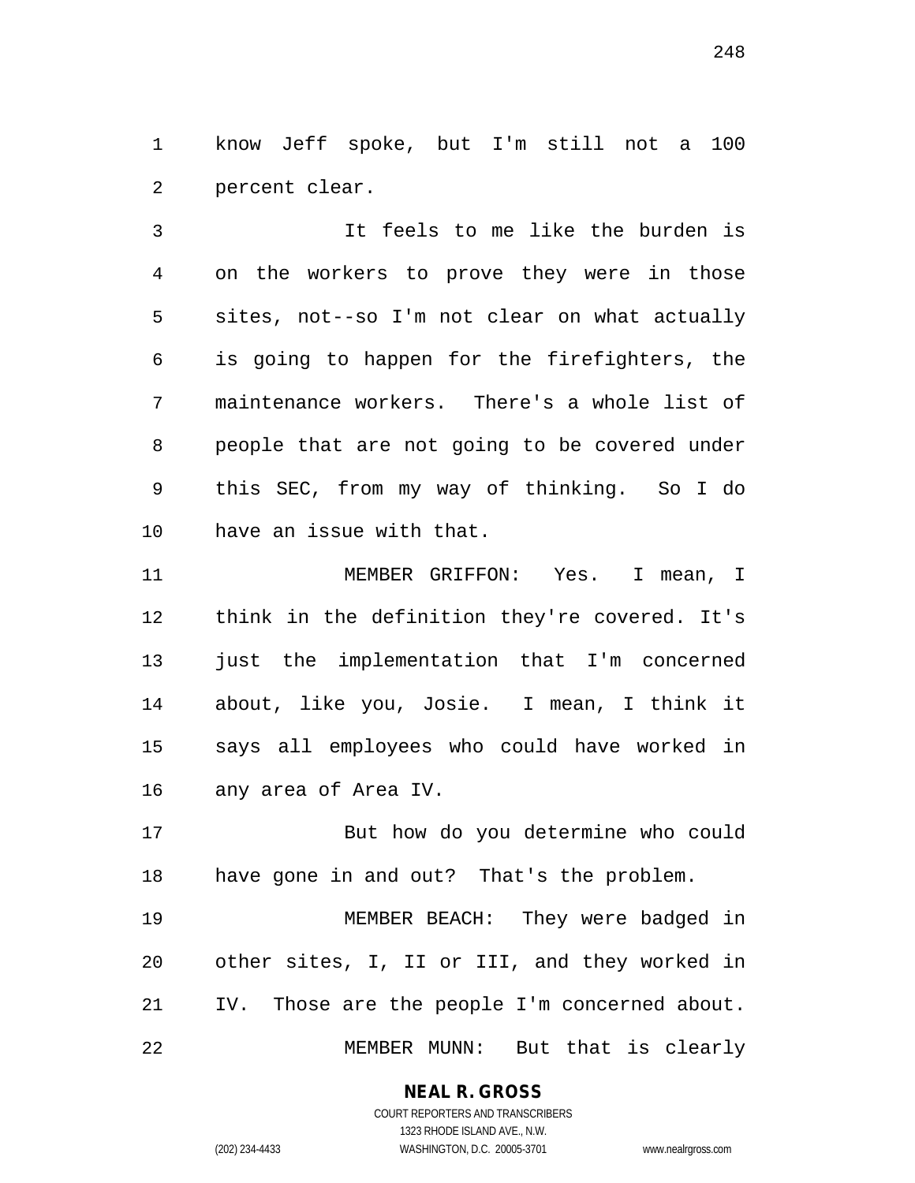know Jeff spoke, but I'm still not a 100 percent clear.

It feels to me like the burden is on the workers to prove they were in those sites, not--so I'm not clear on what actually is going to happen for the firefighters, the maintenance workers. There's a whole list of people that are not going to be covered under this SEC, from my way of thinking. So I do have an issue with that.

MEMBER GRIFFON: Yes. I mean, I think in the definition they're covered. It's just the implementation that I'm concerned about, like you, Josie. I mean, I think it says all employees who could have worked in any area of Area IV.

But how do you determine who could have gone in and out? That's the problem.

MEMBER BEACH: They were badged in other sites, I, II or III, and they worked in IV. Those are the people I'm concerned about.

MEMBER MUNN: But that is clearly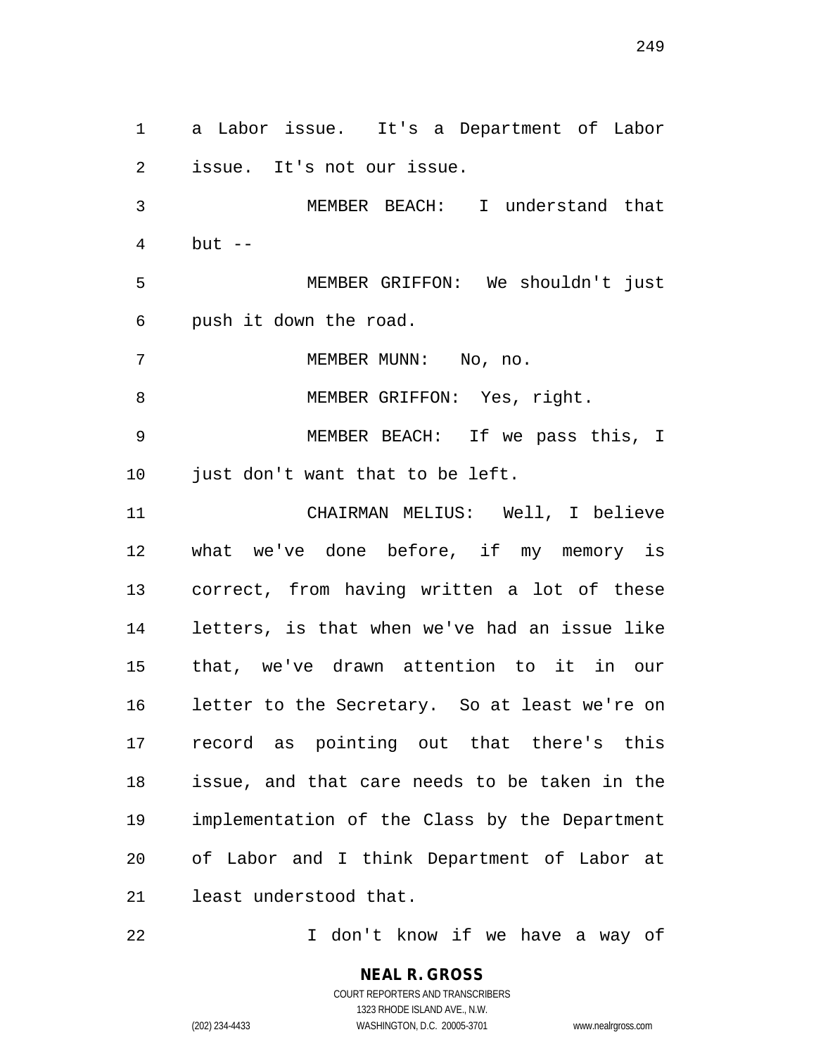a Labor issue. It's a Department of Labor issue. It's not our issue.

MEMBER BEACH: I understand that but --

MEMBER GRIFFON: We shouldn't just push it down the road.

MEMBER MUNN: No, no.

MEMBER GRIFFON: Yes, right.

MEMBER BEACH: If we pass this, I just don't want that to be left.

CHAIRMAN MELIUS: Well, I believe what we've done before, if my memory is correct, from having written a lot of these letters, is that when we've had an issue like that, we've drawn attention to it in our letter to the Secretary. So at least we're on record as pointing out that there's this issue, and that care needs to be taken in the implementation of the Class by the Department of Labor and I think Department of Labor at least understood that.

I don't know if we have a way of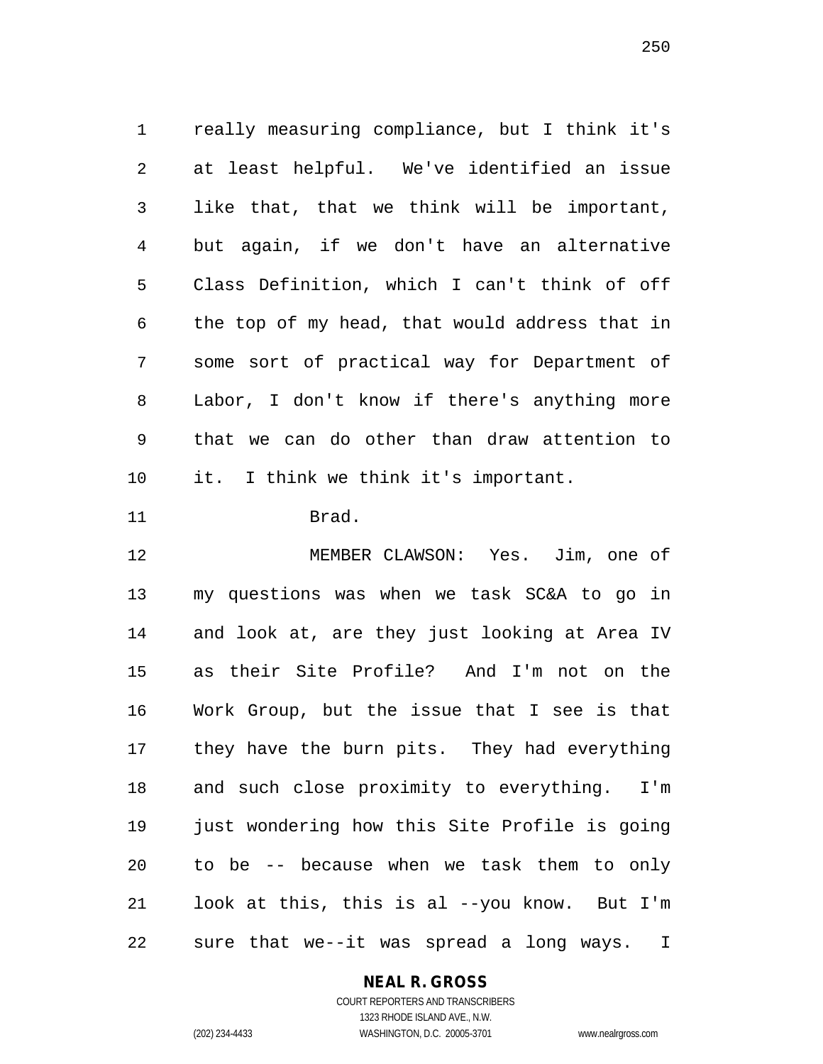really measuring compliance, but I think it's at least helpful. We've identified an issue like that, that we think will be important, but again, if we don't have an alternative Class Definition, which I can't think of off the top of my head, that would address that in some sort of practical way for Department of Labor, I don't know if there's anything more that we can do other than draw attention to it. I think we think it's important.

Brad.

MEMBER CLAWSON: Yes. Jim, one of my questions was when we task SC&A to go in and look at, are they just looking at Area IV as their Site Profile? And I'm not on the Work Group, but the issue that I see is that they have the burn pits. They had everything and such close proximity to everything. I'm just wondering how this Site Profile is going to be -- because when we task them to only look at this, this is al --you know. But I'm sure that we--it was spread a long ways. I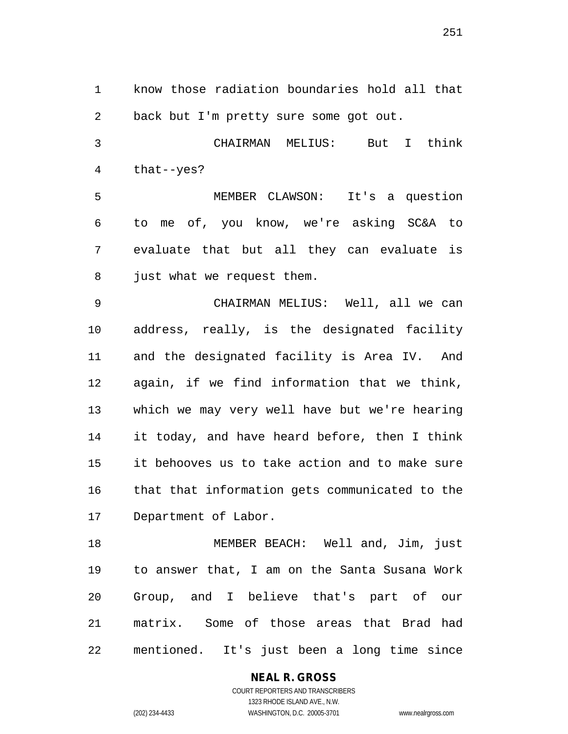know those radiation boundaries hold all that back but I'm pretty sure some got out.

CHAIRMAN MELIUS: But I think that--yes?

MEMBER CLAWSON: It's a question to me of, you know, we're asking SC&A to evaluate that but all they can evaluate is just what we request them.

CHAIRMAN MELIUS: Well, all we can address, really, is the designated facility and the designated facility is Area IV. And again, if we find information that we think, which we may very well have but we're hearing it today, and have heard before, then I think it behooves us to take action and to make sure that that information gets communicated to the Department of Labor.

MEMBER BEACH: Well and, Jim, just to answer that, I am on the Santa Susana Work Group, and I believe that's part of our matrix. Some of those areas that Brad had mentioned. It's just been a long time since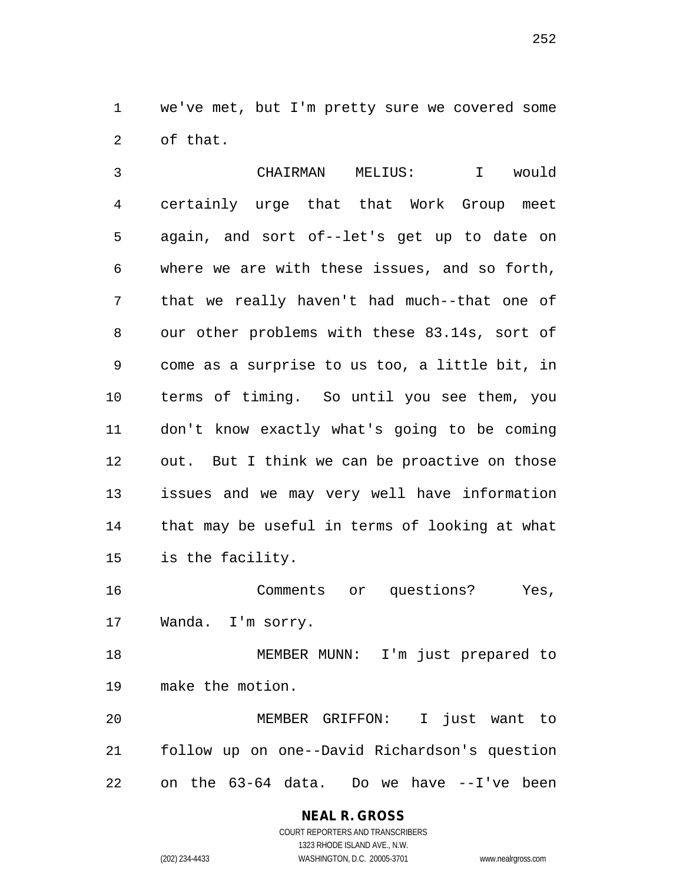we've met, but I'm pretty sure we covered some of that.

CHAIRMAN MELIUS: I would certainly urge that that Work Group meet again, and sort of--let's get up to date on where we are with these issues, and so forth, that we really haven't had much--that one of our other problems with these 83.14s, sort of come as a surprise to us too, a little bit, in terms of timing. So until you see them, you don't know exactly what's going to be coming out. But I think we can be proactive on those issues and we may very well have information that may be useful in terms of looking at what is the facility.

Comments or questions? Yes, Wanda. I'm sorry.

MEMBER MUNN: I'm just prepared to make the motion.

MEMBER GRIFFON: I just want to follow up on one--David Richardson's question on the 63-64 data. Do we have --I've been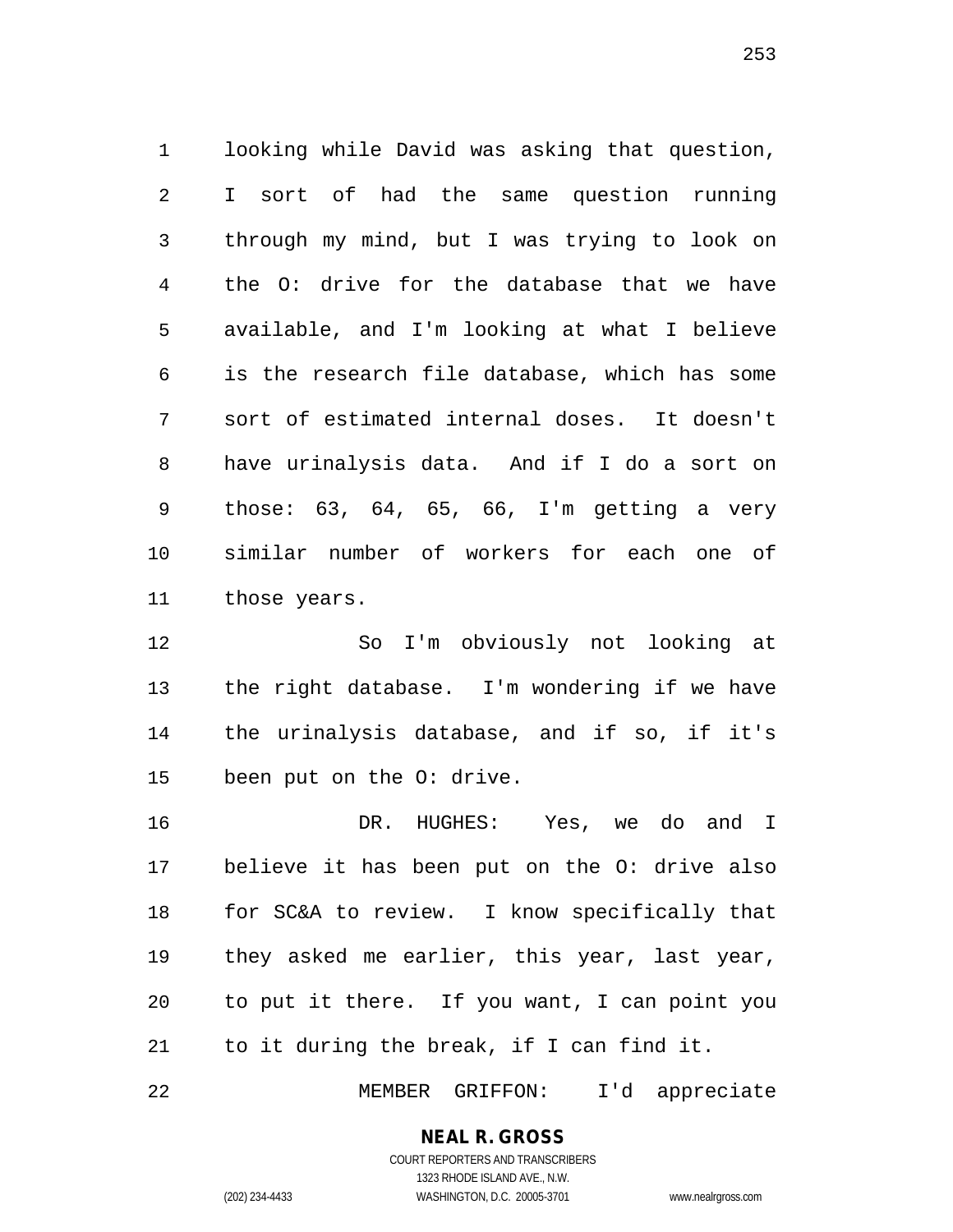looking while David was asking that question, I sort of had the same question running through my mind, but I was trying to look on the O: drive for the database that we have available, and I'm looking at what I believe is the research file database, which has some sort of estimated internal doses. It doesn't have urinalysis data. And if I do a sort on those: 63, 64, 65, 66, I'm getting a very similar number of workers for each one of those years.

So I'm obviously not looking at the right database. I'm wondering if we have the urinalysis database, and if so, if it's been put on the O: drive.

DR. HUGHES: Yes, we do and I believe it has been put on the O: drive also for SC&A to review. I know specifically that they asked me earlier, this year, last year, to put it there. If you want, I can point you to it during the break, if I can find it.

MEMBER GRIFFON: I'd appreciate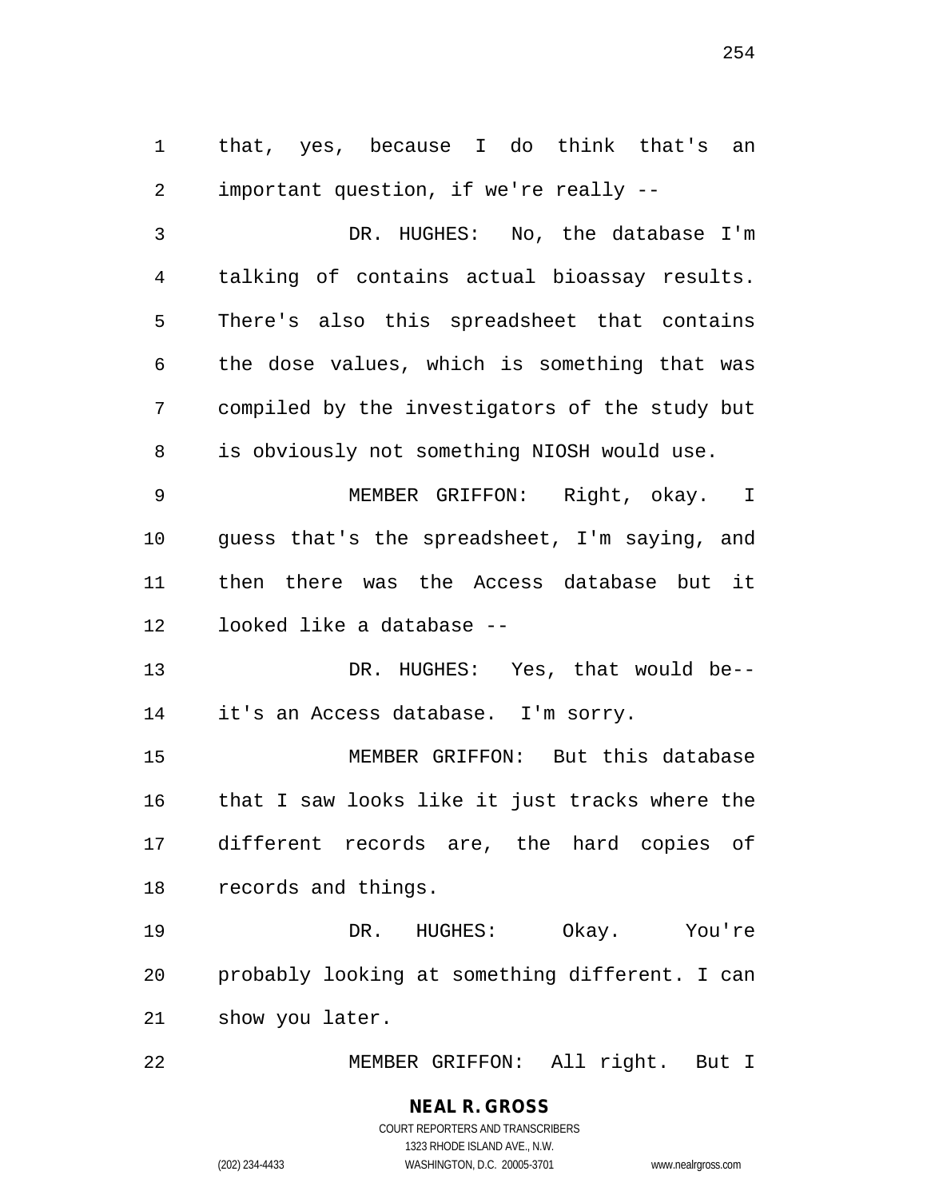that, yes, because I do think that's an important question, if we're really --

DR. HUGHES: No, the database I'm talking of contains actual bioassay results. There's also this spreadsheet that contains the dose values, which is something that was compiled by the investigators of the study but is obviously not something NIOSH would use.

MEMBER GRIFFON: Right, okay. I guess that's the spreadsheet, I'm saying, and then there was the Access database but it looked like a database --

DR. HUGHES: Yes, that would be-- it's an Access database. I'm sorry.

MEMBER GRIFFON: But this database that I saw looks like it just tracks where the different records are, the hard copies of records and things.

DR. HUGHES: Okay. You're probably looking at something different. I can show you later.

MEMBER GRIFFON: All right. But I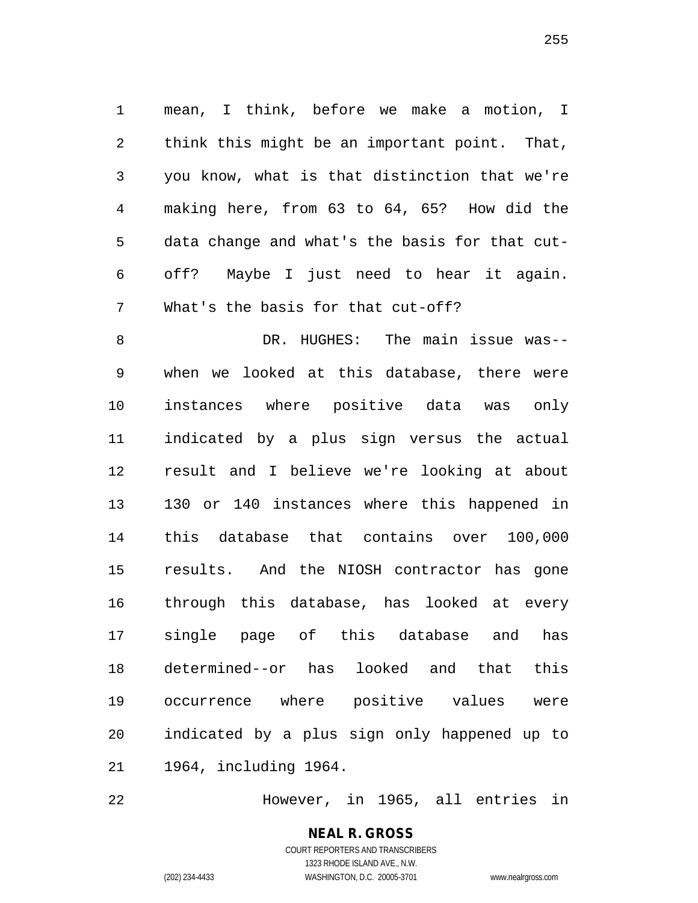mean, I think, before we make a motion, I think this might be an important point. That, you know, what is that distinction that we're making here, from 63 to 64, 65? How did the data change and what's the basis for that cut-off? Maybe I just need to hear it again. What's the basis for that cut-off?

DR. HUGHES: The main issue was--when we looked at this database, there were instances where positive data was only indicated by a plus sign versus the actual result and I believe we're looking at about 130 or 140 instances where this happened in this database that contains over 100,000 results. And the NIOSH contractor has gone through this database, has looked at every single page of this database and has determined--or has looked and that this occurrence where positive values were indicated by a plus sign only happened up to 1964, including 1964.

However, in 1965, all entries in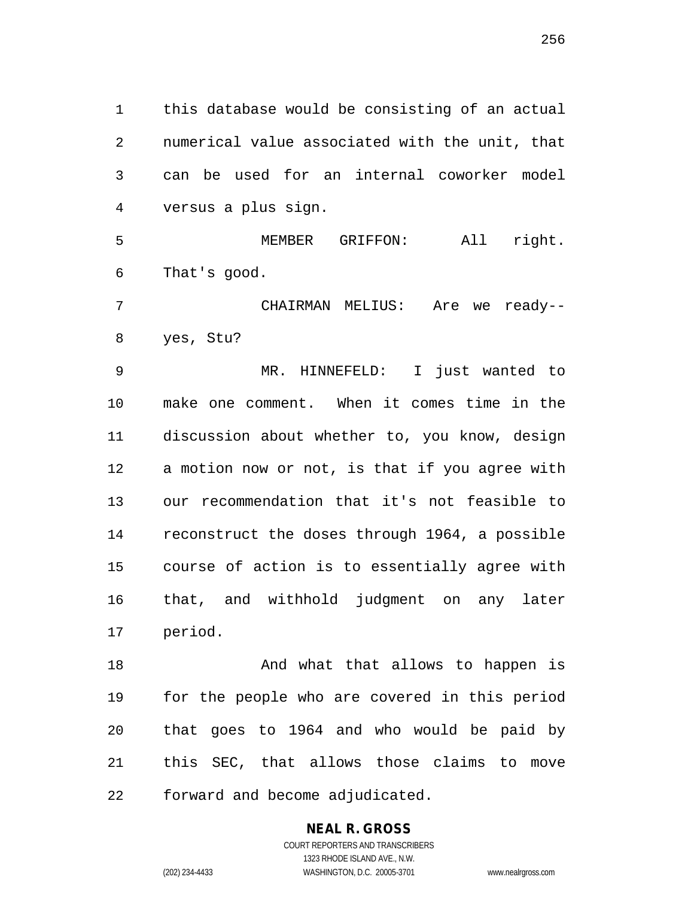this database would be consisting of an actual numerical value associated with the unit, that can be used for an internal coworker model versus a plus sign.

MEMBER GRIFFON: All right. That's good.

CHAIRMAN MELIUS: Are we ready-- yes, Stu?

MR. HINNEFELD: I just wanted to make one comment. When it comes time in the discussion about whether to, you know, design a motion now or not, is that if you agree with our recommendation that it's not feasible to reconstruct the doses through 1964, a possible course of action is to essentially agree with that, and withhold judgment on any later period.

And what that allows to happen is for the people who are covered in this period that goes to 1964 and who would be paid by this SEC, that allows those claims to move forward and become adjudicated.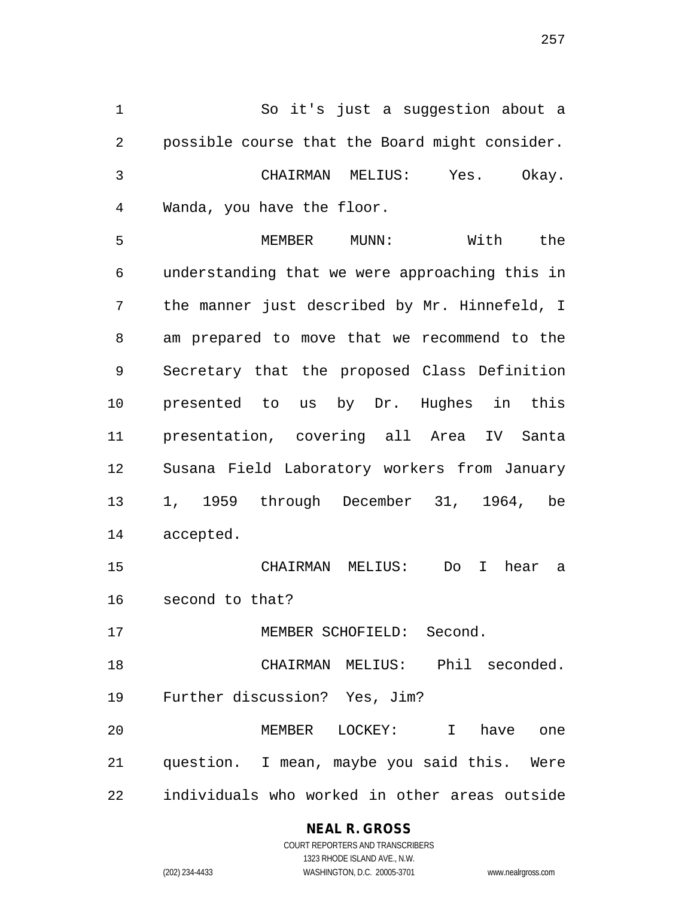So it's just a suggestion about a possible course that the Board might consider.

CHAIRMAN MELIUS: Yes. Okay. Wanda, you have the floor.

MEMBER MUNN: With the understanding that we were approaching this in the manner just described by Mr. Hinnefeld, I am prepared to move that we recommend to the Secretary that the proposed Class Definition presented to us by Dr. Hughes in this presentation, covering all Area IV Santa Susana Field Laboratory workers from January 1, 1959 through December 31, 1964, be accepted.

CHAIRMAN MELIUS: Do I hear a second to that?

MEMBER SCHOFIELD: Second.

CHAIRMAN MELIUS: Phil seconded. Further discussion? Yes, Jim?

MEMBER LOCKEY: I have one question. I mean, maybe you said this. Were individuals who worked in other areas outside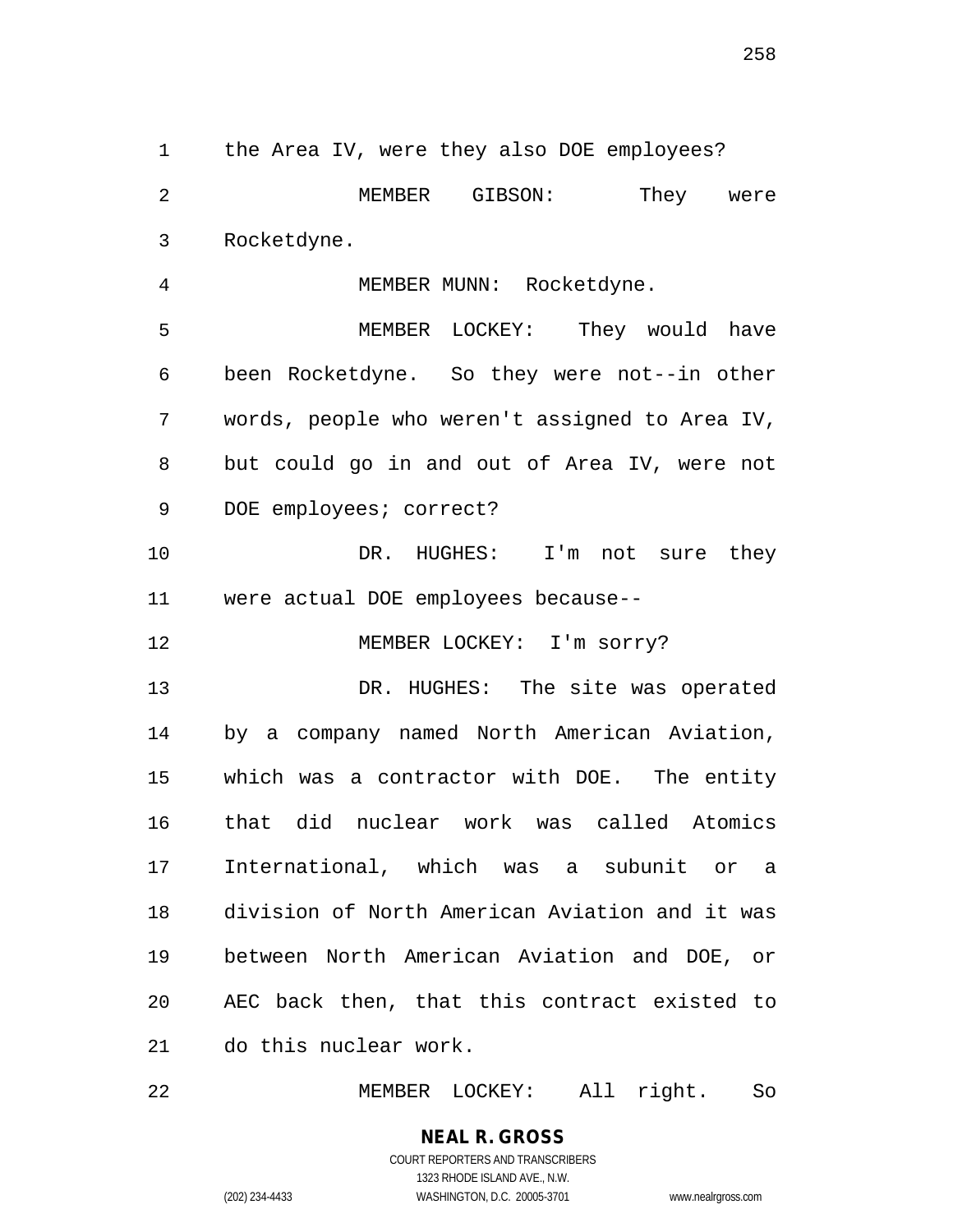the Area IV, were they also DOE employees?

MEMBER GIBSON: They were Rocketdyne.

MEMBER MUNN: Rocketdyne.

MEMBER LOCKEY: They would have been Rocketdyne. So they were not--in other words, people who weren't assigned to Area IV, but could go in and out of Area IV, were not DOE employees; correct?

DR. HUGHES: I'm not sure they were actual DOE employees because--

MEMBER LOCKEY: I'm sorry?

DR. HUGHES: The site was operated by a company named North American Aviation, which was a contractor with DOE. The entity that did nuclear work was called Atomics International, which was a subunit or a division of North American Aviation and it was between North American Aviation and DOE, or AEC back then, that this contract existed to do this nuclear work.

MEMBER LOCKEY: All right. So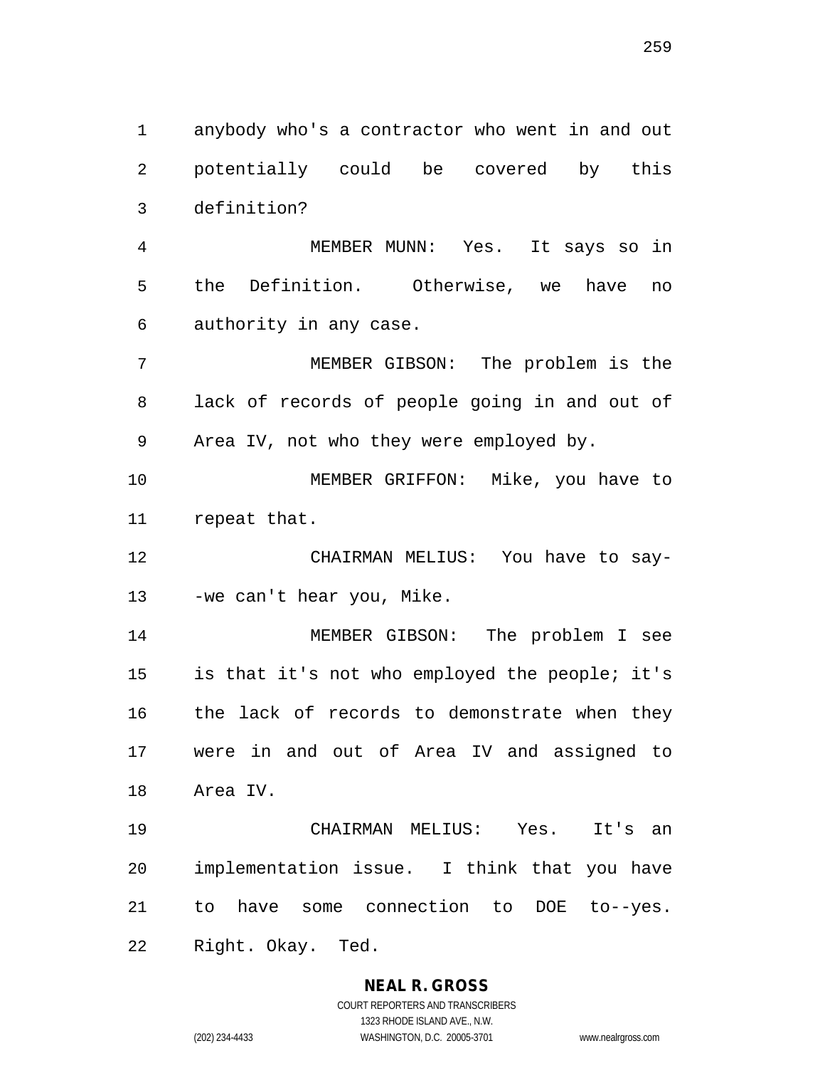anybody who's a contractor who went in and out potentially could be covered by this definition?

MEMBER MUNN: Yes. It says so in the Definition. Otherwise, we have no authority in any case.

MEMBER GIBSON: The problem is the lack of records of people going in and out of Area IV, not who they were employed by.

MEMBER GRIFFON: Mike, you have to repeat that.

CHAIRMAN MELIUS: You have to say--we can't hear you, Mike.

MEMBER GIBSON: The problem I see is that it's not who employed the people; it's the lack of records to demonstrate when they were in and out of Area IV and assigned to Area IV.

CHAIRMAN MELIUS: Yes. It's an implementation issue. I think that you have to have some connection to DOE to--yes. Right. Okay. Ted.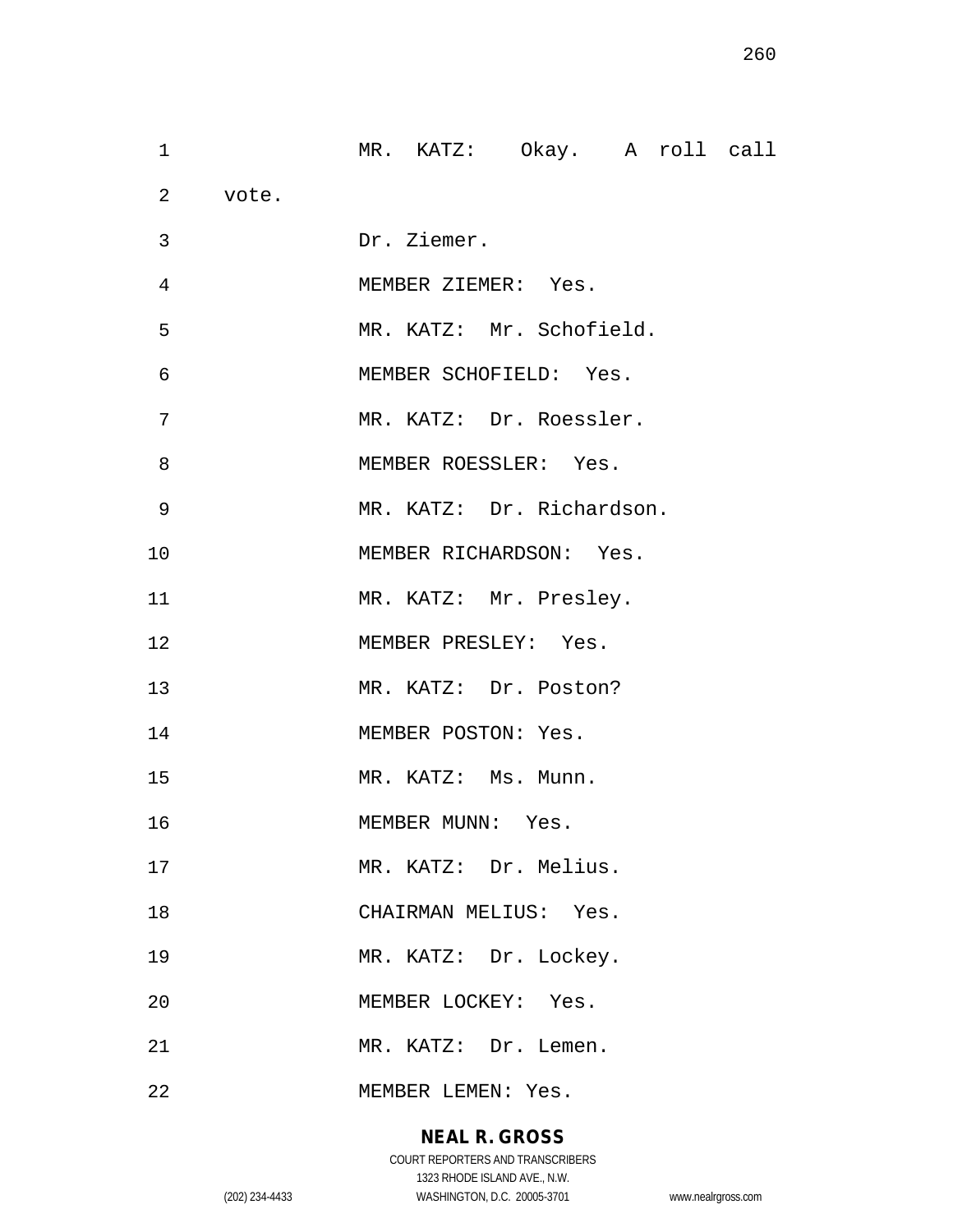MR. KATZ: Okay. A roll call vote.

Dr. Ziemer.

MEMBER ZIEMER: Yes.

MR. KATZ: Mr. Schofield.

MEMBER SCHOFIELD: Yes.

MR. KATZ: Dr. Roessler.

MEMBER ROESSLER: Yes.

MR. KATZ: Dr. Richardson.

MEMBER RICHARDSON: Yes.

MR. KATZ: Mr. Presley.

MEMBER PRESLEY: Yes.

MR. KATZ: Dr. Poston?

MEMBER POSTON: Yes.

MR. KATZ: Ms. Munn.

MEMBER MUNN: Yes.

MR. KATZ: Dr. Melius.

CHAIRMAN MELIUS: Yes.

MR. KATZ: Dr. Lockey.

MEMBER LOCKEY: Yes.

MR. KATZ: Dr. Lemen.

MEMBER LEMEN: Yes.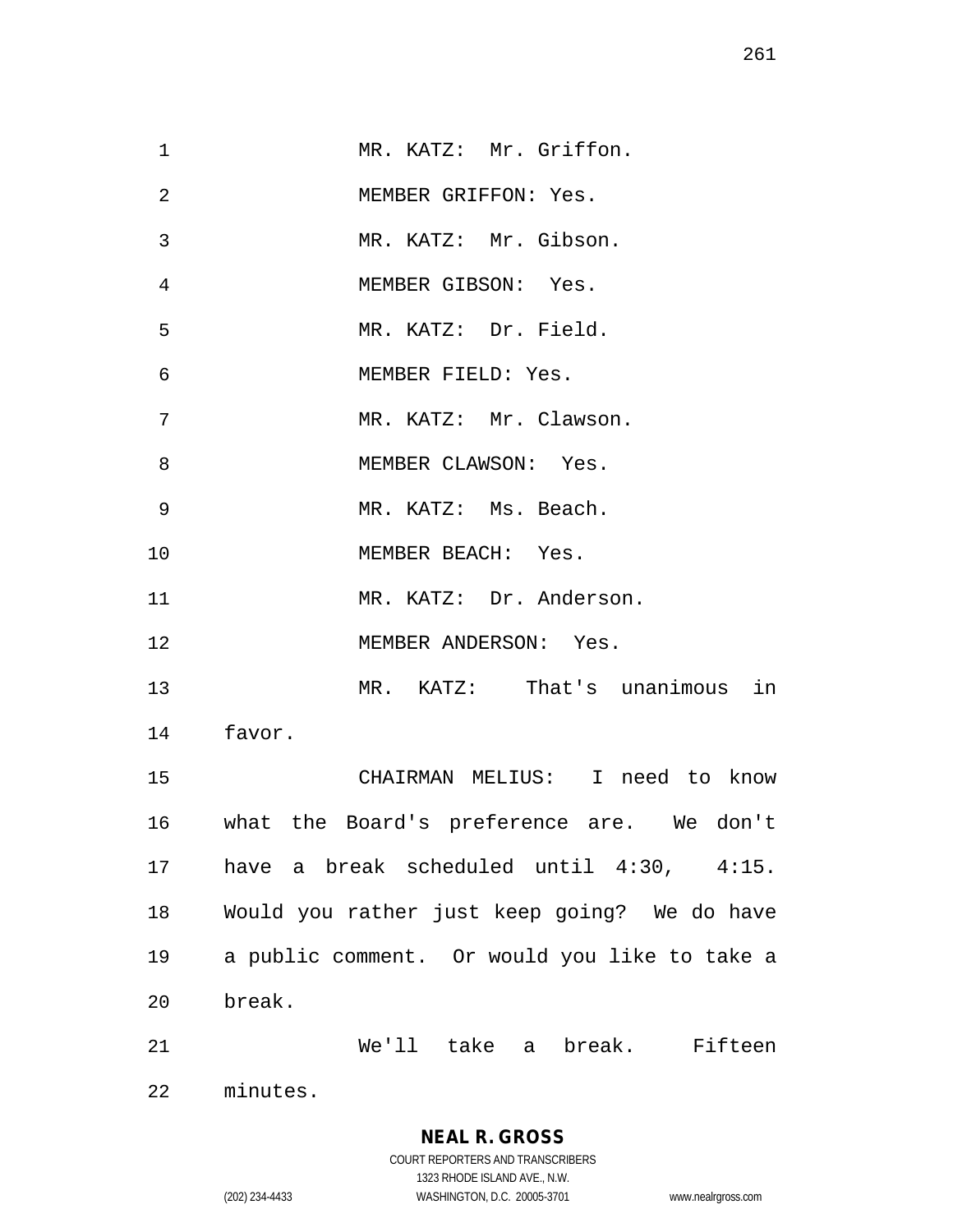MR. KATZ: Mr. Griffon.

MEMBER GRIFFON: Yes.

MR. KATZ: Mr. Gibson.

MEMBER GIBSON: Yes.

MR. KATZ: Dr. Field.

MEMBER FIELD: Yes.

MR. KATZ: Mr. Clawson.

MEMBER CLAWSON: Yes.

MR. KATZ: Ms. Beach.

MEMBER BEACH: Yes.

MR. KATZ: Dr. Anderson.

MEMBER ANDERSON: Yes.

MR. KATZ: That's unanimous in favor.

CHAIRMAN MELIUS: I need to know what the Board's preference are. We don't have a break scheduled until 4:30, 4:15. Would you rather just keep going? We do have a public comment. Or would you like to take a break.

We'll take a break. Fifteen minutes.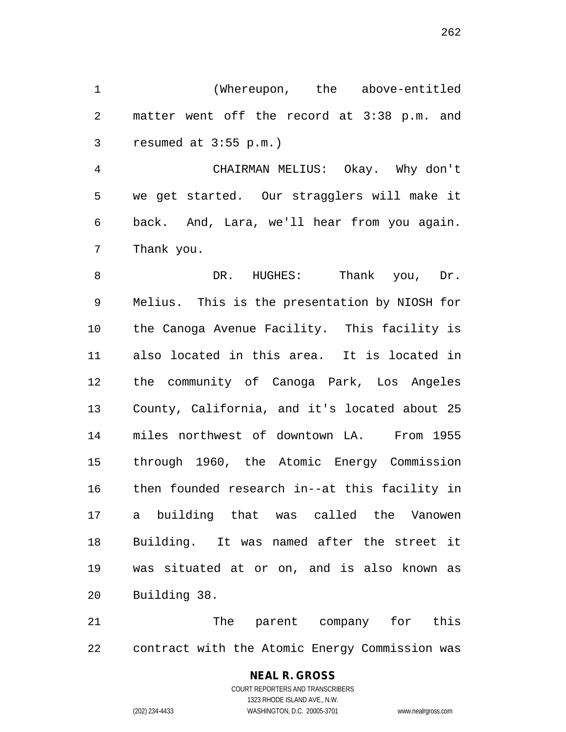(Whereupon, the above-entitled matter went off the record at 3:38 p.m. and resumed at 3:55 p.m.)

CHAIRMAN MELIUS: Okay. Why don't we get started. Our stragglers will make it back. And, Lara, we'll hear from you again. Thank you.

DR. HUGHES: Thank you, Dr. Melius. This is the presentation by NIOSH for the Canoga Avenue Facility. This facility is also located in this area. It is located in the community of Canoga Park, Los Angeles County, California, and it's located about 25 miles northwest of downtown LA. From 1955 through 1960, the Atomic Energy Commission then founded research in--at this facility in a building that was called the Vanowen Building. It was named after the street it was situated at or on, and is also known as Building 38.

The parent company for this contract with the Atomic Energy Commission was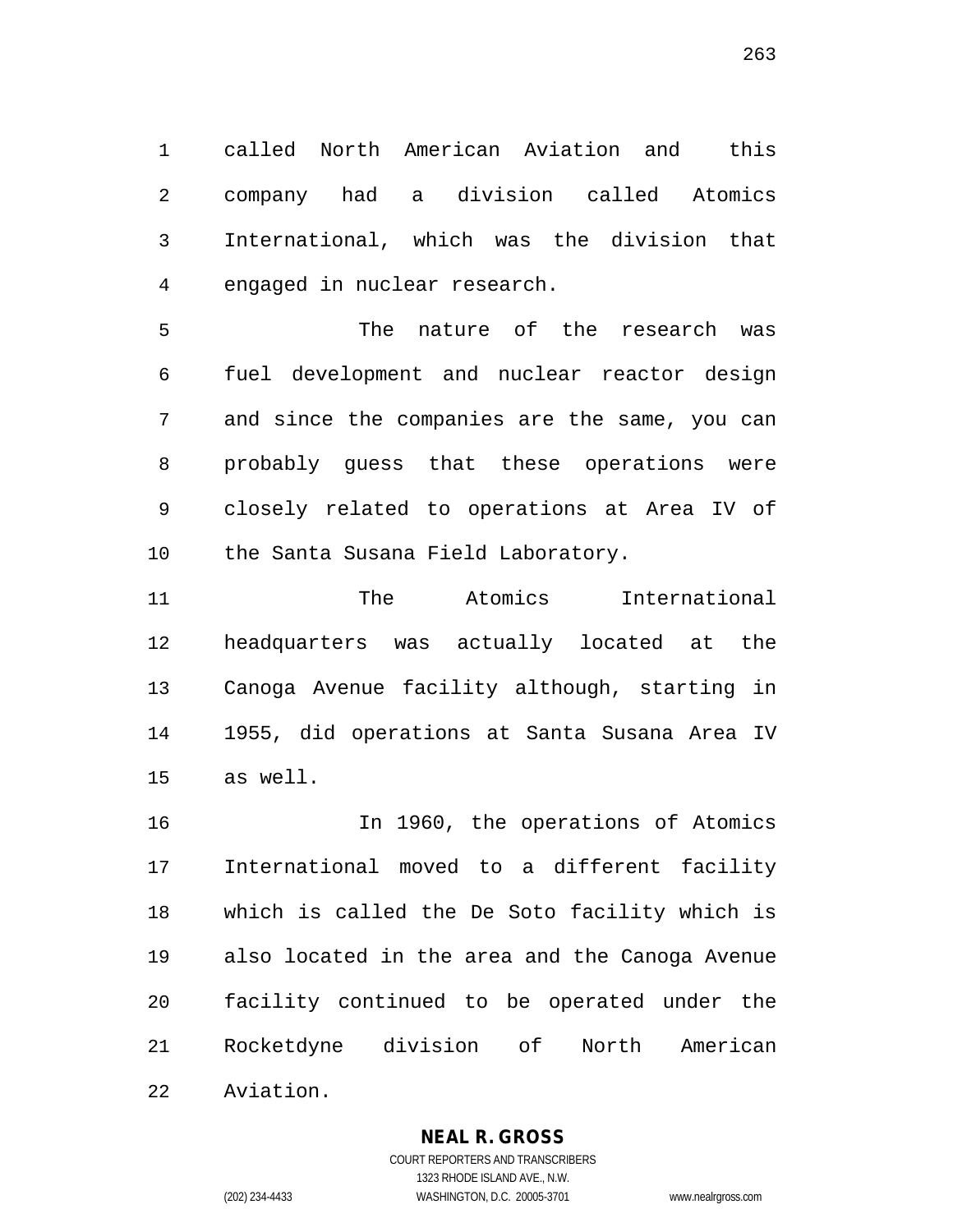called North American Aviation and this company had a division called Atomics International, which was the division that engaged in nuclear research.

The nature of the research was fuel development and nuclear reactor design and since the companies are the same, you can probably guess that these operations were closely related to operations at Area IV of the Santa Susana Field Laboratory.

The Atomics International headquarters was actually located at the Canoga Avenue facility although, starting in 1955, did operations at Santa Susana Area IV as well.

In 1960, the operations of Atomics International moved to a different facility which is called the De Soto facility which is also located in the area and the Canoga Avenue facility continued to be operated under the Rocketdyne division of North American Aviation.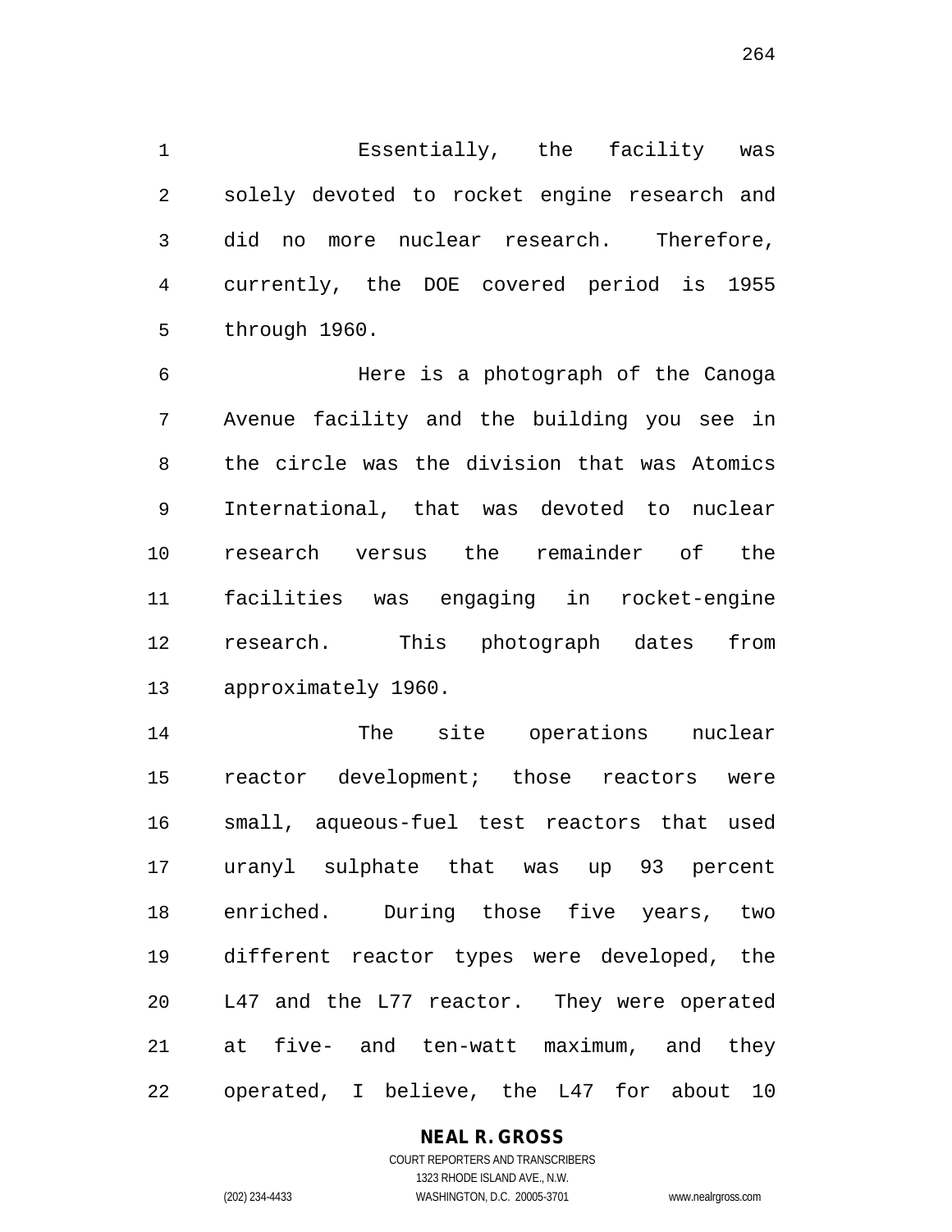Essentially, the facility was solely devoted to rocket engine research and did no more nuclear research. Therefore, currently, the DOE covered period is 1955 through 1960.

Here is a photograph of the Canoga Avenue facility and the building you see in the circle was the division that was Atomics International, that was devoted to nuclear research versus the remainder of the facilities was engaging in rocket-engine research. This photograph dates from approximately 1960.

The site operations nuclear reactor development; those reactors were small, aqueous-fuel test reactors that used uranyl sulphate that was up 93 percent enriched. During those five years, two different reactor types were developed, the L47 and the L77 reactor. They were operated at five- and ten-watt maximum, and they operated, I believe, the L47 for about 10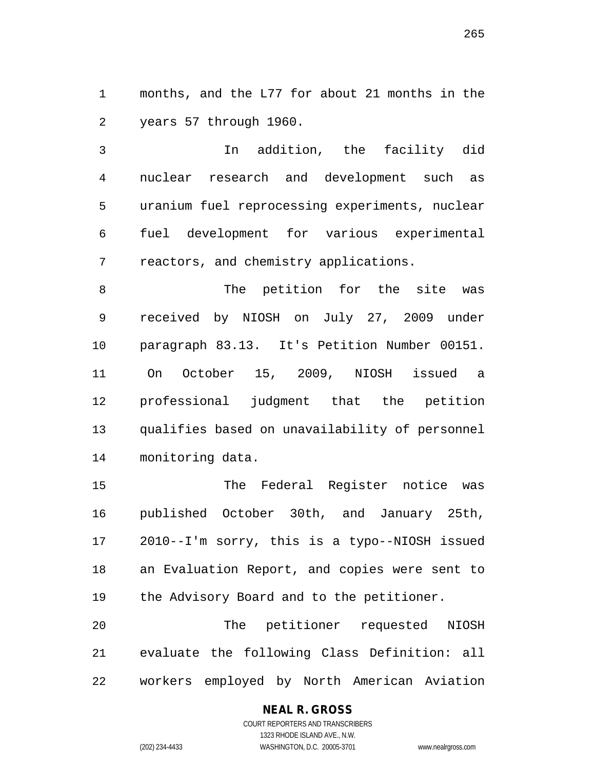months, and the L77 for about 21 months in the years 57 through 1960.

In addition, the facility did nuclear research and development such as uranium fuel reprocessing experiments, nuclear fuel development for various experimental reactors, and chemistry applications.

The petition for the site was received by NIOSH on July 27, 2009 under paragraph 83.13. It's Petition Number 00151. On October 15, 2009, NIOSH issued a professional judgment that the petition qualifies based on unavailability of personnel monitoring data.

The Federal Register notice was published October 30th, and January 25th, 2010--I'm sorry, this is a typo--NIOSH issued an Evaluation Report, and copies were sent to the Advisory Board and to the petitioner.

The petitioner requested NIOSH evaluate the following Class Definition: all workers employed by North American Aviation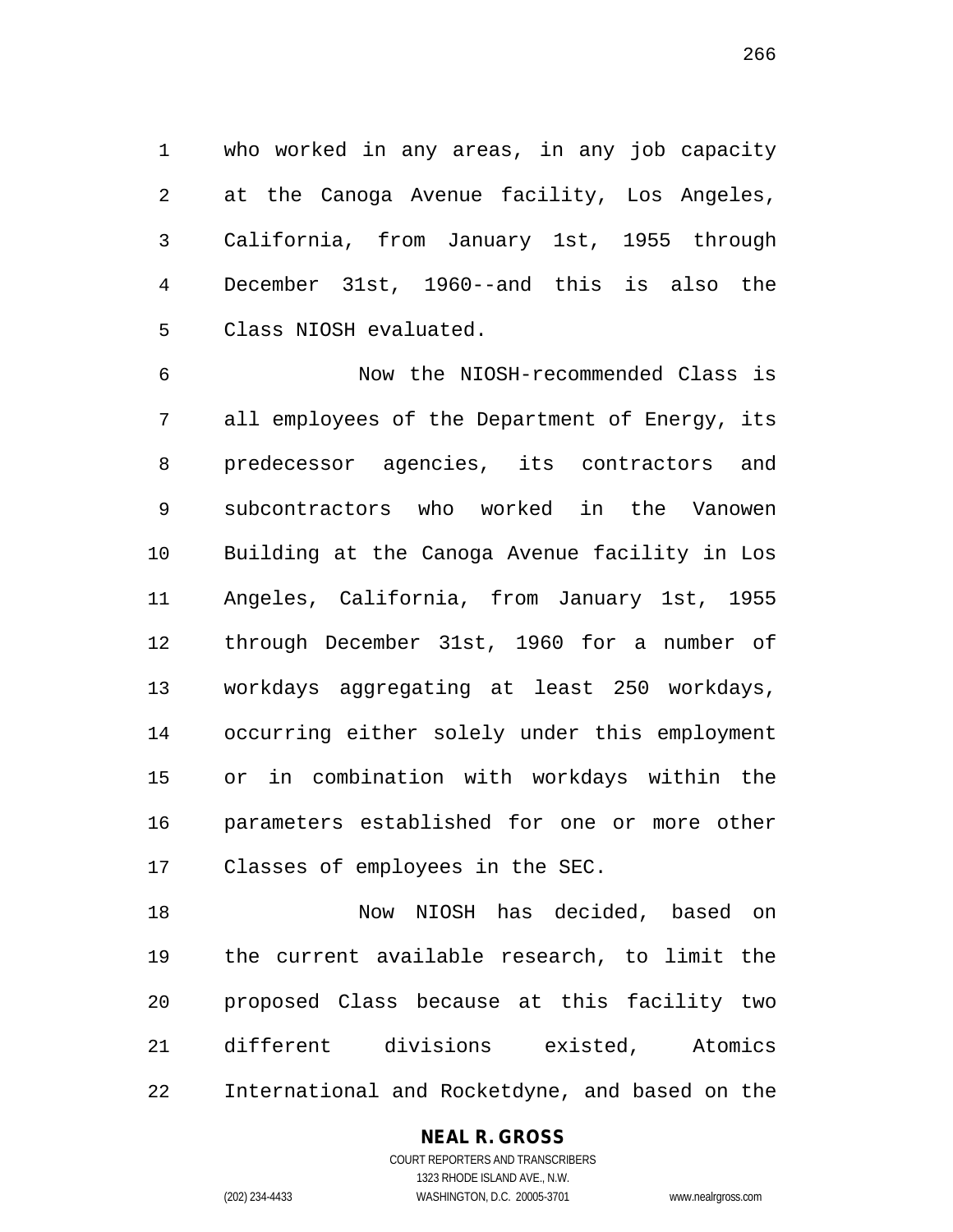who worked in any areas, in any job capacity at the Canoga Avenue facility, Los Angeles, California, from January 1st, 1955 through December 31st, 1960--and this is also the Class NIOSH evaluated.

Now the NIOSH-recommended Class is all employees of the Department of Energy, its predecessor agencies, its contractors and subcontractors who worked in the Vanowen Building at the Canoga Avenue facility in Los Angeles, California, from January 1st, 1955 through December 31st, 1960 for a number of workdays aggregating at least 250 workdays, occurring either solely under this employment or in combination with workdays within the parameters established for one or more other Classes of employees in the SEC.

Now NIOSH has decided, based on the current available research, to limit the proposed Class because at this facility two different divisions existed, Atomics International and Rocketdyne, and based on the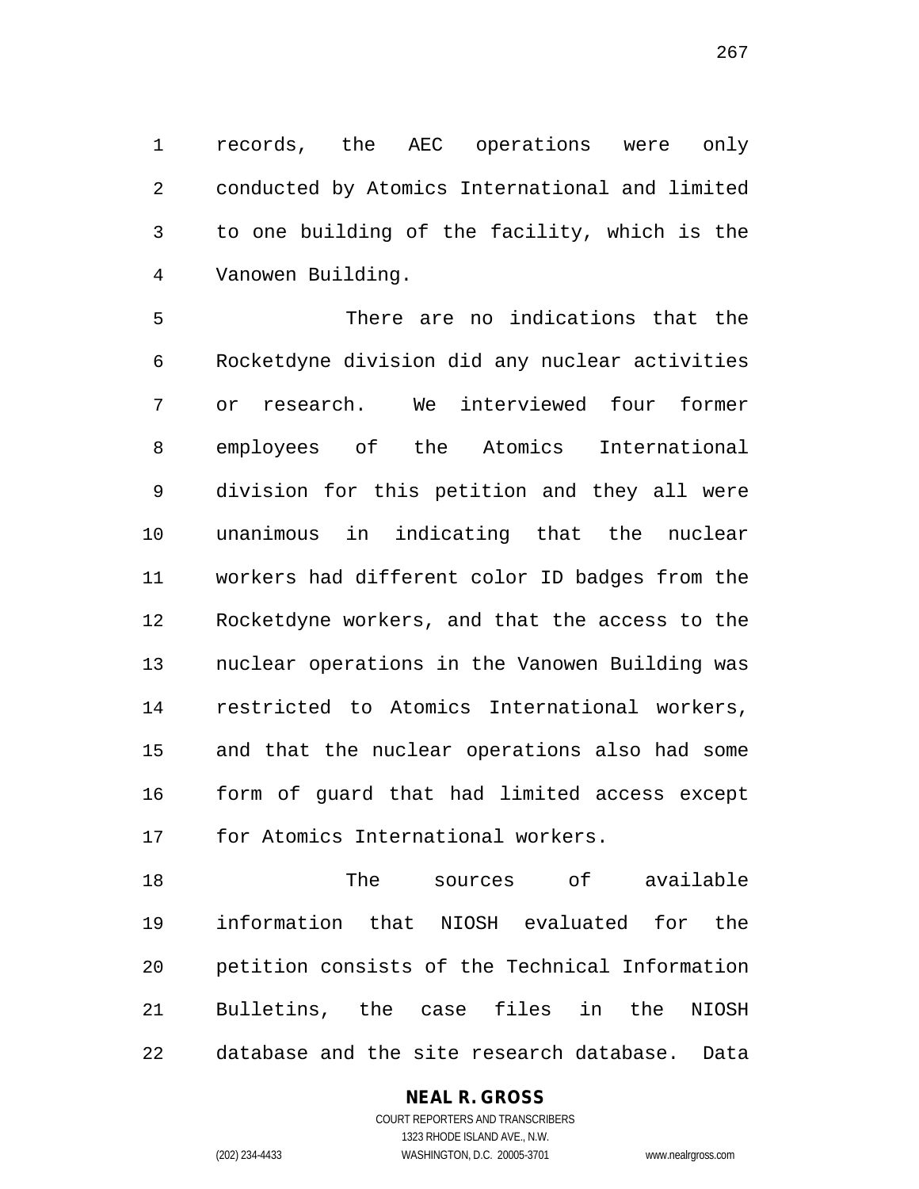records, the AEC operations were only conducted by Atomics International and limited to one building of the facility, which is the Vanowen Building.

There are no indications that the Rocketdyne division did any nuclear activities or research. We interviewed four former employees of the Atomics International division for this petition and they all were unanimous in indicating that the nuclear workers had different color ID badges from the Rocketdyne workers, and that the access to the nuclear operations in the Vanowen Building was restricted to Atomics International workers, and that the nuclear operations also had some form of guard that had limited access except for Atomics International workers.

The sources of available information that NIOSH evaluated for the petition consists of the Technical Information Bulletins, the case files in the NIOSH database and the site research database. Data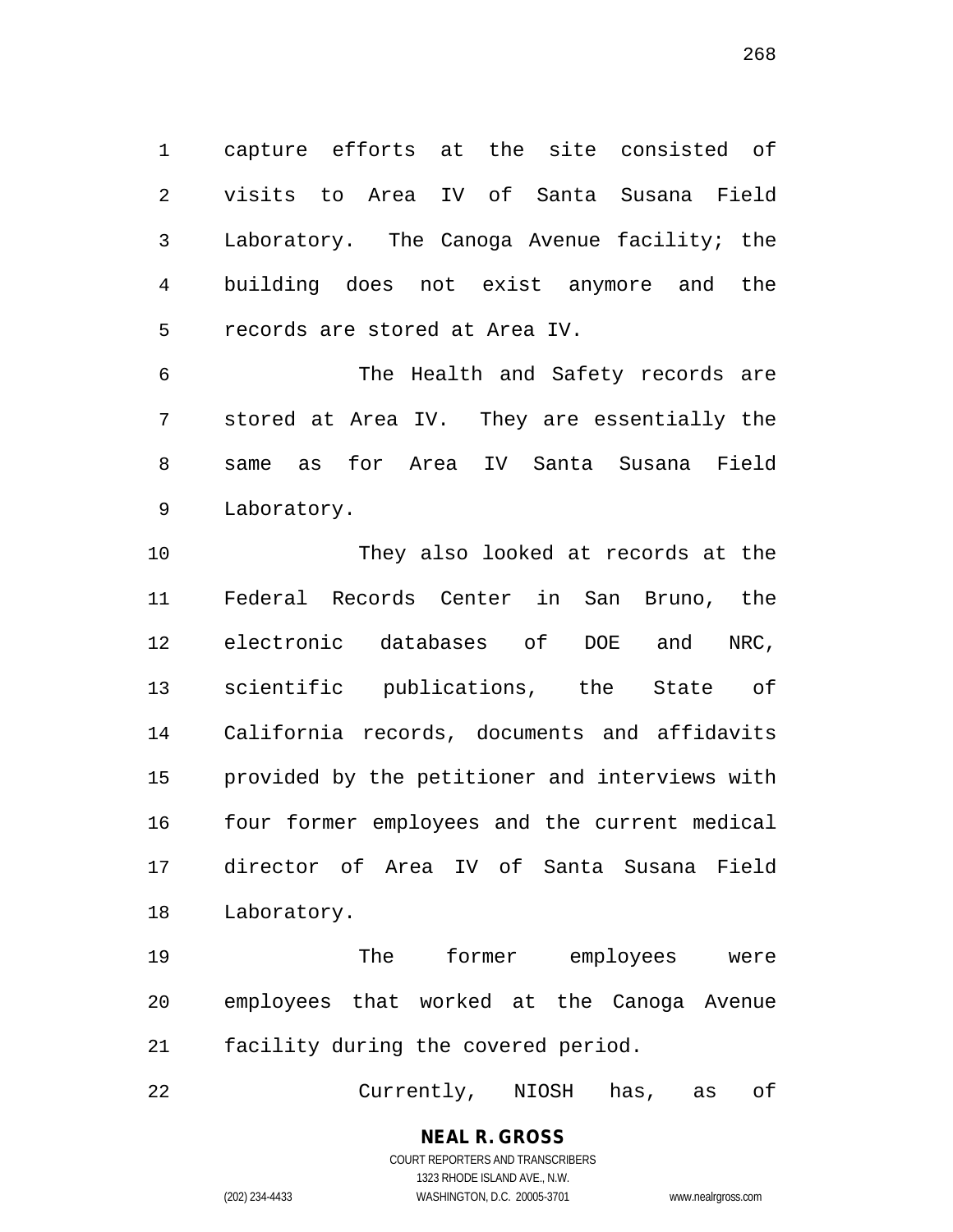capture efforts at the site consisted of visits to Area IV of Santa Susana Field Laboratory. The Canoga Avenue facility; the building does not exist anymore and the records are stored at Area IV.

The Health and Safety records are stored at Area IV. They are essentially the same as for Area IV Santa Susana Field Laboratory.

They also looked at records at the Federal Records Center in San Bruno, the electronic databases of DOE and NRC, scientific publications, the State of California records, documents and affidavits provided by the petitioner and interviews with four former employees and the current medical director of Area IV of Santa Susana Field Laboratory.

The former employees were employees that worked at the Canoga Avenue facility during the covered period.

Currently, NIOSH has, as of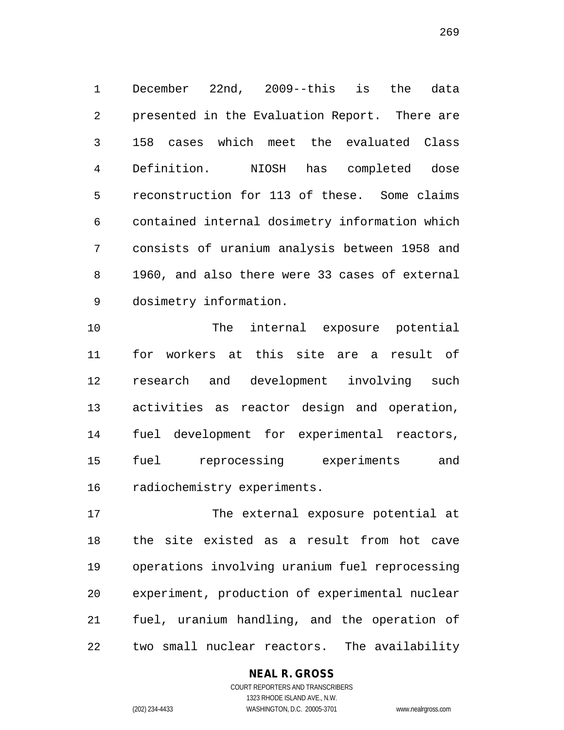December 22nd, 2009--this is the data presented in the Evaluation Report. There are 158 cases which meet the evaluated Class Definition. NIOSH has completed dose reconstruction for 113 of these. Some claims contained internal dosimetry information which consists of uranium analysis between 1958 and 1960, and also there were 33 cases of external dosimetry information.

The internal exposure potential for workers at this site are a result of research and development involving such activities as reactor design and operation, fuel development for experimental reactors, fuel reprocessing experiments and radiochemistry experiments.

The external exposure potential at the site existed as a result from hot cave operations involving uranium fuel reprocessing experiment, production of experimental nuclear fuel, uranium handling, and the operation of two small nuclear reactors. The availability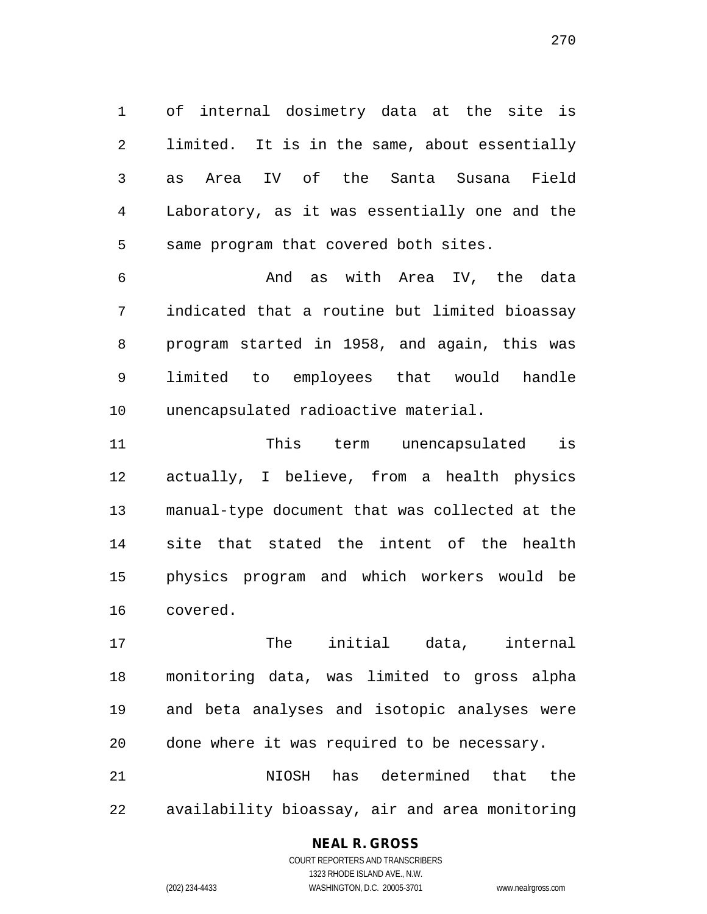of internal dosimetry data at the site is limited. It is in the same, about essentially as Area IV of the Santa Susana Field Laboratory, as it was essentially one and the same program that covered both sites.

And as with Area IV, the data indicated that a routine but limited bioassay program started in 1958, and again, this was limited to employees that would handle unencapsulated radioactive material.

This term unencapsulated is actually, I believe, from a health physics manual-type document that was collected at the site that stated the intent of the health physics program and which workers would be covered.

The initial data, internal monitoring data, was limited to gross alpha and beta analyses and isotopic analyses were done where it was required to be necessary.

NIOSH has determined that the availability bioassay, air and area monitoring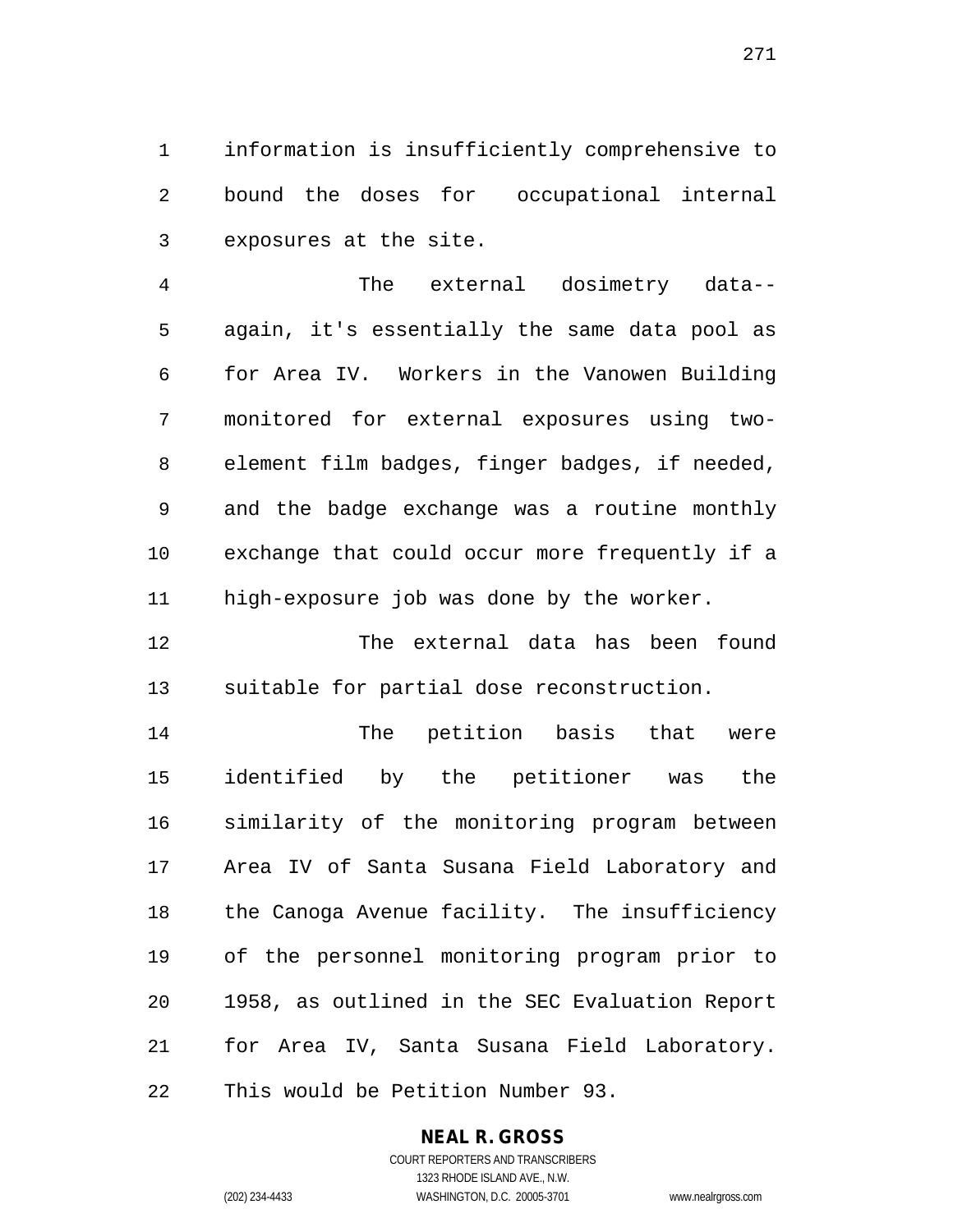information is insufficiently comprehensive to bound the doses for occupational internal exposures at the site.

The external dosimetry data-- again, it's essentially the same data pool as for Area IV. Workers in the Vanowen Building monitored for external exposures using two-element film badges, finger badges, if needed, and the badge exchange was a routine monthly exchange that could occur more frequently if a high-exposure job was done by the worker.

The external data has been found suitable for partial dose reconstruction.

The petition basis that were identified by the petitioner was the similarity of the monitoring program between Area IV of Santa Susana Field Laboratory and the Canoga Avenue facility. The insufficiency of the personnel monitoring program prior to 1958, as outlined in the SEC Evaluation Report for Area IV, Santa Susana Field Laboratory. This would be Petition Number 93.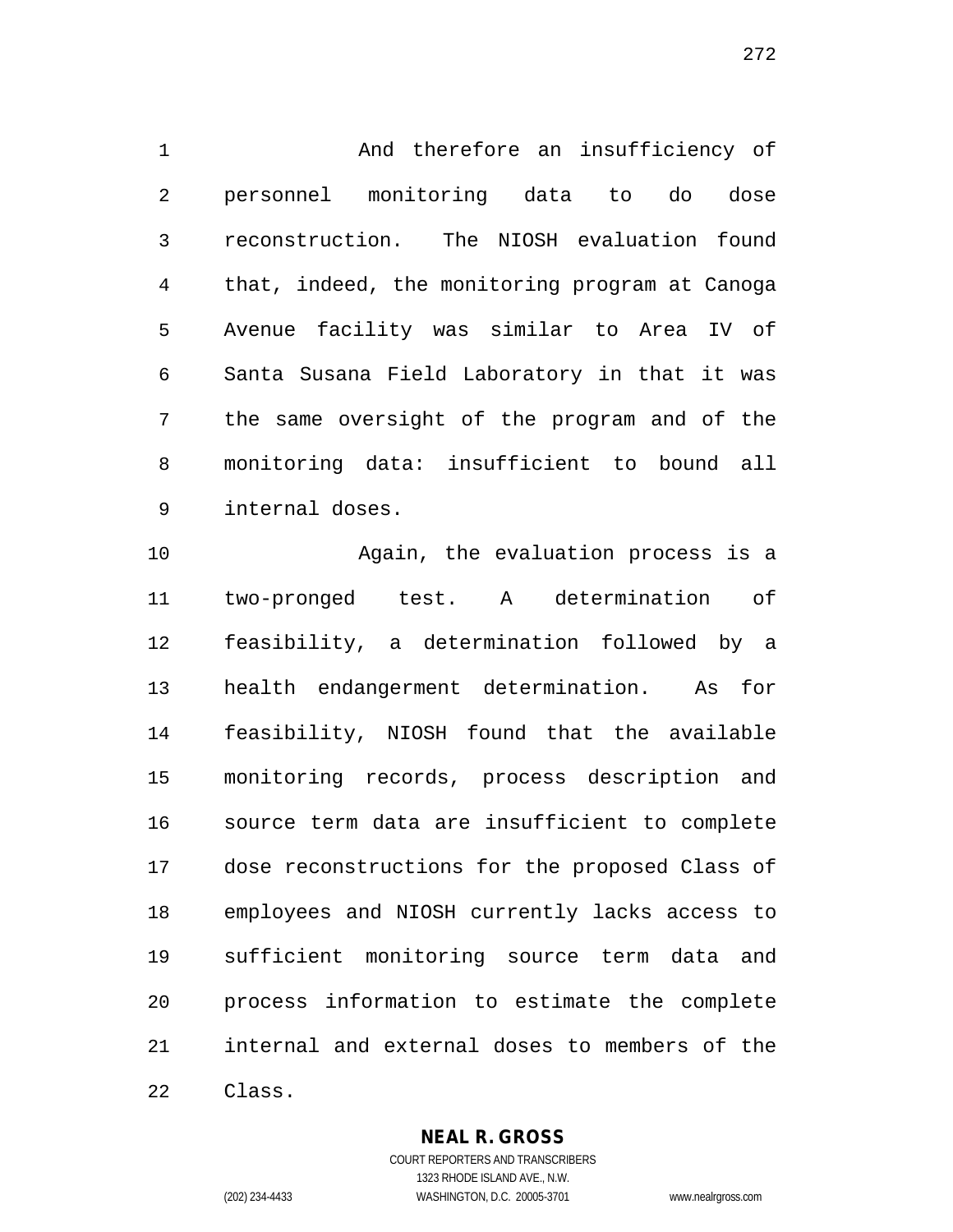And therefore an insufficiency of personnel monitoring data to do dose reconstruction. The NIOSH evaluation found that, indeed, the monitoring program at Canoga Avenue facility was similar to Area IV of Santa Susana Field Laboratory in that it was the same oversight of the program and of the monitoring data: insufficient to bound all internal doses.

Again, the evaluation process is a two-pronged test. A determination of feasibility, a determination followed by a health endangerment determination. As for feasibility, NIOSH found that the available monitoring records, process description and source term data are insufficient to complete dose reconstructions for the proposed Class of employees and NIOSH currently lacks access to sufficient monitoring source term data and process information to estimate the complete internal and external doses to members of the Class.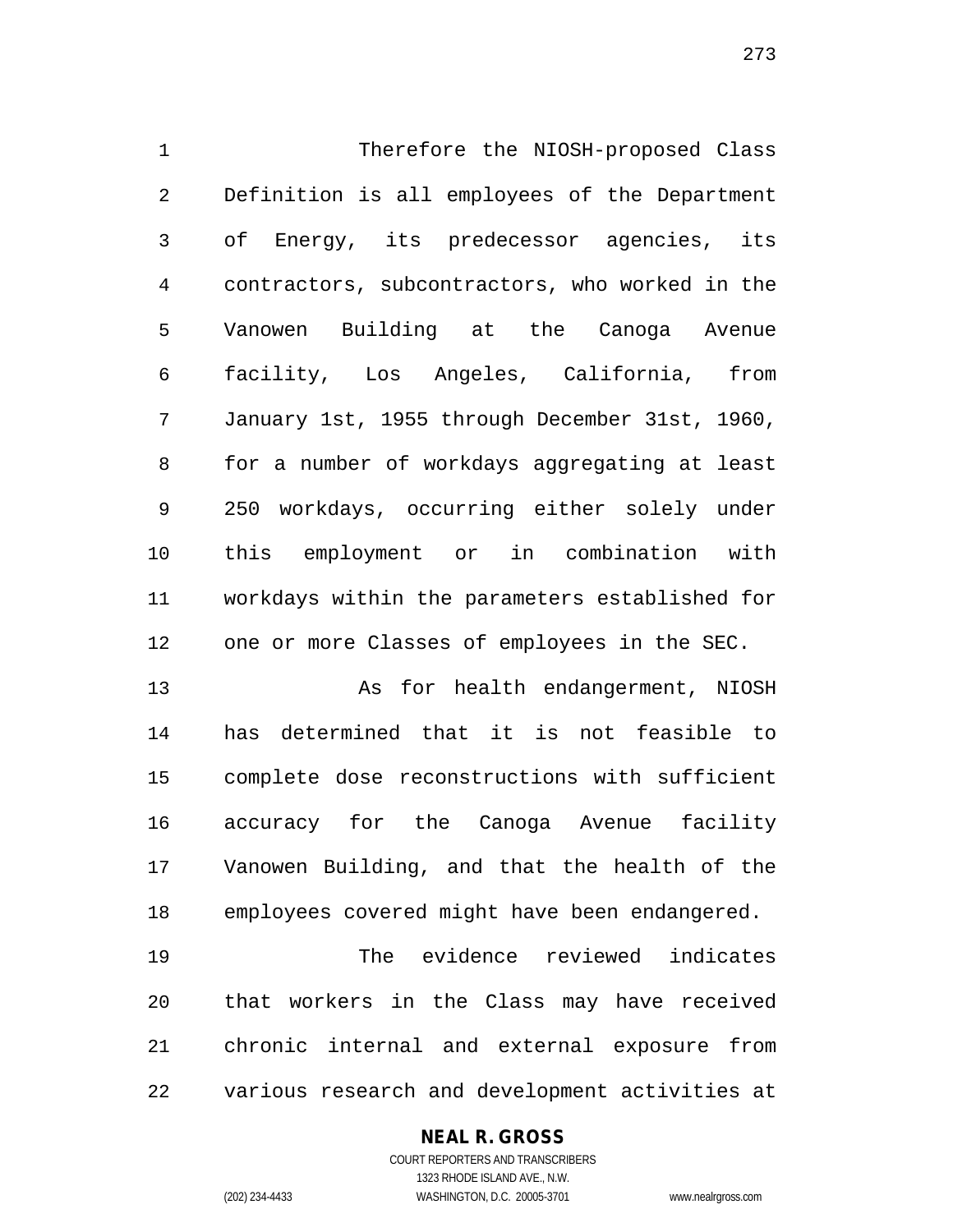Therefore the NIOSH-proposed Class Definition is all employees of the Department of Energy, its predecessor agencies, its contractors, subcontractors, who worked in the Vanowen Building at the Canoga Avenue facility, Los Angeles, California, from January 1st, 1955 through December 31st, 1960, for a number of workdays aggregating at least 250 workdays, occurring either solely under this employment or in combination with workdays within the parameters established for one or more Classes of employees in the SEC.

As for health endangerment, NIOSH has determined that it is not feasible to complete dose reconstructions with sufficient accuracy for the Canoga Avenue facility Vanowen Building, and that the health of the employees covered might have been endangered.

The evidence reviewed indicates that workers in the Class may have received chronic internal and external exposure from various research and development activities at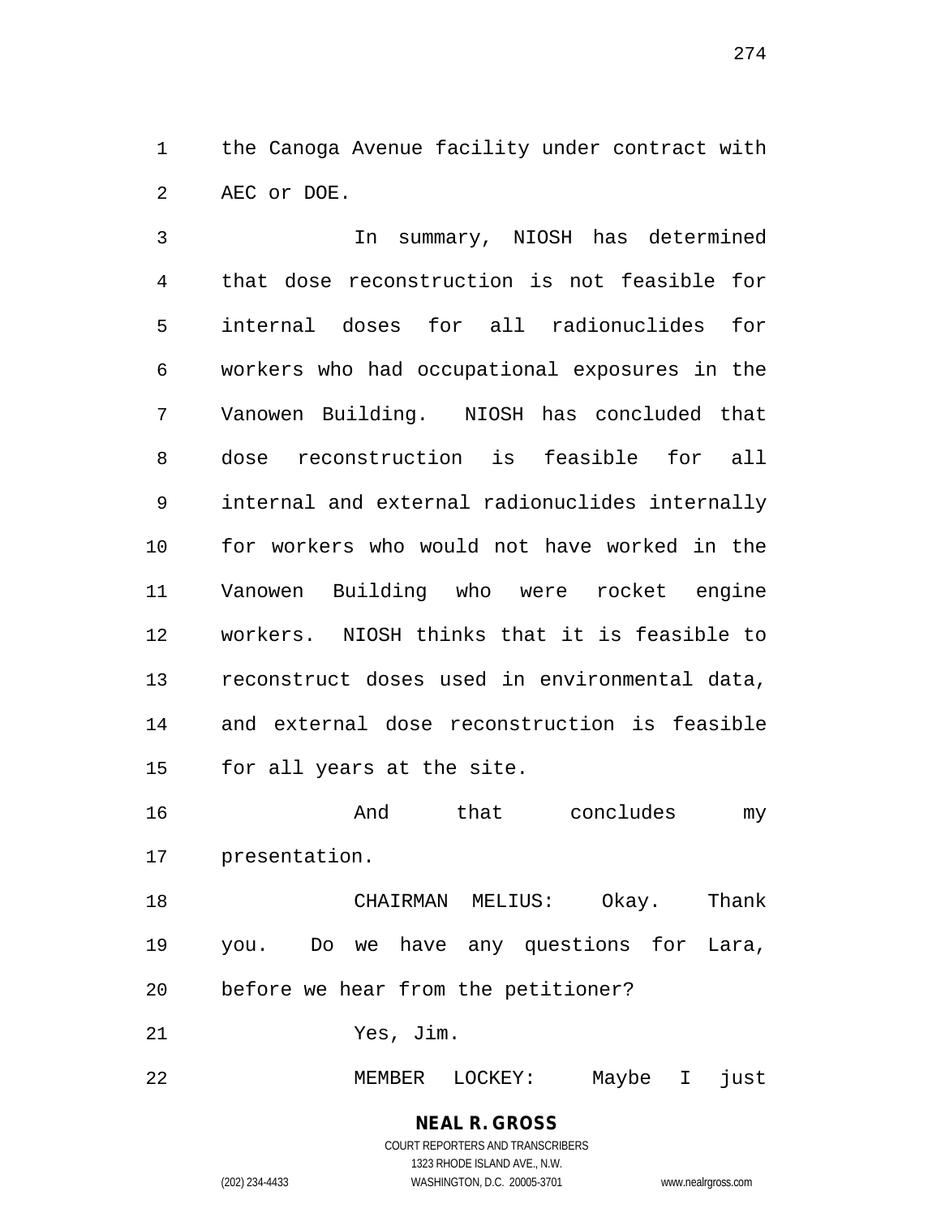1 the Canoga Avenue facility under contract with
2 AEC or DOE.

3 In summary, NIOSH has determined
4 that dose reconstruction is not feasible for
5 internal doses for all radionuclides for
6 workers who had occupational exposures in the
7 Vanowen Building. NIOSH has concluded that
8 dose reconstruction is feasible for all
9 internal and external radionuclides internally
10 for workers who would not have worked in the
11 Vanowen Building who were rocket engine
12 workers. NIOSH thinks that it is feasible to
13 reconstruct doses used in environmental data,
14 and external dose reconstruction is feasible
15 for all years at the site.

16 And that concludes my
17 presentation.

18 CHAIRMAN MELIUS: Okay. Thank
19 you. Do we have any questions for Lara,
20 before we hear from the petitioner?

21 Yes, Jim.

22 MEMBER LOCKEY: Maybe I just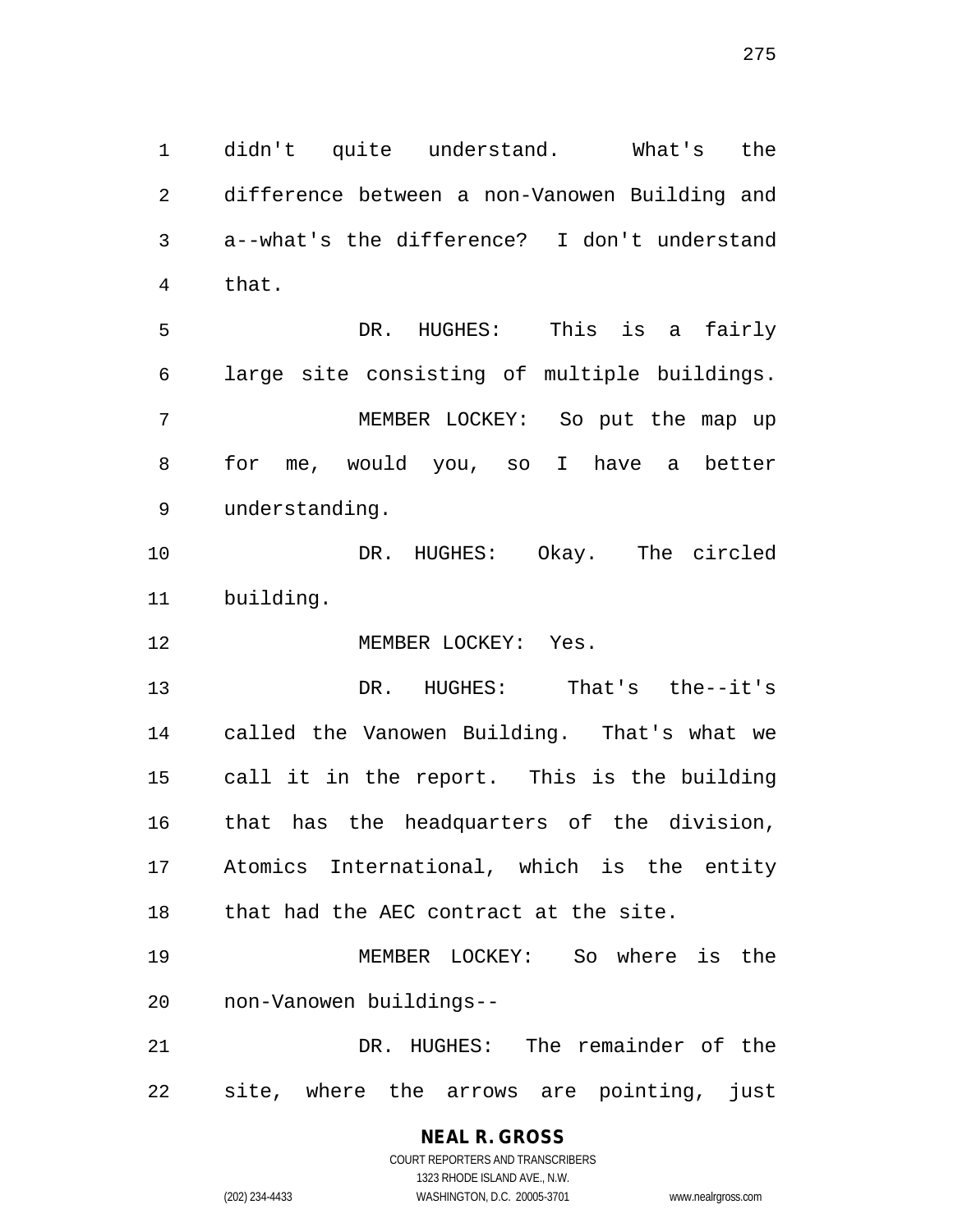didn't quite understand. What's the difference between a non-Vanowen Building and a--what's the difference? I don't understand that.

DR. HUGHES: This is a fairly large site consisting of multiple buildings.

MEMBER LOCKEY: So put the map up for me, would you, so I have a better understanding.

DR. HUGHES: Okay. The circled building.

MEMBER LOCKEY: Yes.

DR. HUGHES: That's the--it's called the Vanowen Building. That's what we call it in the report. This is the building that has the headquarters of the division, Atomics International, which is the entity that had the AEC contract at the site.

MEMBER LOCKEY: So where is the non-Vanowen buildings--

DR. HUGHES: The remainder of the site, where the arrows are pointing, just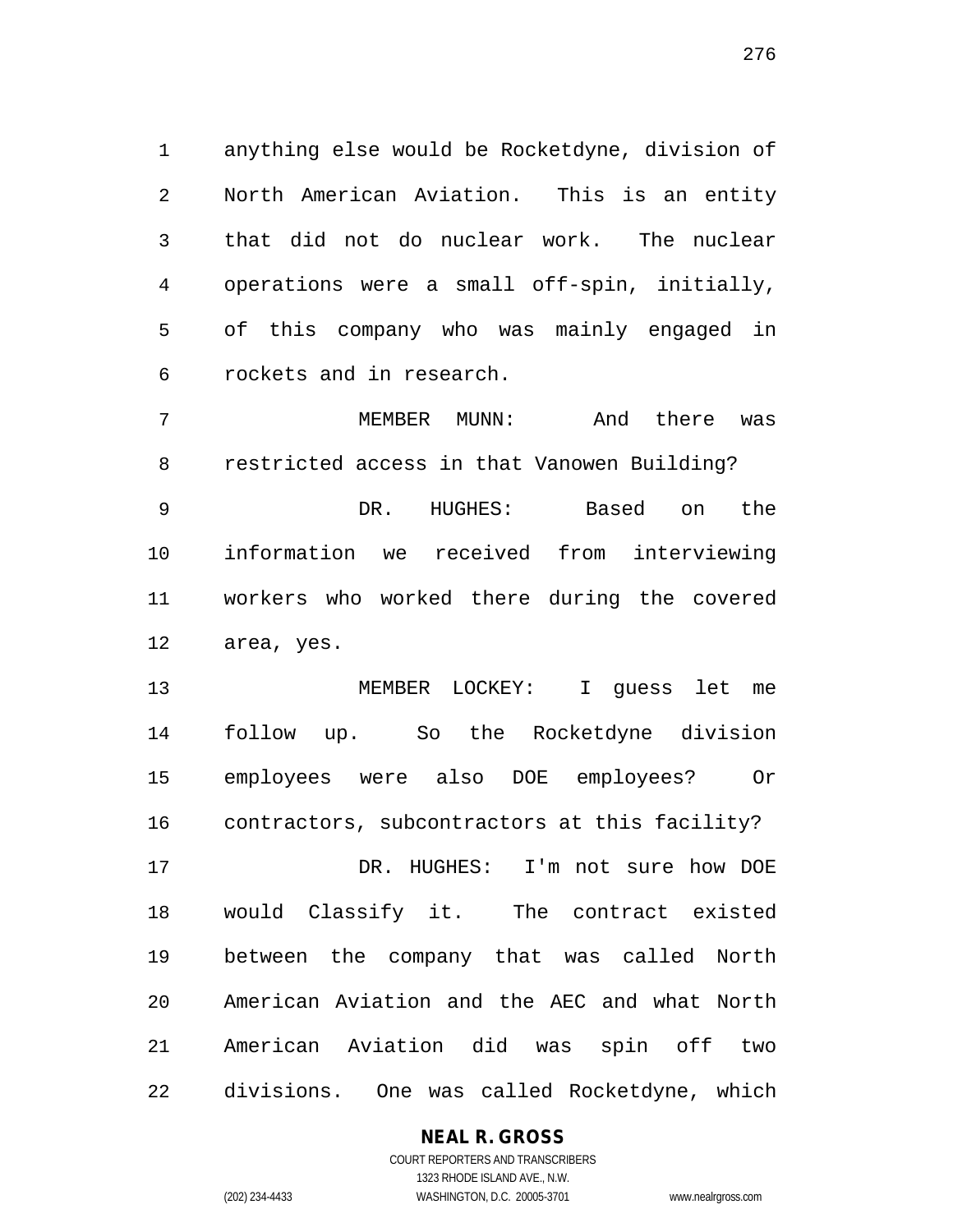anything else would be Rocketdyne, division of North American Aviation. This is an entity that did not do nuclear work. The nuclear operations were a small off-spin, initially, of this company who was mainly engaged in rockets and in research.

MEMBER MUNN: And there was restricted access in that Vanowen Building?

DR. HUGHES: Based on the information we received from interviewing workers who worked there during the covered area, yes.

MEMBER LOCKEY: I guess let me follow up. So the Rocketdyne division employees were also DOE employees? Or contractors, subcontractors at this facility?

DR. HUGHES: I'm not sure how DOE would Classify it. The contract existed between the company that was called North American Aviation and the AEC and what North American Aviation did was spin off two divisions. One was called Rocketdyne, which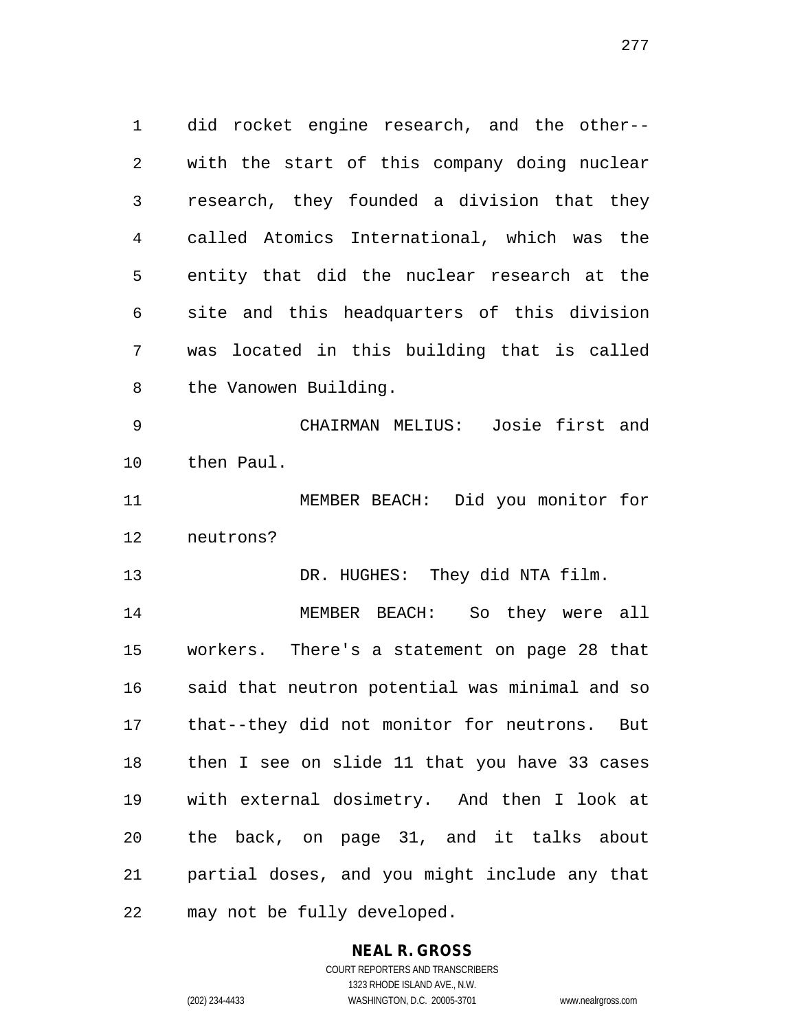did rocket engine research, and the other--with the start of this company doing nuclear research, they founded a division that they called Atomics International, which was the entity that did the nuclear research at the site and this headquarters of this division was located in this building that is called the Vanowen Building.

CHAIRMAN MELIUS: Josie first and then Paul.

MEMBER BEACH: Did you monitor for neutrons?

DR. HUGHES: They did NTA film.

MEMBER BEACH: So they were all workers. There's a statement on page 28 that said that neutron potential was minimal and so that--they did not monitor for neutrons. But then I see on slide 11 that you have 33 cases with external dosimetry. And then I look at the back, on page 31, and it talks about partial doses, and you might include any that may not be fully developed.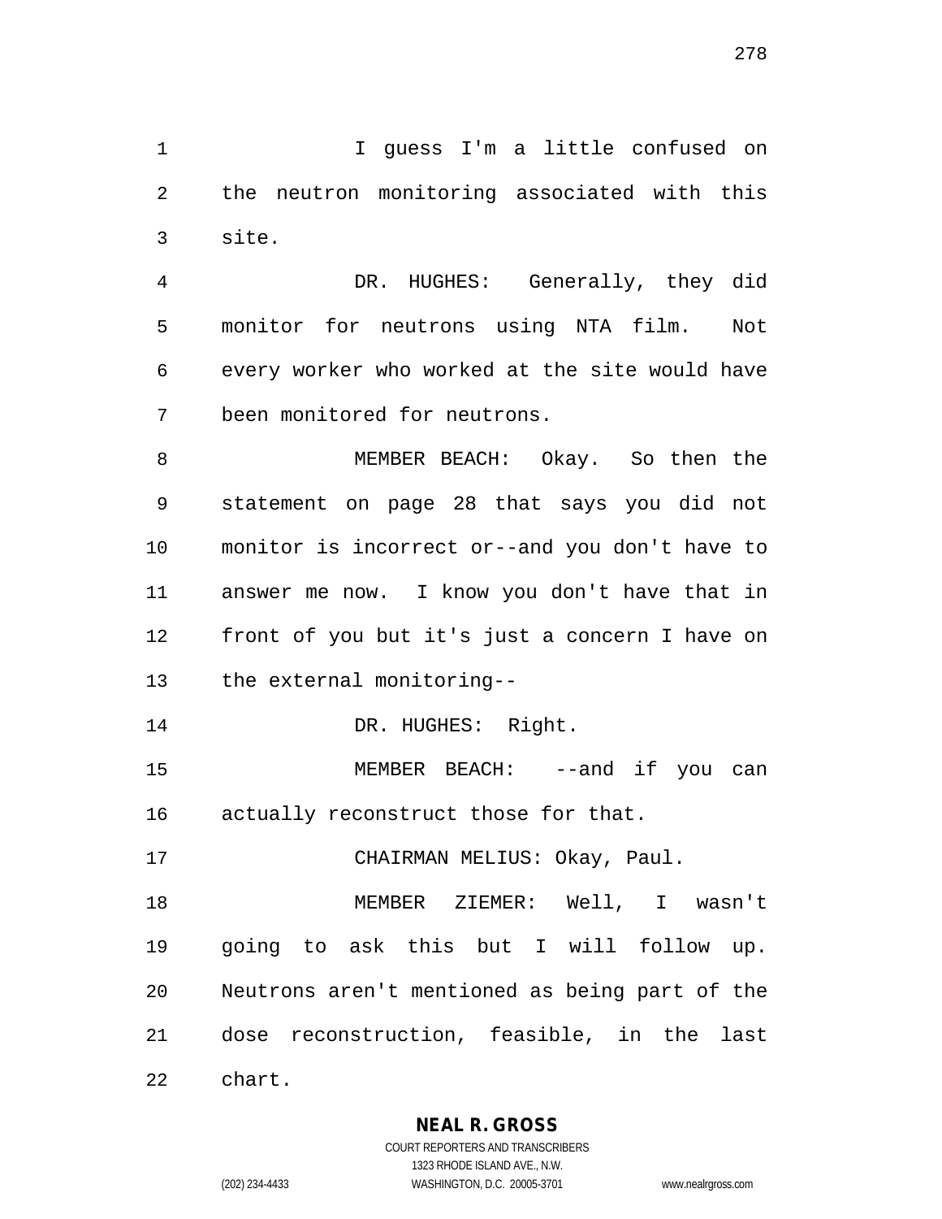I guess I'm a little confused on the neutron monitoring associated with this site.

DR. HUGHES: Generally, they did monitor for neutrons using NTA film. Not every worker who worked at the site would have been monitored for neutrons.

MEMBER BEACH: Okay. So then the statement on page 28 that says you did not monitor is incorrect or--and you don't have to answer me now. I know you don't have that in front of you but it's just a concern I have on the external monitoring--

DR. HUGHES: Right.

MEMBER BEACH: --and if you can actually reconstruct those for that.

CHAIRMAN MELIUS: Okay, Paul.

MEMBER ZIEMER: Well, I wasn't going to ask this but I will follow up. Neutrons aren't mentioned as being part of the dose reconstruction, feasible, in the last chart.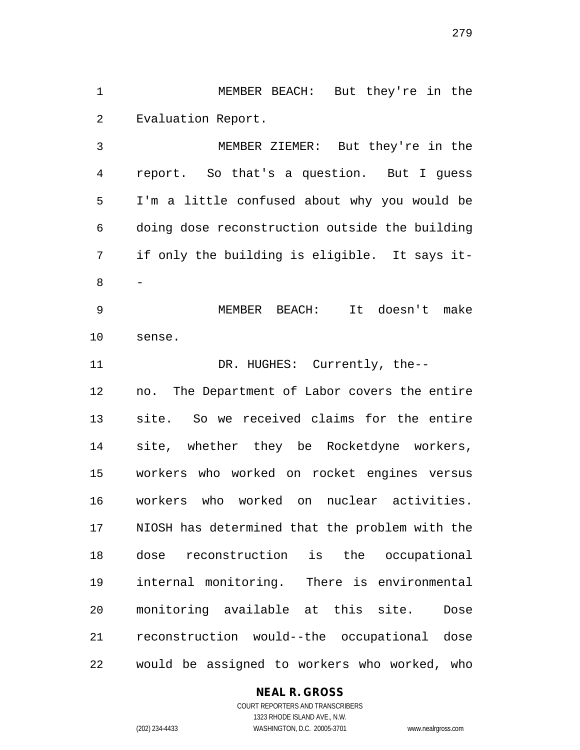MEMBER BEACH: But they're in the Evaluation Report.

MEMBER ZIEMER: But they're in the report. So that's a question. But I guess I'm a little confused about why you would be doing dose reconstruction outside the building if only the building is eligible. It says it--

MEMBER BEACH: It doesn't make sense.

DR. HUGHES: Currently, the--no. The Department of Labor covers the entire site. So we received claims for the entire site, whether they be Rocketdyne workers, workers who worked on rocket engines versus workers who worked on nuclear activities. NIOSH has determined that the problem with the dose reconstruction is the occupational internal monitoring. There is environmental monitoring available at this site. Dose reconstruction would--the occupational dose would be assigned to workers who worked, who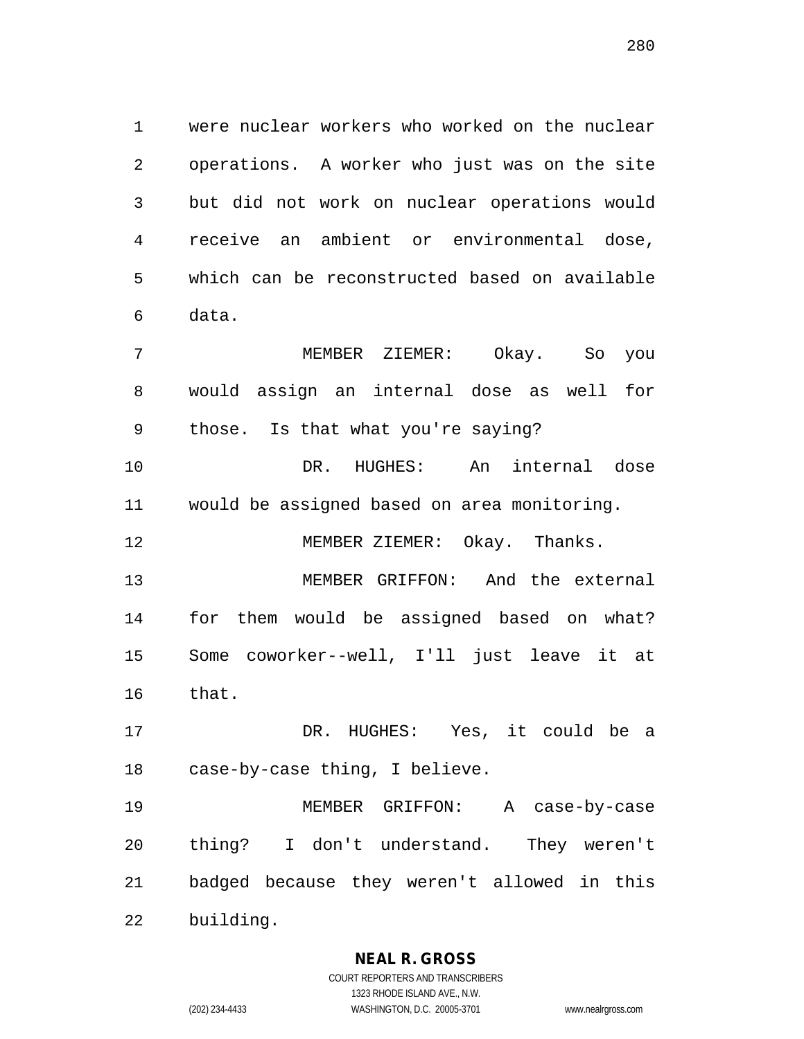were nuclear workers who worked on the nuclear operations. A worker who just was on the site but did not work on nuclear operations would receive an ambient or environmental dose, which can be reconstructed based on available data.

MEMBER ZIEMER: Okay. So you would assign an internal dose as well for those. Is that what you're saying?

DR. HUGHES: An internal dose would be assigned based on area monitoring.

MEMBER ZIEMER: Okay. Thanks.

MEMBER GRIFFON: And the external for them would be assigned based on what? Some coworker--well, I'll just leave it at that.

DR. HUGHES: Yes, it could be a case-by-case thing, I believe.

MEMBER GRIFFON: A case-by-case thing? I don't understand. They weren't badged because they weren't allowed in this building.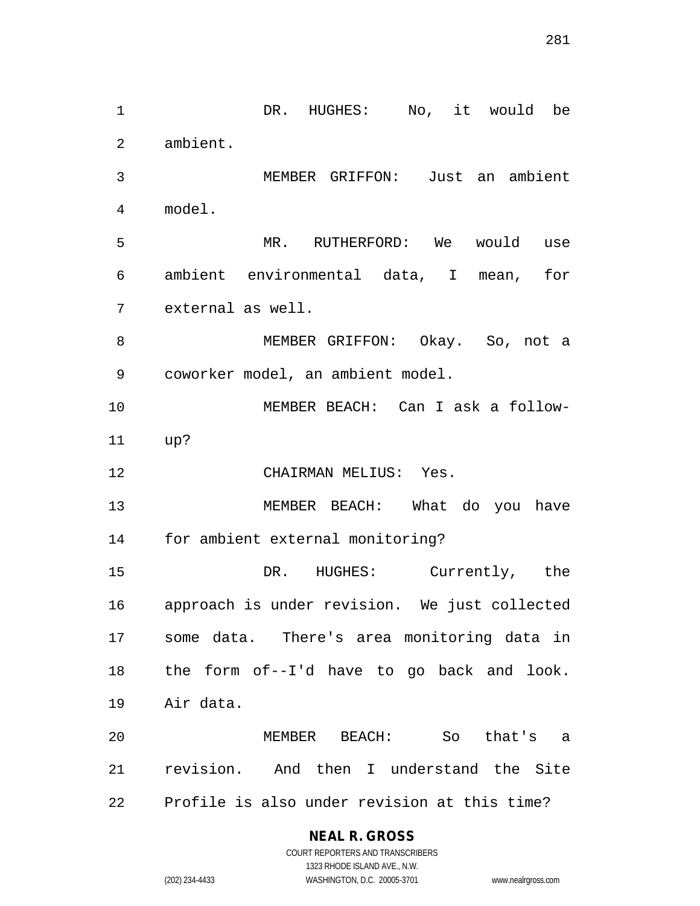DR. HUGHES: No, it would be ambient.

MEMBER GRIFFON: Just an ambient model.

MR. RUTHERFORD: We would use ambient environmental data, I mean, for external as well.

MEMBER GRIFFON: Okay. So, not a coworker model, an ambient model.

MEMBER BEACH: Can I ask a follow-up?

CHAIRMAN MELIUS: Yes.

MEMBER BEACH: What do you have for ambient external monitoring?

DR. HUGHES: Currently, the approach is under revision. We just collected some data. There's area monitoring data in the form of--I'd have to go back and look. Air data.

MEMBER BEACH: So that's a revision. And then I understand the Site Profile is also under revision at this time?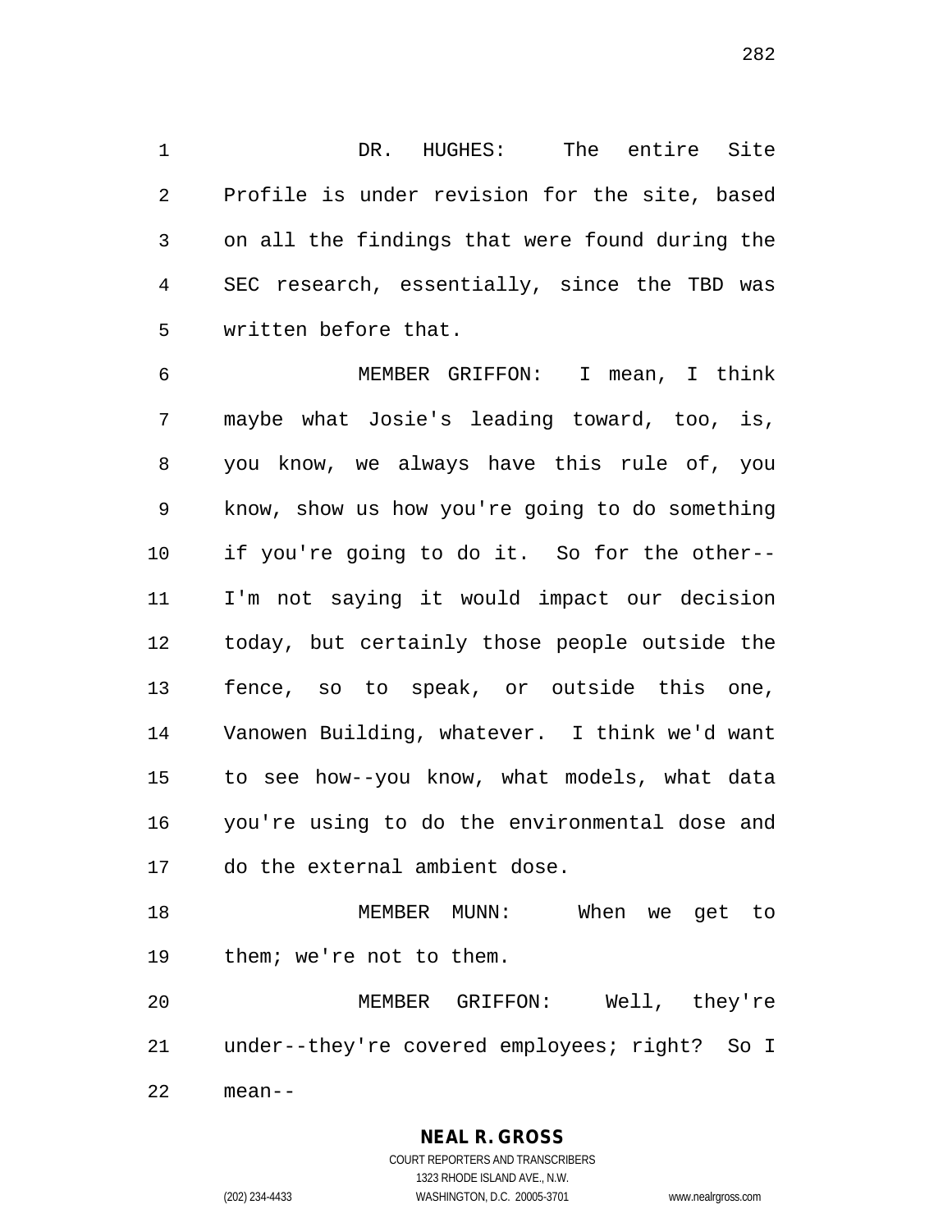DR. HUGHES: The entire Site Profile is under revision for the site, based on all the findings that were found during the SEC research, essentially, since the TBD was written before that.

MEMBER GRIFFON: I mean, I think maybe what Josie's leading toward, too, is, you know, we always have this rule of, you know, show us how you're going to do something if you're going to do it. So for the other-- I'm not saying it would impact our decision today, but certainly those people outside the fence, so to speak, or outside this one, Vanowen Building, whatever. I think we'd want to see how--you know, what models, what data you're using to do the environmental dose and do the external ambient dose.

MEMBER MUNN: When we get to them; we're not to them.

MEMBER GRIFFON: Well, they're under--they're covered employees; right? So I mean--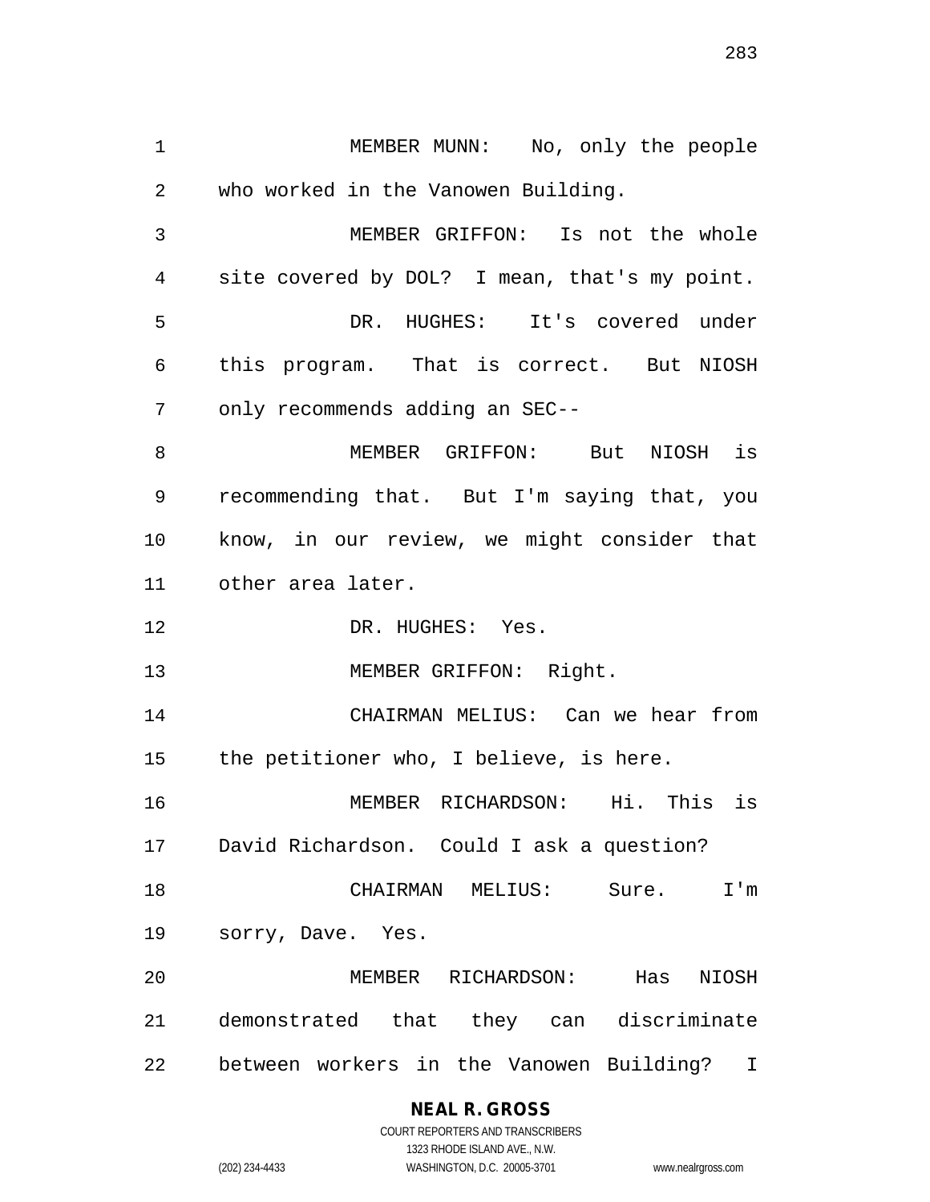MEMBER MUNN: No, only the people who worked in the Vanowen Building.

MEMBER GRIFFON: Is not the whole site covered by DOL? I mean, that's my point.

DR. HUGHES: It's covered under this program. That is correct. But NIOSH only recommends adding an SEC--

MEMBER GRIFFON: But NIOSH is recommending that. But I'm saying that, you know, in our review, we might consider that other area later.

DR. HUGHES: Yes.

MEMBER GRIFFON: Right.

CHAIRMAN MELIUS: Can we hear from the petitioner who, I believe, is here.

MEMBER RICHARDSON: Hi. This is David Richardson. Could I ask a question?

CHAIRMAN MELIUS: Sure. I'm sorry, Dave. Yes.

MEMBER RICHARDSON: Has NIOSH demonstrated that they can discriminate between workers in the Vanowen Building? I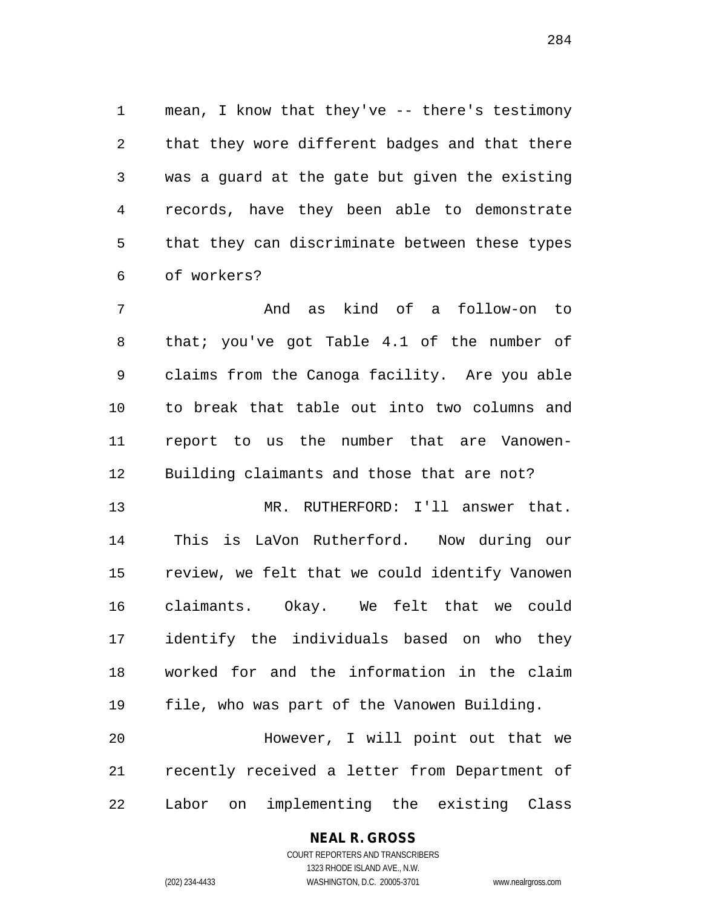mean, I know that they've -- there's testimony that they wore different badges and that there was a guard at the gate but given the existing records, have they been able to demonstrate that they can discriminate between these types of workers?

And as kind of a follow-on to that; you've got Table 4.1 of the number of claims from the Canoga facility. Are you able to break that table out into two columns and report to us the number that are Vanowen-Building claimants and those that are not?

MR. RUTHERFORD: I'll answer that. This is LaVon Rutherford. Now during our review, we felt that we could identify Vanowen claimants. Okay. We felt that we could identify the individuals based on who they worked for and the information in the claim file, who was part of the Vanowen Building.

However, I will point out that we recently received a letter from Department of Labor on implementing the existing Class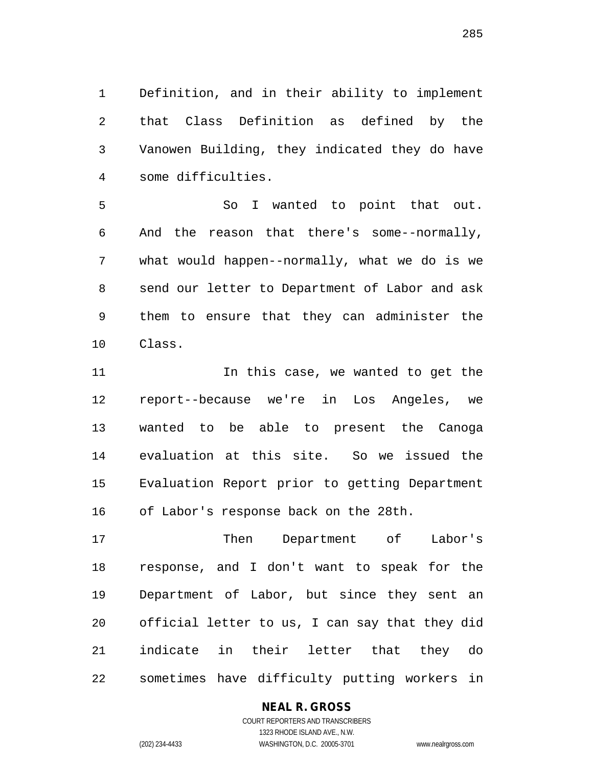Definition, and in their ability to implement that Class Definition as defined by the Vanowen Building, they indicated they do have some difficulties.

So I wanted to point that out. And the reason that there's some--normally, what would happen--normally, what we do is we send our letter to Department of Labor and ask them to ensure that they can administer the Class.

In this case, we wanted to get the report--because we're in Los Angeles, we wanted to be able to present the Canoga evaluation at this site. So we issued the Evaluation Report prior to getting Department of Labor's response back on the 28th.

Then Department of Labor's response, and I don't want to speak for the Department of Labor, but since they sent an official letter to us, I can say that they did indicate in their letter that they do sometimes have difficulty putting workers in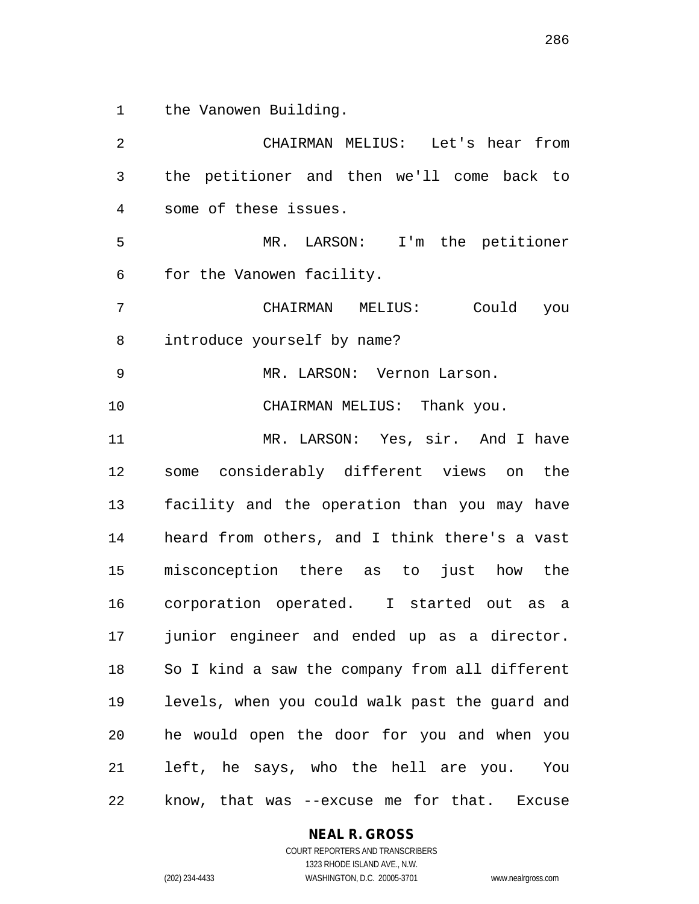the Vanowen Building.

CHAIRMAN MELIUS: Let's hear from the petitioner and then we'll come back to some of these issues.

MR. LARSON: I'm the petitioner for the Vanowen facility.

CHAIRMAN MELIUS: Could you introduce yourself by name?

MR. LARSON: Vernon Larson.

CHAIRMAN MELIUS: Thank you.

MR. LARSON: Yes, sir. And I have some considerably different views on the facility and the operation than you may have heard from others, and I think there's a vast misconception there as to just how the corporation operated. I started out as a junior engineer and ended up as a director. So I kind a saw the company from all different levels, when you could walk past the guard and he would open the door for you and when you left, he says, who the hell are you. You know, that was --excuse me for that. Excuse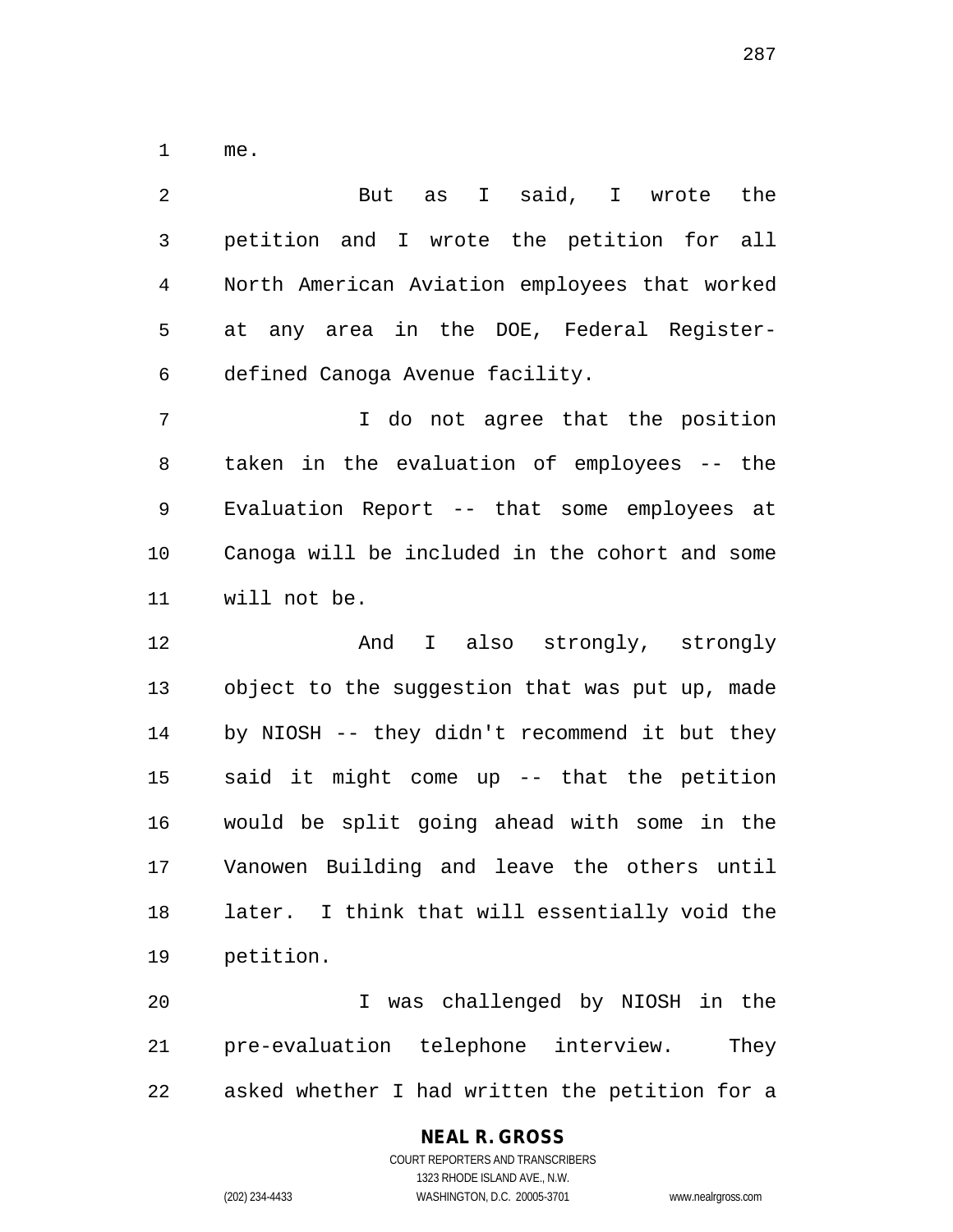me.

But as I said, I wrote the petition and I wrote the petition for all North American Aviation employees that worked at any area in the DOE, Federal Register-defined Canoga Avenue facility.

I do not agree that the position taken in the evaluation of employees -- the Evaluation Report -- that some employees at Canoga will be included in the cohort and some will not be.

And I also strongly, strongly object to the suggestion that was put up, made by NIOSH -- they didn't recommend it but they said it might come up -- that the petition would be split going ahead with some in the Vanowen Building and leave the others until later. I think that will essentially void the petition.

I was challenged by NIOSH in the pre-evaluation telephone interview. They asked whether I had written the petition for a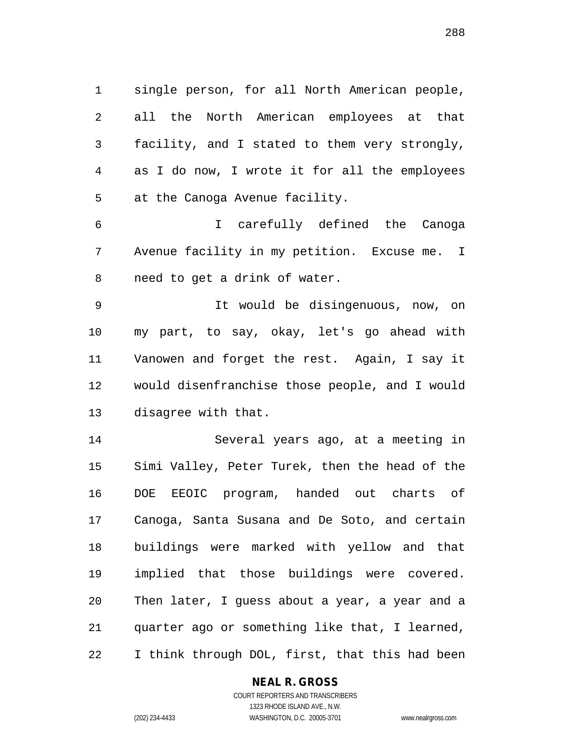single person, for all North American people, all the North American employees at that facility, and I stated to them very strongly, as I do now, I wrote it for all the employees at the Canoga Avenue facility.

I carefully defined the Canoga Avenue facility in my petition. Excuse me. I need to get a drink of water.

It would be disingenuous, now, on my part, to say, okay, let's go ahead with Vanowen and forget the rest. Again, I say it would disenfranchise those people, and I would disagree with that.

Several years ago, at a meeting in Simi Valley, Peter Turek, then the head of the DOE EEOIC program, handed out charts of Canoga, Santa Susana and De Soto, and certain buildings were marked with yellow and that implied that those buildings were covered. Then later, I guess about a year, a year and a quarter ago or something like that, I learned, I think through DOL, first, that this had been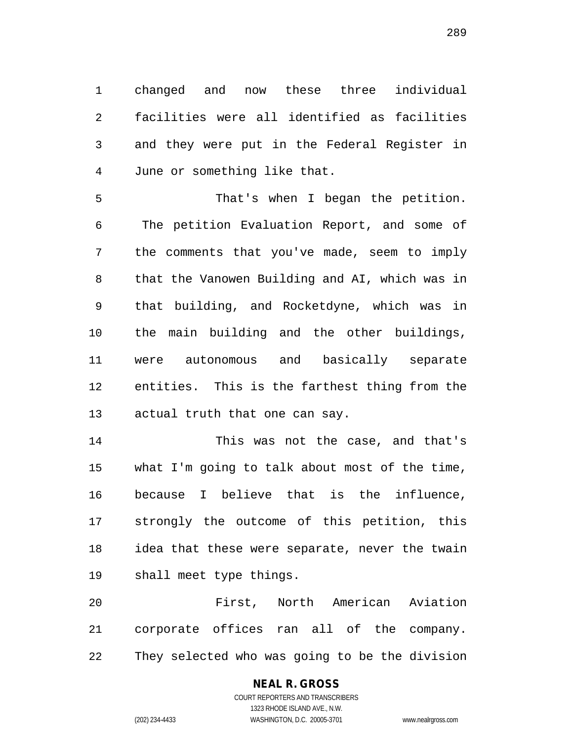changed and now these three individual facilities were all identified as facilities and they were put in the Federal Register in June or something like that.

That's when I began the petition. The petition Evaluation Report, and some of the comments that you've made, seem to imply that the Vanowen Building and AI, which was in that building, and Rocketdyne, which was in the main building and the other buildings, were autonomous and basically separate entities. This is the farthest thing from the actual truth that one can say.

This was not the case, and that's what I'm going to talk about most of the time, because I believe that is the influence, strongly the outcome of this petition, this idea that these were separate, never the twain shall meet type things.

First, North American Aviation corporate offices ran all of the company. They selected who was going to be the division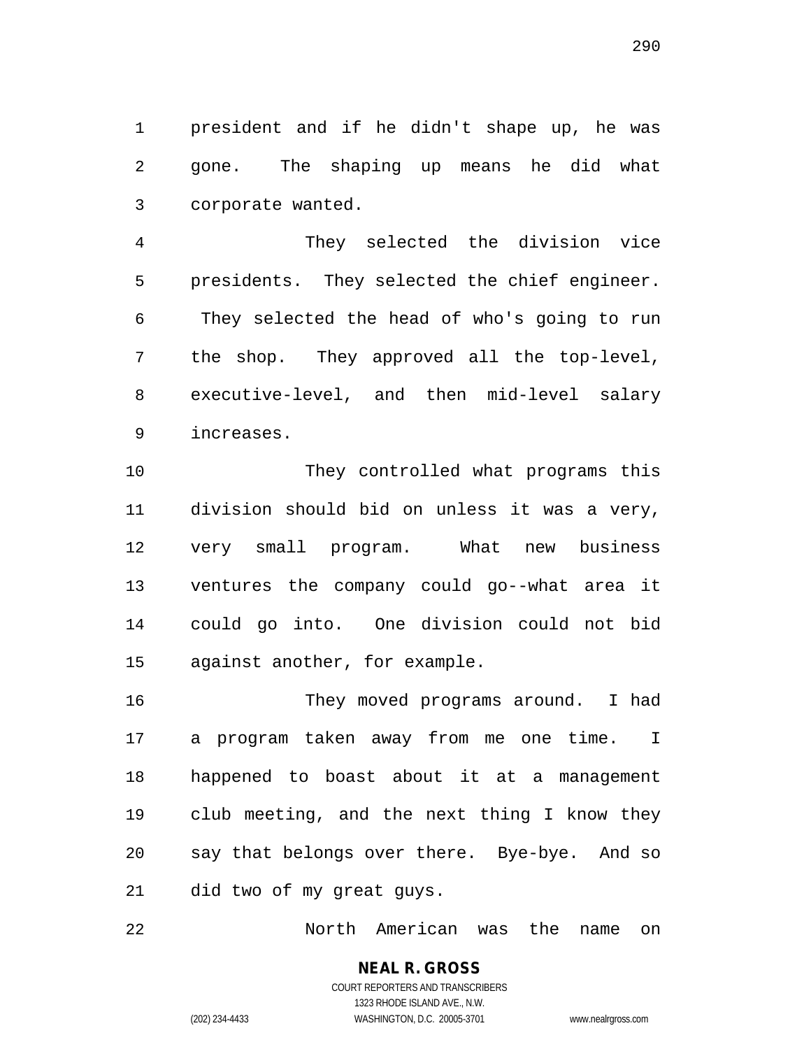president and if he didn't shape up, he was gone. The shaping up means he did what corporate wanted.

They selected the division vice presidents. They selected the chief engineer. They selected the head of who's going to run the shop. They approved all the top-level, executive-level, and then mid-level salary increases.

They controlled what programs this division should bid on unless it was a very, very small program. What new business ventures the company could go--what area it could go into. One division could not bid against another, for example.

They moved programs around. I had a program taken away from me one time. I happened to boast about it at a management club meeting, and the next thing I know they say that belongs over there. Bye-bye. And so did two of my great guys.

North American was the name on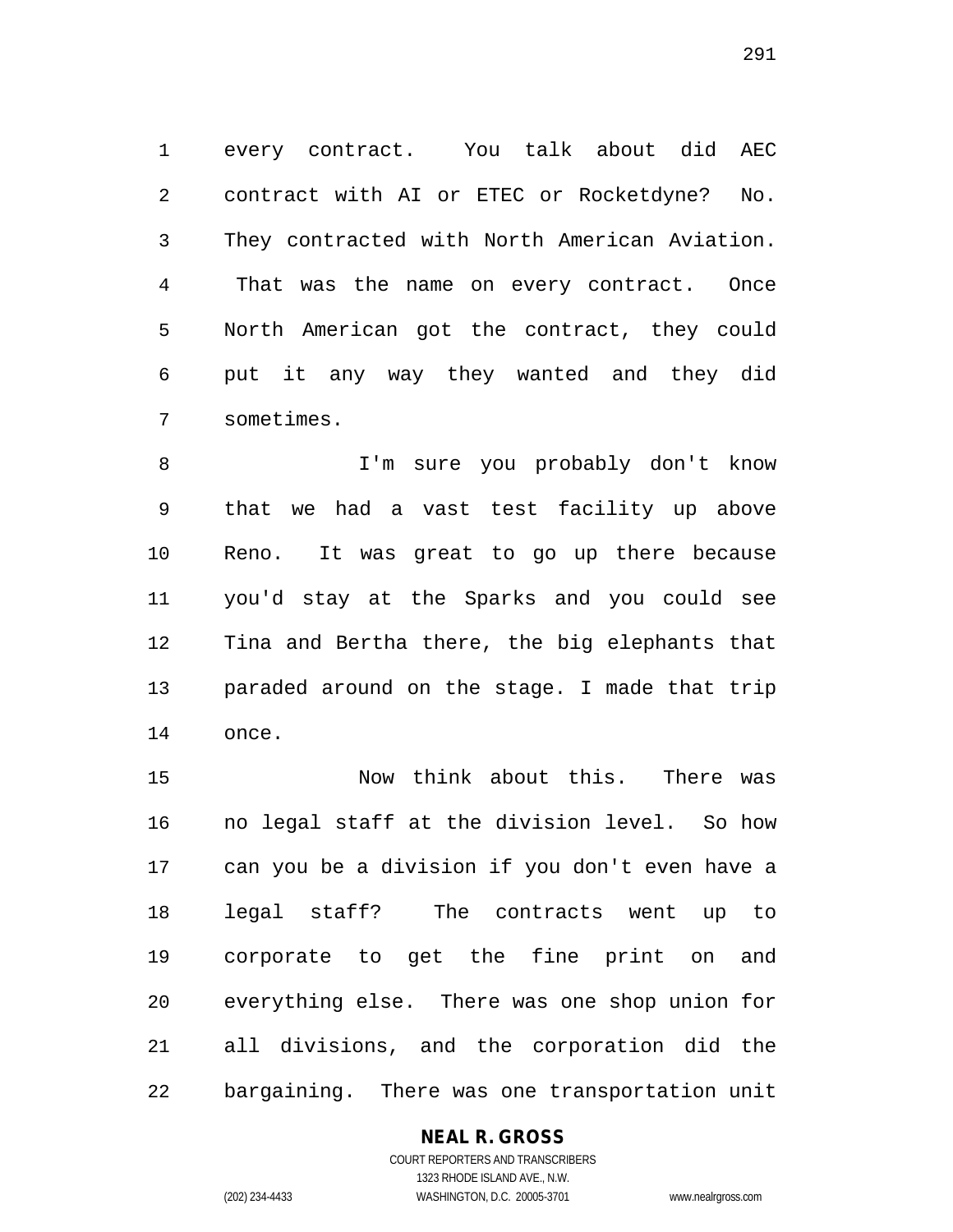every contract. You talk about did AEC contract with AI or ETEC or Rocketdyne? No. They contracted with North American Aviation. That was the name on every contract. Once North American got the contract, they could put it any way they wanted and they did sometimes.

I'm sure you probably don't know that we had a vast test facility up above Reno. It was great to go up there because you'd stay at the Sparks and you could see Tina and Bertha there, the big elephants that paraded around on the stage. I made that trip once.

Now think about this. There was no legal staff at the division level. So how can you be a division if you don't even have a legal staff? The contracts went up to corporate to get the fine print on and everything else. There was one shop union for all divisions, and the corporation did the bargaining. There was one transportation unit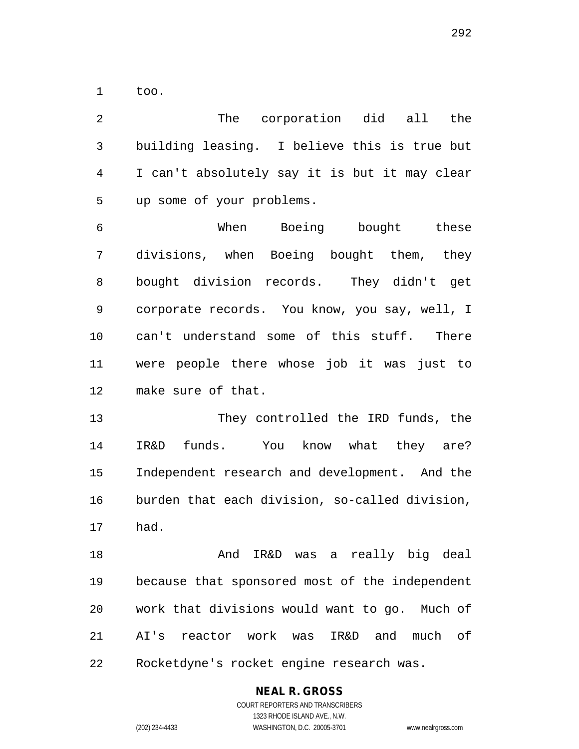too.

The corporation did all the building leasing. I believe this is true but I can't absolutely say it is but it may clear up some of your problems.

When Boeing bought these divisions, when Boeing bought them, they bought division records. They didn't get corporate records. You know, you say, well, I can't understand some of this stuff. There were people there whose job it was just to make sure of that.

They controlled the IRD funds, the IR&D funds. You know what they are? Independent research and development. And the burden that each division, so-called division, had.

And IR&D was a really big deal because that sponsored most of the independent work that divisions would want to go. Much of AI's reactor work was IR&D and much of Rocketdyne's rocket engine research was.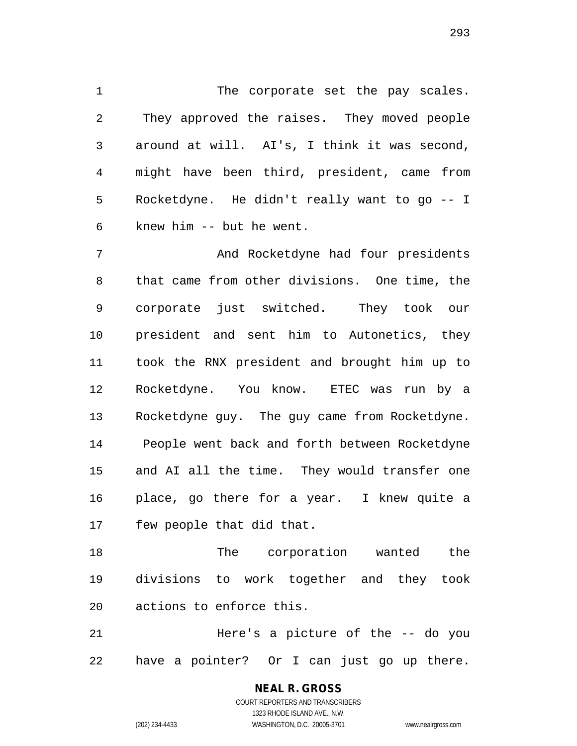The corporate set the pay scales. They approved the raises. They moved people around at will. AI's, I think it was second, might have been third, president, came from Rocketdyne. He didn't really want to go -- I knew him -- but he went.

And Rocketdyne had four presidents that came from other divisions. One time, the corporate just switched. They took our president and sent him to Autonetics, they took the RNX president and brought him up to Rocketdyne. You know. ETEC was run by a Rocketdyne guy. The guy came from Rocketdyne. People went back and forth between Rocketdyne and AI all the time. They would transfer one place, go there for a year. I knew quite a few people that did that.

The corporation wanted the divisions to work together and they took actions to enforce this.

Here's a picture of the -- do you have a pointer? Or I can just go up there.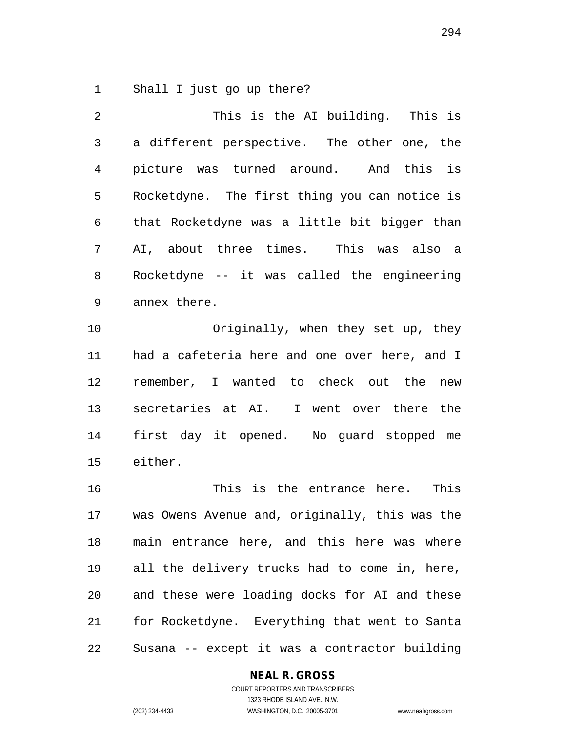Shall I just go up there?

This is the AI building. This is a different perspective. The other one, the picture was turned around. And this is Rocketdyne. The first thing you can notice is that Rocketdyne was a little bit bigger than AI, about three times. This was also a Rocketdyne -- it was called the engineering annex there.

Originally, when they set up, they had a cafeteria here and one over here, and I remember, I wanted to check out the new secretaries at AI. I went over there the first day it opened. No guard stopped me either.

This is the entrance here. This was Owens Avenue and, originally, this was the main entrance here, and this here was where all the delivery trucks had to come in, here, and these were loading docks for AI and these for Rocketdyne. Everything that went to Santa Susana -- except it was a contractor building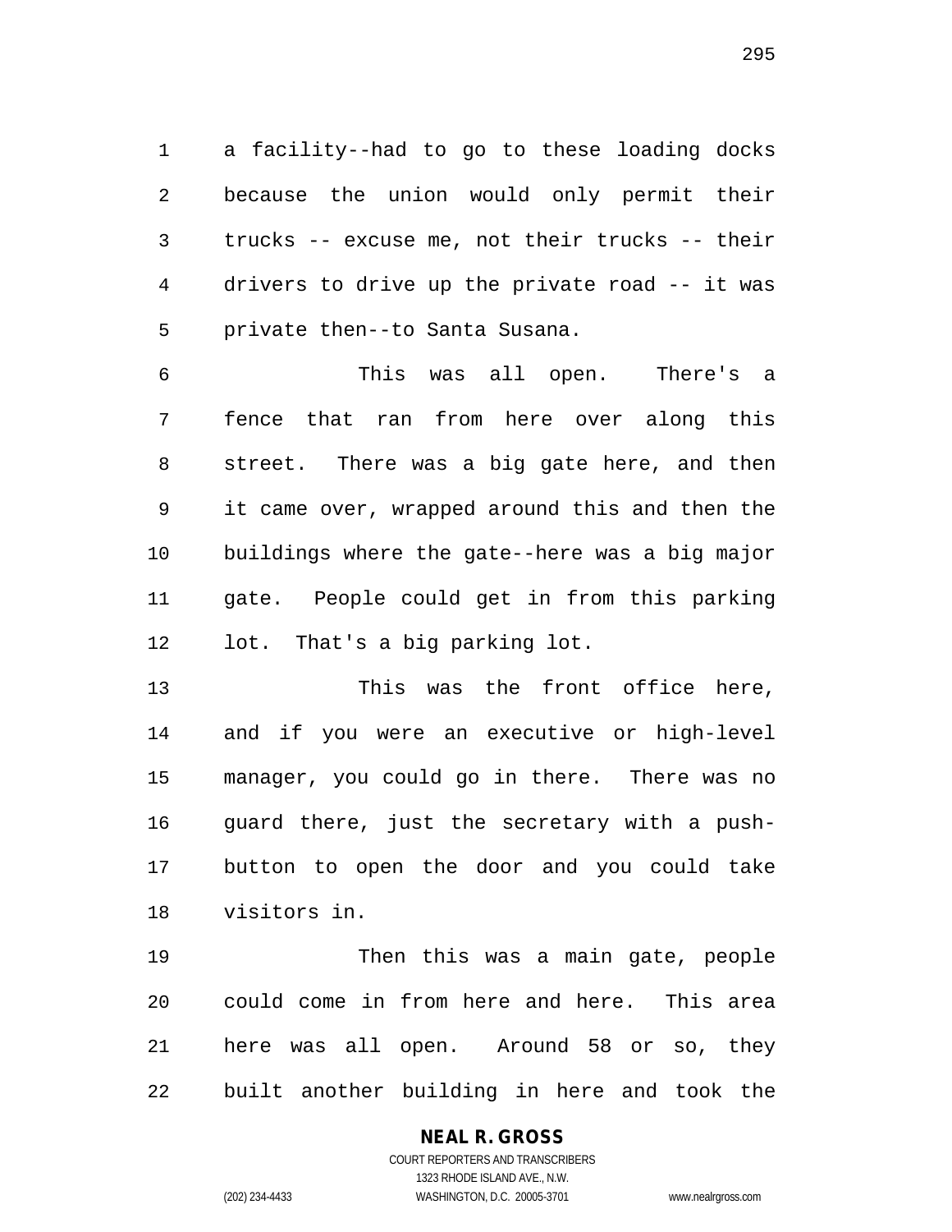a facility--had to go to these loading docks because the union would only permit their trucks -- excuse me, not their trucks -- their drivers to drive up the private road -- it was private then--to Santa Susana.

This was all open. There's a fence that ran from here over along this street. There was a big gate here, and then it came over, wrapped around this and then the buildings where the gate--here was a big major gate. People could get in from this parking lot. That's a big parking lot.

This was the front office here, and if you were an executive or high-level manager, you could go in there. There was no guard there, just the secretary with a push-button to open the door and you could take visitors in.

Then this was a main gate, people could come in from here and here. This area here was all open. Around 58 or so, they built another building in here and took the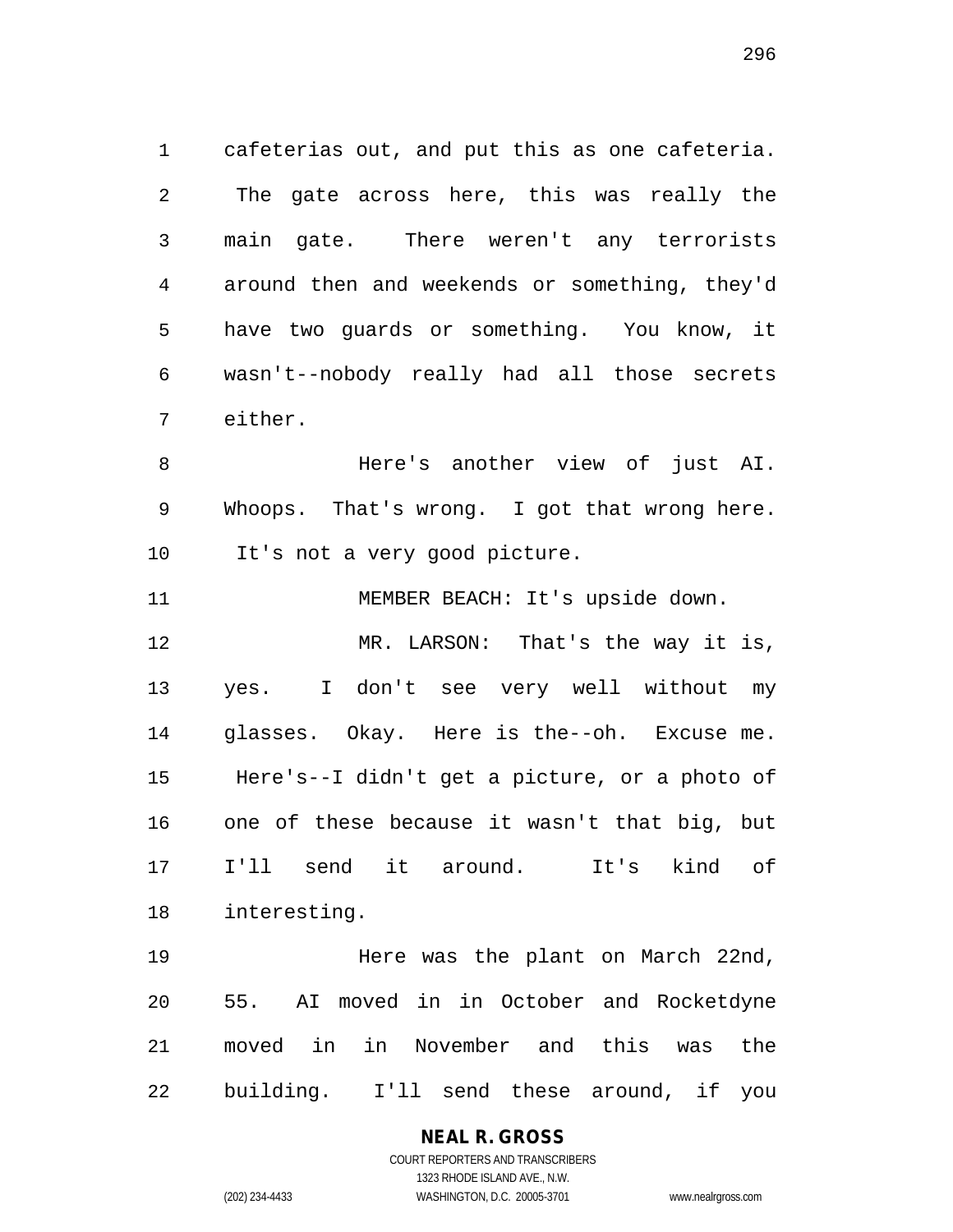cafeterias out, and put this as one cafeteria. The gate across here, this was really the main gate. There weren't any terrorists around then and weekends or something, they'd have two guards or something. You know, it wasn't--nobody really had all those secrets either.

Here's another view of just AI. Whoops. That's wrong. I got that wrong here. It's not a very good picture.

MEMBER BEACH: It's upside down.

MR. LARSON: That's the way it is, yes. I don't see very well without my glasses. Okay. Here is the--oh. Excuse me. Here's--I didn't get a picture, or a photo of one of these because it wasn't that big, but I'll send it around. It's kind of interesting.

Here was the plant on March 22nd, 55. AI moved in in October and Rocketdyne moved in in November and this was the building. I'll send these around, if you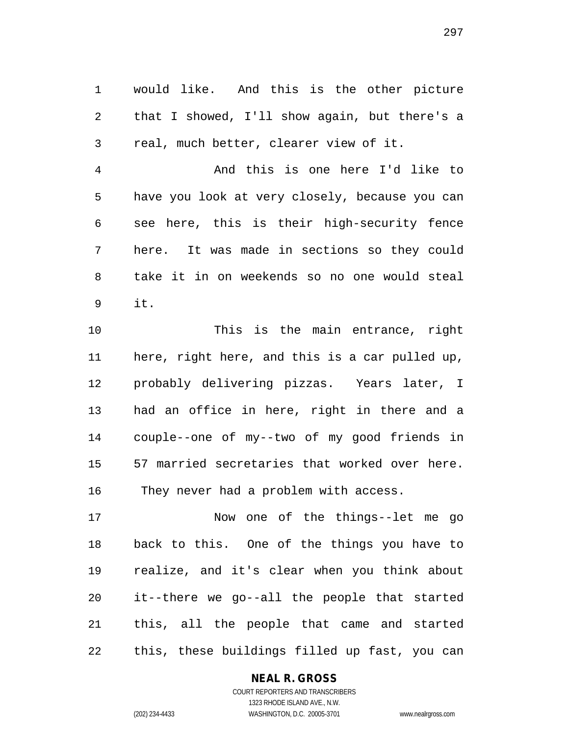would like. And this is the other picture that I showed, I'll show again, but there's a real, much better, clearer view of it.

And this is one here I'd like to have you look at very closely, because you can see here, this is their high-security fence here. It was made in sections so they could take it in on weekends so no one would steal it.

This is the main entrance, right here, right here, and this is a car pulled up, probably delivering pizzas. Years later, I had an office in here, right in there and a couple--one of my--two of my good friends in 57 married secretaries that worked over here. They never had a problem with access.

Now one of the things--let me go back to this. One of the things you have to realize, and it's clear when you think about it--there we go--all the people that started this, all the people that came and started this, these buildings filled up fast, you can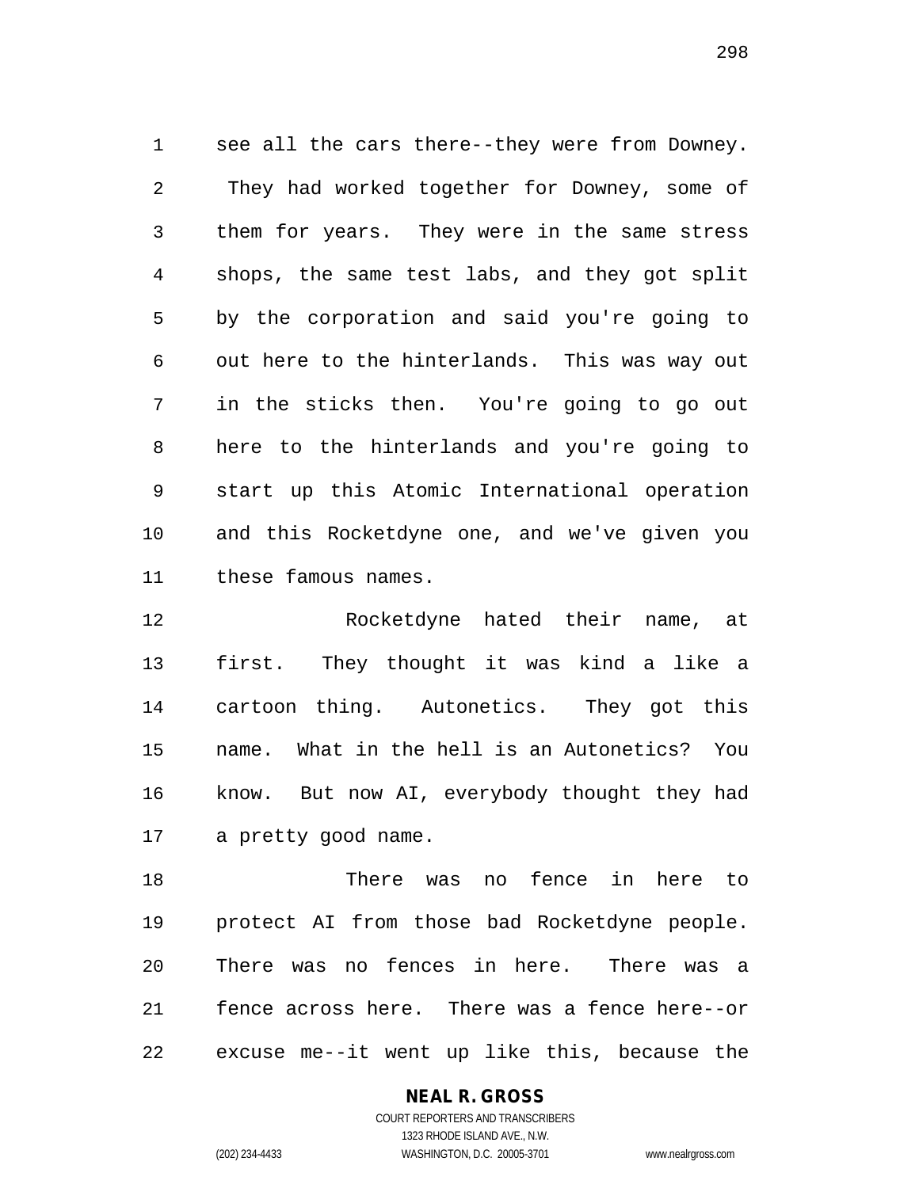see all the cars there--they were from Downey. They had worked together for Downey, some of them for years. They were in the same stress shops, the same test labs, and they got split by the corporation and said you're going to out here to the hinterlands. This was way out in the sticks then. You're going to go out here to the hinterlands and you're going to start up this Atomic International operation and this Rocketdyne one, and we've given you these famous names.

Rocketdyne hated their name, at first. They thought it was kind a like a cartoon thing. Autonetics. They got this name. What in the hell is an Autonetics? You know. But now AI, everybody thought they had a pretty good name.

There was no fence in here to protect AI from those bad Rocketdyne people. There was no fences in here. There was a fence across here. There was a fence here--or excuse me--it went up like this, because the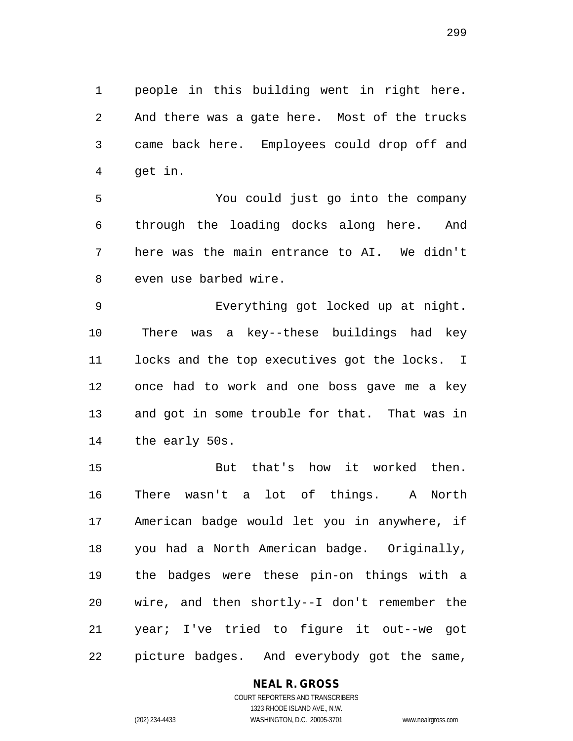people in this building went in right here. And there was a gate here. Most of the trucks came back here. Employees could drop off and get in.

You could just go into the company through the loading docks along here. And here was the main entrance to AI. We didn't even use barbed wire.

Everything got locked up at night. There was a key--these buildings had key locks and the top executives got the locks. I once had to work and one boss gave me a key and got in some trouble for that. That was in the early 50s.

But that's how it worked then. There wasn't a lot of things. A North American badge would let you in anywhere, if you had a North American badge. Originally, the badges were these pin-on things with a wire, and then shortly--I don't remember the year; I've tried to figure it out--we got picture badges. And everybody got the same,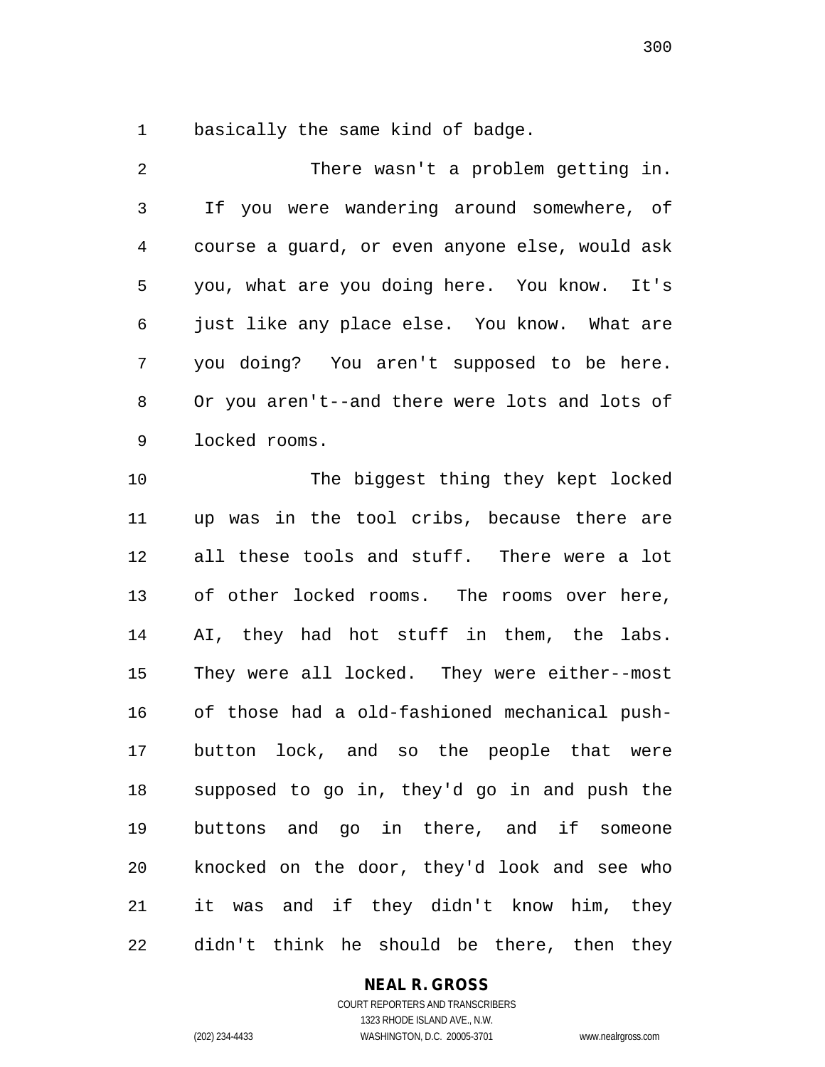basically the same kind of badge.

There wasn't a problem getting in. If you were wandering around somewhere, of course a guard, or even anyone else, would ask you, what are you doing here. You know. It's just like any place else. You know. What are you doing? You aren't supposed to be here. Or you aren't--and there were lots and lots of locked rooms.

The biggest thing they kept locked up was in the tool cribs, because there are all these tools and stuff. There were a lot of other locked rooms. The rooms over here, AI, they had hot stuff in them, the labs. They were all locked. They were either--most of those had a old-fashioned mechanical push-button lock, and so the people that were supposed to go in, they'd go in and push the buttons and go in there, and if someone knocked on the door, they'd look and see who it was and if they didn't know him, they didn't think he should be there, then they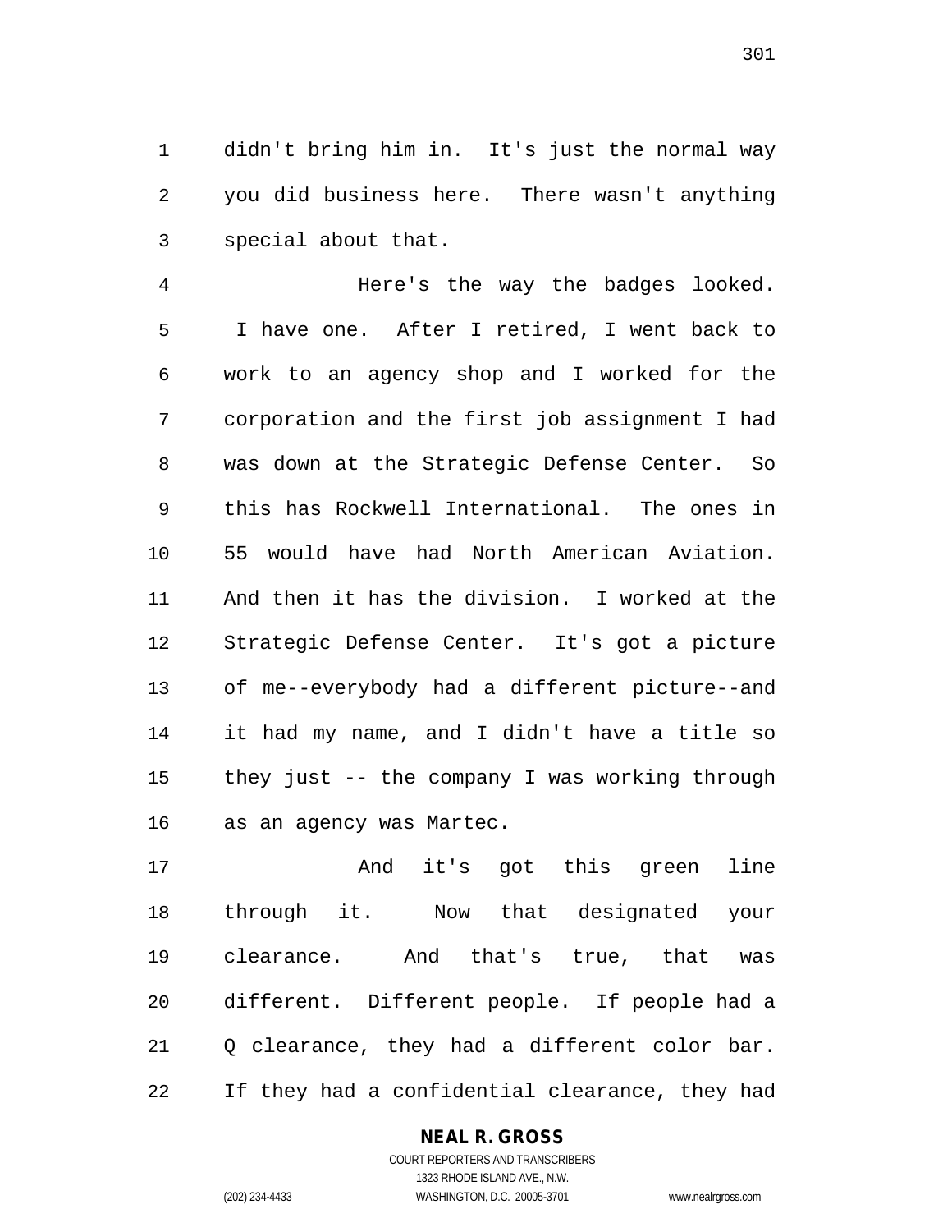didn't bring him in. It's just the normal way you did business here. There wasn't anything special about that.

Here's the way the badges looked. I have one. After I retired, I went back to work to an agency shop and I worked for the corporation and the first job assignment I had was down at the Strategic Defense Center. So this has Rockwell International. The ones in 55 would have had North American Aviation. And then it has the division. I worked at the Strategic Defense Center. It's got a picture of me--everybody had a different picture--and it had my name, and I didn't have a title so they just -- the company I was working through as an agency was Martec.

And it's got this green line through it. Now that designated your clearance. And that's true, that was different. Different people. If people had a Q clearance, they had a different color bar. If they had a confidential clearance, they had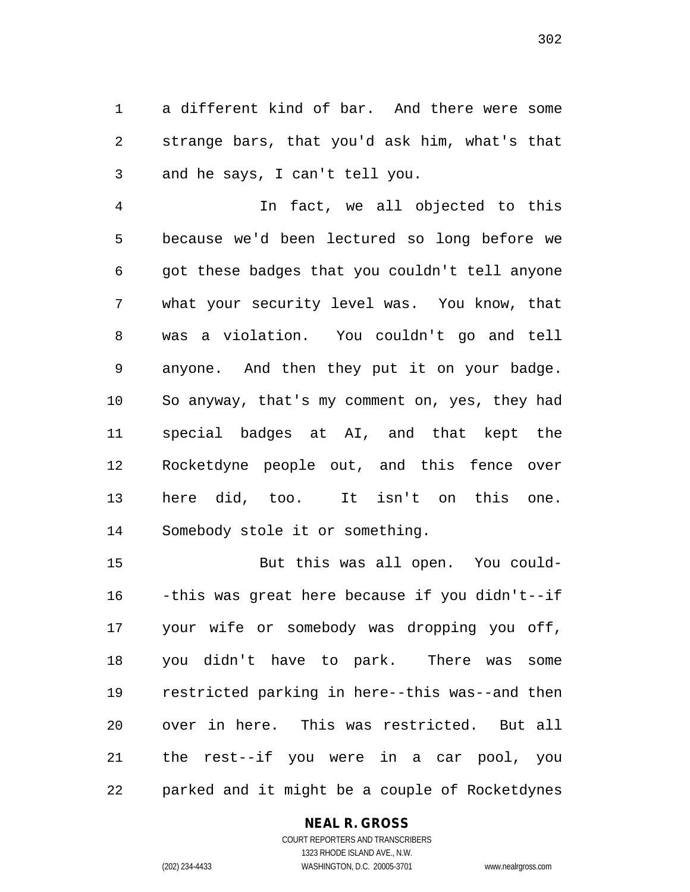a different kind of bar. And there were some strange bars, that you'd ask him, what's that and he says, I can't tell you.

In fact, we all objected to this because we'd been lectured so long before we got these badges that you couldn't tell anyone what your security level was. You know, that was a violation. You couldn't go and tell anyone. And then they put it on your badge. So anyway, that's my comment on, yes, they had special badges at AI, and that kept the Rocketdyne people out, and this fence over here did, too. It isn't on this one. Somebody stole it or something.

But this was all open. You could--this was great here because if you didn't--if your wife or somebody was dropping you off, you didn't have to park. There was some restricted parking in here--this was--and then over in here. This was restricted. But all the rest--if you were in a car pool, you parked and it might be a couple of Rocketdynes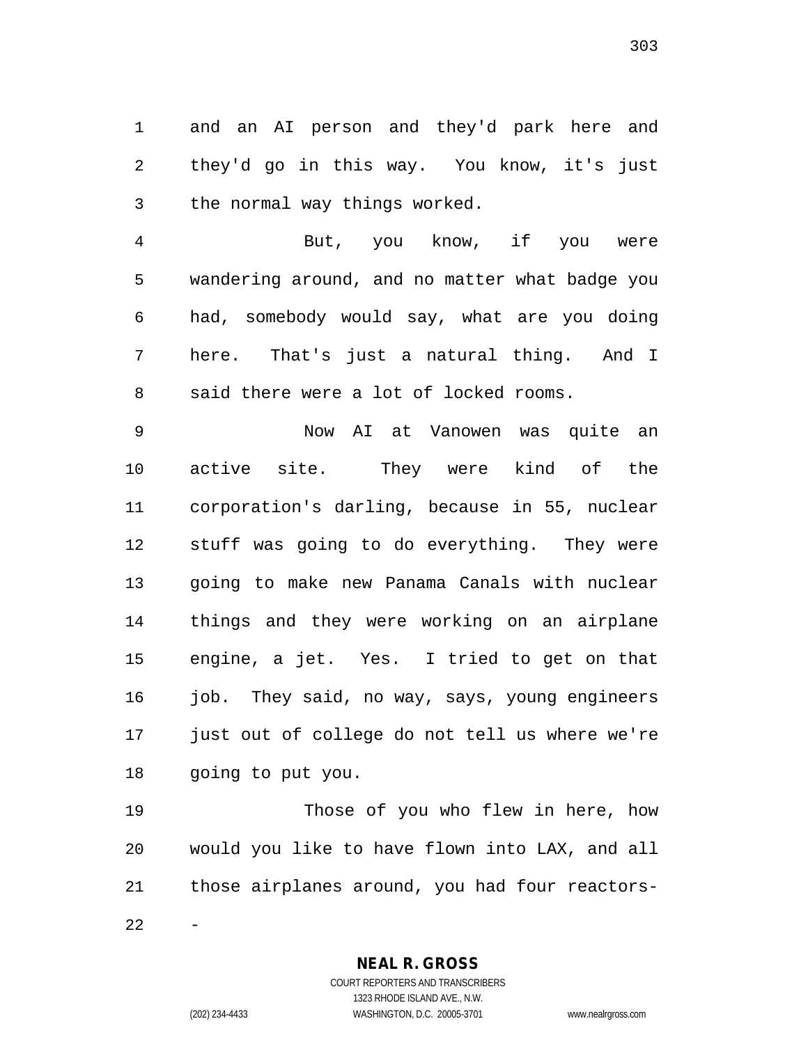and an AI person and they'd park here and they'd go in this way. You know, it's just the normal way things worked.

But, you know, if you were wandering around, and no matter what badge you had, somebody would say, what are you doing here. That's just a natural thing. And I said there were a lot of locked rooms.

Now AI at Vanowen was quite an active site. They were kind of the corporation's darling, because in 55, nuclear stuff was going to do everything. They were going to make new Panama Canals with nuclear things and they were working on an airplane engine, a jet. Yes. I tried to get on that job. They said, no way, says, young engineers just out of college do not tell us where we're going to put you.

Those of you who flew in here, how would you like to have flown into LAX, and all those airplanes around, you had four reactors--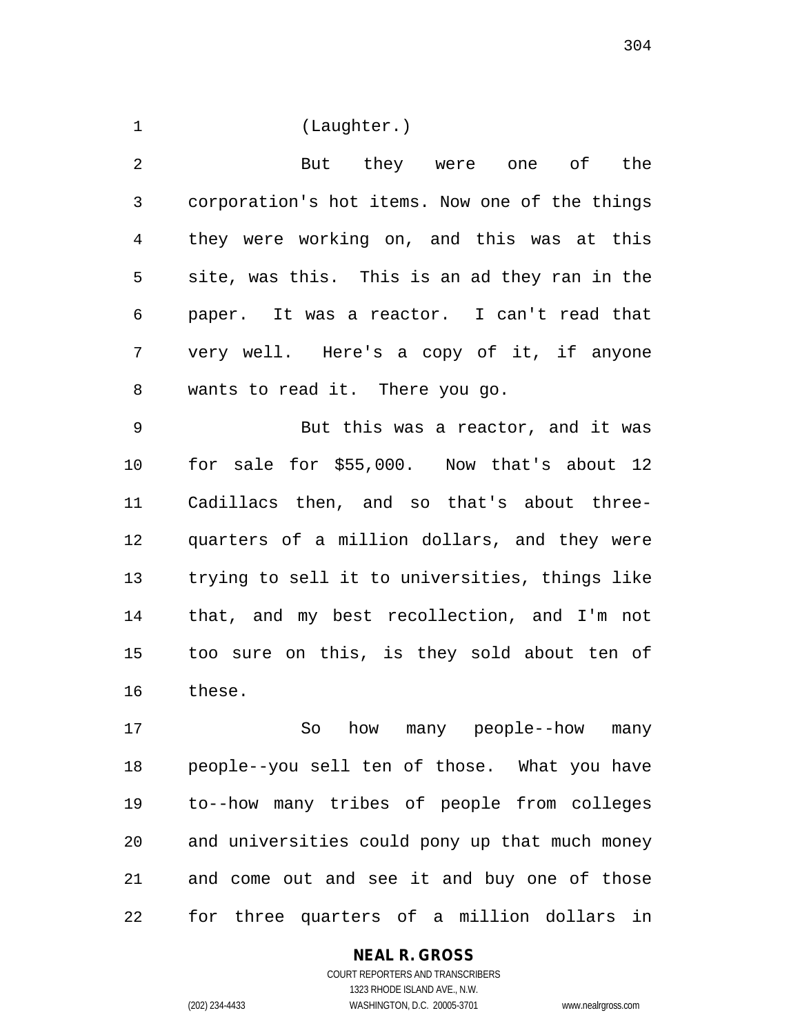(Laughter.)

But they were one of the corporation's hot items. Now one of the things they were working on, and this was at this site, was this. This is an ad they ran in the paper. It was a reactor. I can't read that very well. Here's a copy of it, if anyone wants to read it. There you go.

But this was a reactor, and it was for sale for $55,000. Now that's about 12 Cadillacs then, and so that's about three-quarters of a million dollars, and they were trying to sell it to universities, things like that, and my best recollection, and I'm not too sure on this, is they sold about ten of these.

So how many people--how many people--you sell ten of those. What you have to--how many tribes of people from colleges and universities could pony up that much money and come out and see it and buy one of those for three quarters of a million dollars in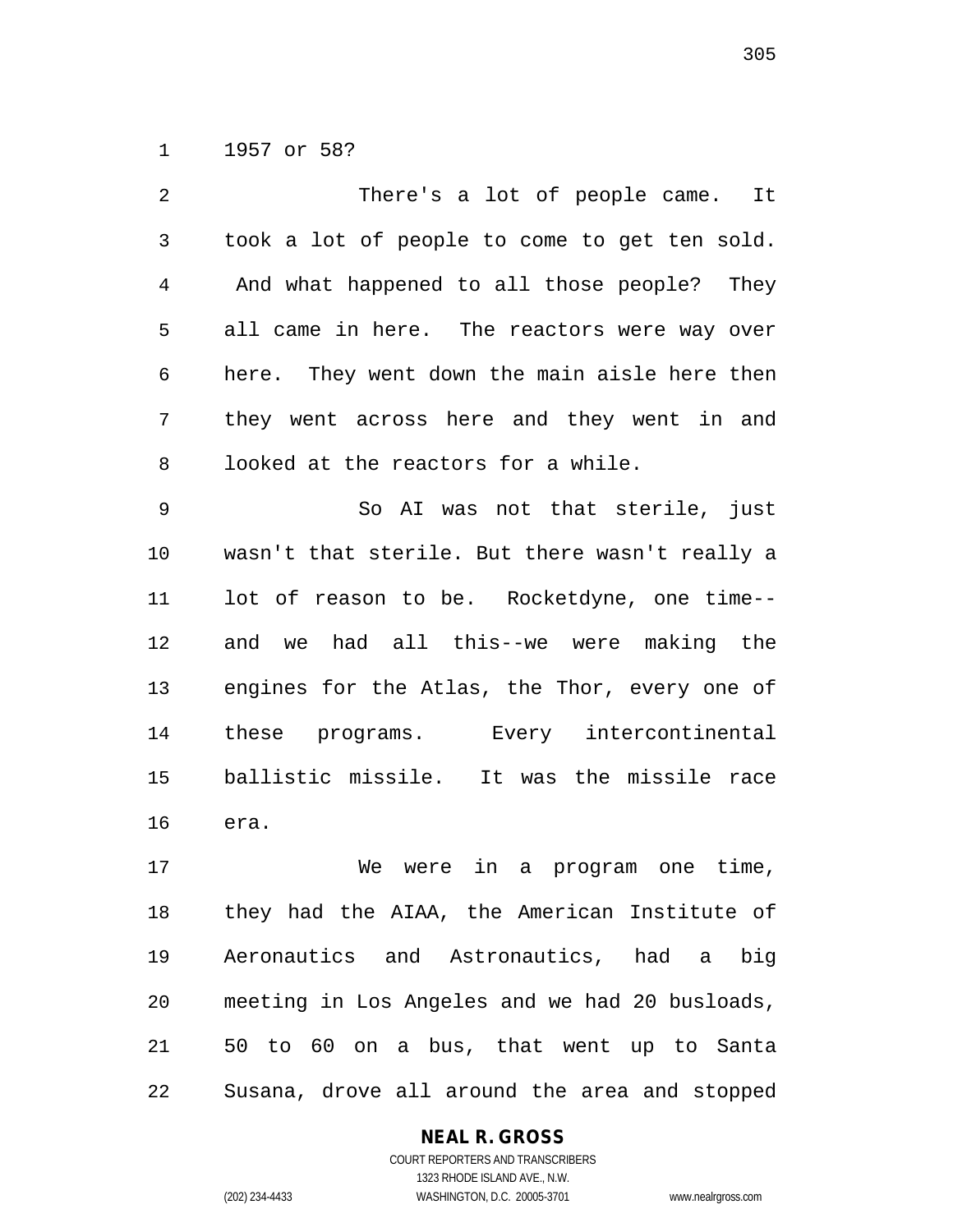1957 or 58?

There's a lot of people came. It took a lot of people to come to get ten sold. And what happened to all those people? They all came in here. The reactors were way over here. They went down the main aisle here then they went across here and they went in and looked at the reactors for a while.

So AI was not that sterile, just wasn't that sterile. But there wasn't really a lot of reason to be. Rocketdyne, one time--and we had all this--we were making the engines for the Atlas, the Thor, every one of these programs. Every intercontinental ballistic missile. It was the missile race era.

We were in a program one time, they had the AIAA, the American Institute of Aeronautics and Astronautics, had a big meeting in Los Angeles and we had 20 busloads, 50 to 60 on a bus, that went up to Santa Susana, drove all around the area and stopped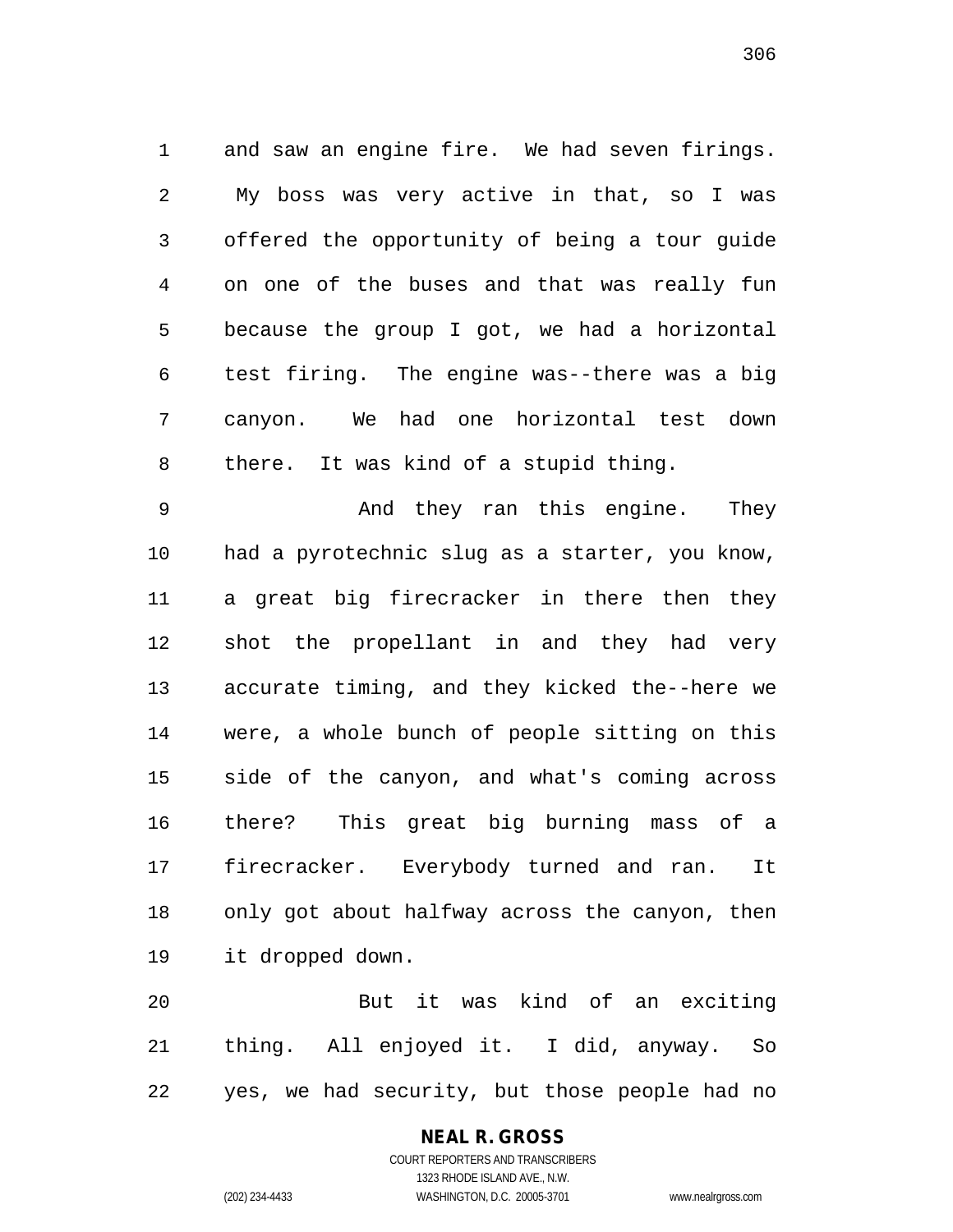and saw an engine fire. We had seven firings. My boss was very active in that, so I was offered the opportunity of being a tour guide on one of the buses and that was really fun because the group I got, we had a horizontal test firing. The engine was--there was a big canyon. We had one horizontal test down there. It was kind of a stupid thing.

And they ran this engine. They had a pyrotechnic slug as a starter, you know, a great big firecracker in there then they shot the propellant in and they had very accurate timing, and they kicked the--here we were, a whole bunch of people sitting on this side of the canyon, and what's coming across there? This great big burning mass of a firecracker. Everybody turned and ran. It only got about halfway across the canyon, then it dropped down.

But it was kind of an exciting thing. All enjoyed it. I did, anyway. So yes, we had security, but those people had no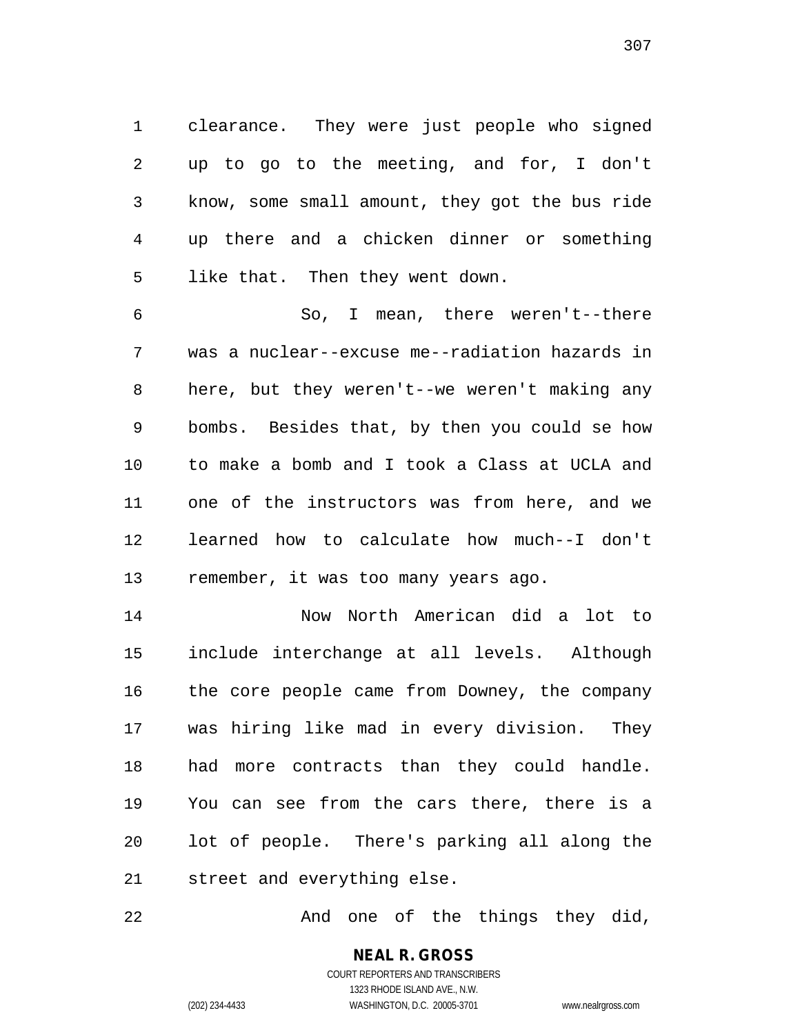clearance. They were just people who signed up to go to the meeting, and for, I don't know, some small amount, they got the bus ride up there and a chicken dinner or something like that. Then they went down.

So, I mean, there weren't--there was a nuclear--excuse me--radiation hazards in here, but they weren't--we weren't making any bombs. Besides that, by then you could se how to make a bomb and I took a Class at UCLA and one of the instructors was from here, and we learned how to calculate how much--I don't remember, it was too many years ago.

Now North American did a lot to include interchange at all levels. Although the core people came from Downey, the company was hiring like mad in every division. They had more contracts than they could handle. You can see from the cars there, there is a lot of people. There's parking all along the street and everything else.

And one of the things they did,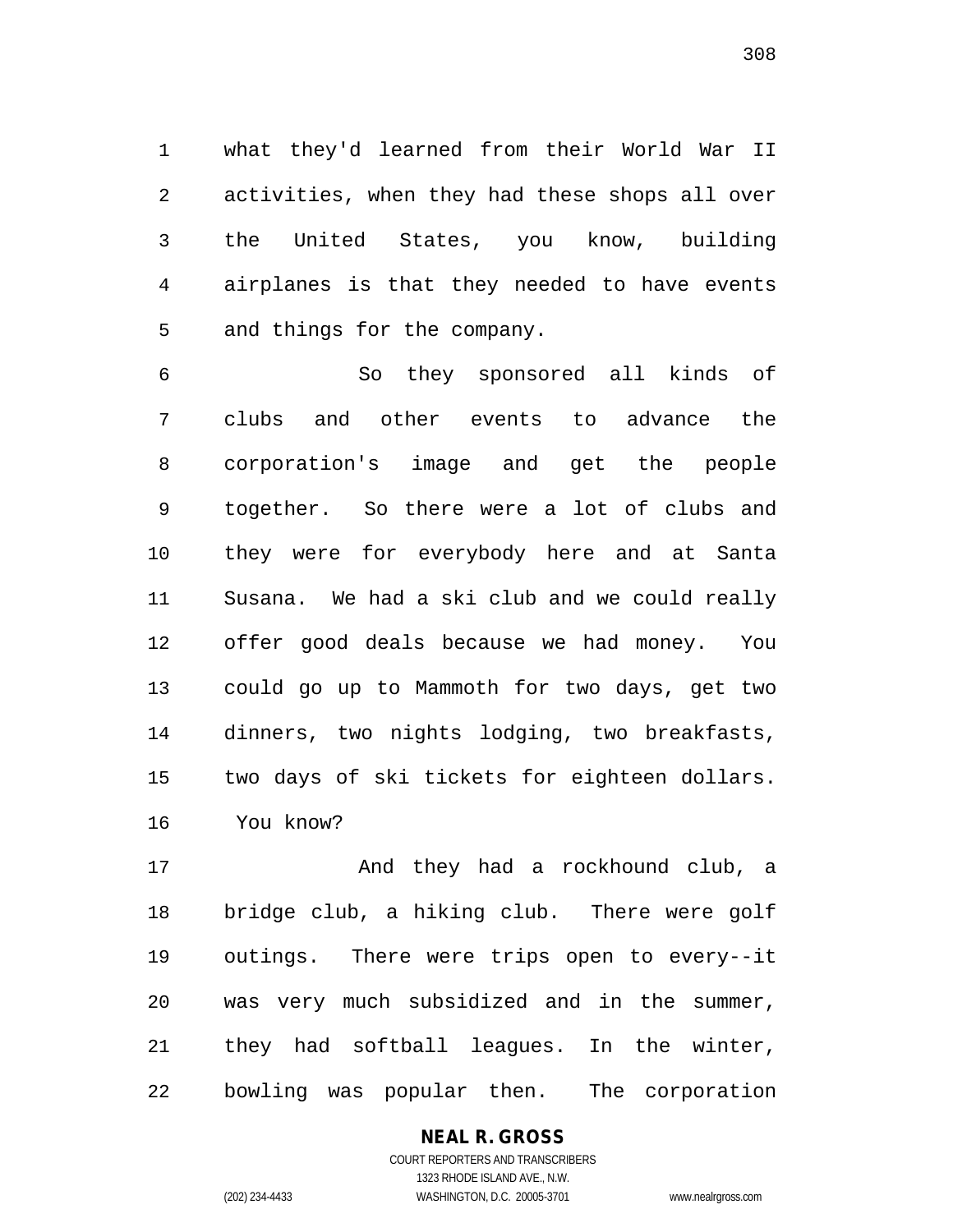what they'd learned from their World War II activities, when they had these shops all over the United States, you know, building airplanes is that they needed to have events and things for the company.

So they sponsored all kinds of clubs and other events to advance the corporation's image and get the people together. So there were a lot of clubs and they were for everybody here and at Santa Susana. We had a ski club and we could really offer good deals because we had money. You could go up to Mammoth for two days, get two dinners, two nights lodging, two breakfasts, two days of ski tickets for eighteen dollars. You know?

And they had a rockhound club, a bridge club, a hiking club. There were golf outings. There were trips open to every--it was very much subsidized and in the summer, they had softball leagues. In the winter, bowling was popular then. The corporation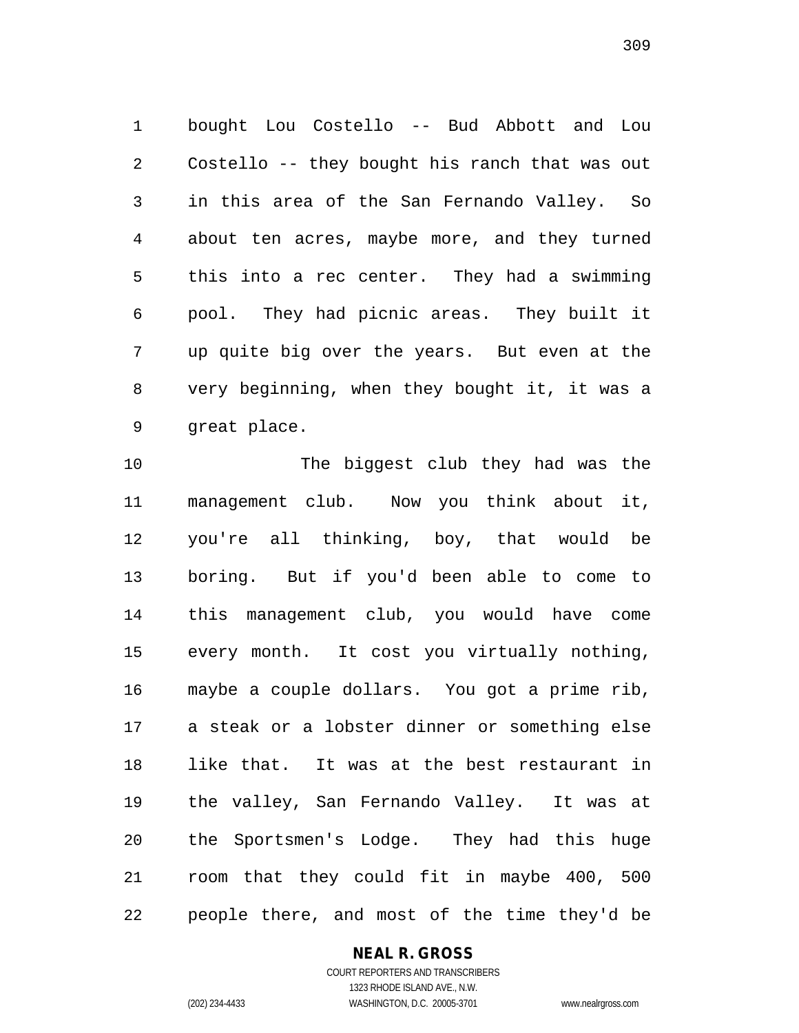bought Lou Costello -- Bud Abbott and Lou Costello -- they bought his ranch that was out in this area of the San Fernando Valley. So about ten acres, maybe more, and they turned this into a rec center. They had a swimming pool. They had picnic areas. They built it up quite big over the years. But even at the very beginning, when they bought it, it was a great place.

The biggest club they had was the management club. Now you think about it, you're all thinking, boy, that would be boring. But if you'd been able to come to this management club, you would have come every month. It cost you virtually nothing, maybe a couple dollars. You got a prime rib, a steak or a lobster dinner or something else like that. It was at the best restaurant in the valley, San Fernando Valley. It was at the Sportsmen's Lodge. They had this huge room that they could fit in maybe 400, 500 people there, and most of the time they'd be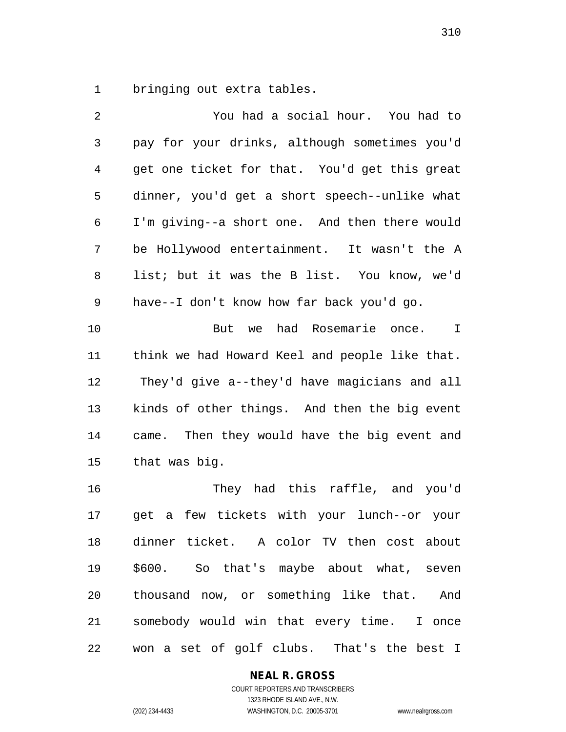bringing out extra tables.

You had a social hour. You had to pay for your drinks, although sometimes you'd get one ticket for that. You'd get this great dinner, you'd get a short speech--unlike what I'm giving--a short one. And then there would be Hollywood entertainment. It wasn't the A list; but it was the B list. You know, we'd have--I don't know how far back you'd go.

But we had Rosemarie once. I think we had Howard Keel and people like that. They'd give a--they'd have magicians and all kinds of other things. And then the big event came. Then they would have the big event and that was big.

They had this raffle, and you'd get a few tickets with your lunch--or your dinner ticket. A color TV then cost about $600. So that's maybe about what, seven thousand now, or something like that. And somebody would win that every time. I once won a set of golf clubs. That's the best I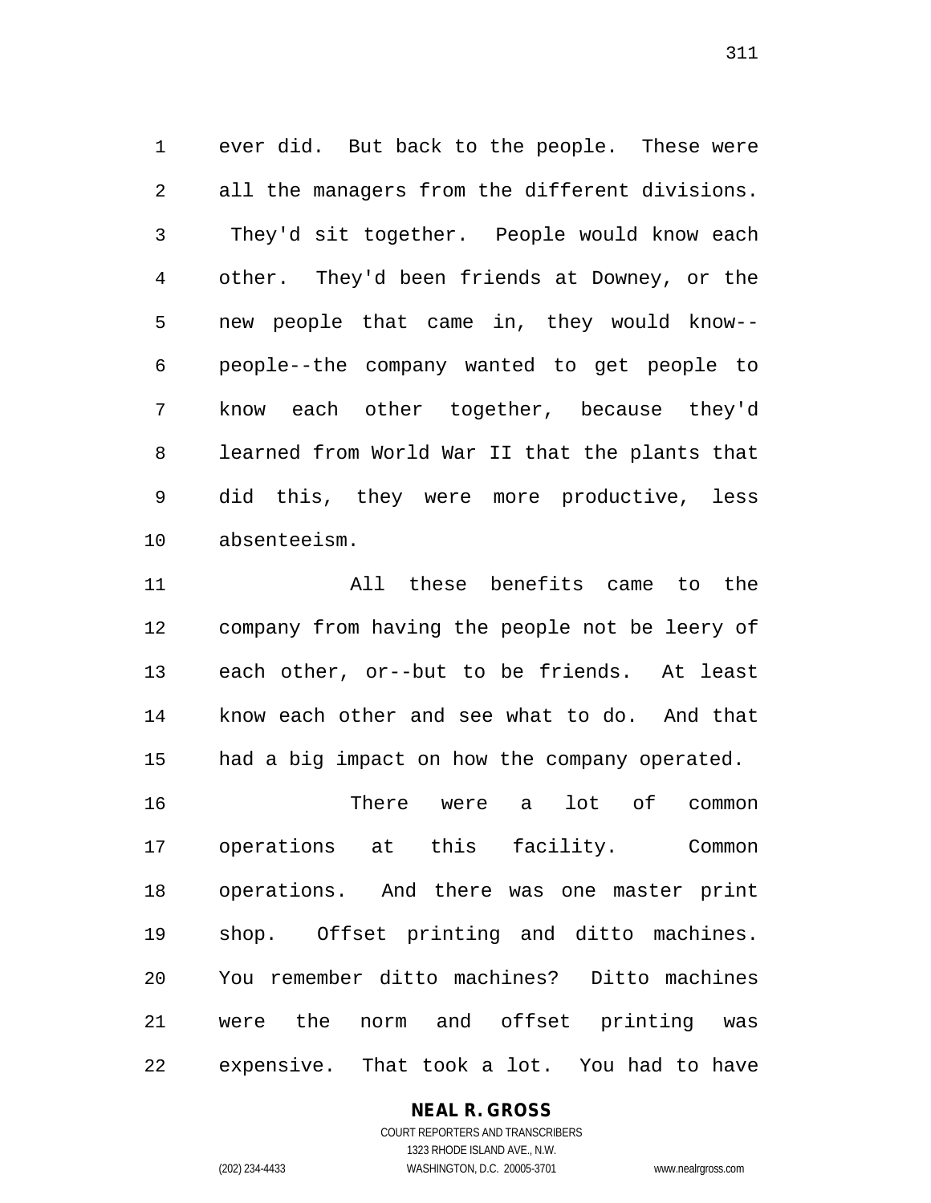ever did. But back to the people. These were all the managers from the different divisions. They'd sit together. People would know each other. They'd been friends at Downey, or the new people that came in, they would know--people--the company wanted to get people to know each other together, because they'd learned from World War II that the plants that did this, they were more productive, less absenteeism.

All these benefits came to the company from having the people not be leery of each other, or--but to be friends. At least know each other and see what to do. And that had a big impact on how the company operated.

There were a lot of common operations at this facility. Common operations. And there was one master print shop. Offset printing and ditto machines. You remember ditto machines? Ditto machines were the norm and offset printing was expensive. That took a lot. You had to have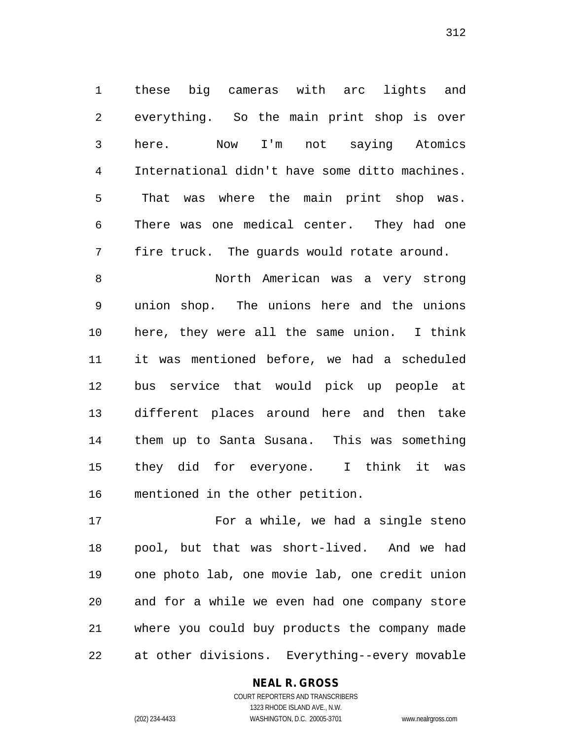these big cameras with arc lights and everything. So the main print shop is over here. Now I'm not saying Atomics International didn't have some ditto machines. That was where the main print shop was. There was one medical center. They had one fire truck. The guards would rotate around.

North American was a very strong union shop. The unions here and the unions here, they were all the same union. I think it was mentioned before, we had a scheduled bus service that would pick up people at different places around here and then take them up to Santa Susana. This was something they did for everyone. I think it was mentioned in the other petition.

For a while, we had a single steno pool, but that was short-lived. And we had one photo lab, one movie lab, one credit union and for a while we even had one company store where you could buy products the company made at other divisions. Everything--every movable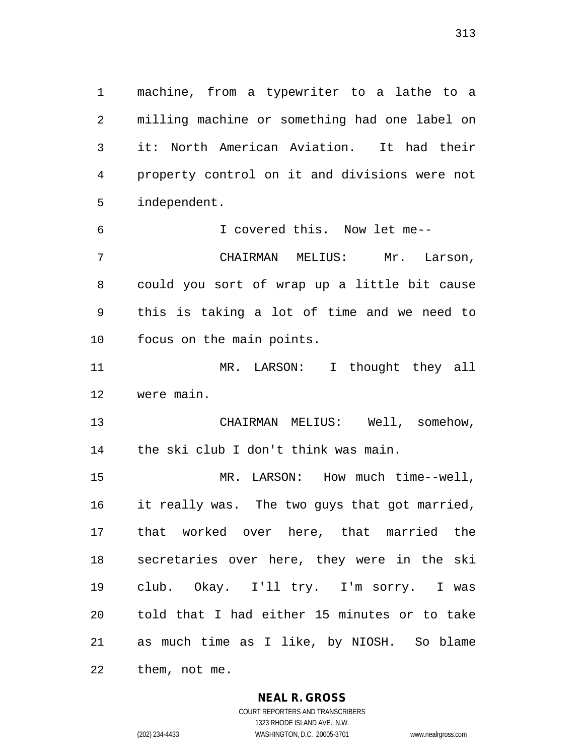machine, from a typewriter to a lathe to a milling machine or something had one label on it: North American Aviation. It had their property control on it and divisions were not independent.

I covered this. Now let me--

CHAIRMAN MELIUS: Mr. Larson, could you sort of wrap up a little bit cause this is taking a lot of time and we need to focus on the main points.

MR. LARSON: I thought they all were main.

CHAIRMAN MELIUS: Well, somehow, the ski club I don't think was main.

MR. LARSON: How much time--well, it really was. The two guys that got married, that worked over here, that married the secretaries over here, they were in the ski club. Okay. I'll try. I'm sorry. I was told that I had either 15 minutes or to take as much time as I like, by NIOSH. So blame them, not me.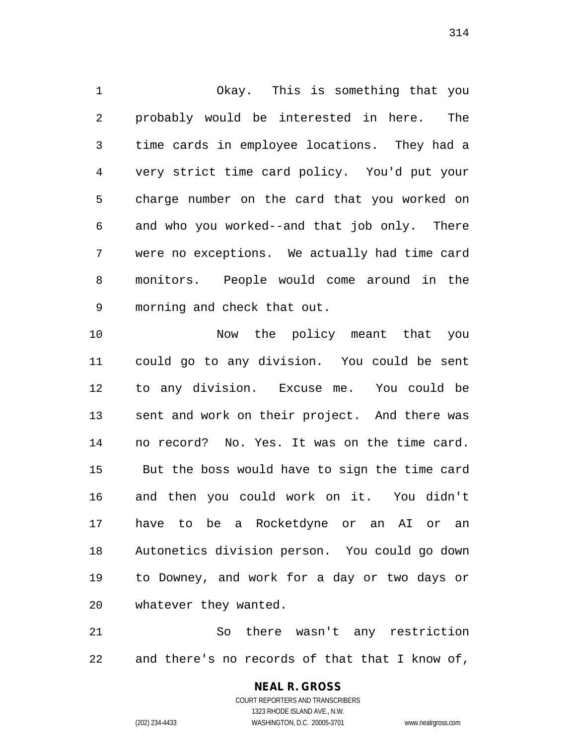Okay. This is something that you probably would be interested in here. The time cards in employee locations. They had a very strict time card policy. You'd put your charge number on the card that you worked on and who you worked--and that job only. There were no exceptions. We actually had time card monitors. People would come around in the morning and check that out.

Now the policy meant that you could go to any division. You could be sent to any division. Excuse me. You could be sent and work on their project. And there was no record? No. Yes. It was on the time card. But the boss would have to sign the time card and then you could work on it. You didn't have to be a Rocketdyne or an AI or an Autonetics division person. You could go down to Downey, and work for a day or two days or whatever they wanted.

So there wasn't any restriction and there's no records of that that I know of,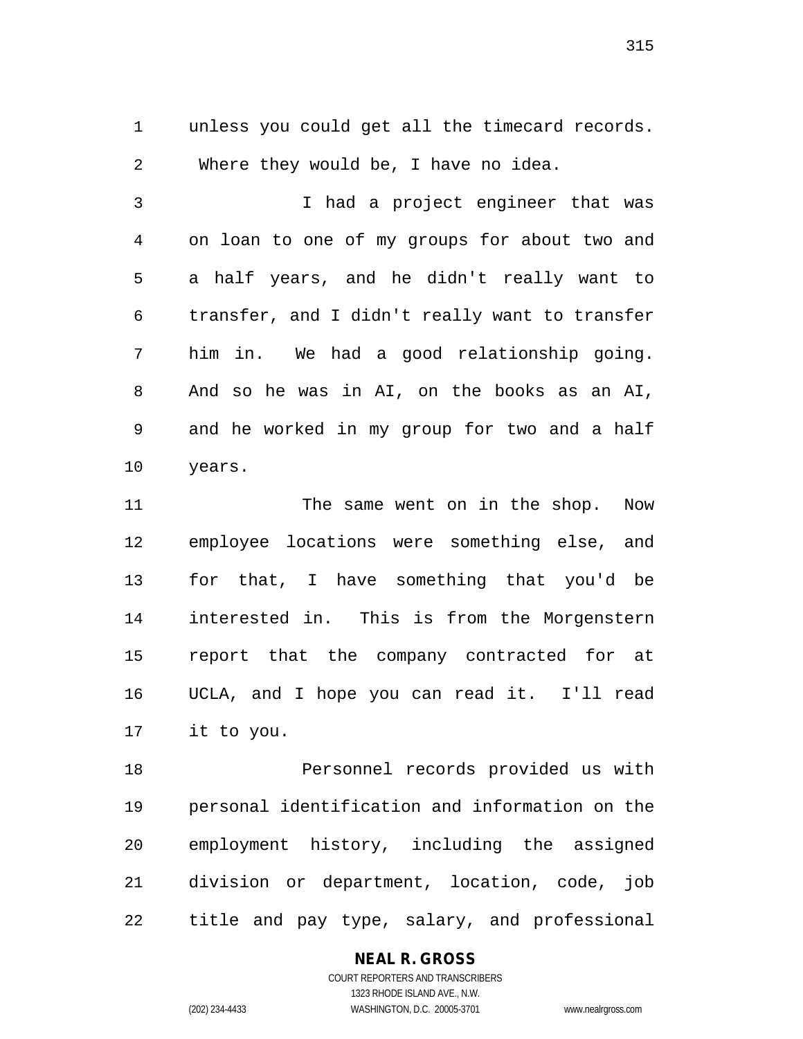unless you could get all the timecard records. Where they would be, I have no idea.

I had a project engineer that was on loan to one of my groups for about two and a half years, and he didn't really want to transfer, and I didn't really want to transfer him in. We had a good relationship going. And so he was in AI, on the books as an AI, and he worked in my group for two and a half years.

The same went on in the shop. Now employee locations were something else, and for that, I have something that you'd be interested in. This is from the Morgenstern report that the company contracted for at UCLA, and I hope you can read it. I'll read it to you.

Personnel records provided us with personal identification and information on the employment history, including the assigned division or department, location, code, job title and pay type, salary, and professional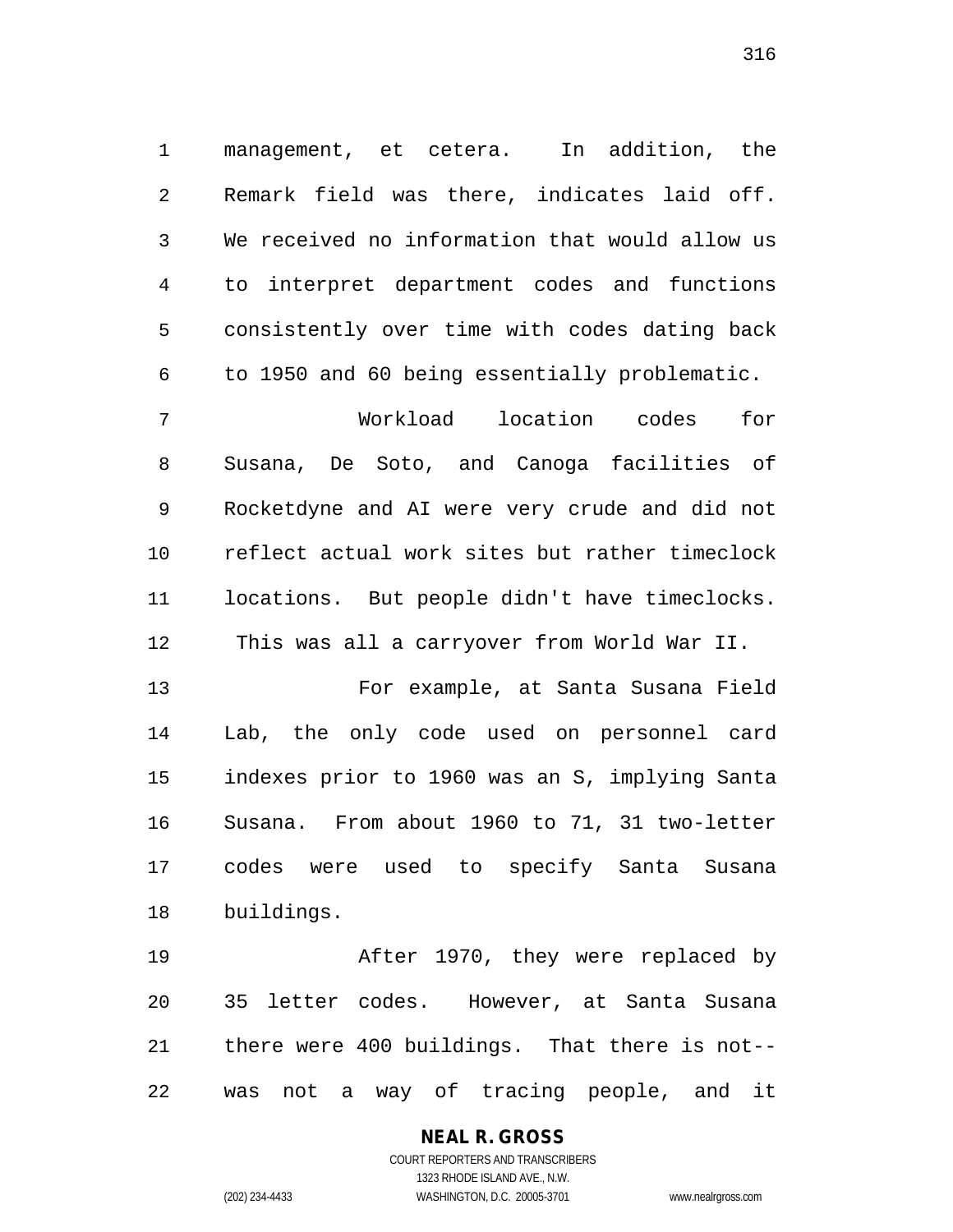management, et cetera. In addition, the Remark field was there, indicates laid off. We received no information that would allow us to interpret department codes and functions consistently over time with codes dating back to 1950 and 60 being essentially problematic.

Workload location codes for Susana, De Soto, and Canoga facilities of Rocketdyne and AI were very crude and did not reflect actual work sites but rather timeclock locations. But people didn't have timeclocks. This was all a carryover from World War II.

For example, at Santa Susana Field Lab, the only code used on personnel card indexes prior to 1960 was an S, implying Santa Susana. From about 1960 to 71, 31 two-letter codes were used to specify Santa Susana buildings.

After 1970, they were replaced by 35 letter codes. However, at Santa Susana there were 400 buildings. That there is not-- was not a way of tracing people, and it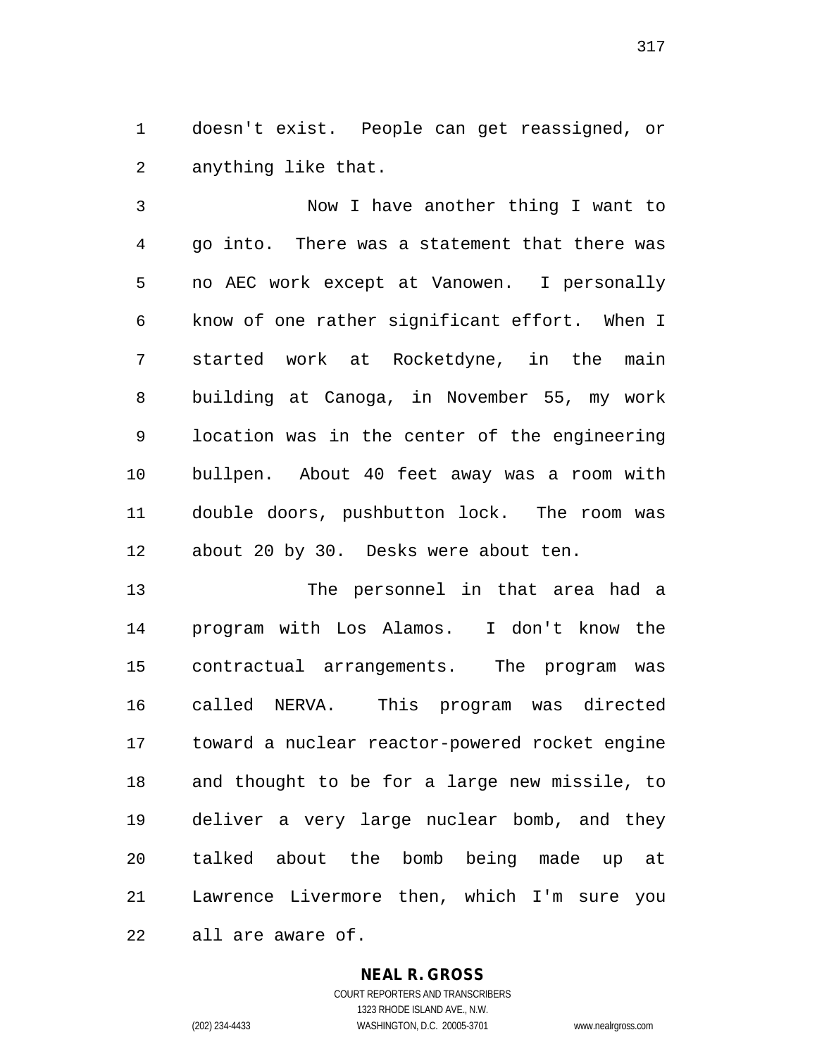doesn't exist. People can get reassigned, or anything like that.

Now I have another thing I want to go into. There was a statement that there was no AEC work except at Vanowen. I personally know of one rather significant effort. When I started work at Rocketdyne, in the main building at Canoga, in November 55, my work location was in the center of the engineering bullpen. About 40 feet away was a room with double doors, pushbutton lock. The room was about 20 by 30. Desks were about ten.

The personnel in that area had a program with Los Alamos. I don't know the contractual arrangements. The program was called NERVA. This program was directed toward a nuclear reactor-powered rocket engine and thought to be for a large new missile, to deliver a very large nuclear bomb, and they talked about the bomb being made up at Lawrence Livermore then, which I'm sure you all are aware of.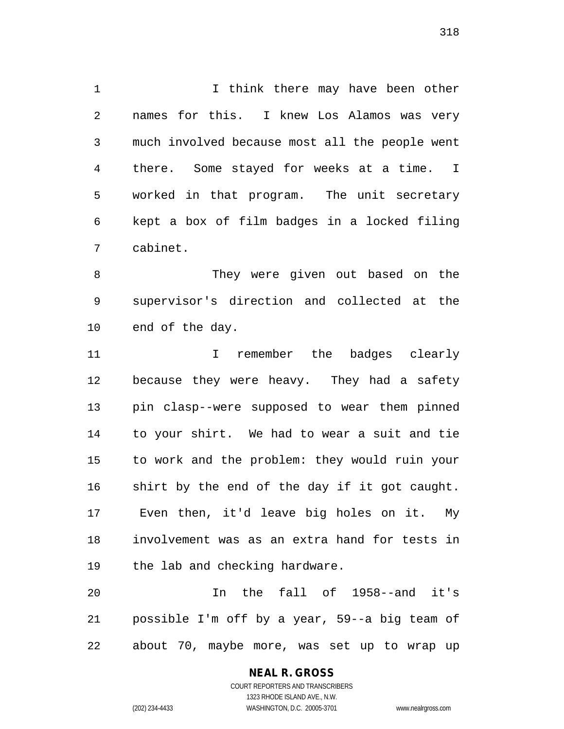I think there may have been other names for this. I knew Los Alamos was very much involved because most all the people went there. Some stayed for weeks at a time. I worked in that program. The unit secretary kept a box of film badges in a locked filing cabinet.

They were given out based on the supervisor's direction and collected at the end of the day.

I remember the badges clearly because they were heavy. They had a safety pin clasp--were supposed to wear them pinned to your shirt. We had to wear a suit and tie to work and the problem: they would ruin your shirt by the end of the day if it got caught. Even then, it'd leave big holes on it. My involvement was as an extra hand for tests in the lab and checking hardware.

In the fall of 1958--and it's possible I'm off by a year, 59--a big team of about 70, maybe more, was set up to wrap up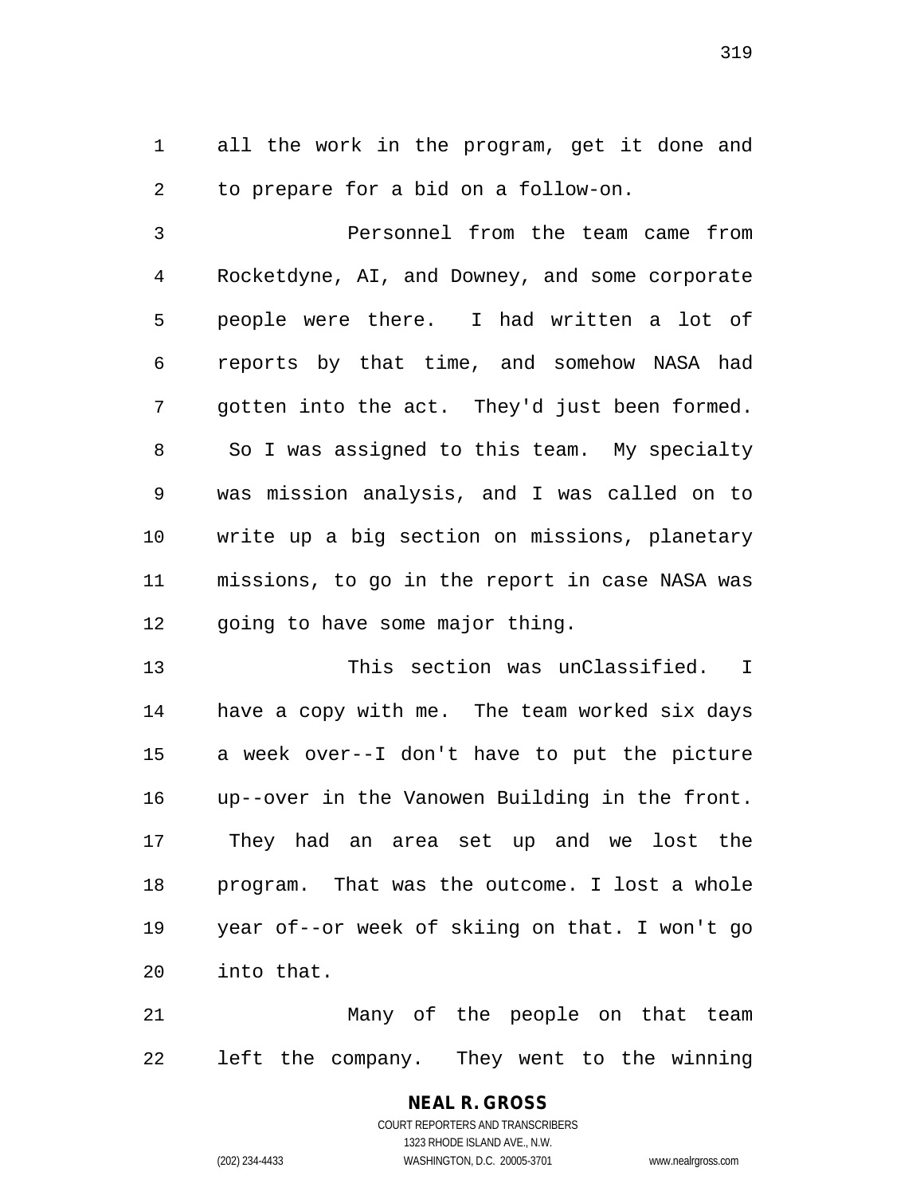all the work in the program, get it done and to prepare for a bid on a follow-on.

Personnel from the team came from Rocketdyne, AI, and Downey, and some corporate people were there. I had written a lot of reports by that time, and somehow NASA had gotten into the act. They'd just been formed. So I was assigned to this team. My specialty was mission analysis, and I was called on to write up a big section on missions, planetary missions, to go in the report in case NASA was going to have some major thing.

This section was unClassified. I have a copy with me. The team worked six days a week over--I don't have to put the picture up--over in the Vanowen Building in the front. They had an area set up and we lost the program. That was the outcome. I lost a whole year of--or week of skiing on that. I won't go into that.

Many of the people on that team left the company. They went to the winning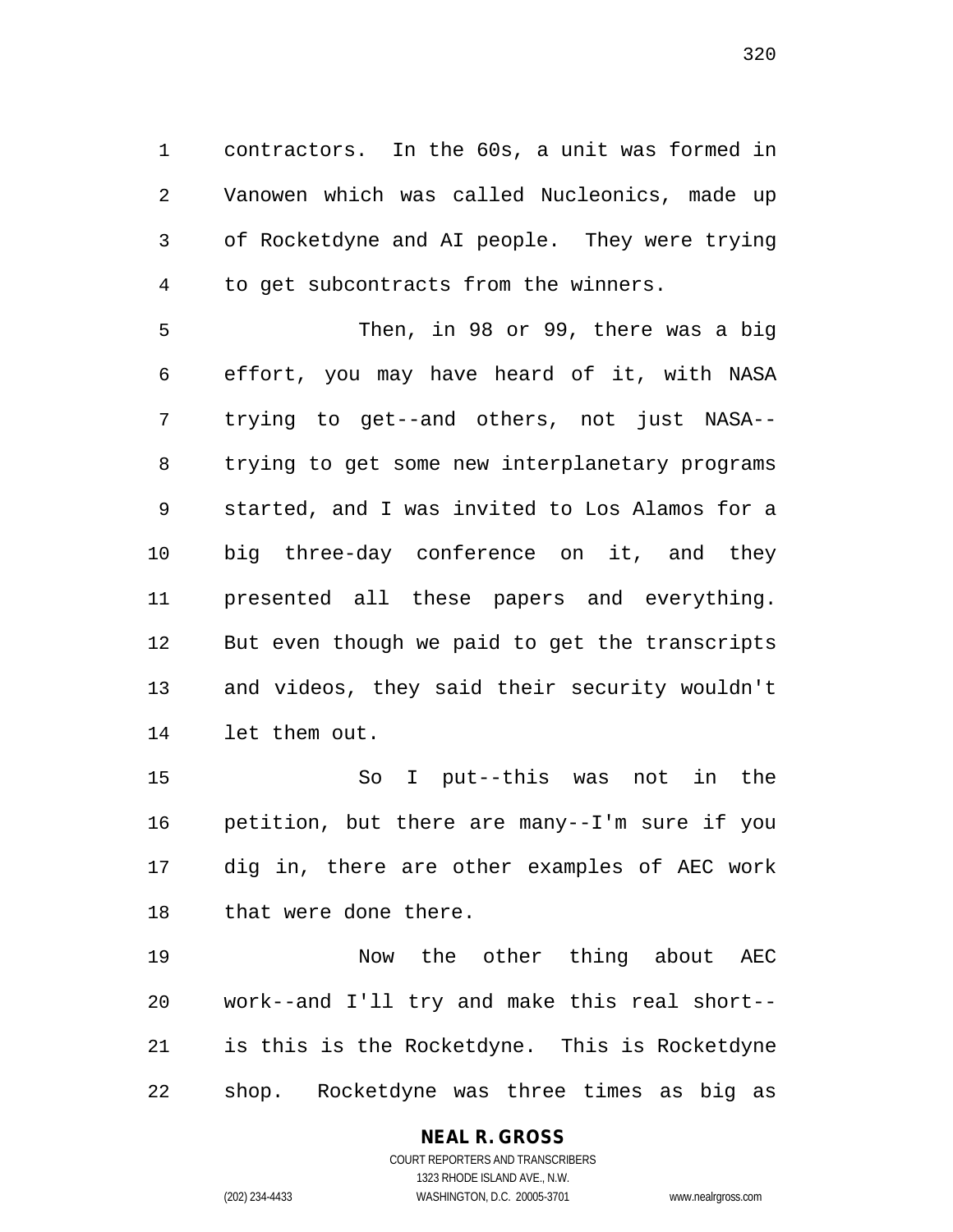contractors. In the 60s, a unit was formed in Vanowen which was called Nucleonics, made up of Rocketdyne and AI people. They were trying to get subcontracts from the winners.

Then, in 98 or 99, there was a big effort, you may have heard of it, with NASA trying to get--and others, not just NASA--trying to get some new interplanetary programs started, and I was invited to Los Alamos for a big three-day conference on it, and they presented all these papers and everything. But even though we paid to get the transcripts and videos, they said their security wouldn't let them out.

So I put--this was not in the petition, but there are many--I'm sure if you dig in, there are other examples of AEC work that were done there.

Now the other thing about AEC work--and I'll try and make this real short--is this is the Rocketdyne. This is Rocketdyne shop. Rocketdyne was three times as big as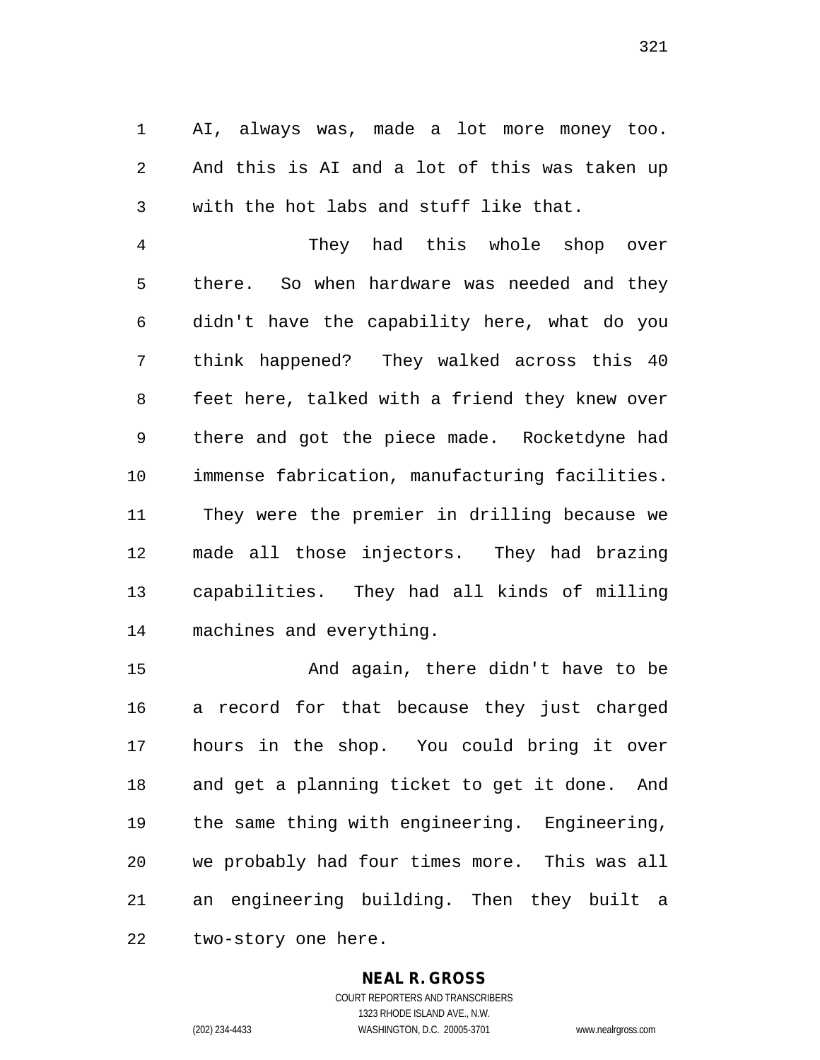AI, always was, made a lot more money too. And this is AI and a lot of this was taken up with the hot labs and stuff like that.

They had this whole shop over there. So when hardware was needed and they didn't have the capability here, what do you think happened? They walked across this 40 feet here, talked with a friend they knew over there and got the piece made. Rocketdyne had immense fabrication, manufacturing facilities. They were the premier in drilling because we made all those injectors. They had brazing capabilities. They had all kinds of milling machines and everything.

And again, there didn't have to be a record for that because they just charged hours in the shop. You could bring it over and get a planning ticket to get it done. And the same thing with engineering. Engineering, we probably had four times more. This was all an engineering building. Then they built a two-story one here.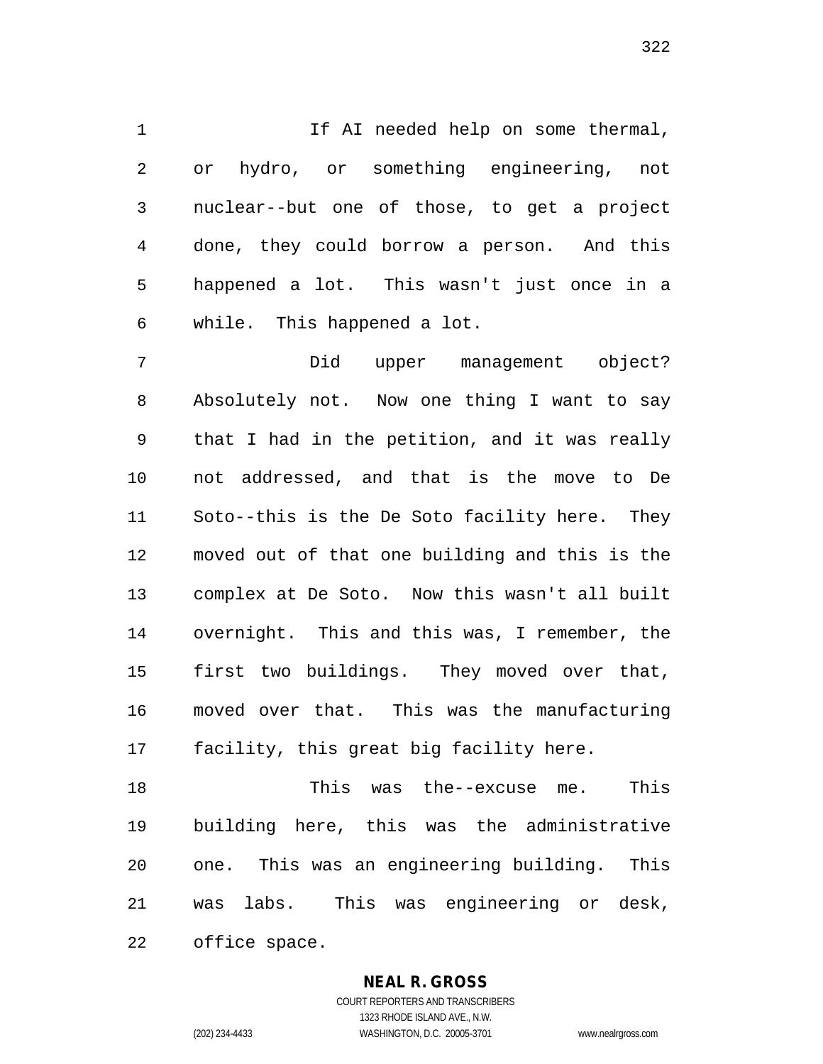If AI needed help on some thermal, or hydro, or something engineering, not nuclear--but one of those, to get a project done, they could borrow a person. And this happened a lot. This wasn't just once in a while. This happened a lot.

Did upper management object? Absolutely not. Now one thing I want to say that I had in the petition, and it was really not addressed, and that is the move to De Soto--this is the De Soto facility here. They moved out of that one building and this is the complex at De Soto. Now this wasn't all built overnight. This and this was, I remember, the first two buildings. They moved over that, moved over that. This was the manufacturing facility, this great big facility here.

This was the--excuse me. This building here, this was the administrative one. This was an engineering building. This was labs. This was engineering or desk, office space.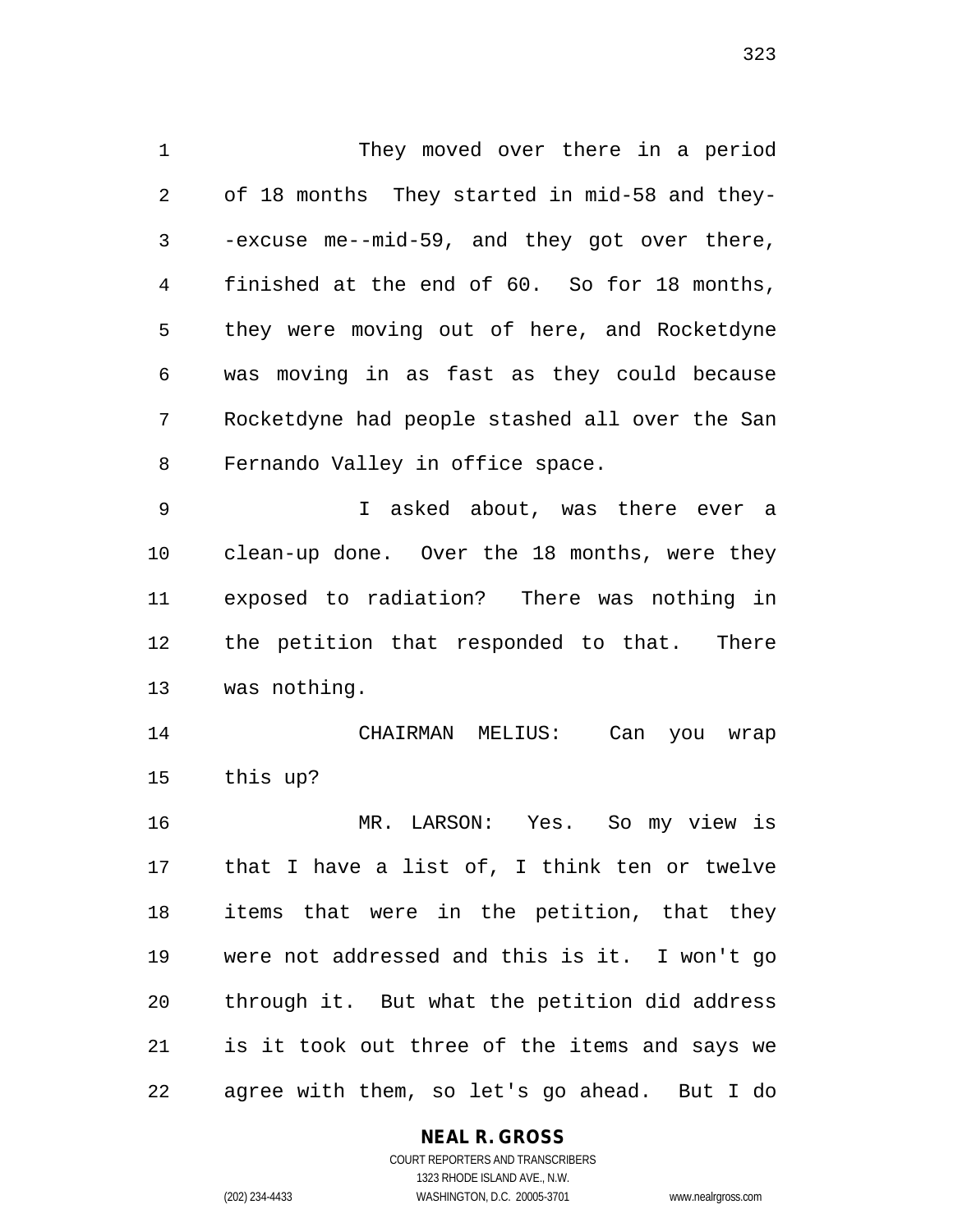They moved over there in a period of 18 months They started in mid-58 and they--excuse me--mid-59, and they got over there, finished at the end of 60. So for 18 months, they were moving out of here, and Rocketdyne was moving in as fast as they could because Rocketdyne had people stashed all over the San Fernando Valley in office space.

I asked about, was there ever a clean-up done. Over the 18 months, were they exposed to radiation? There was nothing in the petition that responded to that. There was nothing.

CHAIRMAN MELIUS: Can you wrap this up?

MR. LARSON: Yes. So my view is that I have a list of, I think ten or twelve items that were in the petition, that they were not addressed and this is it. I won't go through it. But what the petition did address is it took out three of the items and says we agree with them, so let's go ahead. But I do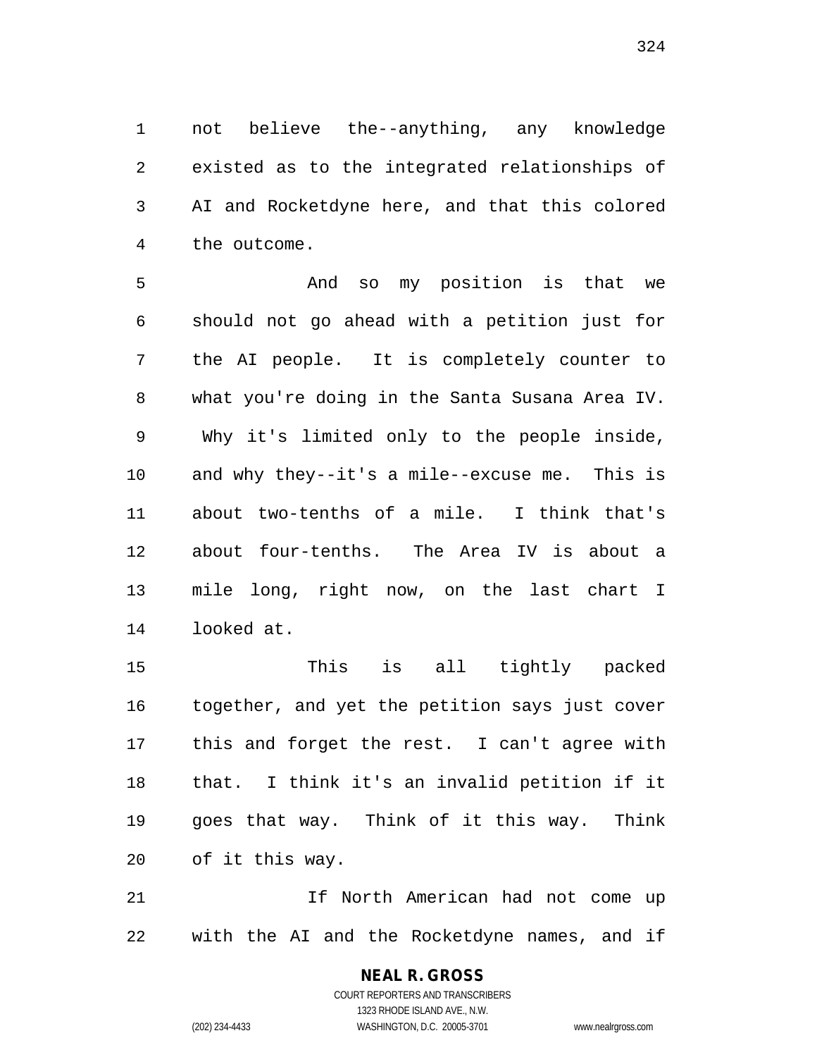not believe the--anything, any knowledge existed as to the integrated relationships of AI and Rocketdyne here, and that this colored the outcome.

And so my position is that we should not go ahead with a petition just for the AI people. It is completely counter to what you're doing in the Santa Susana Area IV. Why it's limited only to the people inside, and why they--it's a mile--excuse me. This is about two-tenths of a mile. I think that's about four-tenths. The Area IV is about a mile long, right now, on the last chart I looked at.

This is all tightly packed together, and yet the petition says just cover this and forget the rest. I can't agree with that. I think it's an invalid petition if it goes that way. Think of it this way. Think of it this way.

If North American had not come up with the AI and the Rocketdyne names, and if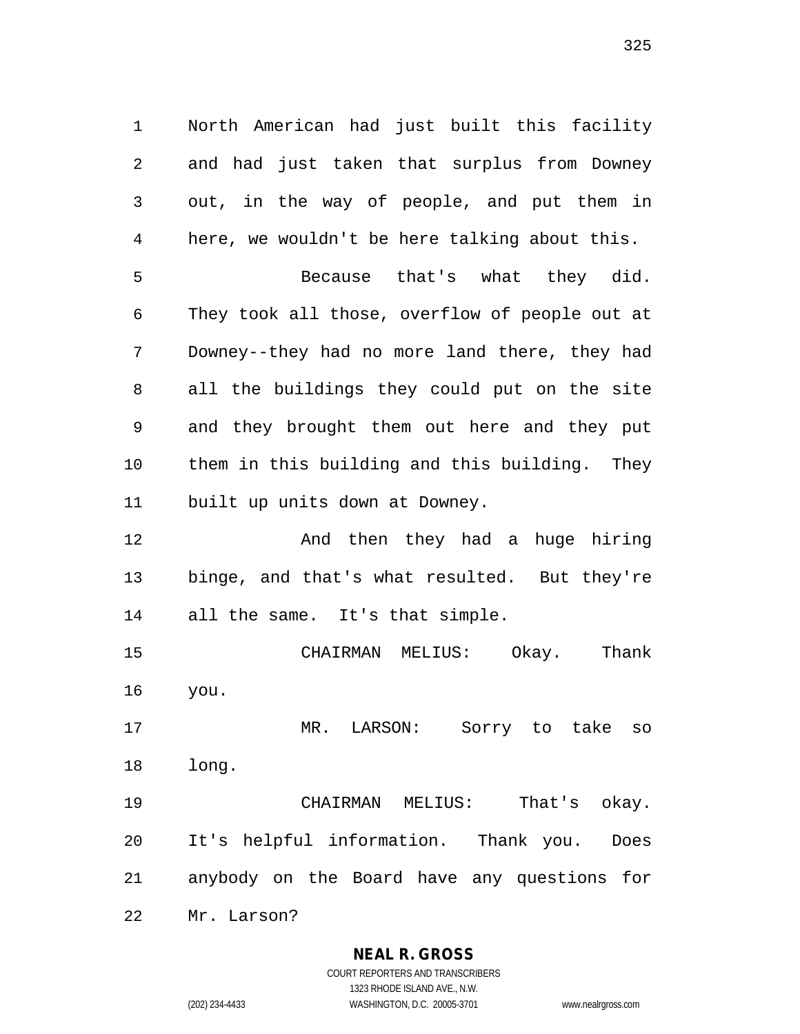North American had just built this facility and had just taken that surplus from Downey out, in the way of people, and put them in here, we wouldn't be here talking about this.

Because that's what they did. They took all those, overflow of people out at Downey--they had no more land there, they had all the buildings they could put on the site and they brought them out here and they put them in this building and this building. They built up units down at Downey.

And then they had a huge hiring binge, and that's what resulted. But they're all the same. It's that simple.

CHAIRMAN MELIUS: Okay. Thank you.

MR. LARSON: Sorry to take so long.

CHAIRMAN MELIUS: That's okay. It's helpful information. Thank you. Does anybody on the Board have any questions for Mr. Larson?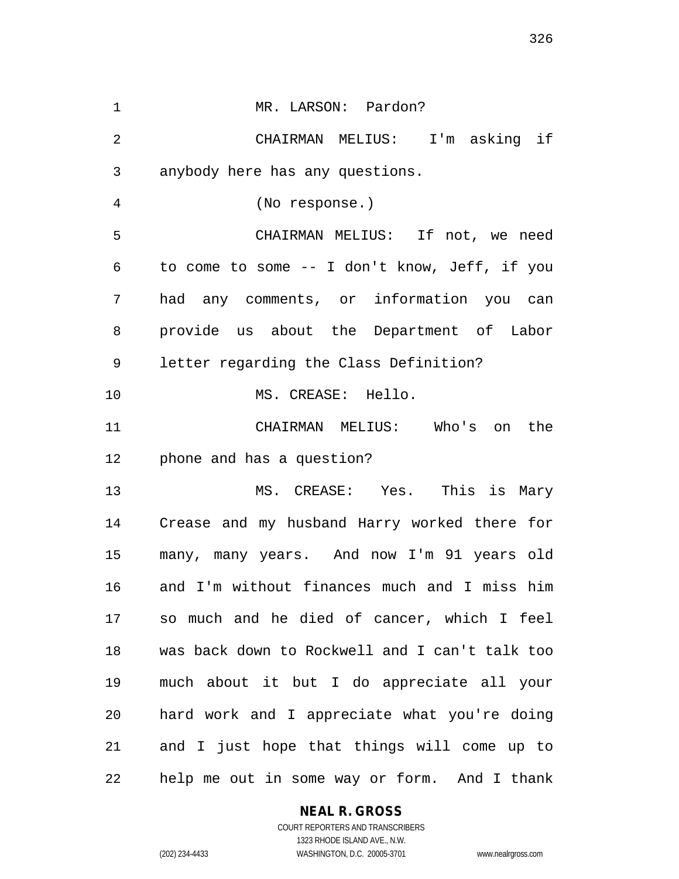MR. LARSON: Pardon?

CHAIRMAN MELIUS: I'm asking if anybody here has any questions.

(No response.)

CHAIRMAN MELIUS: If not, we need to come to some -- I don't know, Jeff, if you had any comments, or information you can provide us about the Department of Labor letter regarding the Class Definition?

MS. CREASE: Hello.

CHAIRMAN MELIUS: Who's on the phone and has a question?

MS. CREASE: Yes. This is Mary Crease and my husband Harry worked there for many, many years. And now I'm 91 years old and I'm without finances much and I miss him so much and he died of cancer, which I feel was back down to Rockwell and I can't talk too much about it but I do appreciate all your hard work and I appreciate what you're doing and I just hope that things will come up to help me out in some way or form. And I thank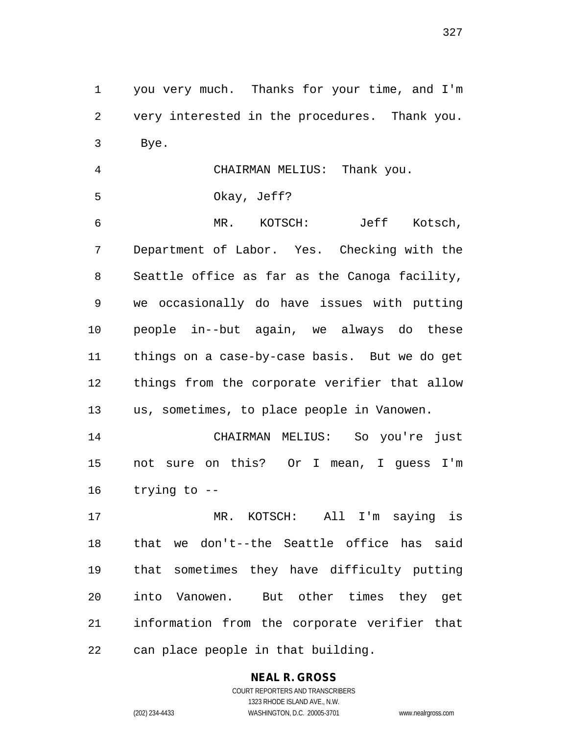you very much. Thanks for your time, and I'm very interested in the procedures. Thank you. Bye.

CHAIRMAN MELIUS: Thank you.

Okay, Jeff?

MR. KOTSCH: Jeff Kotsch, Department of Labor. Yes. Checking with the Seattle office as far as the Canoga facility, we occasionally do have issues with putting people in--but again, we always do these things on a case-by-case basis. But we do get things from the corporate verifier that allow us, sometimes, to place people in Vanowen.

CHAIRMAN MELIUS: So you're just not sure on this? Or I mean, I guess I'm trying to --

MR. KOTSCH: All I'm saying is that we don't--the Seattle office has said that sometimes they have difficulty putting into Vanowen. But other times they get information from the corporate verifier that can place people in that building.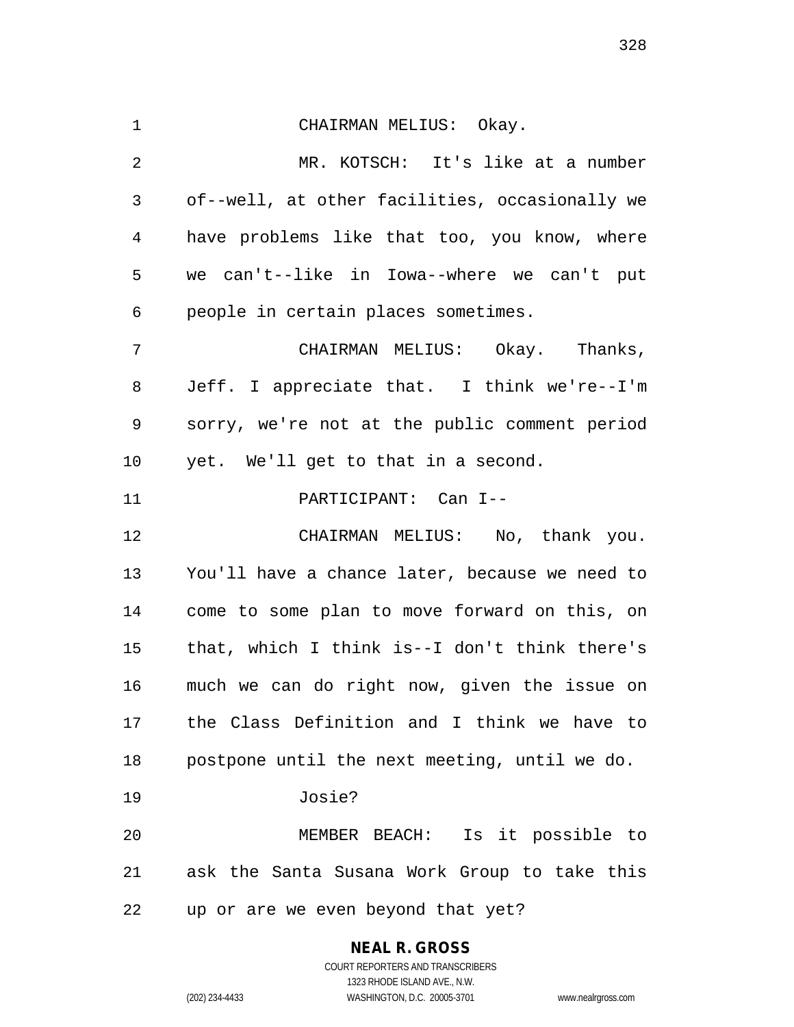CHAIRMAN MELIUS: Okay.

MR. KOTSCH: It's like at a number of--well, at other facilities, occasionally we have problems like that too, you know, where we can't--like in Iowa--where we can't put people in certain places sometimes.

CHAIRMAN MELIUS: Okay. Thanks, Jeff. I appreciate that. I think we're--I'm sorry, we're not at the public comment period yet. We'll get to that in a second.

PARTICIPANT: Can I--

CHAIRMAN MELIUS: No, thank you. You'll have a chance later, because we need to come to some plan to move forward on this, on that, which I think is--I don't think there's much we can do right now, given the issue on the Class Definition and I think we have to postpone until the next meeting, until we do.

Josie?

MEMBER BEACH: Is it possible to ask the Santa Susana Work Group to take this up or are we even beyond that yet?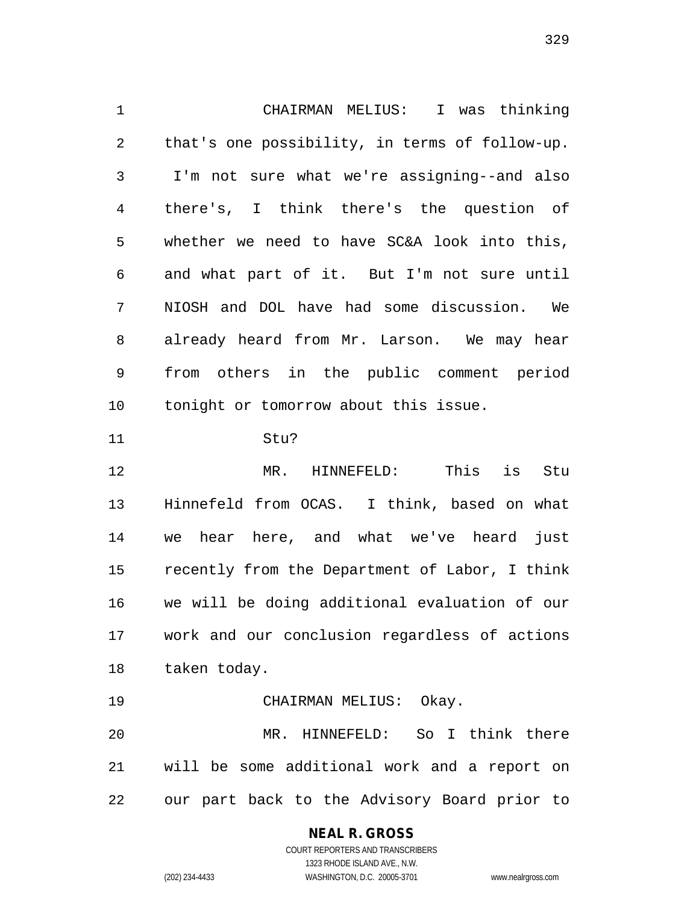CHAIRMAN MELIUS: I was thinking that's one possibility, in terms of follow-up. I'm not sure what we're assigning--and also there's, I think there's the question of whether we need to have SC&A look into this, and what part of it. But I'm not sure until NIOSH and DOL have had some discussion. We already heard from Mr. Larson. We may hear from others in the public comment period tonight or tomorrow about this issue.

Stu?

MR. HINNEFELD: This is Stu Hinnefeld from OCAS. I think, based on what we hear here, and what we've heard just recently from the Department of Labor, I think we will be doing additional evaluation of our work and our conclusion regardless of actions taken today.

CHAIRMAN MELIUS: Okay.

MR. HINNEFELD: So I think there will be some additional work and a report on our part back to the Advisory Board prior to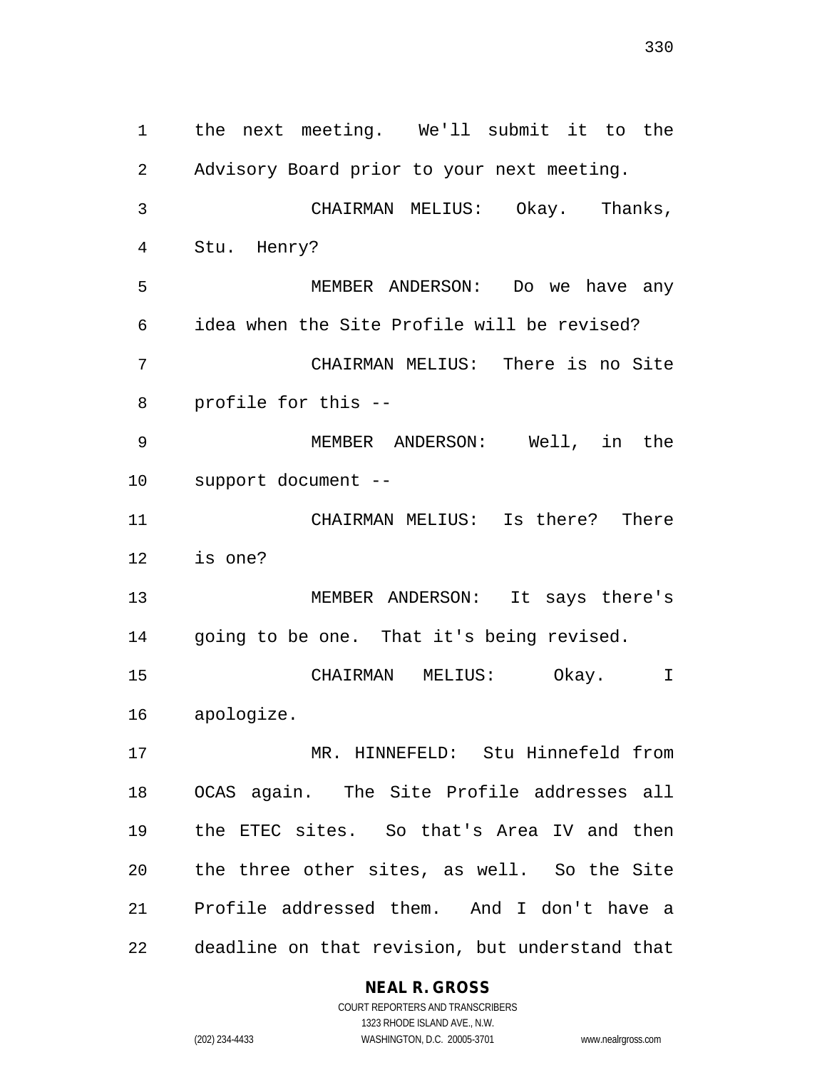the next meeting. We'll submit it to the Advisory Board prior to your next meeting.

CHAIRMAN MELIUS: Okay. Thanks, Stu. Henry?

MEMBER ANDERSON: Do we have any idea when the Site Profile will be revised?

CHAIRMAN MELIUS: There is no Site profile for this --

MEMBER ANDERSON: Well, in the support document --

CHAIRMAN MELIUS: Is there? There is one?

MEMBER ANDERSON: It says there's going to be one. That it's being revised.

CHAIRMAN MELIUS: Okay. I apologize.

MR. HINNEFELD: Stu Hinnefeld from OCAS again. The Site Profile addresses all the ETEC sites. So that's Area IV and then the three other sites, as well. So the Site Profile addressed them. And I don't have a deadline on that revision, but understand that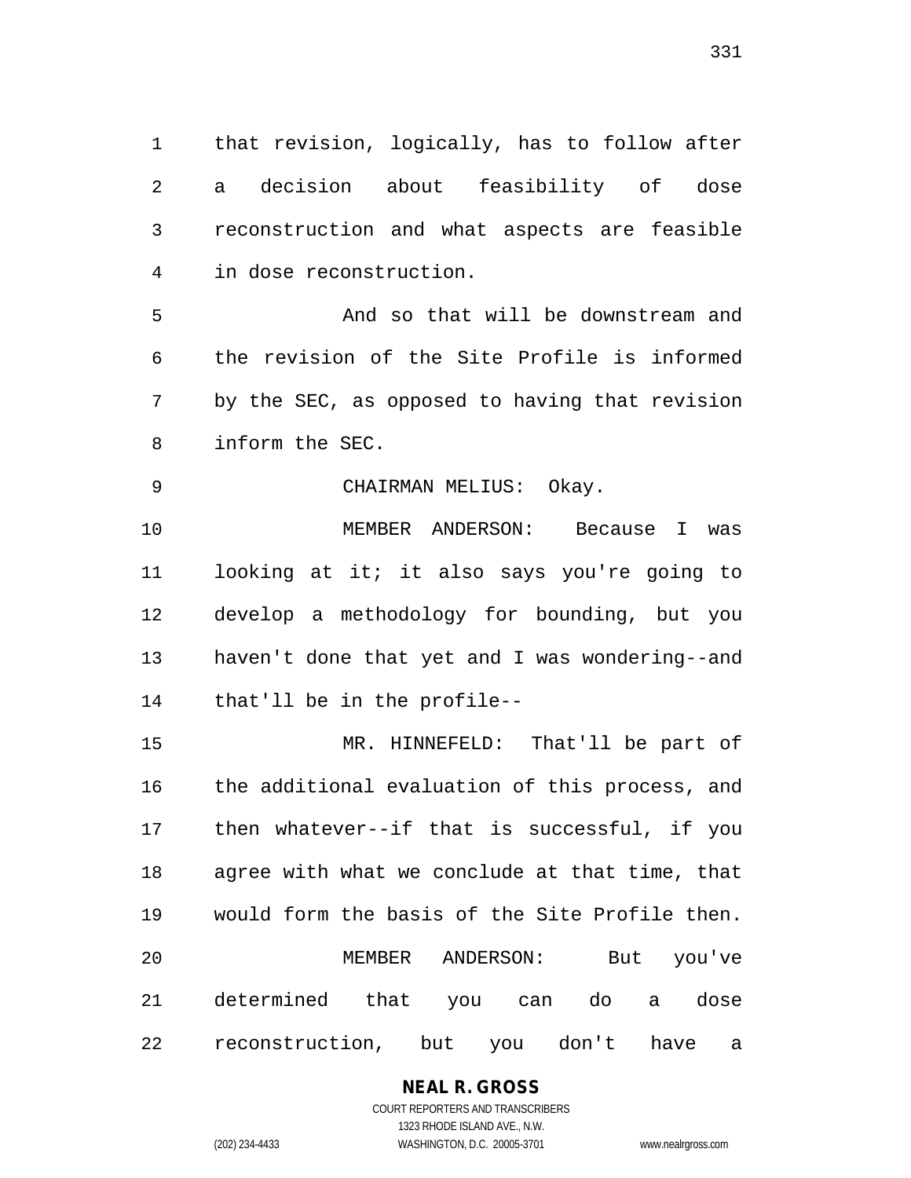that revision, logically, has to follow after a decision about feasibility of dose reconstruction and what aspects are feasible in dose reconstruction.

And so that will be downstream and the revision of the Site Profile is informed by the SEC, as opposed to having that revision inform the SEC.

CHAIRMAN MELIUS: Okay.

MEMBER ANDERSON: Because I was looking at it; it also says you're going to develop a methodology for bounding, but you haven't done that yet and I was wondering--and that'll be in the profile--

MR. HINNEFELD: That'll be part of the additional evaluation of this process, and then whatever--if that is successful, if you agree with what we conclude at that time, that would form the basis of the Site Profile then.

MEMBER ANDERSON: But you've determined that you can do a dose reconstruction, but you don't have a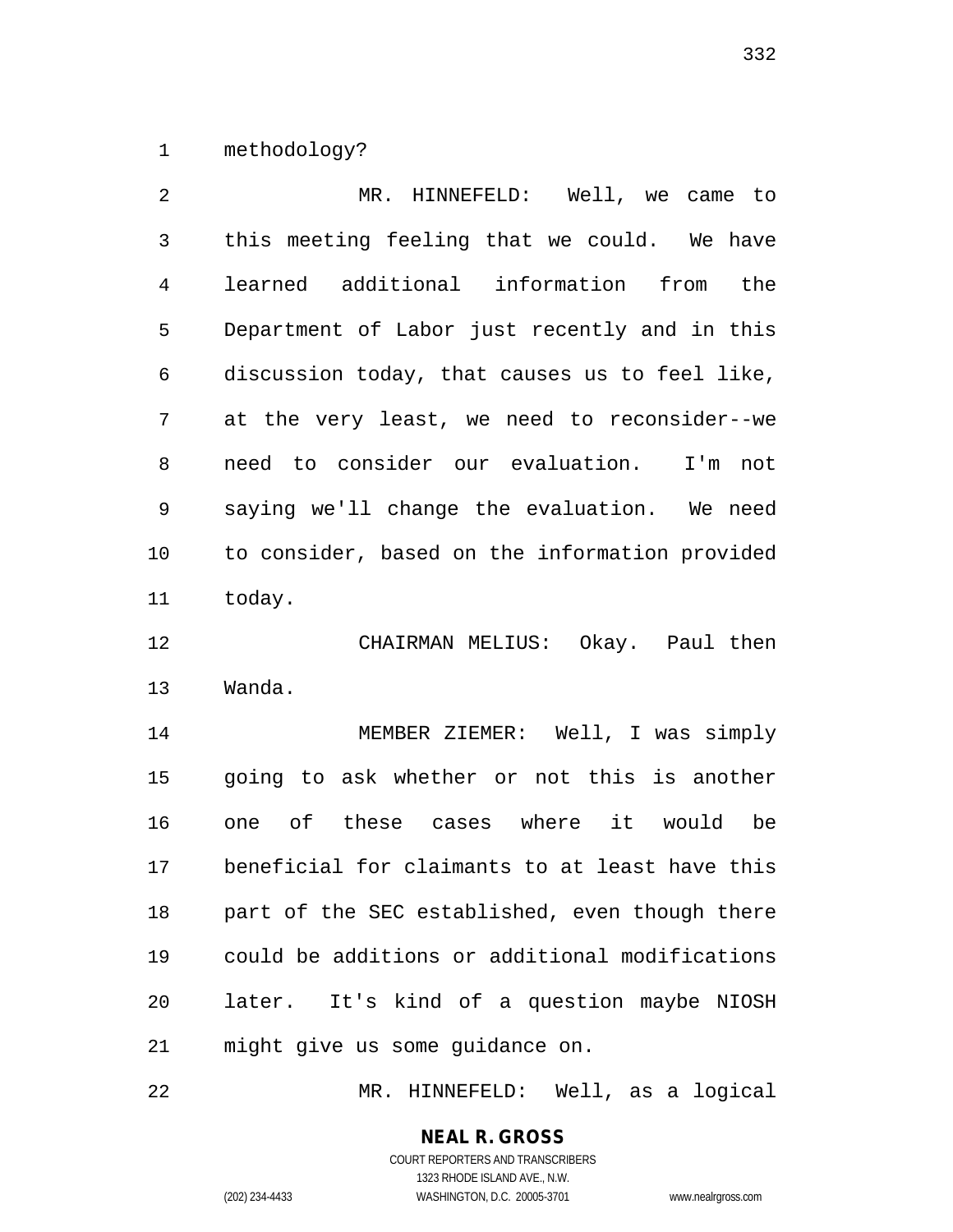methodology?

MR. HINNEFELD: Well, we came to this meeting feeling that we could. We have learned additional information from the Department of Labor just recently and in this discussion today, that causes us to feel like, at the very least, we need to reconsider--we need to consider our evaluation. I'm not saying we'll change the evaluation. We need to consider, based on the information provided today.

CHAIRMAN MELIUS: Okay. Paul then Wanda.

MEMBER ZIEMER: Well, I was simply going to ask whether or not this is another one of these cases where it would be beneficial for claimants to at least have this part of the SEC established, even though there could be additions or additional modifications later. It's kind of a question maybe NIOSH might give us some guidance on.

MR. HINNEFELD: Well, as a logical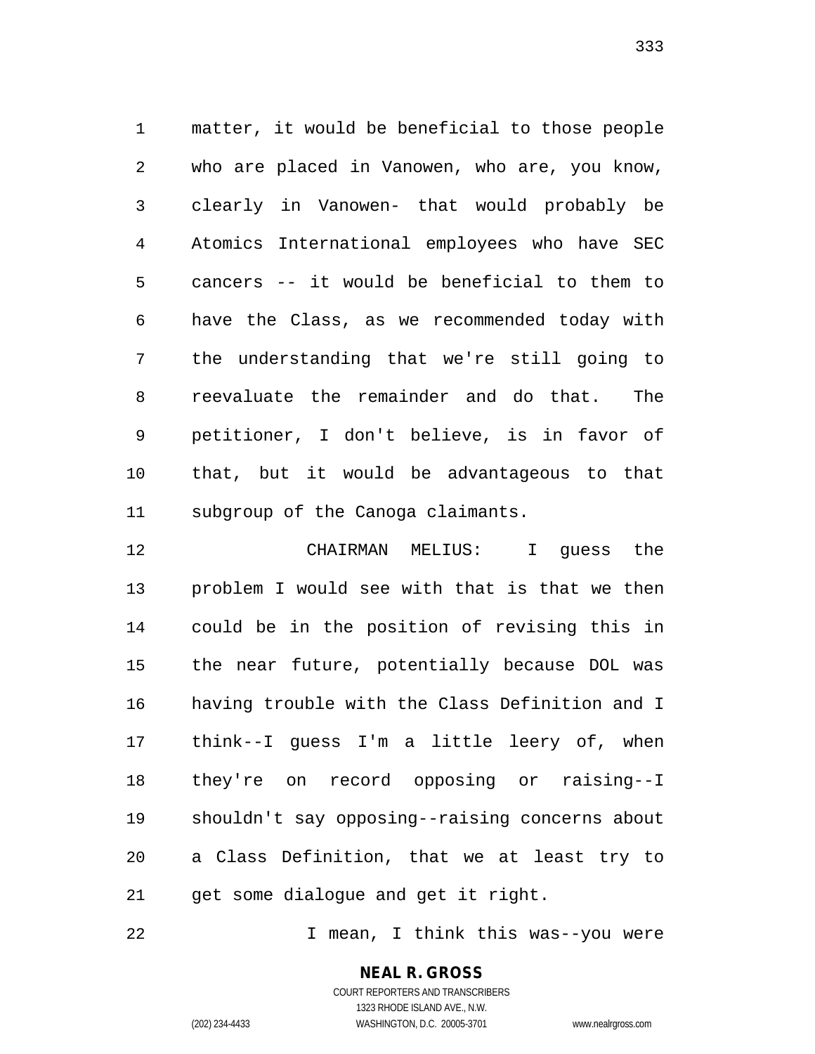matter, it would be beneficial to those people who are placed in Vanowen, who are, you know, clearly in Vanowen- that would probably be Atomics International employees who have SEC cancers -- it would be beneficial to them to have the Class, as we recommended today with the understanding that we're still going to reevaluate the remainder and do that. The petitioner, I don't believe, is in favor of that, but it would be advantageous to that subgroup of the Canoga claimants.

CHAIRMAN MELIUS: I guess the problem I would see with that is that we then could be in the position of revising this in the near future, potentially because DOL was having trouble with the Class Definition and I think--I guess I'm a little leery of, when they're on record opposing or raising--I shouldn't say opposing--raising concerns about a Class Definition, that we at least try to get some dialogue and get it right.

I mean, I think this was--you were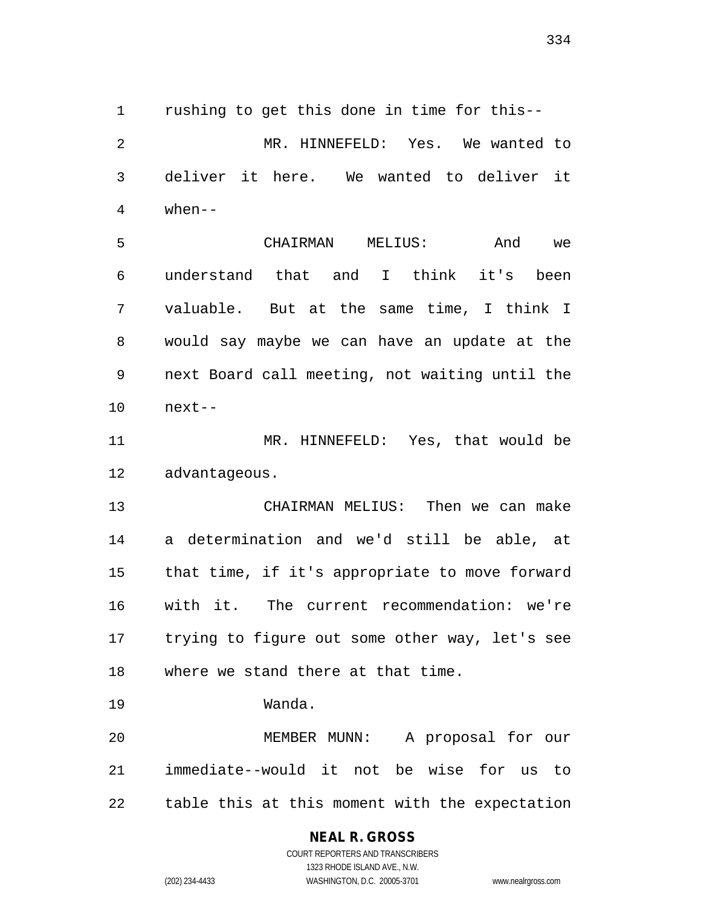rushing to get this done in time for this--

MR. HINNEFELD: Yes. We wanted to deliver it here. We wanted to deliver it when--

CHAIRMAN MELIUS: And we understand that and I think it's been valuable. But at the same time, I think I would say maybe we can have an update at the next Board call meeting, not waiting until the next--

MR. HINNEFELD: Yes, that would be advantageous.

CHAIRMAN MELIUS: Then we can make a determination and we'd still be able, at that time, if it's appropriate to move forward with it. The current recommendation: we're trying to figure out some other way, let's see where we stand there at that time.

Wanda.

MEMBER MUNN: A proposal for our immediate--would it not be wise for us to table this at this moment with the expectation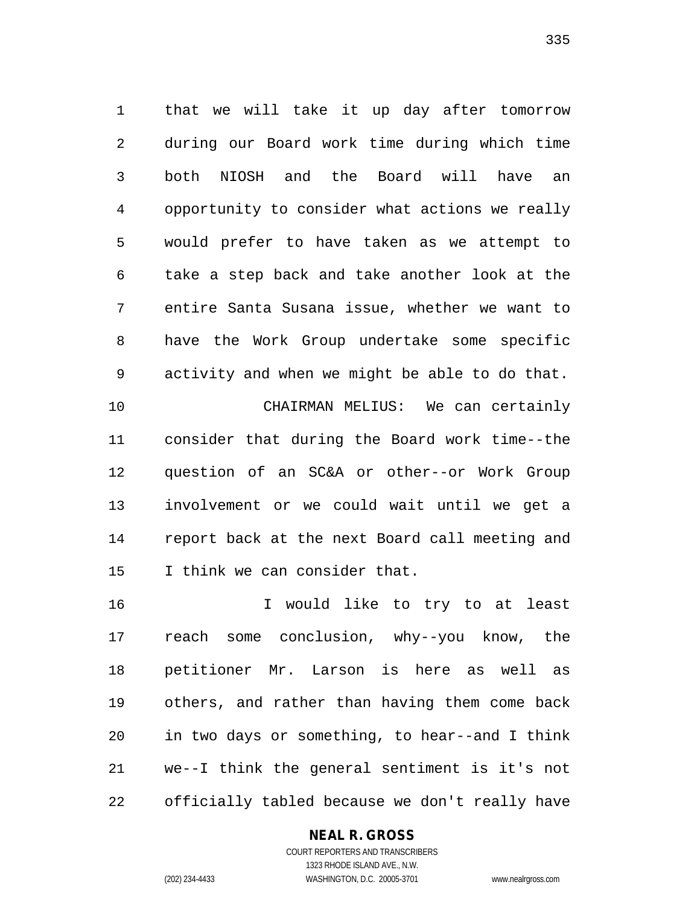that we will take it up day after tomorrow during our Board work time during which time both NIOSH and the Board will have an opportunity to consider what actions we really would prefer to have taken as we attempt to take a step back and take another look at the entire Santa Susana issue, whether we want to have the Work Group undertake some specific activity and when we might be able to do that.

CHAIRMAN MELIUS: We can certainly consider that during the Board work time--the question of an SC&A or other--or Work Group involvement or we could wait until we get a report back at the next Board call meeting and I think we can consider that.

I would like to try to at least reach some conclusion, why--you know, the petitioner Mr. Larson is here as well as others, and rather than having them come back in two days or something, to hear--and I think we--I think the general sentiment is it's not officially tabled because we don't really have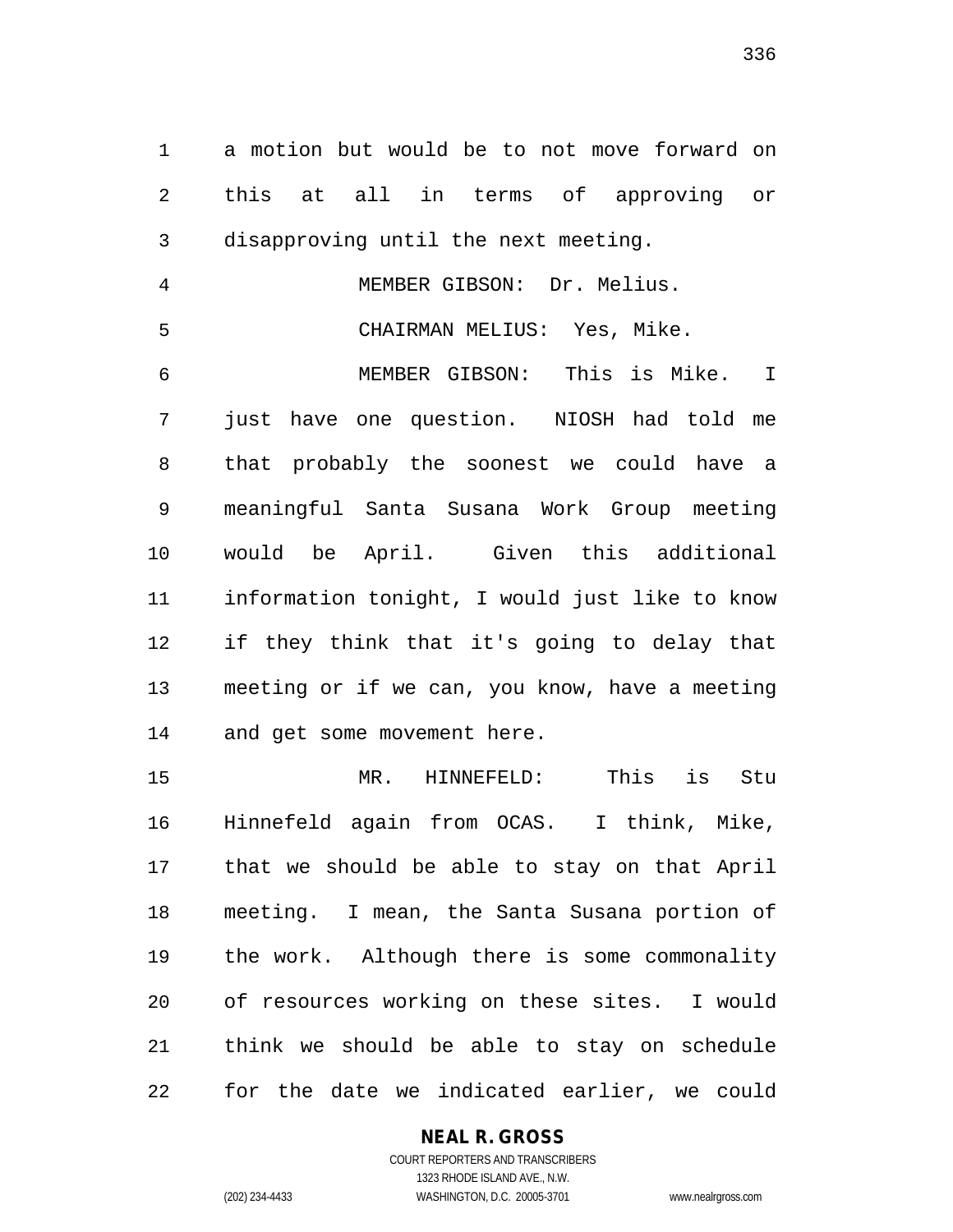a motion but would be to not move forward on this at all in terms of approving or disapproving until the next meeting.

MEMBER GIBSON: Dr. Melius.

CHAIRMAN MELIUS: Yes, Mike.

MEMBER GIBSON: This is Mike. I just have one question. NIOSH had told me that probably the soonest we could have a meaningful Santa Susana Work Group meeting would be April. Given this additional information tonight, I would just like to know if they think that it's going to delay that meeting or if we can, you know, have a meeting and get some movement here.

MR. HINNEFELD: This is Stu Hinnefeld again from OCAS. I think, Mike, that we should be able to stay on that April meeting. I mean, the Santa Susana portion of the work. Although there is some commonality of resources working on these sites. I would think we should be able to stay on schedule for the date we indicated earlier, we could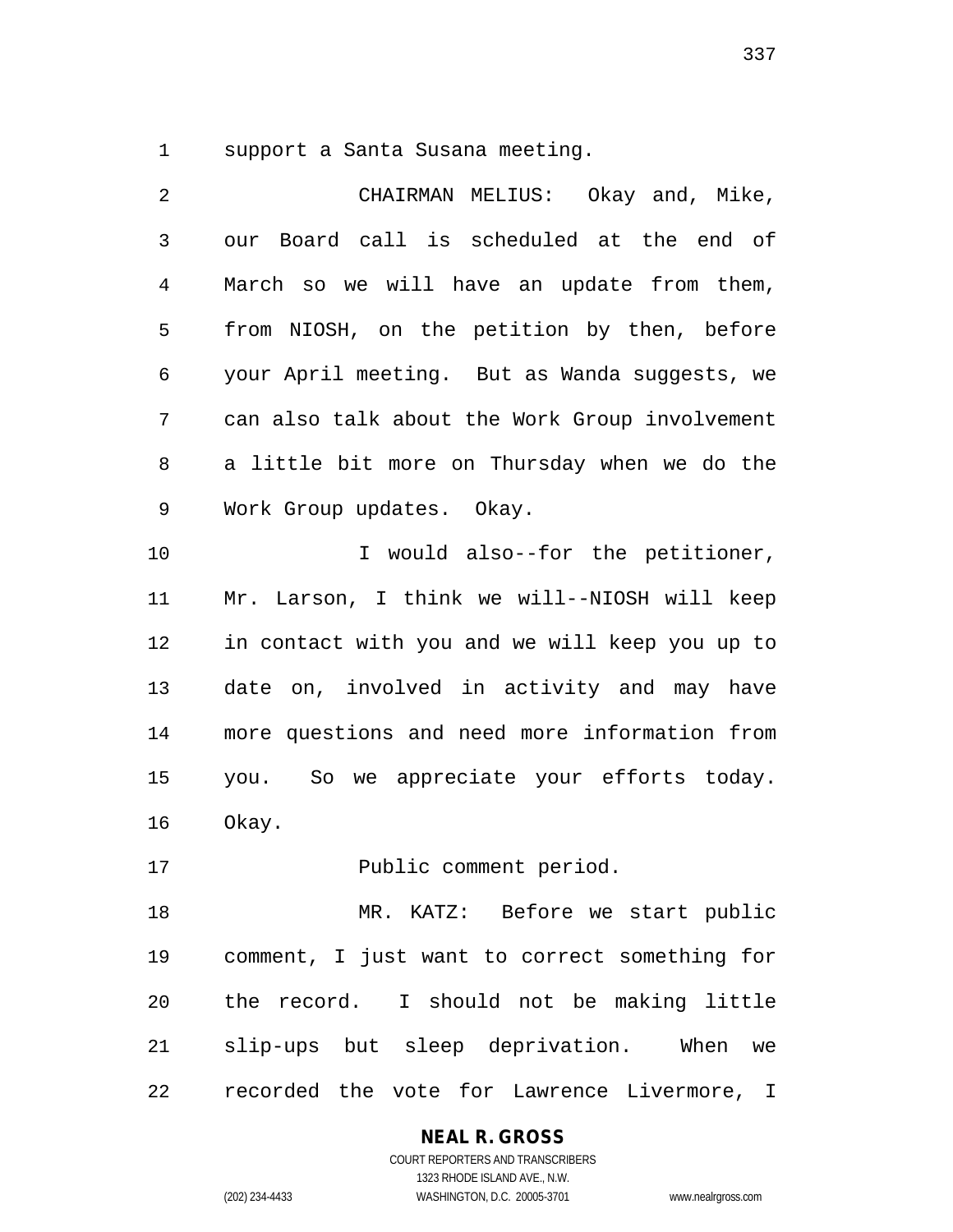support a Santa Susana meeting.

CHAIRMAN MELIUS: Okay and, Mike, our Board call is scheduled at the end of March so we will have an update from them, from NIOSH, on the petition by then, before your April meeting. But as Wanda suggests, we can also talk about the Work Group involvement a little bit more on Thursday when we do the Work Group updates. Okay.

I would also--for the petitioner, Mr. Larson, I think we will--NIOSH will keep in contact with you and we will keep you up to date on, involved in activity and may have more questions and need more information from you. So we appreciate your efforts today. Okay.

Public comment period.

MR. KATZ: Before we start public comment, I just want to correct something for the record. I should not be making little slip-ups but sleep deprivation. When we recorded the vote for Lawrence Livermore, I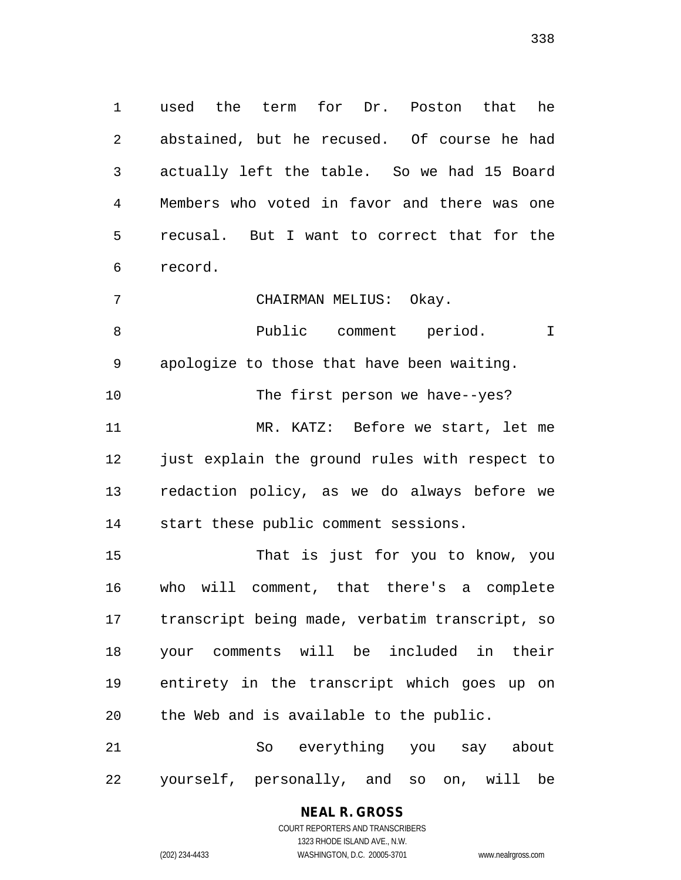used the term for Dr. Poston that he abstained, but he recused. Of course he had actually left the table. So we had 15 Board Members who voted in favor and there was one recusal. But I want to correct that for the record.

CHAIRMAN MELIUS: Okay.

Public comment period. I apologize to those that have been waiting.

The first person we have--yes?

MR. KATZ: Before we start, let me just explain the ground rules with respect to redaction policy, as we do always before we start these public comment sessions.

That is just for you to know, you who will comment, that there's a complete transcript being made, verbatim transcript, so your comments will be included in their entirety in the transcript which goes up on the Web and is available to the public.

So everything you say about yourself, personally, and so on, will be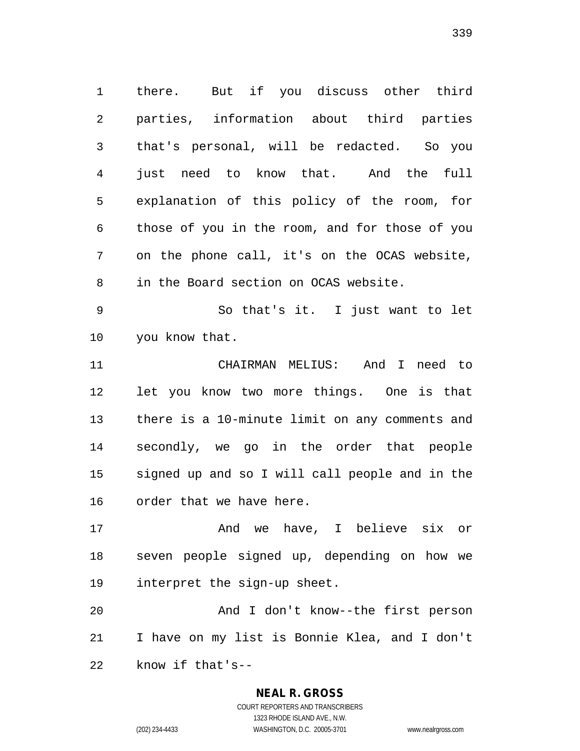there. But if you discuss other third parties, information about third parties that's personal, will be redacted. So you just need to know that. And the full explanation of this policy of the room, for those of you in the room, and for those of you on the phone call, it's on the OCAS website, in the Board section on OCAS website.

So that's it. I just want to let you know that.

CHAIRMAN MELIUS: And I need to let you know two more things. One is that there is a 10-minute limit on any comments and secondly, we go in the order that people signed up and so I will call people and in the order that we have here.

And we have, I believe six or seven people signed up, depending on how we interpret the sign-up sheet.

And I don't know--the first person I have on my list is Bonnie Klea, and I don't know if that's--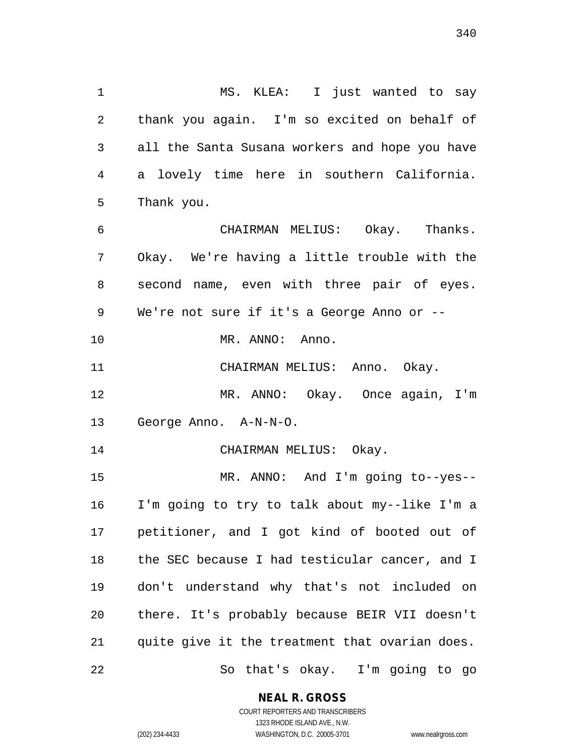MS. KLEA: I just wanted to say thank you again. I'm so excited on behalf of all the Santa Susana workers and hope you have a lovely time here in southern California. Thank you.

CHAIRMAN MELIUS: Okay. Thanks. Okay. We're having a little trouble with the second name, even with three pair of eyes. We're not sure if it's a George Anno or --

MR. ANNO: Anno.

CHAIRMAN MELIUS: Anno. Okay.

MR. ANNO: Okay. Once again, I'm George Anno. A-N-N-O.

CHAIRMAN MELIUS: Okay.

MR. ANNO: And I'm going to--yes--I'm going to try to talk about my--like I'm a petitioner, and I got kind of booted out of the SEC because I had testicular cancer, and I don't understand why that's not included on there. It's probably because BEIR VII doesn't quite give it the treatment that ovarian does.

So that's okay. I'm going to go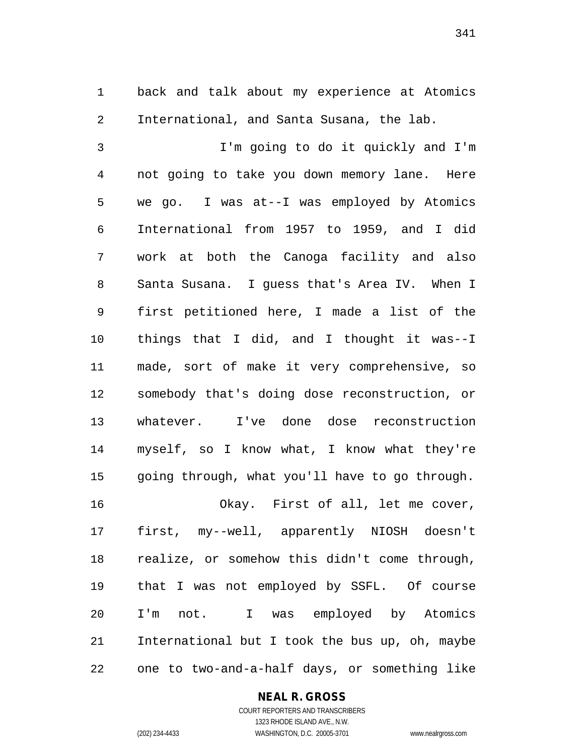back and talk about my experience at Atomics International, and Santa Susana, the lab.

I'm going to do it quickly and I'm not going to take you down memory lane. Here we go. I was at--I was employed by Atomics International from 1957 to 1959, and I did work at both the Canoga facility and also Santa Susana. I guess that's Area IV. When I first petitioned here, I made a list of the things that I did, and I thought it was--I made, sort of make it very comprehensive, so somebody that's doing dose reconstruction, or whatever. I've done dose reconstruction myself, so I know what, I know what they're going through, what you'll have to go through.

Okay. First of all, let me cover, first, my--well, apparently NIOSH doesn't realize, or somehow this didn't come through, that I was not employed by SSFL. Of course I'm not. I was employed by Atomics International but I took the bus up, oh, maybe one to two-and-a-half days, or something like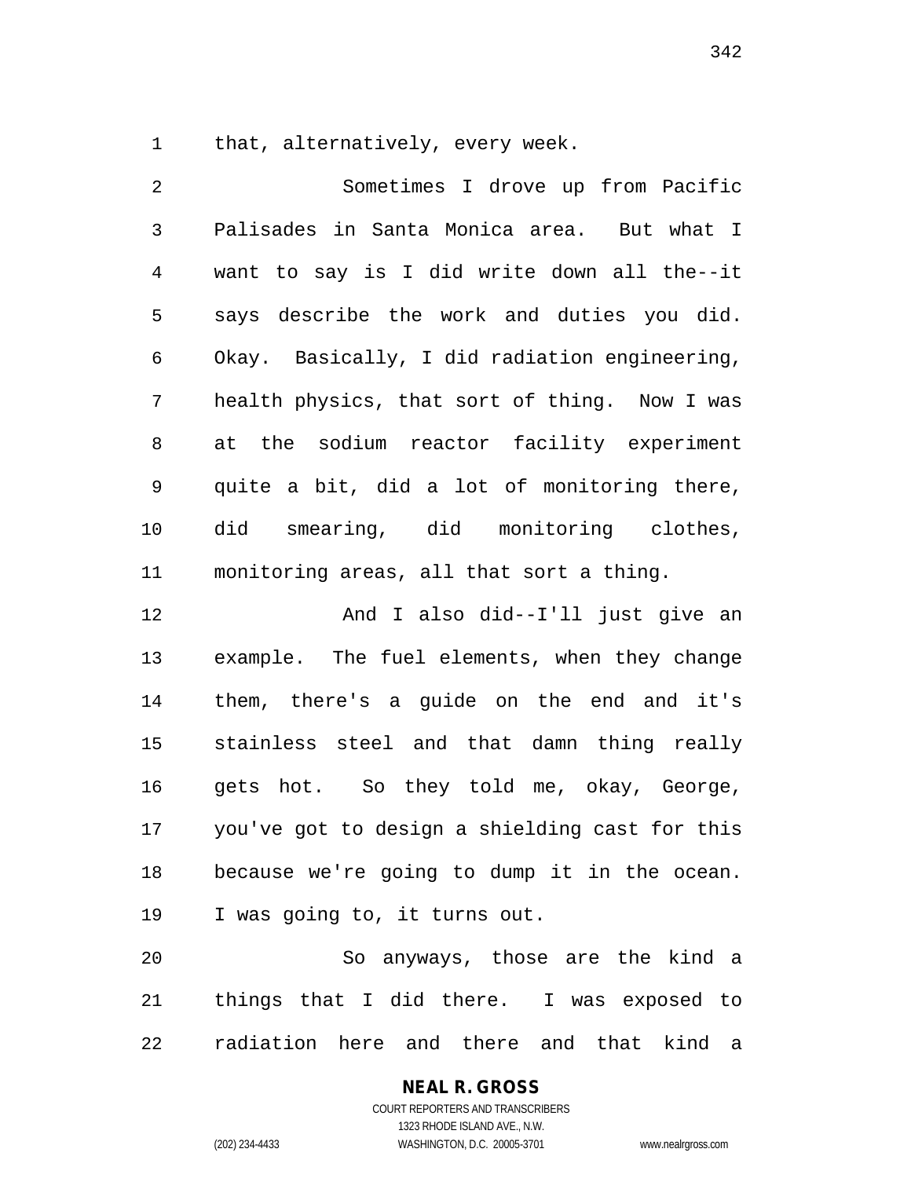that, alternatively, every week.

Sometimes I drove up from Pacific Palisades in Santa Monica area. But what I want to say is I did write down all the--it says describe the work and duties you did. Okay. Basically, I did radiation engineering, health physics, that sort of thing. Now I was at the sodium reactor facility experiment quite a bit, did a lot of monitoring there, did smearing, did monitoring clothes, monitoring areas, all that sort a thing.

And I also did--I'll just give an example. The fuel elements, when they change them, there's a guide on the end and it's stainless steel and that damn thing really gets hot. So they told me, okay, George, you've got to design a shielding cast for this because we're going to dump it in the ocean. I was going to, it turns out.

So anyways, those are the kind a things that I did there. I was exposed to radiation here and there and that kind a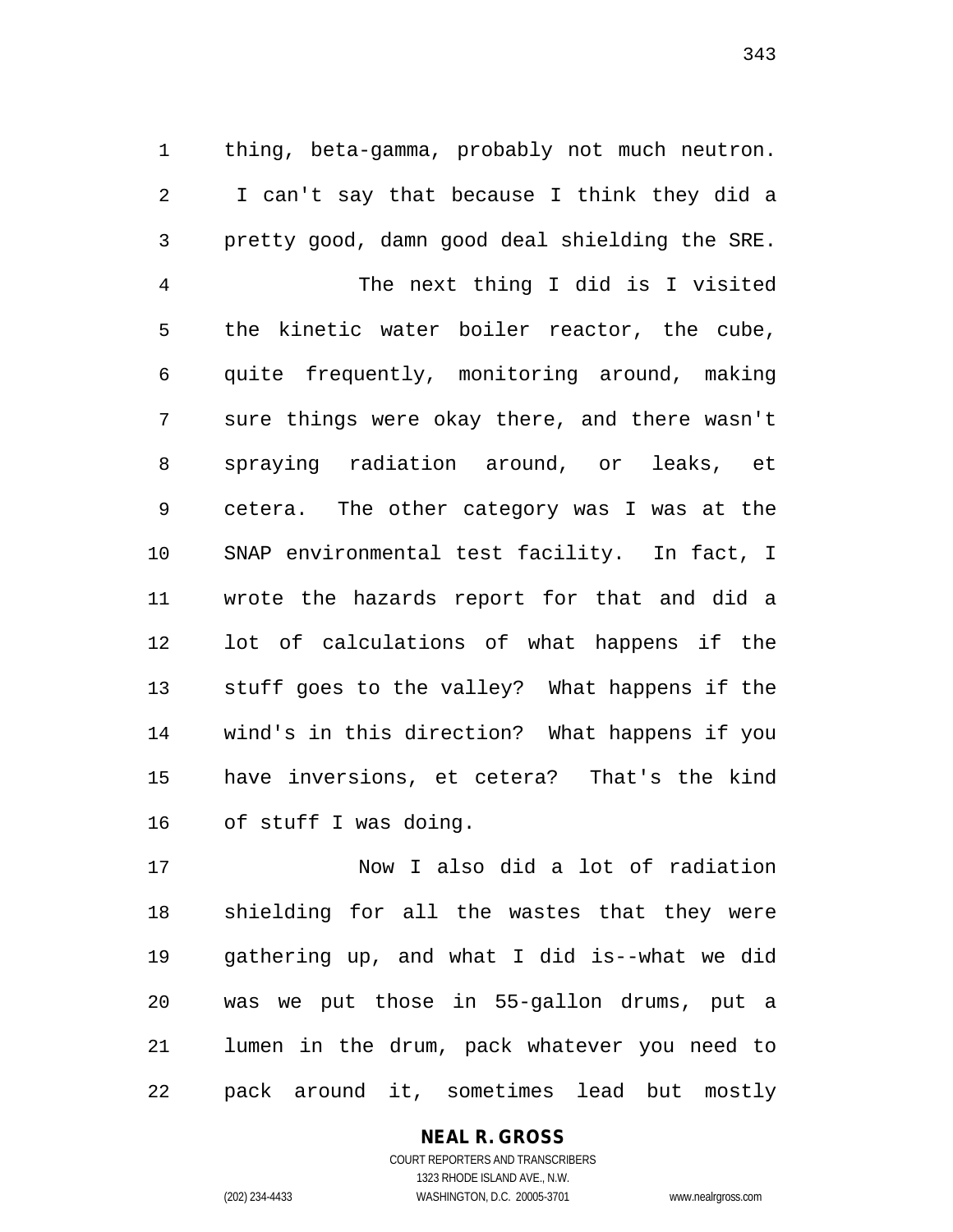thing, beta-gamma, probably not much neutron. I can't say that because I think they did a pretty good, damn good deal shielding the SRE.

The next thing I did is I visited the kinetic water boiler reactor, the cube, quite frequently, monitoring around, making sure things were okay there, and there wasn't spraying radiation around, or leaks, et cetera. The other category was I was at the SNAP environmental test facility. In fact, I wrote the hazards report for that and did a lot of calculations of what happens if the stuff goes to the valley? What happens if the wind's in this direction? What happens if you have inversions, et cetera? That's the kind of stuff I was doing.

Now I also did a lot of radiation shielding for all the wastes that they were gathering up, and what I did is--what we did was we put those in 55-gallon drums, put a lumen in the drum, pack whatever you need to pack around it, sometimes lead but mostly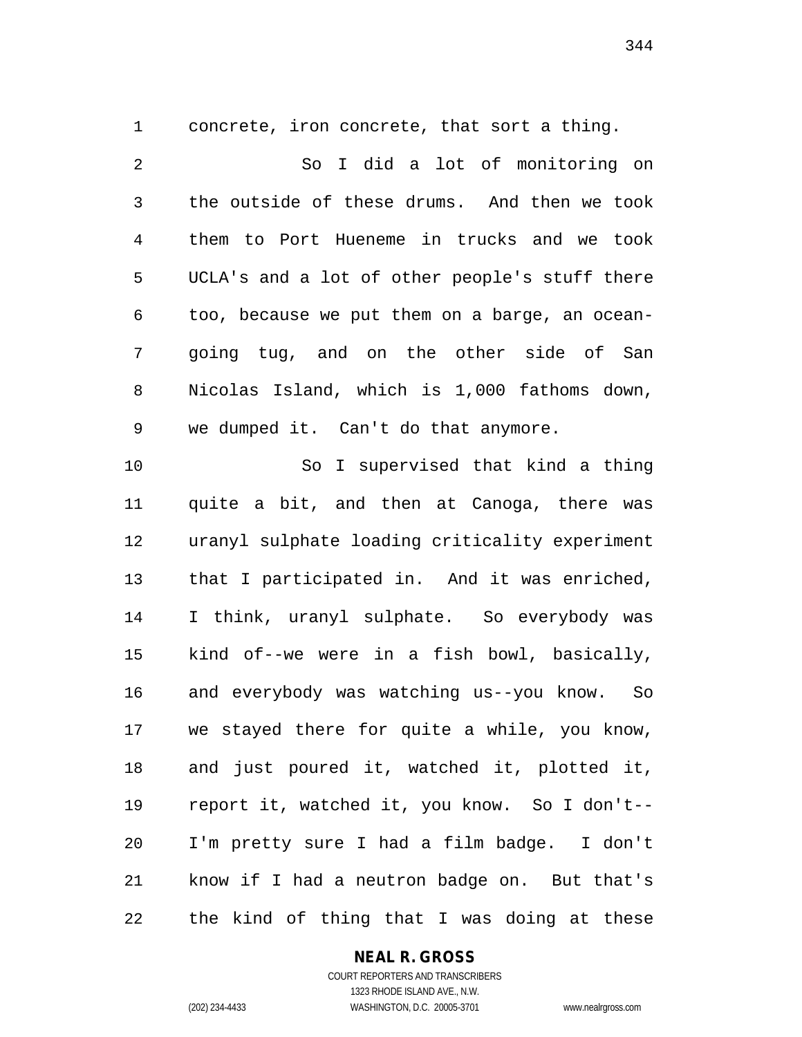concrete, iron concrete, that sort a thing.

So I did a lot of monitoring on the outside of these drums. And then we took them to Port Hueneme in trucks and we took UCLA's and a lot of other people's stuff there too, because we put them on a barge, an ocean-going tug, and on the other side of San Nicolas Island, which is 1,000 fathoms down, we dumped it. Can't do that anymore.

So I supervised that kind a thing quite a bit, and then at Canoga, there was uranyl sulphate loading criticality experiment that I participated in. And it was enriched, I think, uranyl sulphate. So everybody was kind of--we were in a fish bowl, basically, and everybody was watching us--you know. So we stayed there for quite a while, you know, and just poured it, watched it, plotted it, report it, watched it, you know. So I don't--I'm pretty sure I had a film badge. I don't know if I had a neutron badge on. But that's the kind of thing that I was doing at these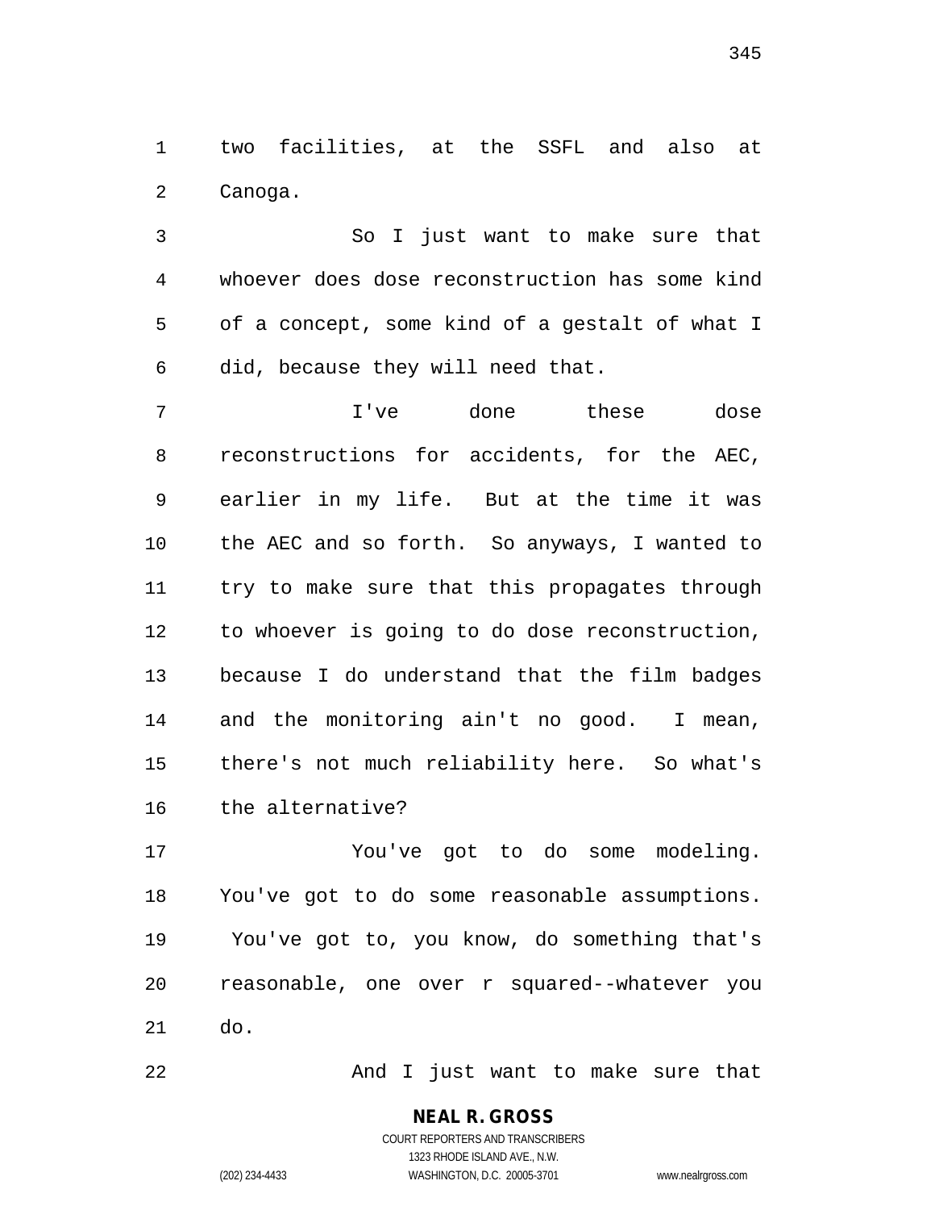two facilities, at the SSFL and also at Canoga.

So I just want to make sure that whoever does dose reconstruction has some kind of a concept, some kind of a gestalt of what I did, because they will need that.

I've done these dose reconstructions for accidents, for the AEC, earlier in my life. But at the time it was the AEC and so forth. So anyways, I wanted to try to make sure that this propagates through to whoever is going to do dose reconstruction, because I do understand that the film badges and the monitoring ain't no good. I mean, there's not much reliability here. So what's the alternative?

You've got to do some modeling. You've got to do some reasonable assumptions. You've got to, you know, do something that's reasonable, one over r squared--whatever you do.

And I just want to make sure that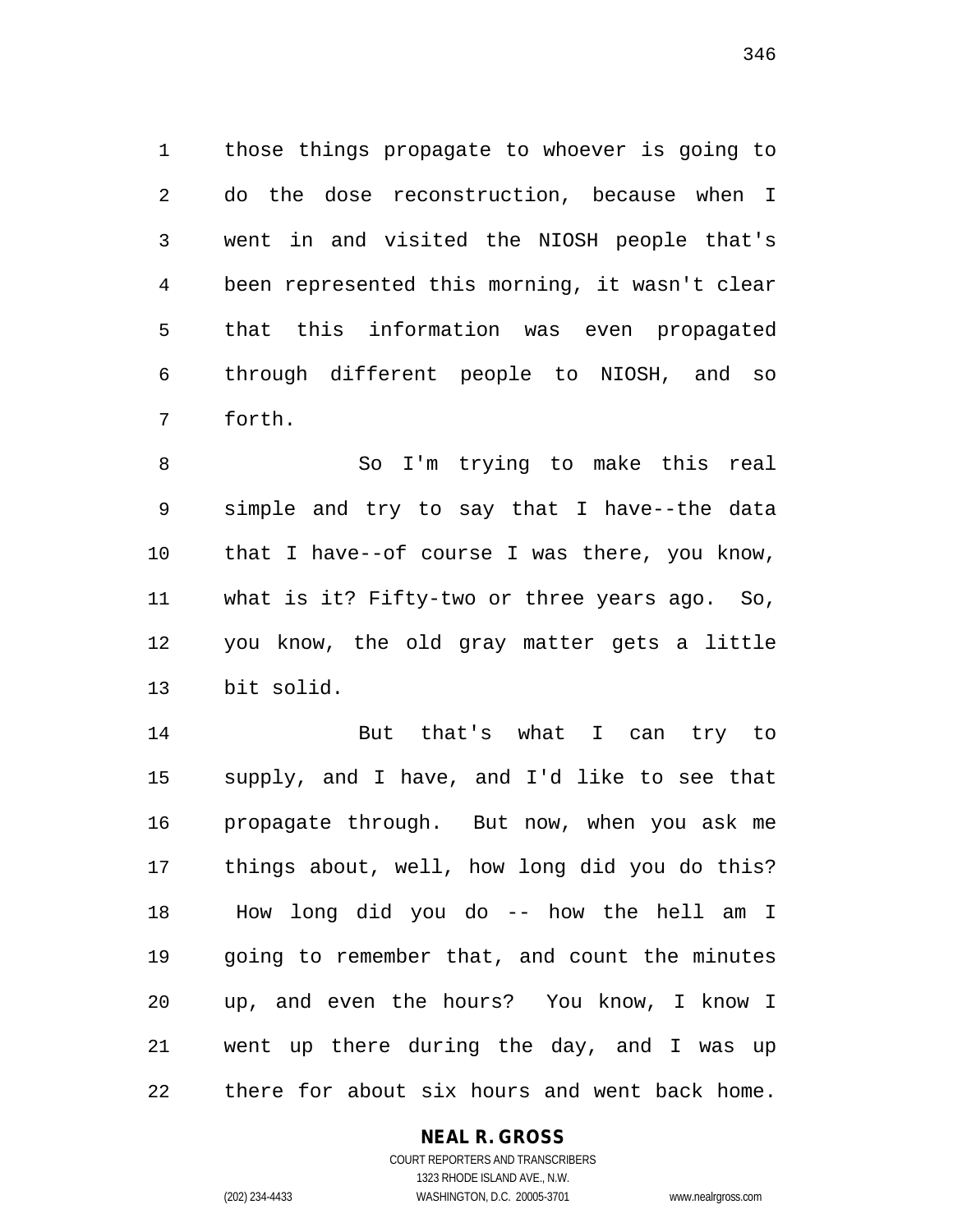those things propagate to whoever is going to do the dose reconstruction, because when I went in and visited the NIOSH people that's been represented this morning, it wasn't clear that this information was even propagated through different people to NIOSH, and so forth.

So I'm trying to make this real simple and try to say that I have--the data that I have--of course I was there, you know, what is it? Fifty-two or three years ago. So, you know, the old gray matter gets a little bit solid.

But that's what I can try to supply, and I have, and I'd like to see that propagate through. But now, when you ask me things about, well, how long did you do this? How long did you do -- how the hell am I going to remember that, and count the minutes up, and even the hours? You know, I know I went up there during the day, and I was up there for about six hours and went back home.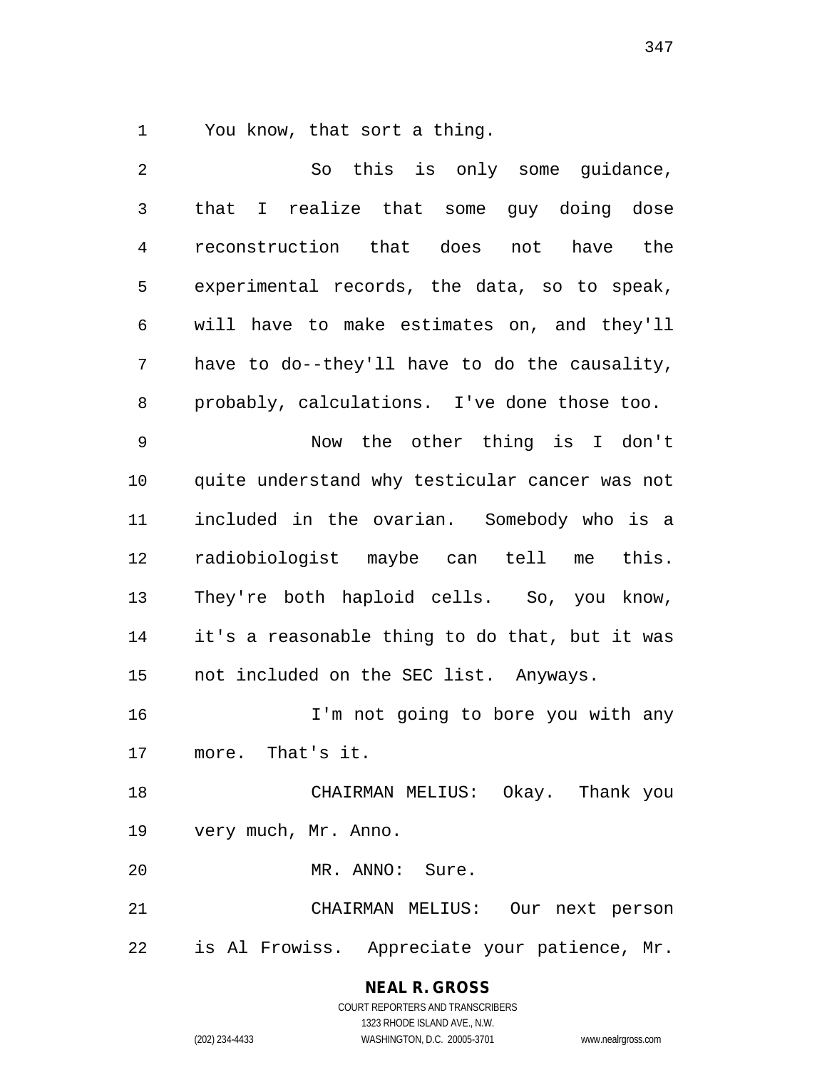You know, that sort a thing.

So this is only some guidance, that I realize that some guy doing dose reconstruction that does not have the experimental records, the data, so to speak, will have to make estimates on, and they'll have to do--they'll have to do the causality, probably, calculations. I've done those too.

Now the other thing is I don't quite understand why testicular cancer was not included in the ovarian. Somebody who is a radiobiologist maybe can tell me this. They're both haploid cells. So, you know, it's a reasonable thing to do that, but it was not included on the SEC list. Anyways.

I'm not going to bore you with any more. That's it.

CHAIRMAN MELIUS: Okay. Thank you very much, Mr. Anno.

MR. ANNO: Sure.

CHAIRMAN MELIUS: Our next person is Al Frowiss. Appreciate your patience, Mr.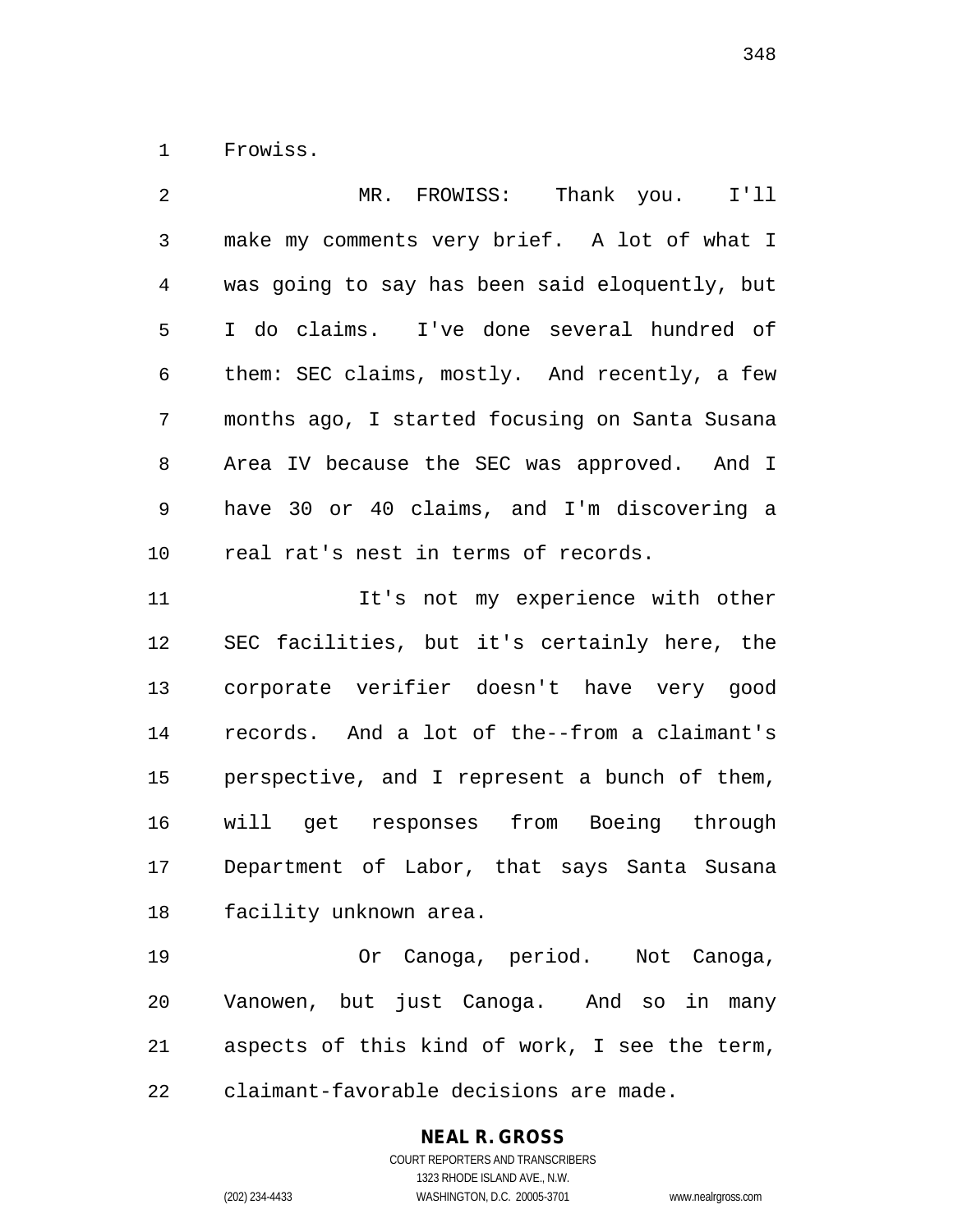Frowiss.

MR. FROWISS: Thank you. I'll make my comments very brief. A lot of what I was going to say has been said eloquently, but I do claims. I've done several hundred of them: SEC claims, mostly. And recently, a few months ago, I started focusing on Santa Susana Area IV because the SEC was approved. And I have 30 or 40 claims, and I'm discovering a real rat's nest in terms of records.

It's not my experience with other SEC facilities, but it's certainly here, the corporate verifier doesn't have very good records. And a lot of the--from a claimant's perspective, and I represent a bunch of them, will get responses from Boeing through Department of Labor, that says Santa Susana facility unknown area.

Or Canoga, period. Not Canoga, Vanowen, but just Canoga. And so in many aspects of this kind of work, I see the term, claimant-favorable decisions are made.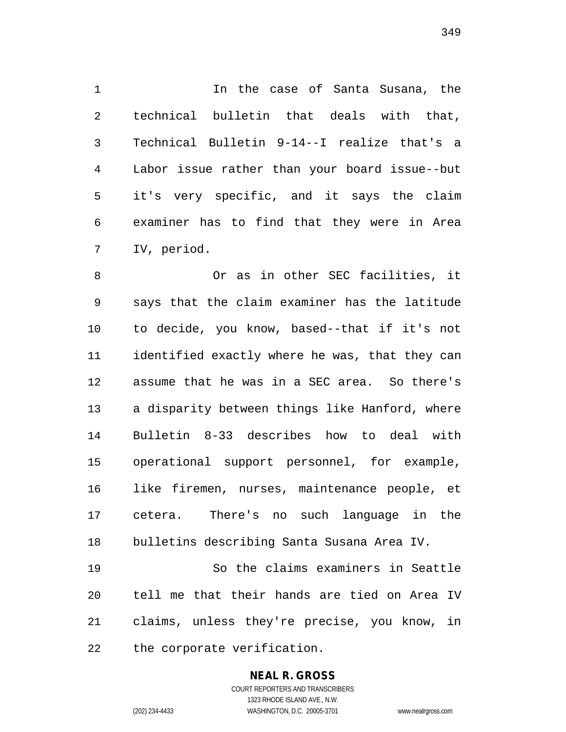In the case of Santa Susana, the technical bulletin that deals with that, Technical Bulletin 9-14--I realize that's a Labor issue rather than your board issue--but it's very specific, and it says the claim examiner has to find that they were in Area IV, period.

Or as in other SEC facilities, it says that the claim examiner has the latitude to decide, you know, based--that if it's not identified exactly where he was, that they can assume that he was in a SEC area. So there's a disparity between things like Hanford, where Bulletin 8-33 describes how to deal with operational support personnel, for example, like firemen, nurses, maintenance people, et cetera. There's no such language in the bulletins describing Santa Susana Area IV.

So the claims examiners in Seattle tell me that their hands are tied on Area IV claims, unless they're precise, you know, in the corporate verification.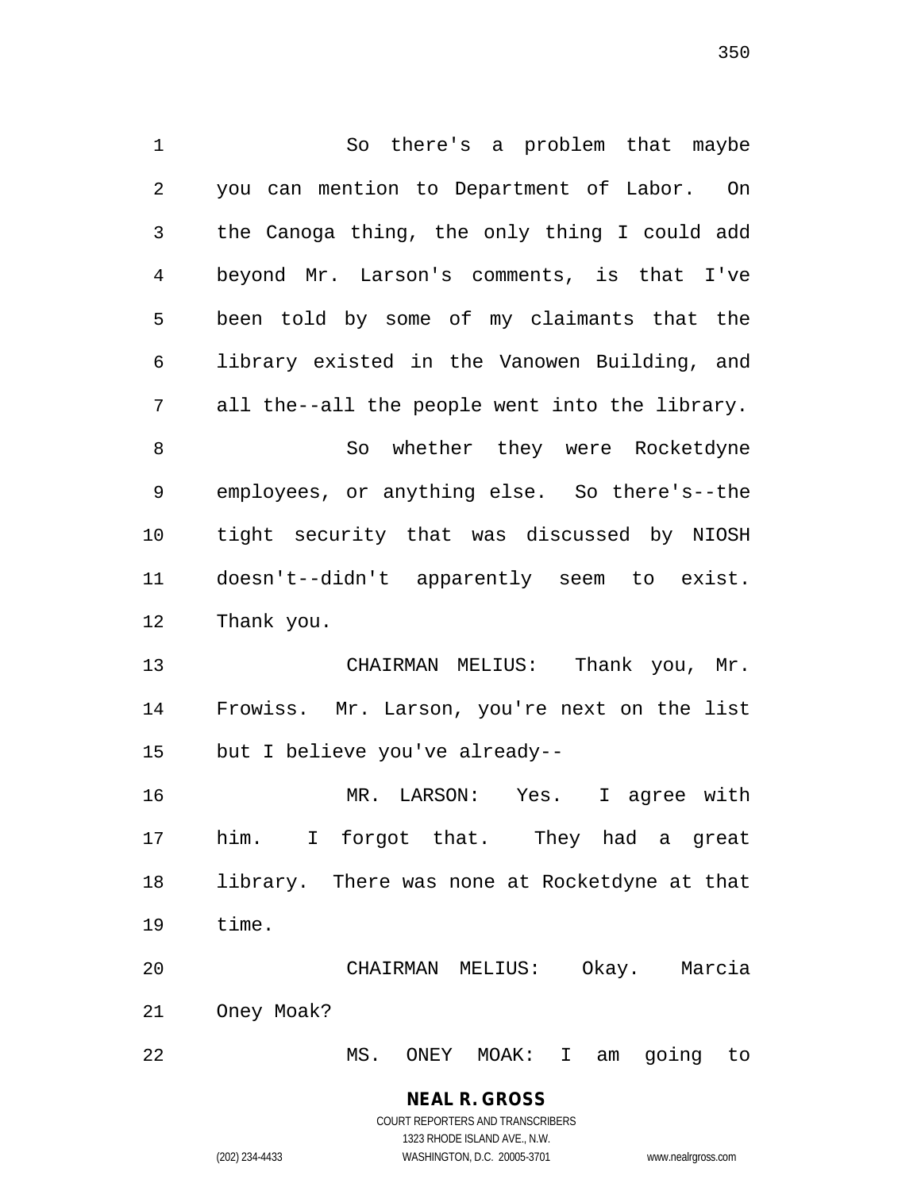So there's a problem that maybe you can mention to Department of Labor. On the Canoga thing, the only thing I could add beyond Mr. Larson's comments, is that I've been told by some of my claimants that the library existed in the Vanowen Building, and all the--all the people went into the library.

So whether they were Rocketdyne employees, or anything else. So there's--the tight security that was discussed by NIOSH doesn't--didn't apparently seem to exist. Thank you.

CHAIRMAN MELIUS: Thank you, Mr. Frowiss. Mr. Larson, you're next on the list but I believe you've already--

MR. LARSON: Yes. I agree with him. I forgot that. They had a great library. There was none at Rocketdyne at that time.

CHAIRMAN MELIUS: Okay. Marcia Oney Moak?

MS. ONEY MOAK: I am going to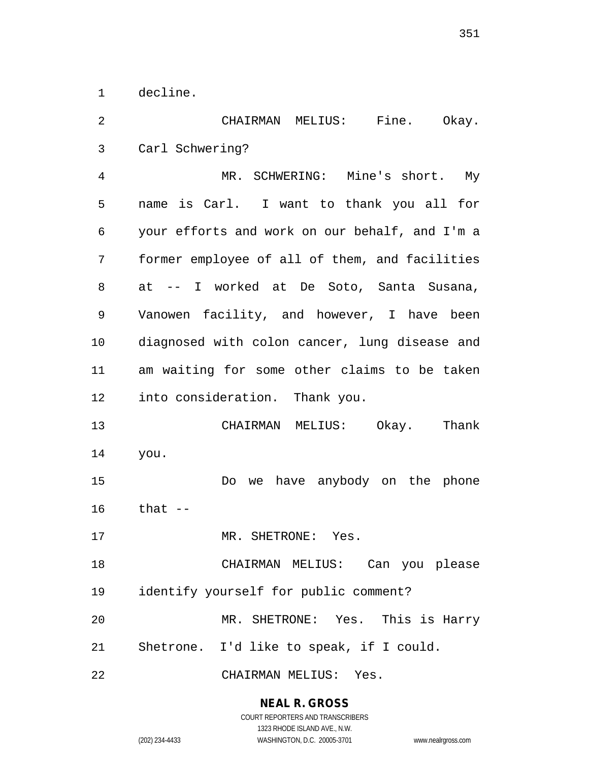decline.

CHAIRMAN MELIUS: Fine. Okay. Carl Schwering?

MR. SCHWERING: Mine's short. My name is Carl. I want to thank you all for your efforts and work on our behalf, and I'm a former employee of all of them, and facilities at -- I worked at De Soto, Santa Susana, Vanowen facility, and however, I have been diagnosed with colon cancer, lung disease and am waiting for some other claims to be taken into consideration. Thank you.

CHAIRMAN MELIUS: Okay. Thank you.

Do we have anybody on the phone that --

MR. SHETRONE: Yes.

CHAIRMAN MELIUS: Can you please identify yourself for public comment?

MR. SHETRONE: Yes. This is Harry Shetrone. I'd like to speak, if I could.

CHAIRMAN MELIUS: Yes.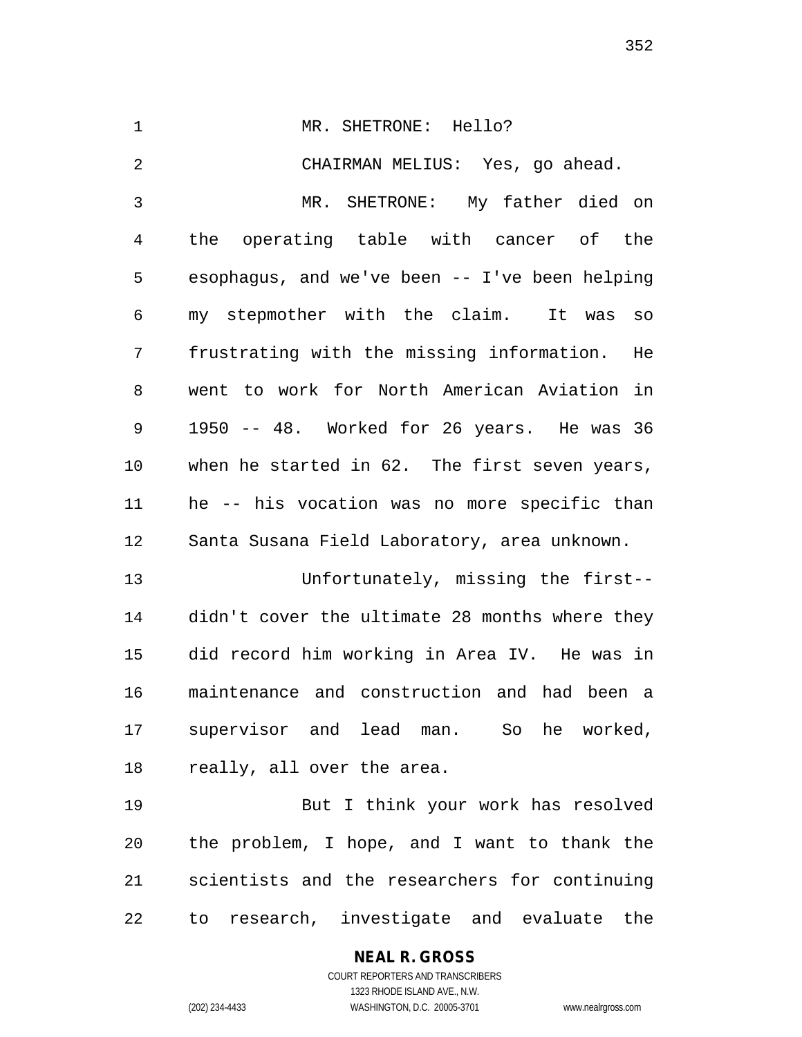MR. SHETRONE: Hello?

CHAIRMAN MELIUS: Yes, go ahead.

MR. SHETRONE: My father died on the operating table with cancer of the esophagus, and we've been -- I've been helping my stepmother with the claim. It was so frustrating with the missing information. He went to work for North American Aviation in 1950 -- 48. Worked for 26 years. He was 36 when he started in 62. The first seven years, he -- his vocation was no more specific than Santa Susana Field Laboratory, area unknown.

Unfortunately, missing the first-- didn't cover the ultimate 28 months where they did record him working in Area IV. He was in maintenance and construction and had been a supervisor and lead man. So he worked, really, all over the area.

But I think your work has resolved the problem, I hope, and I want to thank the scientists and the researchers for continuing to research, investigate and evaluate the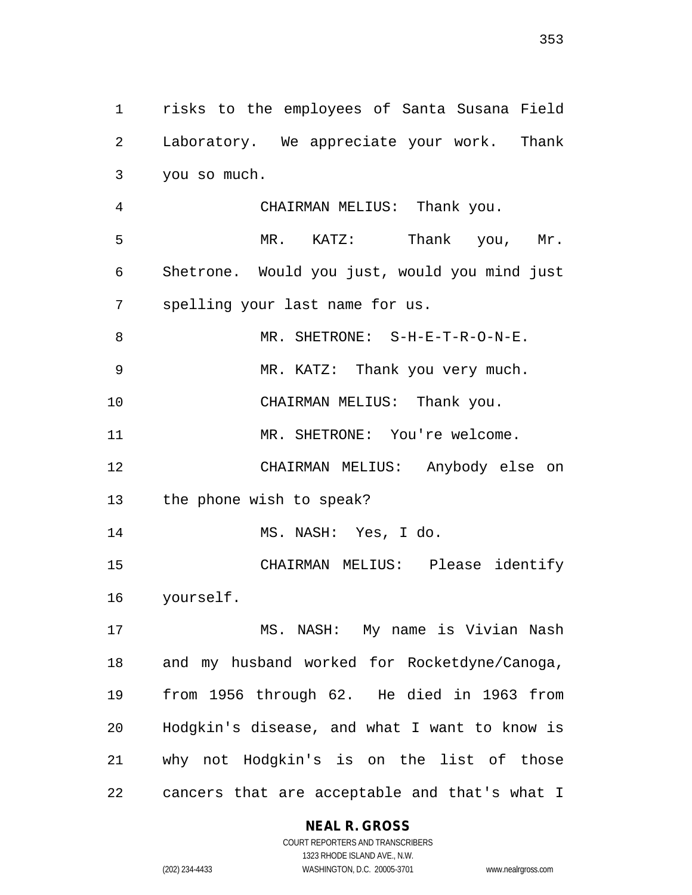risks to the employees of Santa Susana Field Laboratory. We appreciate your work. Thank you so much.

CHAIRMAN MELIUS: Thank you.

MR. KATZ: Thank you, Mr. Shetrone. Would you just, would you mind just spelling your last name for us.

MR. SHETRONE: S-H-E-T-R-O-N-E.

MR. KATZ: Thank you very much.

CHAIRMAN MELIUS: Thank you.

MR. SHETRONE: You're welcome.

CHAIRMAN MELIUS: Anybody else on the phone wish to speak?

MS. NASH: Yes, I do.

CHAIRMAN MELIUS: Please identify yourself.

MS. NASH: My name is Vivian Nash and my husband worked for Rocketdyne/Canoga, from 1956 through 62. He died in 1963 from Hodgkin's disease, and what I want to know is why not Hodgkin's is on the list of those cancers that are acceptable and that's what I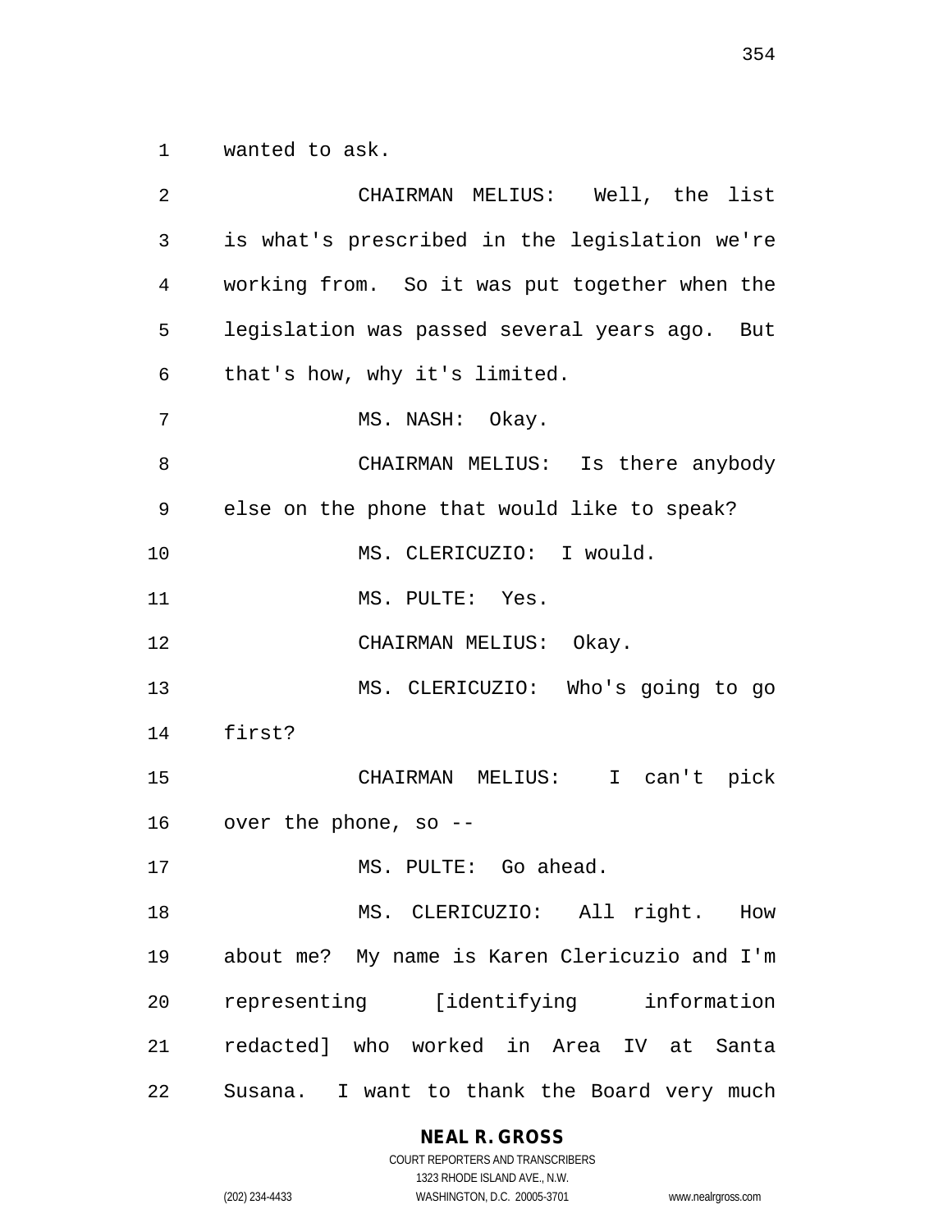wanted to ask.

CHAIRMAN MELIUS: Well, the list is what's prescribed in the legislation we're working from. So it was put together when the legislation was passed several years ago. But that's how, why it's limited.

MS. NASH: Okay.

CHAIRMAN MELIUS: Is there anybody else on the phone that would like to speak?

MS. CLERICUZIO: I would.

MS. PULTE: Yes.

CHAIRMAN MELIUS: Okay.

MS. CLERICUZIO: Who's going to go first?

CHAIRMAN MELIUS: I can't pick over the phone, so --

MS. PULTE: Go ahead.

MS. CLERICUZIO: All right. How about me? My name is Karen Clericuzio and I'm representing [identifying information redacted] who worked in Area IV at Santa Susana. I want to thank the Board very much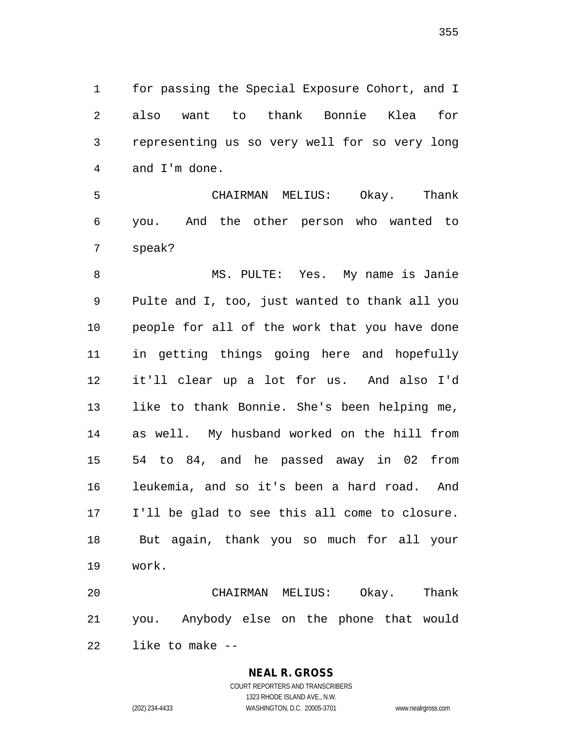for passing the Special Exposure Cohort, and I also want to thank Bonnie Klea for representing us so very well for so very long and I'm done.

CHAIRMAN MELIUS: Okay. Thank you. And the other person who wanted to speak?

MS. PULTE: Yes. My name is Janie Pulte and I, too, just wanted to thank all you people for all of the work that you have done in getting things going here and hopefully it'll clear up a lot for us. And also I'd like to thank Bonnie. She's been helping me, as well. My husband worked on the hill from 54 to 84, and he passed away in 02 from leukemia, and so it's been a hard road. And I'll be glad to see this all come to closure. But again, thank you so much for all your work.

CHAIRMAN MELIUS: Okay. Thank you. Anybody else on the phone that would like to make --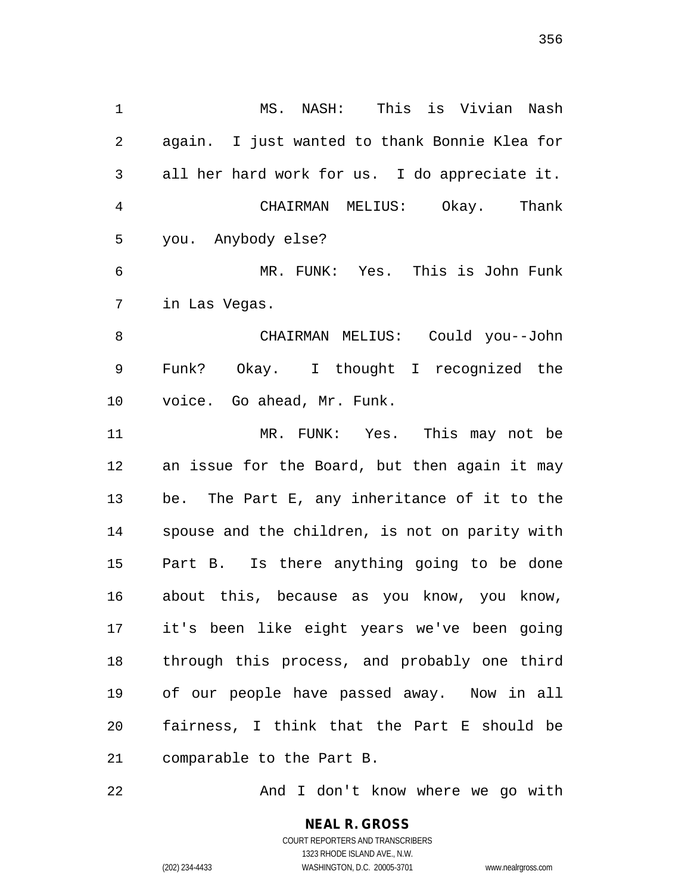MS. NASH: This is Vivian Nash again. I just wanted to thank Bonnie Klea for all her hard work for us. I do appreciate it.

CHAIRMAN MELIUS: Okay. Thank you. Anybody else?

MR. FUNK: Yes. This is John Funk in Las Vegas.

CHAIRMAN MELIUS: Could you--John Funk? Okay. I thought I recognized the voice. Go ahead, Mr. Funk.

MR. FUNK: Yes. This may not be an issue for the Board, but then again it may be. The Part E, any inheritance of it to the spouse and the children, is not on parity with Part B. Is there anything going to be done about this, because as you know, you know, it's been like eight years we've been going through this process, and probably one third of our people have passed away. Now in all fairness, I think that the Part E should be comparable to the Part B.

And I don't know where we go with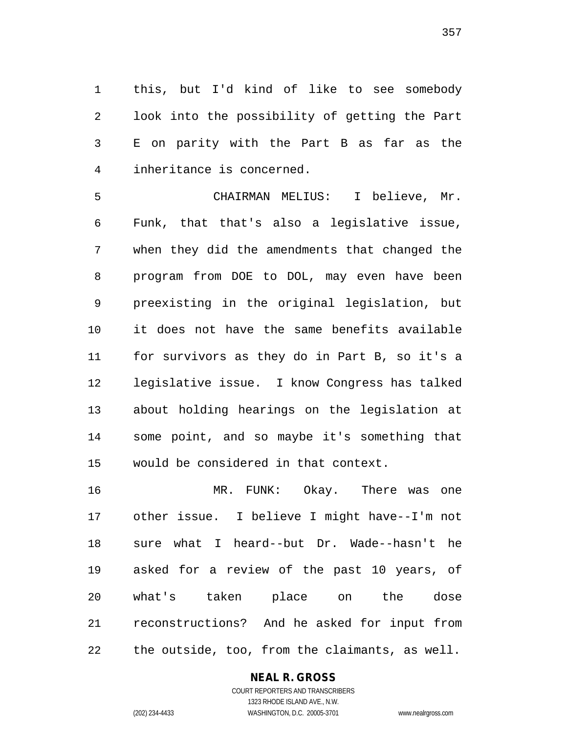this, but I'd kind of like to see somebody look into the possibility of getting the Part E on parity with the Part B as far as the inheritance is concerned.

CHAIRMAN MELIUS: I believe, Mr. Funk, that that's also a legislative issue, when they did the amendments that changed the program from DOE to DOL, may even have been preexisting in the original legislation, but it does not have the same benefits available for survivors as they do in Part B, so it's a legislative issue. I know Congress has talked about holding hearings on the legislation at some point, and so maybe it's something that would be considered in that context.

MR. FUNK: Okay. There was one other issue. I believe I might have--I'm not sure what I heard--but Dr. Wade--hasn't he asked for a review of the past 10 years, of what's taken place on the dose reconstructions? And he asked for input from the outside, too, from the claimants, as well.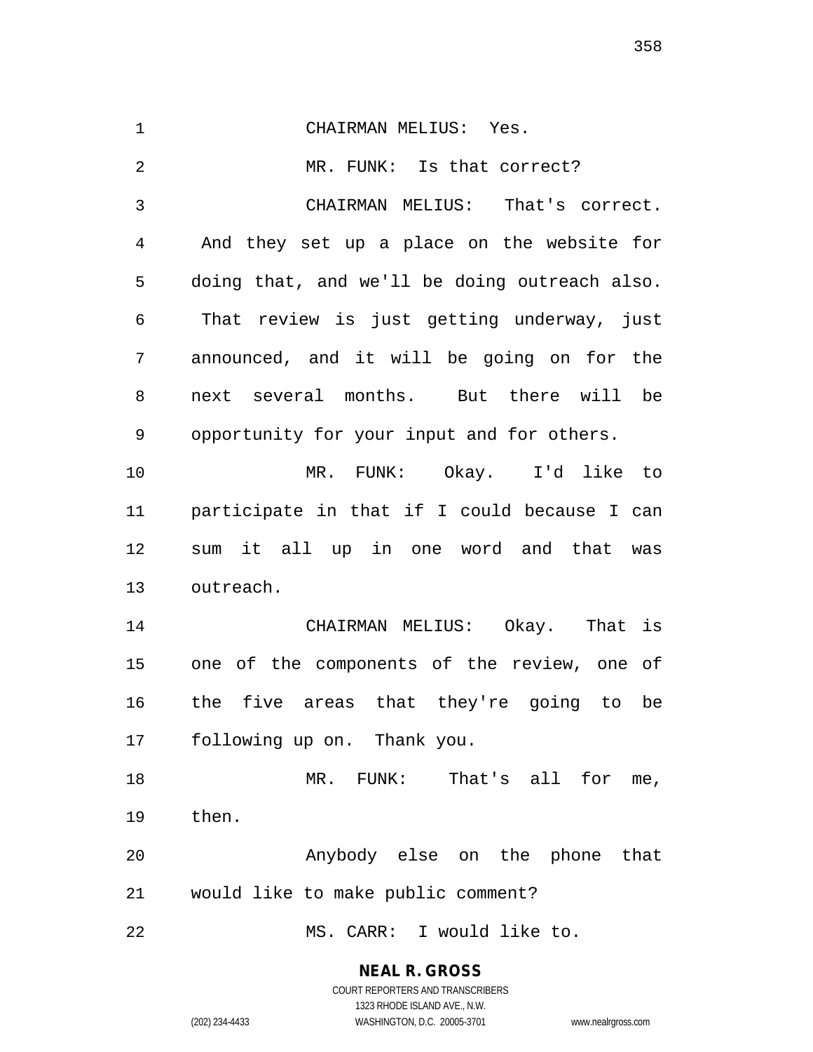CHAIRMAN MELIUS: Yes.

MR. FUNK: Is that correct?

CHAIRMAN MELIUS: That's correct. And they set up a place on the website for doing that, and we'll be doing outreach also. That review is just getting underway, just announced, and it will be going on for the next several months. But there will be opportunity for your input and for others.

MR. FUNK: Okay. I'd like to participate in that if I could because I can sum it all up in one word and that was outreach.

CHAIRMAN MELIUS: Okay. That is one of the components of the review, one of the five areas that they're going to be following up on. Thank you.

MR. FUNK: That's all for me, then.

Anybody else on the phone that would like to make public comment?

MS. CARR: I would like to.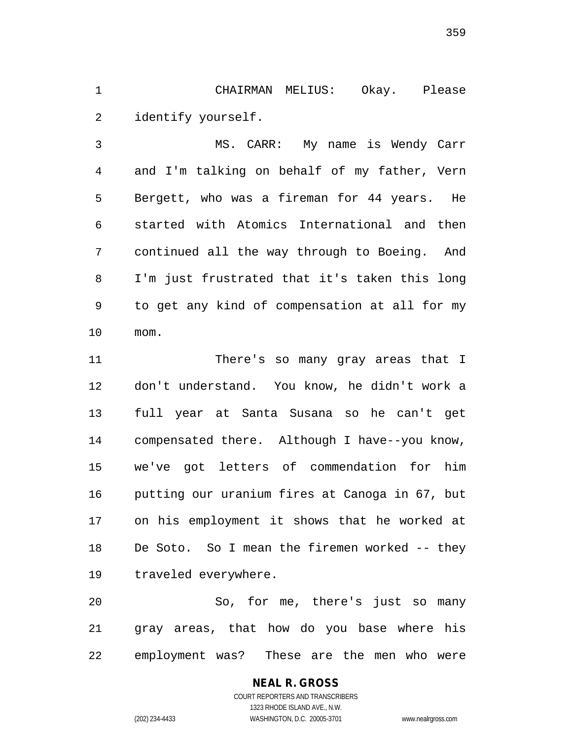CHAIRMAN MELIUS: Okay. Please identify yourself.

MS. CARR: My name is Wendy Carr and I'm talking on behalf of my father, Vern Bergett, who was a fireman for 44 years. He started with Atomics International and then continued all the way through to Boeing. And I'm just frustrated that it's taken this long to get any kind of compensation at all for my mom.

There's so many gray areas that I don't understand. You know, he didn't work a full year at Santa Susana so he can't get compensated there. Although I have--you know, we've got letters of commendation for him putting our uranium fires at Canoga in 67, but on his employment it shows that he worked at De Soto. So I mean the firemen worked -- they traveled everywhere.

So, for me, there's just so many gray areas, that how do you base where his employment was? These are the men who were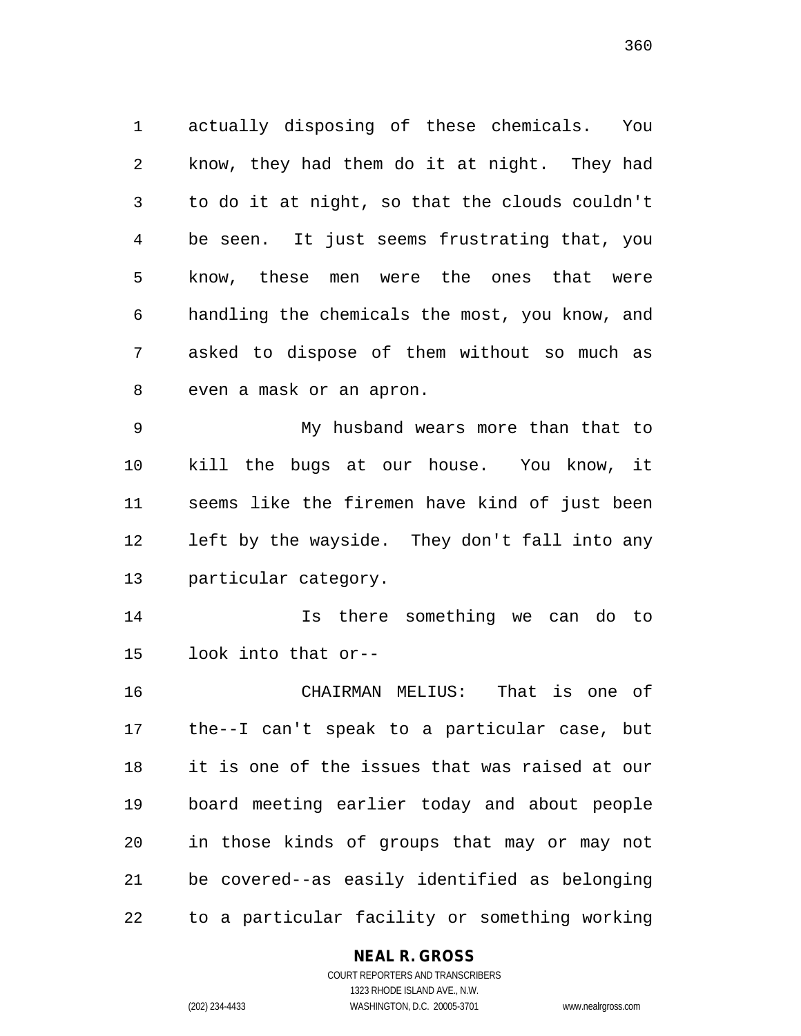actually disposing of these chemicals. You know, they had them do it at night. They had to do it at night, so that the clouds couldn't be seen. It just seems frustrating that, you know, these men were the ones that were handling the chemicals the most, you know, and asked to dispose of them without so much as even a mask or an apron.

My husband wears more than that to kill the bugs at our house. You know, it seems like the firemen have kind of just been left by the wayside. They don't fall into any particular category.

Is there something we can do to look into that or--

CHAIRMAN MELIUS: That is one of the--I can't speak to a particular case, but it is one of the issues that was raised at our board meeting earlier today and about people in those kinds of groups that may or may not be covered--as easily identified as belonging to a particular facility or something working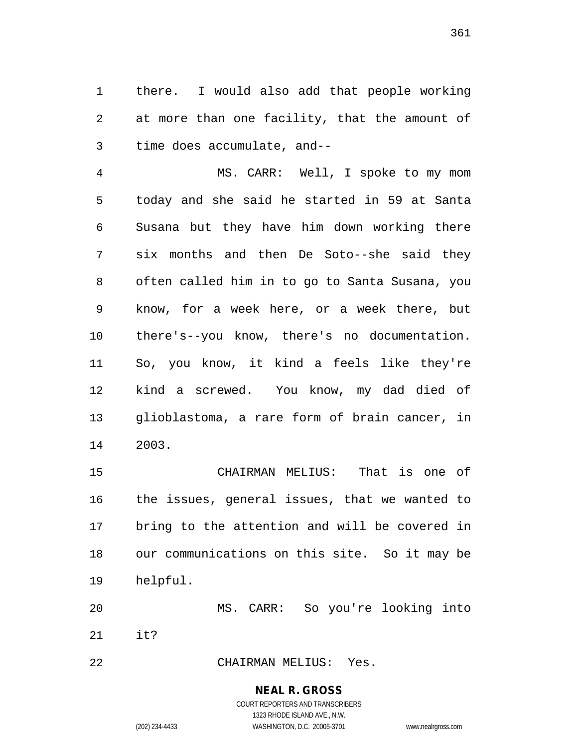there. I would also add that people working at more than one facility, that the amount of time does accumulate, and--

MS. CARR: Well, I spoke to my mom today and she said he started in 59 at Santa Susana but they have him down working there six months and then De Soto--she said they often called him in to go to Santa Susana, you know, for a week here, or a week there, but there's--you know, there's no documentation. So, you know, it kind a feels like they're kind a screwed. You know, my dad died of glioblastoma, a rare form of brain cancer, in 2003.

CHAIRMAN MELIUS: That is one of the issues, general issues, that we wanted to bring to the attention and will be covered in our communications on this site. So it may be helpful.

MS. CARR: So you're looking into it?

CHAIRMAN MELIUS: Yes.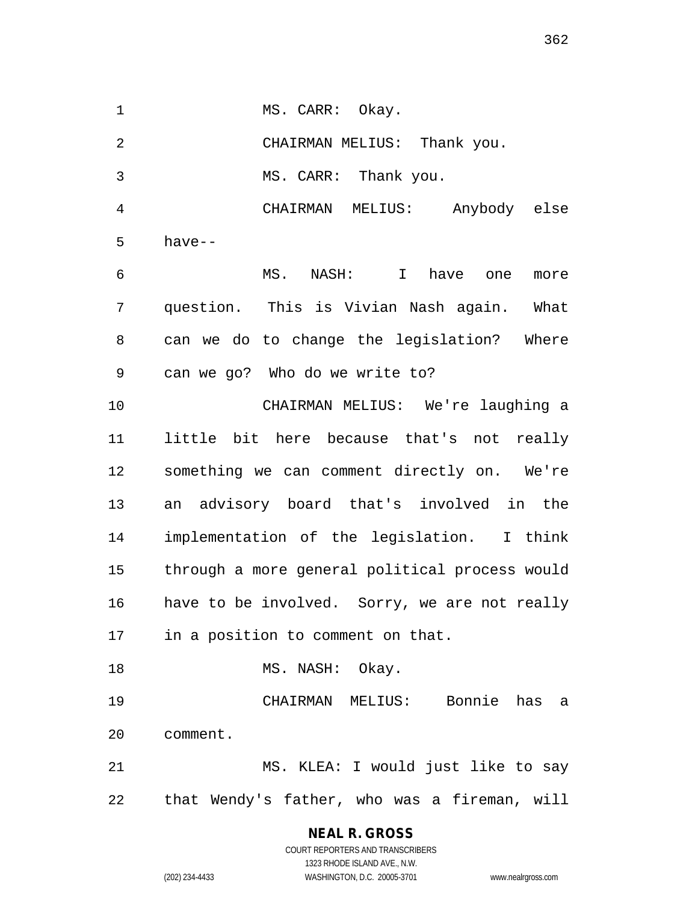MS. CARR: Okay.

CHAIRMAN MELIUS: Thank you.

MS. CARR: Thank you.

CHAIRMAN MELIUS: Anybody else have--

MS. NASH: I have one more question. This is Vivian Nash again. What can we do to change the legislation? Where can we go? Who do we write to?

CHAIRMAN MELIUS: We're laughing a little bit here because that's not really something we can comment directly on. We're an advisory board that's involved in the implementation of the legislation. I think through a more general political process would have to be involved. Sorry, we are not really in a position to comment on that.

MS. NASH: Okay.

CHAIRMAN MELIUS: Bonnie has a comment.

MS. KLEA: I would just like to say that Wendy's father, who was a fireman, will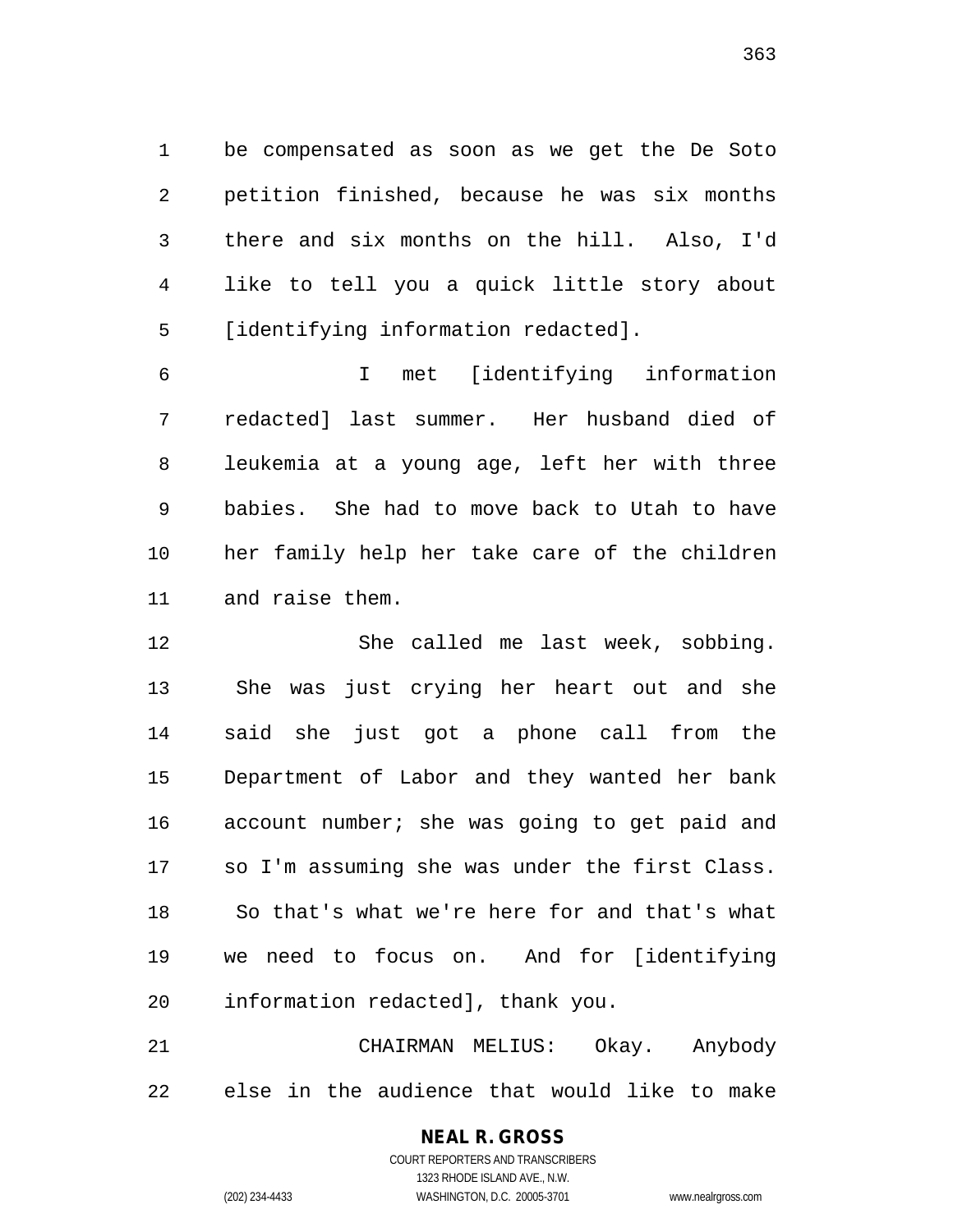be compensated as soon as we get the De Soto petition finished, because he was six months there and six months on the hill. Also, I'd like to tell you a quick little story about [identifying information redacted].

I met [identifying information redacted] last summer. Her husband died of leukemia at a young age, left her with three babies. She had to move back to Utah to have her family help her take care of the children and raise them.

She called me last week, sobbing. She was just crying her heart out and she said she just got a phone call from the Department of Labor and they wanted her bank account number; she was going to get paid and so I'm assuming she was under the first Class. So that's what we're here for and that's what we need to focus on. And for [identifying information redacted], thank you.

CHAIRMAN MELIUS: Okay. Anybody else in the audience that would like to make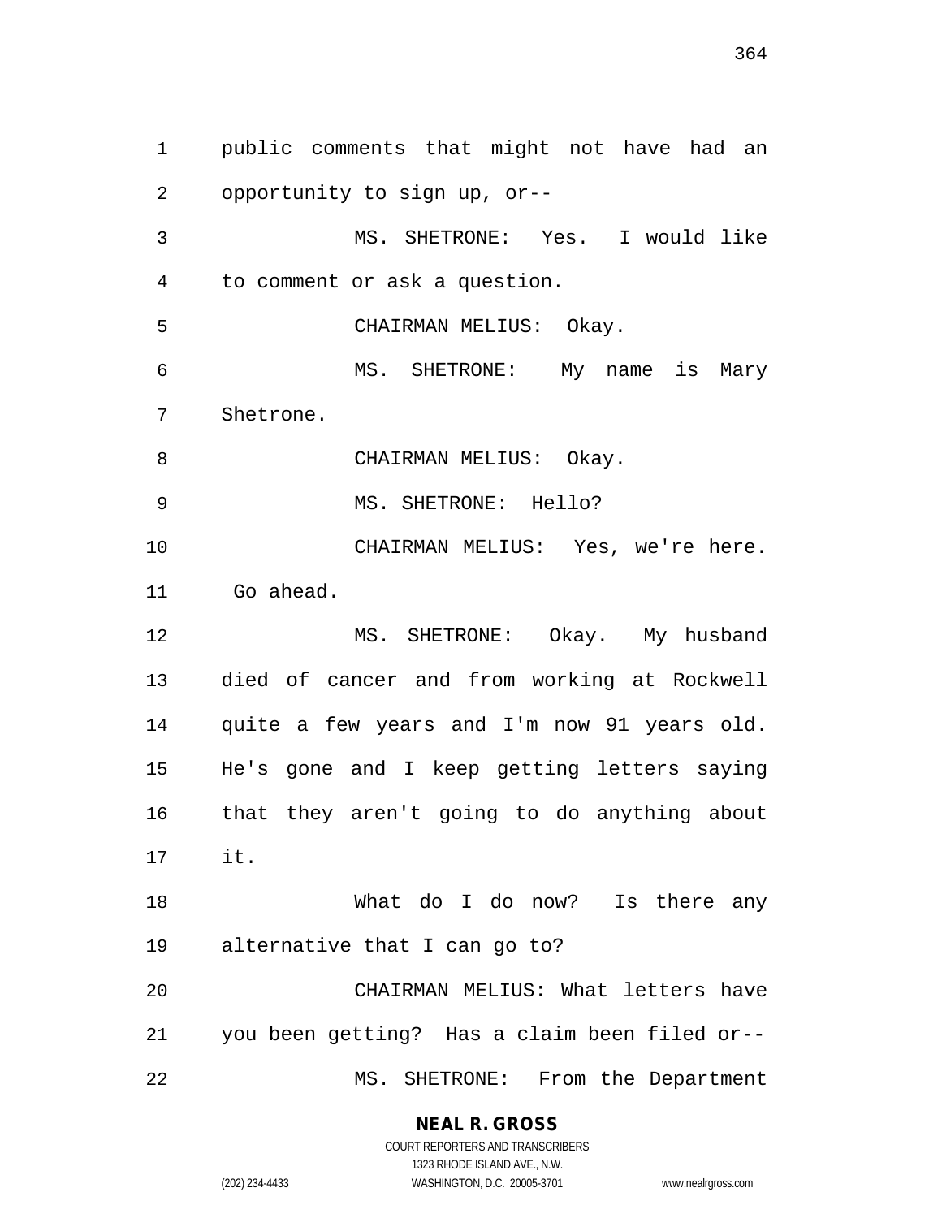public comments that might not have had an opportunity to sign up, or--

MS. SHETRONE: Yes. I would like to comment or ask a question.

CHAIRMAN MELIUS: Okay.

MS. SHETRONE: My name is Mary Shetrone.

CHAIRMAN MELIUS: Okay.

MS. SHETRONE: Hello?

CHAIRMAN MELIUS: Yes, we're here. Go ahead.

MS. SHETRONE: Okay. My husband died of cancer and from working at Rockwell quite a few years and I'm now 91 years old. He's gone and I keep getting letters saying that they aren't going to do anything about it.

What do I do now? Is there any alternative that I can go to?

CHAIRMAN MELIUS: What letters have you been getting? Has a claim been filed or--

MS. SHETRONE: From the Department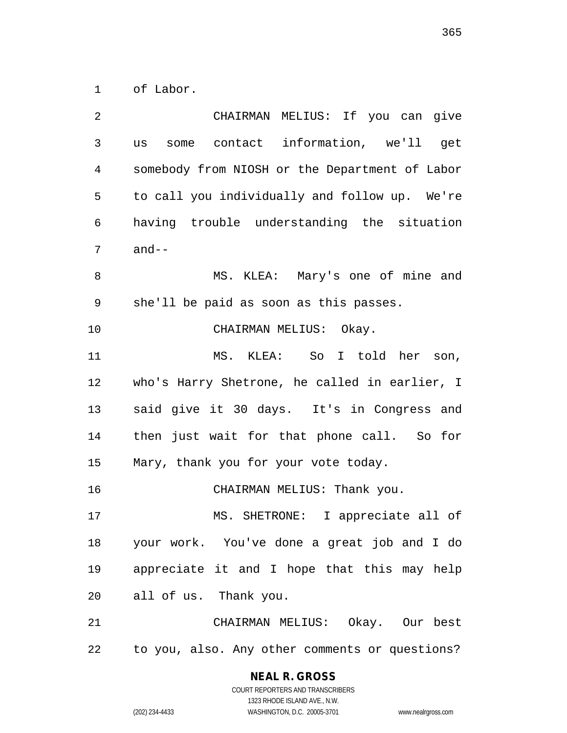of Labor.

CHAIRMAN MELIUS: If you can give us some contact information, we'll get somebody from NIOSH or the Department of Labor to call you individually and follow up. We're having trouble understanding the situation and--

MS. KLEA: Mary's one of mine and she'll be paid as soon as this passes.

CHAIRMAN MELIUS: Okay.

MS. KLEA: So I told her son, who's Harry Shetrone, he called in earlier, I said give it 30 days. It's in Congress and then just wait for that phone call. So for Mary, thank you for your vote today.

CHAIRMAN MELIUS: Thank you.

MS. SHETRONE: I appreciate all of your work. You've done a great job and I do appreciate it and I hope that this may help all of us. Thank you.

CHAIRMAN MELIUS: Okay. Our best to you, also. Any other comments or questions?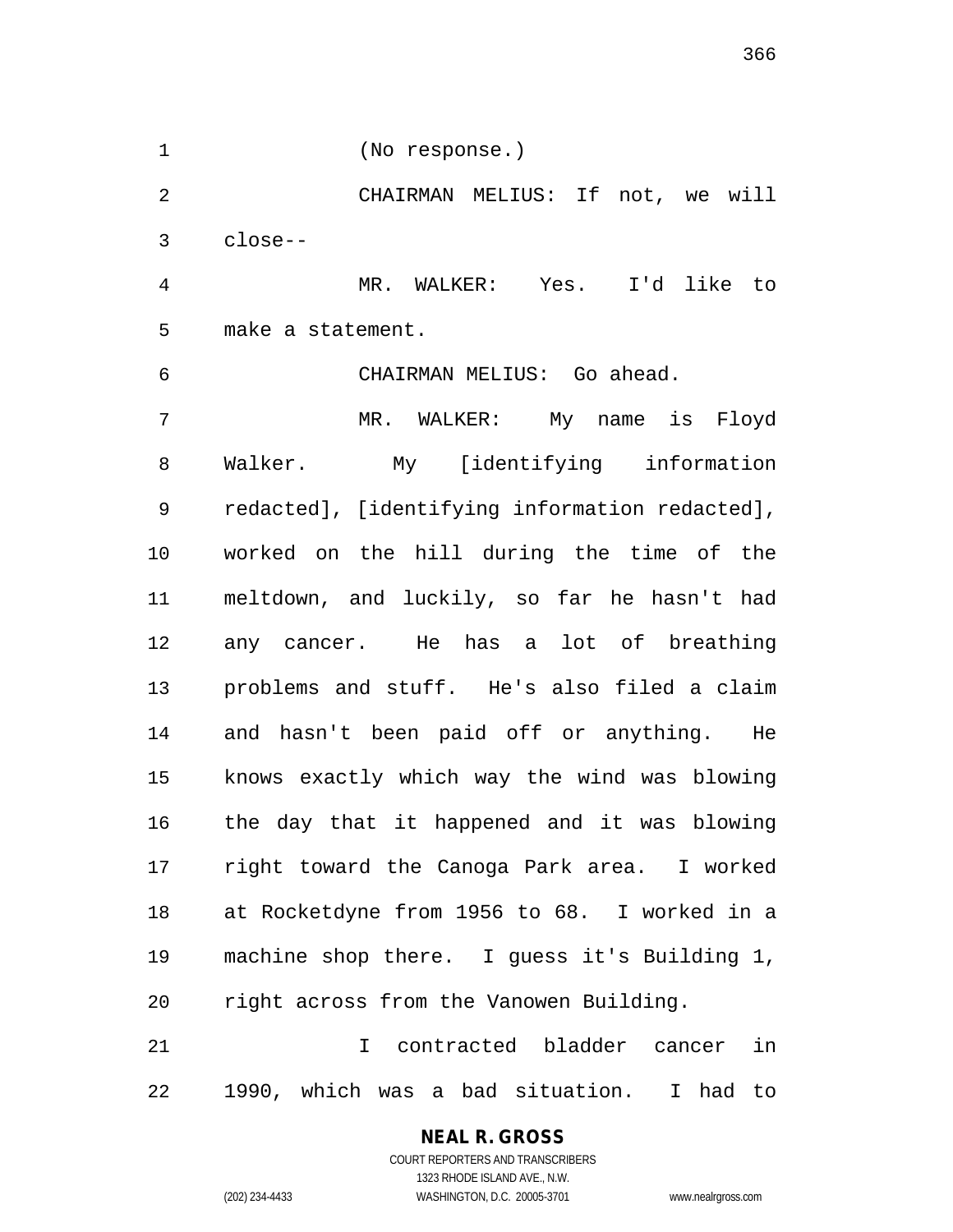(No response.)

CHAIRMAN MELIUS: If not, we will close--

MR. WALKER: Yes. I'd like to make a statement.

CHAIRMAN MELIUS: Go ahead.

MR. WALKER: My name is Floyd Walker. My [identifying information redacted], [identifying information redacted], worked on the hill during the time of the meltdown, and luckily, so far he hasn't had any cancer. He has a lot of breathing problems and stuff. He's also filed a claim and hasn't been paid off or anything. He knows exactly which way the wind was blowing the day that it happened and it was blowing right toward the Canoga Park area. I worked at Rocketdyne from 1956 to 68. I worked in a machine shop there. I guess it's Building 1, right across from the Vanowen Building.

I contracted bladder cancer in 1990, which was a bad situation. I had to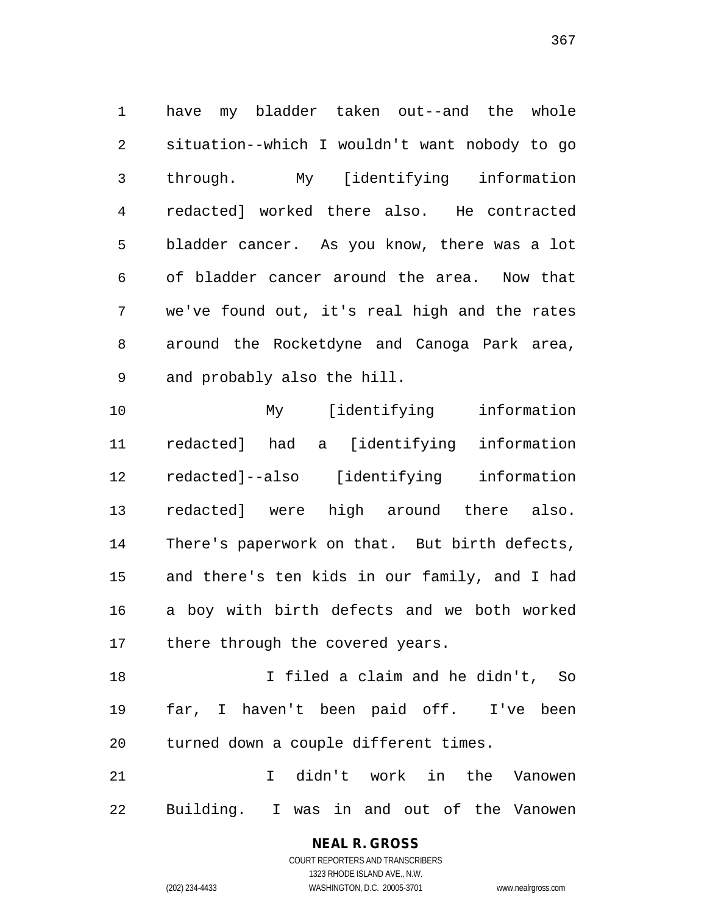have my bladder taken out--and the whole situation--which I wouldn't want nobody to go through. My [identifying information redacted] worked there also. He contracted bladder cancer. As you know, there was a lot of bladder cancer around the area. Now that we've found out, it's real high and the rates around the Rocketdyne and Canoga Park area, and probably also the hill.

My [identifying information redacted] had a [identifying information redacted]--also [identifying information redacted] were high around there also. There's paperwork on that. But birth defects, and there's ten kids in our family, and I had a boy with birth defects and we both worked there through the covered years.

I filed a claim and he didn't, So far, I haven't been paid off. I've been turned down a couple different times.

I didn't work in the Vanowen Building. I was in and out of the Vanowen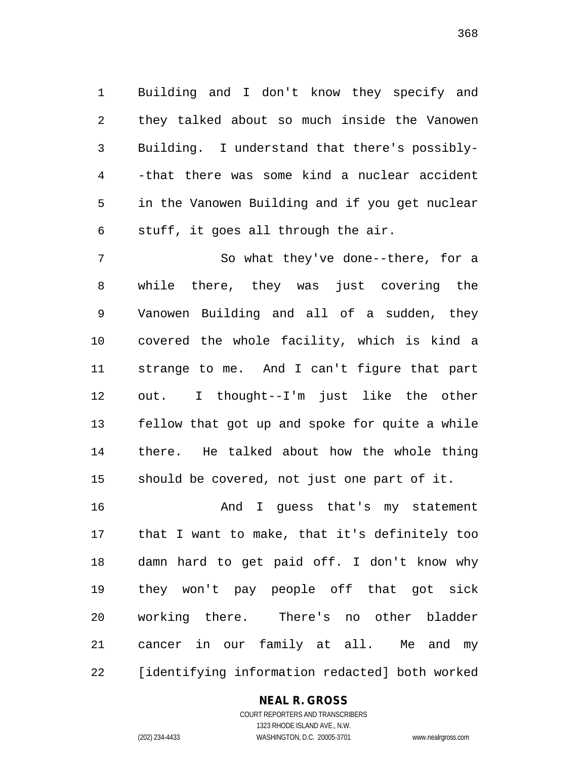Building and I don't know they specify and they talked about so much inside the Vanowen Building. I understand that there's possibly--that there was some kind a nuclear accident in the Vanowen Building and if you get nuclear stuff, it goes all through the air.

So what they've done--there, for a while there, they was just covering the Vanowen Building and all of a sudden, they covered the whole facility, which is kind a strange to me. And I can't figure that part out. I thought--I'm just like the other fellow that got up and spoke for quite a while there. He talked about how the whole thing should be covered, not just one part of it.

And I guess that's my statement that I want to make, that it's definitely too damn hard to get paid off. I don't know why they won't pay people off that got sick working there. There's no other bladder cancer in our family at all. Me and my [identifying information redacted] both worked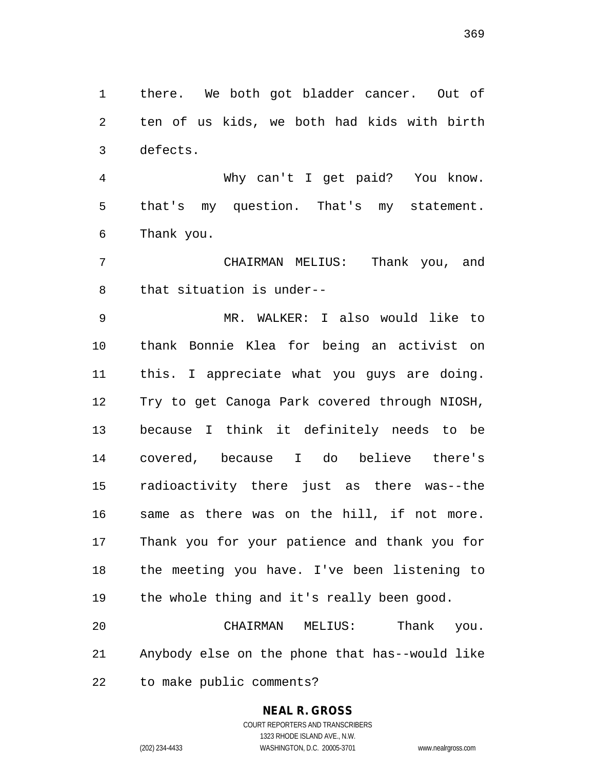there. We both got bladder cancer. Out of ten of us kids, we both had kids with birth defects.

Why can't I get paid? You know. that's my question. That's my statement. Thank you.

CHAIRMAN MELIUS: Thank you, and that situation is under--

MR. WALKER: I also would like to thank Bonnie Klea for being an activist on this. I appreciate what you guys are doing. Try to get Canoga Park covered through NIOSH, because I think it definitely needs to be covered, because I do believe there's radioactivity there just as there was--the same as there was on the hill, if not more. Thank you for your patience and thank you for the meeting you have. I've been listening to the whole thing and it's really been good.

CHAIRMAN MELIUS: Thank you. Anybody else on the phone that has--would like to make public comments?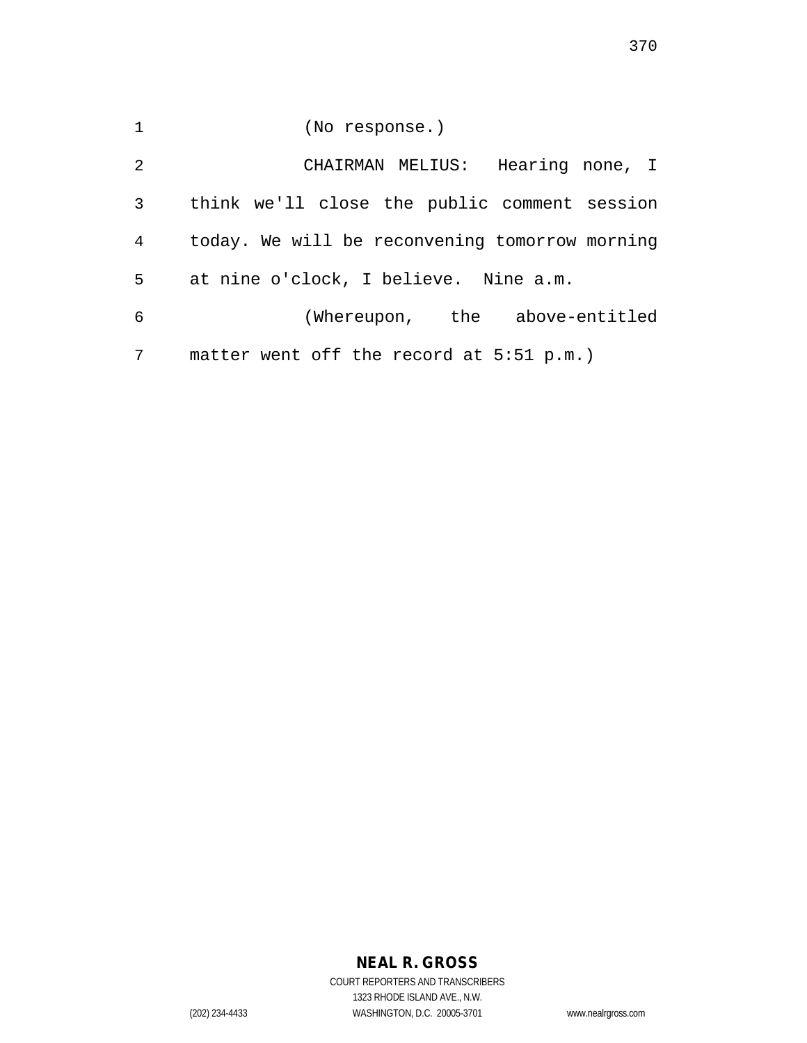(No response.)

CHAIRMAN MELIUS: Hearing none, I think we'll close the public comment session today. We will be reconvening tomorrow morning at nine o'clock, I believe. Nine a.m.

(Whereupon, the above-entitled matter went off the record at 5:51 p.m.)